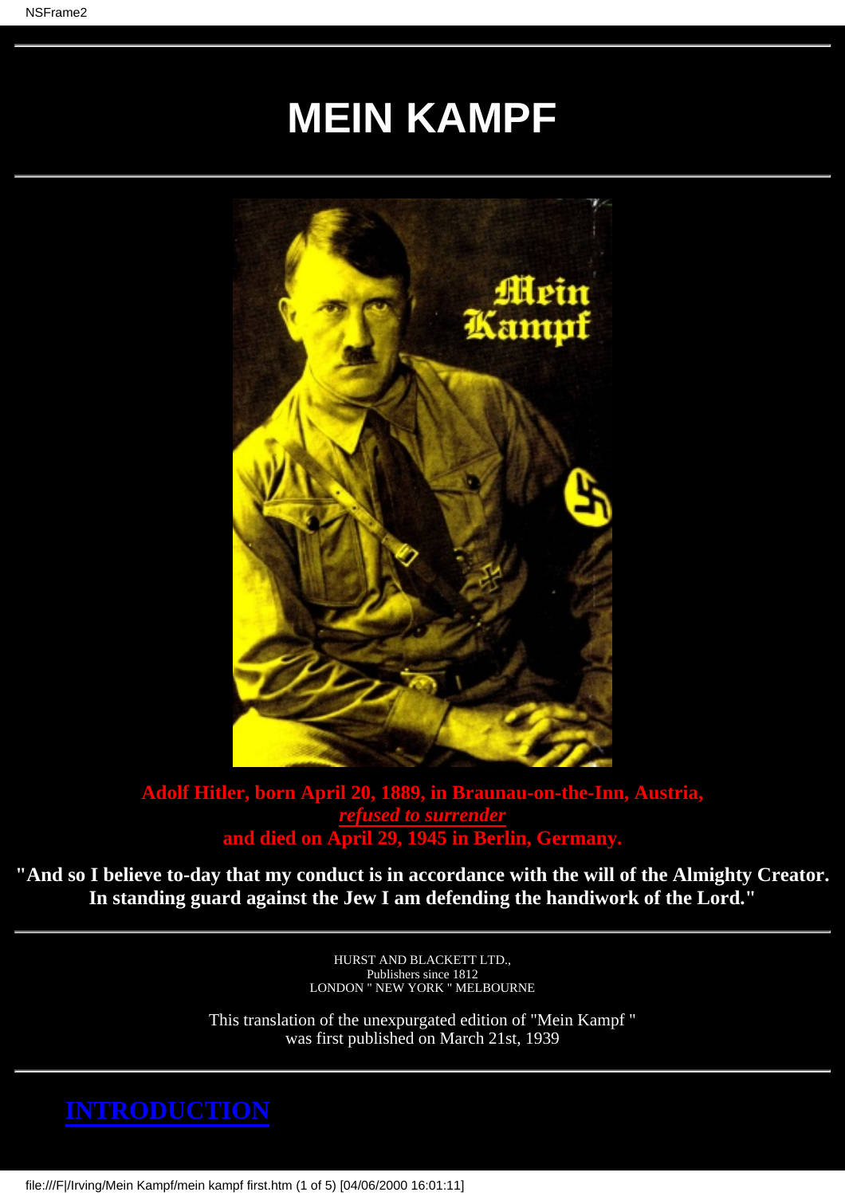# MEIN KAMPF

**Adolf Hitler, born April 20, 1889, in Braunau-on-the-Inn, Austria,**
***refused to surrender***
**and died on April 29, 1945 in Berlin, Germany.**

**"And so I believe to-day that my conduct is in accordance with the will of the Almighty Creator. In standing guard against the Jew I am defending the handiwork of the Lord."**

HURST AND BLACKETT LTD.,
Publishers since 1812
LONDON " NEW YORK " MELBOURNE

This translation of the unexpurgated edition of "Mein Kampf "
was first published on March 21st, 1939

## INTRODUCTION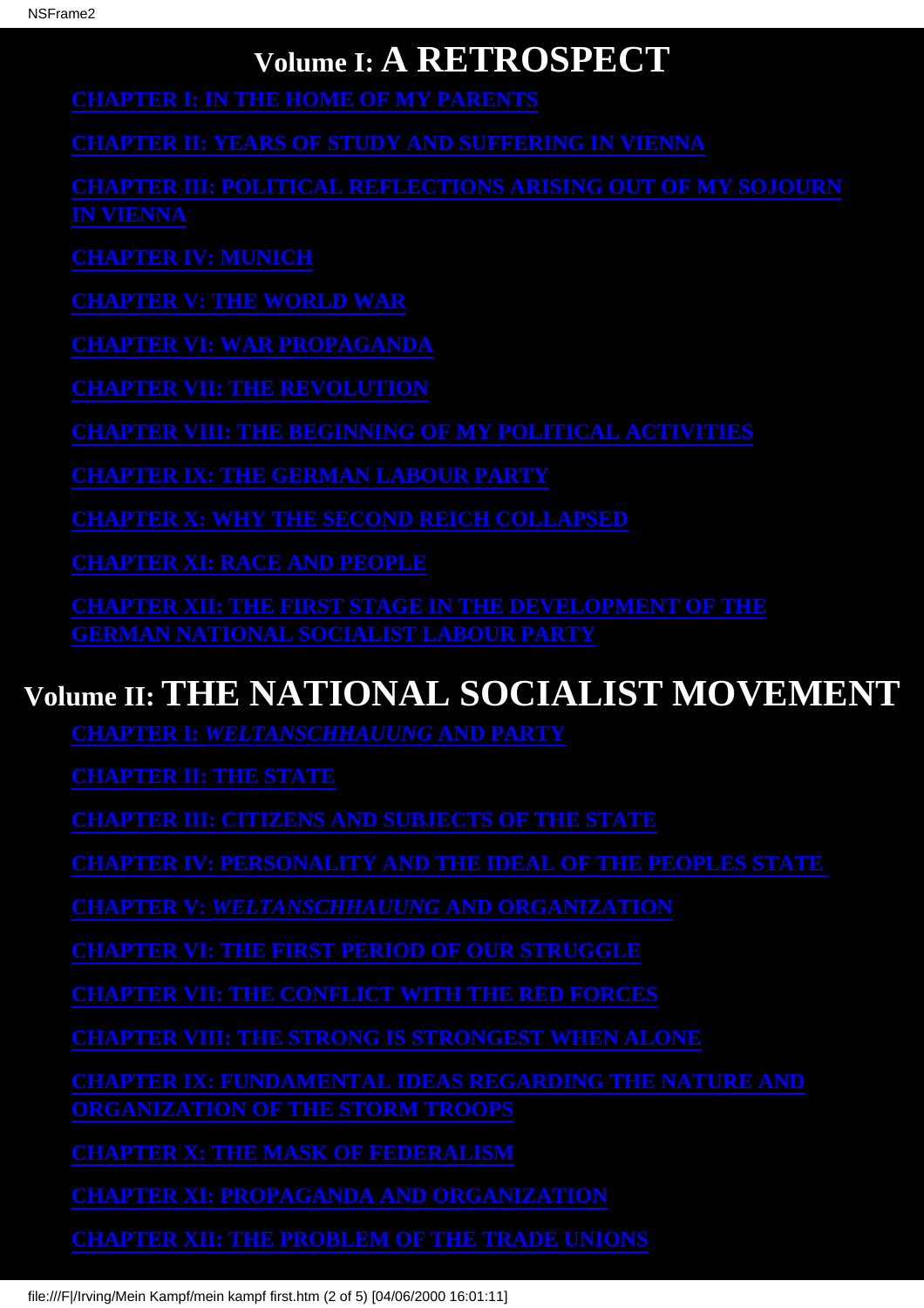# Volume I: A RETROSPECT

**CHAPTER I: IN THE HOME OF MY PARENTS**

**CHAPTER II: YEARS OF STUDY AND SUFFERING IN VIENNA**

**CHAPTER III: POLITICAL REFLECTIONS ARISING OUT OF MY SOJOURN IN VIENNA**

**CHAPTER IV: MUNICH**

**CHAPTER V: THE WORLD WAR**

**CHAPTER VI: WAR PROPAGANDA**

**CHAPTER VII: THE REVOLUTION**

**CHAPTER VIII: THE BEGINNING OF MY POLITICAL ACTIVITIES**

**CHAPTER IX: THE GERMAN LABOUR PARTY**

**CHAPTER X: WHY THE SECOND REICH COLLAPSED**

**CHAPTER XI: RACE AND PEOPLE**

**CHAPTER XII: THE FIRST STAGE IN THE DEVELOPMENT OF THE GERMAN NATIONAL SOCIALIST LABOUR PARTY**

# Volume II: THE NATIONAL SOCIALIST MOVEMENT

**CHAPTER I: *WELTANSCHHAUUNG* AND PARTY**

**CHAPTER II: THE STATE**

**CHAPTER III: CITIZENS AND SUBJECTS OF THE STATE**

**CHAPTER IV: PERSONALITY AND THE IDEAL OF THE PEOPLES STATE**

**CHAPTER V: *WELTANSCHHAUUNG* AND ORGANIZATION**

**CHAPTER VI: THE FIRST PERIOD OF OUR STRUGGLE**

**CHAPTER VII: THE CONFLICT WITH THE RED FORCES**

**CHAPTER VIII: THE STRONG IS STRONGEST WHEN ALONE**

**CHAPTER IX: FUNDAMENTAL IDEAS REGARDING THE NATURE AND ORGANIZATION OF THE STORM TROOPS**

**CHAPTER X: THE MASK OF FEDERALISM**

**CHAPTER XI: PROPAGANDA AND ORGANIZATION**

**CHAPTER XII: THE PROBLEM OF THE TRADE UNIONS**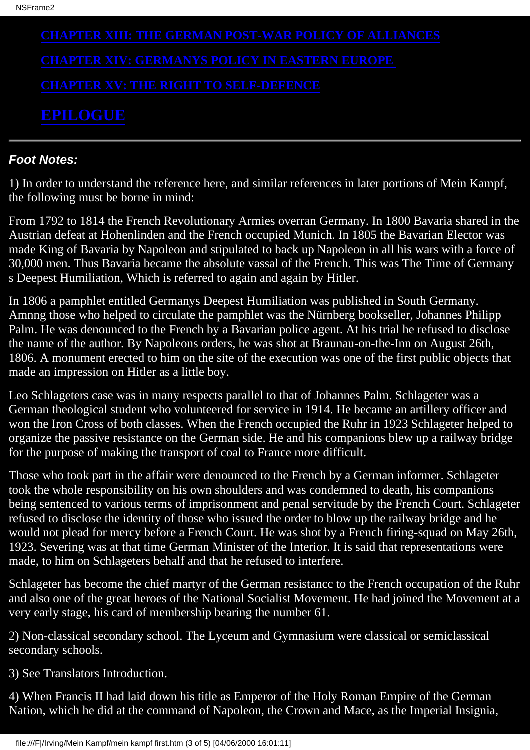[CHAPTER XIII: THE GERMAN POST-WAR POLICY OF ALLIANCES]

[CHAPTER XIV: GERMANYS POLICY IN EASTERN EUROPE]

[CHAPTER XV: THE RIGHT TO SELF-DEFENCE]

## [EPILOGUE]

---

***Foot Notes:***

1) In order to understand the reference here, and similar references in later portions of Mein Kampf, the following must be borne in mind:

From 1792 to 1814 the French Revolutionary Armies overran Germany. In 1800 Bavaria shared in the Austrian defeat at Hohenlinden and the French occupied Munich. In 1805 the Bavarian Elector was made King of Bavaria by Napoleon and stipulated to back up Napoleon in all his wars with a force of 30,000 men. Thus Bavaria became the absolute vassal of the French. This was The Time of Germany s Deepest Humiliation, Which is referred to again and again by Hitler.

In 1806 a pamphlet entitled Germanys Deepest Humiliation was published in South Germany. Amnng those who helped to circulate the pamphlet was the Nürnberg bookseller, Johannes Philipp Palm. He was denounced to the French by a Bavarian police agent. At his trial he refused to disclose the name of the author. By Napoleons orders, he was shot at Braunau-on-the-Inn on August 26th, 1806. A monument erected to him on the site of the execution was one of the first public objects that made an impression on Hitler as a little boy.

Leo Schlageters case was in many respects parallel to that of Johannes Palm. Schlageter was a German theological student who volunteered for service in 1914. He became an artillery officer and won the Iron Cross of both classes. When the French occupied the Ruhr in 1923 Schlageter helped to organize the passive resistance on the German side. He and his companions blew up a railway bridge for the purpose of making the transport of coal to France more difficult.

Those who took part in the affair were denounced to the French by a German informer. Schlageter took the whole responsibility on his own shoulders and was condemned to death, his companions being sentenced to various terms of imprisonment and penal servitude by the French Court. Schlageter refused to disclose the identity of those who issued the order to blow up the railway bridge and he would not plead for mercy before a French Court. He was shot by a French firing-squad on May 26th, 1923. Severing was at that time German Minister of the Interior. It is said that representations were made, to him on Schlageters behalf and that he refused to interfere.

Schlageter has become the chief martyr of the German resistancc to the French occupation of the Ruhr and also one of the great heroes of the National Socialist Movement. He had joined the Movement at a very early stage, his card of membership bearing the number 61.

2) Non-classical secondary school. The Lyceum and Gymnasium were classical or semiclassical secondary schools.

3) See Translators Introduction.

4) When Francis II had laid down his title as Emperor of the Holy Roman Empire of the German Nation, which he did at the command of Napoleon, the Crown and Mace, as the Imperial Insignia,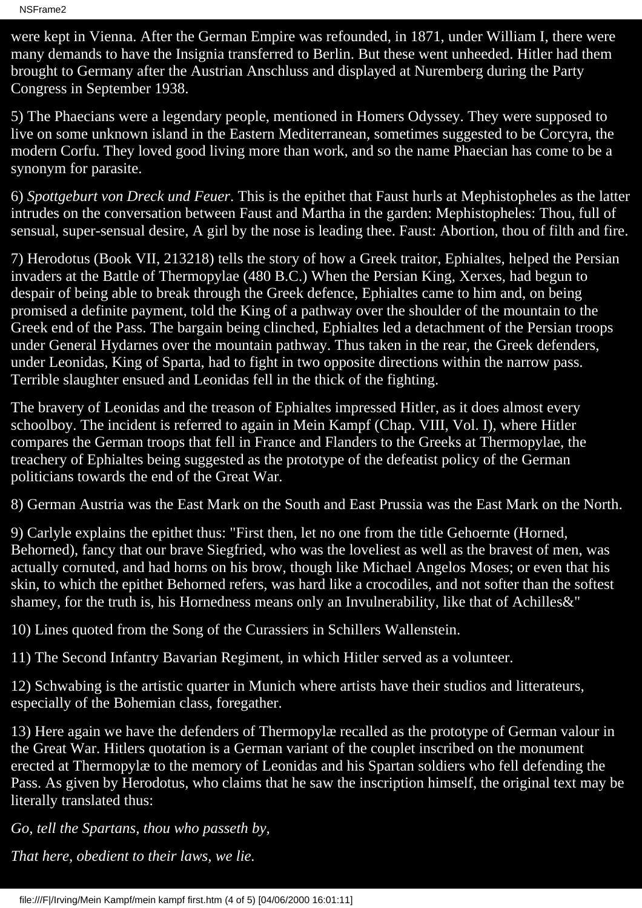were kept in Vienna. After the German Empire was refounded, in 1871, under William I, there were many demands to have the Insignia transferred to Berlin. But these went unheeded. Hitler had them brought to Germany after the Austrian Anschluss and displayed at Nuremberg during the Party Congress in September 1938.

5) The Phaecians were a legendary people, mentioned in Homers Odyssey. They were supposed to live on some unknown island in the Eastern Mediterranean, sometimes suggested to be Corcyra, the modern Corfu. They loved good living more than work, and so the name Phaecian has come to be a synonym for parasite.

6) *Spottgeburt von Dreck und Feuer*. This is the epithet that Faust hurls at Mephistopheles as the latter intrudes on the conversation between Faust and Martha in the garden: Mephistopheles: Thou, full of sensual, super-sensual desire, A girl by the nose is leading thee. Faust: Abortion, thou of filth and fire.

7) Herodotus (Book VII, 213218) tells the story of how a Greek traitor, Ephialtes, helped the Persian invaders at the Battle of Thermopylae (480 B.C.) When the Persian King, Xerxes, had begun to despair of being able to break through the Greek defence, Ephialtes came to him and, on being promised a definite payment, told the King of a pathway over the shoulder of the mountain to the Greek end of the Pass. The bargain being clinched, Ephialtes led a detachment of the Persian troops under General Hydarnes over the mountain pathway. Thus taken in the rear, the Greek defenders, under Leonidas, King of Sparta, had to fight in two opposite directions within the narrow pass. Terrible slaughter ensued and Leonidas fell in the thick of the fighting.

The bravery of Leonidas and the treason of Ephialtes impressed Hitler, as it does almost every schoolboy. The incident is referred to again in Mein Kampf (Chap. VIII, Vol. I), where Hitler compares the German troops that fell in France and Flanders to the Greeks at Thermopylae, the treachery of Ephialtes being suggested as the prototype of the defeatist policy of the German politicians towards the end of the Great War.

8) German Austria was the East Mark on the South and East Prussia was the East Mark on the North.

9) Carlyle explains the epithet thus: "First then, let no one from the title Gehoernte (Horned, Behorned), fancy that our brave Siegfried, who was the loveliest as well as the bravest of men, was actually cornuted, and had horns on his brow, though like Michael Angelos Moses; or even that his skin, to which the epithet Behorned refers, was hard like a crocodiles, and not softer than the softest shamey, for the truth is, his Hornedness means only an Invulnerability, like that of Achilles&"

10) Lines quoted from the Song of the Curassiers in Schillers Wallenstein.

11) The Second Infantry Bavarian Regiment, in which Hitler served as a volunteer.

12) Schwabing is the artistic quarter in Munich where artists have their studios and litterateurs, especially of the Bohemian class, foregather.

13) Here again we have the defenders of Thermopylæ recalled as the prototype of German valour in the Great War. Hitlers quotation is a German variant of the couplet inscribed on the monument erected at Thermopylæ to the memory of Leonidas and his Spartan soldiers who fell defending the Pass. As given by Herodotus, who claims that he saw the inscription himself, the original text may be literally translated thus:

*Go, tell the Spartans, thou who passeth by,*

*That here, obedient to their laws, we lie.*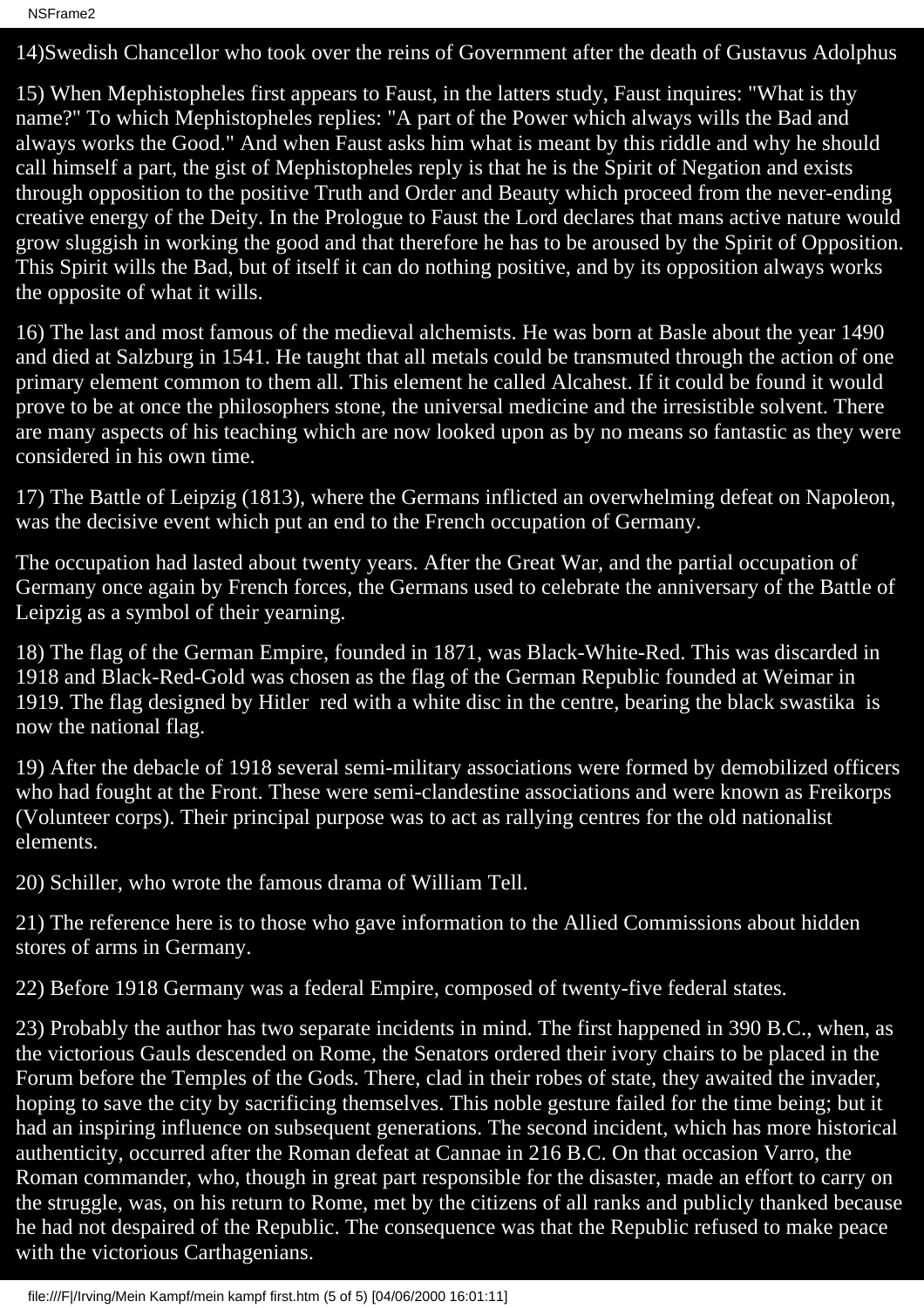14)Swedish Chancellor who took over the reins of Government after the death of Gustavus Adolphus

15) When Mephistopheles first appears to Faust, in the latters study, Faust inquires: "What is thy name?" To which Mephistopheles replies: "A part of the Power which always wills the Bad and always works the Good." And when Faust asks him what is meant by this riddle and why he should call himself a part, the gist of Mephistopheles reply is that he is the Spirit of Negation and exists through opposition to the positive Truth and Order and Beauty which proceed from the never-ending creative energy of the Deity. In the Prologue to Faust the Lord declares that mans active nature would grow sluggish in working the good and that therefore he has to be aroused by the Spirit of Opposition. This Spirit wills the Bad, but of itself it can do nothing positive, and by its opposition always works the opposite of what it wills.

16) The last and most famous of the medieval alchemists. He was born at Basle about the year 1490 and died at Salzburg in 1541. He taught that all metals could be transmuted through the action of one primary element common to them all. This element he called Alcahest. If it could be found it would prove to be at once the philosophers stone, the universal medicine and the irresistible solvent. There are many aspects of his teaching which are now looked upon as by no means so fantastic as they were considered in his own time.

17) The Battle of Leipzig (1813), where the Germans inflicted an overwhelming defeat on Napoleon, was the decisive event which put an end to the French occupation of Germany.

The occupation had lasted about twenty years. After the Great War, and the partial occupation of Germany once again by French forces, the Germans used to celebrate the anniversary of the Battle of Leipzig as a symbol of their yearning.

18) The flag of the German Empire, founded in 1871, was Black-White-Red. This was discarded in 1918 and Black-Red-Gold was chosen as the flag of the German Republic founded at Weimar in 1919. The flag designed by Hitler  red with a white disc in the centre, bearing the black swastika  is now the national flag.

19) After the debacle of 1918 several semi-military associations were formed by demobilized officers who had fought at the Front. These were semi-clandestine associations and were known as Freikorps (Volunteer corps). Their principal purpose was to act as rallying centres for the old nationalist elements.

20) Schiller, who wrote the famous drama of William Tell.

21) The reference here is to those who gave information to the Allied Commissions about hidden stores of arms in Germany.

22) Before 1918 Germany was a federal Empire, composed of twenty-five federal states.

23) Probably the author has two separate incidents in mind. The first happened in 390 B.C., when, as the victorious Gauls descended on Rome, the Senators ordered their ivory chairs to be placed in the Forum before the Temples of the Gods. There, clad in their robes of state, they awaited the invader, hoping to save the city by sacrificing themselves. This noble gesture failed for the time being; but it had an inspiring influence on subsequent generations. The second incident, which has more historical authenticity, occurred after the Roman defeat at Cannae in 216 B.C. On that occasion Varro, the Roman commander, who, though in great part responsible for the disaster, made an effort to carry on the struggle, was, on his return to Rome, met by the citizens of all ranks and publicly thanked because he had not despaired of the Republic. The consequence was that the Republic refused to make peace with the victorious Carthagenians.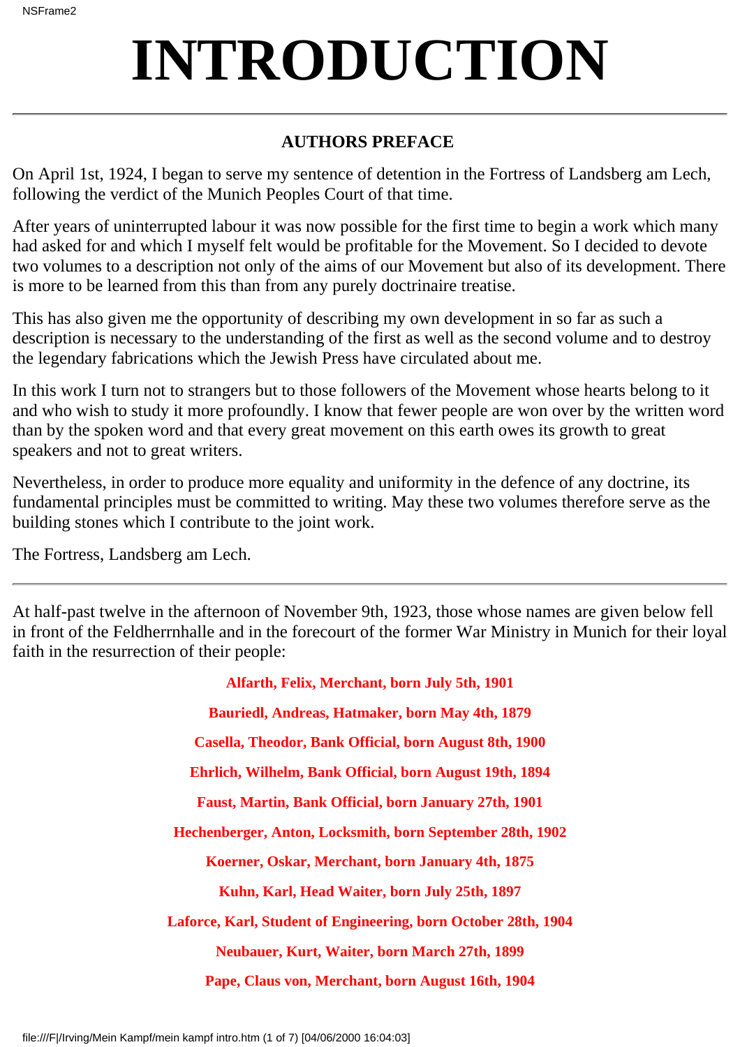# INTRODUCTION

---

### AUTHORS PREFACE

On April 1st, 1924, I began to serve my sentence of detention in the Fortress of Landsberg am Lech, following the verdict of the Munich Peoples Court of that time.

After years of uninterrupted labour it was now possible for the first time to begin a work which many had asked for and which I myself felt would be profitable for the Movement. So I decided to devote two volumes to a description not only of the aims of our Movement but also of its development. There is more to be learned from this than from any purely doctrinaire treatise.

This has also given me the opportunity of describing my own development in so far as such a description is necessary to the understanding of the first as well as the second volume and to destroy the legendary fabrications which the Jewish Press have circulated about me.

In this work I turn not to strangers but to those followers of the Movement whose hearts belong to it and who wish to study it more profoundly. I know that fewer people are won over by the written word than by the spoken word and that every great movement on this earth owes its growth to great speakers and not to great writers.

Nevertheless, in order to produce more equality and uniformity in the defence of any doctrine, its fundamental principles must be committed to writing. May these two volumes therefore serve as the building stones which I contribute to the joint work.

The Fortress, Landsberg am Lech.

---

At half-past twelve in the afternoon of November 9th, 1923, those whose names are given below fell in front of the Feldherrnhalle and in the forecourt of the former War Ministry in Munich for their loyal faith in the resurrection of their people:

**Alfarth, Felix, Merchant, born July 5th, 1901**

**Bauriedl, Andreas, Hatmaker, born May 4th, 1879**

**Casella, Theodor, Bank Official, born August 8th, 1900**

**Ehrlich, Wilhelm, Bank Official, born August 19th, 1894**

**Faust, Martin, Bank Official, born January 27th, 1901**

**Hechenberger, Anton, Locksmith, born September 28th, 1902**

**Koerner, Oskar, Merchant, born January 4th, 1875**

**Kuhn, Karl, Head Waiter, born July 25th, 1897**

**Laforce, Karl, Student of Engineering, born October 28th, 1904**

**Neubauer, Kurt, Waiter, born March 27th, 1899**

**Pape, Claus von, Merchant, born August 16th, 1904**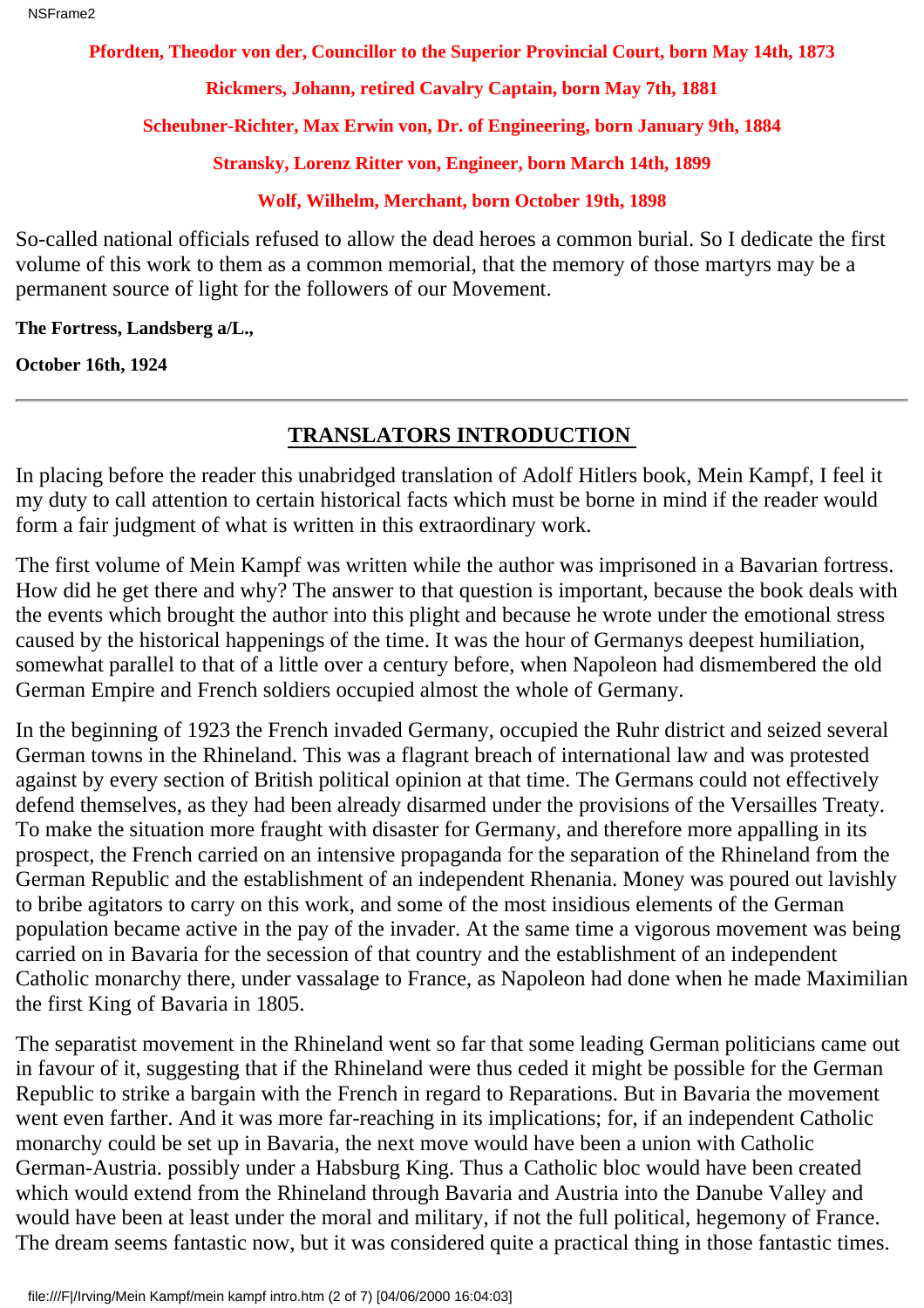**Pfordten, Theodor von der, Councillor to the Superior Provincial Court, born May 14th, 1873**

**Rickmers, Johann, retired Cavalry Captain, born May 7th, 1881**

**Scheubner-Richter, Max Erwin von, Dr. of Engineering, born January 9th, 1884**

**Stransky, Lorenz Ritter von, Engineer, born March 14th, 1899**

**Wolf, Wilhelm, Merchant, born October 19th, 1898**

So-called national officials refused to allow the dead heroes a common burial. So I dedicate the first volume of this work to them as a common memorial, that the memory of those martyrs may be a permanent source of light for the followers of our Movement.

**The Fortress, Landsberg a/L.,**

**October 16th, 1924**

---

## TRANSLATORS INTRODUCTION

In placing before the reader this unabridged translation of Adolf Hitlers book, Mein Kampf, I feel it my duty to call attention to certain historical facts which must be borne in mind if the reader would form a fair judgment of what is written in this extraordinary work.

The first volume of Mein Kampf was written while the author was imprisoned in a Bavarian fortress. How did he get there and why? The answer to that question is important, because the book deals with the events which brought the author into this plight and because he wrote under the emotional stress caused by the historical happenings of the time. It was the hour of Germanys deepest humiliation, somewhat parallel to that of a little over a century before, when Napoleon had dismembered the old German Empire and French soldiers occupied almost the whole of Germany.

In the beginning of 1923 the French invaded Germany, occupied the Ruhr district and seized several German towns in the Rhineland. This was a flagrant breach of international law and was protested against by every section of British political opinion at that time. The Germans could not effectively defend themselves, as they had been already disarmed under the provisions of the Versailles Treaty. To make the situation more fraught with disaster for Germany, and therefore more appalling in its prospect, the French carried on an intensive propaganda for the separation of the Rhineland from the German Republic and the establishment of an independent Rhenania. Money was poured out lavishly to bribe agitators to carry on this work, and some of the most insidious elements of the German population became active in the pay of the invader. At the same time a vigorous movement was being carried on in Bavaria for the secession of that country and the establishment of an independent Catholic monarchy there, under vassalage to France, as Napoleon had done when he made Maximilian the first King of Bavaria in 1805.

The separatist movement in the Rhineland went so far that some leading German politicians came out in favour of it, suggesting that if the Rhineland were thus ceded it might be possible for the German Republic to strike a bargain with the French in regard to Reparations. But in Bavaria the movement went even farther. And it was more far-reaching in its implications; for, if an independent Catholic monarchy could be set up in Bavaria, the next move would have been a union with Catholic German-Austria. possibly under a Habsburg King. Thus a Catholic bloc would have been created which would extend from the Rhineland through Bavaria and Austria into the Danube Valley and would have been at least under the moral and military, if not the full political, hegemony of France. The dream seems fantastic now, but it was considered quite a practical thing in those fantastic times.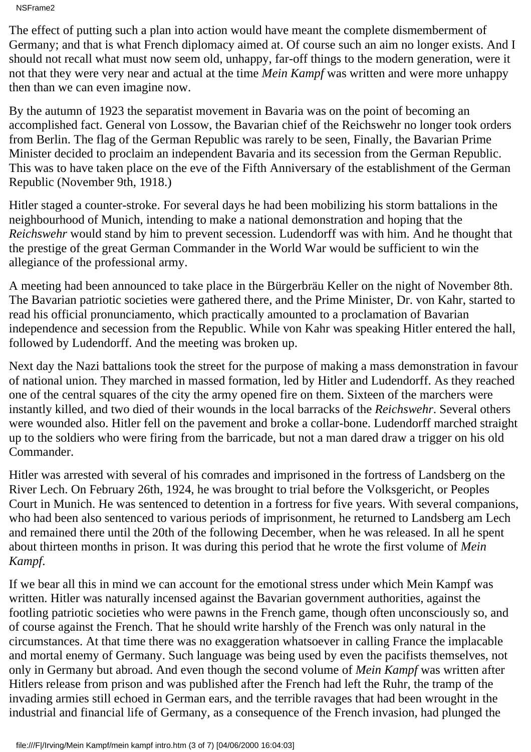The effect of putting such a plan into action would have meant the complete dismemberment of Germany; and that is what French diplomacy aimed at. Of course such an aim no longer exists. And I should not recall what must now seem old, unhappy, far-off things to the modern generation, were it not that they were very near and actual at the time *Mein Kampf* was written and were more unhappy then than we can even imagine now.

By the autumn of 1923 the separatist movement in Bavaria was on the point of becoming an accomplished fact. General von Lossow, the Bavarian chief of the Reichswehr no longer took orders from Berlin. The flag of the German Republic was rarely to be seen, Finally, the Bavarian Prime Minister decided to proclaim an independent Bavaria and its secession from the German Republic. This was to have taken place on the eve of the Fifth Anniversary of the establishment of the German Republic (November 9th, 1918.)

Hitler staged a counter-stroke. For several days he had been mobilizing his storm battalions in the neighbourhood of Munich, intending to make a national demonstration and hoping that the *Reichswehr* would stand by him to prevent secession. Ludendorff was with him. And he thought that the prestige of the great German Commander in the World War would be sufficient to win the allegiance of the professional army.

A meeting had been announced to take place in the Bürgerbräu Keller on the night of November 8th. The Bavarian patriotic societies were gathered there, and the Prime Minister, Dr. von Kahr, started to read his official pronunciamento, which practically amounted to a proclamation of Bavarian independence and secession from the Republic. While von Kahr was speaking Hitler entered the hall, followed by Ludendorff. And the meeting was broken up.

Next day the Nazi battalions took the street for the purpose of making a mass demonstration in favour of national union. They marched in massed formation, led by Hitler and Ludendorff. As they reached one of the central squares of the city the army opened fire on them. Sixteen of the marchers were instantly killed, and two died of their wounds in the local barracks of the *Reichswehr*. Several others were wounded also. Hitler fell on the pavement and broke a collar-bone. Ludendorff marched straight up to the soldiers who were firing from the barricade, but not a man dared draw a trigger on his old Commander.

Hitler was arrested with several of his comrades and imprisoned in the fortress of Landsberg on the River Lech. On February 26th, 1924, he was brought to trial before the Volksgericht, or Peoples Court in Munich. He was sentenced to detention in a fortress for five years. With several companions, who had been also sentenced to various periods of imprisonment, he returned to Landsberg am Lech and remained there until the 20th of the following December, when he was released. In all he spent about thirteen months in prison. It was during this period that he wrote the first volume of *Mein Kampf*.

If we bear all this in mind we can account for the emotional stress under which Mein Kampf was written. Hitler was naturally incensed against the Bavarian government authorities, against the footling patriotic societies who were pawns in the French game, though often unconsciously so, and of course against the French. That he should write harshly of the French was only natural in the circumstances. At that time there was no exaggeration whatsoever in calling France the implacable and mortal enemy of Germany. Such language was being used by even the pacifists themselves, not only in Germany but abroad. And even though the second volume of *Mein Kampf* was written after Hitlers release from prison and was published after the French had left the Ruhr, the tramp of the invading armies still echoed in German ears, and the terrible ravages that had been wrought in the industrial and financial life of Germany, as a consequence of the French invasion, had plunged the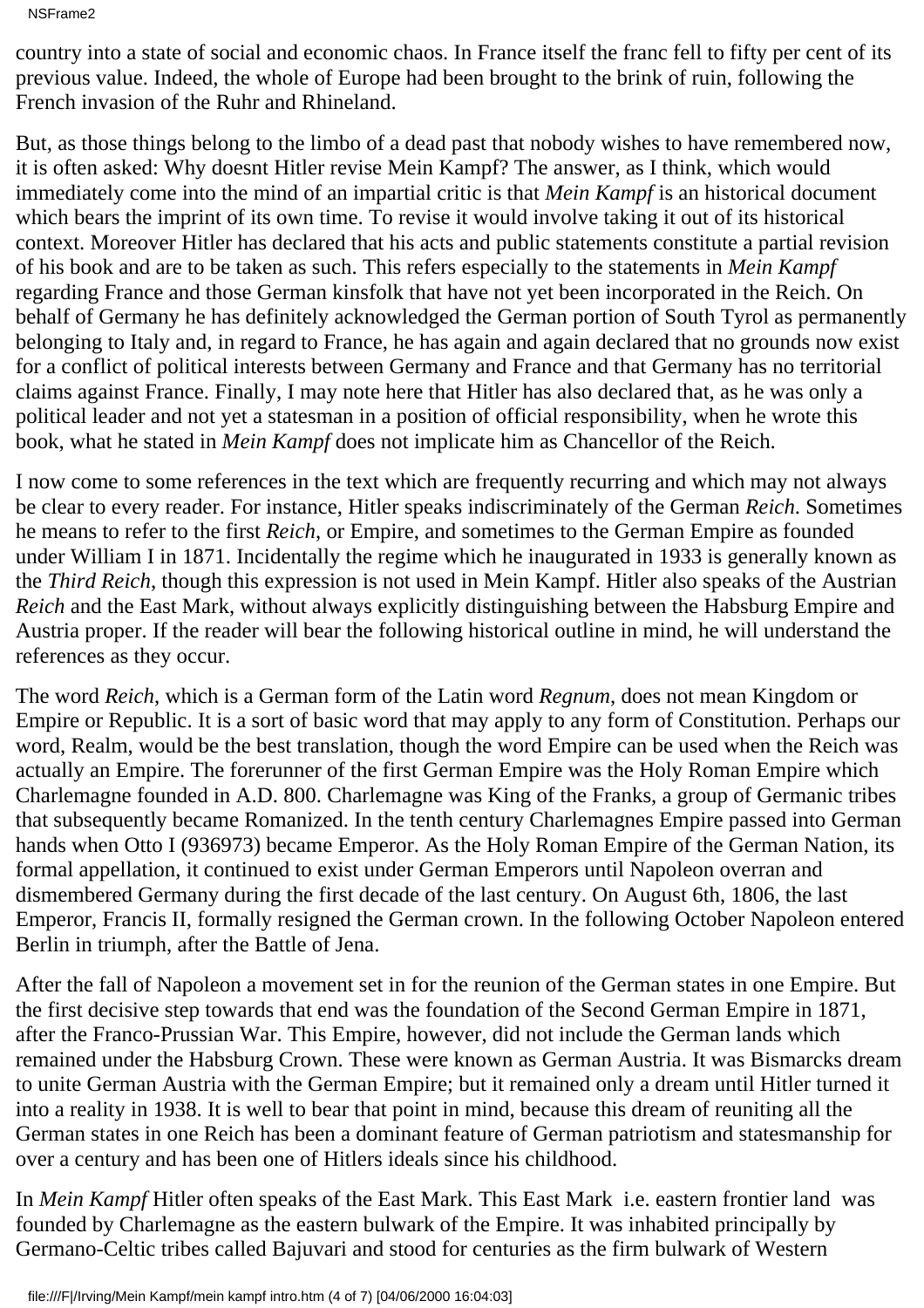country into a state of social and economic chaos. In France itself the franc fell to fifty per cent of its previous value. Indeed, the whole of Europe had been brought to the brink of ruin, following the French invasion of the Ruhr and Rhineland.

But, as those things belong to the limbo of a dead past that nobody wishes to have remembered now, it is often asked: Why doesnt Hitler revise Mein Kampf? The answer, as I think, which would immediately come into the mind of an impartial critic is that *Mein Kampf* is an historical document which bears the imprint of its own time. To revise it would involve taking it out of its historical context. Moreover Hitler has declared that his acts and public statements constitute a partial revision of his book and are to be taken as such. This refers especially to the statements in *Mein Kampf* regarding France and those German kinsfolk that have not yet been incorporated in the Reich. On behalf of Germany he has definitely acknowledged the German portion of South Tyrol as permanently belonging to Italy and, in regard to France, he has again and again declared that no grounds now exist for a conflict of political interests between Germany and France and that Germany has no territorial claims against France. Finally, I may note here that Hitler has also declared that, as he was only a political leader and not yet a statesman in a position of official responsibility, when he wrote this book, what he stated in *Mein Kampf* does not implicate him as Chancellor of the Reich.

I now come to some references in the text which are frequently recurring and which may not always be clear to every reader. For instance, Hitler speaks indiscriminately of the German *Reich*. Sometimes he means to refer to the first *Reich*, or Empire, and sometimes to the German Empire as founded under William I in 1871. Incidentally the regime which he inaugurated in 1933 is generally known as the *Third Reich*, though this expression is not used in Mein Kampf. Hitler also speaks of the Austrian *Reich* and the East Mark, without always explicitly distinguishing between the Habsburg Empire and Austria proper. If the reader will bear the following historical outline in mind, he will understand the references as they occur.

The word *Reich*, which is a German form of the Latin word *Regnum*, does not mean Kingdom or Empire or Republic. It is a sort of basic word that may apply to any form of Constitution. Perhaps our word, Realm, would be the best translation, though the word Empire can be used when the Reich was actually an Empire. The forerunner of the first German Empire was the Holy Roman Empire which Charlemagne founded in A.D. 800. Charlemagne was King of the Franks, a group of Germanic tribes that subsequently became Romanized. In the tenth century Charlemagnes Empire passed into German hands when Otto I (936973) became Emperor. As the Holy Roman Empire of the German Nation, its formal appellation, it continued to exist under German Emperors until Napoleon overran and dismembered Germany during the first decade of the last century. On August 6th, 1806, the last Emperor, Francis II, formally resigned the German crown. In the following October Napoleon entered Berlin in triumph, after the Battle of Jena.

After the fall of Napoleon a movement set in for the reunion of the German states in one Empire. But the first decisive step towards that end was the foundation of the Second German Empire in 1871, after the Franco-Prussian War. This Empire, however, did not include the German lands which remained under the Habsburg Crown. These were known as German Austria. It was Bismarcks dream to unite German Austria with the German Empire; but it remained only a dream until Hitler turned it into a reality in 1938. It is well to bear that point in mind, because this dream of reuniting all the German states in one Reich has been a dominant feature of German patriotism and statesmanship for over a century and has been one of Hitlers ideals since his childhood.

In *Mein Kampf* Hitler often speaks of the East Mark. This East Mark i.e. eastern frontier land was founded by Charlemagne as the eastern bulwark of the Empire. It was inhabited principally by Germano-Celtic tribes called Bajuvari and stood for centuries as the firm bulwark of Western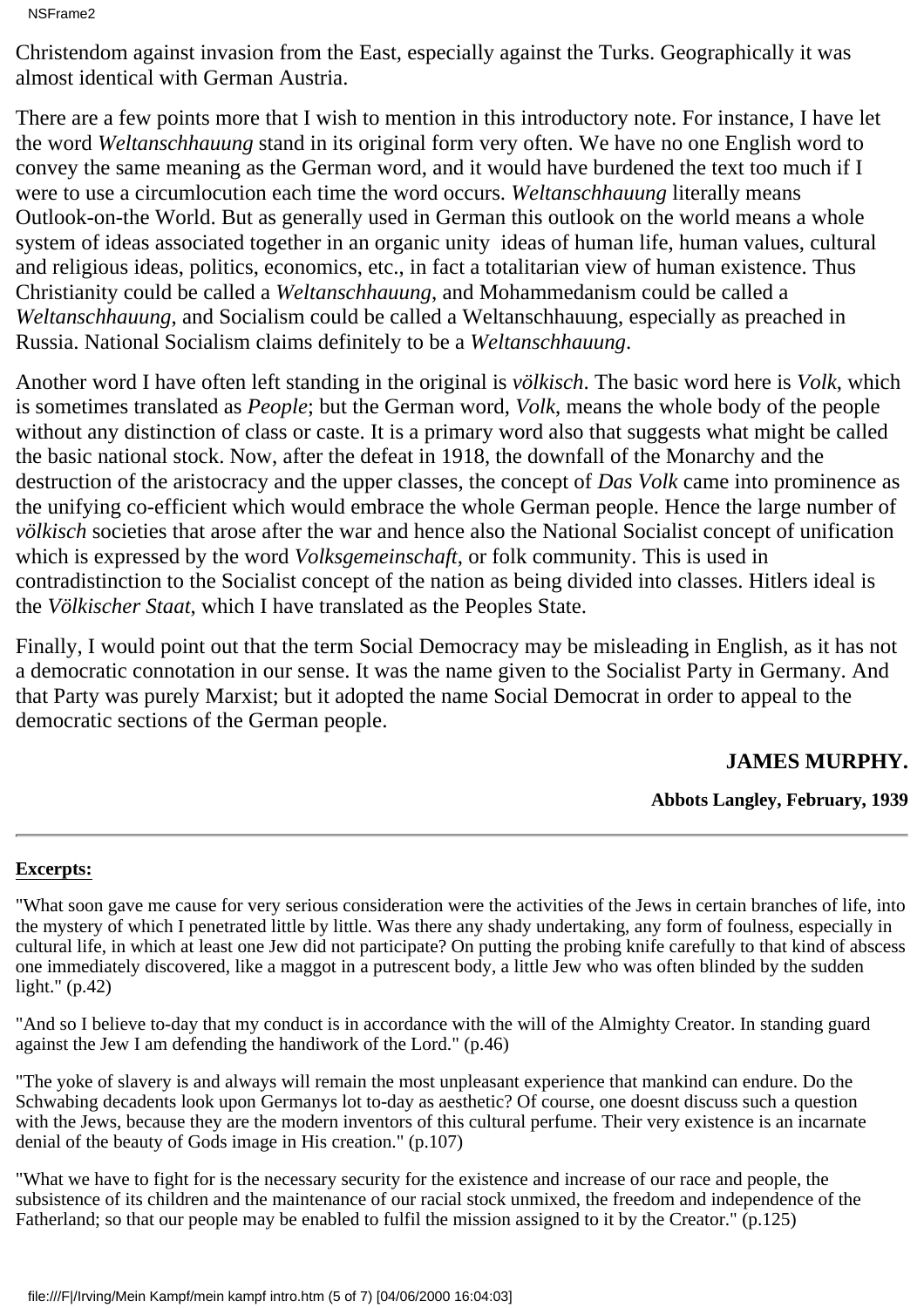Christendom against invasion from the East, especially against the Turks. Geographically it was almost identical with German Austria.

There are a few points more that I wish to mention in this introductory note. For instance, I have let the word *Weltanschhauung* stand in its original form very often. We have no one English word to convey the same meaning as the German word, and it would have burdened the text too much if I were to use a circumlocution each time the word occurs. *Weltanschhauung* literally means Outlook-on-the World. But as generally used in German this outlook on the world means a whole system of ideas associated together in an organic unity ideas of human life, human values, cultural and religious ideas, politics, economics, etc., in fact a totalitarian view of human existence. Thus Christianity could be called a *Weltanschhauung*, and Mohammedanism could be called a *Weltanschhauung*, and Socialism could be called a Weltanschhauung, especially as preached in Russia. National Socialism claims definitely to be a *Weltanschhauung*.

Another word I have often left standing in the original is *völkisch*. The basic word here is *Volk*, which is sometimes translated as *People*; but the German word, *Volk*, means the whole body of the people without any distinction of class or caste. It is a primary word also that suggests what might be called the basic national stock. Now, after the defeat in 1918, the downfall of the Monarchy and the destruction of the aristocracy and the upper classes, the concept of *Das Volk* came into prominence as the unifying co-efficient which would embrace the whole German people. Hence the large number of *völkisch* societies that arose after the war and hence also the National Socialist concept of unification which is expressed by the word *Volksgemeinschaft*, or folk community. This is used in contradistinction to the Socialist concept of the nation as being divided into classes. Hitlers ideal is the *Völkischer Staat*, which I have translated as the Peoples State.

Finally, I would point out that the term Social Democracy may be misleading in English, as it has not a democratic connotation in our sense. It was the name given to the Socialist Party in Germany. And that Party was purely Marxist; but it adopted the name Social Democrat in order to appeal to the democratic sections of the German people.

**JAMES MURPHY.**

**Abbots Langley, February, 1939**

---

**Excerpts:**

"What soon gave me cause for very serious consideration were the activities of the Jews in certain branches of life, into the mystery of which I penetrated little by little. Was there any shady undertaking, any form of foulness, especially in cultural life, in which at least one Jew did not participate? On putting the probing knife carefully to that kind of abscess one immediately discovered, like a maggot in a putrescent body, a little Jew who was often blinded by the sudden light." (p.42)

"And so I believe to-day that my conduct is in accordance with the will of the Almighty Creator. In standing guard against the Jew I am defending the handiwork of the Lord." (p.46)

"The yoke of slavery is and always will remain the most unpleasant experience that mankind can endure. Do the Schwabing decadents look upon Germanys lot to-day as aesthetic? Of course, one doesnt discuss such a question with the Jews, because they are the modern inventors of this cultural perfume. Their very existence is an incarnate denial of the beauty of Gods image in His creation." (p.107)

"What we have to fight for is the necessary security for the existence and increase of our race and people, the subsistence of its children and the maintenance of our racial stock unmixed, the freedom and independence of the Fatherland; so that our people may be enabled to fulfil the mission assigned to it by the Creator." (p.125)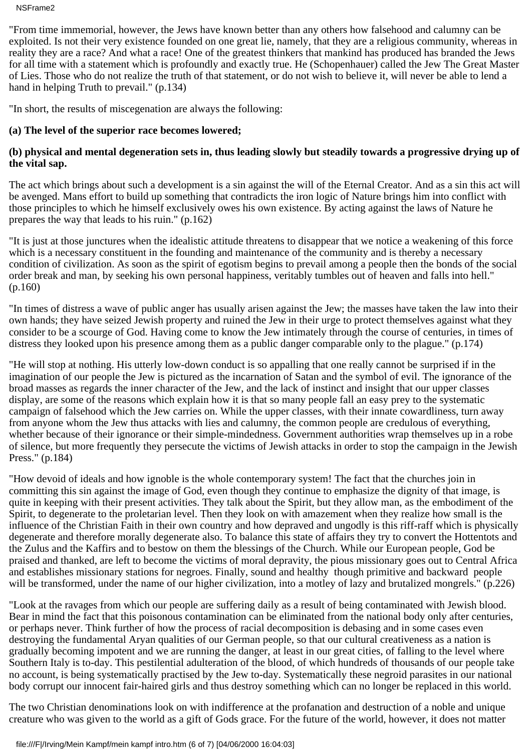"From time immemorial, however, the Jews have known better than any others how falsehood and calumny can be exploited. Is not their very existence founded on one great lie, namely, that they are a religious community, whereas in reality they are a race? And what a race! One of the greatest thinkers that mankind has produced has branded the Jews for all time with a statement which is profoundly and exactly true. He (Schopenhauer) called the Jew The Great Master of Lies. Those who do not realize the truth of that statement, or do not wish to believe it, will never be able to lend a hand in helping Truth to prevail." (p.134)

"In short, the results of miscegenation are always the following:

**(a) The level of the superior race becomes lowered;**

**(b) physical and mental degeneration sets in, thus leading slowly but steadily towards a progressive drying up of the vital sap.**

The act which brings about such a development is a sin against the will of the Eternal Creator. And as a sin this act will be avenged. Mans effort to build up something that contradicts the iron logic of Nature brings him into conflict with those principles to which he himself exclusively owes his own existence. By acting against the laws of Nature he prepares the way that leads to his ruin." (p.162)

"It is just at those junctures when the idealistic attitude threatens to disappear that we notice a weakening of this force which is a necessary constituent in the founding and maintenance of the community and is thereby a necessary condition of civilization. As soon as the spirit of egotism begins to prevail among a people then the bonds of the social order break and man, by seeking his own personal happiness, veritably tumbles out of heaven and falls into hell." (p.160)

"In times of distress a wave of public anger has usually arisen against the Jew; the masses have taken the law into their own hands; they have seized Jewish property and ruined the Jew in their urge to protect themselves against what they consider to be a scourge of God. Having come to know the Jew intimately through the course of centuries, in times of distress they looked upon his presence among them as a public danger comparable only to the plague." (p.174)

"He will stop at nothing. His utterly low-down conduct is so appalling that one really cannot be surprised if in the imagination of our people the Jew is pictured as the incarnation of Satan and the symbol of evil. The ignorance of the broad masses as regards the inner character of the Jew, and the lack of instinct and insight that our upper classes display, are some of the reasons which explain how it is that so many people fall an easy prey to the systematic campaign of falsehood which the Jew carries on. While the upper classes, with their innate cowardliness, turn away from anyone whom the Jew thus attacks with lies and calumny, the common people are credulous of everything, whether because of their ignorance or their simple-mindedness. Government authorities wrap themselves up in a robe of silence, but more frequently they persecute the victims of Jewish attacks in order to stop the campaign in the Jewish Press." (p.184)

"How devoid of ideals and how ignoble is the whole contemporary system! The fact that the churches join in committing this sin against the image of God, even though they continue to emphasize the dignity of that image, is quite in keeping with their present activities. They talk about the Spirit, but they allow man, as the embodiment of the Spirit, to degenerate to the proletarian level. Then they look on with amazement when they realize how small is the influence of the Christian Faith in their own country and how depraved and ungodly is this riff-raff which is physically degenerate and therefore morally degenerate also. To balance this state of affairs they try to convert the Hottentots and the Zulus and the Kaffirs and to bestow on them the blessings of the Church. While our European people, God be praised and thanked, are left to become the victims of moral depravity, the pious missionary goes out to Central Africa and establishes missionary stations for negroes. Finally, sound and healthy though primitive and backward people will be transformed, under the name of our higher civilization, into a motley of lazy and brutalized mongrels." (p.226)

"Look at the ravages from which our people are suffering daily as a result of being contaminated with Jewish blood. Bear in mind the fact that this poisonous contamination can be eliminated from the national body only after centuries, or perhaps never. Think further of how the process of racial decomposition is debasing and in some cases even destroying the fundamental Aryan qualities of our German people, so that our cultural creativeness as a nation is gradually becoming impotent and we are running the danger, at least in our great cities, of falling to the level where Southern Italy is to-day. This pestilential adulteration of the blood, of which hundreds of thousands of our people take no account, is being systematically practised by the Jew to-day. Systematically these negroid parasites in our national body corrupt our innocent fair-haired girls and thus destroy something which can no longer be replaced in this world.

The two Christian denominations look on with indifference at the profanation and destruction of a noble and unique creature who was given to the world as a gift of Gods grace. For the future of the world, however, it does not matter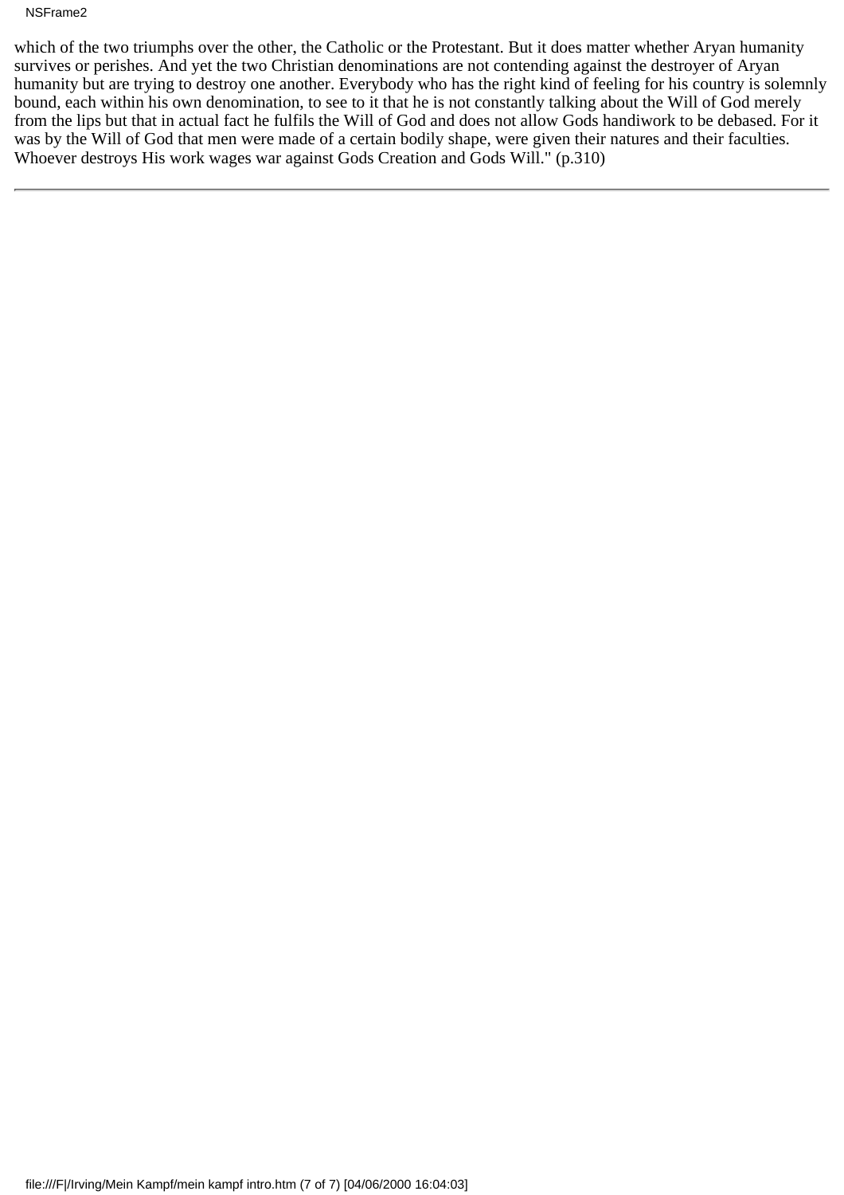which of the two triumphs over the other, the Catholic or the Protestant. But it does matter whether Aryan humanity survives or perishes. And yet the two Christian denominations are not contending against the destroyer of Aryan humanity but are trying to destroy one another. Everybody who has the right kind of feeling for his country is solemnly bound, each within his own denomination, to see to it that he is not constantly talking about the Will of God merely from the lips but that in actual fact he fulfils the Will of God and does not allow Gods handiwork to be debased. For it was by the Will of God that men were made of a certain bodily shape, were given their natures and their faculties. Whoever destroys His work wages war against Gods Creation and Gods Will." (p.310)

---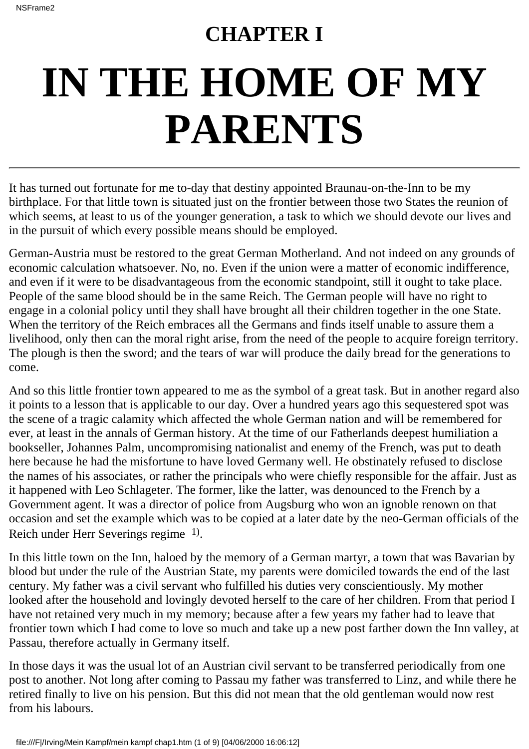# CHAPTER I

# IN THE HOME OF MY PARENTS

---

It has turned out fortunate for me to-day that destiny appointed Braunau-on-the-Inn to be my birthplace. For that little town is situated just on the frontier between those two States the reunion of which seems, at least to us of the younger generation, a task to which we should devote our lives and in the pursuit of which every possible means should be employed.

German-Austria must be restored to the great German Motherland. And not indeed on any grounds of economic calculation whatsoever. No, no. Even if the union were a matter of economic indifference, and even if it were to be disadvantageous from the economic standpoint, still it ought to take place. People of the same blood should be in the same Reich. The German people will have no right to engage in a colonial policy until they shall have brought all their children together in the one State. When the territory of the Reich embraces all the Germans and finds itself unable to assure them a livelihood, only then can the moral right arise, from the need of the people to acquire foreign territory. The plough is then the sword; and the tears of war will produce the daily bread for the generations to come.

And so this little frontier town appeared to me as the symbol of a great task. But in another regard also it points to a lesson that is applicable to our day. Over a hundred years ago this sequestered spot was the scene of a tragic calamity which affected the whole German nation and will be remembered for ever, at least in the annals of German history. At the time of our Fatherlands deepest humiliation a bookseller, Johannes Palm, uncompromising nationalist and enemy of the French, was put to death here because he had the misfortune to have loved Germany well. He obstinately refused to disclose the names of his associates, or rather the principals who were chiefly responsible for the affair. Just as it happened with Leo Schlageter. The former, like the latter, was denounced to the French by a Government agent. It was a director of police from Augsburg who won an ignoble renown on that occasion and set the example which was to be copied at a later date by the neo-German officials of the Reich under Herr Severings regime [1)].

In this little town on the Inn, haloed by the memory of a German martyr, a town that was Bavarian by blood but under the rule of the Austrian State, my parents were domiciled towards the end of the last century. My father was a civil servant who fulfilled his duties very conscientiously. My mother looked after the household and lovingly devoted herself to the care of her children. From that period I have not retained very much in my memory; because after a few years my father had to leave that frontier town which I had come to love so much and take up a new post farther down the Inn valley, at Passau, therefore actually in Germany itself.

In those days it was the usual lot of an Austrian civil servant to be transferred periodically from one post to another. Not long after coming to Passau my father was transferred to Linz, and while there he retired finally to live on his pension. But this did not mean that the old gentleman would now rest from his labours.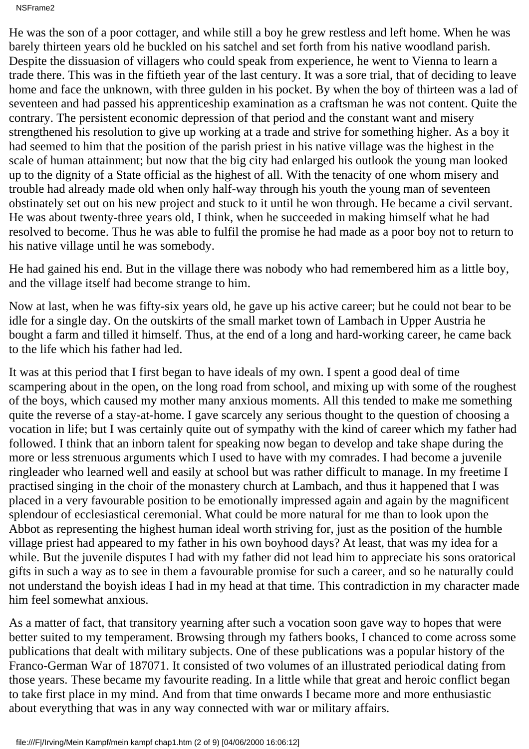He was the son of a poor cottager, and while still a boy he grew restless and left home. When he was barely thirteen years old he buckled on his satchel and set forth from his native woodland parish. Despite the dissuasion of villagers who could speak from experience, he went to Vienna to learn a trade there. This was in the fiftieth year of the last century. It was a sore trial, that of deciding to leave home and face the unknown, with three gulden in his pocket. By when the boy of thirteen was a lad of seventeen and had passed his apprenticeship examination as a craftsman he was not content. Quite the contrary. The persistent economic depression of that period and the constant want and misery strengthened his resolution to give up working at a trade and strive for something higher. As a boy it had seemed to him that the position of the parish priest in his native village was the highest in the scale of human attainment; but now that the big city had enlarged his outlook the young man looked up to the dignity of a State official as the highest of all. With the tenacity of one whom misery and trouble had already made old when only half-way through his youth the young man of seventeen obstinately set out on his new project and stuck to it until he won through. He became a civil servant. He was about twenty-three years old, I think, when he succeeded in making himself what he had resolved to become. Thus he was able to fulfil the promise he had made as a poor boy not to return to his native village until he was somebody.

He had gained his end. But in the village there was nobody who had remembered him as a little boy, and the village itself had become strange to him.

Now at last, when he was fifty-six years old, he gave up his active career; but he could not bear to be idle for a single day. On the outskirts of the small market town of Lambach in Upper Austria he bought a farm and tilled it himself. Thus, at the end of a long and hard-working career, he came back to the life which his father had led.

It was at this period that I first began to have ideals of my own. I spent a good deal of time scampering about in the open, on the long road from school, and mixing up with some of the roughest of the boys, which caused my mother many anxious moments. All this tended to make me something quite the reverse of a stay-at-home. I gave scarcely any serious thought to the question of choosing a vocation in life; but I was certainly quite out of sympathy with the kind of career which my father had followed. I think that an inborn talent for speaking now began to develop and take shape during the more or less strenuous arguments which I used to have with my comrades. I had become a juvenile ringleader who learned well and easily at school but was rather difficult to manage. In my freetime I practised singing in the choir of the monastery church at Lambach, and thus it happened that I was placed in a very favourable position to be emotionally impressed again and again by the magnificent splendour of ecclesiastical ceremonial. What could be more natural for me than to look upon the Abbot as representing the highest human ideal worth striving for, just as the position of the humble village priest had appeared to my father in his own boyhood days? At least, that was my idea for a while. But the juvenile disputes I had with my father did not lead him to appreciate his sons oratorical gifts in such a way as to see in them a favourable promise for such a career, and so he naturally could not understand the boyish ideas I had in my head at that time. This contradiction in my character made him feel somewhat anxious.

As a matter of fact, that transitory yearning after such a vocation soon gave way to hopes that were better suited to my temperament. Browsing through my fathers books, I chanced to come across some publications that dealt with military subjects. One of these publications was a popular history of the Franco-German War of 187071. It consisted of two volumes of an illustrated periodical dating from those years. These became my favourite reading. In a little while that great and heroic conflict began to take first place in my mind. And from that time onwards I became more and more enthusiastic about everything that was in any way connected with war or military affairs.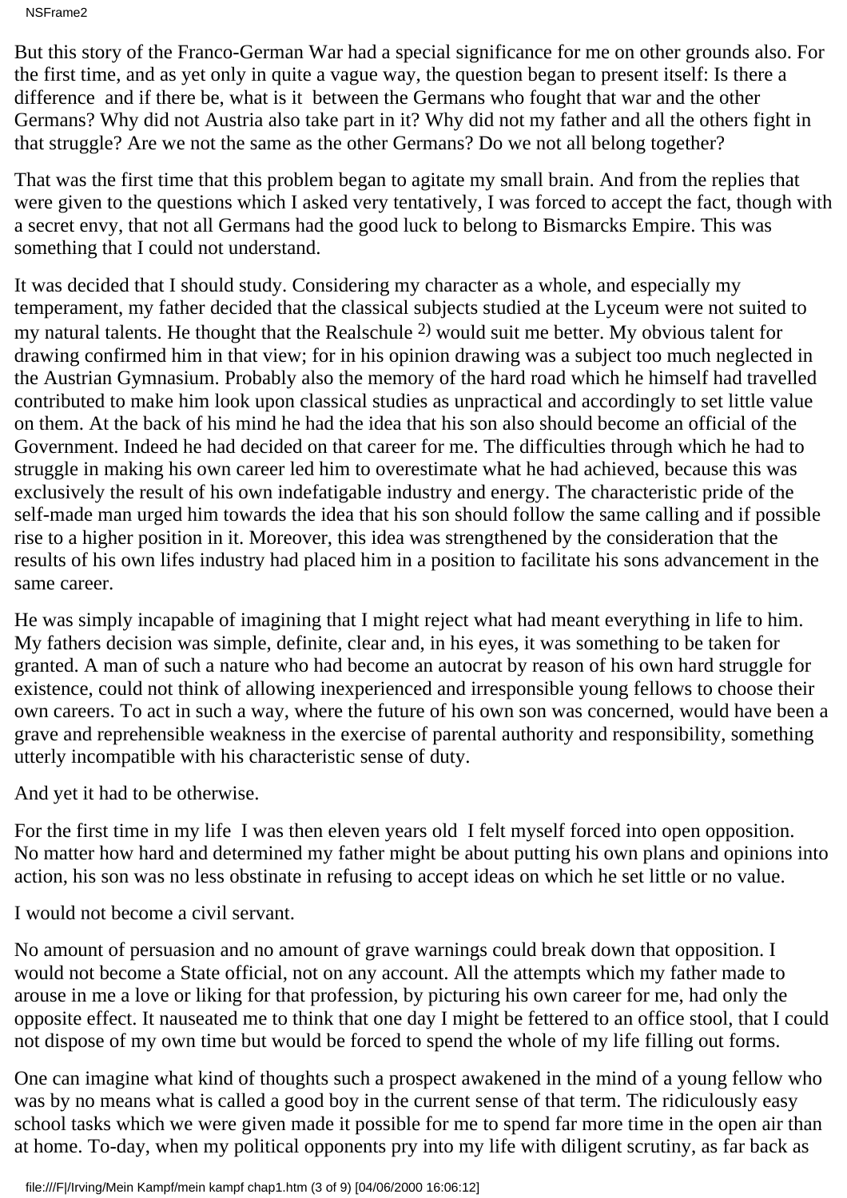But this story of the Franco-German War had a special significance for me on other grounds also. For the first time, and as yet only in quite a vague way, the question began to present itself: Is there a difference  and if there be, what is it  between the Germans who fought that war and the other Germans? Why did not Austria also take part in it? Why did not my father and all the others fight in that struggle? Are we not the same as the other Germans? Do we not all belong together?

That was the first time that this problem began to agitate my small brain. And from the replies that were given to the questions which I asked very tentatively, I was forced to accept the fact, though with a secret envy, that not all Germans had the good luck to belong to Bismarcks Empire. This was something that I could not understand.

It was decided that I should study. Considering my character as a whole, and especially my temperament, my father decided that the classical subjects studied at the Lyceum were not suited to my natural talents. He thought that the Realschule [2)] would suit me better. My obvious talent for drawing confirmed him in that view; for in his opinion drawing was a subject too much neglected in the Austrian Gymnasium. Probably also the memory of the hard road which he himself had travelled contributed to make him look upon classical studies as unpractical and accordingly to set little value on them. At the back of his mind he had the idea that his son also should become an official of the Government. Indeed he had decided on that career for me. The difficulties through which he had to struggle in making his own career led him to overestimate what he had achieved, because this was exclusively the result of his own indefatigable industry and energy. The characteristic pride of the self-made man urged him towards the idea that his son should follow the same calling and if possible rise to a higher position in it. Moreover, this idea was strengthened by the consideration that the results of his own lifes industry had placed him in a position to facilitate his sons advancement in the same career.

He was simply incapable of imagining that I might reject what had meant everything in life to him. My fathers decision was simple, definite, clear and, in his eyes, it was something to be taken for granted. A man of such a nature who had become an autocrat by reason of his own hard struggle for existence, could not think of allowing inexperienced and irresponsible young fellows to choose their own careers. To act in such a way, where the future of his own son was concerned, would have been a grave and reprehensible weakness in the exercise of parental authority and responsibility, something utterly incompatible with his characteristic sense of duty.

And yet it had to be otherwise.

For the first time in my life  I was then eleven years old  I felt myself forced into open opposition. No matter how hard and determined my father might be about putting his own plans and opinions into action, his son was no less obstinate in refusing to accept ideas on which he set little or no value.

I would not become a civil servant.

No amount of persuasion and no amount of grave warnings could break down that opposition. I would not become a State official, not on any account. All the attempts which my father made to arouse in me a love or liking for that profession, by picturing his own career for me, had only the opposite effect. It nauseated me to think that one day I might be fettered to an office stool, that I could not dispose of my own time but would be forced to spend the whole of my life filling out forms.

One can imagine what kind of thoughts such a prospect awakened in the mind of a young fellow who was by no means what is called a good boy in the current sense of that term. The ridiculously easy school tasks which we were given made it possible for me to spend far more time in the open air than at home. To-day, when my political opponents pry into my life with diligent scrutiny, as far back as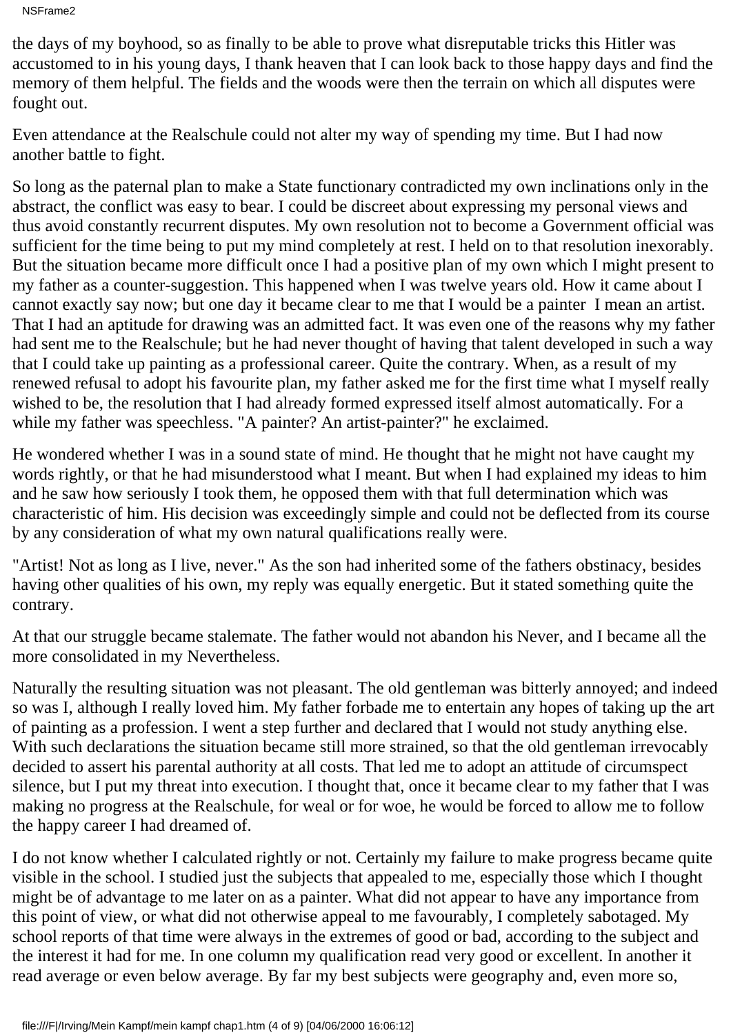the days of my boyhood, so as finally to be able to prove what disreputable tricks this Hitler was accustomed to in his young days, I thank heaven that I can look back to those happy days and find the memory of them helpful. The fields and the woods were then the terrain on which all disputes were fought out.

Even attendance at the Realschule could not alter my way of spending my time. But I had now another battle to fight.

So long as the paternal plan to make a State functionary contradicted my own inclinations only in the abstract, the conflict was easy to bear. I could be discreet about expressing my personal views and thus avoid constantly recurrent disputes. My own resolution not to become a Government official was sufficient for the time being to put my mind completely at rest. I held on to that resolution inexorably. But the situation became more difficult once I had a positive plan of my own which I might present to my father as a counter-suggestion. This happened when I was twelve years old. How it came about I cannot exactly say now; but one day it became clear to me that I would be a painter I mean an artist. That I had an aptitude for drawing was an admitted fact. It was even one of the reasons why my father had sent me to the Realschule; but he had never thought of having that talent developed in such a way that I could take up painting as a professional career. Quite the contrary. When, as a result of my renewed refusal to adopt his favourite plan, my father asked me for the first time what I myself really wished to be, the resolution that I had already formed expressed itself almost automatically. For a while my father was speechless. "A painter? An artist-painter?" he exclaimed.

He wondered whether I was in a sound state of mind. He thought that he might not have caught my words rightly, or that he had misunderstood what I meant. But when I had explained my ideas to him and he saw how seriously I took them, he opposed them with that full determination which was characteristic of him. His decision was exceedingly simple and could not be deflected from its course by any consideration of what my own natural qualifications really were.

"Artist! Not as long as I live, never." As the son had inherited some of the fathers obstinacy, besides having other qualities of his own, my reply was equally energetic. But it stated something quite the contrary.

At that our struggle became stalemate. The father would not abandon his Never, and I became all the more consolidated in my Nevertheless.

Naturally the resulting situation was not pleasant. The old gentleman was bitterly annoyed; and indeed so was I, although I really loved him. My father forbade me to entertain any hopes of taking up the art of painting as a profession. I went a step further and declared that I would not study anything else. With such declarations the situation became still more strained, so that the old gentleman irrevocably decided to assert his parental authority at all costs. That led me to adopt an attitude of circumspect silence, but I put my threat into execution. I thought that, once it became clear to my father that I was making no progress at the Realschule, for weal or for woe, he would be forced to allow me to follow the happy career I had dreamed of.

I do not know whether I calculated rightly or not. Certainly my failure to make progress became quite visible in the school. I studied just the subjects that appealed to me, especially those which I thought might be of advantage to me later on as a painter. What did not appear to have any importance from this point of view, or what did not otherwise appeal to me favourably, I completely sabotaged. My school reports of that time were always in the extremes of good or bad, according to the subject and the interest it had for me. In one column my qualification read very good or excellent. In another it read average or even below average. By far my best subjects were geography and, even more so,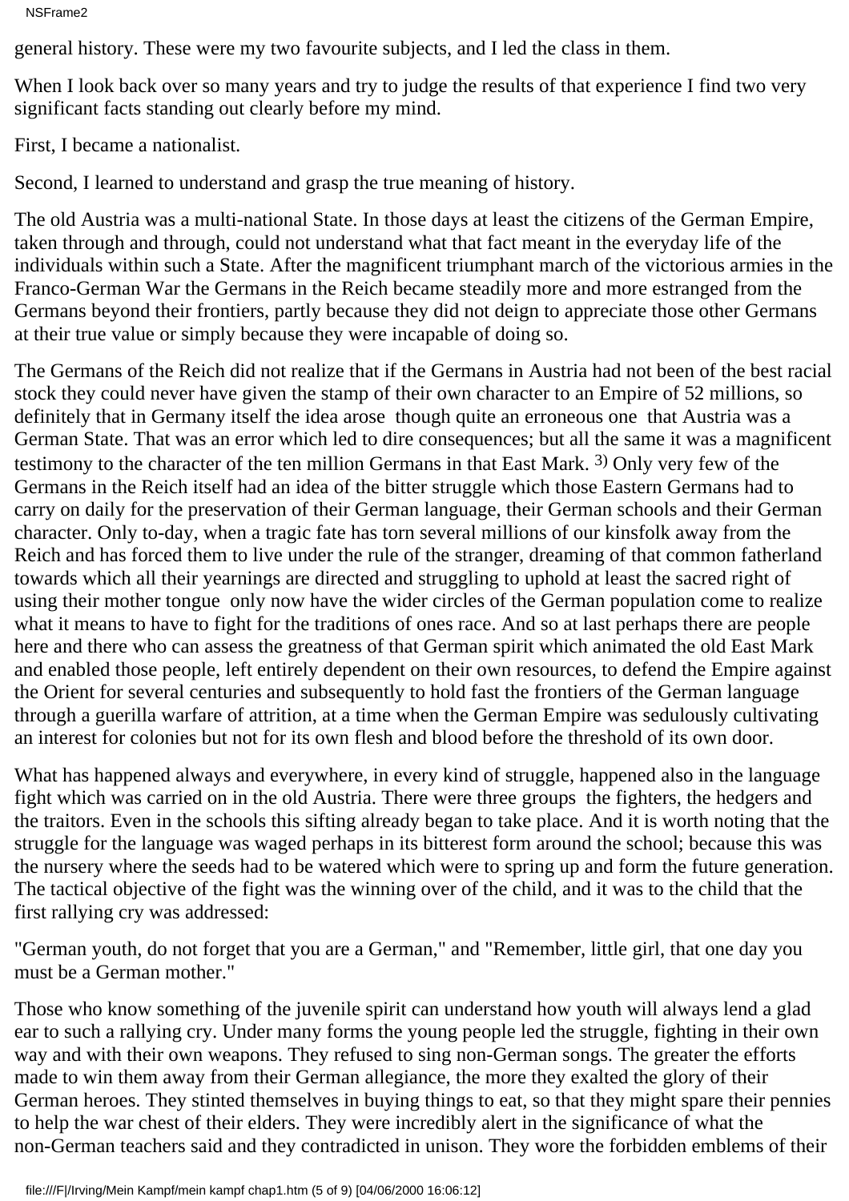general history. These were my two favourite subjects, and I led the class in them.

When I look back over so many years and try to judge the results of that experience I find two very significant facts standing out clearly before my mind.

First, I became a nationalist.

Second, I learned to understand and grasp the true meaning of history.

The old Austria was a multi-national State. In those days at least the citizens of the German Empire, taken through and through, could not understand what that fact meant in the everyday life of the individuals within such a State. After the magnificent triumphant march of the victorious armies in the Franco-German War the Germans in the Reich became steadily more and more estranged from the Germans beyond their frontiers, partly because they did not deign to appreciate those other Germans at their true value or simply because they were incapable of doing so.

The Germans of the Reich did not realize that if the Germans in Austria had not been of the best racial stock they could never have given the stamp of their own character to an Empire of 52 millions, so definitely that in Germany itself the idea arose  though quite an erroneous one  that Austria was a German State. That was an error which led to dire consequences; but all the same it was a magnificent testimony to the character of the ten million Germans in that East Mark. 3) Only very few of the Germans in the Reich itself had an idea of the bitter struggle which those Eastern Germans had to carry on daily for the preservation of their German language, their German schools and their German character. Only to-day, when a tragic fate has torn several millions of our kinsfolk away from the Reich and has forced them to live under the rule of the stranger, dreaming of that common fatherland towards which all their yearnings are directed and struggling to uphold at least the sacred right of using their mother tongue  only now have the wider circles of the German population come to realize what it means to have to fight for the traditions of ones race. And so at last perhaps there are people here and there who can assess the greatness of that German spirit which animated the old East Mark and enabled those people, left entirely dependent on their own resources, to defend the Empire against the Orient for several centuries and subsequently to hold fast the frontiers of the German language through a guerilla warfare of attrition, at a time when the German Empire was sedulously cultivating an interest for colonies but not for its own flesh and blood before the threshold of its own door.

What has happened always and everywhere, in every kind of struggle, happened also in the language fight which was carried on in the old Austria. There were three groups  the fighters, the hedgers and the traitors. Even in the schools this sifting already began to take place. And it is worth noting that the struggle for the language was waged perhaps in its bitterest form around the school; because this was the nursery where the seeds had to be watered which were to spring up and form the future generation. The tactical objective of the fight was the winning over of the child, and it was to the child that the first rallying cry was addressed:

"German youth, do not forget that you are a German," and "Remember, little girl, that one day you must be a German mother."

Those who know something of the juvenile spirit can understand how youth will always lend a glad ear to such a rallying cry. Under many forms the young people led the struggle, fighting in their own way and with their own weapons. They refused to sing non-German songs. The greater the efforts made to win them away from their German allegiance, the more they exalted the glory of their German heroes. They stinted themselves in buying things to eat, so that they might spare their pennies to help the war chest of their elders. They were incredibly alert in the significance of what the non-German teachers said and they contradicted in unison. They wore the forbidden emblems of their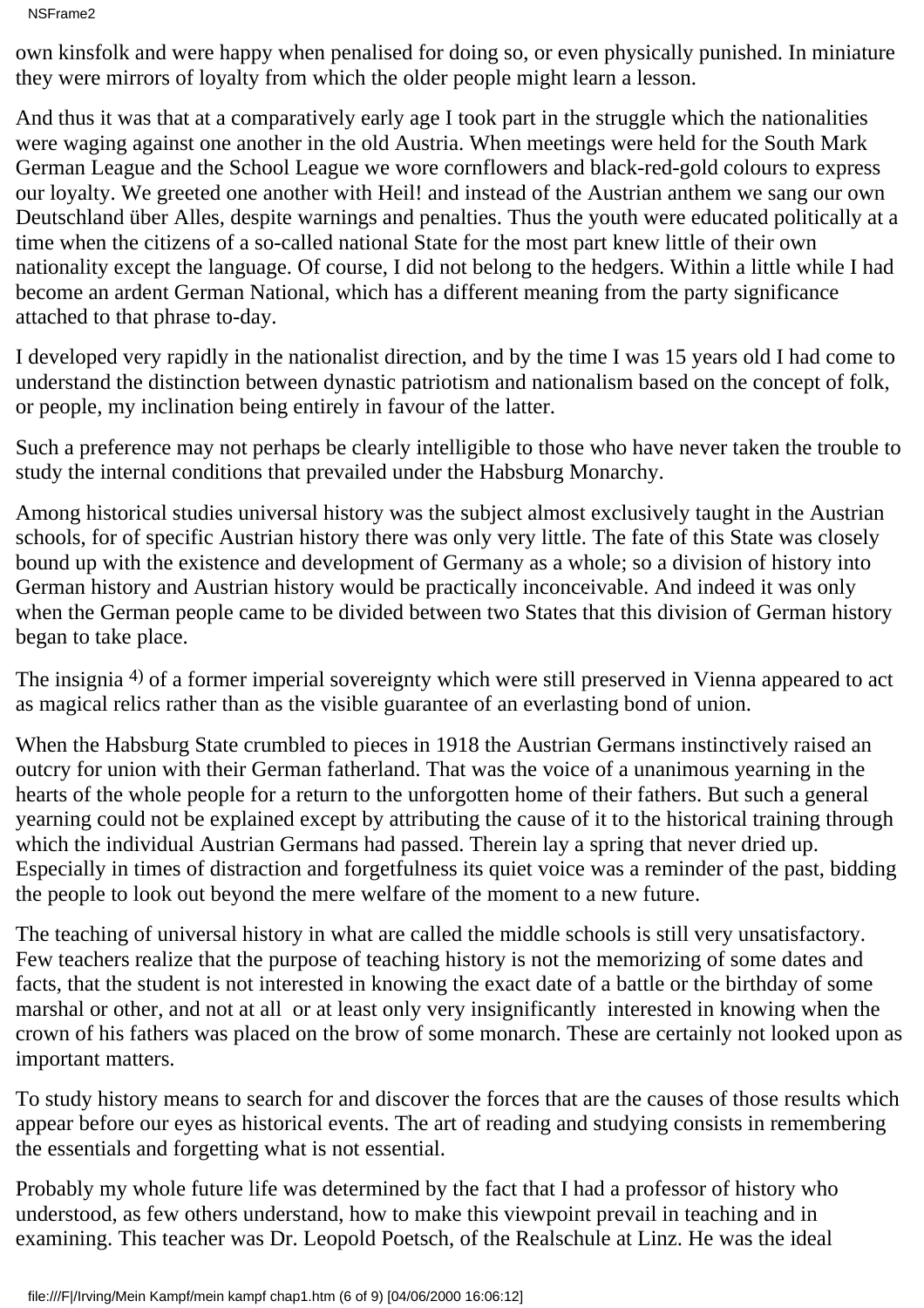own kinsfolk and were happy when penalised for doing so, or even physically punished. In miniature they were mirrors of loyalty from which the older people might learn a lesson.

And thus it was that at a comparatively early age I took part in the struggle which the nationalities were waging against one another in the old Austria. When meetings were held for the South Mark German League and the School League we wore cornflowers and black-red-gold colours to express our loyalty. We greeted one another with Heil! and instead of the Austrian anthem we sang our own Deutschland über Alles, despite warnings and penalties. Thus the youth were educated politically at a time when the citizens of a so-called national State for the most part knew little of their own nationality except the language. Of course, I did not belong to the hedgers. Within a little while I had become an ardent German National, which has a different meaning from the party significance attached to that phrase to-day.

I developed very rapidly in the nationalist direction, and by the time I was 15 years old I had come to understand the distinction between dynastic patriotism and nationalism based on the concept of folk, or people, my inclination being entirely in favour of the latter.

Such a preference may not perhaps be clearly intelligible to those who have never taken the trouble to study the internal conditions that prevailed under the Habsburg Monarchy.

Among historical studies universal history was the subject almost exclusively taught in the Austrian schools, for of specific Austrian history there was only very little. The fate of this State was closely bound up with the existence and development of Germany as a whole; so a division of history into German history and Austrian history would be practically inconceivable. And indeed it was only when the German people came to be divided between two States that this division of German history began to take place.

The insignia 4) of a former imperial sovereignty which were still preserved in Vienna appeared to act as magical relics rather than as the visible guarantee of an everlasting bond of union.

When the Habsburg State crumbled to pieces in 1918 the Austrian Germans instinctively raised an outcry for union with their German fatherland. That was the voice of a unanimous yearning in the hearts of the whole people for a return to the unforgotten home of their fathers. But such a general yearning could not be explained except by attributing the cause of it to the historical training through which the individual Austrian Germans had passed. Therein lay a spring that never dried up. Especially in times of distraction and forgetfulness its quiet voice was a reminder of the past, bidding the people to look out beyond the mere welfare of the moment to a new future.

The teaching of universal history in what are called the middle schools is still very unsatisfactory. Few teachers realize that the purpose of teaching history is not the memorizing of some dates and facts, that the student is not interested in knowing the exact date of a battle or the birthday of some marshal or other, and not at all or at least only very insignificantly interested in knowing when the crown of his fathers was placed on the brow of some monarch. These are certainly not looked upon as important matters.

To study history means to search for and discover the forces that are the causes of those results which appear before our eyes as historical events. The art of reading and studying consists in remembering the essentials and forgetting what is not essential.

Probably my whole future life was determined by the fact that I had a professor of history who understood, as few others understand, how to make this viewpoint prevail in teaching and in examining. This teacher was Dr. Leopold Poetsch, of the Realschule at Linz. He was the ideal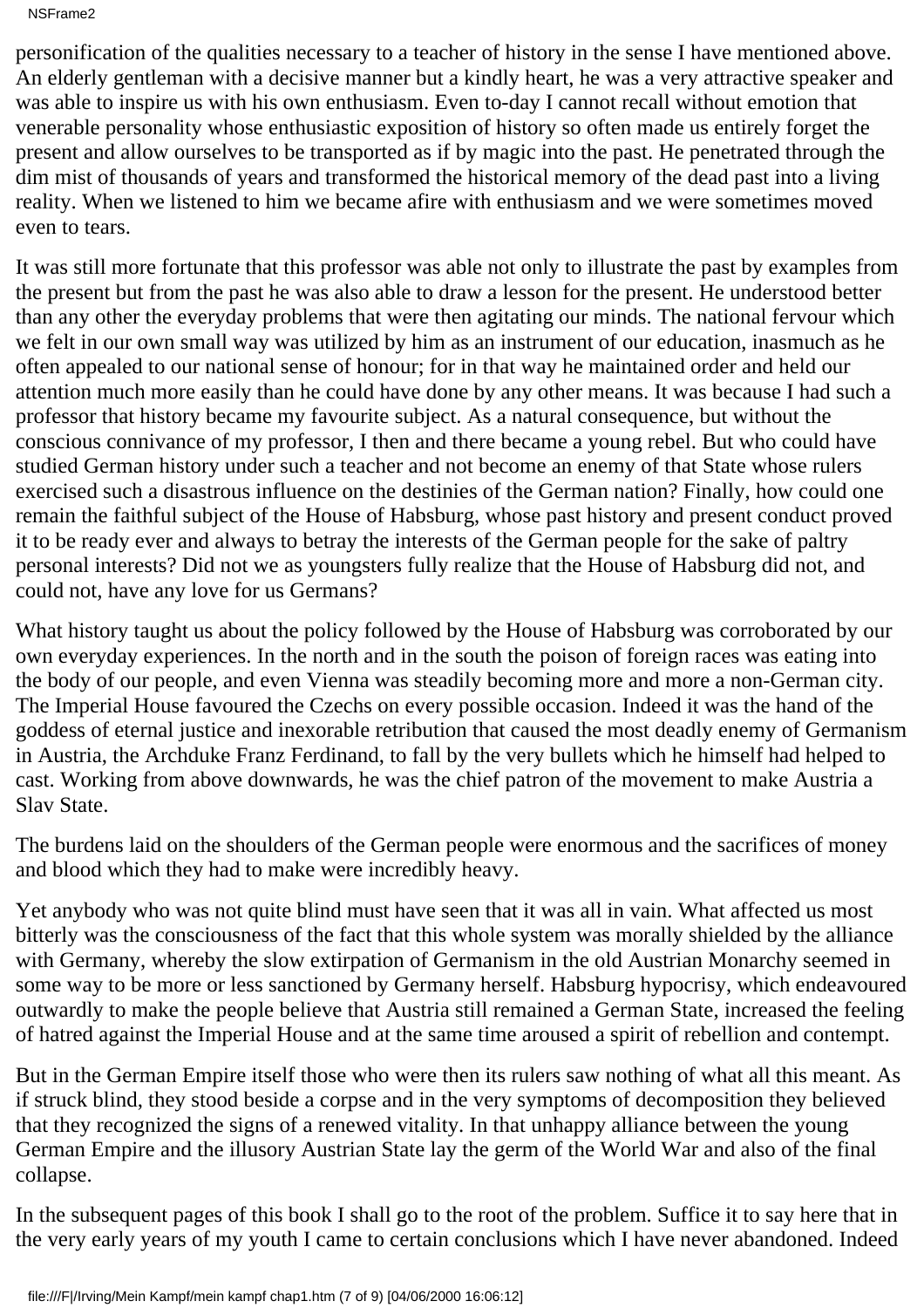personification of the qualities necessary to a teacher of history in the sense I have mentioned above. An elderly gentleman with a decisive manner but a kindly heart, he was a very attractive speaker and was able to inspire us with his own enthusiasm. Even to-day I cannot recall without emotion that venerable personality whose enthusiastic exposition of history so often made us entirely forget the present and allow ourselves to be transported as if by magic into the past. He penetrated through the dim mist of thousands of years and transformed the historical memory of the dead past into a living reality. When we listened to him we became afire with enthusiasm and we were sometimes moved even to tears.

It was still more fortunate that this professor was able not only to illustrate the past by examples from the present but from the past he was also able to draw a lesson for the present. He understood better than any other the everyday problems that were then agitating our minds. The national fervour which we felt in our own small way was utilized by him as an instrument of our education, inasmuch as he often appealed to our national sense of honour; for in that way he maintained order and held our attention much more easily than he could have done by any other means. It was because I had such a professor that history became my favourite subject. As a natural consequence, but without the conscious connivance of my professor, I then and there became a young rebel. But who could have studied German history under such a teacher and not become an enemy of that State whose rulers exercised such a disastrous influence on the destinies of the German nation? Finally, how could one remain the faithful subject of the House of Habsburg, whose past history and present conduct proved it to be ready ever and always to betray the interests of the German people for the sake of paltry personal interests? Did not we as youngsters fully realize that the House of Habsburg did not, and could not, have any love for us Germans?

What history taught us about the policy followed by the House of Habsburg was corroborated by our own everyday experiences. In the north and in the south the poison of foreign races was eating into the body of our people, and even Vienna was steadily becoming more and more a non-German city. The Imperial House favoured the Czechs on every possible occasion. Indeed it was the hand of the goddess of eternal justice and inexorable retribution that caused the most deadly enemy of Germanism in Austria, the Archduke Franz Ferdinand, to fall by the very bullets which he himself had helped to cast. Working from above downwards, he was the chief patron of the movement to make Austria a Slav State.

The burdens laid on the shoulders of the German people were enormous and the sacrifices of money and blood which they had to make were incredibly heavy.

Yet anybody who was not quite blind must have seen that it was all in vain. What affected us most bitterly was the consciousness of the fact that this whole system was morally shielded by the alliance with Germany, whereby the slow extirpation of Germanism in the old Austrian Monarchy seemed in some way to be more or less sanctioned by Germany herself. Habsburg hypocrisy, which endeavoured outwardly to make the people believe that Austria still remained a German State, increased the feeling of hatred against the Imperial House and at the same time aroused a spirit of rebellion and contempt.

But in the German Empire itself those who were then its rulers saw nothing of what all this meant. As if struck blind, they stood beside a corpse and in the very symptoms of decomposition they believed that they recognized the signs of a renewed vitality. In that unhappy alliance between the young German Empire and the illusory Austrian State lay the germ of the World War and also of the final collapse.

In the subsequent pages of this book I shall go to the root of the problem. Suffice it to say here that in the very early years of my youth I came to certain conclusions which I have never abandoned. Indeed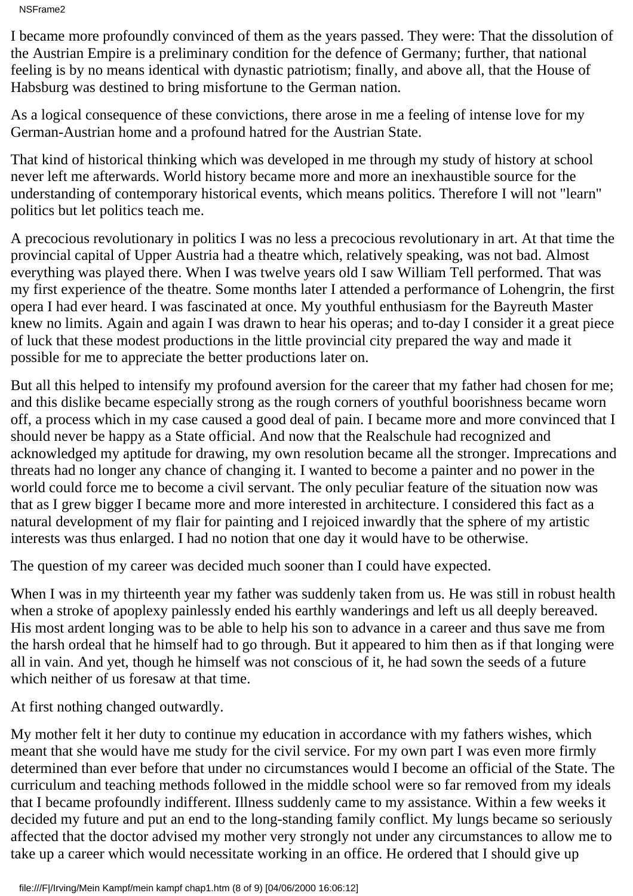I became more profoundly convinced of them as the years passed. They were: That the dissolution of the Austrian Empire is a preliminary condition for the defence of Germany; further, that national feeling is by no means identical with dynastic patriotism; finally, and above all, that the House of Habsburg was destined to bring misfortune to the German nation.

As a logical consequence of these convictions, there arose in me a feeling of intense love for my German-Austrian home and a profound hatred for the Austrian State.

That kind of historical thinking which was developed in me through my study of history at school never left me afterwards. World history became more and more an inexhaustible source for the understanding of contemporary historical events, which means politics. Therefore I will not "learn" politics but let politics teach me.

A precocious revolutionary in politics I was no less a precocious revolutionary in art. At that time the provincial capital of Upper Austria had a theatre which, relatively speaking, was not bad. Almost everything was played there. When I was twelve years old I saw William Tell performed. That was my first experience of the theatre. Some months later I attended a performance of Lohengrin, the first opera I had ever heard. I was fascinated at once. My youthful enthusiasm for the Bayreuth Master knew no limits. Again and again I was drawn to hear his operas; and to-day I consider it a great piece of luck that these modest productions in the little provincial city prepared the way and made it possible for me to appreciate the better productions later on.

But all this helped to intensify my profound aversion for the career that my father had chosen for me; and this dislike became especially strong as the rough corners of youthful boorishness became worn off, a process which in my case caused a good deal of pain. I became more and more convinced that I should never be happy as a State official. And now that the Realschule had recognized and acknowledged my aptitude for drawing, my own resolution became all the stronger. Imprecations and threats had no longer any chance of changing it. I wanted to become a painter and no power in the world could force me to become a civil servant. The only peculiar feature of the situation now was that as I grew bigger I became more and more interested in architecture. I considered this fact as a natural development of my flair for painting and I rejoiced inwardly that the sphere of my artistic interests was thus enlarged. I had no notion that one day it would have to be otherwise.

The question of my career was decided much sooner than I could have expected.

When I was in my thirteenth year my father was suddenly taken from us. He was still in robust health when a stroke of apoplexy painlessly ended his earthly wanderings and left us all deeply bereaved. His most ardent longing was to be able to help his son to advance in a career and thus save me from the harsh ordeal that he himself had to go through. But it appeared to him then as if that longing were all in vain. And yet, though he himself was not conscious of it, he had sown the seeds of a future which neither of us foresaw at that time.

At first nothing changed outwardly.

My mother felt it her duty to continue my education in accordance with my fathers wishes, which meant that she would have me study for the civil service. For my own part I was even more firmly determined than ever before that under no circumstances would I become an official of the State. The curriculum and teaching methods followed in the middle school were so far removed from my ideals that I became profoundly indifferent. Illness suddenly came to my assistance. Within a few weeks it decided my future and put an end to the long-standing family conflict. My lungs became so seriously affected that the doctor advised my mother very strongly not under any circumstances to allow me to take up a career which would necessitate working in an office. He ordered that I should give up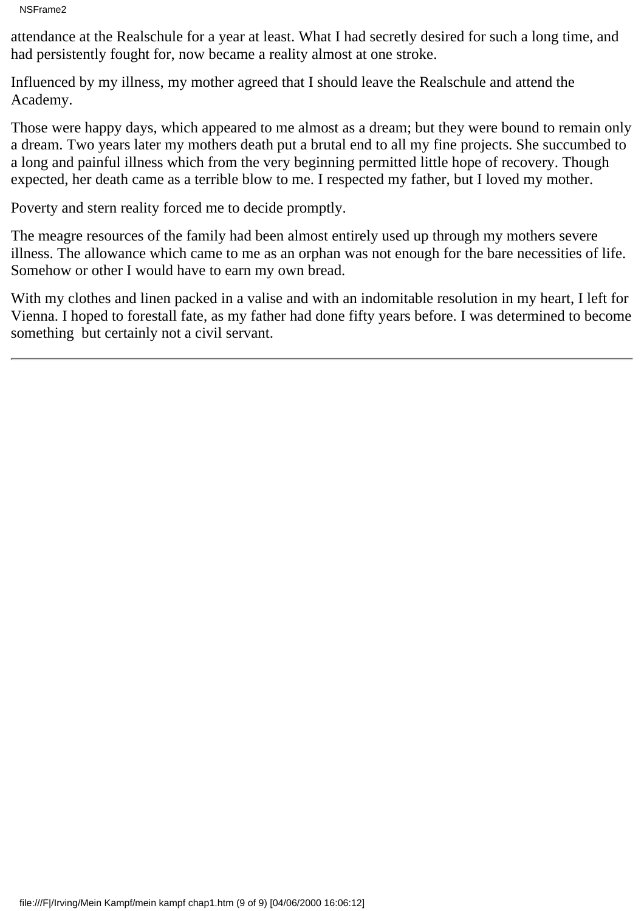attendance at the Realschule for a year at least. What I had secretly desired for such a long time, and had persistently fought for, now became a reality almost at one stroke.

Influenced by my illness, my mother agreed that I should leave the Realschule and attend the Academy.

Those were happy days, which appeared to me almost as a dream; but they were bound to remain only a dream. Two years later my mothers death put a brutal end to all my fine projects. She succumbed to a long and painful illness which from the very beginning permitted little hope of recovery. Though expected, her death came as a terrible blow to me. I respected my father, but I loved my mother.

Poverty and stern reality forced me to decide promptly.

The meagre resources of the family had been almost entirely used up through my mothers severe illness. The allowance which came to me as an orphan was not enough for the bare necessities of life. Somehow or other I would have to earn my own bread.

With my clothes and linen packed in a valise and with an indomitable resolution in my heart, I left for Vienna. I hoped to forestall fate, as my father had done fifty years before. I was determined to become something  but certainly not a civil servant.

---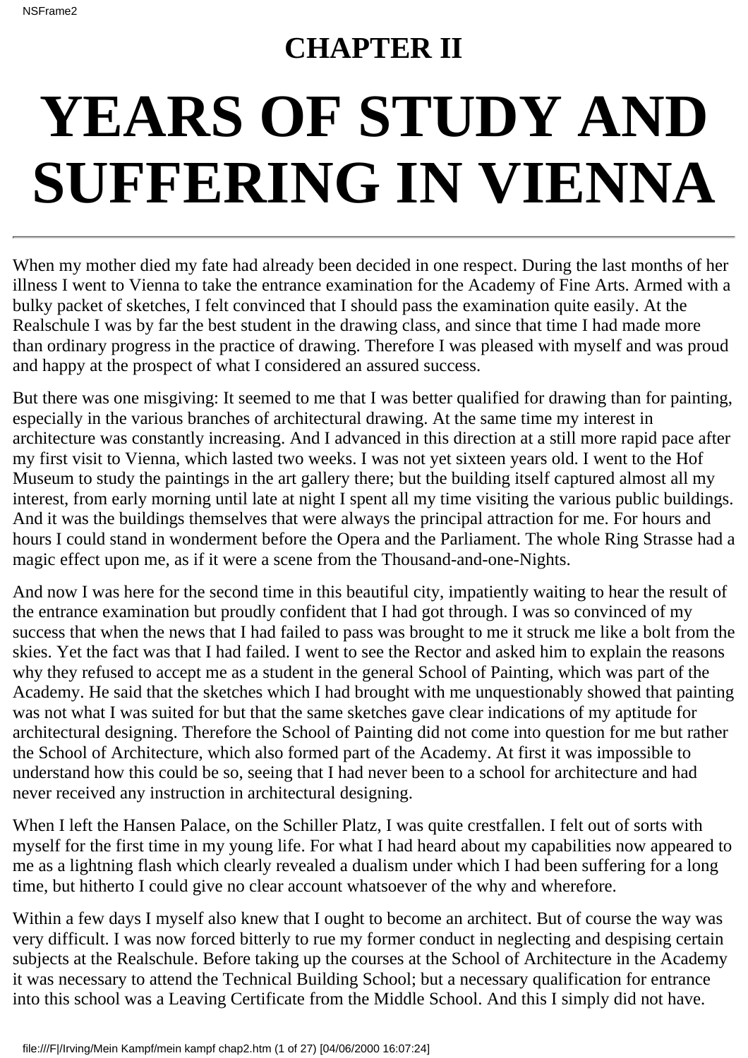## CHAPTER II

# YEARS OF STUDY AND SUFFERING IN VIENNA

When my mother died my fate had already been decided in one respect. During the last months of her illness I went to Vienna to take the entrance examination for the Academy of Fine Arts. Armed with a bulky packet of sketches, I felt convinced that I should pass the examination quite easily. At the Realschule I was by far the best student in the drawing class, and since that time I had made more than ordinary progress in the practice of drawing. Therefore I was pleased with myself and was proud and happy at the prospect of what I considered an assured success.

But there was one misgiving: It seemed to me that I was better qualified for drawing than for painting, especially in the various branches of architectural drawing. At the same time my interest in architecture was constantly increasing. And I advanced in this direction at a still more rapid pace after my first visit to Vienna, which lasted two weeks. I was not yet sixteen years old. I went to the Hof Museum to study the paintings in the art gallery there; but the building itself captured almost all my interest, from early morning until late at night I spent all my time visiting the various public buildings. And it was the buildings themselves that were always the principal attraction for me. For hours and hours I could stand in wonderment before the Opera and the Parliament. The whole Ring Strasse had a magic effect upon me, as if it were a scene from the Thousand-and-one-Nights.

And now I was here for the second time in this beautiful city, impatiently waiting to hear the result of the entrance examination but proudly confident that I had got through. I was so convinced of my success that when the news that I had failed to pass was brought to me it struck me like a bolt from the skies. Yet the fact was that I had failed. I went to see the Rector and asked him to explain the reasons why they refused to accept me as a student in the general School of Painting, which was part of the Academy. He said that the sketches which I had brought with me unquestionably showed that painting was not what I was suited for but that the same sketches gave clear indications of my aptitude for architectural designing. Therefore the School of Painting did not come into question for me but rather the School of Architecture, which also formed part of the Academy. At first it was impossible to understand how this could be so, seeing that I had never been to a school for architecture and had never received any instruction in architectural designing.

When I left the Hansen Palace, on the Schiller Platz, I was quite crestfallen. I felt out of sorts with myself for the first time in my young life. For what I had heard about my capabilities now appeared to me as a lightning flash which clearly revealed a dualism under which I had been suffering for a long time, but hitherto I could give no clear account whatsoever of the why and wherefore.

Within a few days I myself also knew that I ought to become an architect. But of course the way was very difficult. I was now forced bitterly to rue my former conduct in neglecting and despising certain subjects at the Realschule. Before taking up the courses at the School of Architecture in the Academy it was necessary to attend the Technical Building School; but a necessary qualification for entrance into this school was a Leaving Certificate from the Middle School. And this I simply did not have.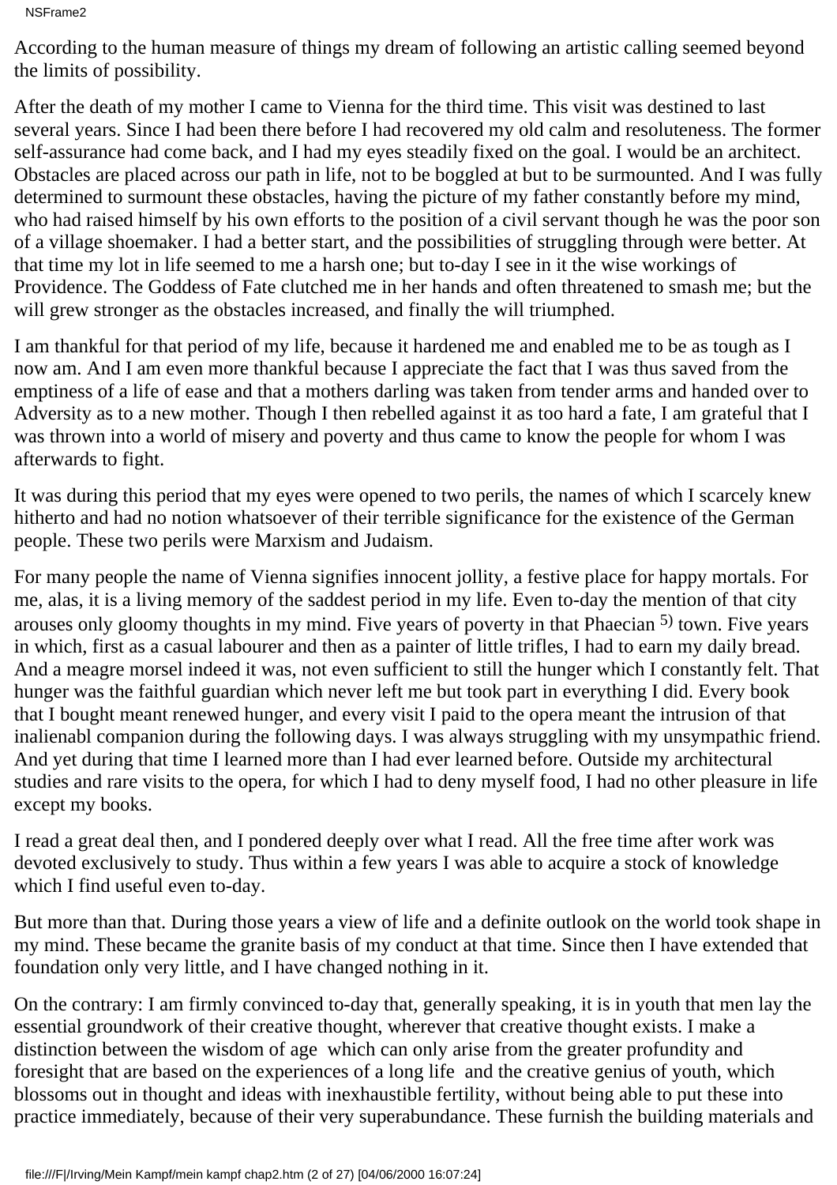According to the human measure of things my dream of following an artistic calling seemed beyond the limits of possibility.

After the death of my mother I came to Vienna for the third time. This visit was destined to last several years. Since I had been there before I had recovered my old calm and resoluteness. The former self-assurance had come back, and I had my eyes steadily fixed on the goal. I would be an architect. Obstacles are placed across our path in life, not to be boggled at but to be surmounted. And I was fully determined to surmount these obstacles, having the picture of my father constantly before my mind, who had raised himself by his own efforts to the position of a civil servant though he was the poor son of a village shoemaker. I had a better start, and the possibilities of struggling through were better. At that time my lot in life seemed to me a harsh one; but to-day I see in it the wise workings of Providence. The Goddess of Fate clutched me in her hands and often threatened to smash me; but the will grew stronger as the obstacles increased, and finally the will triumphed.

I am thankful for that period of my life, because it hardened me and enabled me to be as tough as I now am. And I am even more thankful because I appreciate the fact that I was thus saved from the emptiness of a life of ease and that a mothers darling was taken from tender arms and handed over to Adversity as to a new mother. Though I then rebelled against it as too hard a fate, I am grateful that I was thrown into a world of misery and poverty and thus came to know the people for whom I was afterwards to fight.

It was during this period that my eyes were opened to two perils, the names of which I scarcely knew hitherto and had no notion whatsoever of their terrible significance for the existence of the German people. These two perils were Marxism and Judaism.

For many people the name of Vienna signifies innocent jollity, a festive place for happy mortals. For me, alas, it is a living memory of the saddest period in my life. Even to-day the mention of that city arouses only gloomy thoughts in my mind. Five years of poverty in that Phaecian [5)] town. Five years in which, first as a casual labourer and then as a painter of little trifles, I had to earn my daily bread. And a meagre morsel indeed it was, not even sufficient to still the hunger which I constantly felt. That hunger was the faithful guardian which never left me but took part in everything I did. Every book that I bought meant renewed hunger, and every visit I paid to the opera meant the intrusion of that inalienabl companion during the following days. I was always struggling with my unsympathic friend. And yet during that time I learned more than I had ever learned before. Outside my architectural studies and rare visits to the opera, for which I had to deny myself food, I had no other pleasure in life except my books.

I read a great deal then, and I pondered deeply over what I read. All the free time after work was devoted exclusively to study. Thus within a few years I was able to acquire a stock of knowledge which I find useful even to-day.

But more than that. During those years a view of life and a definite outlook on the world took shape in my mind. These became the granite basis of my conduct at that time. Since then I have extended that foundation only very little, and I have changed nothing in it.

On the contrary: I am firmly convinced to-day that, generally speaking, it is in youth that men lay the essential groundwork of their creative thought, wherever that creative thought exists. I make a distinction between the wisdom of age which can only arise from the greater profundity and foresight that are based on the experiences of a long life and the creative genius of youth, which blossoms out in thought and ideas with inexhaustible fertility, without being able to put these into practice immediately, because of their very superabundance. These furnish the building materials and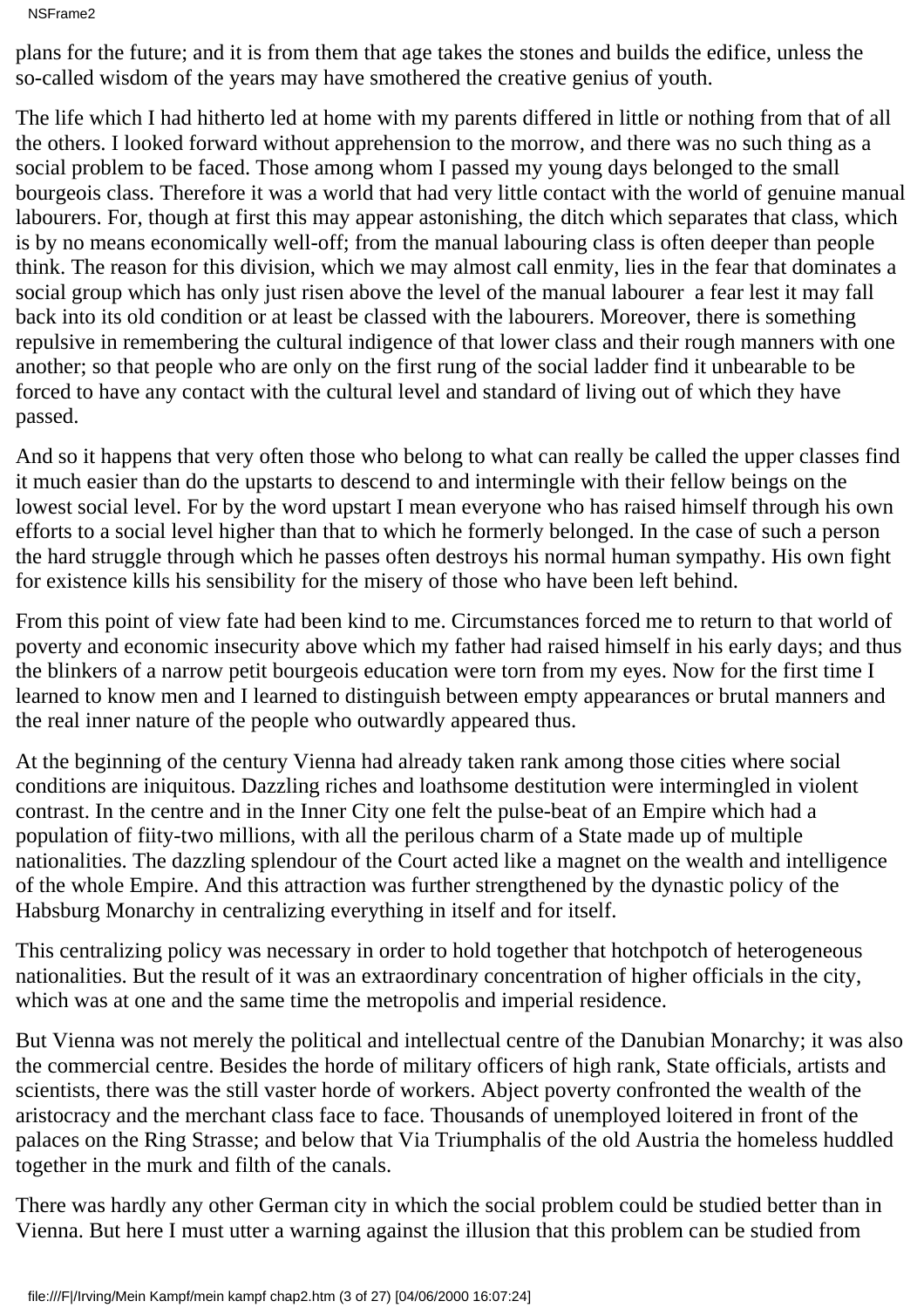plans for the future; and it is from them that age takes the stones and builds the edifice, unless the so-called wisdom of the years may have smothered the creative genius of youth.

The life which I had hitherto led at home with my parents differed in little or nothing from that of all the others. I looked forward without apprehension to the morrow, and there was no such thing as a social problem to be faced. Those among whom I passed my young days belonged to the small bourgeois class. Therefore it was a world that had very little contact with the world of genuine manual labourers. For, though at first this may appear astonishing, the ditch which separates that class, which is by no means economically well-off; from the manual labouring class is often deeper than people think. The reason for this division, which we may almost call enmity, lies in the fear that dominates a social group which has only just risen above the level of the manual labourer  a fear lest it may fall back into its old condition or at least be classed with the labourers. Moreover, there is something repulsive in remembering the cultural indigence of that lower class and their rough manners with one another; so that people who are only on the first rung of the social ladder find it unbearable to be forced to have any contact with the cultural level and standard of living out of which they have passed.

And so it happens that very often those who belong to what can really be called the upper classes find it much easier than do the upstarts to descend to and intermingle with their fellow beings on the lowest social level. For by the word upstart I mean everyone who has raised himself through his own efforts to a social level higher than that to which he formerly belonged. In the case of such a person the hard struggle through which he passes often destroys his normal human sympathy. His own fight for existence kills his sensibility for the misery of those who have been left behind.

From this point of view fate had been kind to me. Circumstances forced me to return to that world of poverty and economic insecurity above which my father had raised himself in his early days; and thus the blinkers of a narrow petit bourgeois education were torn from my eyes. Now for the first time I learned to know men and I learned to distinguish between empty appearances or brutal manners and the real inner nature of the people who outwardly appeared thus.

At the beginning of the century Vienna had already taken rank among those cities where social conditions are iniquitous. Dazzling riches and loathsome destitution were intermingled in violent contrast. In the centre and in the Inner City one felt the pulse-beat of an Empire which had a population of fiity-two millions, with all the perilous charm of a State made up of multiple nationalities. The dazzling splendour of the Court acted like a magnet on the wealth and intelligence of the whole Empire. And this attraction was further strengthened by the dynastic policy of the Habsburg Monarchy in centralizing everything in itself and for itself.

This centralizing policy was necessary in order to hold together that hotchpotch of heterogeneous nationalities. But the result of it was an extraordinary concentration of higher officials in the city, which was at one and the same time the metropolis and imperial residence.

But Vienna was not merely the political and intellectual centre of the Danubian Monarchy; it was also the commercial centre. Besides the horde of military officers of high rank, State officials, artists and scientists, there was the still vaster horde of workers. Abject poverty confronted the wealth of the aristocracy and the merchant class face to face. Thousands of unemployed loitered in front of the palaces on the Ring Strasse; and below that Via Triumphalis of the old Austria the homeless huddled together in the murk and filth of the canals.

There was hardly any other German city in which the social problem could be studied better than in Vienna. But here I must utter a warning against the illusion that this problem can be studied from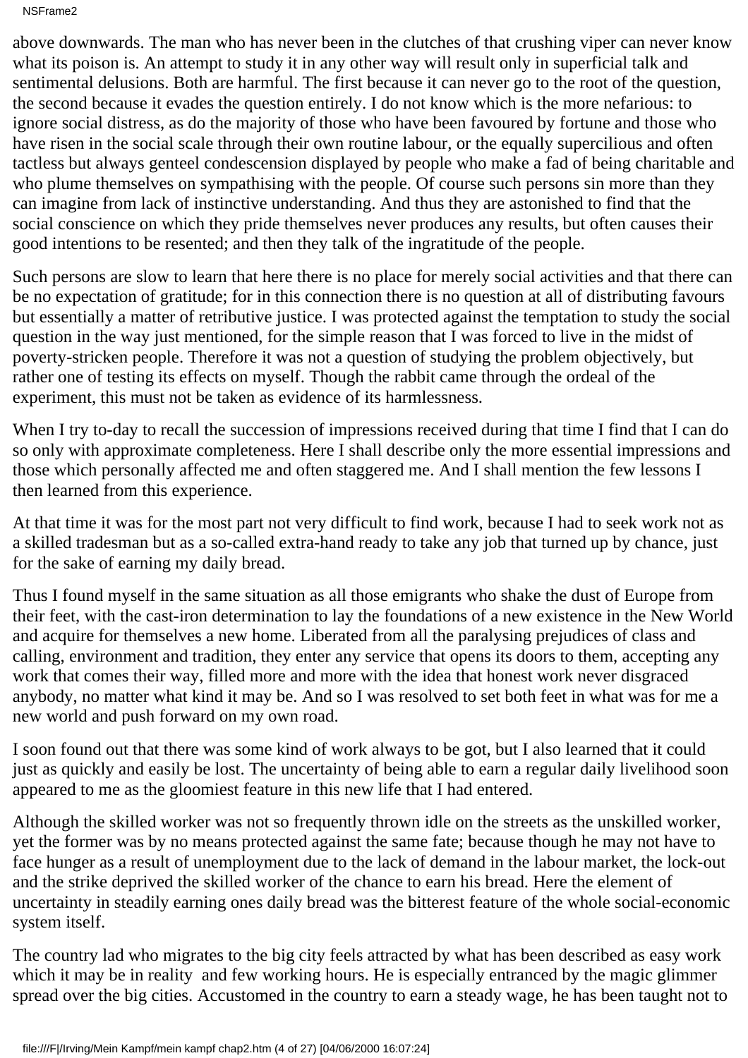above downwards. The man who has never been in the clutches of that crushing viper can never know what its poison is. An attempt to study it in any other way will result only in superficial talk and sentimental delusions. Both are harmful. The first because it can never go to the root of the question, the second because it evades the question entirely. I do not know which is the more nefarious: to ignore social distress, as do the majority of those who have been favoured by fortune and those who have risen in the social scale through their own routine labour, or the equally supercilious and often tactless but always genteel condescension displayed by people who make a fad of being charitable and who plume themselves on sympathising with the people. Of course such persons sin more than they can imagine from lack of instinctive understanding. And thus they are astonished to find that the social conscience on which they pride themselves never produces any results, but often causes their good intentions to be resented; and then they talk of the ingratitude of the people.

Such persons are slow to learn that here there is no place for merely social activities and that there can be no expectation of gratitude; for in this connection there is no question at all of distributing favours but essentially a matter of retributive justice. I was protected against the temptation to study the social question in the way just mentioned, for the simple reason that I was forced to live in the midst of poverty-stricken people. Therefore it was not a question of studying the problem objectively, but rather one of testing its effects on myself. Though the rabbit came through the ordeal of the experiment, this must not be taken as evidence of its harmlessness.

When I try to-day to recall the succession of impressions received during that time I find that I can do so only with approximate completeness. Here I shall describe only the more essential impressions and those which personally affected me and often staggered me. And I shall mention the few lessons I then learned from this experience.

At that time it was for the most part not very difficult to find work, because I had to seek work not as a skilled tradesman but as a so-called extra-hand ready to take any job that turned up by chance, just for the sake of earning my daily bread.

Thus I found myself in the same situation as all those emigrants who shake the dust of Europe from their feet, with the cast-iron determination to lay the foundations of a new existence in the New World and acquire for themselves a new home. Liberated from all the paralysing prejudices of class and calling, environment and tradition, they enter any service that opens its doors to them, accepting any work that comes their way, filled more and more with the idea that honest work never disgraced anybody, no matter what kind it may be. And so I was resolved to set both feet in what was for me a new world and push forward on my own road.

I soon found out that there was some kind of work always to be got, but I also learned that it could just as quickly and easily be lost. The uncertainty of being able to earn a regular daily livelihood soon appeared to me as the gloomiest feature in this new life that I had entered.

Although the skilled worker was not so frequently thrown idle on the streets as the unskilled worker, yet the former was by no means protected against the same fate; because though he may not have to face hunger as a result of unemployment due to the lack of demand in the labour market, the lock-out and the strike deprived the skilled worker of the chance to earn his bread. Here the element of uncertainty in steadily earning ones daily bread was the bitterest feature of the whole social-economic system itself.

The country lad who migrates to the big city feels attracted by what has been described as easy work which it may be in reality and few working hours. He is especially entranced by the magic glimmer spread over the big cities. Accustomed in the country to earn a steady wage, he has been taught not to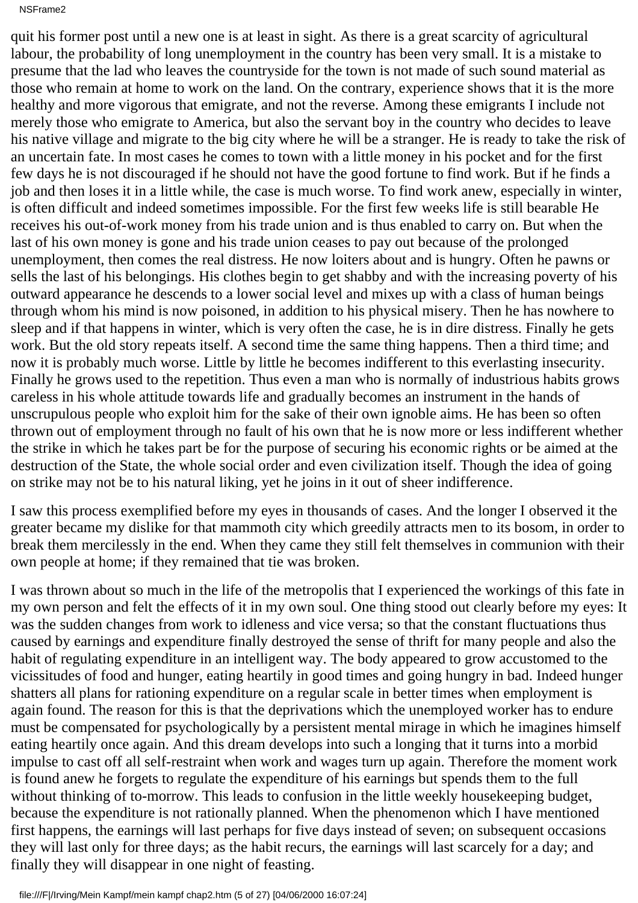quit his former post until a new one is at least in sight. As there is a great scarcity of agricultural labour, the probability of long unemployment in the country has been very small. It is a mistake to presume that the lad who leaves the countryside for the town is not made of such sound material as those who remain at home to work on the land. On the contrary, experience shows that it is the more healthy and more vigorous that emigrate, and not the reverse. Among these emigrants I include not merely those who emigrate to America, but also the servant boy in the country who decides to leave his native village and migrate to the big city where he will be a stranger. He is ready to take the risk of an uncertain fate. In most cases he comes to town with a little money in his pocket and for the first few days he is not discouraged if he should not have the good fortune to find work. But if he finds a job and then loses it in a little while, the case is much worse. To find work anew, especially in winter, is often difficult and indeed sometimes impossible. For the first few weeks life is still bearable He receives his out-of-work money from his trade union and is thus enabled to carry on. But when the last of his own money is gone and his trade union ceases to pay out because of the prolonged unemployment, then comes the real distress. He now loiters about and is hungry. Often he pawns or sells the last of his belongings. His clothes begin to get shabby and with the increasing poverty of his outward appearance he descends to a lower social level and mixes up with a class of human beings through whom his mind is now poisoned, in addition to his physical misery. Then he has nowhere to sleep and if that happens in winter, which is very often the case, he is in dire distress. Finally he gets work. But the old story repeats itself. A second time the same thing happens. Then a third time; and now it is probably much worse. Little by little he becomes indifferent to this everlasting insecurity. Finally he grows used to the repetition. Thus even a man who is normally of industrious habits grows careless in his whole attitude towards life and gradually becomes an instrument in the hands of unscrupulous people who exploit him for the sake of their own ignoble aims. He has been so often thrown out of employment through no fault of his own that he is now more or less indifferent whether the strike in which he takes part be for the purpose of securing his economic rights or be aimed at the destruction of the State, the whole social order and even civilization itself. Though the idea of going on strike may not be to his natural liking, yet he joins in it out of sheer indifference.

I saw this process exemplified before my eyes in thousands of cases. And the longer I observed it the greater became my dislike for that mammoth city which greedily attracts men to its bosom, in order to break them mercilessly in the end. When they came they still felt themselves in communion with their own people at home; if they remained that tie was broken.

I was thrown about so much in the life of the metropolis that I experienced the workings of this fate in my own person and felt the effects of it in my own soul. One thing stood out clearly before my eyes: It was the sudden changes from work to idleness and vice versa; so that the constant fluctuations thus caused by earnings and expenditure finally destroyed the sense of thrift for many people and also the habit of regulating expenditure in an intelligent way. The body appeared to grow accustomed to the vicissitudes of food and hunger, eating heartily in good times and going hungry in bad. Indeed hunger shatters all plans for rationing expenditure on a regular scale in better times when employment is again found. The reason for this is that the deprivations which the unemployed worker has to endure must be compensated for psychologically by a persistent mental mirage in which he imagines himself eating heartily once again. And this dream develops into such a longing that it turns into a morbid impulse to cast off all self-restraint when work and wages turn up again. Therefore the moment work is found anew he forgets to regulate the expenditure of his earnings but spends them to the full without thinking of to-morrow. This leads to confusion in the little weekly housekeeping budget, because the expenditure is not rationally planned. When the phenomenon which I have mentioned first happens, the earnings will last perhaps for five days instead of seven; on subsequent occasions they will last only for three days; as the habit recurs, the earnings will last scarcely for a day; and finally they will disappear in one night of feasting.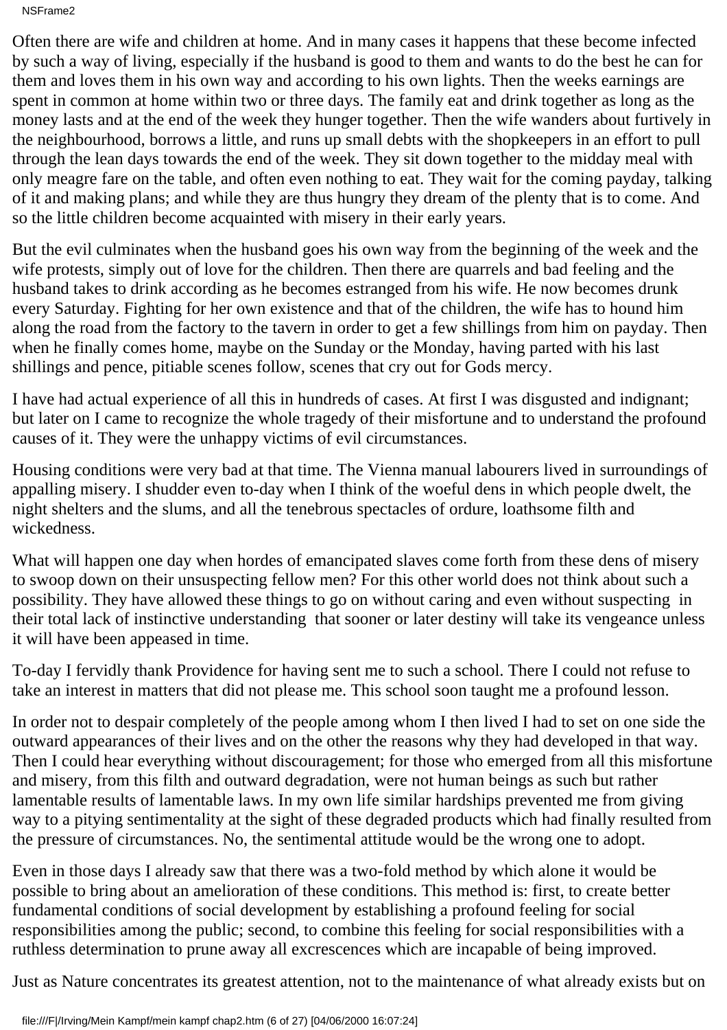Often there are wife and children at home. And in many cases it happens that these become infected by such a way of living, especially if the husband is good to them and wants to do the best he can for them and loves them in his own way and according to his own lights. Then the weeks earnings are spent in common at home within two or three days. The family eat and drink together as long as the money lasts and at the end of the week they hunger together. Then the wife wanders about furtively in the neighbourhood, borrows a little, and runs up small debts with the shopkeepers in an effort to pull through the lean days towards the end of the week. They sit down together to the midday meal with only meagre fare on the table, and often even nothing to eat. They wait for the coming payday, talking of it and making plans; and while they are thus hungry they dream of the plenty that is to come. And so the little children become acquainted with misery in their early years.

But the evil culminates when the husband goes his own way from the beginning of the week and the wife protests, simply out of love for the children. Then there are quarrels and bad feeling and the husband takes to drink according as he becomes estranged from his wife. He now becomes drunk every Saturday. Fighting for her own existence and that of the children, the wife has to hound him along the road from the factory to the tavern in order to get a few shillings from him on payday. Then when he finally comes home, maybe on the Sunday or the Monday, having parted with his last shillings and pence, pitiable scenes follow, scenes that cry out for Gods mercy.

I have had actual experience of all this in hundreds of cases. At first I was disgusted and indignant; but later on I came to recognize the whole tragedy of their misfortune and to understand the profound causes of it. They were the unhappy victims of evil circumstances.

Housing conditions were very bad at that time. The Vienna manual labourers lived in surroundings of appalling misery. I shudder even to-day when I think of the woeful dens in which people dwelt, the night shelters and the slums, and all the tenebrous spectacles of ordure, loathsome filth and wickedness.

What will happen one day when hordes of emancipated slaves come forth from these dens of misery to swoop down on their unsuspecting fellow men? For this other world does not think about such a possibility. They have allowed these things to go on without caring and even without suspecting in their total lack of instinctive understanding that sooner or later destiny will take its vengeance unless it will have been appeased in time.

To-day I fervidly thank Providence for having sent me to such a school. There I could not refuse to take an interest in matters that did not please me. This school soon taught me a profound lesson.

In order not to despair completely of the people among whom I then lived I had to set on one side the outward appearances of their lives and on the other the reasons why they had developed in that way. Then I could hear everything without discouragement; for those who emerged from all this misfortune and misery, from this filth and outward degradation, were not human beings as such but rather lamentable results of lamentable laws. In my own life similar hardships prevented me from giving way to a pitying sentimentality at the sight of these degraded products which had finally resulted from the pressure of circumstances. No, the sentimental attitude would be the wrong one to adopt.

Even in those days I already saw that there was a two-fold method by which alone it would be possible to bring about an amelioration of these conditions. This method is: first, to create better fundamental conditions of social development by establishing a profound feeling for social responsibilities among the public; second, to combine this feeling for social responsibilities with a ruthless determination to prune away all excrescences which are incapable of being improved.

Just as Nature concentrates its greatest attention, not to the maintenance of what already exists but on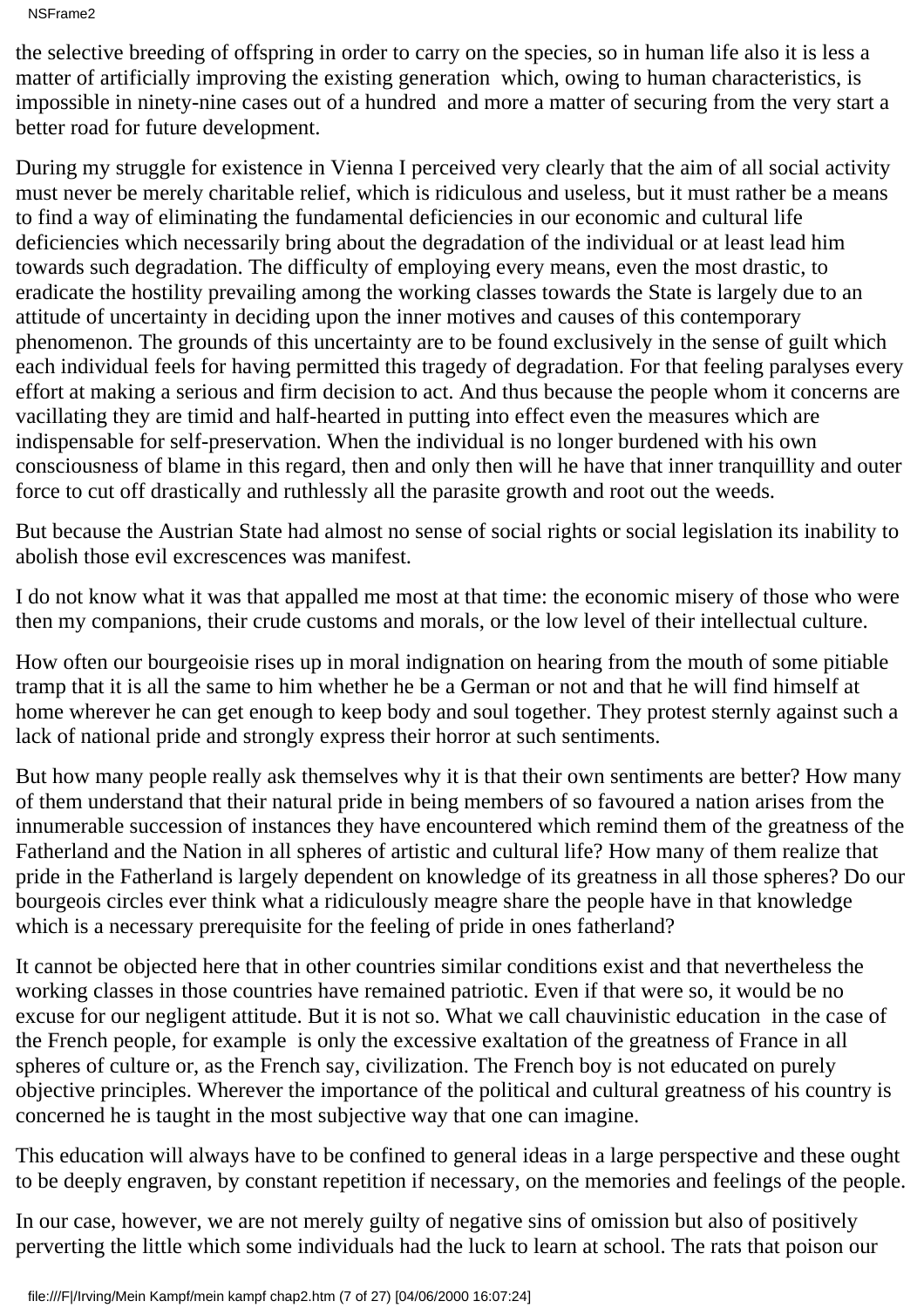the selective breeding of offspring in order to carry on the species, so in human life also it is less a matter of artificially improving the existing generation which, owing to human characteristics, is impossible in ninety-nine cases out of a hundred and more a matter of securing from the very start a better road for future development.

During my struggle for existence in Vienna I perceived very clearly that the aim of all social activity must never be merely charitable relief, which is ridiculous and useless, but it must rather be a means to find a way of eliminating the fundamental deficiencies in our economic and cultural life deficiencies which necessarily bring about the degradation of the individual or at least lead him towards such degradation. The difficulty of employing every means, even the most drastic, to eradicate the hostility prevailing among the working classes towards the State is largely due to an attitude of uncertainty in deciding upon the inner motives and causes of this contemporary phenomenon. The grounds of this uncertainty are to be found exclusively in the sense of guilt which each individual feels for having permitted this tragedy of degradation. For that feeling paralyses every effort at making a serious and firm decision to act. And thus because the people whom it concerns are vacillating they are timid and half-hearted in putting into effect even the measures which are indispensable for self-preservation. When the individual is no longer burdened with his own consciousness of blame in this regard, then and only then will he have that inner tranquillity and outer force to cut off drastically and ruthlessly all the parasite growth and root out the weeds.

But because the Austrian State had almost no sense of social rights or social legislation its inability to abolish those evil excrescences was manifest.

I do not know what it was that appalled me most at that time: the economic misery of those who were then my companions, their crude customs and morals, or the low level of their intellectual culture.

How often our bourgeoisie rises up in moral indignation on hearing from the mouth of some pitiable tramp that it is all the same to him whether he be a German or not and that he will find himself at home wherever he can get enough to keep body and soul together. They protest sternly against such a lack of national pride and strongly express their horror at such sentiments.

But how many people really ask themselves why it is that their own sentiments are better? How many of them understand that their natural pride in being members of so favoured a nation arises from the innumerable succession of instances they have encountered which remind them of the greatness of the Fatherland and the Nation in all spheres of artistic and cultural life? How many of them realize that pride in the Fatherland is largely dependent on knowledge of its greatness in all those spheres? Do our bourgeois circles ever think what a ridiculously meagre share the people have in that knowledge which is a necessary prerequisite for the feeling of pride in ones fatherland?

It cannot be objected here that in other countries similar conditions exist and that nevertheless the working classes in those countries have remained patriotic. Even if that were so, it would be no excuse for our negligent attitude. But it is not so. What we call chauvinistic education in the case of the French people, for example is only the excessive exaltation of the greatness of France in all spheres of culture or, as the French say, civilization. The French boy is not educated on purely objective principles. Wherever the importance of the political and cultural greatness of his country is concerned he is taught in the most subjective way that one can imagine.

This education will always have to be confined to general ideas in a large perspective and these ought to be deeply engraven, by constant repetition if necessary, on the memories and feelings of the people.

In our case, however, we are not merely guilty of negative sins of omission but also of positively perverting the little which some individuals had the luck to learn at school. The rats that poison our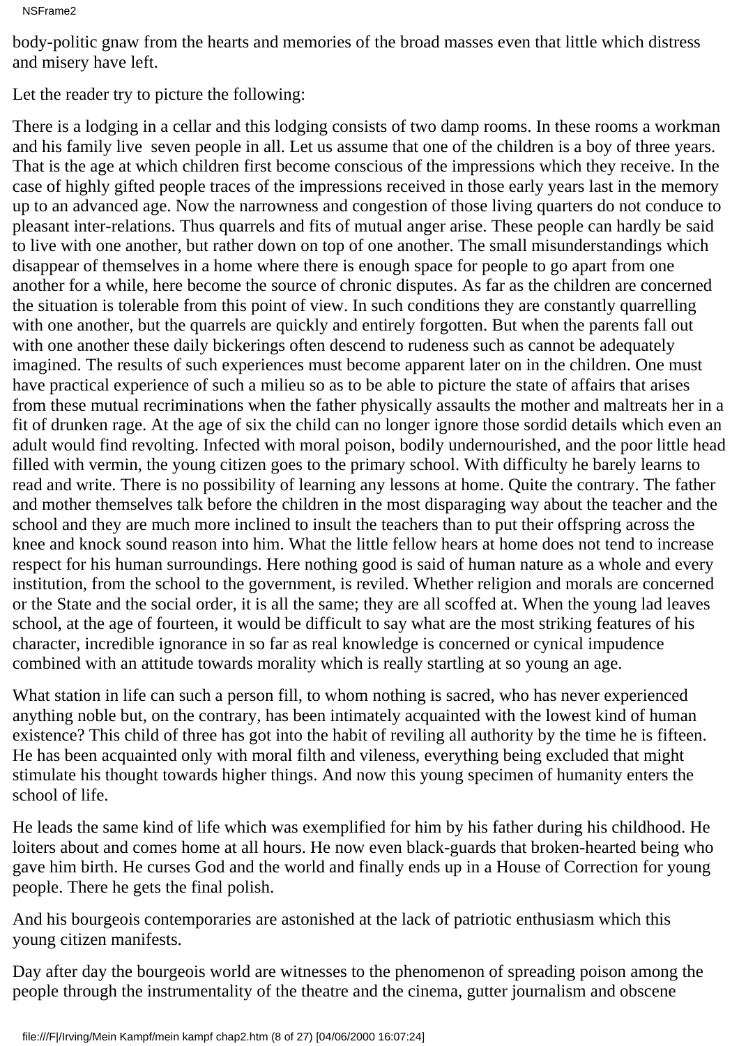body-politic gnaw from the hearts and memories of the broad masses even that little which distress and misery have left.

Let the reader try to picture the following:

There is a lodging in a cellar and this lodging consists of two damp rooms. In these rooms a workman and his family live  seven people in all. Let us assume that one of the children is a boy of three years. That is the age at which children first become conscious of the impressions which they receive. In the case of highly gifted people traces of the impressions received in those early years last in the memory up to an advanced age. Now the narrowness and congestion of those living quarters do not conduce to pleasant inter-relations. Thus quarrels and fits of mutual anger arise. These people can hardly be said to live with one another, but rather down on top of one another. The small misunderstandings which disappear of themselves in a home where there is enough space for people to go apart from one another for a while, here become the source of chronic disputes. As far as the children are concerned the situation is tolerable from this point of view. In such conditions they are constantly quarrelling with one another, but the quarrels are quickly and entirely forgotten. But when the parents fall out with one another these daily bickerings often descend to rudeness such as cannot be adequately imagined. The results of such experiences must become apparent later on in the children. One must have practical experience of such a milieu so as to be able to picture the state of affairs that arises from these mutual recriminations when the father physically assaults the mother and maltreats her in a fit of drunken rage. At the age of six the child can no longer ignore those sordid details which even an adult would find revolting. Infected with moral poison, bodily undernourished, and the poor little head filled with vermin, the young citizen goes to the primary school. With difficulty he barely learns to read and write. There is no possibility of learning any lessons at home. Quite the contrary. The father and mother themselves talk before the children in the most disparaging way about the teacher and the school and they are much more inclined to insult the teachers than to put their offspring across the knee and knock sound reason into him. What the little fellow hears at home does not tend to increase respect for his human surroundings. Here nothing good is said of human nature as a whole and every institution, from the school to the government, is reviled. Whether religion and morals are concerned or the State and the social order, it is all the same; they are all scoffed at. When the young lad leaves school, at the age of fourteen, it would be difficult to say what are the most striking features of his character, incredible ignorance in so far as real knowledge is concerned or cynical impudence combined with an attitude towards morality which is really startling at so young an age.

What station in life can such a person fill, to whom nothing is sacred, who has never experienced anything noble but, on the contrary, has been intimately acquainted with the lowest kind of human existence? This child of three has got into the habit of reviling all authority by the time he is fifteen. He has been acquainted only with moral filth and vileness, everything being excluded that might stimulate his thought towards higher things. And now this young specimen of humanity enters the school of life.

He leads the same kind of life which was exemplified for him by his father during his childhood. He loiters about and comes home at all hours. He now even black-guards that broken-hearted being who gave him birth. He curses God and the world and finally ends up in a House of Correction for young people. There he gets the final polish.

And his bourgeois contemporaries are astonished at the lack of patriotic enthusiasm which this young citizen manifests.

Day after day the bourgeois world are witnesses to the phenomenon of spreading poison among the people through the instrumentality of the theatre and the cinema, gutter journalism and obscene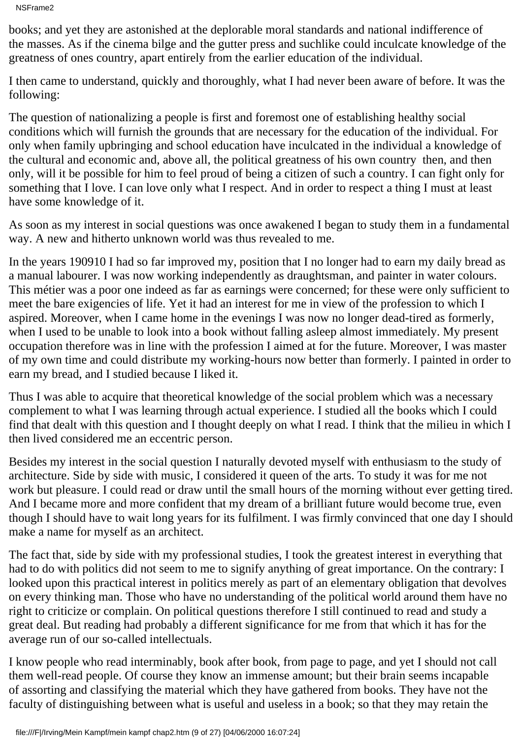books; and yet they are astonished at the deplorable moral standards and national indifference of the masses. As if the cinema bilge and the gutter press and suchlike could inculcate knowledge of the greatness of ones country, apart entirely from the earlier education of the individual.

I then came to understand, quickly and thoroughly, what I had never been aware of before. It was the following:

The question of nationalizing a people is first and foremost one of establishing healthy social conditions which will furnish the grounds that are necessary for the education of the individual. For only when family upbringing and school education have inculcated in the individual a knowledge of the cultural and economic and, above all, the political greatness of his own country then, and then only, will it be possible for him to feel proud of being a citizen of such a country. I can fight only for something that I love. I can love only what I respect. And in order to respect a thing I must at least have some knowledge of it.

As soon as my interest in social questions was once awakened I began to study them in a fundamental way. A new and hitherto unknown world was thus revealed to me.

In the years 190910 I had so far improved my, position that I no longer had to earn my daily bread as a manual labourer. I was now working independently as draughtsman, and painter in water colours. This métier was a poor one indeed as far as earnings were concerned; for these were only sufficient to meet the bare exigencies of life. Yet it had an interest for me in view of the profession to which I aspired. Moreover, when I came home in the evenings I was now no longer dead-tired as formerly, when I used to be unable to look into a book without falling asleep almost immediately. My present occupation therefore was in line with the profession I aimed at for the future. Moreover, I was master of my own time and could distribute my working-hours now better than formerly. I painted in order to earn my bread, and I studied because I liked it.

Thus I was able to acquire that theoretical knowledge of the social problem which was a necessary complement to what I was learning through actual experience. I studied all the books which I could find that dealt with this question and I thought deeply on what I read. I think that the milieu in which I then lived considered me an eccentric person.

Besides my interest in the social question I naturally devoted myself with enthusiasm to the study of architecture. Side by side with music, I considered it queen of the arts. To study it was for me not work but pleasure. I could read or draw until the small hours of the morning without ever getting tired. And I became more and more confident that my dream of a brilliant future would become true, even though I should have to wait long years for its fulfilment. I was firmly convinced that one day I should make a name for myself as an architect.

The fact that, side by side with my professional studies, I took the greatest interest in everything that had to do with politics did not seem to me to signify anything of great importance. On the contrary: I looked upon this practical interest in politics merely as part of an elementary obligation that devolves on every thinking man. Those who have no understanding of the political world around them have no right to criticize or complain. On political questions therefore I still continued to read and study a great deal. But reading had probably a different significance for me from that which it has for the average run of our so-called intellectuals.

I know people who read interminably, book after book, from page to page, and yet I should not call them well-read people. Of course they know an immense amount; but their brain seems incapable of assorting and classifying the material which they have gathered from books. They have not the faculty of distinguishing between what is useful and useless in a book; so that they may retain the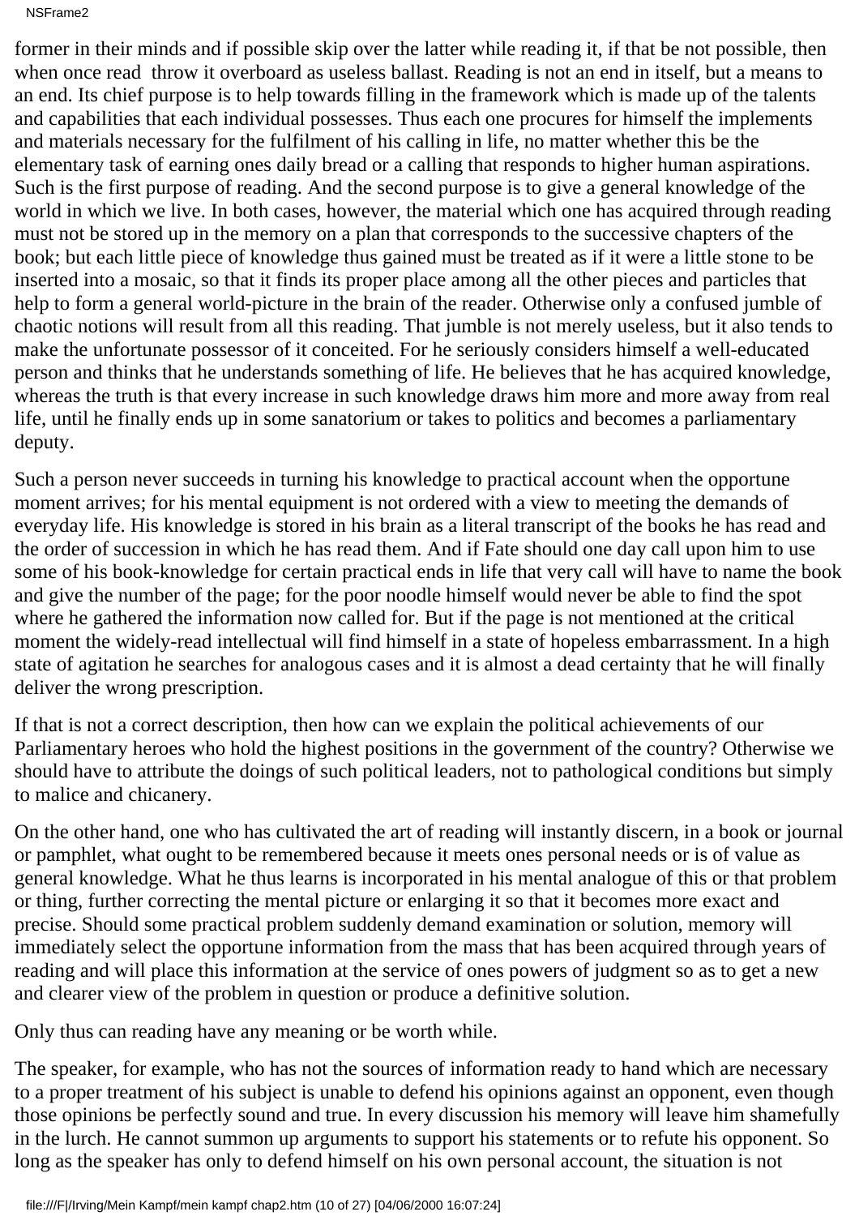former in their minds and if possible skip over the latter while reading it, if that be not possible, then when once read throw it overboard as useless ballast. Reading is not an end in itself, but a means to an end. Its chief purpose is to help towards filling in the framework which is made up of the talents and capabilities that each individual possesses. Thus each one procures for himself the implements and materials necessary for the fulfilment of his calling in life, no matter whether this be the elementary task of earning ones daily bread or a calling that responds to higher human aspirations. Such is the first purpose of reading. And the second purpose is to give a general knowledge of the world in which we live. In both cases, however, the material which one has acquired through reading must not be stored up in the memory on a plan that corresponds to the successive chapters of the book; but each little piece of knowledge thus gained must be treated as if it were a little stone to be inserted into a mosaic, so that it finds its proper place among all the other pieces and particles that help to form a general world-picture in the brain of the reader. Otherwise only a confused jumble of chaotic notions will result from all this reading. That jumble is not merely useless, but it also tends to make the unfortunate possessor of it conceited. For he seriously considers himself a well-educated person and thinks that he understands something of life. He believes that he has acquired knowledge, whereas the truth is that every increase in such knowledge draws him more and more away from real life, until he finally ends up in some sanatorium or takes to politics and becomes a parliamentary deputy.

Such a person never succeeds in turning his knowledge to practical account when the opportune moment arrives; for his mental equipment is not ordered with a view to meeting the demands of everyday life. His knowledge is stored in his brain as a literal transcript of the books he has read and the order of succession in which he has read them. And if Fate should one day call upon him to use some of his book-knowledge for certain practical ends in life that very call will have to name the book and give the number of the page; for the poor noodle himself would never be able to find the spot where he gathered the information now called for. But if the page is not mentioned at the critical moment the widely-read intellectual will find himself in a state of hopeless embarrassment. In a high state of agitation he searches for analogous cases and it is almost a dead certainty that he will finally deliver the wrong prescription.

If that is not a correct description, then how can we explain the political achievements of our Parliamentary heroes who hold the highest positions in the government of the country? Otherwise we should have to attribute the doings of such political leaders, not to pathological conditions but simply to malice and chicanery.

On the other hand, one who has cultivated the art of reading will instantly discern, in a book or journal or pamphlet, what ought to be remembered because it meets ones personal needs or is of value as general knowledge. What he thus learns is incorporated in his mental analogue of this or that problem or thing, further correcting the mental picture or enlarging it so that it becomes more exact and precise. Should some practical problem suddenly demand examination or solution, memory will immediately select the opportune information from the mass that has been acquired through years of reading and will place this information at the service of ones powers of judgment so as to get a new and clearer view of the problem in question or produce a definitive solution.

Only thus can reading have any meaning or be worth while.

The speaker, for example, who has not the sources of information ready to hand which are necessary to a proper treatment of his subject is unable to defend his opinions against an opponent, even though those opinions be perfectly sound and true. In every discussion his memory will leave him shamefully in the lurch. He cannot summon up arguments to support his statements or to refute his opponent. So long as the speaker has only to defend himself on his own personal account, the situation is not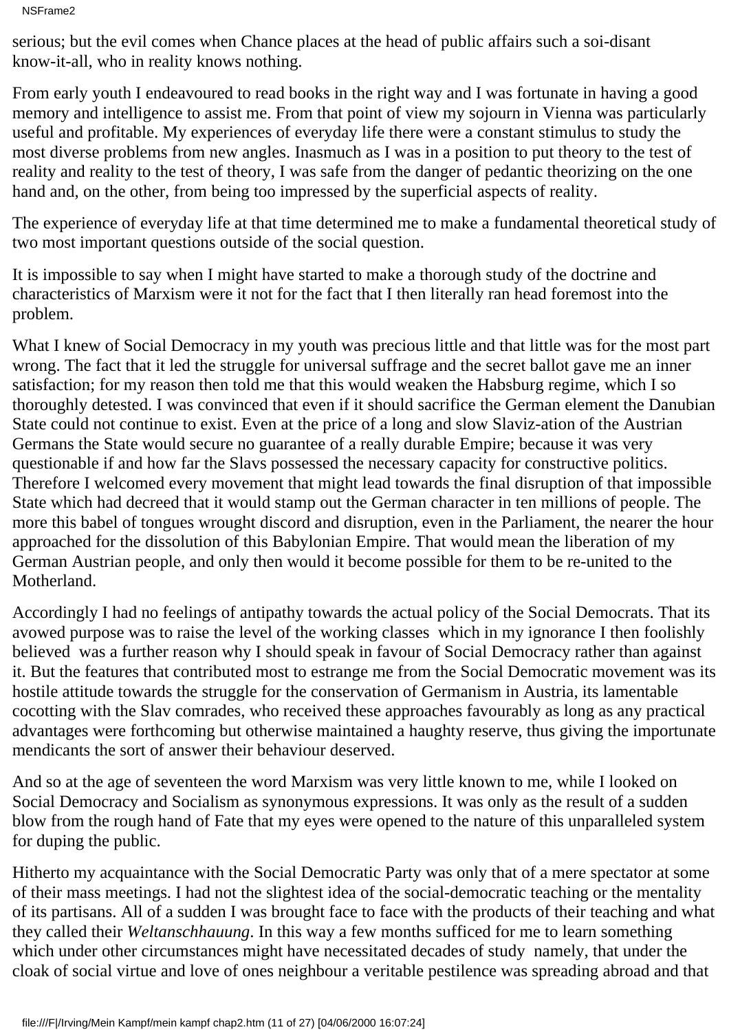serious; but the evil comes when Chance places at the head of public affairs such a soi-disant know-it-all, who in reality knows nothing.

From early youth I endeavoured to read books in the right way and I was fortunate in having a good memory and intelligence to assist me. From that point of view my sojourn in Vienna was particularly useful and profitable. My experiences of everyday life there were a constant stimulus to study the most diverse problems from new angles. Inasmuch as I was in a position to put theory to the test of reality and reality to the test of theory, I was safe from the danger of pedantic theorizing on the one hand and, on the other, from being too impressed by the superficial aspects of reality.

The experience of everyday life at that time determined me to make a fundamental theoretical study of two most important questions outside of the social question.

It is impossible to say when I might have started to make a thorough study of the doctrine and characteristics of Marxism were it not for the fact that I then literally ran head foremost into the problem.

What I knew of Social Democracy in my youth was precious little and that little was for the most part wrong. The fact that it led the struggle for universal suffrage and the secret ballot gave me an inner satisfaction; for my reason then told me that this would weaken the Habsburg regime, which I so thoroughly detested. I was convinced that even if it should sacrifice the German element the Danubian State could not continue to exist. Even at the price of a long and slow Slaviz-ation of the Austrian Germans the State would secure no guarantee of a really durable Empire; because it was very questionable if and how far the Slavs possessed the necessary capacity for constructive politics. Therefore I welcomed every movement that might lead towards the final disruption of that impossible State which had decreed that it would stamp out the German character in ten millions of people. The more this babel of tongues wrought discord and disruption, even in the Parliament, the nearer the hour approached for the dissolution of this Babylonian Empire. That would mean the liberation of my German Austrian people, and only then would it become possible for them to be re-united to the Motherland.

Accordingly I had no feelings of antipathy towards the actual policy of the Social Democrats. That its avowed purpose was to raise the level of the working classes which in my ignorance I then foolishly believed was a further reason why I should speak in favour of Social Democracy rather than against it. But the features that contributed most to estrange me from the Social Democratic movement was its hostile attitude towards the struggle for the conservation of Germanism in Austria, its lamentable cocotting with the Slav comrades, who received these approaches favourably as long as any practical advantages were forthcoming but otherwise maintained a haughty reserve, thus giving the importunate mendicants the sort of answer their behaviour deserved.

And so at the age of seventeen the word Marxism was very little known to me, while I looked on Social Democracy and Socialism as synonymous expressions. It was only as the result of a sudden blow from the rough hand of Fate that my eyes were opened to the nature of this unparalleled system for duping the public.

Hitherto my acquaintance with the Social Democratic Party was only that of a mere spectator at some of their mass meetings. I had not the slightest idea of the social-democratic teaching or the mentality of its partisans. All of a sudden I was brought face to face with the products of their teaching and what they called their *Weltanschhauung*. In this way a few months sufficed for me to learn something which under other circumstances might have necessitated decades of study namely, that under the cloak of social virtue and love of ones neighbour a veritable pestilence was spreading abroad and that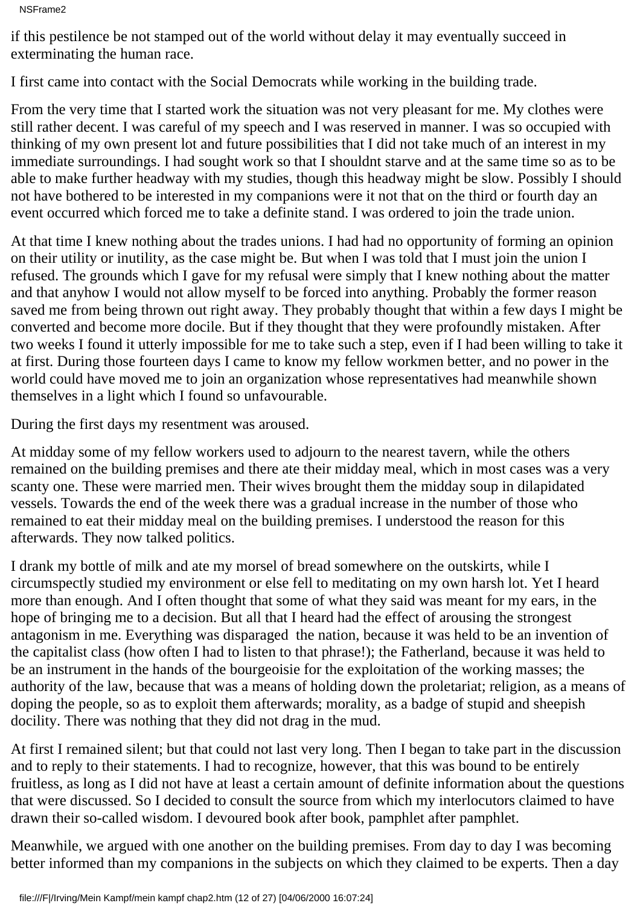if this pestilence be not stamped out of the world without delay it may eventually succeed in exterminating the human race.

I first came into contact with the Social Democrats while working in the building trade.

From the very time that I started work the situation was not very pleasant for me. My clothes were still rather decent. I was careful of my speech and I was reserved in manner. I was so occupied with thinking of my own present lot and future possibilities that I did not take much of an interest in my immediate surroundings. I had sought work so that I shouldnt starve and at the same time so as to be able to make further headway with my studies, though this headway might be slow. Possibly I should not have bothered to be interested in my companions were it not that on the third or fourth day an event occurred which forced me to take a definite stand. I was ordered to join the trade union.

At that time I knew nothing about the trades unions. I had had no opportunity of forming an opinion on their utility or inutility, as the case might be. But when I was told that I must join the union I refused. The grounds which I gave for my refusal were simply that I knew nothing about the matter and that anyhow I would not allow myself to be forced into anything. Probably the former reason saved me from being thrown out right away. They probably thought that within a few days I might be converted and become more docile. But if they thought that they were profoundly mistaken. After two weeks I found it utterly impossible for me to take such a step, even if I had been willing to take it at first. During those fourteen days I came to know my fellow workmen better, and no power in the world could have moved me to join an organization whose representatives had meanwhile shown themselves in a light which I found so unfavourable.

During the first days my resentment was aroused.

At midday some of my fellow workers used to adjourn to the nearest tavern, while the others remained on the building premises and there ate their midday meal, which in most cases was a very scanty one. These were married men. Their wives brought them the midday soup in dilapidated vessels. Towards the end of the week there was a gradual increase in the number of those who remained to eat their midday meal on the building premises. I understood the reason for this afterwards. They now talked politics.

I drank my bottle of milk and ate my morsel of bread somewhere on the outskirts, while I circumspectly studied my environment or else fell to meditating on my own harsh lot. Yet I heard more than enough. And I often thought that some of what they said was meant for my ears, in the hope of bringing me to a decision. But all that I heard had the effect of arousing the strongest antagonism in me. Everything was disparaged the nation, because it was held to be an invention of the capitalist class (how often I had to listen to that phrase!); the Fatherland, because it was held to be an instrument in the hands of the bourgeoisie for the exploitation of the working masses; the authority of the law, because that was a means of holding down the proletariat; religion, as a means of doping the people, so as to exploit them afterwards; morality, as a badge of stupid and sheepish docility. There was nothing that they did not drag in the mud.

At first I remained silent; but that could not last very long. Then I began to take part in the discussion and to reply to their statements. I had to recognize, however, that this was bound to be entirely fruitless, as long as I did not have at least a certain amount of definite information about the questions that were discussed. So I decided to consult the source from which my interlocutors claimed to have drawn their so-called wisdom. I devoured book after book, pamphlet after pamphlet.

Meanwhile, we argued with one another on the building premises. From day to day I was becoming better informed than my companions in the subjects on which they claimed to be experts. Then a day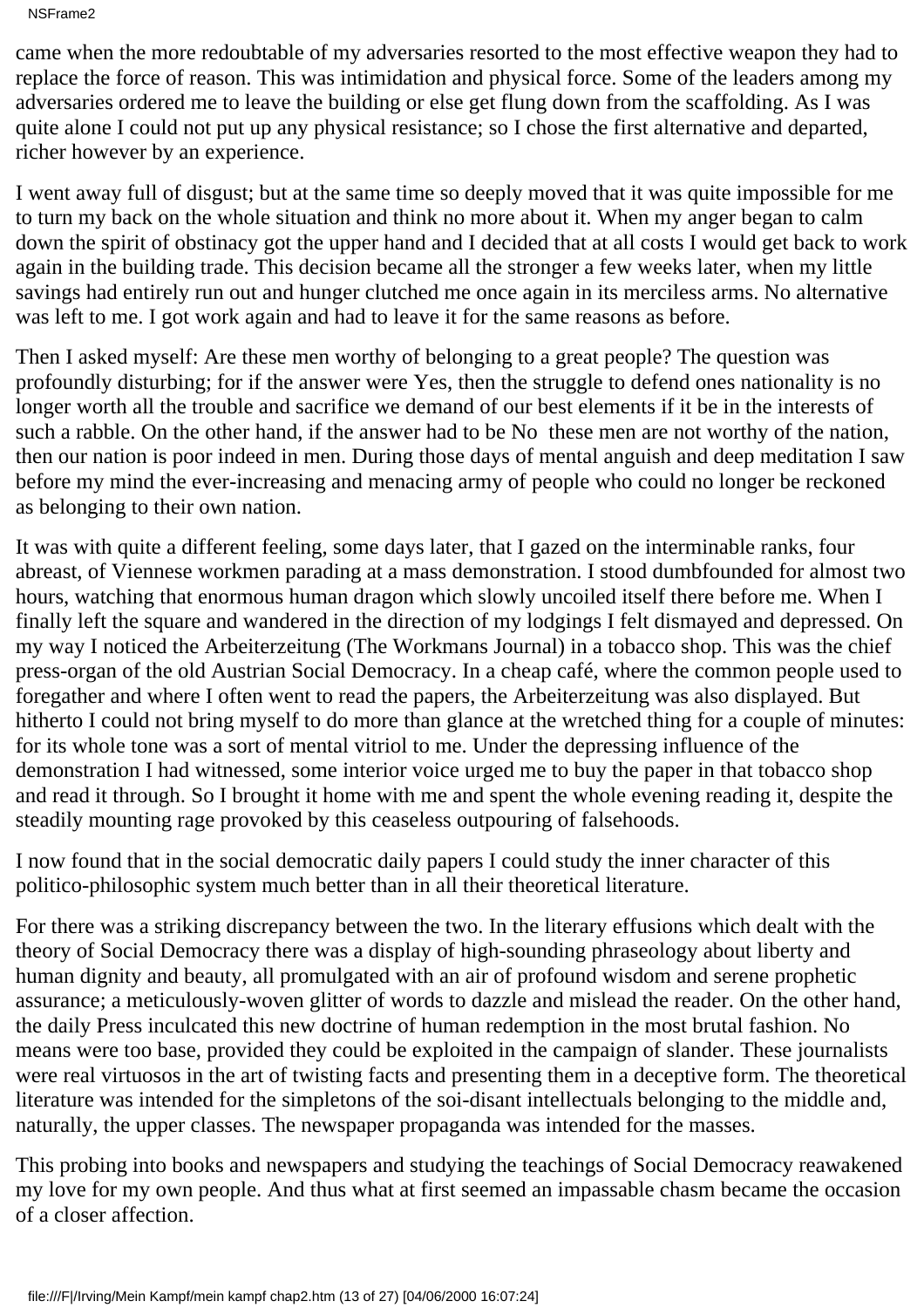came when the more redoubtable of my adversaries resorted to the most effective weapon they had to replace the force of reason. This was intimidation and physical force. Some of the leaders among my adversaries ordered me to leave the building or else get flung down from the scaffolding. As I was quite alone I could not put up any physical resistance; so I chose the first alternative and departed, richer however by an experience.

I went away full of disgust; but at the same time so deeply moved that it was quite impossible for me to turn my back on the whole situation and think no more about it. When my anger began to calm down the spirit of obstinacy got the upper hand and I decided that at all costs I would get back to work again in the building trade. This decision became all the stronger a few weeks later, when my little savings had entirely run out and hunger clutched me once again in its merciless arms. No alternative was left to me. I got work again and had to leave it for the same reasons as before.

Then I asked myself: Are these men worthy of belonging to a great people? The question was profoundly disturbing; for if the answer were Yes, then the struggle to defend ones nationality is no longer worth all the trouble and sacrifice we demand of our best elements if it be in the interests of such a rabble. On the other hand, if the answer had to be No these men are not worthy of the nation, then our nation is poor indeed in men. During those days of mental anguish and deep meditation I saw before my mind the ever-increasing and menacing army of people who could no longer be reckoned as belonging to their own nation.

It was with quite a different feeling, some days later, that I gazed on the interminable ranks, four abreast, of Viennese workmen parading at a mass demonstration. I stood dumbfounded for almost two hours, watching that enormous human dragon which slowly uncoiled itself there before me. When I finally left the square and wandered in the direction of my lodgings I felt dismayed and depressed. On my way I noticed the Arbeiterzeitung (The Workmans Journal) in a tobacco shop. This was the chief press-organ of the old Austrian Social Democracy. In a cheap café, where the common people used to foregather and where I often went to read the papers, the Arbeiterzeitung was also displayed. But hitherto I could not bring myself to do more than glance at the wretched thing for a couple of minutes: for its whole tone was a sort of mental vitriol to me. Under the depressing influence of the demonstration I had witnessed, some interior voice urged me to buy the paper in that tobacco shop and read it through. So I brought it home with me and spent the whole evening reading it, despite the steadily mounting rage provoked by this ceaseless outpouring of falsehoods.

I now found that in the social democratic daily papers I could study the inner character of this politico-philosophic system much better than in all their theoretical literature.

For there was a striking discrepancy between the two. In the literary effusions which dealt with the theory of Social Democracy there was a display of high-sounding phraseology about liberty and human dignity and beauty, all promulgated with an air of profound wisdom and serene prophetic assurance; a meticulously-woven glitter of words to dazzle and mislead the reader. On the other hand, the daily Press inculcated this new doctrine of human redemption in the most brutal fashion. No means were too base, provided they could be exploited in the campaign of slander. These journalists were real virtuosos in the art of twisting facts and presenting them in a deceptive form. The theoretical literature was intended for the simpletons of the soi-disant intellectuals belonging to the middle and, naturally, the upper classes. The newspaper propaganda was intended for the masses.

This probing into books and newspapers and studying the teachings of Social Democracy reawakened my love for my own people. And thus what at first seemed an impassable chasm became the occasion of a closer affection.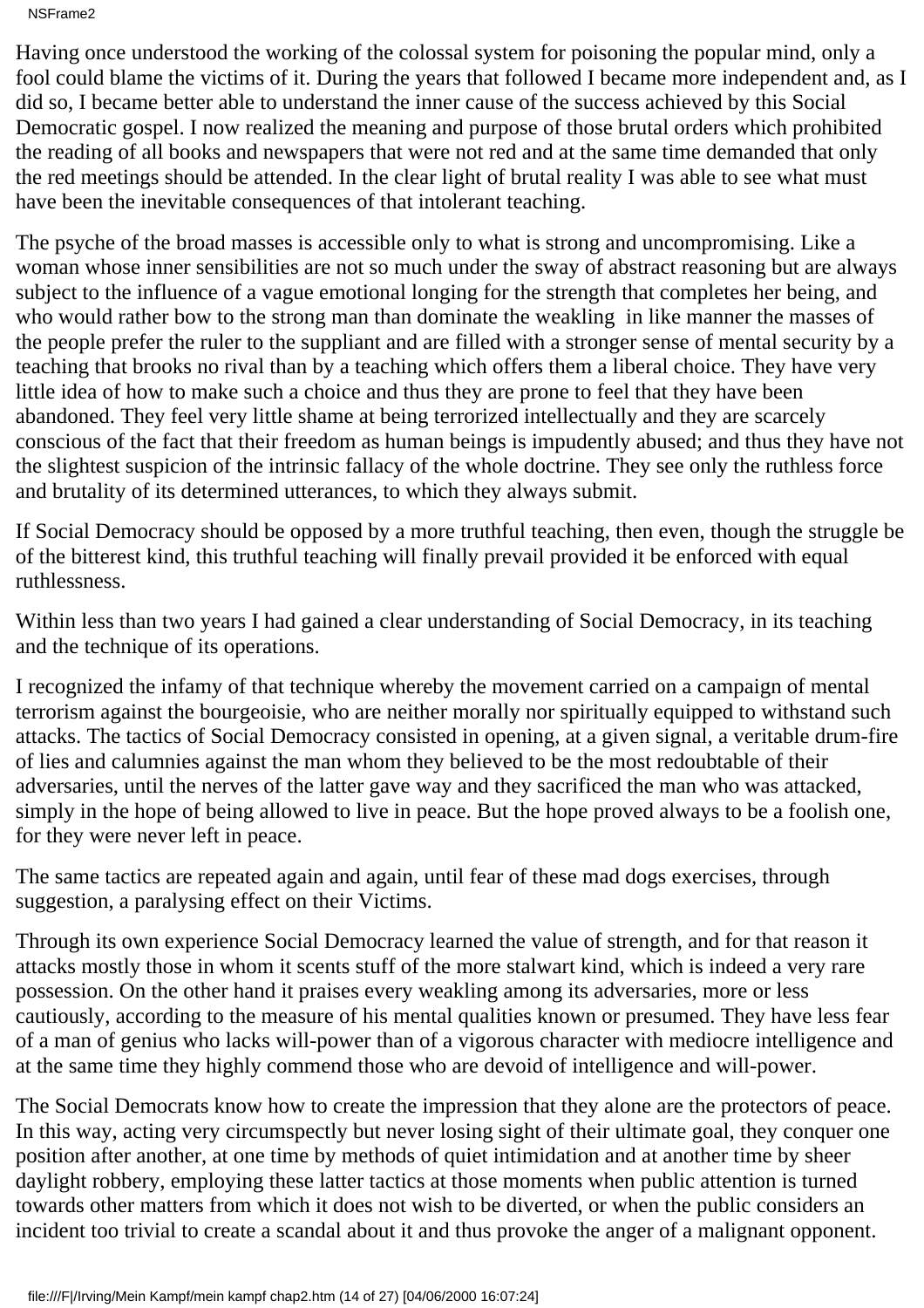Having once understood the working of the colossal system for poisoning the popular mind, only a fool could blame the victims of it. During the years that followed I became more independent and, as I did so, I became better able to understand the inner cause of the success achieved by this Social Democratic gospel. I now realized the meaning and purpose of those brutal orders which prohibited the reading of all books and newspapers that were not red and at the same time demanded that only the red meetings should be attended. In the clear light of brutal reality I was able to see what must have been the inevitable consequences of that intolerant teaching.

The psyche of the broad masses is accessible only to what is strong and uncompromising. Like a woman whose inner sensibilities are not so much under the sway of abstract reasoning but are always subject to the influence of a vague emotional longing for the strength that completes her being, and who would rather bow to the strong man than dominate the weakling  in like manner the masses of the people prefer the ruler to the suppliant and are filled with a stronger sense of mental security by a teaching that brooks no rival than by a teaching which offers them a liberal choice. They have very little idea of how to make such a choice and thus they are prone to feel that they have been abandoned. They feel very little shame at being terrorized intellectually and they are scarcely conscious of the fact that their freedom as human beings is impudently abused; and thus they have not the slightest suspicion of the intrinsic fallacy of the whole doctrine. They see only the ruthless force and brutality of its determined utterances, to which they always submit.

If Social Democracy should be opposed by a more truthful teaching, then even, though the struggle be of the bitterest kind, this truthful teaching will finally prevail provided it be enforced with equal ruthlessness.

Within less than two years I had gained a clear understanding of Social Democracy, in its teaching and the technique of its operations.

I recognized the infamy of that technique whereby the movement carried on a campaign of mental terrorism against the bourgeoisie, who are neither morally nor spiritually equipped to withstand such attacks. The tactics of Social Democracy consisted in opening, at a given signal, a veritable drum-fire of lies and calumnies against the man whom they believed to be the most redoubtable of their adversaries, until the nerves of the latter gave way and they sacrificed the man who was attacked, simply in the hope of being allowed to live in peace. But the hope proved always to be a foolish one, for they were never left in peace.

The same tactics are repeated again and again, until fear of these mad dogs exercises, through suggestion, a paralysing effect on their Victims.

Through its own experience Social Democracy learned the value of strength, and for that reason it attacks mostly those in whom it scents stuff of the more stalwart kind, which is indeed a very rare possession. On the other hand it praises every weakling among its adversaries, more or less cautiously, according to the measure of his mental qualities known or presumed. They have less fear of a man of genius who lacks will-power than of a vigorous character with mediocre intelligence and at the same time they highly commend those who are devoid of intelligence and will-power.

The Social Democrats know how to create the impression that they alone are the protectors of peace. In this way, acting very circumspectly but never losing sight of their ultimate goal, they conquer one position after another, at one time by methods of quiet intimidation and at another time by sheer daylight robbery, employing these latter tactics at those moments when public attention is turned towards other matters from which it does not wish to be diverted, or when the public considers an incident too trivial to create a scandal about it and thus provoke the anger of a malignant opponent.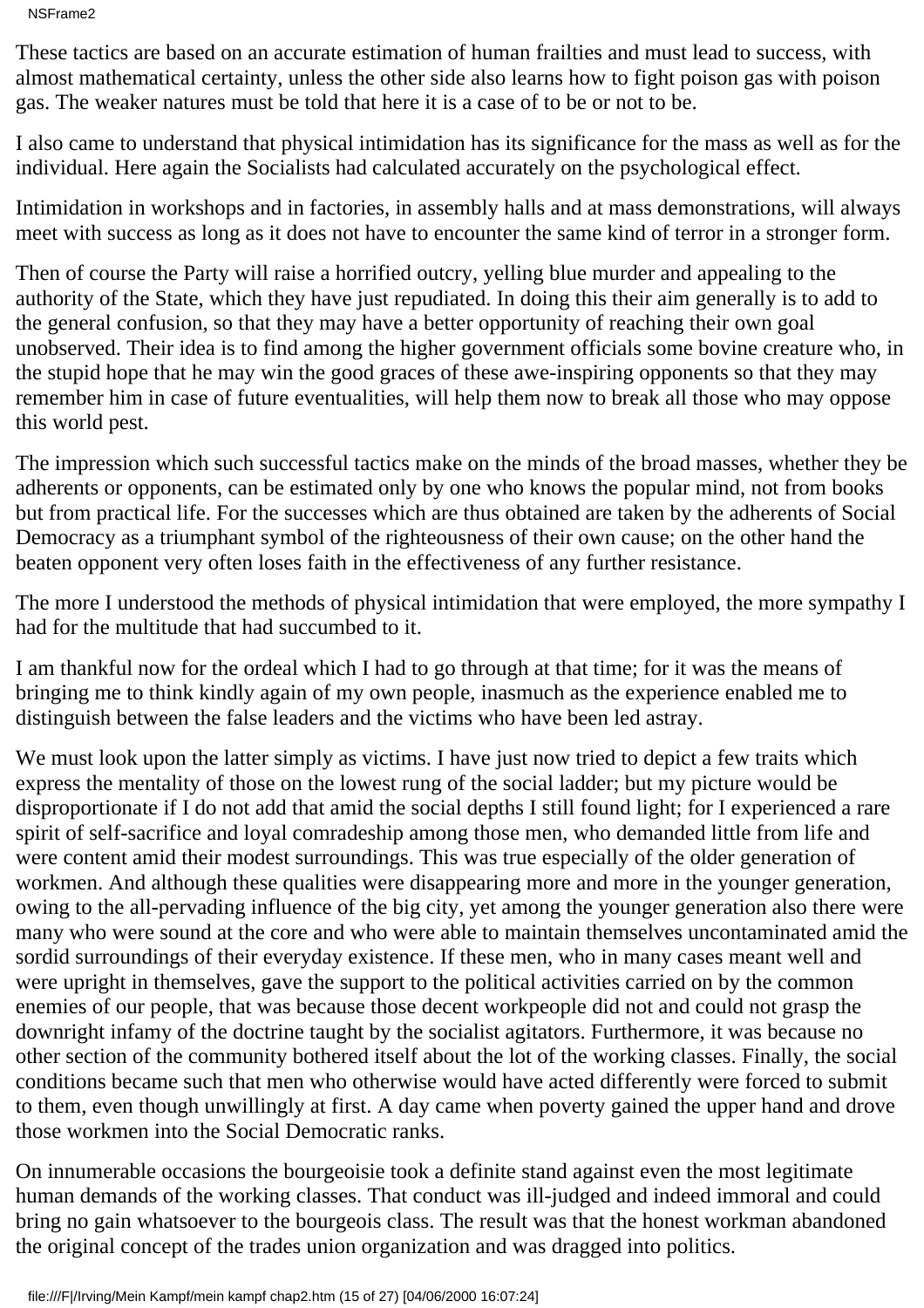These tactics are based on an accurate estimation of human frailties and must lead to success, with almost mathematical certainty, unless the other side also learns how to fight poison gas with poison gas. The weaker natures must be told that here it is a case of to be or not to be.

I also came to understand that physical intimidation has its significance for the mass as well as for the individual. Here again the Socialists had calculated accurately on the psychological effect.

Intimidation in workshops and in factories, in assembly halls and at mass demonstrations, will always meet with success as long as it does not have to encounter the same kind of terror in a stronger form.

Then of course the Party will raise a horrified outcry, yelling blue murder and appealing to the authority of the State, which they have just repudiated. In doing this their aim generally is to add to the general confusion, so that they may have a better opportunity of reaching their own goal unobserved. Their idea is to find among the higher government officials some bovine creature who, in the stupid hope that he may win the good graces of these awe-inspiring opponents so that they may remember him in case of future eventualities, will help them now to break all those who may oppose this world pest.

The impression which such successful tactics make on the minds of the broad masses, whether they be adherents or opponents, can be estimated only by one who knows the popular mind, not from books but from practical life. For the successes which are thus obtained are taken by the adherents of Social Democracy as a triumphant symbol of the righteousness of their own cause; on the other hand the beaten opponent very often loses faith in the effectiveness of any further resistance.

The more I understood the methods of physical intimidation that were employed, the more sympathy I had for the multitude that had succumbed to it.

I am thankful now for the ordeal which I had to go through at that time; for it was the means of bringing me to think kindly again of my own people, inasmuch as the experience enabled me to distinguish between the false leaders and the victims who have been led astray.

We must look upon the latter simply as victims. I have just now tried to depict a few traits which express the mentality of those on the lowest rung of the social ladder; but my picture would be disproportionate if I do not add that amid the social depths I still found light; for I experienced a rare spirit of self-sacrifice and loyal comradeship among those men, who demanded little from life and were content amid their modest surroundings. This was true especially of the older generation of workmen. And although these qualities were disappearing more and more in the younger generation, owing to the all-pervading influence of the big city, yet among the younger generation also there were many who were sound at the core and who were able to maintain themselves uncontaminated amid the sordid surroundings of their everyday existence. If these men, who in many cases meant well and were upright in themselves, gave the support to the political activities carried on by the common enemies of our people, that was because those decent workpeople did not and could not grasp the downright infamy of the doctrine taught by the socialist agitators. Furthermore, it was because no other section of the community bothered itself about the lot of the working classes. Finally, the social conditions became such that men who otherwise would have acted differently were forced to submit to them, even though unwillingly at first. A day came when poverty gained the upper hand and drove those workmen into the Social Democratic ranks.

On innumerable occasions the bourgeoisie took a definite stand against even the most legitimate human demands of the working classes. That conduct was ill-judged and indeed immoral and could bring no gain whatsoever to the bourgeois class. The result was that the honest workman abandoned the original concept of the trades union organization and was dragged into politics.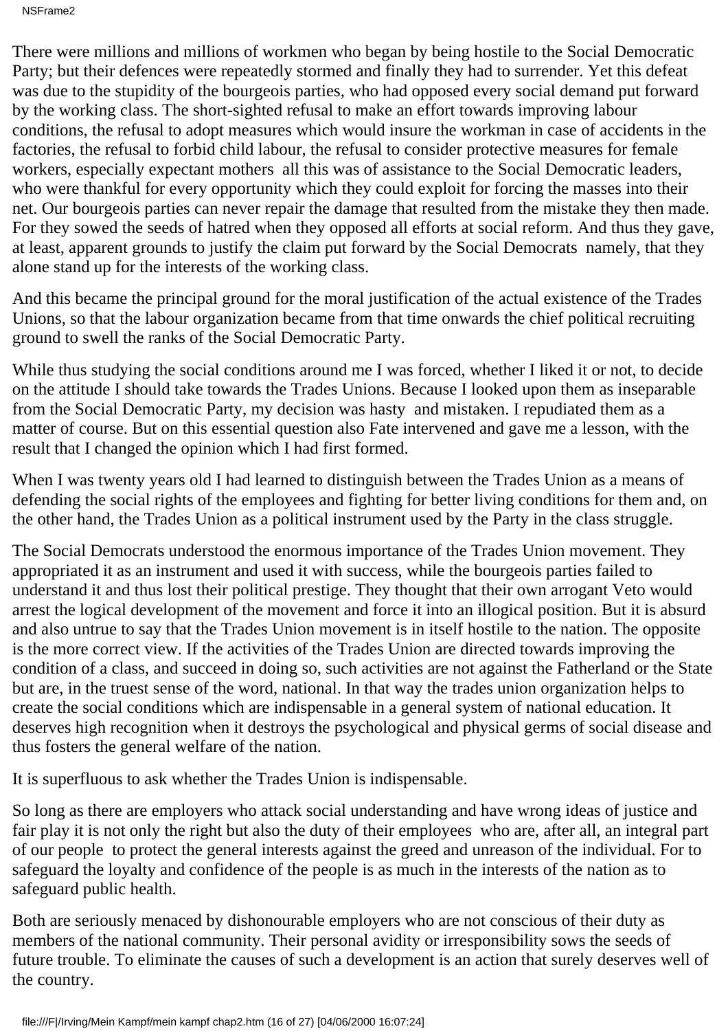There were millions and millions of workmen who began by being hostile to the Social Democratic Party; but their defences were repeatedly stormed and finally they had to surrender. Yet this defeat was due to the stupidity of the bourgeois parties, who had opposed every social demand put forward by the working class. The short-sighted refusal to make an effort towards improving labour conditions, the refusal to adopt measures which would insure the workman in case of accidents in the factories, the refusal to forbid child labour, the refusal to consider protective measures for female workers, especially expectant mothers  all this was of assistance to the Social Democratic leaders, who were thankful for every opportunity which they could exploit for forcing the masses into their net. Our bourgeois parties can never repair the damage that resulted from the mistake they then made. For they sowed the seeds of hatred when they opposed all efforts at social reform. And thus they gave, at least, apparent grounds to justify the claim put forward by the Social Democrats  namely, that they alone stand up for the interests of the working class.

And this became the principal ground for the moral justification of the actual existence of the Trades Unions, so that the labour organization became from that time onwards the chief political recruiting ground to swell the ranks of the Social Democratic Party.

While thus studying the social conditions around me I was forced, whether I liked it or not, to decide on the attitude I should take towards the Trades Unions. Because I looked upon them as inseparable from the Social Democratic Party, my decision was hasty  and mistaken. I repudiated them as a matter of course. But on this essential question also Fate intervened and gave me a lesson, with the result that I changed the opinion which I had first formed.

When I was twenty years old I had learned to distinguish between the Trades Union as a means of defending the social rights of the employees and fighting for better living conditions for them and, on the other hand, the Trades Union as a political instrument used by the Party in the class struggle.

The Social Democrats understood the enormous importance of the Trades Union movement. They appropriated it as an instrument and used it with success, while the bourgeois parties failed to understand it and thus lost their political prestige. They thought that their own arrogant Veto would arrest the logical development of the movement and force it into an illogical position. But it is absurd and also untrue to say that the Trades Union movement is in itself hostile to the nation. The opposite is the more correct view. If the activities of the Trades Union are directed towards improving the condition of a class, and succeed in doing so, such activities are not against the Fatherland or the State but are, in the truest sense of the word, national. In that way the trades union organization helps to create the social conditions which are indispensable in a general system of national education. It deserves high recognition when it destroys the psychological and physical germs of social disease and thus fosters the general welfare of the nation.

It is superfluous to ask whether the Trades Union is indispensable.

So long as there are employers who attack social understanding and have wrong ideas of justice and fair play it is not only the right but also the duty of their employees  who are, after all, an integral part of our people  to protect the general interests against the greed and unreason of the individual. For to safeguard the loyalty and confidence of the people is as much in the interests of the nation as to safeguard public health.

Both are seriously menaced by dishonourable employers who are not conscious of their duty as members of the national community. Their personal avidity or irresponsibility sows the seeds of future trouble. To eliminate the causes of such a development is an action that surely deserves well of the country.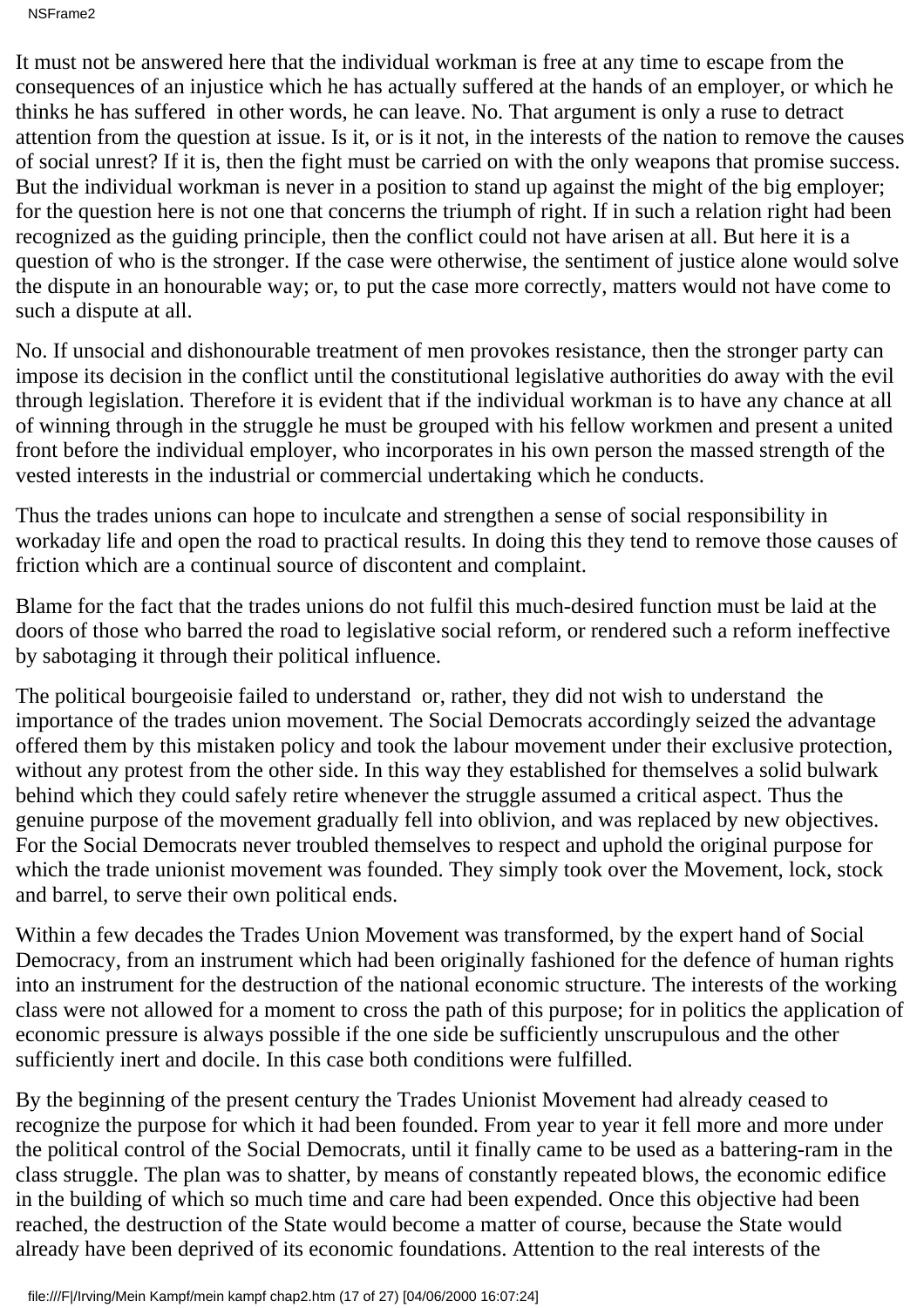It must not be answered here that the individual workman is free at any time to escape from the consequences of an injustice which he has actually suffered at the hands of an employer, or which he thinks he has suffered in other words, he can leave. No. That argument is only a ruse to detract attention from the question at issue. Is it, or is it not, in the interests of the nation to remove the causes of social unrest? If it is, then the fight must be carried on with the only weapons that promise success. But the individual workman is never in a position to stand up against the might of the big employer; for the question here is not one that concerns the triumph of right. If in such a relation right had been recognized as the guiding principle, then the conflict could not have arisen at all. But here it is a question of who is the stronger. If the case were otherwise, the sentiment of justice alone would solve the dispute in an honourable way; or, to put the case more correctly, matters would not have come to such a dispute at all.

No. If unsocial and dishonourable treatment of men provokes resistance, then the stronger party can impose its decision in the conflict until the constitutional legislative authorities do away with the evil through legislation. Therefore it is evident that if the individual workman is to have any chance at all of winning through in the struggle he must be grouped with his fellow workmen and present a united front before the individual employer, who incorporates in his own person the massed strength of the vested interests in the industrial or commercial undertaking which he conducts.

Thus the trades unions can hope to inculcate and strengthen a sense of social responsibility in workaday life and open the road to practical results. In doing this they tend to remove those causes of friction which are a continual source of discontent and complaint.

Blame for the fact that the trades unions do not fulfil this much-desired function must be laid at the doors of those who barred the road to legislative social reform, or rendered such a reform ineffective by sabotaging it through their political influence.

The political bourgeoisie failed to understand or, rather, they did not wish to understand the importance of the trades union movement. The Social Democrats accordingly seized the advantage offered them by this mistaken policy and took the labour movement under their exclusive protection, without any protest from the other side. In this way they established for themselves a solid bulwark behind which they could safely retire whenever the struggle assumed a critical aspect. Thus the genuine purpose of the movement gradually fell into oblivion, and was replaced by new objectives. For the Social Democrats never troubled themselves to respect and uphold the original purpose for which the trade unionist movement was founded. They simply took over the Movement, lock, stock and barrel, to serve their own political ends.

Within a few decades the Trades Union Movement was transformed, by the expert hand of Social Democracy, from an instrument which had been originally fashioned for the defence of human rights into an instrument for the destruction of the national economic structure. The interests of the working class were not allowed for a moment to cross the path of this purpose; for in politics the application of economic pressure is always possible if the one side be sufficiently unscrupulous and the other sufficiently inert and docile. In this case both conditions were fulfilled.

By the beginning of the present century the Trades Unionist Movement had already ceased to recognize the purpose for which it had been founded. From year to year it fell more and more under the political control of the Social Democrats, until it finally came to be used as a battering-ram in the class struggle. The plan was to shatter, by means of constantly repeated blows, the economic edifice in the building of which so much time and care had been expended. Once this objective had been reached, the destruction of the State would become a matter of course, because the State would already have been deprived of its economic foundations. Attention to the real interests of the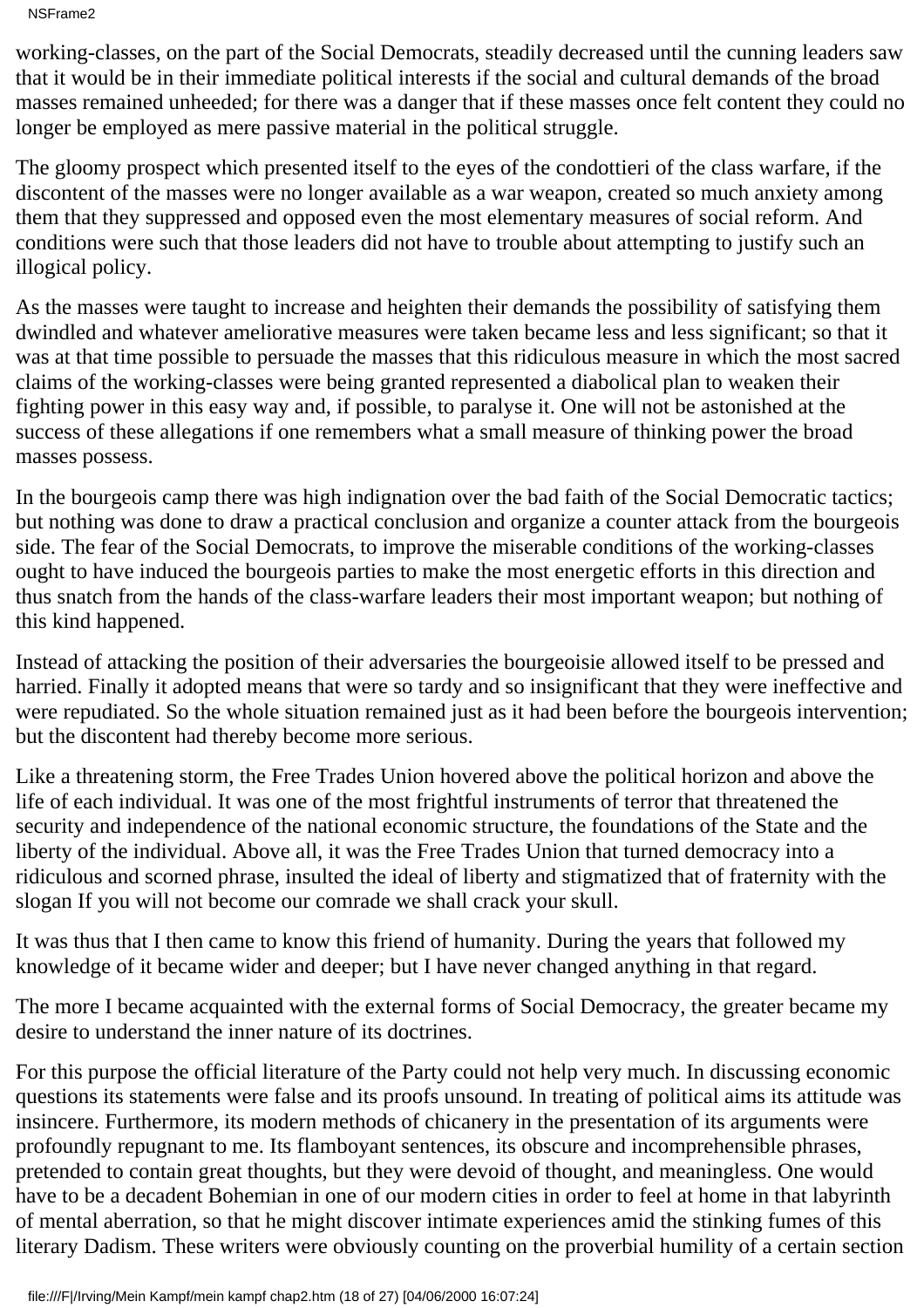working-classes, on the part of the Social Democrats, steadily decreased until the cunning leaders saw that it would be in their immediate political interests if the social and cultural demands of the broad masses remained unheeded; for there was a danger that if these masses once felt content they could no longer be employed as mere passive material in the political struggle.

The gloomy prospect which presented itself to the eyes of the condottieri of the class warfare, if the discontent of the masses were no longer available as a war weapon, created so much anxiety among them that they suppressed and opposed even the most elementary measures of social reform. And conditions were such that those leaders did not have to trouble about attempting to justify such an illogical policy.

As the masses were taught to increase and heighten their demands the possibility of satisfying them dwindled and whatever ameliorative measures were taken became less and less significant; so that it was at that time possible to persuade the masses that this ridiculous measure in which the most sacred claims of the working-classes were being granted represented a diabolical plan to weaken their fighting power in this easy way and, if possible, to paralyse it. One will not be astonished at the success of these allegations if one remembers what a small measure of thinking power the broad masses possess.

In the bourgeois camp there was high indignation over the bad faith of the Social Democratic tactics; but nothing was done to draw a practical conclusion and organize a counter attack from the bourgeois side. The fear of the Social Democrats, to improve the miserable conditions of the working-classes ought to have induced the bourgeois parties to make the most energetic efforts in this direction and thus snatch from the hands of the class-warfare leaders their most important weapon; but nothing of this kind happened.

Instead of attacking the position of their adversaries the bourgeoisie allowed itself to be pressed and harried. Finally it adopted means that were so tardy and so insignificant that they were ineffective and were repudiated. So the whole situation remained just as it had been before the bourgeois intervention; but the discontent had thereby become more serious.

Like a threatening storm, the Free Trades Union hovered above the political horizon and above the life of each individual. It was one of the most frightful instruments of terror that threatened the security and independence of the national economic structure, the foundations of the State and the liberty of the individual. Above all, it was the Free Trades Union that turned democracy into a ridiculous and scorned phrase, insulted the ideal of liberty and stigmatized that of fraternity with the slogan If you will not become our comrade we shall crack your skull.

It was thus that I then came to know this friend of humanity. During the years that followed my knowledge of it became wider and deeper; but I have never changed anything in that regard.

The more I became acquainted with the external forms of Social Democracy, the greater became my desire to understand the inner nature of its doctrines.

For this purpose the official literature of the Party could not help very much. In discussing economic questions its statements were false and its proofs unsound. In treating of political aims its attitude was insincere. Furthermore, its modern methods of chicanery in the presentation of its arguments were profoundly repugnant to me. Its flamboyant sentences, its obscure and incomprehensible phrases, pretended to contain great thoughts, but they were devoid of thought, and meaningless. One would have to be a decadent Bohemian in one of our modern cities in order to feel at home in that labyrinth of mental aberration, so that he might discover intimate experiences amid the stinking fumes of this literary Dadism. These writers were obviously counting on the proverbial humility of a certain section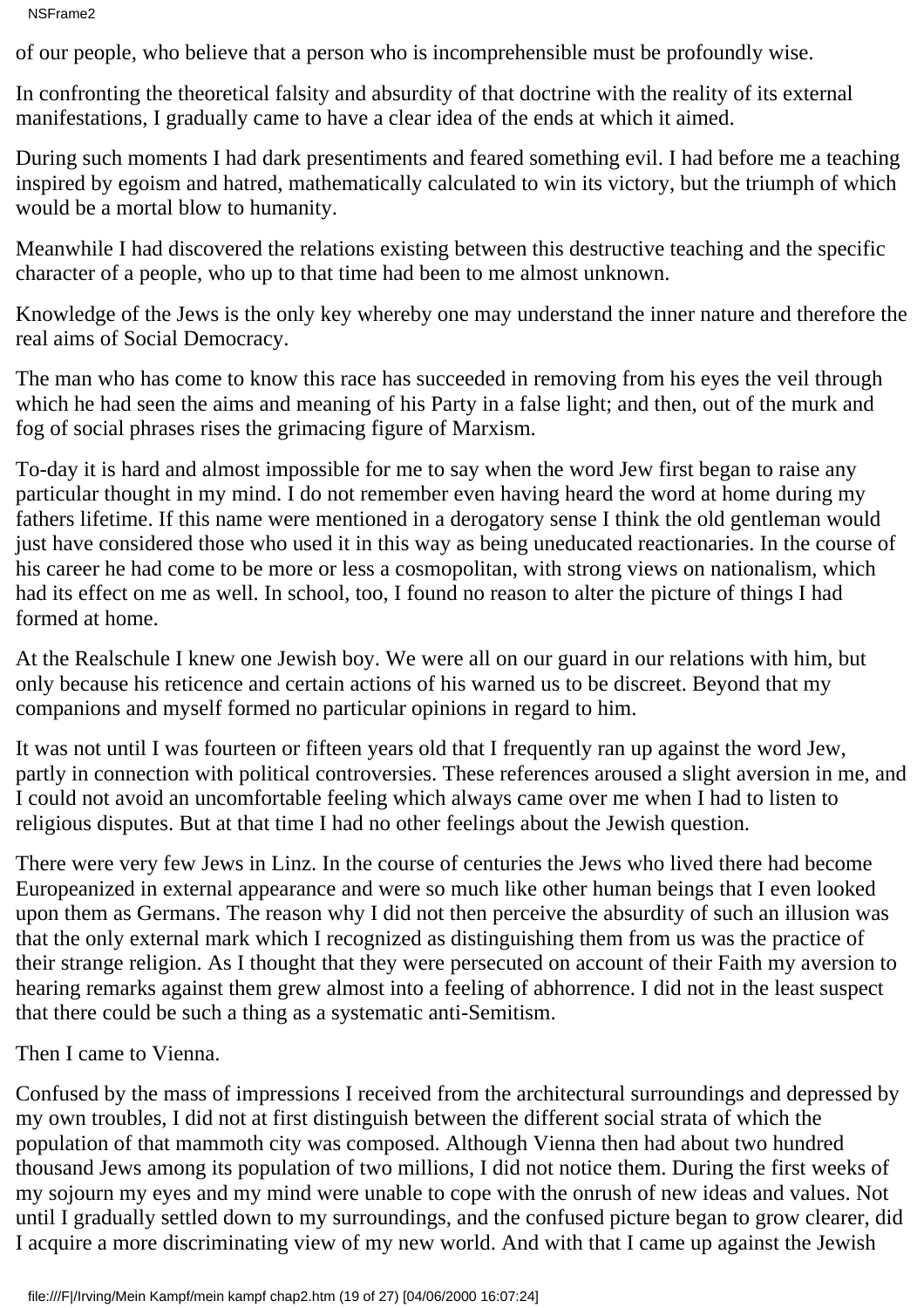of our people, who believe that a person who is incomprehensible must be profoundly wise.

In confronting the theoretical falsity and absurdity of that doctrine with the reality of its external manifestations, I gradually came to have a clear idea of the ends at which it aimed.

During such moments I had dark presentiments and feared something evil. I had before me a teaching inspired by egoism and hatred, mathematically calculated to win its victory, but the triumph of which would be a mortal blow to humanity.

Meanwhile I had discovered the relations existing between this destructive teaching and the specific character of a people, who up to that time had been to me almost unknown.

Knowledge of the Jews is the only key whereby one may understand the inner nature and therefore the real aims of Social Democracy.

The man who has come to know this race has succeeded in removing from his eyes the veil through which he had seen the aims and meaning of his Party in a false light; and then, out of the murk and fog of social phrases rises the grimacing figure of Marxism.

To-day it is hard and almost impossible for me to say when the word Jew first began to raise any particular thought in my mind. I do not remember even having heard the word at home during my fathers lifetime. If this name were mentioned in a derogatory sense I think the old gentleman would just have considered those who used it in this way as being uneducated reactionaries. In the course of his career he had come to be more or less a cosmopolitan, with strong views on nationalism, which had its effect on me as well. In school, too, I found no reason to alter the picture of things I had formed at home.

At the Realschule I knew one Jewish boy. We were all on our guard in our relations with him, but only because his reticence and certain actions of his warned us to be discreet. Beyond that my companions and myself formed no particular opinions in regard to him.

It was not until I was fourteen or fifteen years old that I frequently ran up against the word Jew, partly in connection with political controversies. These references aroused a slight aversion in me, and I could not avoid an uncomfortable feeling which always came over me when I had to listen to religious disputes. But at that time I had no other feelings about the Jewish question.

There were very few Jews in Linz. In the course of centuries the Jews who lived there had become Europeanized in external appearance and were so much like other human beings that I even looked upon them as Germans. The reason why I did not then perceive the absurdity of such an illusion was that the only external mark which I recognized as distinguishing them from us was the practice of their strange religion. As I thought that they were persecuted on account of their Faith my aversion to hearing remarks against them grew almost into a feeling of abhorrence. I did not in the least suspect that there could be such a thing as a systematic anti-Semitism.

Then I came to Vienna.

Confused by the mass of impressions I received from the architectural surroundings and depressed by my own troubles, I did not at first distinguish between the different social strata of which the population of that mammoth city was composed. Although Vienna then had about two hundred thousand Jews among its population of two millions, I did not notice them. During the first weeks of my sojourn my eyes and my mind were unable to cope with the onrush of new ideas and values. Not until I gradually settled down to my surroundings, and the confused picture began to grow clearer, did I acquire a more discriminating view of my new world. And with that I came up against the Jewish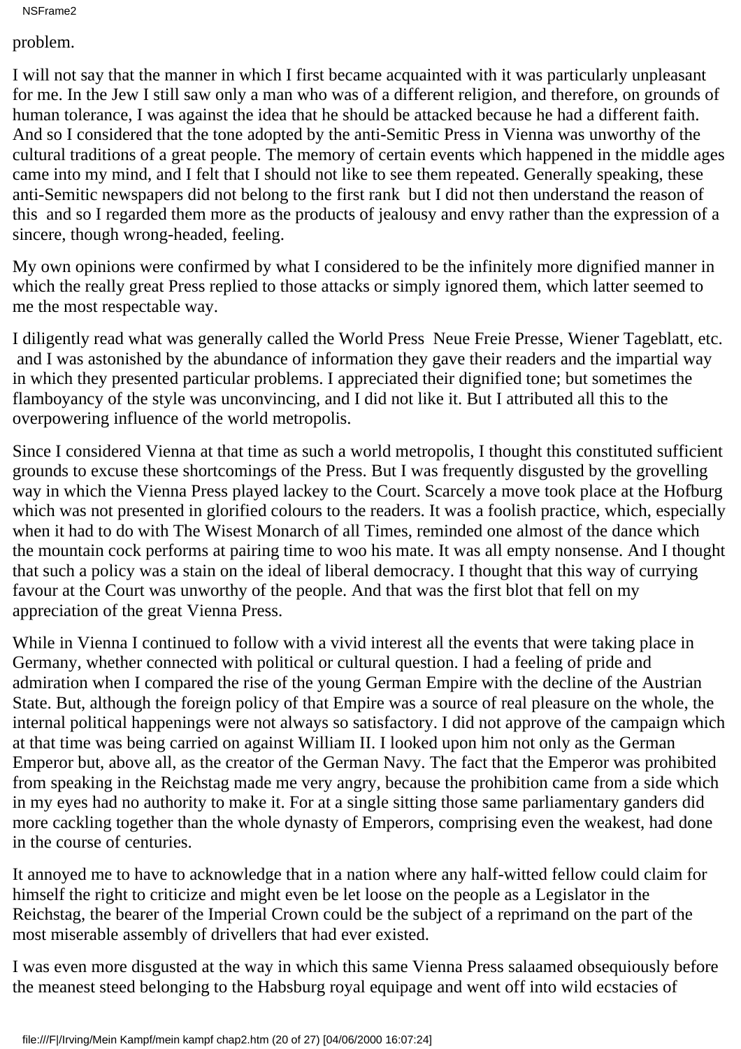problem.

I will not say that the manner in which I first became acquainted with it was particularly unpleasant for me. In the Jew I still saw only a man who was of a different religion, and therefore, on grounds of human tolerance, I was against the idea that he should be attacked because he had a different faith. And so I considered that the tone adopted by the anti-Semitic Press in Vienna was unworthy of the cultural traditions of a great people. The memory of certain events which happened in the middle ages came into my mind, and I felt that I should not like to see them repeated. Generally speaking, these anti-Semitic newspapers did not belong to the first rank  but I did not then understand the reason of this  and so I regarded them more as the products of jealousy and envy rather than the expression of a sincere, though wrong-headed, feeling.

My own opinions were confirmed by what I considered to be the infinitely more dignified manner in which the really great Press replied to those attacks or simply ignored them, which latter seemed to me the most respectable way.

I diligently read what was generally called the World Press  Neue Freie Presse, Wiener Tageblatt, etc.  and I was astonished by the abundance of information they gave their readers and the impartial way in which they presented particular problems. I appreciated their dignified tone; but sometimes the flamboyancy of the style was unconvincing, and I did not like it. But I attributed all this to the overpowering influence of the world metropolis.

Since I considered Vienna at that time as such a world metropolis, I thought this constituted sufficient grounds to excuse these shortcomings of the Press. But I was frequently disgusted by the grovelling way in which the Vienna Press played lackey to the Court. Scarcely a move took place at the Hofburg which was not presented in glorified colours to the readers. It was a foolish practice, which, especially when it had to do with The Wisest Monarch of all Times, reminded one almost of the dance which the mountain cock performs at pairing time to woo his mate. It was all empty nonsense. And I thought that such a policy was a stain on the ideal of liberal democracy. I thought that this way of currying favour at the Court was unworthy of the people. And that was the first blot that fell on my appreciation of the great Vienna Press.

While in Vienna I continued to follow with a vivid interest all the events that were taking place in Germany, whether connected with political or cultural question. I had a feeling of pride and admiration when I compared the rise of the young German Empire with the decline of the Austrian State. But, although the foreign policy of that Empire was a source of real pleasure on the whole, the internal political happenings were not always so satisfactory. I did not approve of the campaign which at that time was being carried on against William II. I looked upon him not only as the German Emperor but, above all, as the creator of the German Navy. The fact that the Emperor was prohibited from speaking in the Reichstag made me very angry, because the prohibition came from a side which in my eyes had no authority to make it. For at a single sitting those same parliamentary ganders did more cackling together than the whole dynasty of Emperors, comprising even the weakest, had done in the course of centuries.

It annoyed me to have to acknowledge that in a nation where any half-witted fellow could claim for himself the right to criticize and might even be let loose on the people as a Legislator in the Reichstag, the bearer of the Imperial Crown could be the subject of a reprimand on the part of the most miserable assembly of drivellers that had ever existed.

I was even more disgusted at the way in which this same Vienna Press salaamed obsequiously before the meanest steed belonging to the Habsburg royal equipage and went off into wild ecstacies of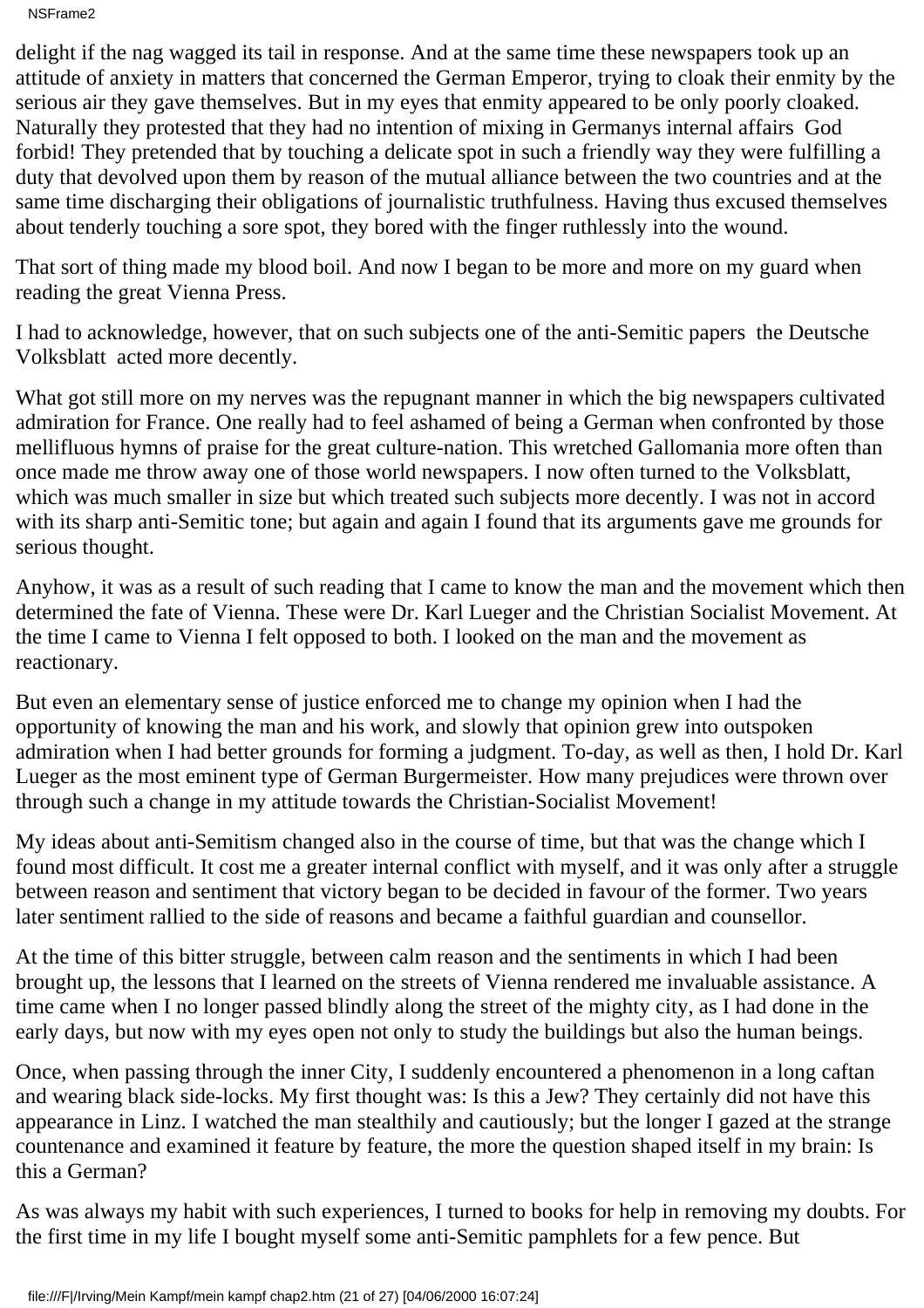delight if the nag wagged its tail in response. And at the same time these newspapers took up an attitude of anxiety in matters that concerned the German Emperor, trying to cloak their enmity by the serious air they gave themselves. But in my eyes that enmity appeared to be only poorly cloaked. Naturally they protested that they had no intention of mixing in Germanys internal affairs God forbid! They pretended that by touching a delicate spot in such a friendly way they were fulfilling a duty that devolved upon them by reason of the mutual alliance between the two countries and at the same time discharging their obligations of journalistic truthfulness. Having thus excused themselves about tenderly touching a sore spot, they bored with the finger ruthlessly into the wound.

That sort of thing made my blood boil. And now I began to be more and more on my guard when reading the great Vienna Press.

I had to acknowledge, however, that on such subjects one of the anti-Semitic papers the Deutsche Volksblatt acted more decently.

What got still more on my nerves was the repugnant manner in which the big newspapers cultivated admiration for France. One really had to feel ashamed of being a German when confronted by those mellifluous hymns of praise for the great culture-nation. This wretched Gallomania more often than once made me throw away one of those world newspapers. I now often turned to the Volksblatt, which was much smaller in size but which treated such subjects more decently. I was not in accord with its sharp anti-Semitic tone; but again and again I found that its arguments gave me grounds for serious thought.

Anyhow, it was as a result of such reading that I came to know the man and the movement which then determined the fate of Vienna. These were Dr. Karl Lueger and the Christian Socialist Movement. At the time I came to Vienna I felt opposed to both. I looked on the man and the movement as reactionary.

But even an elementary sense of justice enforced me to change my opinion when I had the opportunity of knowing the man and his work, and slowly that opinion grew into outspoken admiration when I had better grounds for forming a judgment. To-day, as well as then, I hold Dr. Karl Lueger as the most eminent type of German Burgermeister. How many prejudices were thrown over through such a change in my attitude towards the Christian-Socialist Movement!

My ideas about anti-Semitism changed also in the course of time, but that was the change which I found most difficult. It cost me a greater internal conflict with myself, and it was only after a struggle between reason and sentiment that victory began to be decided in favour of the former. Two years later sentiment rallied to the side of reasons and became a faithful guardian and counsellor.

At the time of this bitter struggle, between calm reason and the sentiments in which I had been brought up, the lessons that I learned on the streets of Vienna rendered me invaluable assistance. A time came when I no longer passed blindly along the street of the mighty city, as I had done in the early days, but now with my eyes open not only to study the buildings but also the human beings.

Once, when passing through the inner City, I suddenly encountered a phenomenon in a long caftan and wearing black side-locks. My first thought was: Is this a Jew? They certainly did not have this appearance in Linz. I watched the man stealthily and cautiously; but the longer I gazed at the strange countenance and examined it feature by feature, the more the question shaped itself in my brain: Is this a German?

As was always my habit with such experiences, I turned to books for help in removing my doubts. For the first time in my life I bought myself some anti-Semitic pamphlets for a few pence. But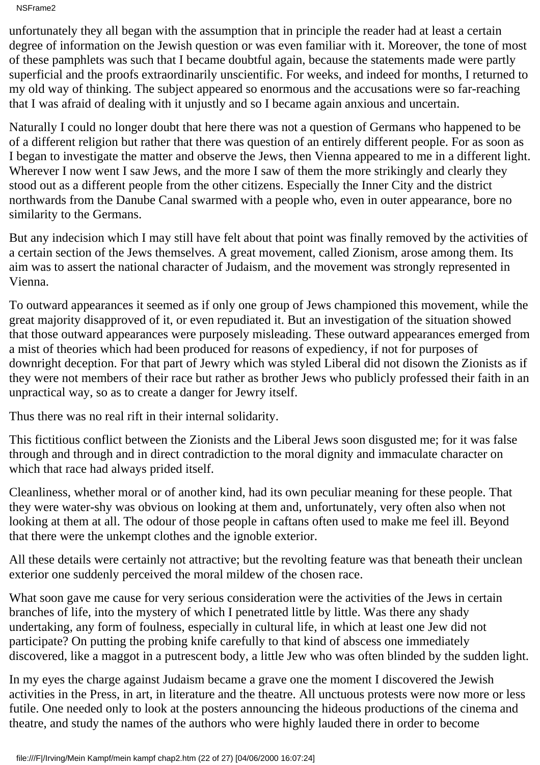unfortunately they all began with the assumption that in principle the reader had at least a certain degree of information on the Jewish question or was even familiar with it. Moreover, the tone of most of these pamphlets was such that I became doubtful again, because the statements made were partly superficial and the proofs extraordinarily unscientific. For weeks, and indeed for months, I returned to my old way of thinking. The subject appeared so enormous and the accusations were so far-reaching that I was afraid of dealing with it unjustly and so I became again anxious and uncertain.

Naturally I could no longer doubt that here there was not a question of Germans who happened to be of a different religion but rather that there was question of an entirely different people. For as soon as I began to investigate the matter and observe the Jews, then Vienna appeared to me in a different light. Wherever I now went I saw Jews, and the more I saw of them the more strikingly and clearly they stood out as a different people from the other citizens. Especially the Inner City and the district northwards from the Danube Canal swarmed with a people who, even in outer appearance, bore no similarity to the Germans.

But any indecision which I may still have felt about that point was finally removed by the activities of a certain section of the Jews themselves. A great movement, called Zionism, arose among them. Its aim was to assert the national character of Judaism, and the movement was strongly represented in Vienna.

To outward appearances it seemed as if only one group of Jews championed this movement, while the great majority disapproved of it, or even repudiated it. But an investigation of the situation showed that those outward appearances were purposely misleading. These outward appearances emerged from a mist of theories which had been produced for reasons of expediency, if not for purposes of downright deception. For that part of Jewry which was styled Liberal did not disown the Zionists as if they were not members of their race but rather as brother Jews who publicly professed their faith in an unpractical way, so as to create a danger for Jewry itself.

Thus there was no real rift in their internal solidarity.

This fictitious conflict between the Zionists and the Liberal Jews soon disgusted me; for it was false through and through and in direct contradiction to the moral dignity and immaculate character on which that race had always prided itself.

Cleanliness, whether moral or of another kind, had its own peculiar meaning for these people. That they were water-shy was obvious on looking at them and, unfortunately, very often also when not looking at them at all. The odour of those people in caftans often used to make me feel ill. Beyond that there were the unkempt clothes and the ignoble exterior.

All these details were certainly not attractive; but the revolting feature was that beneath their unclean exterior one suddenly perceived the moral mildew of the chosen race.

What soon gave me cause for very serious consideration were the activities of the Jews in certain branches of life, into the mystery of which I penetrated little by little. Was there any shady undertaking, any form of foulness, especially in cultural life, in which at least one Jew did not participate? On putting the probing knife carefully to that kind of abscess one immediately discovered, like a maggot in a putrescent body, a little Jew who was often blinded by the sudden light.

In my eyes the charge against Judaism became a grave one the moment I discovered the Jewish activities in the Press, in art, in literature and the theatre. All unctuous protests were now more or less futile. One needed only to look at the posters announcing the hideous productions of the cinema and theatre, and study the names of the authors who were highly lauded there in order to become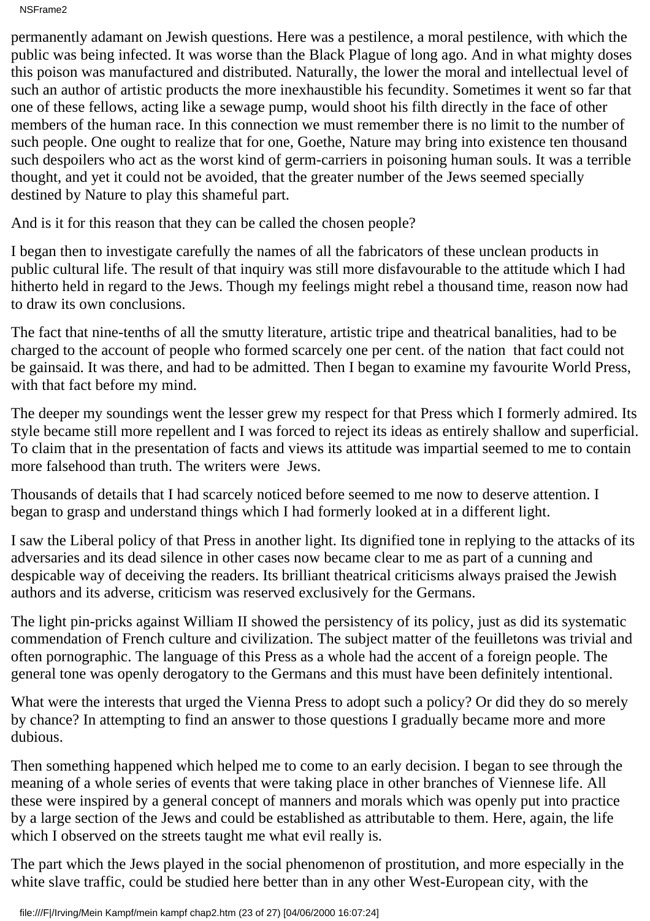permanently adamant on Jewish questions. Here was a pestilence, a moral pestilence, with which the public was being infected. It was worse than the Black Plague of long ago. And in what mighty doses this poison was manufactured and distributed. Naturally, the lower the moral and intellectual level of such an author of artistic products the more inexhaustible his fecundity. Sometimes it went so far that one of these fellows, acting like a sewage pump, would shoot his filth directly in the face of other members of the human race. In this connection we must remember there is no limit to the number of such people. One ought to realize that for one, Goethe, Nature may bring into existence ten thousand such despoilers who act as the worst kind of germ-carriers in poisoning human souls. It was a terrible thought, and yet it could not be avoided, that the greater number of the Jews seemed specially destined by Nature to play this shameful part.

And is it for this reason that they can be called the chosen people?

I began then to investigate carefully the names of all the fabricators of these unclean products in public cultural life. The result of that inquiry was still more disfavourable to the attitude which I had hitherto held in regard to the Jews. Though my feelings might rebel a thousand time, reason now had to draw its own conclusions.

The fact that nine-tenths of all the smutty literature, artistic tripe and theatrical banalities, had to be charged to the account of people who formed scarcely one per cent. of the nation that fact could not be gainsaid. It was there, and had to be admitted. Then I began to examine my favourite World Press, with that fact before my mind.

The deeper my soundings went the lesser grew my respect for that Press which I formerly admired. Its style became still more repellent and I was forced to reject its ideas as entirely shallow and superficial. To claim that in the presentation of facts and views its attitude was impartial seemed to me to contain more falsehood than truth. The writers were Jews.

Thousands of details that I had scarcely noticed before seemed to me now to deserve attention. I began to grasp and understand things which I had formerly looked at in a different light.

I saw the Liberal policy of that Press in another light. Its dignified tone in replying to the attacks of its adversaries and its dead silence in other cases now became clear to me as part of a cunning and despicable way of deceiving the readers. Its brilliant theatrical criticisms always praised the Jewish authors and its adverse, criticism was reserved exclusively for the Germans.

The light pin-pricks against William II showed the persistency of its policy, just as did its systematic commendation of French culture and civilization. The subject matter of the feuilletons was trivial and often pornographic. The language of this Press as a whole had the accent of a foreign people. The general tone was openly derogatory to the Germans and this must have been definitely intentional.

What were the interests that urged the Vienna Press to adopt such a policy? Or did they do so merely by chance? In attempting to find an answer to those questions I gradually became more and more dubious.

Then something happened which helped me to come to an early decision. I began to see through the meaning of a whole series of events that were taking place in other branches of Viennese life. All these were inspired by a general concept of manners and morals which was openly put into practice by a large section of the Jews and could be established as attributable to them. Here, again, the life which I observed on the streets taught me what evil really is.

The part which the Jews played in the social phenomenon of prostitution, and more especially in the white slave traffic, could be studied here better than in any other West-European city, with the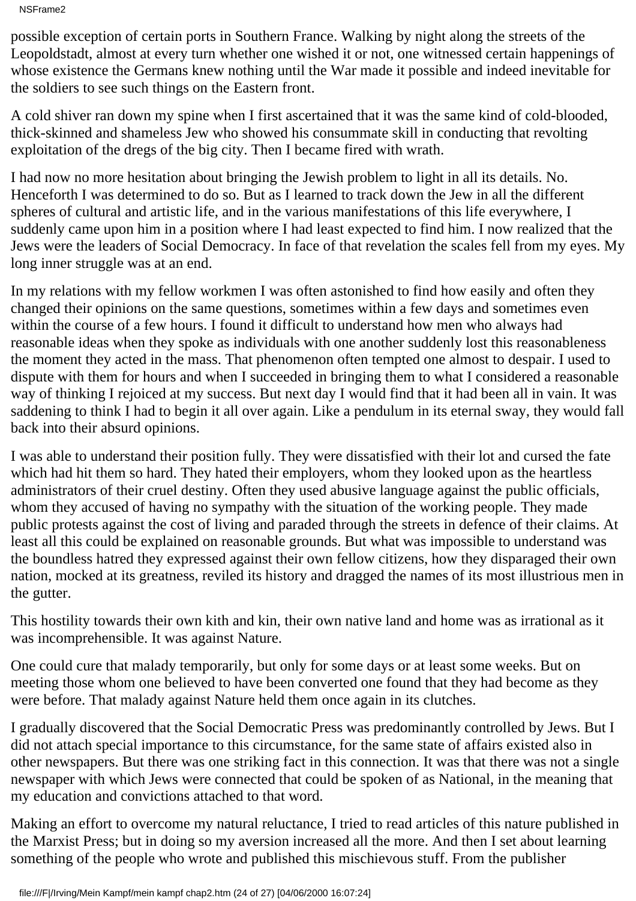possible exception of certain ports in Southern France. Walking by night along the streets of the Leopoldstadt, almost at every turn whether one wished it or not, one witnessed certain happenings of whose existence the Germans knew nothing until the War made it possible and indeed inevitable for the soldiers to see such things on the Eastern front.

A cold shiver ran down my spine when I first ascertained that it was the same kind of cold-blooded, thick-skinned and shameless Jew who showed his consummate skill in conducting that revolting exploitation of the dregs of the big city. Then I became fired with wrath.

I had now no more hesitation about bringing the Jewish problem to light in all its details. No. Henceforth I was determined to do so. But as I learned to track down the Jew in all the different spheres of cultural and artistic life, and in the various manifestations of this life everywhere, I suddenly came upon him in a position where I had least expected to find him. I now realized that the Jews were the leaders of Social Democracy. In face of that revelation the scales fell from my eyes. My long inner struggle was at an end.

In my relations with my fellow workmen I was often astonished to find how easily and often they changed their opinions on the same questions, sometimes within a few days and sometimes even within the course of a few hours. I found it difficult to understand how men who always had reasonable ideas when they spoke as individuals with one another suddenly lost this reasonableness the moment they acted in the mass. That phenomenon often tempted one almost to despair. I used to dispute with them for hours and when I succeeded in bringing them to what I considered a reasonable way of thinking I rejoiced at my success. But next day I would find that it had been all in vain. It was saddening to think I had to begin it all over again. Like a pendulum in its eternal sway, they would fall back into their absurd opinions.

I was able to understand their position fully. They were dissatisfied with their lot and cursed the fate which had hit them so hard. They hated their employers, whom they looked upon as the heartless administrators of their cruel destiny. Often they used abusive language against the public officials, whom they accused of having no sympathy with the situation of the working people. They made public protests against the cost of living and paraded through the streets in defence of their claims. At least all this could be explained on reasonable grounds. But what was impossible to understand was the boundless hatred they expressed against their own fellow citizens, how they disparaged their own nation, mocked at its greatness, reviled its history and dragged the names of its most illustrious men in the gutter.

This hostility towards their own kith and kin, their own native land and home was as irrational as it was incomprehensible. It was against Nature.

One could cure that malady temporarily, but only for some days or at least some weeks. But on meeting those whom one believed to have been converted one found that they had become as they were before. That malady against Nature held them once again in its clutches.

I gradually discovered that the Social Democratic Press was predominantly controlled by Jews. But I did not attach special importance to this circumstance, for the same state of affairs existed also in other newspapers. But there was one striking fact in this connection. It was that there was not a single newspaper with which Jews were connected that could be spoken of as National, in the meaning that my education and convictions attached to that word.

Making an effort to overcome my natural reluctance, I tried to read articles of this nature published in the Marxist Press; but in doing so my aversion increased all the more. And then I set about learning something of the people who wrote and published this mischievous stuff. From the publisher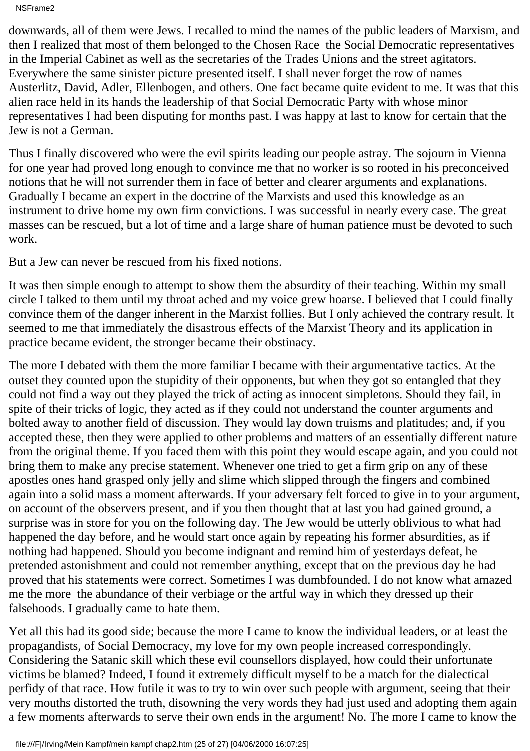downwards, all of them were Jews. I recalled to mind the names of the public leaders of Marxism, and then I realized that most of them belonged to the Chosen Race  the Social Democratic representatives in the Imperial Cabinet as well as the secretaries of the Trades Unions and the street agitators. Everywhere the same sinister picture presented itself. I shall never forget the row of names Austerlitz, David, Adler, Ellenbogen, and others. One fact became quite evident to me. It was that this alien race held in its hands the leadership of that Social Democratic Party with whose minor representatives I had been disputing for months past. I was happy at last to know for certain that the Jew is not a German.

Thus I finally discovered who were the evil spirits leading our people astray. The sojourn in Vienna for one year had proved long enough to convince me that no worker is so rooted in his preconceived notions that he will not surrender them in face of better and clearer arguments and explanations. Gradually I became an expert in the doctrine of the Marxists and used this knowledge as an instrument to drive home my own firm convictions. I was successful in nearly every case. The great masses can be rescued, but a lot of time and a large share of human patience must be devoted to such work.

But a Jew can never be rescued from his fixed notions.

It was then simple enough to attempt to show them the absurdity of their teaching. Within my small circle I talked to them until my throat ached and my voice grew hoarse. I believed that I could finally convince them of the danger inherent in the Marxist follies. But I only achieved the contrary result. It seemed to me that immediately the disastrous effects of the Marxist Theory and its application in practice became evident, the stronger became their obstinacy.

The more I debated with them the more familiar I became with their argumentative tactics. At the outset they counted upon the stupidity of their opponents, but when they got so entangled that they could not find a way out they played the trick of acting as innocent simpletons. Should they fail, in spite of their tricks of logic, they acted as if they could not understand the counter arguments and bolted away to another field of discussion. They would lay down truisms and platitudes; and, if you accepted these, then they were applied to other problems and matters of an essentially different nature from the original theme. If you faced them with this point they would escape again, and you could not bring them to make any precise statement. Whenever one tried to get a firm grip on any of these apostles ones hand grasped only jelly and slime which slipped through the fingers and combined again into a solid mass a moment afterwards. If your adversary felt forced to give in to your argument, on account of the observers present, and if you then thought that at last you had gained ground, a surprise was in store for you on the following day. The Jew would be utterly oblivious to what had happened the day before, and he would start once again by repeating his former absurdities, as if nothing had happened. Should you become indignant and remind him of yesterdays defeat, he pretended astonishment and could not remember anything, except that on the previous day he had proved that his statements were correct. Sometimes I was dumbfounded. I do not know what amazed me the more  the abundance of their verbiage or the artful way in which they dressed up their falsehoods. I gradually came to hate them.

Yet all this had its good side; because the more I came to know the individual leaders, or at least the propagandists, of Social Democracy, my love for my own people increased correspondingly. Considering the Satanic skill which these evil counsellors displayed, how could their unfortunate victims be blamed? Indeed, I found it extremely difficult myself to be a match for the dialectical perfidy of that race. How futile it was to try to win over such people with argument, seeing that their very mouths distorted the truth, disowning the very words they had just used and adopting them again a few moments afterwards to serve their own ends in the argument! No. The more I came to know the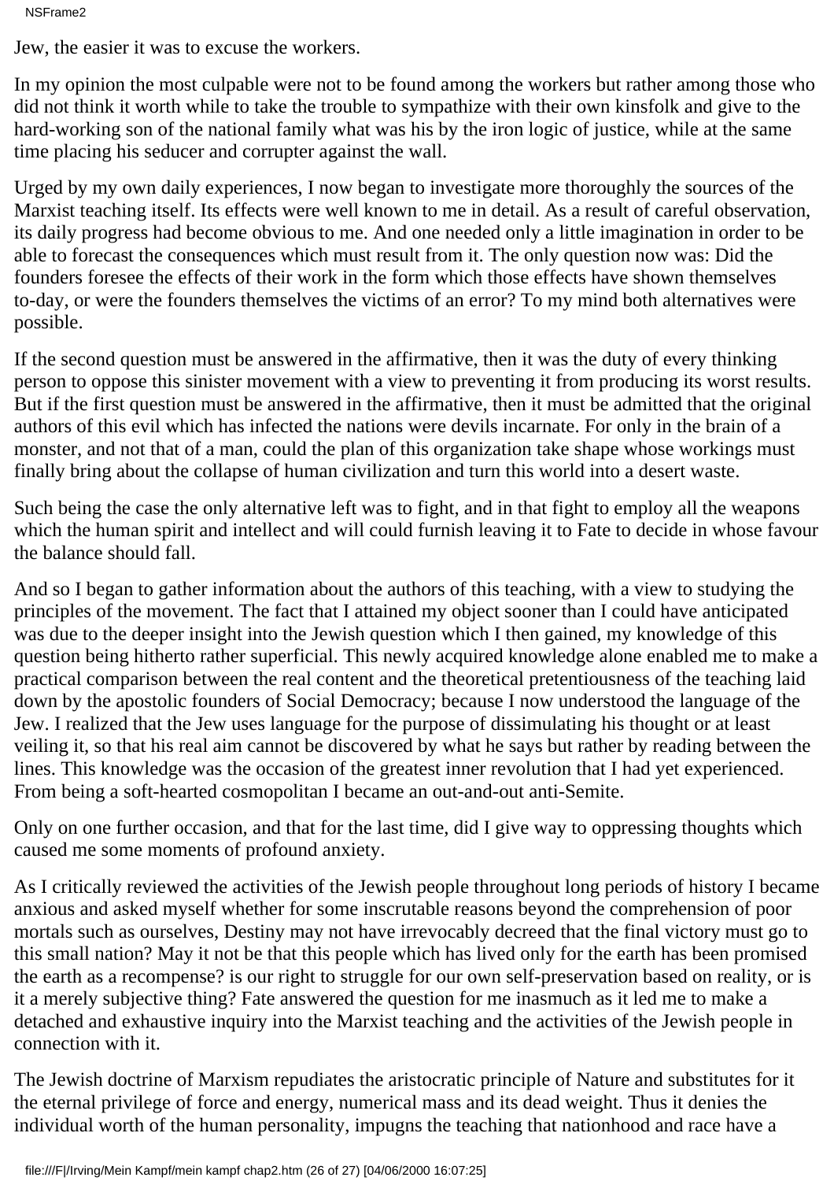Jew, the easier it was to excuse the workers.

In my opinion the most culpable were not to be found among the workers but rather among those who did not think it worth while to take the trouble to sympathize with their own kinsfolk and give to the hard-working son of the national family what was his by the iron logic of justice, while at the same time placing his seducer and corrupter against the wall.

Urged by my own daily experiences, I now began to investigate more thoroughly the sources of the Marxist teaching itself. Its effects were well known to me in detail. As a result of careful observation, its daily progress had become obvious to me. And one needed only a little imagination in order to be able to forecast the consequences which must result from it. The only question now was: Did the founders foresee the effects of their work in the form which those effects have shown themselves to-day, or were the founders themselves the victims of an error? To my mind both alternatives were possible.

If the second question must be answered in the affirmative, then it was the duty of every thinking person to oppose this sinister movement with a view to preventing it from producing its worst results. But if the first question must be answered in the affirmative, then it must be admitted that the original authors of this evil which has infected the nations were devils incarnate. For only in the brain of a monster, and not that of a man, could the plan of this organization take shape whose workings must finally bring about the collapse of human civilization and turn this world into a desert waste.

Such being the case the only alternative left was to fight, and in that fight to employ all the weapons which the human spirit and intellect and will could furnish leaving it to Fate to decide in whose favour the balance should fall.

And so I began to gather information about the authors of this teaching, with a view to studying the principles of the movement. The fact that I attained my object sooner than I could have anticipated was due to the deeper insight into the Jewish question which I then gained, my knowledge of this question being hitherto rather superficial. This newly acquired knowledge alone enabled me to make a practical comparison between the real content and the theoretical pretentiousness of the teaching laid down by the apostolic founders of Social Democracy; because I now understood the language of the Jew. I realized that the Jew uses language for the purpose of dissimulating his thought or at least veiling it, so that his real aim cannot be discovered by what he says but rather by reading between the lines. This knowledge was the occasion of the greatest inner revolution that I had yet experienced. From being a soft-hearted cosmopolitan I became an out-and-out anti-Semite.

Only on one further occasion, and that for the last time, did I give way to oppressing thoughts which caused me some moments of profound anxiety.

As I critically reviewed the activities of the Jewish people throughout long periods of history I became anxious and asked myself whether for some inscrutable reasons beyond the comprehension of poor mortals such as ourselves, Destiny may not have irrevocably decreed that the final victory must go to this small nation? May it not be that this people which has lived only for the earth has been promised the earth as a recompense? is our right to struggle for our own self-preservation based on reality, or is it a merely subjective thing? Fate answered the question for me inasmuch as it led me to make a detached and exhaustive inquiry into the Marxist teaching and the activities of the Jewish people in connection with it.

The Jewish doctrine of Marxism repudiates the aristocratic principle of Nature and substitutes for it the eternal privilege of force and energy, numerical mass and its dead weight. Thus it denies the individual worth of the human personality, impugns the teaching that nationhood and race have a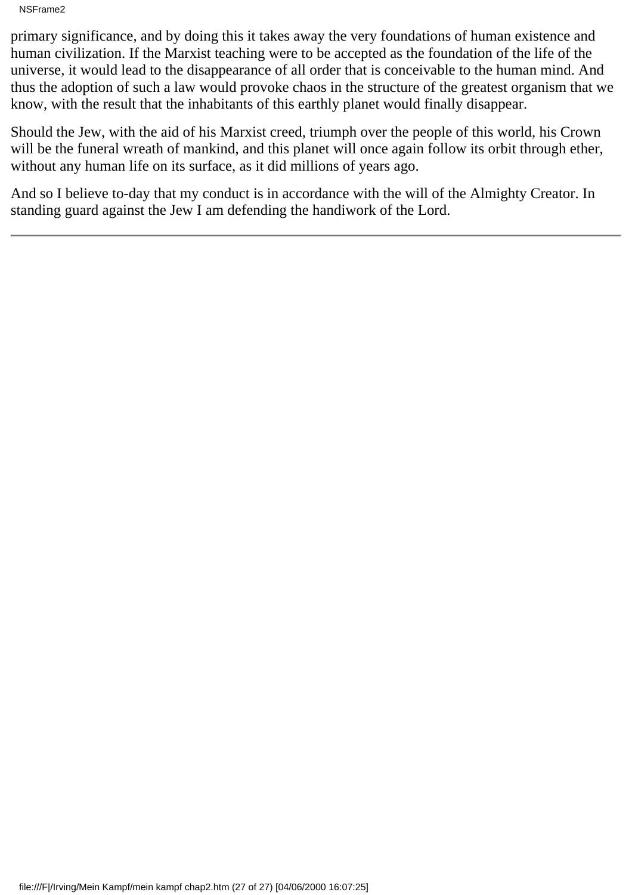primary significance, and by doing this it takes away the very foundations of human existence and human civilization. If the Marxist teaching were to be accepted as the foundation of the life of the universe, it would lead to the disappearance of all order that is conceivable to the human mind. And thus the adoption of such a law would provoke chaos in the structure of the greatest organism that we know, with the result that the inhabitants of this earthly planet would finally disappear.

Should the Jew, with the aid of his Marxist creed, triumph over the people of this world, his Crown will be the funeral wreath of mankind, and this planet will once again follow its orbit through ether, without any human life on its surface, as it did millions of years ago.

And so I believe to-day that my conduct is in accordance with the will of the Almighty Creator. In standing guard against the Jew I am defending the handiwork of the Lord.

---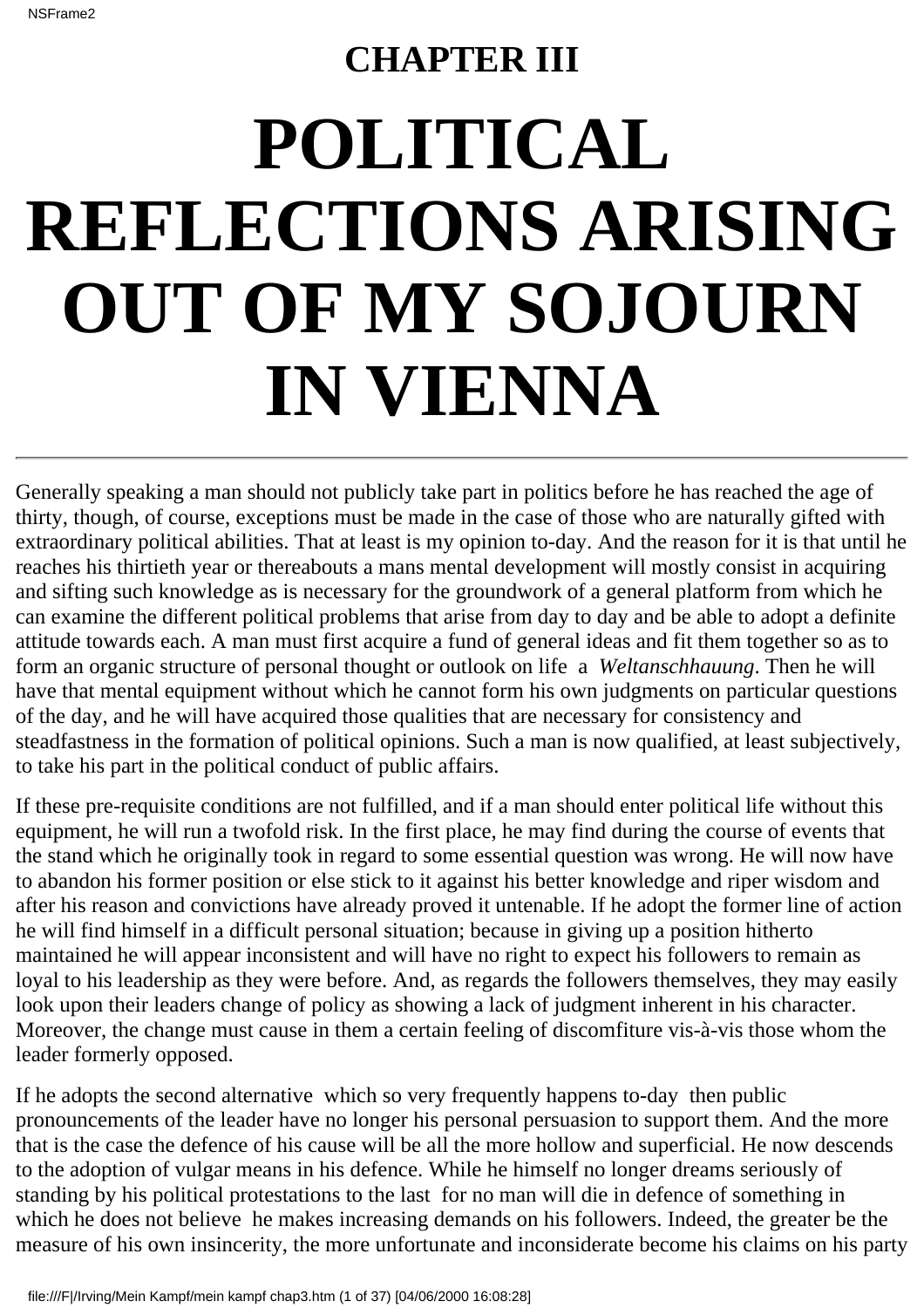## CHAPTER III

# POLITICAL REFLECTIONS ARISING OUT OF MY SOJOURN IN VIENNA

---

Generally speaking a man should not publicly take part in politics before he has reached the age of thirty, though, of course, exceptions must be made in the case of those who are naturally gifted with extraordinary political abilities. That at least is my opinion to-day. And the reason for it is that until he reaches his thirtieth year or thereabouts a mans mental development will mostly consist in acquiring and sifting such knowledge as is necessary for the groundwork of a general platform from which he can examine the different political problems that arise from day to day and be able to adopt a definite attitude towards each. A man must first acquire a fund of general ideas and fit them together so as to form an organic structure of personal thought or outlook on life a *Weltanschhauung*. Then he will have that mental equipment without which he cannot form his own judgments on particular questions of the day, and he will have acquired those qualities that are necessary for consistency and steadfastness in the formation of political opinions. Such a man is now qualified, at least subjectively, to take his part in the political conduct of public affairs.

If these pre-requisite conditions are not fulfilled, and if a man should enter political life without this equipment, he will run a twofold risk. In the first place, he may find during the course of events that the stand which he originally took in regard to some essential question was wrong. He will now have to abandon his former position or else stick to it against his better knowledge and riper wisdom and after his reason and convictions have already proved it untenable. If he adopt the former line of action he will find himself in a difficult personal situation; because in giving up a position hitherto maintained he will appear inconsistent and will have no right to expect his followers to remain as loyal to his leadership as they were before. And, as regards the followers themselves, they may easily look upon their leaders change of policy as showing a lack of judgment inherent in his character. Moreover, the change must cause in them a certain feeling of discomfiture vis-à-vis those whom the leader formerly opposed.

If he adopts the second alternative which so very frequently happens to-day then public pronouncements of the leader have no longer his personal persuasion to support them. And the more that is the case the defence of his cause will be all the more hollow and superficial. He now descends to the adoption of vulgar means in his defence. While he himself no longer dreams seriously of standing by his political protestations to the last for no man will die in defence of something in which he does not believe he makes increasing demands on his followers. Indeed, the greater be the measure of his own insincerity, the more unfortunate and inconsiderate become his claims on his party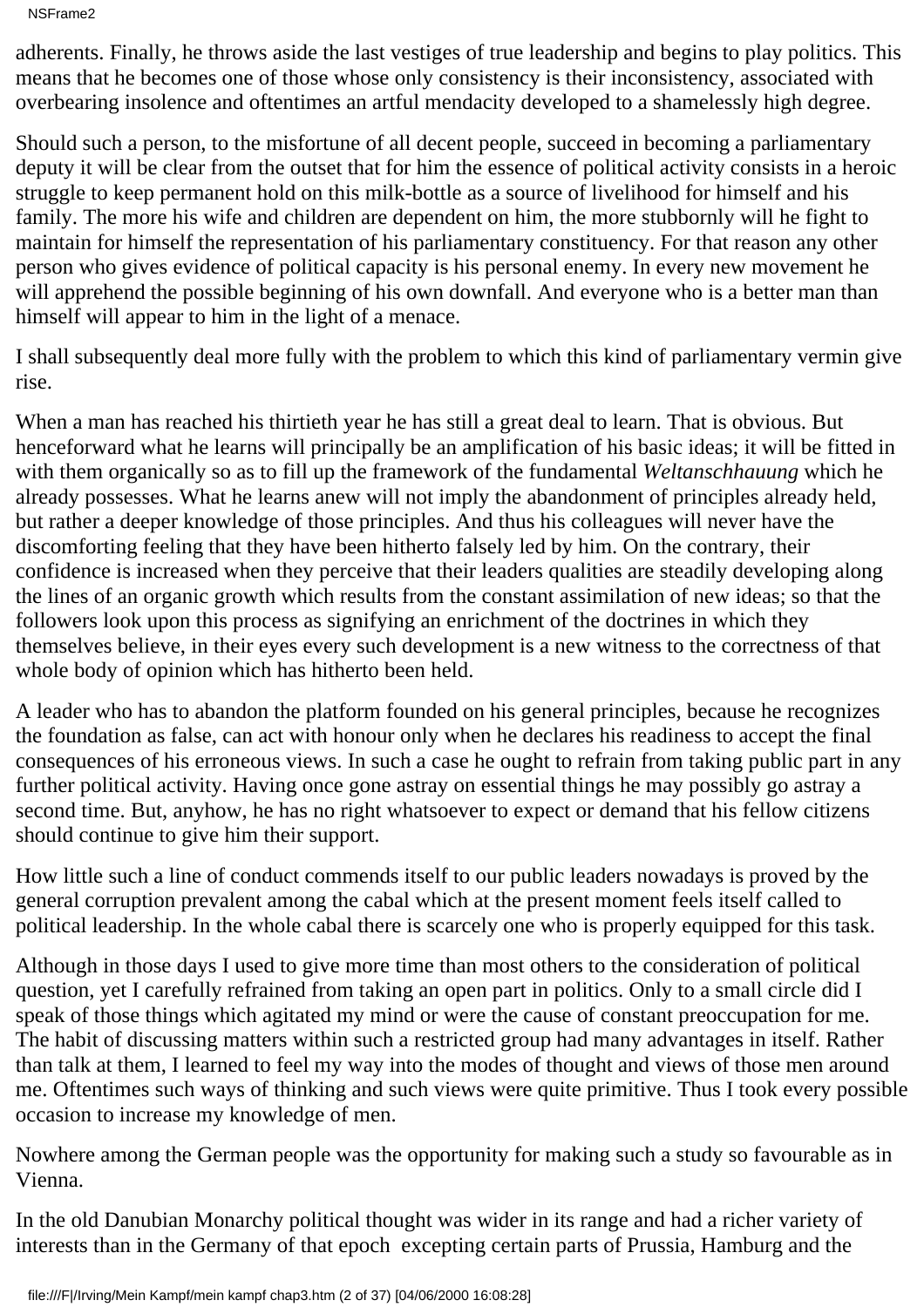adherents. Finally, he throws aside the last vestiges of true leadership and begins to play politics. This means that he becomes one of those whose only consistency is their inconsistency, associated with overbearing insolence and oftentimes an artful mendacity developed to a shamelessly high degree.

Should such a person, to the misfortune of all decent people, succeed in becoming a parliamentary deputy it will be clear from the outset that for him the essence of political activity consists in a heroic struggle to keep permanent hold on this milk-bottle as a source of livelihood for himself and his family. The more his wife and children are dependent on him, the more stubbornly will he fight to maintain for himself the representation of his parliamentary constituency. For that reason any other person who gives evidence of political capacity is his personal enemy. In every new movement he will apprehend the possible beginning of his own downfall. And everyone who is a better man than himself will appear to him in the light of a menace.

I shall subsequently deal more fully with the problem to which this kind of parliamentary vermin give rise.

When a man has reached his thirtieth year he has still a great deal to learn. That is obvious. But henceforward what he learns will principally be an amplification of his basic ideas; it will be fitted in with them organically so as to fill up the framework of the fundamental *Weltanschhauung* which he already possesses. What he learns anew will not imply the abandonment of principles already held, but rather a deeper knowledge of those principles. And thus his colleagues will never have the discomforting feeling that they have been hitherto falsely led by him. On the contrary, their confidence is increased when they perceive that their leaders qualities are steadily developing along the lines of an organic growth which results from the constant assimilation of new ideas; so that the followers look upon this process as signifying an enrichment of the doctrines in which they themselves believe, in their eyes every such development is a new witness to the correctness of that whole body of opinion which has hitherto been held.

A leader who has to abandon the platform founded on his general principles, because he recognizes the foundation as false, can act with honour only when he declares his readiness to accept the final consequences of his erroneous views. In such a case he ought to refrain from taking public part in any further political activity. Having once gone astray on essential things he may possibly go astray a second time. But, anyhow, he has no right whatsoever to expect or demand that his fellow citizens should continue to give him their support.

How little such a line of conduct commends itself to our public leaders nowadays is proved by the general corruption prevalent among the cabal which at the present moment feels itself called to political leadership. In the whole cabal there is scarcely one who is properly equipped for this task.

Although in those days I used to give more time than most others to the consideration of political question, yet I carefully refrained from taking an open part in politics. Only to a small circle did I speak of those things which agitated my mind or were the cause of constant preoccupation for me. The habit of discussing matters within such a restricted group had many advantages in itself. Rather than talk at them, I learned to feel my way into the modes of thought and views of those men around me. Oftentimes such ways of thinking and such views were quite primitive. Thus I took every possible occasion to increase my knowledge of men.

Nowhere among the German people was the opportunity for making such a study so favourable as in Vienna.

In the old Danubian Monarchy political thought was wider in its range and had a richer variety of interests than in the Germany of that epoch excepting certain parts of Prussia, Hamburg and the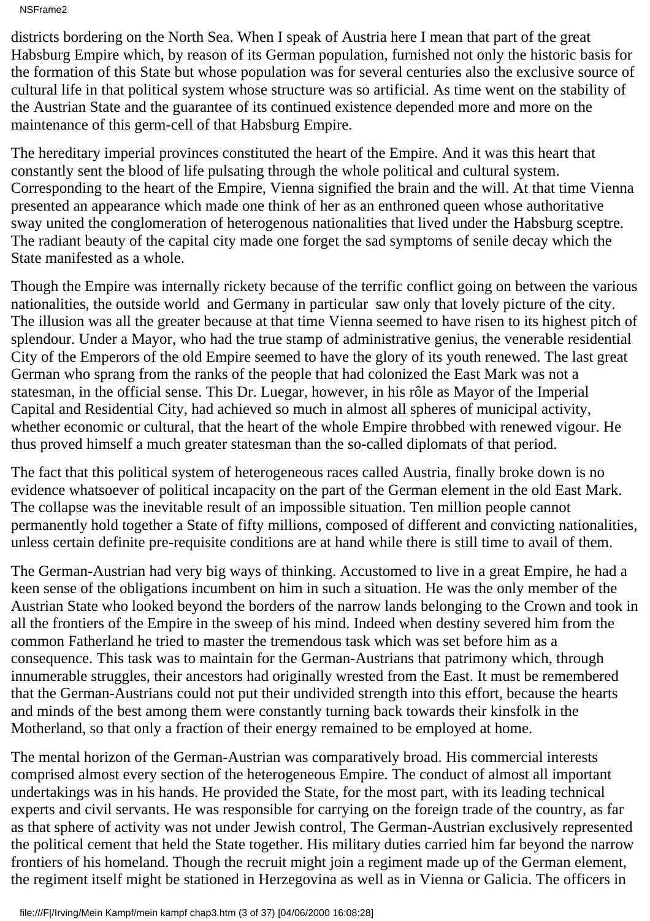districts bordering on the North Sea. When I speak of Austria here I mean that part of the great Habsburg Empire which, by reason of its German population, furnished not only the historic basis for the formation of this State but whose population was for several centuries also the exclusive source of cultural life in that political system whose structure was so artificial. As time went on the stability of the Austrian State and the guarantee of its continued existence depended more and more on the maintenance of this germ-cell of that Habsburg Empire.

The hereditary imperial provinces constituted the heart of the Empire. And it was this heart that constantly sent the blood of life pulsating through the whole political and cultural system. Corresponding to the heart of the Empire, Vienna signified the brain and the will. At that time Vienna presented an appearance which made one think of her as an enthroned queen whose authoritative sway united the conglomeration of heterogenous nationalities that lived under the Habsburg sceptre. The radiant beauty of the capital city made one forget the sad symptoms of senile decay which the State manifested as a whole.

Though the Empire was internally rickety because of the terrific conflict going on between the various nationalities, the outside world and Germany in particular saw only that lovely picture of the city. The illusion was all the greater because at that time Vienna seemed to have risen to its highest pitch of splendour. Under a Mayor, who had the true stamp of administrative genius, the venerable residential City of the Emperors of the old Empire seemed to have the glory of its youth renewed. The last great German who sprang from the ranks of the people that had colonized the East Mark was not a statesman, in the official sense. This Dr. Luegar, however, in his rôle as Mayor of the Imperial Capital and Residential City, had achieved so much in almost all spheres of municipal activity, whether economic or cultural, that the heart of the whole Empire throbbed with renewed vigour. He thus proved himself a much greater statesman than the so-called diplomats of that period.

The fact that this political system of heterogeneous races called Austria, finally broke down is no evidence whatsoever of political incapacity on the part of the German element in the old East Mark. The collapse was the inevitable result of an impossible situation. Ten million people cannot permanently hold together a State of fifty millions, composed of different and convicting nationalities, unless certain definite pre-requisite conditions are at hand while there is still time to avail of them.

The German-Austrian had very big ways of thinking. Accustomed to live in a great Empire, he had a keen sense of the obligations incumbent on him in such a situation. He was the only member of the Austrian State who looked beyond the borders of the narrow lands belonging to the Crown and took in all the frontiers of the Empire in the sweep of his mind. Indeed when destiny severed him from the common Fatherland he tried to master the tremendous task which was set before him as a consequence. This task was to maintain for the German-Austrians that patrimony which, through innumerable struggles, their ancestors had originally wrested from the East. It must be remembered that the German-Austrians could not put their undivided strength into this effort, because the hearts and minds of the best among them were constantly turning back towards their kinsfolk in the Motherland, so that only a fraction of their energy remained to be employed at home.

The mental horizon of the German-Austrian was comparatively broad. His commercial interests comprised almost every section of the heterogeneous Empire. The conduct of almost all important undertakings was in his hands. He provided the State, for the most part, with its leading technical experts and civil servants. He was responsible for carrying on the foreign trade of the country, as far as that sphere of activity was not under Jewish control, The German-Austrian exclusively represented the political cement that held the State together. His military duties carried him far beyond the narrow frontiers of his homeland. Though the recruit might join a regiment made up of the German element, the regiment itself might be stationed in Herzegovina as well as in Vienna or Galicia. The officers in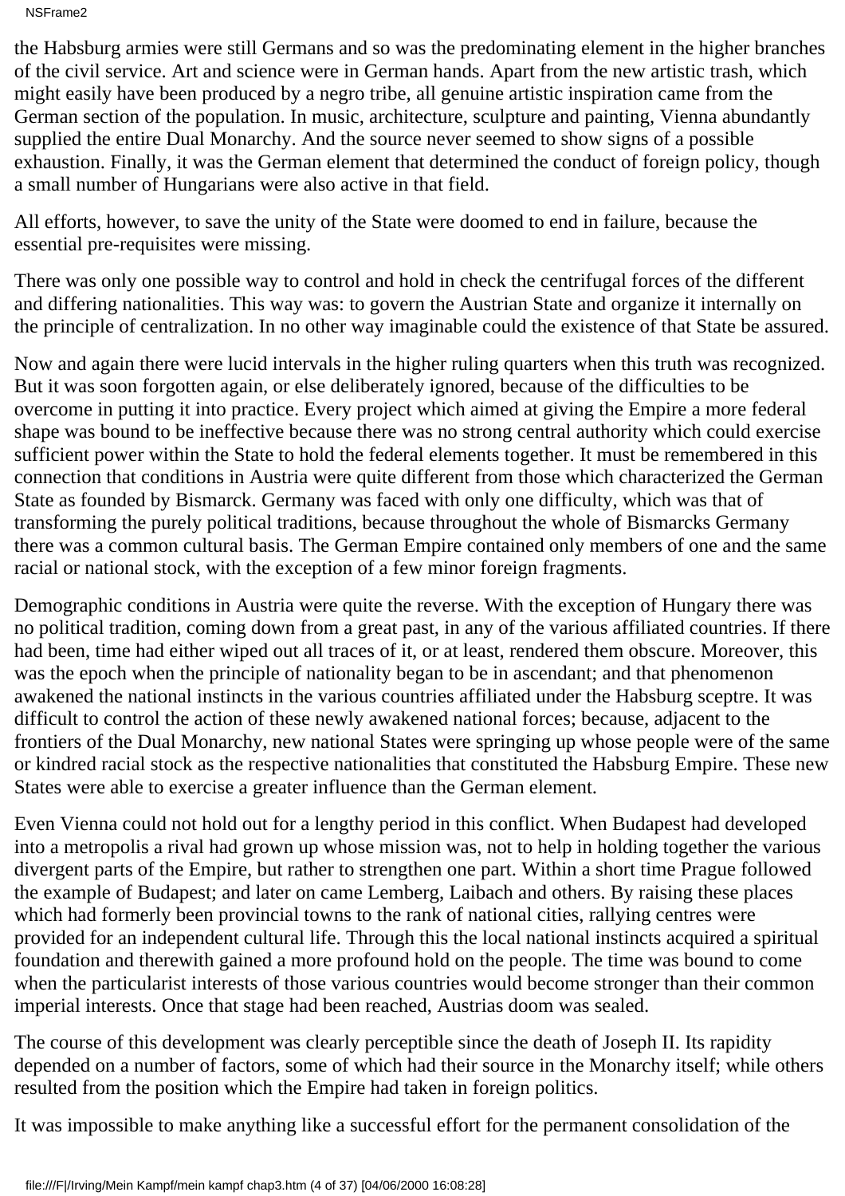the Habsburg armies were still Germans and so was the predominating element in the higher branches of the civil service. Art and science were in German hands. Apart from the new artistic trash, which might easily have been produced by a negro tribe, all genuine artistic inspiration came from the German section of the population. In music, architecture, sculpture and painting, Vienna abundantly supplied the entire Dual Monarchy. And the source never seemed to show signs of a possible exhaustion. Finally, it was the German element that determined the conduct of foreign policy, though a small number of Hungarians were also active in that field.

All efforts, however, to save the unity of the State were doomed to end in failure, because the essential pre-requisites were missing.

There was only one possible way to control and hold in check the centrifugal forces of the different and differing nationalities. This way was: to govern the Austrian State and organize it internally on the principle of centralization. In no other way imaginable could the existence of that State be assured.

Now and again there were lucid intervals in the higher ruling quarters when this truth was recognized. But it was soon forgotten again, or else deliberately ignored, because of the difficulties to be overcome in putting it into practice. Every project which aimed at giving the Empire a more federal shape was bound to be ineffective because there was no strong central authority which could exercise sufficient power within the State to hold the federal elements together. It must be remembered in this connection that conditions in Austria were quite different from those which characterized the German State as founded by Bismarck. Germany was faced with only one difficulty, which was that of transforming the purely political traditions, because throughout the whole of Bismarcks Germany there was a common cultural basis. The German Empire contained only members of one and the same racial or national stock, with the exception of a few minor foreign fragments.

Demographic conditions in Austria were quite the reverse. With the exception of Hungary there was no political tradition, coming down from a great past, in any of the various affiliated countries. If there had been, time had either wiped out all traces of it, or at least, rendered them obscure. Moreover, this was the epoch when the principle of nationality began to be in ascendant; and that phenomenon awakened the national instincts in the various countries affiliated under the Habsburg sceptre. It was difficult to control the action of these newly awakened national forces; because, adjacent to the frontiers of the Dual Monarchy, new national States were springing up whose people were of the same or kindred racial stock as the respective nationalities that constituted the Habsburg Empire. These new States were able to exercise a greater influence than the German element.

Even Vienna could not hold out for a lengthy period in this conflict. When Budapest had developed into a metropolis a rival had grown up whose mission was, not to help in holding together the various divergent parts of the Empire, but rather to strengthen one part. Within a short time Prague followed the example of Budapest; and later on came Lemberg, Laibach and others. By raising these places which had formerly been provincial towns to the rank of national cities, rallying centres were provided for an independent cultural life. Through this the local national instincts acquired a spiritual foundation and therewith gained a more profound hold on the people. The time was bound to come when the particularist interests of those various countries would become stronger than their common imperial interests. Once that stage had been reached, Austrias doom was sealed.

The course of this development was clearly perceptible since the death of Joseph II. Its rapidity depended on a number of factors, some of which had their source in the Monarchy itself; while others resulted from the position which the Empire had taken in foreign politics.

It was impossible to make anything like a successful effort for the permanent consolidation of the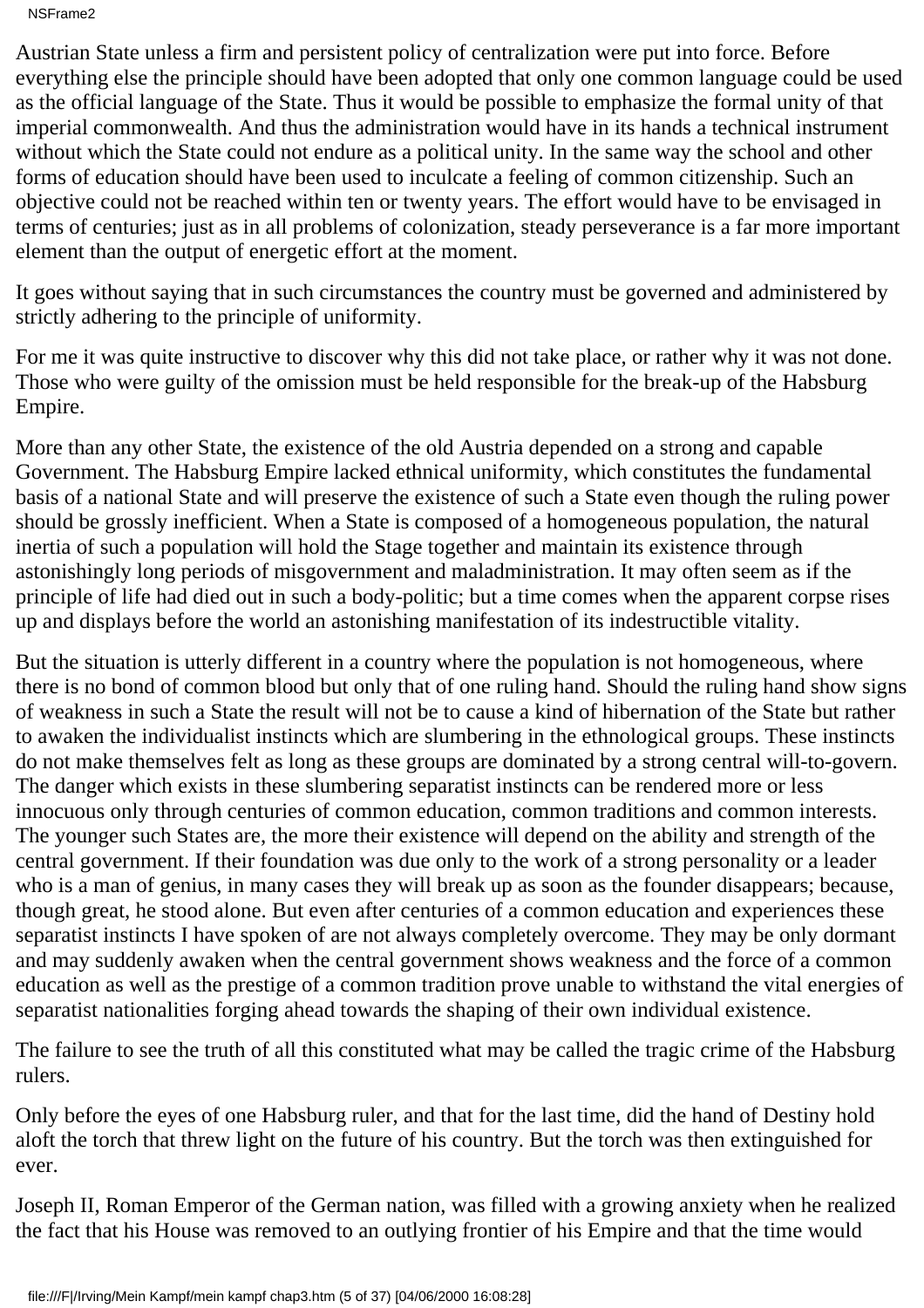Austrian State unless a firm and persistent policy of centralization were put into force. Before everything else the principle should have been adopted that only one common language could be used as the official language of the State. Thus it would be possible to emphasize the formal unity of that imperial commonwealth. And thus the administration would have in its hands a technical instrument without which the State could not endure as a political unity. In the same way the school and other forms of education should have been used to inculcate a feeling of common citizenship. Such an objective could not be reached within ten or twenty years. The effort would have to be envisaged in terms of centuries; just as in all problems of colonization, steady perseverance is a far more important element than the output of energetic effort at the moment.

It goes without saying that in such circumstances the country must be governed and administered by strictly adhering to the principle of uniformity.

For me it was quite instructive to discover why this did not take place, or rather why it was not done. Those who were guilty of the omission must be held responsible for the break-up of the Habsburg Empire.

More than any other State, the existence of the old Austria depended on a strong and capable Government. The Habsburg Empire lacked ethnical uniformity, which constitutes the fundamental basis of a national State and will preserve the existence of such a State even though the ruling power should be grossly inefficient. When a State is composed of a homogeneous population, the natural inertia of such a population will hold the Stage together and maintain its existence through astonishingly long periods of misgovernment and maladministration. It may often seem as if the principle of life had died out in such a body-politic; but a time comes when the apparent corpse rises up and displays before the world an astonishing manifestation of its indestructible vitality.

But the situation is utterly different in a country where the population is not homogeneous, where there is no bond of common blood but only that of one ruling hand. Should the ruling hand show signs of weakness in such a State the result will not be to cause a kind of hibernation of the State but rather to awaken the individualist instincts which are slumbering in the ethnological groups. These instincts do not make themselves felt as long as these groups are dominated by a strong central will-to-govern. The danger which exists in these slumbering separatist instincts can be rendered more or less innocuous only through centuries of common education, common traditions and common interests. The younger such States are, the more their existence will depend on the ability and strength of the central government. If their foundation was due only to the work of a strong personality or a leader who is a man of genius, in many cases they will break up as soon as the founder disappears; because, though great, he stood alone. But even after centuries of a common education and experiences these separatist instincts I have spoken of are not always completely overcome. They may be only dormant and may suddenly awaken when the central government shows weakness and the force of a common education as well as the prestige of a common tradition prove unable to withstand the vital energies of separatist nationalities forging ahead towards the shaping of their own individual existence.

The failure to see the truth of all this constituted what may be called the tragic crime of the Habsburg rulers.

Only before the eyes of one Habsburg ruler, and that for the last time, did the hand of Destiny hold aloft the torch that threw light on the future of his country. But the torch was then extinguished for ever.

Joseph II, Roman Emperor of the German nation, was filled with a growing anxiety when he realized the fact that his House was removed to an outlying frontier of his Empire and that the time would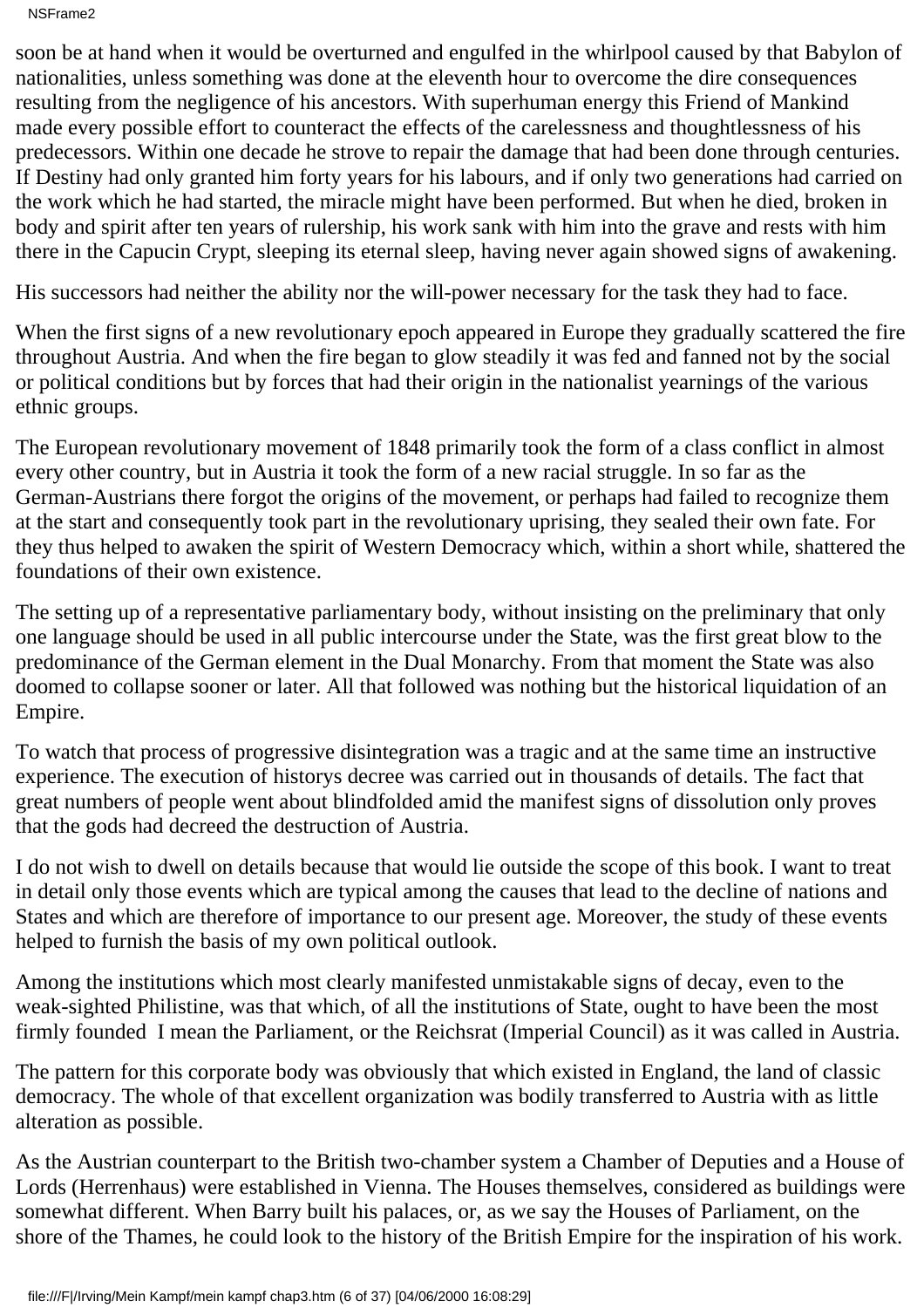soon be at hand when it would be overturned and engulfed in the whirlpool caused by that Babylon of nationalities, unless something was done at the eleventh hour to overcome the dire consequences resulting from the negligence of his ancestors. With superhuman energy this Friend of Mankind made every possible effort to counteract the effects of the carelessness and thoughtlessness of his predecessors. Within one decade he strove to repair the damage that had been done through centuries. If Destiny had only granted him forty years for his labours, and if only two generations had carried on the work which he had started, the miracle might have been performed. But when he died, broken in body and spirit after ten years of rulership, his work sank with him into the grave and rests with him there in the Capucin Crypt, sleeping its eternal sleep, having never again showed signs of awakening.

His successors had neither the ability nor the will-power necessary for the task they had to face.

When the first signs of a new revolutionary epoch appeared in Europe they gradually scattered the fire throughout Austria. And when the fire began to glow steadily it was fed and fanned not by the social or political conditions but by forces that had their origin in the nationalist yearnings of the various ethnic groups.

The European revolutionary movement of 1848 primarily took the form of a class conflict in almost every other country, but in Austria it took the form of a new racial struggle. In so far as the German-Austrians there forgot the origins of the movement, or perhaps had failed to recognize them at the start and consequently took part in the revolutionary uprising, they sealed their own fate. For they thus helped to awaken the spirit of Western Democracy which, within a short while, shattered the foundations of their own existence.

The setting up of a representative parliamentary body, without insisting on the preliminary that only one language should be used in all public intercourse under the State, was the first great blow to the predominance of the German element in the Dual Monarchy. From that moment the State was also doomed to collapse sooner or later. All that followed was nothing but the historical liquidation of an Empire.

To watch that process of progressive disintegration was a tragic and at the same time an instructive experience. The execution of historys decree was carried out in thousands of details. The fact that great numbers of people went about blindfolded amid the manifest signs of dissolution only proves that the gods had decreed the destruction of Austria.

I do not wish to dwell on details because that would lie outside the scope of this book. I want to treat in detail only those events which are typical among the causes that lead to the decline of nations and States and which are therefore of importance to our present age. Moreover, the study of these events helped to furnish the basis of my own political outlook.

Among the institutions which most clearly manifested unmistakable signs of decay, even to the weak-sighted Philistine, was that which, of all the institutions of State, ought to have been the most firmly founded I mean the Parliament, or the Reichsrat (Imperial Council) as it was called in Austria.

The pattern for this corporate body was obviously that which existed in England, the land of classic democracy. The whole of that excellent organization was bodily transferred to Austria with as little alteration as possible.

As the Austrian counterpart to the British two-chamber system a Chamber of Deputies and a House of Lords (Herrenhaus) were established in Vienna. The Houses themselves, considered as buildings were somewhat different. When Barry built his palaces, or, as we say the Houses of Parliament, on the shore of the Thames, he could look to the history of the British Empire for the inspiration of his work.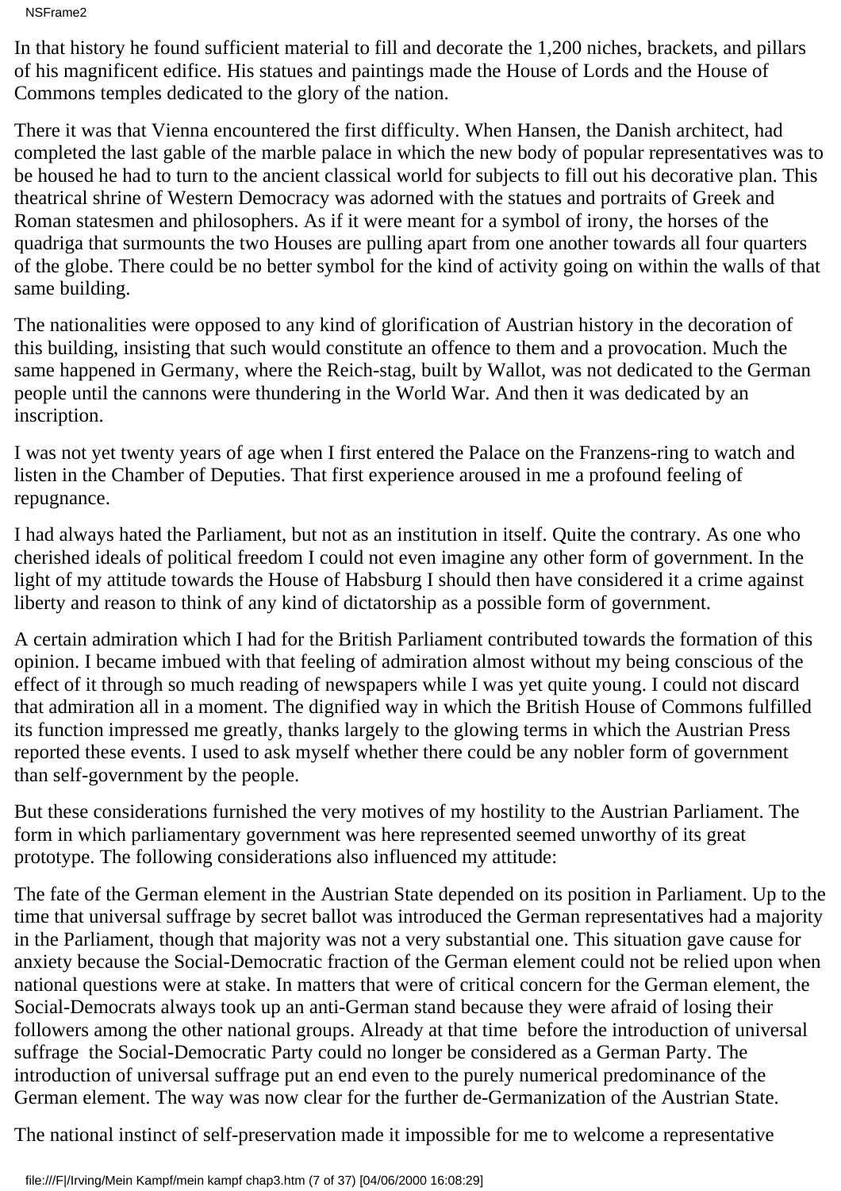In that history he found sufficient material to fill and decorate the 1,200 niches, brackets, and pillars of his magnificent edifice. His statues and paintings made the House of Lords and the House of Commons temples dedicated to the glory of the nation.

There it was that Vienna encountered the first difficulty. When Hansen, the Danish architect, had completed the last gable of the marble palace in which the new body of popular representatives was to be housed he had to turn to the ancient classical world for subjects to fill out his decorative plan. This theatrical shrine of Western Democracy was adorned with the statues and portraits of Greek and Roman statesmen and philosophers. As if it were meant for a symbol of irony, the horses of the quadriga that surmounts the two Houses are pulling apart from one another towards all four quarters of the globe. There could be no better symbol for the kind of activity going on within the walls of that same building.

The nationalities were opposed to any kind of glorification of Austrian history in the decoration of this building, insisting that such would constitute an offence to them and a provocation. Much the same happened in Germany, where the Reich-stag, built by Wallot, was not dedicated to the German people until the cannons were thundering in the World War. And then it was dedicated by an inscription.

I was not yet twenty years of age when I first entered the Palace on the Franzens-ring to watch and listen in the Chamber of Deputies. That first experience aroused in me a profound feeling of repugnance.

I had always hated the Parliament, but not as an institution in itself. Quite the contrary. As one who cherished ideals of political freedom I could not even imagine any other form of government. In the light of my attitude towards the House of Habsburg I should then have considered it a crime against liberty and reason to think of any kind of dictatorship as a possible form of government.

A certain admiration which I had for the British Parliament contributed towards the formation of this opinion. I became imbued with that feeling of admiration almost without my being conscious of the effect of it through so much reading of newspapers while I was yet quite young. I could not discard that admiration all in a moment. The dignified way in which the British House of Commons fulfilled its function impressed me greatly, thanks largely to the glowing terms in which the Austrian Press reported these events. I used to ask myself whether there could be any nobler form of government than self-government by the people.

But these considerations furnished the very motives of my hostility to the Austrian Parliament. The form in which parliamentary government was here represented seemed unworthy of its great prototype. The following considerations also influenced my attitude:

The fate of the German element in the Austrian State depended on its position in Parliament. Up to the time that universal suffrage by secret ballot was introduced the German representatives had a majority in the Parliament, though that majority was not a very substantial one. This situation gave cause for anxiety because the Social-Democratic fraction of the German element could not be relied upon when national questions were at stake. In matters that were of critical concern for the German element, the Social-Democrats always took up an anti-German stand because they were afraid of losing their followers among the other national groups. Already at that time before the introduction of universal suffrage the Social-Democratic Party could no longer be considered as a German Party. The introduction of universal suffrage put an end even to the purely numerical predominance of the German element. The way was now clear for the further de-Germanization of the Austrian State.

The national instinct of self-preservation made it impossible for me to welcome a representative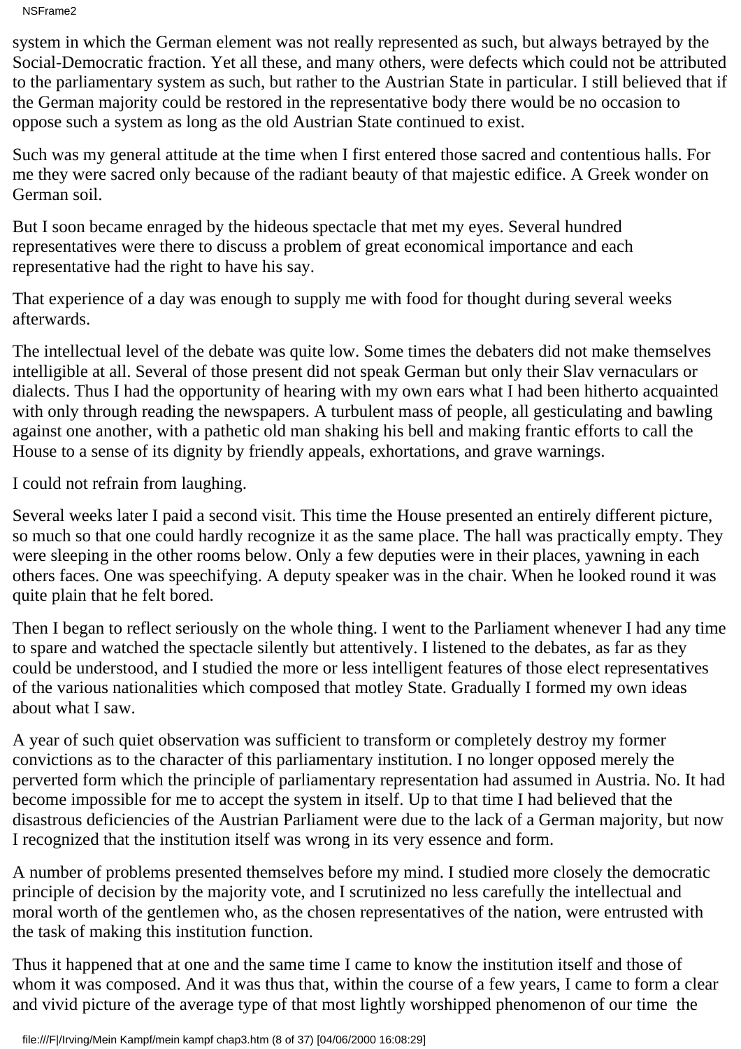system in which the German element was not really represented as such, but always betrayed by the Social-Democratic fraction. Yet all these, and many others, were defects which could not be attributed to the parliamentary system as such, but rather to the Austrian State in particular. I still believed that if the German majority could be restored in the representative body there would be no occasion to oppose such a system as long as the old Austrian State continued to exist.

Such was my general attitude at the time when I first entered those sacred and contentious halls. For me they were sacred only because of the radiant beauty of that majestic edifice. A Greek wonder on German soil.

But I soon became enraged by the hideous spectacle that met my eyes. Several hundred representatives were there to discuss a problem of great economical importance and each representative had the right to have his say.

That experience of a day was enough to supply me with food for thought during several weeks afterwards.

The intellectual level of the debate was quite low. Some times the debaters did not make themselves intelligible at all. Several of those present did not speak German but only their Slav vernaculars or dialects. Thus I had the opportunity of hearing with my own ears what I had been hitherto acquainted with only through reading the newspapers. A turbulent mass of people, all gesticulating and bawling against one another, with a pathetic old man shaking his bell and making frantic efforts to call the House to a sense of its dignity by friendly appeals, exhortations, and grave warnings.

I could not refrain from laughing.

Several weeks later I paid a second visit. This time the House presented an entirely different picture, so much so that one could hardly recognize it as the same place. The hall was practically empty. They were sleeping in the other rooms below. Only a few deputies were in their places, yawning in each others faces. One was speechifying. A deputy speaker was in the chair. When he looked round it was quite plain that he felt bored.

Then I began to reflect seriously on the whole thing. I went to the Parliament whenever I had any time to spare and watched the spectacle silently but attentively. I listened to the debates, as far as they could be understood, and I studied the more or less intelligent features of those elect representatives of the various nationalities which composed that motley State. Gradually I formed my own ideas about what I saw.

A year of such quiet observation was sufficient to transform or completely destroy my former convictions as to the character of this parliamentary institution. I no longer opposed merely the perverted form which the principle of parliamentary representation had assumed in Austria. No. It had become impossible for me to accept the system in itself. Up to that time I had believed that the disastrous deficiencies of the Austrian Parliament were due to the lack of a German majority, but now I recognized that the institution itself was wrong in its very essence and form.

A number of problems presented themselves before my mind. I studied more closely the democratic principle of decision by the majority vote, and I scrutinized no less carefully the intellectual and moral worth of the gentlemen who, as the chosen representatives of the nation, were entrusted with the task of making this institution function.

Thus it happened that at one and the same time I came to know the institution itself and those of whom it was composed. And it was thus that, within the course of a few years, I came to form a clear and vivid picture of the average type of that most lightly worshipped phenomenon of our time the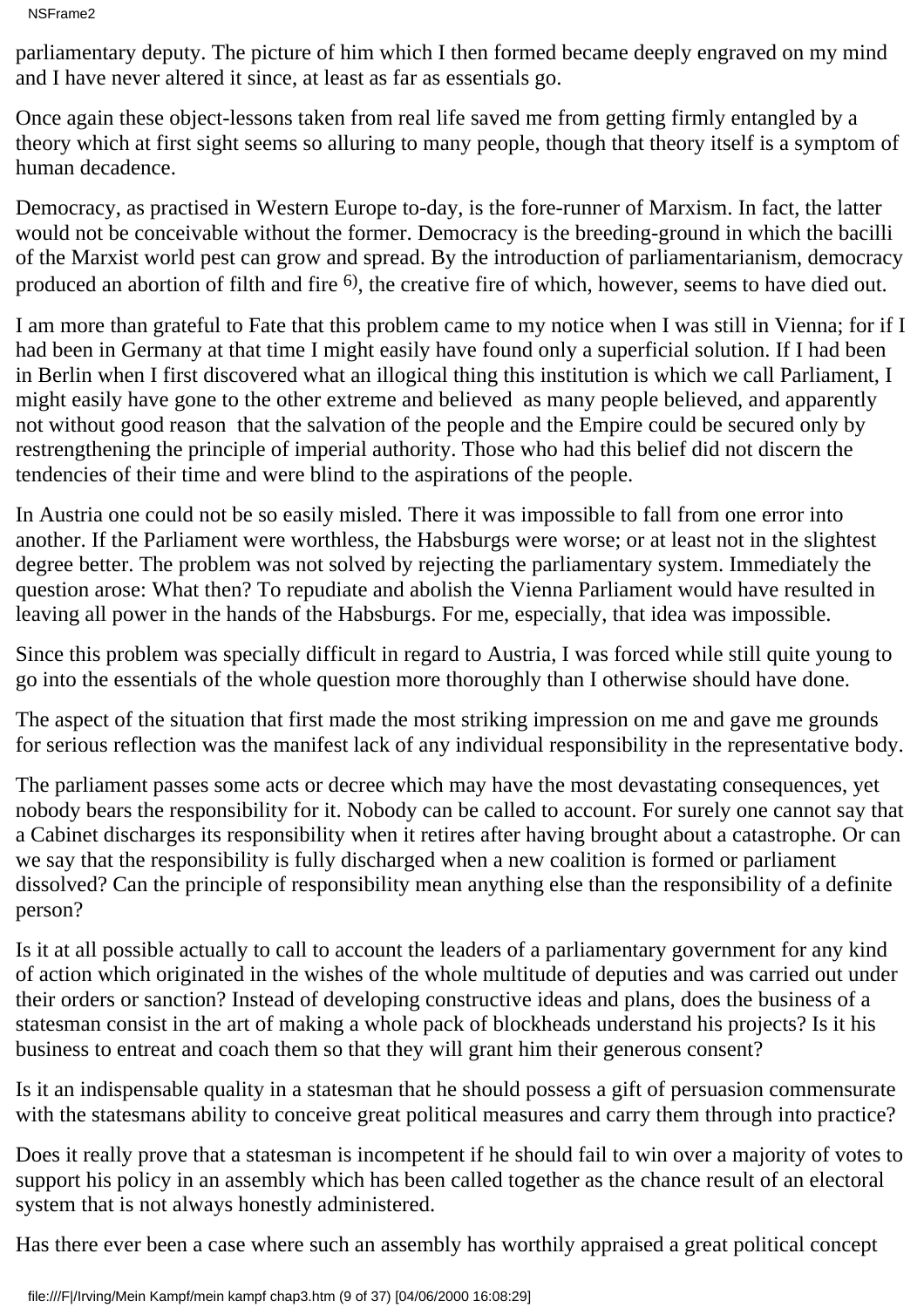parliamentary deputy. The picture of him which I then formed became deeply engraved on my mind and I have never altered it since, at least as far as essentials go.

Once again these object-lessons taken from real life saved me from getting firmly entangled by a theory which at first sight seems so alluring to many people, though that theory itself is a symptom of human decadence.

Democracy, as practised in Western Europe to-day, is the fore-runner of Marxism. In fact, the latter would not be conceivable without the former. Democracy is the breeding-ground in which the bacilli of the Marxist world pest can grow and spread. By the introduction of parliamentarianism, democracy produced an abortion of filth and fire [6)], the creative fire of which, however, seems to have died out.

I am more than grateful to Fate that this problem came to my notice when I was still in Vienna; for if I had been in Germany at that time I might easily have found only a superficial solution. If I had been in Berlin when I first discovered what an illogical thing this institution is which we call Parliament, I might easily have gone to the other extreme and believed as many people believed, and apparently not without good reason that the salvation of the people and the Empire could be secured only by restrengthening the principle of imperial authority. Those who had this belief did not discern the tendencies of their time and were blind to the aspirations of the people.

In Austria one could not be so easily misled. There it was impossible to fall from one error into another. If the Parliament were worthless, the Habsburgs were worse; or at least not in the slightest degree better. The problem was not solved by rejecting the parliamentary system. Immediately the question arose: What then? To repudiate and abolish the Vienna Parliament would have resulted in leaving all power in the hands of the Habsburgs. For me, especially, that idea was impossible.

Since this problem was specially difficult in regard to Austria, I was forced while still quite young to go into the essentials of the whole question more thoroughly than I otherwise should have done.

The aspect of the situation that first made the most striking impression on me and gave me grounds for serious reflection was the manifest lack of any individual responsibility in the representative body.

The parliament passes some acts or decree which may have the most devastating consequences, yet nobody bears the responsibility for it. Nobody can be called to account. For surely one cannot say that a Cabinet discharges its responsibility when it retires after having brought about a catastrophe. Or can we say that the responsibility is fully discharged when a new coalition is formed or parliament dissolved? Can the principle of responsibility mean anything else than the responsibility of a definite person?

Is it at all possible actually to call to account the leaders of a parliamentary government for any kind of action which originated in the wishes of the whole multitude of deputies and was carried out under their orders or sanction? Instead of developing constructive ideas and plans, does the business of a statesman consist in the art of making a whole pack of blockheads understand his projects? Is it his business to entreat and coach them so that they will grant him their generous consent?

Is it an indispensable quality in a statesman that he should possess a gift of persuasion commensurate with the statesmans ability to conceive great political measures and carry them through into practice?

Does it really prove that a statesman is incompetent if he should fail to win over a majority of votes to support his policy in an assembly which has been called together as the chance result of an electoral system that is not always honestly administered.

Has there ever been a case where such an assembly has worthily appraised a great political concept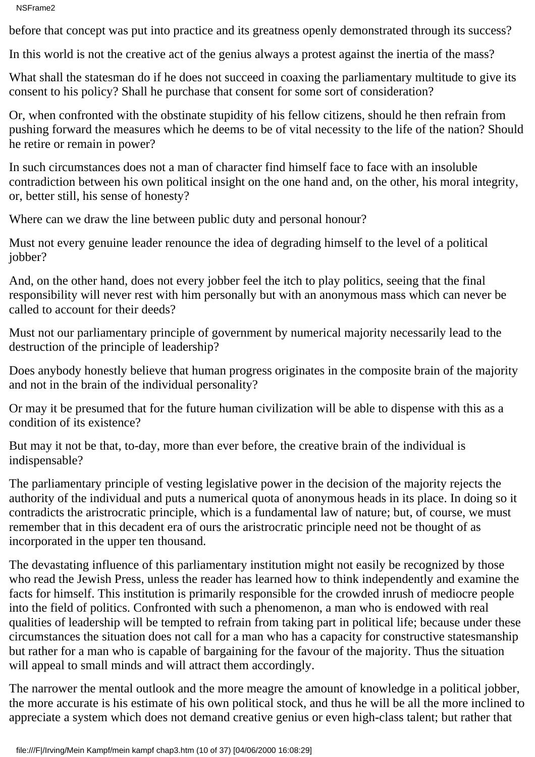before that concept was put into practice and its greatness openly demonstrated through its success?

In this world is not the creative act of the genius always a protest against the inertia of the mass?

What shall the statesman do if he does not succeed in coaxing the parliamentary multitude to give its consent to his policy? Shall he purchase that consent for some sort of consideration?

Or, when confronted with the obstinate stupidity of his fellow citizens, should he then refrain from pushing forward the measures which he deems to be of vital necessity to the life of the nation? Should he retire or remain in power?

In such circumstances does not a man of character find himself face to face with an insoluble contradiction between his own political insight on the one hand and, on the other, his moral integrity, or, better still, his sense of honesty?

Where can we draw the line between public duty and personal honour?

Must not every genuine leader renounce the idea of degrading himself to the level of a political jobber?

And, on the other hand, does not every jobber feel the itch to play politics, seeing that the final responsibility will never rest with him personally but with an anonymous mass which can never be called to account for their deeds?

Must not our parliamentary principle of government by numerical majority necessarily lead to the destruction of the principle of leadership?

Does anybody honestly believe that human progress originates in the composite brain of the majority and not in the brain of the individual personality?

Or may it be presumed that for the future human civilization will be able to dispense with this as a condition of its existence?

But may it not be that, to-day, more than ever before, the creative brain of the individual is indispensable?

The parliamentary principle of vesting legislative power in the decision of the majority rejects the authority of the individual and puts a numerical quota of anonymous heads in its place. In doing so it contradicts the aristrocratic principle, which is a fundamental law of nature; but, of course, we must remember that in this decadent era of ours the aristocratic principle need not be thought of as incorporated in the upper ten thousand.

The devastating influence of this parliamentary institution might not easily be recognized by those who read the Jewish Press, unless the reader has learned how to think independently and examine the facts for himself. This institution is primarily responsible for the crowded inrush of mediocre people into the field of politics. Confronted with such a phenomenon, a man who is endowed with real qualities of leadership will be tempted to refrain from taking part in political life; because under these circumstances the situation does not call for a man who has a capacity for constructive statesmanship but rather for a man who is capable of bargaining for the favour of the majority. Thus the situation will appeal to small minds and will attract them accordingly.

The narrower the mental outlook and the more meagre the amount of knowledge in a political jobber, the more accurate is his estimate of his own political stock, and thus he will be all the more inclined to appreciate a system which does not demand creative genius or even high-class talent; but rather that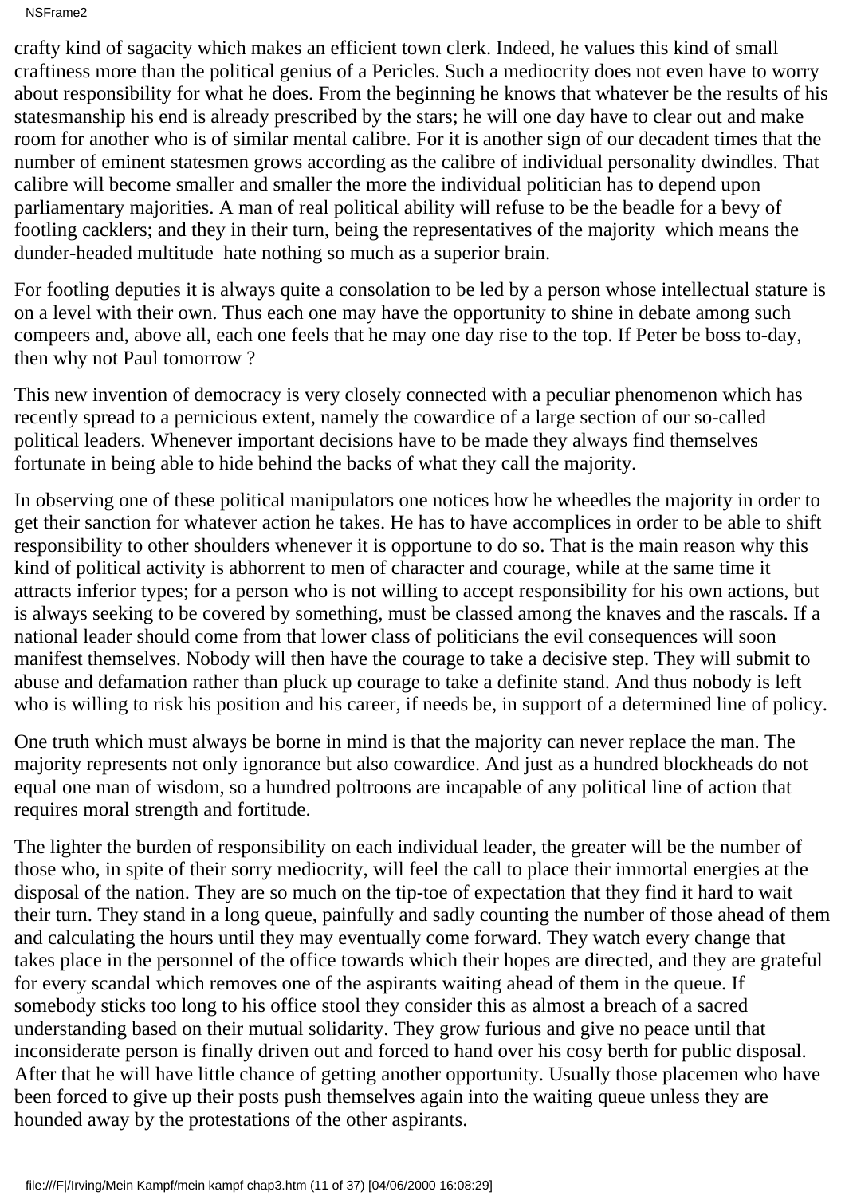crafty kind of sagacity which makes an efficient town clerk. Indeed, he values this kind of small craftiness more than the political genius of a Pericles. Such a mediocrity does not even have to worry about responsibility for what he does. From the beginning he knows that whatever be the results of his statesmanship his end is already prescribed by the stars; he will one day have to clear out and make room for another who is of similar mental calibre. For it is another sign of our decadent times that the number of eminent statesmen grows according as the calibre of individual personality dwindles. That calibre will become smaller and smaller the more the individual politician has to depend upon parliamentary majorities. A man of real political ability will refuse to be the beadle for a bevy of footling cacklers; and they in their turn, being the representatives of the majority  which means the dunder-headed multitude  hate nothing so much as a superior brain.

For footling deputies it is always quite a consolation to be led by a person whose intellectual stature is on a level with their own. Thus each one may have the opportunity to shine in debate among such compeers and, above all, each one feels that he may one day rise to the top. If Peter be boss to-day, then why not Paul tomorrow ?

This new invention of democracy is very closely connected with a peculiar phenomenon which has recently spread to a pernicious extent, namely the cowardice of a large section of our so-called political leaders. Whenever important decisions have to be made they always find themselves fortunate in being able to hide behind the backs of what they call the majority.

In observing one of these political manipulators one notices how he wheedles the majority in order to get their sanction for whatever action he takes. He has to have accomplices in order to be able to shift responsibility to other shoulders whenever it is opportune to do so. That is the main reason why this kind of political activity is abhorrent to men of character and courage, while at the same time it attracts inferior types; for a person who is not willing to accept responsibility for his own actions, but is always seeking to be covered by something, must be classed among the knaves and the rascals. If a national leader should come from that lower class of politicians the evil consequences will soon manifest themselves. Nobody will then have the courage to take a decisive step. They will submit to abuse and defamation rather than pluck up courage to take a definite stand. And thus nobody is left who is willing to risk his position and his career, if needs be, in support of a determined line of policy.

One truth which must always be borne in mind is that the majority can never replace the man. The majority represents not only ignorance but also cowardice. And just as a hundred blockheads do not equal one man of wisdom, so a hundred poltroons are incapable of any political line of action that requires moral strength and fortitude.

The lighter the burden of responsibility on each individual leader, the greater will be the number of those who, in spite of their sorry mediocrity, will feel the call to place their immortal energies at the disposal of the nation. They are so much on the tip-toe of expectation that they find it hard to wait their turn. They stand in a long queue, painfully and sadly counting the number of those ahead of them and calculating the hours until they may eventually come forward. They watch every change that takes place in the personnel of the office towards which their hopes are directed, and they are grateful for every scandal which removes one of the aspirants waiting ahead of them in the queue. If somebody sticks too long to his office stool they consider this as almost a breach of a sacred understanding based on their mutual solidarity. They grow furious and give no peace until that inconsiderate person is finally driven out and forced to hand over his cosy berth for public disposal. After that he will have little chance of getting another opportunity. Usually those placemen who have been forced to give up their posts push themselves again into the waiting queue unless they are hounded away by the protestations of the other aspirants.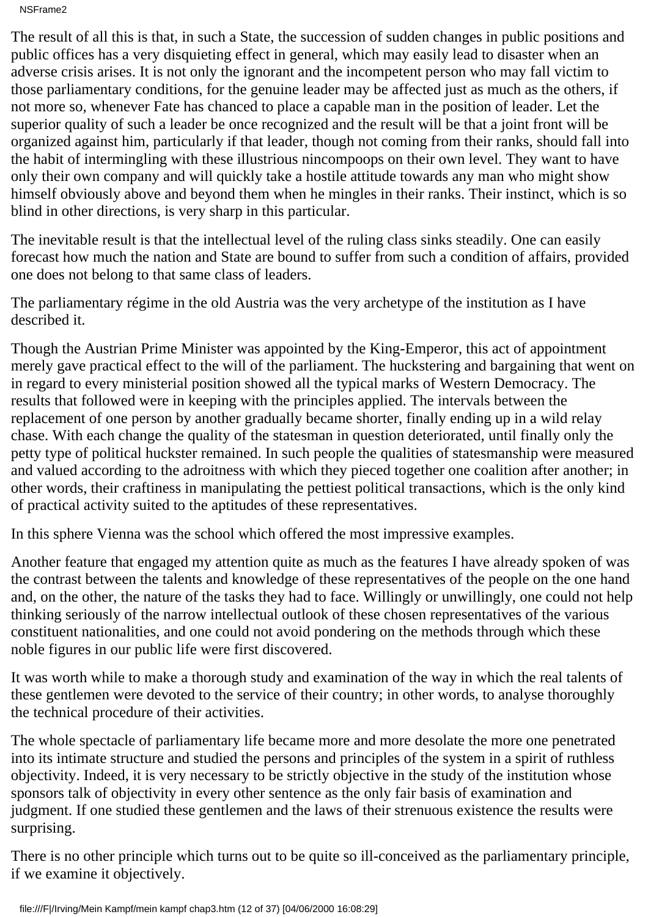The result of all this is that, in such a State, the succession of sudden changes in public positions and public offices has a very disquieting effect in general, which may easily lead to disaster when an adverse crisis arises. It is not only the ignorant and the incompetent person who may fall victim to those parliamentary conditions, for the genuine leader may be affected just as much as the others, if not more so, whenever Fate has chanced to place a capable man in the position of leader. Let the superior quality of such a leader be once recognized and the result will be that a joint front will be organized against him, particularly if that leader, though not coming from their ranks, should fall into the habit of intermingling with these illustrious nincompoops on their own level. They want to have only their own company and will quickly take a hostile attitude towards any man who might show himself obviously above and beyond them when he mingles in their ranks. Their instinct, which is so blind in other directions, is very sharp in this particular.

The inevitable result is that the intellectual level of the ruling class sinks steadily. One can easily forecast how much the nation and State are bound to suffer from such a condition of affairs, provided one does not belong to that same class of leaders.

The parliamentary régime in the old Austria was the very archetype of the institution as I have described it.

Though the Austrian Prime Minister was appointed by the King-Emperor, this act of appointment merely gave practical effect to the will of the parliament. The huckstering and bargaining that went on in regard to every ministerial position showed all the typical marks of Western Democracy. The results that followed were in keeping with the principles applied. The intervals between the replacement of one person by another gradually became shorter, finally ending up in a wild relay chase. With each change the quality of the statesman in question deteriorated, until finally only the petty type of political huckster remained. In such people the qualities of statesmanship were measured and valued according to the adroitness with which they pieced together one coalition after another; in other words, their craftiness in manipulating the pettiest political transactions, which is the only kind of practical activity suited to the aptitudes of these representatives.

In this sphere Vienna was the school which offered the most impressive examples.

Another feature that engaged my attention quite as much as the features I have already spoken of was the contrast between the talents and knowledge of these representatives of the people on the one hand and, on the other, the nature of the tasks they had to face. Willingly or unwillingly, one could not help thinking seriously of the narrow intellectual outlook of these chosen representatives of the various constituent nationalities, and one could not avoid pondering on the methods through which these noble figures in our public life were first discovered.

It was worth while to make a thorough study and examination of the way in which the real talents of these gentlemen were devoted to the service of their country; in other words, to analyse thoroughly the technical procedure of their activities.

The whole spectacle of parliamentary life became more and more desolate the more one penetrated into its intimate structure and studied the persons and principles of the system in a spirit of ruthless objectivity. Indeed, it is very necessary to be strictly objective in the study of the institution whose sponsors talk of objectivity in every other sentence as the only fair basis of examination and judgment. If one studied these gentlemen and the laws of their strenuous existence the results were surprising.

There is no other principle which turns out to be quite so ill-conceived as the parliamentary principle, if we examine it objectively.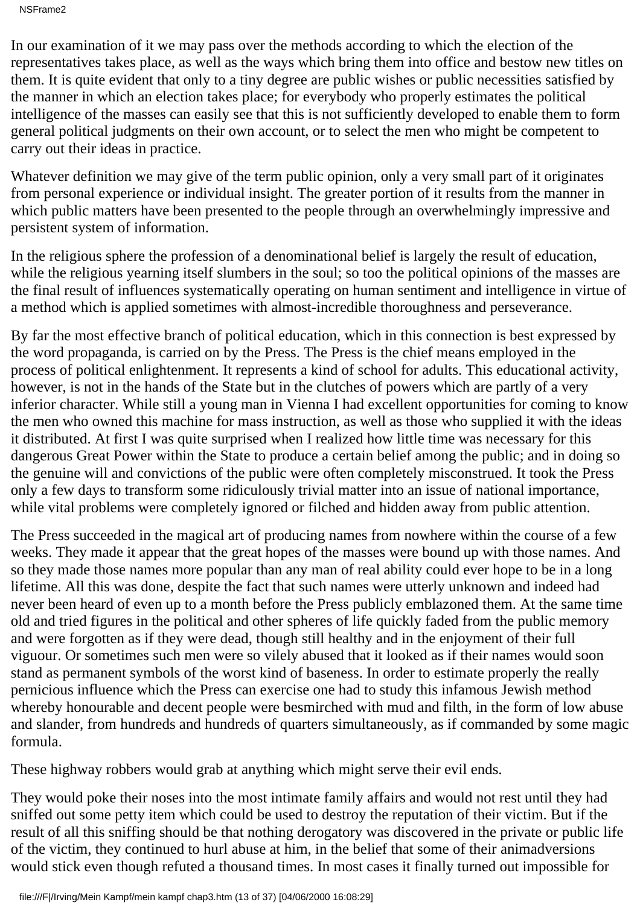In our examination of it we may pass over the methods according to which the election of the representatives takes place, as well as the ways which bring them into office and bestow new titles on them. It is quite evident that only to a tiny degree are public wishes or public necessities satisfied by the manner in which an election takes place; for everybody who properly estimates the political intelligence of the masses can easily see that this is not sufficiently developed to enable them to form general political judgments on their own account, or to select the men who might be competent to carry out their ideas in practice.

Whatever definition we may give of the term public opinion, only a very small part of it originates from personal experience or individual insight. The greater portion of it results from the manner in which public matters have been presented to the people through an overwhelmingly impressive and persistent system of information.

In the religious sphere the profession of a denominational belief is largely the result of education, while the religious yearning itself slumbers in the soul; so too the political opinions of the masses are the final result of influences systematically operating on human sentiment and intelligence in virtue of a method which is applied sometimes with almost-incredible thoroughness and perseverance.

By far the most effective branch of political education, which in this connection is best expressed by the word propaganda, is carried on by the Press. The Press is the chief means employed in the process of political enlightenment. It represents a kind of school for adults. This educational activity, however, is not in the hands of the State but in the clutches of powers which are partly of a very inferior character. While still a young man in Vienna I had excellent opportunities for coming to know the men who owned this machine for mass instruction, as well as those who supplied it with the ideas it distributed. At first I was quite surprised when I realized how little time was necessary for this dangerous Great Power within the State to produce a certain belief among the public; and in doing so the genuine will and convictions of the public were often completely misconstrued. It took the Press only a few days to transform some ridiculously trivial matter into an issue of national importance, while vital problems were completely ignored or filched and hidden away from public attention.

The Press succeeded in the magical art of producing names from nowhere within the course of a few weeks. They made it appear that the great hopes of the masses were bound up with those names. And so they made those names more popular than any man of real ability could ever hope to be in a long lifetime. All this was done, despite the fact that such names were utterly unknown and indeed had never been heard of even up to a month before the Press publicly emblazoned them. At the same time old and tried figures in the political and other spheres of life quickly faded from the public memory and were forgotten as if they were dead, though still healthy and in the enjoyment of their full viguour. Or sometimes such men were so vilely abused that it looked as if their names would soon stand as permanent symbols of the worst kind of baseness. In order to estimate properly the really pernicious influence which the Press can exercise one had to study this infamous Jewish method whereby honourable and decent people were besmirched with mud and filth, in the form of low abuse and slander, from hundreds and hundreds of quarters simultaneously, as if commanded by some magic formula.

These highway robbers would grab at anything which might serve their evil ends.

They would poke their noses into the most intimate family affairs and would not rest until they had sniffed out some petty item which could be used to destroy the reputation of their victim. But if the result of all this sniffing should be that nothing derogatory was discovered in the private or public life of the victim, they continued to hurl abuse at him, in the belief that some of their animadversions would stick even though refuted a thousand times. In most cases it finally turned out impossible for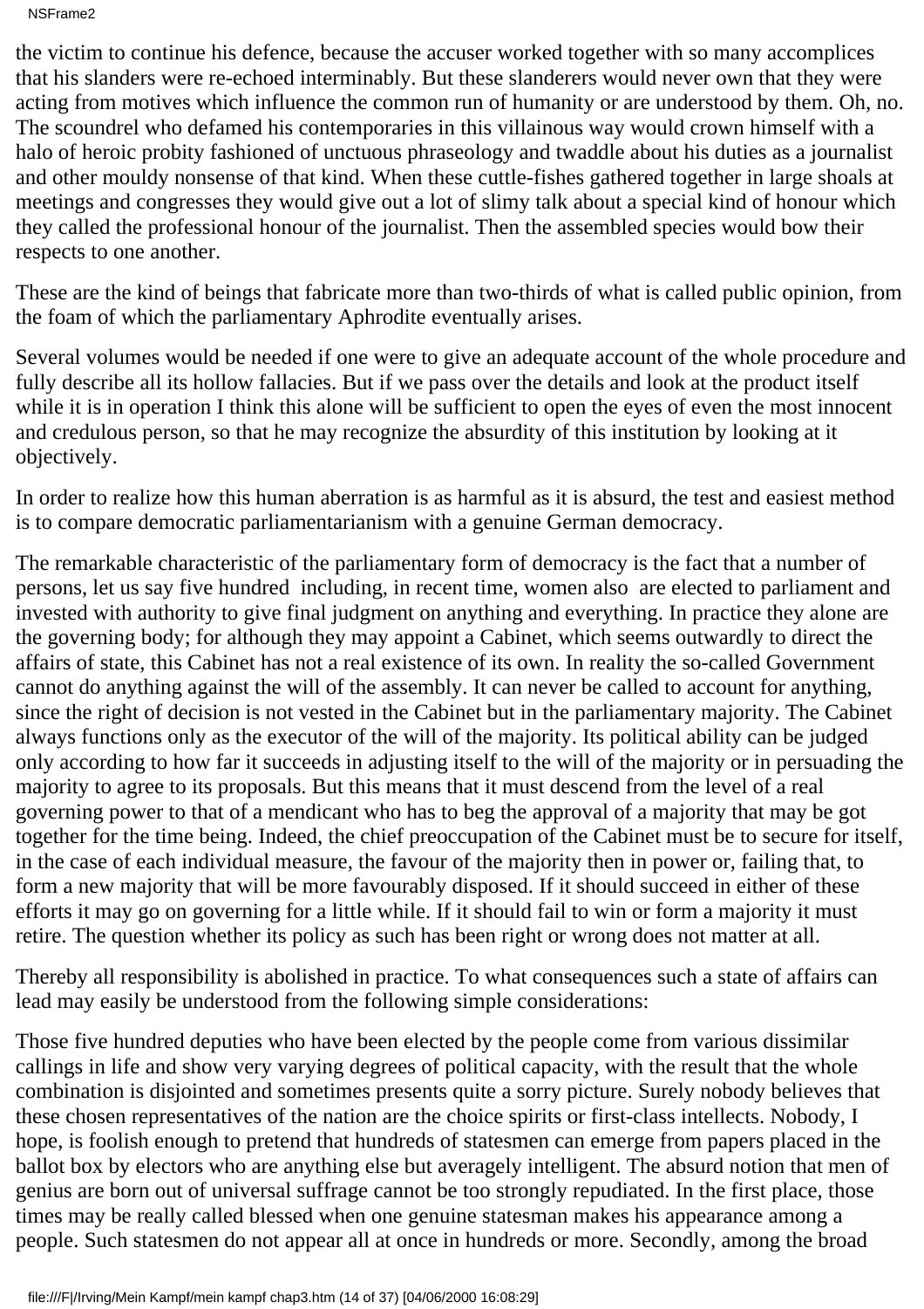the victim to continue his defence, because the accuser worked together with so many accomplices that his slanders were re-echoed interminably. But these slanderers would never own that they were acting from motives which influence the common run of humanity or are understood by them. Oh, no. The scoundrel who defamed his contemporaries in this villainous way would crown himself with a halo of heroic probity fashioned of unctuous phraseology and twaddle about his duties as a journalist and other mouldy nonsense of that kind. When these cuttle-fishes gathered together in large shoals at meetings and congresses they would give out a lot of slimy talk about a special kind of honour which they called the professional honour of the journalist. Then the assembled species would bow their respects to one another.

These are the kind of beings that fabricate more than two-thirds of what is called public opinion, from the foam of which the parliamentary Aphrodite eventually arises.

Several volumes would be needed if one were to give an adequate account of the whole procedure and fully describe all its hollow fallacies. But if we pass over the details and look at the product itself while it is in operation I think this alone will be sufficient to open the eyes of even the most innocent and credulous person, so that he may recognize the absurdity of this institution by looking at it objectively.

In order to realize how this human aberration is as harmful as it is absurd, the test and easiest method is to compare democratic parliamentarianism with a genuine German democracy.

The remarkable characteristic of the parliamentary form of democracy is the fact that a number of persons, let us say five hundred including, in recent time, women also are elected to parliament and invested with authority to give final judgment on anything and everything. In practice they alone are the governing body; for although they may appoint a Cabinet, which seems outwardly to direct the affairs of state, this Cabinet has not a real existence of its own. In reality the so-called Government cannot do anything against the will of the assembly. It can never be called to account for anything, since the right of decision is not vested in the Cabinet but in the parliamentary majority. The Cabinet always functions only as the executor of the will of the majority. Its political ability can be judged only according to how far it succeeds in adjusting itself to the will of the majority or in persuading the majority to agree to its proposals. But this means that it must descend from the level of a real governing power to that of a mendicant who has to beg the approval of a majority that may be got together for the time being. Indeed, the chief preoccupation of the Cabinet must be to secure for itself, in the case of each individual measure, the favour of the majority then in power or, failing that, to form a new majority that will be more favourably disposed. If it should succeed in either of these efforts it may go on governing for a little while. If it should fail to win or form a majority it must retire. The question whether its policy as such has been right or wrong does not matter at all.

Thereby all responsibility is abolished in practice. To what consequences such a state of affairs can lead may easily be understood from the following simple considerations:

Those five hundred deputies who have been elected by the people come from various dissimilar callings in life and show very varying degrees of political capacity, with the result that the whole combination is disjointed and sometimes presents quite a sorry picture. Surely nobody believes that these chosen representatives of the nation are the choice spirits or first-class intellects. Nobody, I hope, is foolish enough to pretend that hundreds of statesmen can emerge from papers placed in the ballot box by electors who are anything else but averagely intelligent. The absurd notion that men of genius are born out of universal suffrage cannot be too strongly repudiated. In the first place, those times may be really called blessed when one genuine statesman makes his appearance among a people. Such statesmen do not appear all at once in hundreds or more. Secondly, among the broad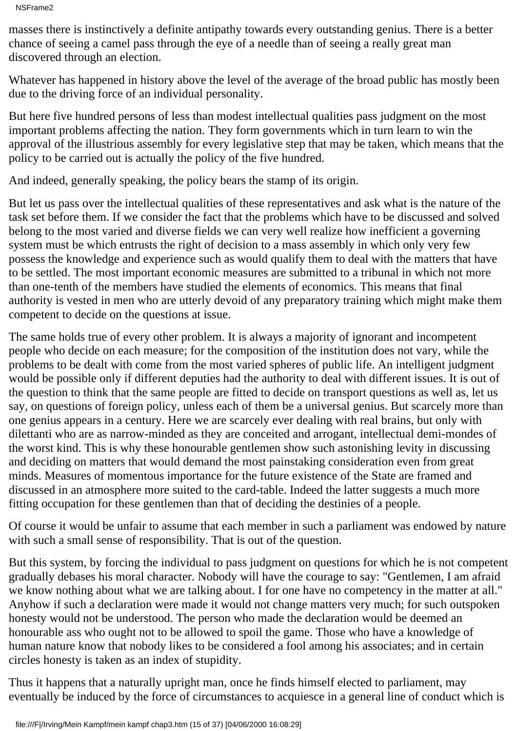masses there is instinctively a definite antipathy towards every outstanding genius. There is a better chance of seeing a camel pass through the eye of a needle than of seeing a really great man discovered through an election.

Whatever has happened in history above the level of the average of the broad public has mostly been due to the driving force of an individual personality.

But here five hundred persons of less than modest intellectual qualities pass judgment on the most important problems affecting the nation. They form governments which in turn learn to win the approval of the illustrious assembly for every legislative step that may be taken, which means that the policy to be carried out is actually the policy of the five hundred.

And indeed, generally speaking, the policy bears the stamp of its origin.

But let us pass over the intellectual qualities of these representatives and ask what is the nature of the task set before them. If we consider the fact that the problems which have to be discussed and solved belong to the most varied and diverse fields we can very well realize how inefficient a governing system must be which entrusts the right of decision to a mass assembly in which only very few possess the knowledge and experience such as would qualify them to deal with the matters that have to be settled. The most important economic measures are submitted to a tribunal in which not more than one-tenth of the members have studied the elements of economics. This means that final authority is vested in men who are utterly devoid of any preparatory training which might make them competent to decide on the questions at issue.

The same holds true of every other problem. It is always a majority of ignorant and incompetent people who decide on each measure; for the composition of the institution does not vary, while the problems to be dealt with come from the most varied spheres of public life. An intelligent judgment would be possible only if different deputies had the authority to deal with different issues. It is out of the question to think that the same people are fitted to decide on transport questions as well as, let us say, on questions of foreign policy, unless each of them be a universal genius. But scarcely more than one genius appears in a century. Here we are scarcely ever dealing with real brains, but only with dilettanti who are as narrow-minded as they are conceited and arrogant, intellectual demi-mondes of the worst kind. This is why these honourable gentlemen show such astonishing levity in discussing and deciding on matters that would demand the most painstaking consideration even from great minds. Measures of momentous importance for the future existence of the State are framed and discussed in an atmosphere more suited to the card-table. Indeed the latter suggests a much more fitting occupation for these gentlemen than that of deciding the destinies of a people.

Of course it would be unfair to assume that each member in such a parliament was endowed by nature with such a small sense of responsibility. That is out of the question.

But this system, by forcing the individual to pass judgment on questions for which he is not competent gradually debases his moral character. Nobody will have the courage to say: "Gentlemen, I am afraid we know nothing about what we are talking about. I for one have no competency in the matter at all." Anyhow if such a declaration were made it would not change matters very much; for such outspoken honesty would not be understood. The person who made the declaration would be deemed an honourable ass who ought not to be allowed to spoil the game. Those who have a knowledge of human nature know that nobody likes to be considered a fool among his associates; and in certain circles honesty is taken as an index of stupidity.

Thus it happens that a naturally upright man, once he finds himself elected to parliament, may eventually be induced by the force of circumstances to acquiesce in a general line of conduct which is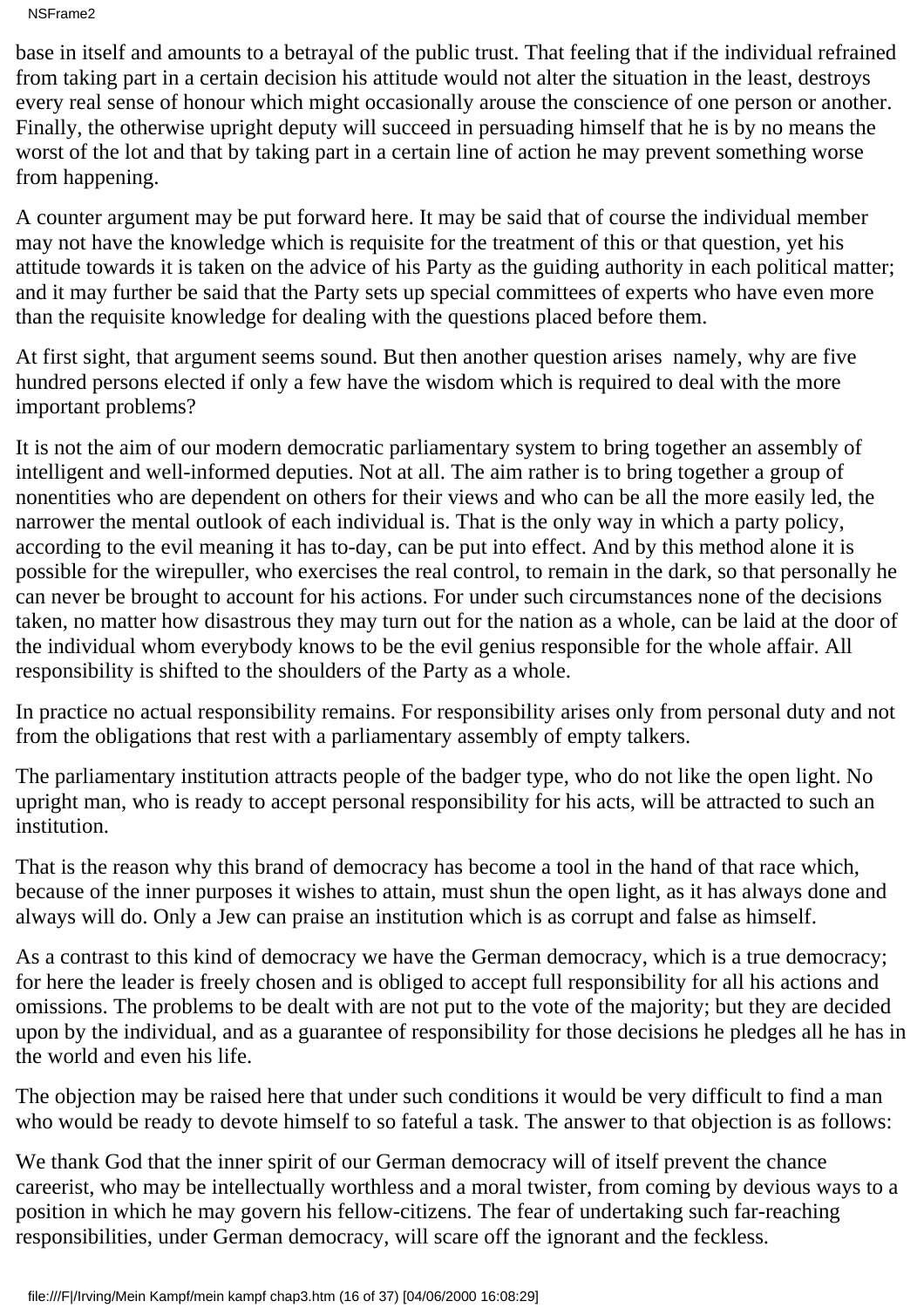base in itself and amounts to a betrayal of the public trust. That feeling that if the individual refrained from taking part in a certain decision his attitude would not alter the situation in the least, destroys every real sense of honour which might occasionally arouse the conscience of one person or another. Finally, the otherwise upright deputy will succeed in persuading himself that he is by no means the worst of the lot and that by taking part in a certain line of action he may prevent something worse from happening.

A counter argument may be put forward here. It may be said that of course the individual member may not have the knowledge which is requisite for the treatment of this or that question, yet his attitude towards it is taken on the advice of his Party as the guiding authority in each political matter; and it may further be said that the Party sets up special committees of experts who have even more than the requisite knowledge for dealing with the questions placed before them.

At first sight, that argument seems sound. But then another question arises namely, why are five hundred persons elected if only a few have the wisdom which is required to deal with the more important problems?

It is not the aim of our modern democratic parliamentary system to bring together an assembly of intelligent and well-informed deputies. Not at all. The aim rather is to bring together a group of nonentities who are dependent on others for their views and who can be all the more easily led, the narrower the mental outlook of each individual is. That is the only way in which a party policy, according to the evil meaning it has to-day, can be put into effect. And by this method alone it is possible for the wirepuller, who exercises the real control, to remain in the dark, so that personally he can never be brought to account for his actions. For under such circumstances none of the decisions taken, no matter how disastrous they may turn out for the nation as a whole, can be laid at the door of the individual whom everybody knows to be the evil genius responsible for the whole affair. All responsibility is shifted to the shoulders of the Party as a whole.

In practice no actual responsibility remains. For responsibility arises only from personal duty and not from the obligations that rest with a parliamentary assembly of empty talkers.

The parliamentary institution attracts people of the badger type, who do not like the open light. No upright man, who is ready to accept personal responsibility for his acts, will be attracted to such an institution.

That is the reason why this brand of democracy has become a tool in the hand of that race which, because of the inner purposes it wishes to attain, must shun the open light, as it has always done and always will do. Only a Jew can praise an institution which is as corrupt and false as himself.

As a contrast to this kind of democracy we have the German democracy, which is a true democracy; for here the leader is freely chosen and is obliged to accept full responsibility for all his actions and omissions. The problems to be dealt with are not put to the vote of the majority; but they are decided upon by the individual, and as a guarantee of responsibility for those decisions he pledges all he has in the world and even his life.

The objection may be raised here that under such conditions it would be very difficult to find a man who would be ready to devote himself to so fateful a task. The answer to that objection is as follows:

We thank God that the inner spirit of our German democracy will of itself prevent the chance careerist, who may be intellectually worthless and a moral twister, from coming by devious ways to a position in which he may govern his fellow-citizens. The fear of undertaking such far-reaching responsibilities, under German democracy, will scare off the ignorant and the feckless.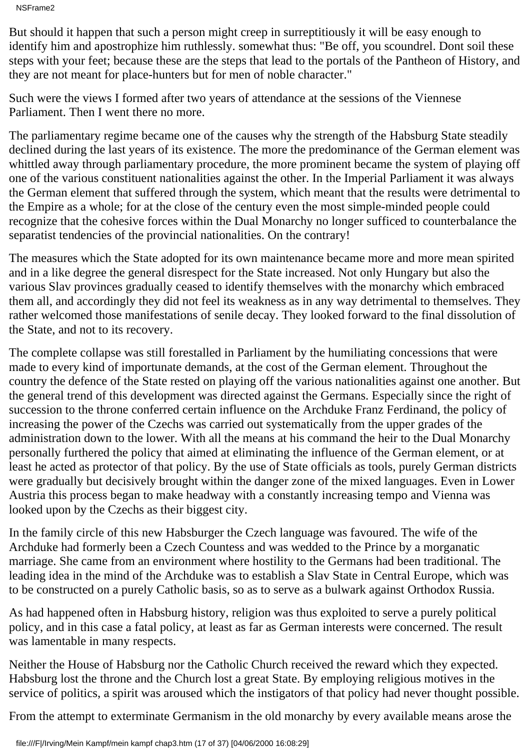But should it happen that such a person might creep in surreptitiously it will be easy enough to identify him and apostrophize him ruthlessly. somewhat thus: "Be off, you scoundrel. Dont soil these steps with your feet; because these are the steps that lead to the portals of the Pantheon of History, and they are not meant for place-hunters but for men of noble character."

Such were the views I formed after two years of attendance at the sessions of the Viennese Parliament. Then I went there no more.

The parliamentary regime became one of the causes why the strength of the Habsburg State steadily declined during the last years of its existence. The more the predominance of the German element was whittled away through parliamentary procedure, the more prominent became the system of playing off one of the various constituent nationalities against the other. In the Imperial Parliament it was always the German element that suffered through the system, which meant that the results were detrimental to the Empire as a whole; for at the close of the century even the most simple-minded people could recognize that the cohesive forces within the Dual Monarchy no longer sufficed to counterbalance the separatist tendencies of the provincial nationalities. On the contrary!

The measures which the State adopted for its own maintenance became more and more mean spirited and in a like degree the general disrespect for the State increased. Not only Hungary but also the various Slav provinces gradually ceased to identify themselves with the monarchy which embraced them all, and accordingly they did not feel its weakness as in any way detrimental to themselves. They rather welcomed those manifestations of senile decay. They looked forward to the final dissolution of the State, and not to its recovery.

The complete collapse was still forestalled in Parliament by the humiliating concessions that were made to every kind of importunate demands, at the cost of the German element. Throughout the country the defence of the State rested on playing off the various nationalities against one another. But the general trend of this development was directed against the Germans. Especially since the right of succession to the throne conferred certain influence on the Archduke Franz Ferdinand, the policy of increasing the power of the Czechs was carried out systematically from the upper grades of the administration down to the lower. With all the means at his command the heir to the Dual Monarchy personally furthered the policy that aimed at eliminating the influence of the German element, or at least he acted as protector of that policy. By the use of State officials as tools, purely German districts were gradually but decisively brought within the danger zone of the mixed languages. Even in Lower Austria this process began to make headway with a constantly increasing tempo and Vienna was looked upon by the Czechs as their biggest city.

In the family circle of this new Habsburger the Czech language was favoured. The wife of the Archduke had formerly been a Czech Countess and was wedded to the Prince by a morganatic marriage. She came from an environment where hostility to the Germans had been traditional. The leading idea in the mind of the Archduke was to establish a Slav State in Central Europe, which was to be constructed on a purely Catholic basis, so as to serve as a bulwark against Orthodox Russia.

As had happened often in Habsburg history, religion was thus exploited to serve a purely political policy, and in this case a fatal policy, at least as far as German interests were concerned. The result was lamentable in many respects.

Neither the House of Habsburg nor the Catholic Church received the reward which they expected. Habsburg lost the throne and the Church lost a great State. By employing religious motives in the service of politics, a spirit was aroused which the instigators of that policy had never thought possible.

From the attempt to exterminate Germanism in the old monarchy by every available means arose the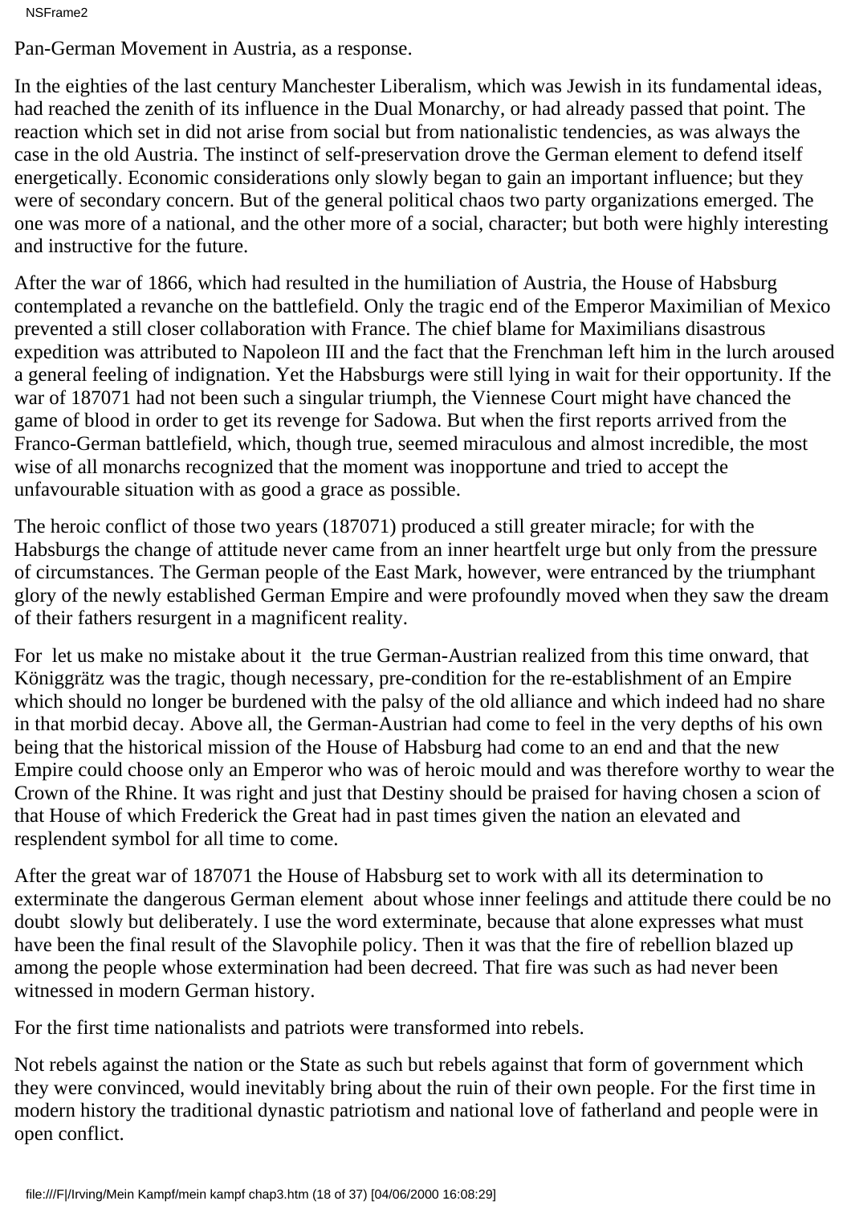Pan-German Movement in Austria, as a response.

In the eighties of the last century Manchester Liberalism, which was Jewish in its fundamental ideas, had reached the zenith of its influence in the Dual Monarchy, or had already passed that point. The reaction which set in did not arise from social but from nationalistic tendencies, as was always the case in the old Austria. The instinct of self-preservation drove the German element to defend itself energetically. Economic considerations only slowly began to gain an important influence; but they were of secondary concern. But of the general political chaos two party organizations emerged. The one was more of a national, and the other more of a social, character; but both were highly interesting and instructive for the future.

After the war of 1866, which had resulted in the humiliation of Austria, the House of Habsburg contemplated a revanche on the battlefield. Only the tragic end of the Emperor Maximilian of Mexico prevented a still closer collaboration with France. The chief blame for Maximilians disastrous expedition was attributed to Napoleon III and the fact that the Frenchman left him in the lurch aroused a general feeling of indignation. Yet the Habsburgs were still lying in wait for their opportunity. If the war of 187071 had not been such a singular triumph, the Viennese Court might have chanced the game of blood in order to get its revenge for Sadowa. But when the first reports arrived from the Franco-German battlefield, which, though true, seemed miraculous and almost incredible, the most wise of all monarchs recognized that the moment was inopportune and tried to accept the unfavourable situation with as good a grace as possible.

The heroic conflict of those two years (187071) produced a still greater miracle; for with the Habsburgs the change of attitude never came from an inner heartfelt urge but only from the pressure of circumstances. The German people of the East Mark, however, were entranced by the triumphant glory of the newly established German Empire and were profoundly moved when they saw the dream of their fathers resurgent in a magnificent reality.

For let us make no mistake about it the true German-Austrian realized from this time onward, that Königgrätz was the tragic, though necessary, pre-condition for the re-establishment of an Empire which should no longer be burdened with the palsy of the old alliance and which indeed had no share in that morbid decay. Above all, the German-Austrian had come to feel in the very depths of his own being that the historical mission of the House of Habsburg had come to an end and that the new Empire could choose only an Emperor who was of heroic mould and was therefore worthy to wear the Crown of the Rhine. It was right and just that Destiny should be praised for having chosen a scion of that House of which Frederick the Great had in past times given the nation an elevated and resplendent symbol for all time to come.

After the great war of 187071 the House of Habsburg set to work with all its determination to exterminate the dangerous German element about whose inner feelings and attitude there could be no doubt slowly but deliberately. I use the word exterminate, because that alone expresses what must have been the final result of the Slavophile policy. Then it was that the fire of rebellion blazed up among the people whose extermination had been decreed. That fire was such as had never been witnessed in modern German history.

For the first time nationalists and patriots were transformed into rebels.

Not rebels against the nation or the State as such but rebels against that form of government which they were convinced, would inevitably bring about the ruin of their own people. For the first time in modern history the traditional dynastic patriotism and national love of fatherland and people were in open conflict.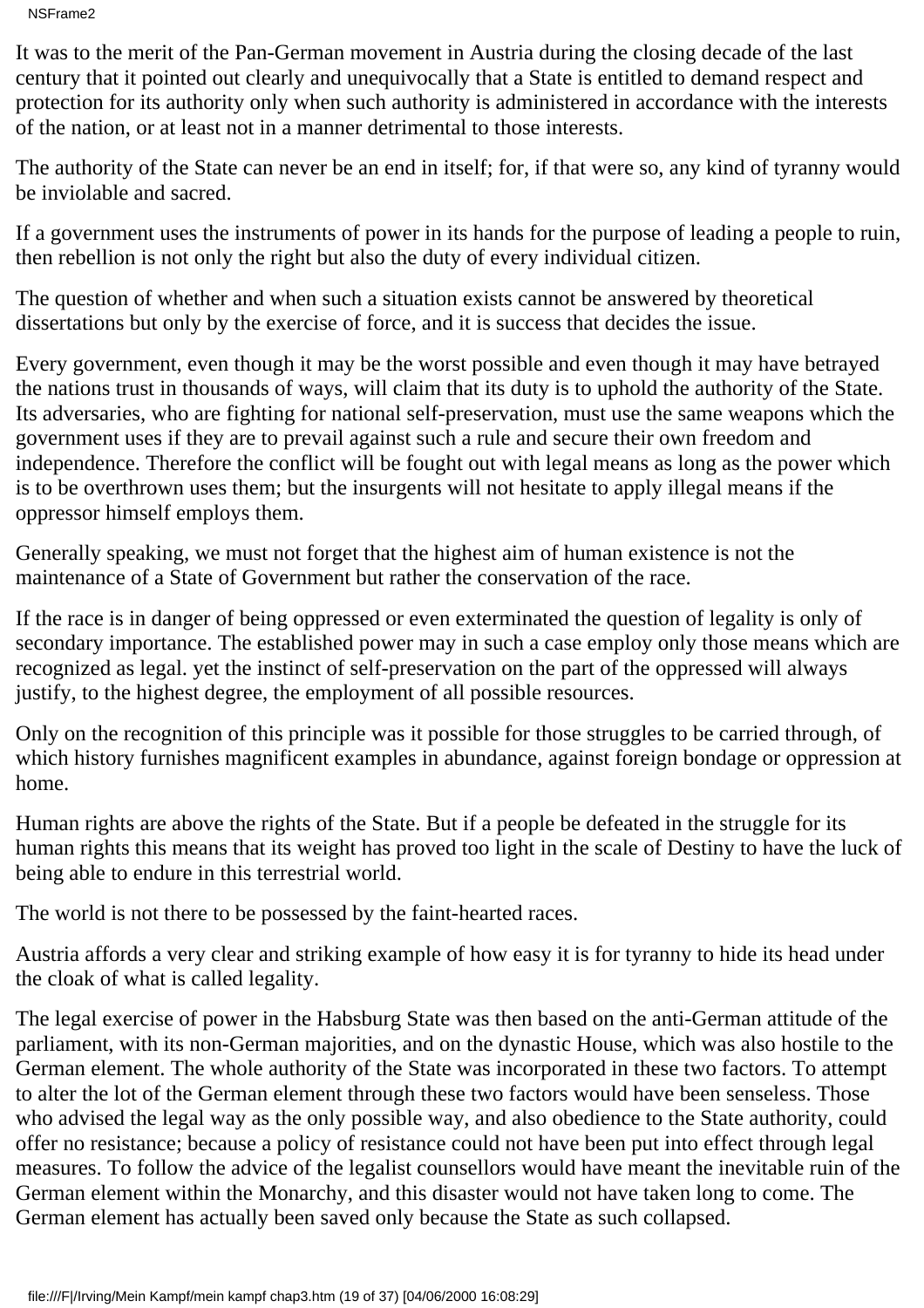It was to the merit of the Pan-German movement in Austria during the closing decade of the last century that it pointed out clearly and unequivocally that a State is entitled to demand respect and protection for its authority only when such authority is administered in accordance with the interests of the nation, or at least not in a manner detrimental to those interests.

The authority of the State can never be an end in itself; for, if that were so, any kind of tyranny would be inviolable and sacred.

If a government uses the instruments of power in its hands for the purpose of leading a people to ruin, then rebellion is not only the right but also the duty of every individual citizen.

The question of whether and when such a situation exists cannot be answered by theoretical dissertations but only by the exercise of force, and it is success that decides the issue.

Every government, even though it may be the worst possible and even though it may have betrayed the nations trust in thousands of ways, will claim that its duty is to uphold the authority of the State. Its adversaries, who are fighting for national self-preservation, must use the same weapons which the government uses if they are to prevail against such a rule and secure their own freedom and independence. Therefore the conflict will be fought out with legal means as long as the power which is to be overthrown uses them; but the insurgents will not hesitate to apply illegal means if the oppressor himself employs them.

Generally speaking, we must not forget that the highest aim of human existence is not the maintenance of a State of Government but rather the conservation of the race.

If the race is in danger of being oppressed or even exterminated the question of legality is only of secondary importance. The established power may in such a case employ only those means which are recognized as legal. yet the instinct of self-preservation on the part of the oppressed will always justify, to the highest degree, the employment of all possible resources.

Only on the recognition of this principle was it possible for those struggles to be carried through, of which history furnishes magnificent examples in abundance, against foreign bondage or oppression at home.

Human rights are above the rights of the State. But if a people be defeated in the struggle for its human rights this means that its weight has proved too light in the scale of Destiny to have the luck of being able to endure in this terrestrial world.

The world is not there to be possessed by the faint-hearted races.

Austria affords a very clear and striking example of how easy it is for tyranny to hide its head under the cloak of what is called legality.

The legal exercise of power in the Habsburg State was then based on the anti-German attitude of the parliament, with its non-German majorities, and on the dynastic House, which was also hostile to the German element. The whole authority of the State was incorporated in these two factors. To attempt to alter the lot of the German element through these two factors would have been senseless. Those who advised the legal way as the only possible way, and also obedience to the State authority, could offer no resistance; because a policy of resistance could not have been put into effect through legal measures. To follow the advice of the legalist counsellors would have meant the inevitable ruin of the German element within the Monarchy, and this disaster would not have taken long to come. The German element has actually been saved only because the State as such collapsed.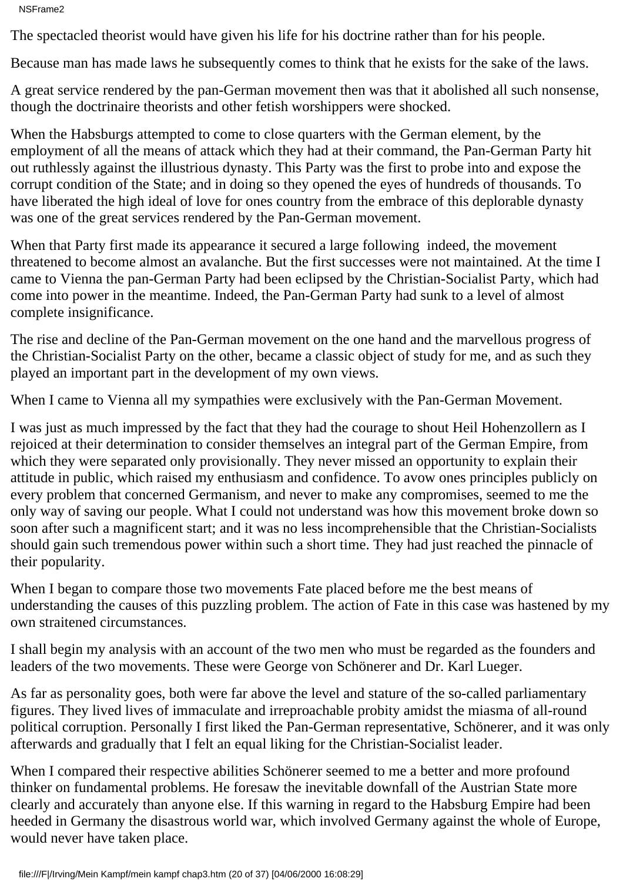The spectacled theorist would have given his life for his doctrine rather than for his people.

Because man has made laws he subsequently comes to think that he exists for the sake of the laws.

A great service rendered by the pan-German movement then was that it abolished all such nonsense, though the doctrinaire theorists and other fetish worshippers were shocked.

When the Habsburgs attempted to come to close quarters with the German element, by the employment of all the means of attack which they had at their command, the Pan-German Party hit out ruthlessly against the illustrious dynasty. This Party was the first to probe into and expose the corrupt condition of the State; and in doing so they opened the eyes of hundreds of thousands. To have liberated the high ideal of love for ones country from the embrace of this deplorable dynasty was one of the great services rendered by the Pan-German movement.

When that Party first made its appearance it secured a large following  indeed, the movement threatened to become almost an avalanche. But the first successes were not maintained. At the time I came to Vienna the pan-German Party had been eclipsed by the Christian-Socialist Party, which had come into power in the meantime. Indeed, the Pan-German Party had sunk to a level of almost complete insignificance.

The rise and decline of the Pan-German movement on the one hand and the marvellous progress of the Christian-Socialist Party on the other, became a classic object of study for me, and as such they played an important part in the development of my own views.

When I came to Vienna all my sympathies were exclusively with the Pan-German Movement.

I was just as much impressed by the fact that they had the courage to shout Heil Hohenzollern as I rejoiced at their determination to consider themselves an integral part of the German Empire, from which they were separated only provisionally. They never missed an opportunity to explain their attitude in public, which raised my enthusiasm and confidence. To avow ones principles publicly on every problem that concerned Germanism, and never to make any compromises, seemed to me the only way of saving our people. What I could not understand was how this movement broke down so soon after such a magnificent start; and it was no less incomprehensible that the Christian-Socialists should gain such tremendous power within such a short time. They had just reached the pinnacle of their popularity.

When I began to compare those two movements Fate placed before me the best means of understanding the causes of this puzzling problem. The action of Fate in this case was hastened by my own straitened circumstances.

I shall begin my analysis with an account of the two men who must be regarded as the founders and leaders of the two movements. These were George von Schönerer and Dr. Karl Lueger.

As far as personality goes, both were far above the level and stature of the so-called parliamentary figures. They lived lives of immaculate and irreproachable probity amidst the miasma of all-round political corruption. Personally I first liked the Pan-German representative, Schönerer, and it was only afterwards and gradually that I felt an equal liking for the Christian-Socialist leader.

When I compared their respective abilities Schönerer seemed to me a better and more profound thinker on fundamental problems. He foresaw the inevitable downfall of the Austrian State more clearly and accurately than anyone else. If this warning in regard to the Habsburg Empire had been heeded in Germany the disastrous world war, which involved Germany against the whole of Europe, would never have taken place.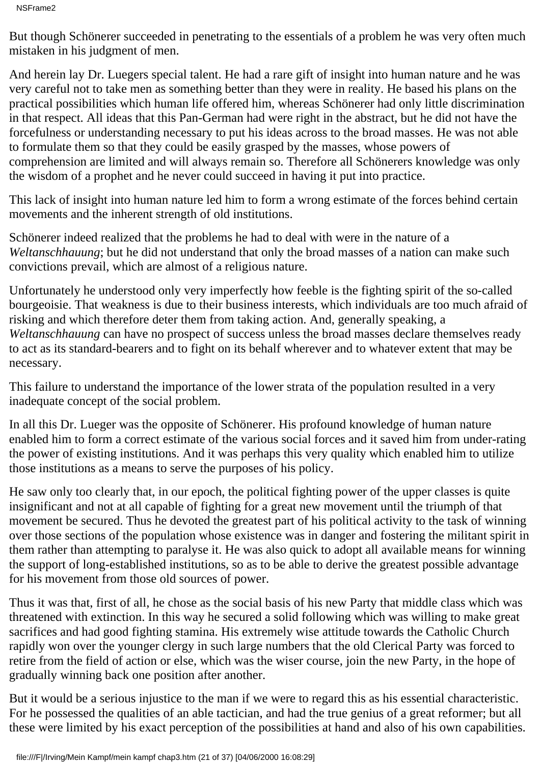But though Schönerer succeeded in penetrating to the essentials of a problem he was very often much mistaken in his judgment of men.

And herein lay Dr. Luegers special talent. He had a rare gift of insight into human nature and he was very careful not to take men as something better than they were in reality. He based his plans on the practical possibilities which human life offered him, whereas Schönerer had only little discrimination in that respect. All ideas that this Pan-German had were right in the abstract, but he did not have the forcefulness or understanding necessary to put his ideas across to the broad masses. He was not able to formulate them so that they could be easily grasped by the masses, whose powers of comprehension are limited and will always remain so. Therefore all Schönerers knowledge was only the wisdom of a prophet and he never could succeed in having it put into practice.

This lack of insight into human nature led him to form a wrong estimate of the forces behind certain movements and the inherent strength of old institutions.

Schönerer indeed realized that the problems he had to deal with were in the nature of a *Weltanschhauung*; but he did not understand that only the broad masses of a nation can make such convictions prevail, which are almost of a religious nature.

Unfortunately he understood only very imperfectly how feeble is the fighting spirit of the so-called bourgeoisie. That weakness is due to their business interests, which individuals are too much afraid of risking and which therefore deter them from taking action. And, generally speaking, a *Weltanschhauung* can have no prospect of success unless the broad masses declare themselves ready to act as its standard-bearers and to fight on its behalf wherever and to whatever extent that may be necessary.

This failure to understand the importance of the lower strata of the population resulted in a very inadequate concept of the social problem.

In all this Dr. Lueger was the opposite of Schönerer. His profound knowledge of human nature enabled him to form a correct estimate of the various social forces and it saved him from under-rating the power of existing institutions. And it was perhaps this very quality which enabled him to utilize those institutions as a means to serve the purposes of his policy.

He saw only too clearly that, in our epoch, the political fighting power of the upper classes is quite insignificant and not at all capable of fighting for a great new movement until the triumph of that movement be secured. Thus he devoted the greatest part of his political activity to the task of winning over those sections of the population whose existence was in danger and fostering the militant spirit in them rather than attempting to paralyse it. He was also quick to adopt all available means for winning the support of long-established institutions, so as to be able to derive the greatest possible advantage for his movement from those old sources of power.

Thus it was that, first of all, he chose as the social basis of his new Party that middle class which was threatened with extinction. In this way he secured a solid following which was willing to make great sacrifices and had good fighting stamina. His extremely wise attitude towards the Catholic Church rapidly won over the younger clergy in such large numbers that the old Clerical Party was forced to retire from the field of action or else, which was the wiser course, join the new Party, in the hope of gradually winning back one position after another.

But it would be a serious injustice to the man if we were to regard this as his essential characteristic. For he possessed the qualities of an able tactician, and had the true genius of a great reformer; but all these were limited by his exact perception of the possibilities at hand and also of his own capabilities.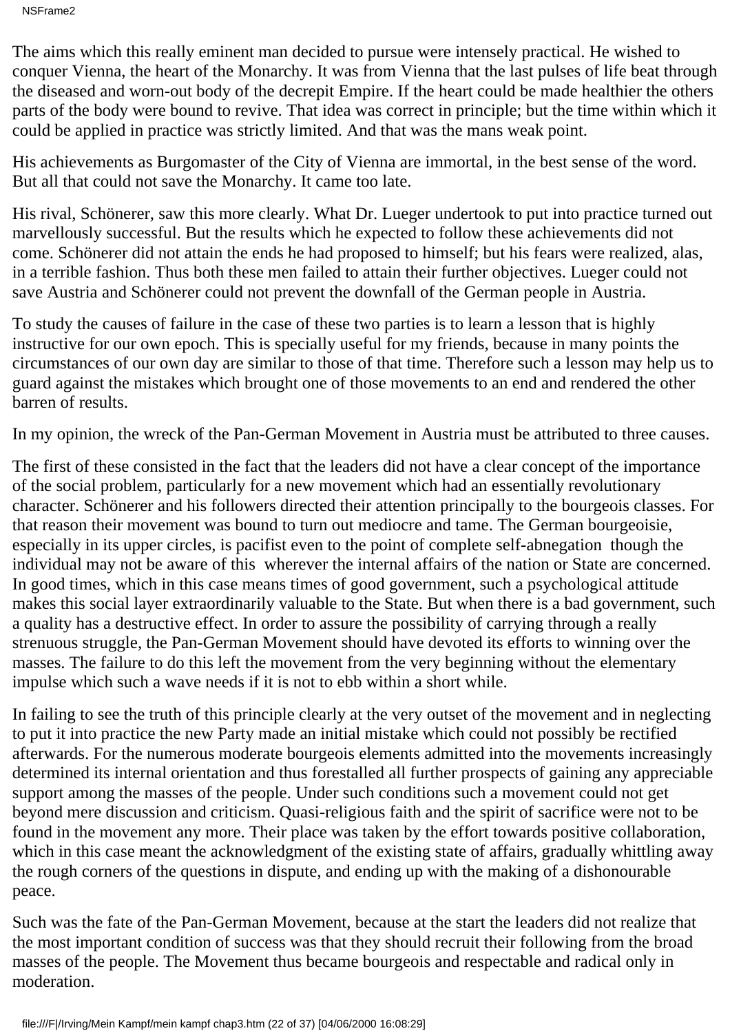The aims which this really eminent man decided to pursue were intensely practical. He wished to conquer Vienna, the heart of the Monarchy. It was from Vienna that the last pulses of life beat through the diseased and worn-out body of the decrepit Empire. If the heart could be made healthier the others parts of the body were bound to revive. That idea was correct in principle; but the time within which it could be applied in practice was strictly limited. And that was the mans weak point.

His achievements as Burgomaster of the City of Vienna are immortal, in the best sense of the word. But all that could not save the Monarchy. It came too late.

His rival, Schönerer, saw this more clearly. What Dr. Lueger undertook to put into practice turned out marvellously successful. But the results which he expected to follow these achievements did not come. Schönerer did not attain the ends he had proposed to himself; but his fears were realized, alas, in a terrible fashion. Thus both these men failed to attain their further objectives. Lueger could not save Austria and Schönerer could not prevent the downfall of the German people in Austria.

To study the causes of failure in the case of these two parties is to learn a lesson that is highly instructive for our own epoch. This is specially useful for my friends, because in many points the circumstances of our own day are similar to those of that time. Therefore such a lesson may help us to guard against the mistakes which brought one of those movements to an end and rendered the other barren of results.

In my opinion, the wreck of the Pan-German Movement in Austria must be attributed to three causes.

The first of these consisted in the fact that the leaders did not have a clear concept of the importance of the social problem, particularly for a new movement which had an essentially revolutionary character. Schönerer and his followers directed their attention principally to the bourgeois classes. For that reason their movement was bound to turn out mediocre and tame. The German bourgeoisie, especially in its upper circles, is pacifist even to the point of complete self-abnegation though the individual may not be aware of this wherever the internal affairs of the nation or State are concerned. In good times, which in this case means times of good government, such a psychological attitude makes this social layer extraordinarily valuable to the State. But when there is a bad government, such a quality has a destructive effect. In order to assure the possibility of carrying through a really strenuous struggle, the Pan-German Movement should have devoted its efforts to winning over the masses. The failure to do this left the movement from the very beginning without the elementary impulse which such a wave needs if it is not to ebb within a short while.

In failing to see the truth of this principle clearly at the very outset of the movement and in neglecting to put it into practice the new Party made an initial mistake which could not possibly be rectified afterwards. For the numerous moderate bourgeois elements admitted into the movements increasingly determined its internal orientation and thus forestalled all further prospects of gaining any appreciable support among the masses of the people. Under such conditions such a movement could not get beyond mere discussion and criticism. Quasi-religious faith and the spirit of sacrifice were not to be found in the movement any more. Their place was taken by the effort towards positive collaboration, which in this case meant the acknowledgment of the existing state of affairs, gradually whittling away the rough corners of the questions in dispute, and ending up with the making of a dishonourable peace.

Such was the fate of the Pan-German Movement, because at the start the leaders did not realize that the most important condition of success was that they should recruit their following from the broad masses of the people. The Movement thus became bourgeois and respectable and radical only in moderation.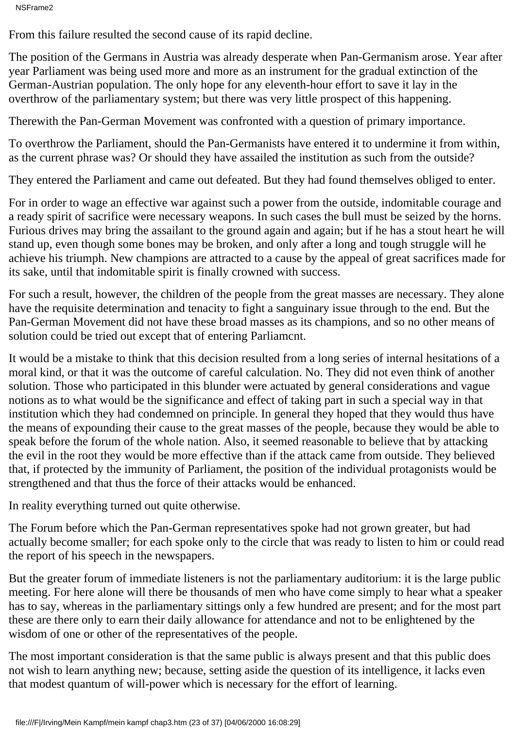From this failure resulted the second cause of its rapid decline.

The position of the Germans in Austria was already desperate when Pan-Germanism arose. Year after year Parliament was being used more and more as an instrument for the gradual extinction of the German-Austrian population. The only hope for any eleventh-hour effort to save it lay in the overthrow of the parliamentary system; but there was very little prospect of this happening.

Therewith the Pan-German Movement was confronted with a question of primary importance.

To overthrow the Parliament, should the Pan-Germanists have entered it to undermine it from within, as the current phrase was? Or should they have assailed the institution as such from the outside?

They entered the Parliament and came out defeated. But they had found themselves obliged to enter.

For in order to wage an effective war against such a power from the outside, indomitable courage and a ready spirit of sacrifice were necessary weapons. In such cases the bull must be seized by the horns. Furious drives may bring the assailant to the ground again and again; but if he has a stout heart he will stand up, even though some bones may be broken, and only after a long and tough struggle will he achieve his triumph. New champions are attracted to a cause by the appeal of great sacrifices made for its sake, until that indomitable spirit is finally crowned with success.

For such a result, however, the children of the people from the great masses are necessary. They alone have the requisite determination and tenacity to fight a sanguinary issue through to the end. But the Pan-German Movement did not have these broad masses as its champions, and so no other means of solution could be tried out except that of entering Parliamcnt.

It would be a mistake to think that this decision resulted from a long series of internal hesitations of a moral kind, or that it was the outcome of careful calculation. No. They did not even think of another solution. Those who participated in this blunder were actuated by general considerations and vague notions as to what would be the significance and effect of taking part in such a special way in that institution which they had condemned on principle. In general they hoped that they would thus have the means of expounding their cause to the great masses of the people, because they would be able to speak before the forum of the whole nation. Also, it seemed reasonable to believe that by attacking the evil in the root they would be more effective than if the attack came from outside. They believed that, if protected by the immunity of Parliament, the position of the individual protagonists would be strengthened and that thus the force of their attacks would be enhanced.

In reality everything turned out quite otherwise.

The Forum before which the Pan-German representatives spoke had not grown greater, but had actually become smaller; for each spoke only to the circle that was ready to listen to him or could read the report of his speech in the newspapers.

But the greater forum of immediate listeners is not the parliamentary auditorium: it is the large public meeting. For here alone will there be thousands of men who have come simply to hear what a speaker has to say, whereas in the parliamentary sittings only a few hundred are present; and for the most part these are there only to earn their daily allowance for attendance and not to be enlightened by the wisdom of one or other of the representatives of the people.

The most important consideration is that the same public is always present and that this public does not wish to learn anything new; because, setting aside the question of its intelligence, it lacks even that modest quantum of will-power which is necessary for the effort of learning.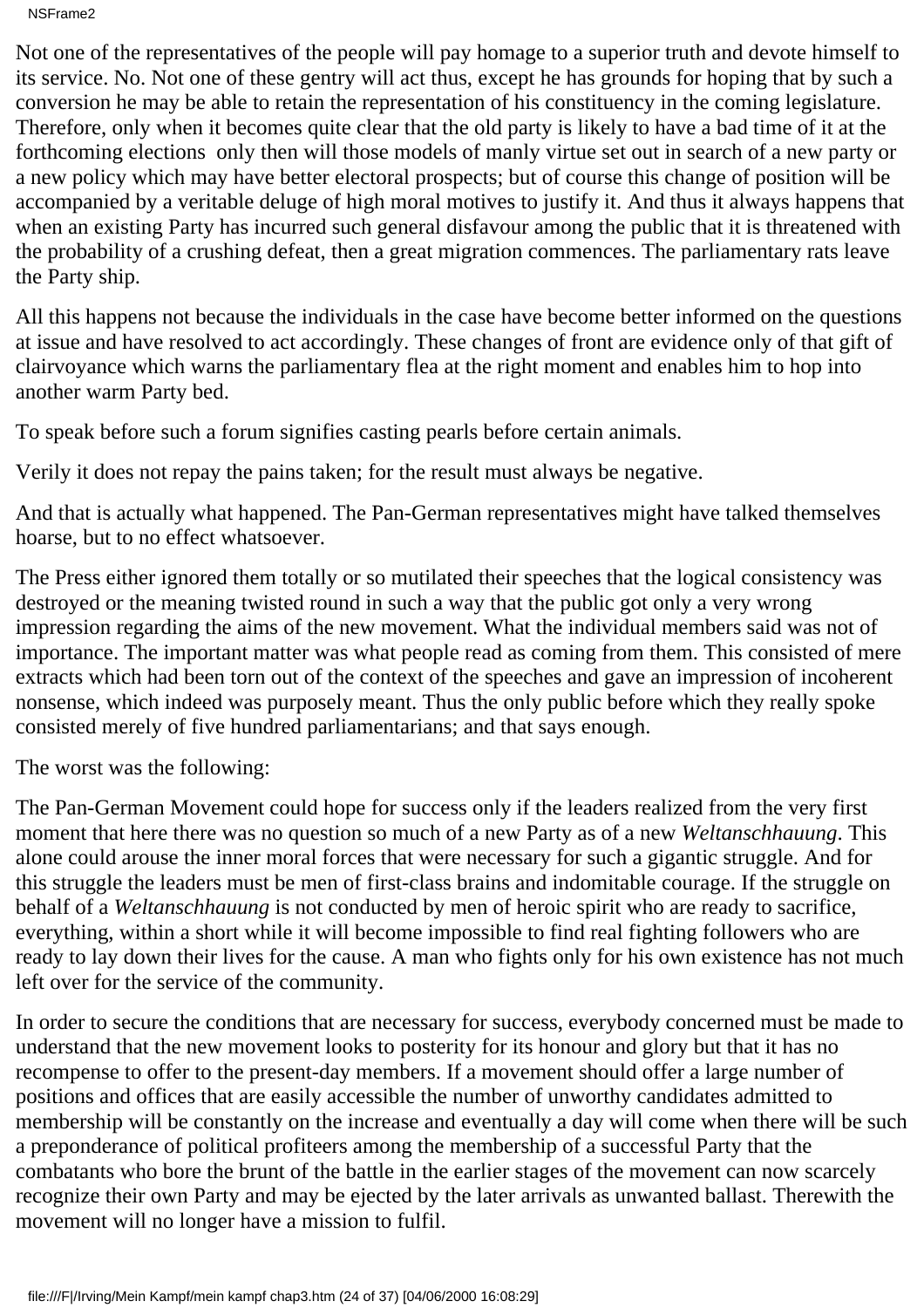Not one of the representatives of the people will pay homage to a superior truth and devote himself to its service. No. Not one of these gentry will act thus, except he has grounds for hoping that by such a conversion he may be able to retain the representation of his constituency in the coming legislature. Therefore, only when it becomes quite clear that the old party is likely to have a bad time of it at the forthcoming elections  only then will those models of manly virtue set out in search of a new party or a new policy which may have better electoral prospects; but of course this change of position will be accompanied by a veritable deluge of high moral motives to justify it. And thus it always happens that when an existing Party has incurred such general disfavour among the public that it is threatened with the probability of a crushing defeat, then a great migration commences. The parliamentary rats leave the Party ship.

All this happens not because the individuals in the case have become better informed on the questions at issue and have resolved to act accordingly. These changes of front are evidence only of that gift of clairvoyance which warns the parliamentary flea at the right moment and enables him to hop into another warm Party bed.

To speak before such a forum signifies casting pearls before certain animals.

Verily it does not repay the pains taken; for the result must always be negative.

And that is actually what happened. The Pan-German representatives might have talked themselves hoarse, but to no effect whatsoever.

The Press either ignored them totally or so mutilated their speeches that the logical consistency was destroyed or the meaning twisted round in such a way that the public got only a very wrong impression regarding the aims of the new movement. What the individual members said was not of importance. The important matter was what people read as coming from them. This consisted of mere extracts which had been torn out of the context of the speeches and gave an impression of incoherent nonsense, which indeed was purposely meant. Thus the only public before which they really spoke consisted merely of five hundred parliamentarians; and that says enough.

The worst was the following:

The Pan-German Movement could hope for success only if the leaders realized from the very first moment that here there was no question so much of a new Party as of a new *Weltanschhauung*. This alone could arouse the inner moral forces that were necessary for such a gigantic struggle. And for this struggle the leaders must be men of first-class brains and indomitable courage. If the struggle on behalf of a *Weltanschhauung* is not conducted by men of heroic spirit who are ready to sacrifice, everything, within a short while it will become impossible to find real fighting followers who are ready to lay down their lives for the cause. A man who fights only for his own existence has not much left over for the service of the community.

In order to secure the conditions that are necessary for success, everybody concerned must be made to understand that the new movement looks to posterity for its honour and glory but that it has no recompense to offer to the present-day members. If a movement should offer a large number of positions and offices that are easily accessible the number of unworthy candidates admitted to membership will be constantly on the increase and eventually a day will come when there will be such a preponderance of political profiteers among the membership of a successful Party that the combatants who bore the brunt of the battle in the earlier stages of the movement can now scarcely recognize their own Party and may be ejected by the later arrivals as unwanted ballast. Therewith the movement will no longer have a mission to fulfil.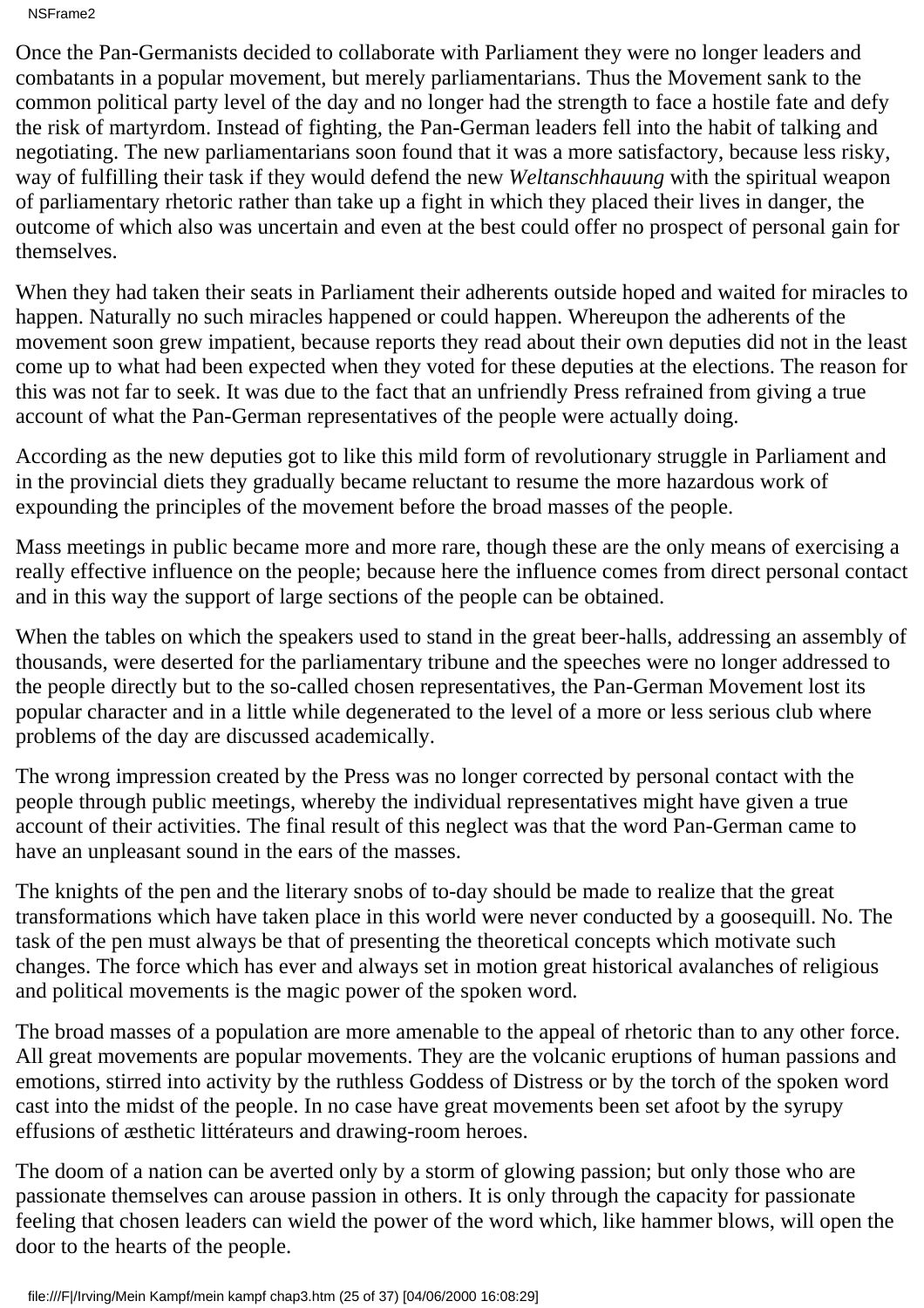Once the Pan-Germanists decided to collaborate with Parliament they were no longer leaders and combatants in a popular movement, but merely parliamentarians. Thus the Movement sank to the common political party level of the day and no longer had the strength to face a hostile fate and defy the risk of martyrdom. Instead of fighting, the Pan-German leaders fell into the habit of talking and negotiating. The new parliamentarians soon found that it was a more satisfactory, because less risky, way of fulfilling their task if they would defend the new *Weltanschhauung* with the spiritual weapon of parliamentary rhetoric rather than take up a fight in which they placed their lives in danger, the outcome of which also was uncertain and even at the best could offer no prospect of personal gain for themselves.

When they had taken their seats in Parliament their adherents outside hoped and waited for miracles to happen. Naturally no such miracles happened or could happen. Whereupon the adherents of the movement soon grew impatient, because reports they read about their own deputies did not in the least come up to what had been expected when they voted for these deputies at the elections. The reason for this was not far to seek. It was due to the fact that an unfriendly Press refrained from giving a true account of what the Pan-German representatives of the people were actually doing.

According as the new deputies got to like this mild form of revolutionary struggle in Parliament and in the provincial diets they gradually became reluctant to resume the more hazardous work of expounding the principles of the movement before the broad masses of the people.

Mass meetings in public became more and more rare, though these are the only means of exercising a really effective influence on the people; because here the influence comes from direct personal contact and in this way the support of large sections of the people can be obtained.

When the tables on which the speakers used to stand in the great beer-halls, addressing an assembly of thousands, were deserted for the parliamentary tribune and the speeches were no longer addressed to the people directly but to the so-called chosen representatives, the Pan-German Movement lost its popular character and in a little while degenerated to the level of a more or less serious club where problems of the day are discussed academically.

The wrong impression created by the Press was no longer corrected by personal contact with the people through public meetings, whereby the individual representatives might have given a true account of their activities. The final result of this neglect was that the word Pan-German came to have an unpleasant sound in the ears of the masses.

The knights of the pen and the literary snobs of to-day should be made to realize that the great transformations which have taken place in this world were never conducted by a goosequill. No. The task of the pen must always be that of presenting the theoretical concepts which motivate such changes. The force which has ever and always set in motion great historical avalanches of religious and political movements is the magic power of the spoken word.

The broad masses of a population are more amenable to the appeal of rhetoric than to any other force. All great movements are popular movements. They are the volcanic eruptions of human passions and emotions, stirred into activity by the ruthless Goddess of Distress or by the torch of the spoken word cast into the midst of the people. In no case have great movements been set afoot by the syrupy effusions of æsthetic littérateurs and drawing-room heroes.

The doom of a nation can be averted only by a storm of glowing passion; but only those who are passionate themselves can arouse passion in others. It is only through the capacity for passionate feeling that chosen leaders can wield the power of the word which, like hammer blows, will open the door to the hearts of the people.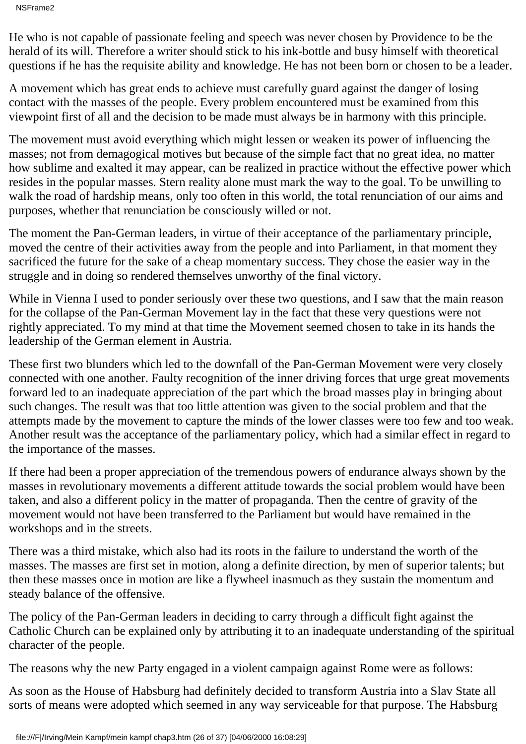He who is not capable of passionate feeling and speech was never chosen by Providence to be the herald of its will. Therefore a writer should stick to his ink-bottle and busy himself with theoretical questions if he has the requisite ability and knowledge. He has not been born or chosen to be a leader.

A movement which has great ends to achieve must carefully guard against the danger of losing contact with the masses of the people. Every problem encountered must be examined from this viewpoint first of all and the decision to be made must always be in harmony with this principle.

The movement must avoid everything which might lessen or weaken its power of influencing the masses; not from demagogical motives but because of the simple fact that no great idea, no matter how sublime and exalted it may appear, can be realized in practice without the effective power which resides in the popular masses. Stern reality alone must mark the way to the goal. To be unwilling to walk the road of hardship means, only too often in this world, the total renunciation of our aims and purposes, whether that renunciation be consciously willed or not.

The moment the Pan-German leaders, in virtue of their acceptance of the parliamentary principle, moved the centre of their activities away from the people and into Parliament, in that moment they sacrificed the future for the sake of a cheap momentary success. They chose the easier way in the struggle and in doing so rendered themselves unworthy of the final victory.

While in Vienna I used to ponder seriously over these two questions, and I saw that the main reason for the collapse of the Pan-German Movement lay in the fact that these very questions were not rightly appreciated. To my mind at that time the Movement seemed chosen to take in its hands the leadership of the German element in Austria.

These first two blunders which led to the downfall of the Pan-German Movement were very closely connected with one another. Faulty recognition of the inner driving forces that urge great movements forward led to an inadequate appreciation of the part which the broad masses play in bringing about such changes. The result was that too little attention was given to the social problem and that the attempts made by the movement to capture the minds of the lower classes were too few and too weak. Another result was the acceptance of the parliamentary policy, which had a similar effect in regard to the importance of the masses.

If there had been a proper appreciation of the tremendous powers of endurance always shown by the masses in revolutionary movements a different attitude towards the social problem would have been taken, and also a different policy in the matter of propaganda. Then the centre of gravity of the movement would not have been transferred to the Parliament but would have remained in the workshops and in the streets.

There was a third mistake, which also had its roots in the failure to understand the worth of the masses. The masses are first set in motion, along a definite direction, by men of superior talents; but then these masses once in motion are like a flywheel inasmuch as they sustain the momentum and steady balance of the offensive.

The policy of the Pan-German leaders in deciding to carry through a difficult fight against the Catholic Church can be explained only by attributing it to an inadequate understanding of the spiritual character of the people.

The reasons why the new Party engaged in a violent campaign against Rome were as follows:

As soon as the House of Habsburg had definitely decided to transform Austria into a Slav State all sorts of means were adopted which seemed in any way serviceable for that purpose. The Habsburg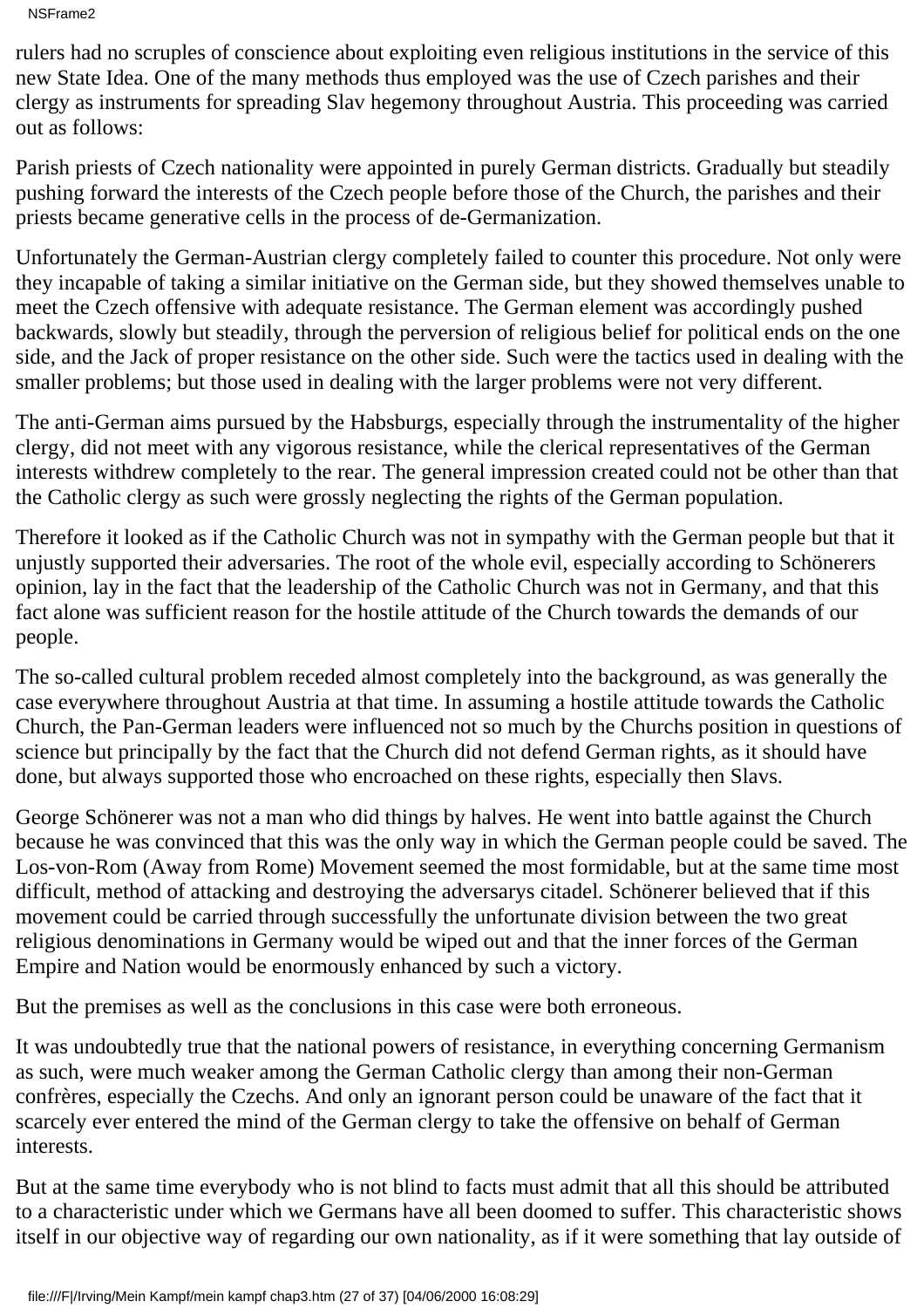rulers had no scruples of conscience about exploiting even religious institutions in the service of this new State Idea. One of the many methods thus employed was the use of Czech parishes and their clergy as instruments for spreading Slav hegemony throughout Austria. This proceeding was carried out as follows:

Parish priests of Czech nationality were appointed in purely German districts. Gradually but steadily pushing forward the interests of the Czech people before those of the Church, the parishes and their priests became generative cells in the process of de-Germanization.

Unfortunately the German-Austrian clergy completely failed to counter this procedure. Not only were they incapable of taking a similar initiative on the German side, but they showed themselves unable to meet the Czech offensive with adequate resistance. The German element was accordingly pushed backwards, slowly but steadily, through the perversion of religious belief for political ends on the one side, and the Jack of proper resistance on the other side. Such were the tactics used in dealing with the smaller problems; but those used in dealing with the larger problems were not very different.

The anti-German aims pursued by the Habsburgs, especially through the instrumentality of the higher clergy, did not meet with any vigorous resistance, while the clerical representatives of the German interests withdrew completely to the rear. The general impression created could not be other than that the Catholic clergy as such were grossly neglecting the rights of the German population.

Therefore it looked as if the Catholic Church was not in sympathy with the German people but that it unjustly supported their adversaries. The root of the whole evil, especially according to Schönerers opinion, lay in the fact that the leadership of the Catholic Church was not in Germany, and that this fact alone was sufficient reason for the hostile attitude of the Church towards the demands of our people.

The so-called cultural problem receded almost completely into the background, as was generally the case everywhere throughout Austria at that time. In assuming a hostile attitude towards the Catholic Church, the Pan-German leaders were influenced not so much by the Churchs position in questions of science but principally by the fact that the Church did not defend German rights, as it should have done, but always supported those who encroached on these rights, especially then Slavs.

George Schönerer was not a man who did things by halves. He went into battle against the Church because he was convinced that this was the only way in which the German people could be saved. The Los-von-Rom (Away from Rome) Movement seemed the most formidable, but at the same time most difficult, method of attacking and destroying the adversarys citadel. Schönerer believed that if this movement could be carried through successfully the unfortunate division between the two great religious denominations in Germany would be wiped out and that the inner forces of the German Empire and Nation would be enormously enhanced by such a victory.

But the premises as well as the conclusions in this case were both erroneous.

It was undoubtedly true that the national powers of resistance, in everything concerning Germanism as such, were much weaker among the German Catholic clergy than among their non-German confrères, especially the Czechs. And only an ignorant person could be unaware of the fact that it scarcely ever entered the mind of the German clergy to take the offensive on behalf of German interests.

But at the same time everybody who is not blind to facts must admit that all this should be attributed to a characteristic under which we Germans have all been doomed to suffer. This characteristic shows itself in our objective way of regarding our own nationality, as if it were something that lay outside of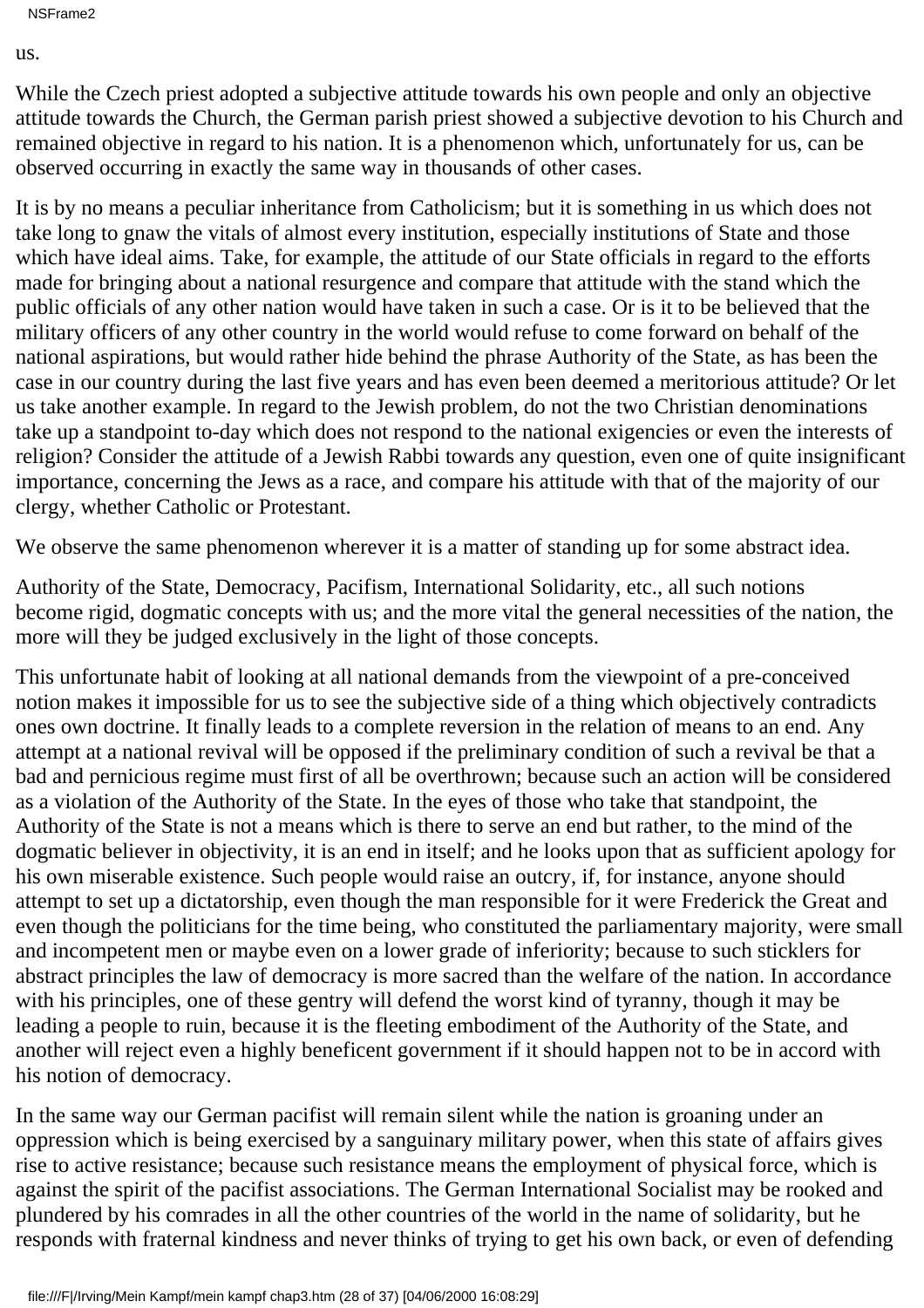us.

While the Czech priest adopted a subjective attitude towards his own people and only an objective attitude towards the Church, the German parish priest showed a subjective devotion to his Church and remained objective in regard to his nation. It is a phenomenon which, unfortunately for us, can be observed occurring in exactly the same way in thousands of other cases.

It is by no means a peculiar inheritance from Catholicism; but it is something in us which does not take long to gnaw the vitals of almost every institution, especially institutions of State and those which have ideal aims. Take, for example, the attitude of our State officials in regard to the efforts made for bringing about a national resurgence and compare that attitude with the stand which the public officials of any other nation would have taken in such a case. Or is it to be believed that the military officers of any other country in the world would refuse to come forward on behalf of the national aspirations, but would rather hide behind the phrase Authority of the State, as has been the case in our country during the last five years and has even been deemed a meritorious attitude? Or let us take another example. In regard to the Jewish problem, do not the two Christian denominations take up a standpoint to-day which does not respond to the national exigencies or even the interests of religion? Consider the attitude of a Jewish Rabbi towards any question, even one of quite insignificant importance, concerning the Jews as a race, and compare his attitude with that of the majority of our clergy, whether Catholic or Protestant.

We observe the same phenomenon wherever it is a matter of standing up for some abstract idea.

Authority of the State, Democracy, Pacifism, International Solidarity, etc., all such notions become rigid, dogmatic concepts with us; and the more vital the general necessities of the nation, the more will they be judged exclusively in the light of those concepts.

This unfortunate habit of looking at all national demands from the viewpoint of a pre-conceived notion makes it impossible for us to see the subjective side of a thing which objectively contradicts ones own doctrine. It finally leads to a complete reversion in the relation of means to an end. Any attempt at a national revival will be opposed if the preliminary condition of such a revival be that a bad and pernicious regime must first of all be overthrown; because such an action will be considered as a violation of the Authority of the State. In the eyes of those who take that standpoint, the Authority of the State is not a means which is there to serve an end but rather, to the mind of the dogmatic believer in objectivity, it is an end in itself; and he looks upon that as sufficient apology for his own miserable existence. Such people would raise an outcry, if, for instance, anyone should attempt to set up a dictatorship, even though the man responsible for it were Frederick the Great and even though the politicians for the time being, who constituted the parliamentary majority, were small and incompetent men or maybe even on a lower grade of inferiority; because to such sticklers for abstract principles the law of democracy is more sacred than the welfare of the nation. In accordance with his principles, one of these gentry will defend the worst kind of tyranny, though it may be leading a people to ruin, because it is the fleeting embodiment of the Authority of the State, and another will reject even a highly beneficent government if it should happen not to be in accord with his notion of democracy.

In the same way our German pacifist will remain silent while the nation is groaning under an oppression which is being exercised by a sanguinary military power, when this state of affairs gives rise to active resistance; because such resistance means the employment of physical force, which is against the spirit of the pacifist associations. The German International Socialist may be rooked and plundered by his comrades in all the other countries of the world in the name of solidarity, but he responds with fraternal kindness and never thinks of trying to get his own back, or even of defending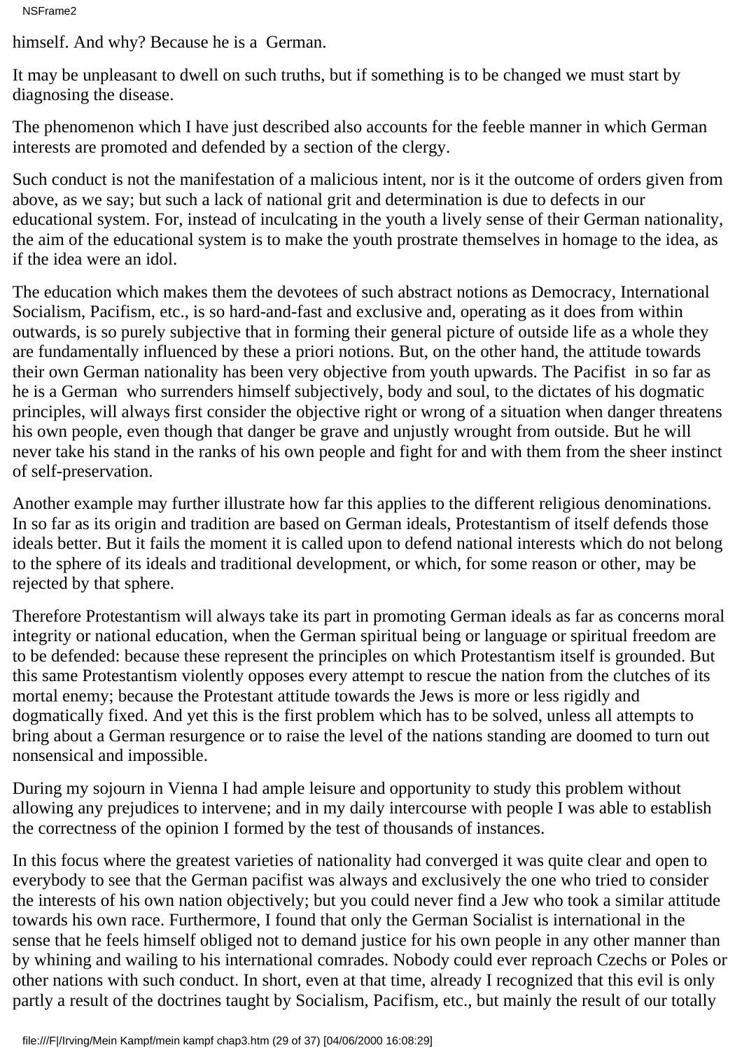himself. And why? Because he is a German.

It may be unpleasant to dwell on such truths, but if something is to be changed we must start by diagnosing the disease.

The phenomenon which I have just described also accounts for the feeble manner in which German interests are promoted and defended by a section of the clergy.

Such conduct is not the manifestation of a malicious intent, nor is it the outcome of orders given from above, as we say; but such a lack of national grit and determination is due to defects in our educational system. For, instead of inculcating in the youth a lively sense of their German nationality, the aim of the educational system is to make the youth prostrate themselves in homage to the idea, as if the idea were an idol.

The education which makes them the devotees of such abstract notions as Democracy, International Socialism, Pacifism, etc., is so hard-and-fast and exclusive and, operating as it does from within outwards, is so purely subjective that in forming their general picture of outside life as a whole they are fundamentally influenced by these a priori notions. But, on the other hand, the attitude towards their own German nationality has been very objective from youth upwards. The Pacifist in so far as he is a German who surrenders himself subjectively, body and soul, to the dictates of his dogmatic principles, will always first consider the objective right or wrong of a situation when danger threatens his own people, even though that danger be grave and unjustly wrought from outside. But he will never take his stand in the ranks of his own people and fight for and with them from the sheer instinct of self-preservation.

Another example may further illustrate how far this applies to the different religious denominations. In so far as its origin and tradition are based on German ideals, Protestantism of itself defends those ideals better. But it fails the moment it is called upon to defend national interests which do not belong to the sphere of its ideals and traditional development, or which, for some reason or other, may be rejected by that sphere.

Therefore Protestantism will always take its part in promoting German ideals as far as concerns moral integrity or national education, when the German spiritual being or language or spiritual freedom are to be defended: because these represent the principles on which Protestantism itself is grounded. But this same Protestantism violently opposes every attempt to rescue the nation from the clutches of its mortal enemy; because the Protestant attitude towards the Jews is more or less rigidly and dogmatically fixed. And yet this is the first problem which has to be solved, unless all attempts to bring about a German resurgence or to raise the level of the nations standing are doomed to turn out nonsensical and impossible.

During my sojourn in Vienna I had ample leisure and opportunity to study this problem without allowing any prejudices to intervene; and in my daily intercourse with people I was able to establish the correctness of the opinion I formed by the test of thousands of instances.

In this focus where the greatest varieties of nationality had converged it was quite clear and open to everybody to see that the German pacifist was always and exclusively the one who tried to consider the interests of his own nation objectively; but you could never find a Jew who took a similar attitude towards his own race. Furthermore, I found that only the German Socialist is international in the sense that he feels himself obliged not to demand justice for his own people in any other manner than by whining and wailing to his international comrades. Nobody could ever reproach Czechs or Poles or other nations with such conduct. In short, even at that time, already I recognized that this evil is only partly a result of the doctrines taught by Socialism, Pacifism, etc., but mainly the result of our totally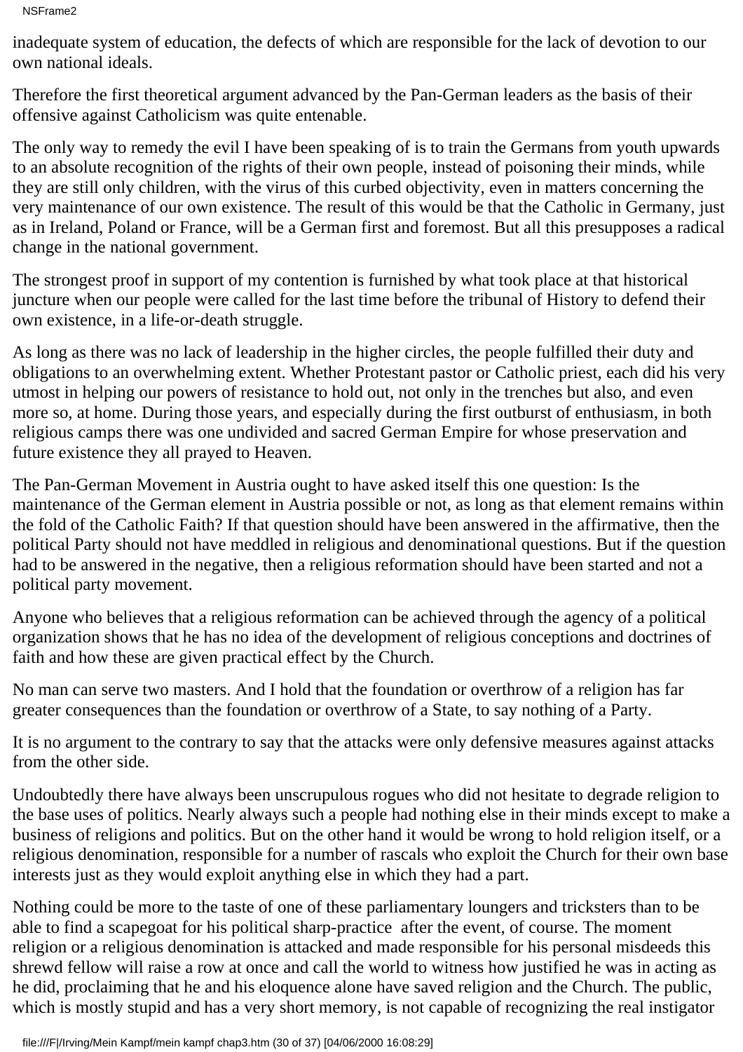inadequate system of education, the defects of which are responsible for the lack of devotion to our own national ideals.

Therefore the first theoretical argument advanced by the Pan-German leaders as the basis of their offensive against Catholicism was quite entenable.

The only way to remedy the evil I have been speaking of is to train the Germans from youth upwards to an absolute recognition of the rights of their own people, instead of poisoning their minds, while they are still only children, with the virus of this curbed objectivity, even in matters concerning the very maintenance of our own existence. The result of this would be that the Catholic in Germany, just as in Ireland, Poland or France, will be a German first and foremost. But all this presupposes a radical change in the national government.

The strongest proof in support of my contention is furnished by what took place at that historical juncture when our people were called for the last time before the tribunal of History to defend their own existence, in a life-or-death struggle.

As long as there was no lack of leadership in the higher circles, the people fulfilled their duty and obligations to an overwhelming extent. Whether Protestant pastor or Catholic priest, each did his very utmost in helping our powers of resistance to hold out, not only in the trenches but also, and even more so, at home. During those years, and especially during the first outburst of enthusiasm, in both religious camps there was one undivided and sacred German Empire for whose preservation and future existence they all prayed to Heaven.

The Pan-German Movement in Austria ought to have asked itself this one question: Is the maintenance of the German element in Austria possible or not, as long as that element remains within the fold of the Catholic Faith? If that question should have been answered in the affirmative, then the political Party should not have meddled in religious and denominational questions. But if the question had to be answered in the negative, then a religious reformation should have been started and not a political party movement.

Anyone who believes that a religious reformation can be achieved through the agency of a political organization shows that he has no idea of the development of religious conceptions and doctrines of faith and how these are given practical effect by the Church.

No man can serve two masters. And I hold that the foundation or overthrow of a religion has far greater consequences than the foundation or overthrow of a State, to say nothing of a Party.

It is no argument to the contrary to say that the attacks were only defensive measures against attacks from the other side.

Undoubtedly there have always been unscrupulous rogues who did not hesitate to degrade religion to the base uses of politics. Nearly always such a people had nothing else in their minds except to make a business of religions and politics. But on the other hand it would be wrong to hold religion itself, or a religious denomination, responsible for a number of rascals who exploit the Church for their own base interests just as they would exploit anything else in which they had a part.

Nothing could be more to the taste of one of these parliamentary loungers and tricksters than to be able to find a scapegoat for his political sharp-practice after the event, of course. The moment religion or a religious denomination is attacked and made responsible for his personal misdeeds this shrewd fellow will raise a row at once and call the world to witness how justified he was in acting as he did, proclaiming that he and his eloquence alone have saved religion and the Church. The public, which is mostly stupid and has a very short memory, is not capable of recognizing the real instigator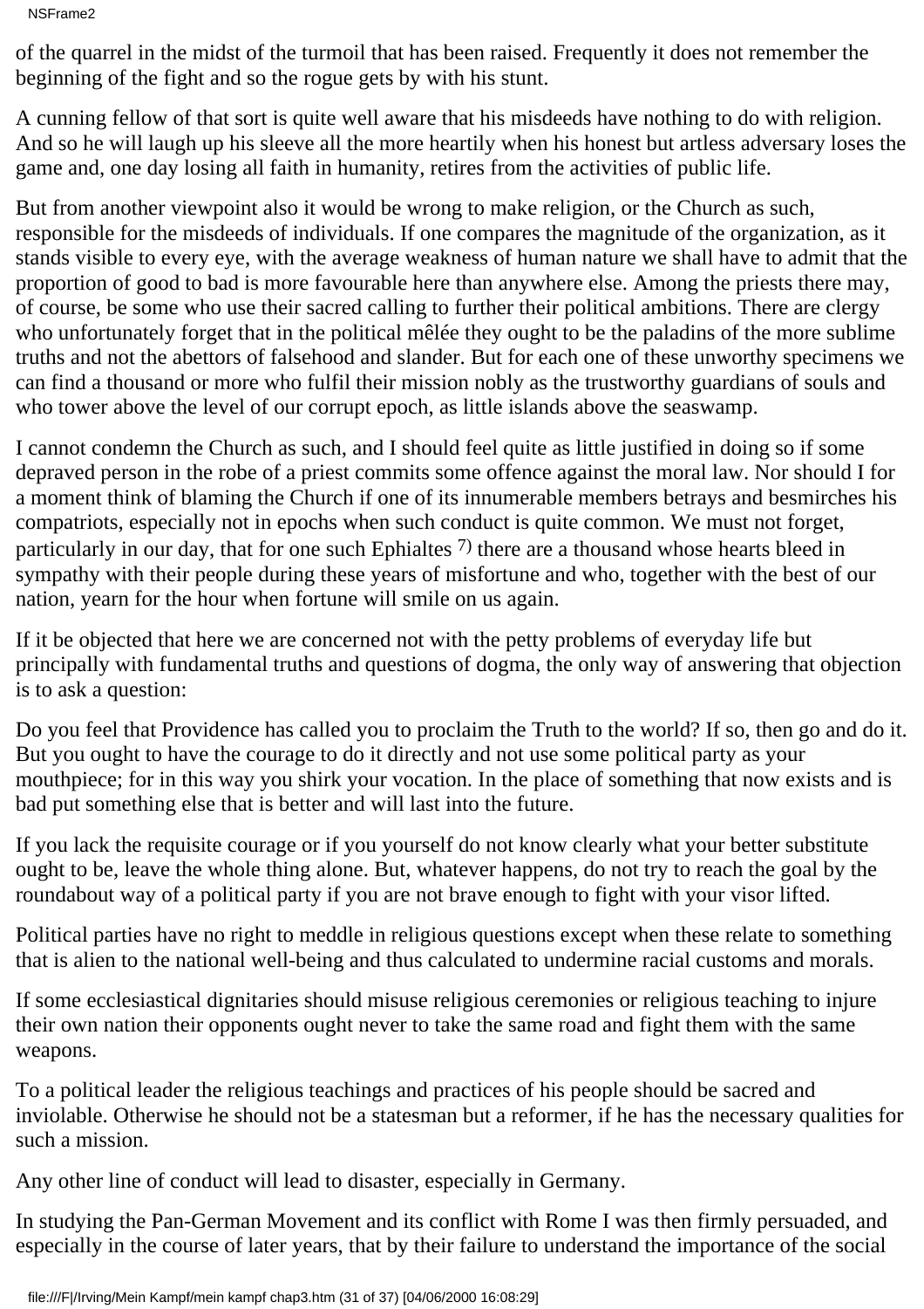of the quarrel in the midst of the turmoil that has been raised. Frequently it does not remember the beginning of the fight and so the rogue gets by with his stunt.

A cunning fellow of that sort is quite well aware that his misdeeds have nothing to do with religion. And so he will laugh up his sleeve all the more heartily when his honest but artless adversary loses the game and, one day losing all faith in humanity, retires from the activities of public life.

But from another viewpoint also it would be wrong to make religion, or the Church as such, responsible for the misdeeds of individuals. If one compares the magnitude of the organization, as it stands visible to every eye, with the average weakness of human nature we shall have to admit that the proportion of good to bad is more favourable here than anywhere else. Among the priests there may, of course, be some who use their sacred calling to further their political ambitions. There are clergy who unfortunately forget that in the political mêlée they ought to be the paladins of the more sublime truths and not the abettors of falsehood and slander. But for each one of these unworthy specimens we can find a thousand or more who fulfil their mission nobly as the trustworthy guardians of souls and who tower above the level of our corrupt epoch, as little islands above the seaswamp.

I cannot condemn the Church as such, and I should feel quite as little justified in doing so if some depraved person in the robe of a priest commits some offence against the moral law. Nor should I for a moment think of blaming the Church if one of its innumerable members betrays and besmirches his compatriots, especially not in epochs when such conduct is quite common. We must not forget, particularly in our day, that for one such Ephialtes 7) there are a thousand whose hearts bleed in sympathy with their people during these years of misfortune and who, together with the best of our nation, yearn for the hour when fortune will smile on us again.

If it be objected that here we are concerned not with the petty problems of everyday life but principally with fundamental truths and questions of dogma, the only way of answering that objection is to ask a question:

Do you feel that Providence has called you to proclaim the Truth to the world? If so, then go and do it. But you ought to have the courage to do it directly and not use some political party as your mouthpiece; for in this way you shirk your vocation. In the place of something that now exists and is bad put something else that is better and will last into the future.

If you lack the requisite courage or if you yourself do not know clearly what your better substitute ought to be, leave the whole thing alone. But, whatever happens, do not try to reach the goal by the roundabout way of a political party if you are not brave enough to fight with your visor lifted.

Political parties have no right to meddle in religious questions except when these relate to something that is alien to the national well-being and thus calculated to undermine racial customs and morals.

If some ecclesiastical dignitaries should misuse religious ceremonies or religious teaching to injure their own nation their opponents ought never to take the same road and fight them with the same weapons.

To a political leader the religious teachings and practices of his people should be sacred and inviolable. Otherwise he should not be a statesman but a reformer, if he has the necessary qualities for such a mission.

Any other line of conduct will lead to disaster, especially in Germany.

In studying the Pan-German Movement and its conflict with Rome I was then firmly persuaded, and especially in the course of later years, that by their failure to understand the importance of the social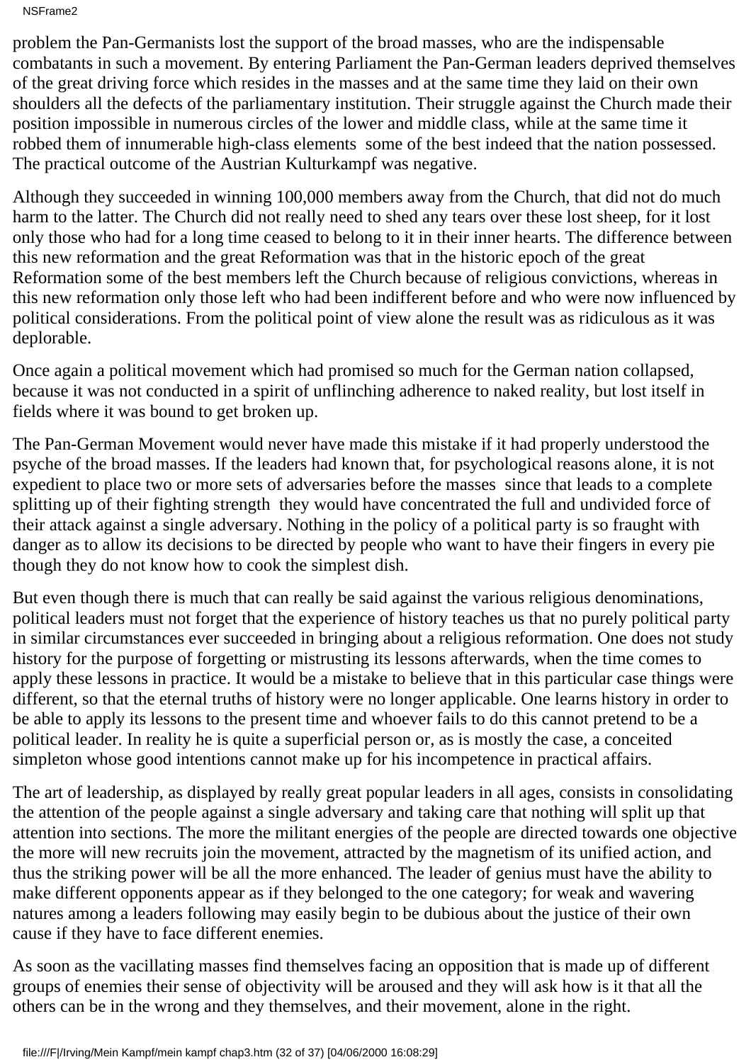problem the Pan-Germanists lost the support of the broad masses, who are the indispensable combatants in such a movement. By entering Parliament the Pan-German leaders deprived themselves of the great driving force which resides in the masses and at the same time they laid on their own shoulders all the defects of the parliamentary institution. Their struggle against the Church made their position impossible in numerous circles of the lower and middle class, while at the same time it robbed them of innumerable high-class elements  some of the best indeed that the nation possessed. The practical outcome of the Austrian Kulturkampf was negative.

Although they succeeded in winning 100,000 members away from the Church, that did not do much harm to the latter. The Church did not really need to shed any tears over these lost sheep, for it lost only those who had for a long time ceased to belong to it in their inner hearts. The difference between this new reformation and the great Reformation was that in the historic epoch of the great Reformation some of the best members left the Church because of religious convictions, whereas in this new reformation only those left who had been indifferent before and who were now influenced by political considerations. From the political point of view alone the result was as ridiculous as it was deplorable.

Once again a political movement which had promised so much for the German nation collapsed, because it was not conducted in a spirit of unflinching adherence to naked reality, but lost itself in fields where it was bound to get broken up.

The Pan-German Movement would never have made this mistake if it had properly understood the psyche of the broad masses. If the leaders had known that, for psychological reasons alone, it is not expedient to place two or more sets of adversaries before the masses  since that leads to a complete splitting up of their fighting strength  they would have concentrated the full and undivided force of their attack against a single adversary. Nothing in the policy of a political party is so fraught with danger as to allow its decisions to be directed by people who want to have their fingers in every pie though they do not know how to cook the simplest dish.

But even though there is much that can really be said against the various religious denominations, political leaders must not forget that the experience of history teaches us that no purely political party in similar circumstances ever succeeded in bringing about a religious reformation. One does not study history for the purpose of forgetting or mistrusting its lessons afterwards, when the time comes to apply these lessons in practice. It would be a mistake to believe that in this particular case things were different, so that the eternal truths of history were no longer applicable. One learns history in order to be able to apply its lessons to the present time and whoever fails to do this cannot pretend to be a political leader. In reality he is quite a superficial person or, as is mostly the case, a conceited simpleton whose good intentions cannot make up for his incompetence in practical affairs.

The art of leadership, as displayed by really great popular leaders in all ages, consists in consolidating the attention of the people against a single adversary and taking care that nothing will split up that attention into sections. The more the militant energies of the people are directed towards one objective the more will new recruits join the movement, attracted by the magnetism of its unified action, and thus the striking power will be all the more enhanced. The leader of genius must have the ability to make different opponents appear as if they belonged to the one category; for weak and wavering natures among a leaders following may easily begin to be dubious about the justice of their own cause if they have to face different enemies.

As soon as the vacillating masses find themselves facing an opposition that is made up of different groups of enemies their sense of objectivity will be aroused and they will ask how is it that all the others can be in the wrong and they themselves, and their movement, alone in the right.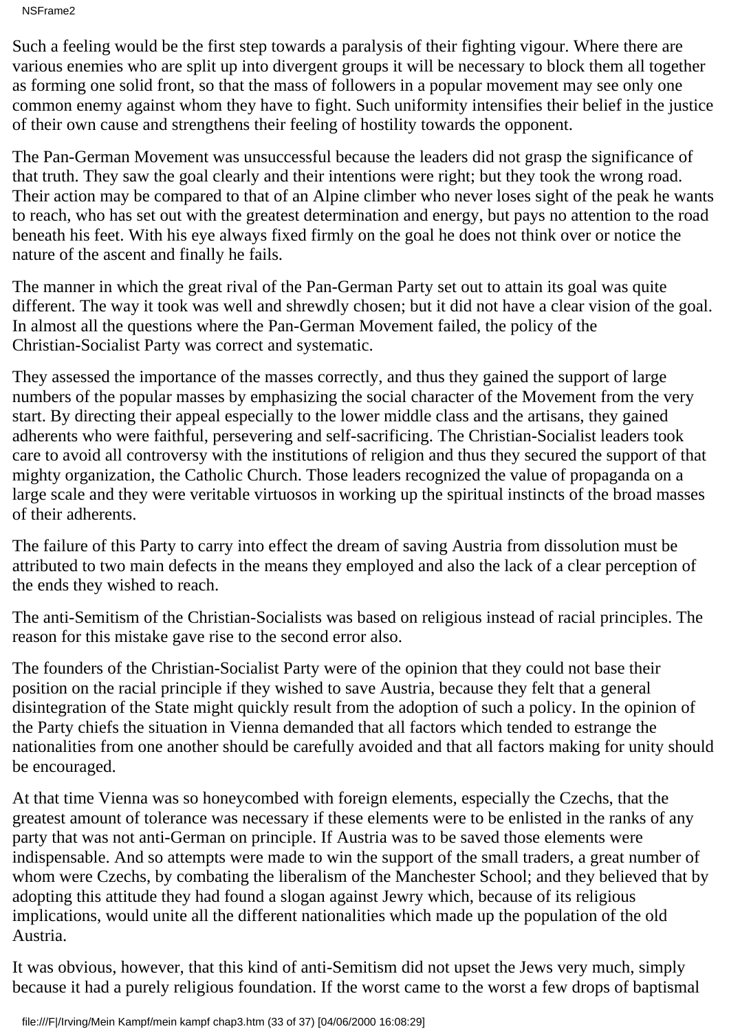Such a feeling would be the first step towards a paralysis of their fighting vigour. Where there are various enemies who are split up into divergent groups it will be necessary to block them all together as forming one solid front, so that the mass of followers in a popular movement may see only one common enemy against whom they have to fight. Such uniformity intensifies their belief in the justice of their own cause and strengthens their feeling of hostility towards the opponent.

The Pan-German Movement was unsuccessful because the leaders did not grasp the significance of that truth. They saw the goal clearly and their intentions were right; but they took the wrong road. Their action may be compared to that of an Alpine climber who never loses sight of the peak he wants to reach, who has set out with the greatest determination and energy, but pays no attention to the road beneath his feet. With his eye always fixed firmly on the goal he does not think over or notice the nature of the ascent and finally he fails.

The manner in which the great rival of the Pan-German Party set out to attain its goal was quite different. The way it took was well and shrewdly chosen; but it did not have a clear vision of the goal. In almost all the questions where the Pan-German Movement failed, the policy of the Christian-Socialist Party was correct and systematic.

They assessed the importance of the masses correctly, and thus they gained the support of large numbers of the popular masses by emphasizing the social character of the Movement from the very start. By directing their appeal especially to the lower middle class and the artisans, they gained adherents who were faithful, persevering and self-sacrificing. The Christian-Socialist leaders took care to avoid all controversy with the institutions of religion and thus they secured the support of that mighty organization, the Catholic Church. Those leaders recognized the value of propaganda on a large scale and they were veritable virtuosos in working up the spiritual instincts of the broad masses of their adherents.

The failure of this Party to carry into effect the dream of saving Austria from dissolution must be attributed to two main defects in the means they employed and also the lack of a clear perception of the ends they wished to reach.

The anti-Semitism of the Christian-Socialists was based on religious instead of racial principles. The reason for this mistake gave rise to the second error also.

The founders of the Christian-Socialist Party were of the opinion that they could not base their position on the racial principle if they wished to save Austria, because they felt that a general disintegration of the State might quickly result from the adoption of such a policy. In the opinion of the Party chiefs the situation in Vienna demanded that all factors which tended to estrange the nationalities from one another should be carefully avoided and that all factors making for unity should be encouraged.

At that time Vienna was so honeycombed with foreign elements, especially the Czechs, that the greatest amount of tolerance was necessary if these elements were to be enlisted in the ranks of any party that was not anti-German on principle. If Austria was to be saved those elements were indispensable. And so attempts were made to win the support of the small traders, a great number of whom were Czechs, by combating the liberalism of the Manchester School; and they believed that by adopting this attitude they had found a slogan against Jewry which, because of its religious implications, would unite all the different nationalities which made up the population of the old Austria.

It was obvious, however, that this kind of anti-Semitism did not upset the Jews very much, simply because it had a purely religious foundation. If the worst came to the worst a few drops of baptismal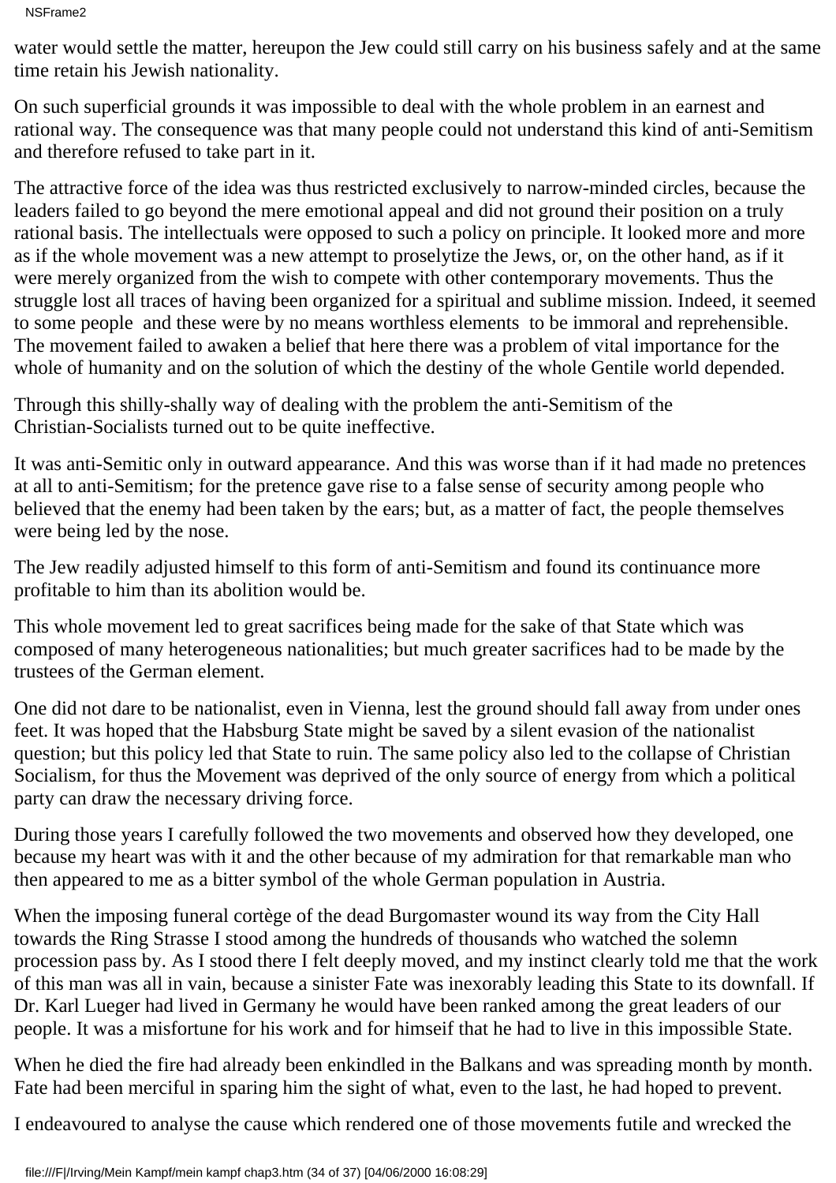water would settle the matter, hereupon the Jew could still carry on his business safely and at the same time retain his Jewish nationality.

On such superficial grounds it was impossible to deal with the whole problem in an earnest and rational way. The consequence was that many people could not understand this kind of anti-Semitism and therefore refused to take part in it.

The attractive force of the idea was thus restricted exclusively to narrow-minded circles, because the leaders failed to go beyond the mere emotional appeal and did not ground their position on a truly rational basis. The intellectuals were opposed to such a policy on principle. It looked more and more as if the whole movement was a new attempt to proselytize the Jews, or, on the other hand, as if it were merely organized from the wish to compete with other contemporary movements. Thus the struggle lost all traces of having been organized for a spiritual and sublime mission. Indeed, it seemed to some people  and these were by no means worthless elements  to be immoral and reprehensible. The movement failed to awaken a belief that here there was a problem of vital importance for the whole of humanity and on the solution of which the destiny of the whole Gentile world depended.

Through this shilly-shally way of dealing with the problem the anti-Semitism of the Christian-Socialists turned out to be quite ineffective.

It was anti-Semitic only in outward appearance. And this was worse than if it had made no pretences at all to anti-Semitism; for the pretence gave rise to a false sense of security among people who believed that the enemy had been taken by the ears; but, as a matter of fact, the people themselves were being led by the nose.

The Jew readily adjusted himself to this form of anti-Semitism and found its continuance more profitable to him than its abolition would be.

This whole movement led to great sacrifices being made for the sake of that State which was composed of many heterogeneous nationalities; but much greater sacrifices had to be made by the trustees of the German element.

One did not dare to be nationalist, even in Vienna, lest the ground should fall away from under ones feet. It was hoped that the Habsburg State might be saved by a silent evasion of the nationalist question; but this policy led that State to ruin. The same policy also led to the collapse of Christian Socialism, for thus the Movement was deprived of the only source of energy from which a political party can draw the necessary driving force.

During those years I carefully followed the two movements and observed how they developed, one because my heart was with it and the other because of my admiration for that remarkable man who then appeared to me as a bitter symbol of the whole German population in Austria.

When the imposing funeral cortège of the dead Burgomaster wound its way from the City Hall towards the Ring Strasse I stood among the hundreds of thousands who watched the solemn procession pass by. As I stood there I felt deeply moved, and my instinct clearly told me that the work of this man was all in vain, because a sinister Fate was inexorably leading this State to its downfall. If Dr. Karl Lueger had lived in Germany he would have been ranked among the great leaders of our people. It was a misfortune for his work and for himseif that he had to live in this impossible State.

When he died the fire had already been enkindled in the Balkans and was spreading month by month. Fate had been merciful in sparing him the sight of what, even to the last, he had hoped to prevent.

I endeavoured to analyse the cause which rendered one of those movements futile and wrecked the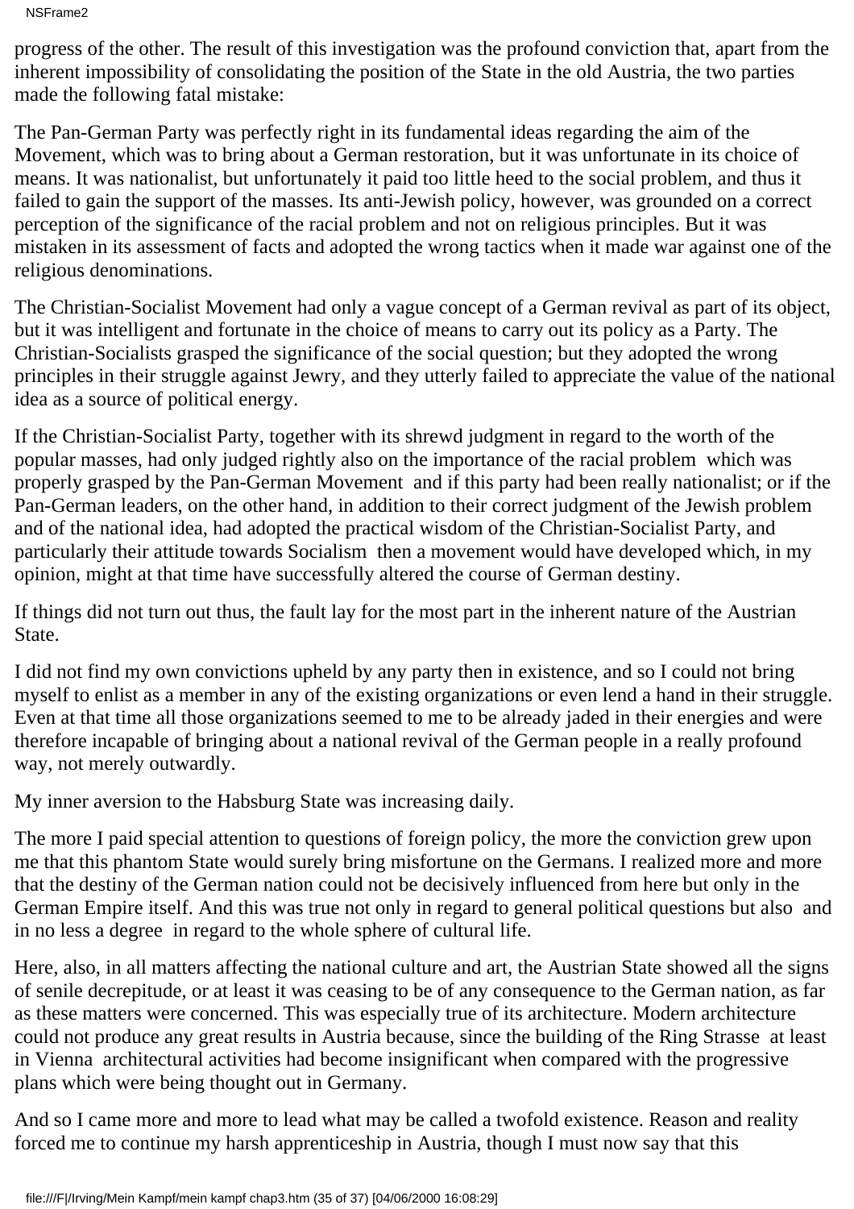progress of the other. The result of this investigation was the profound conviction that, apart from the inherent impossibility of consolidating the position of the State in the old Austria, the two parties made the following fatal mistake:

The Pan-German Party was perfectly right in its fundamental ideas regarding the aim of the Movement, which was to bring about a German restoration, but it was unfortunate in its choice of means. It was nationalist, but unfortunately it paid too little heed to the social problem, and thus it failed to gain the support of the masses. Its anti-Jewish policy, however, was grounded on a correct perception of the significance of the racial problem and not on religious principles. But it was mistaken in its assessment of facts and adopted the wrong tactics when it made war against one of the religious denominations.

The Christian-Socialist Movement had only a vague concept of a German revival as part of its object, but it was intelligent and fortunate in the choice of means to carry out its policy as a Party. The Christian-Socialists grasped the significance of the social question; but they adopted the wrong principles in their struggle against Jewry, and they utterly failed to appreciate the value of the national idea as a source of political energy.

If the Christian-Socialist Party, together with its shrewd judgment in regard to the worth of the popular masses, had only judged rightly also on the importance of the racial problem which was properly grasped by the Pan-German Movement and if this party had been really nationalist; or if the Pan-German leaders, on the other hand, in addition to their correct judgment of the Jewish problem and of the national idea, had adopted the practical wisdom of the Christian-Socialist Party, and particularly their attitude towards Socialism then a movement would have developed which, in my opinion, might at that time have successfully altered the course of German destiny.

If things did not turn out thus, the fault lay for the most part in the inherent nature of the Austrian State.

I did not find my own convictions upheld by any party then in existence, and so I could not bring myself to enlist as a member in any of the existing organizations or even lend a hand in their struggle. Even at that time all those organizations seemed to me to be already jaded in their energies and were therefore incapable of bringing about a national revival of the German people in a really profound way, not merely outwardly.

My inner aversion to the Habsburg State was increasing daily.

The more I paid special attention to questions of foreign policy, the more the conviction grew upon me that this phantom State would surely bring misfortune on the Germans. I realized more and more that the destiny of the German nation could not be decisively influenced from here but only in the German Empire itself. And this was true not only in regard to general political questions but also and in no less a degree in regard to the whole sphere of cultural life.

Here, also, in all matters affecting the national culture and art, the Austrian State showed all the signs of senile decrepitude, or at least it was ceasing to be of any consequence to the German nation, as far as these matters were concerned. This was especially true of its architecture. Modern architecture could not produce any great results in Austria because, since the building of the Ring Strasse at least in Vienna architectural activities had become insignificant when compared with the progressive plans which were being thought out in Germany.

And so I came more and more to lead what may be called a twofold existence. Reason and reality forced me to continue my harsh apprenticeship in Austria, though I must now say that this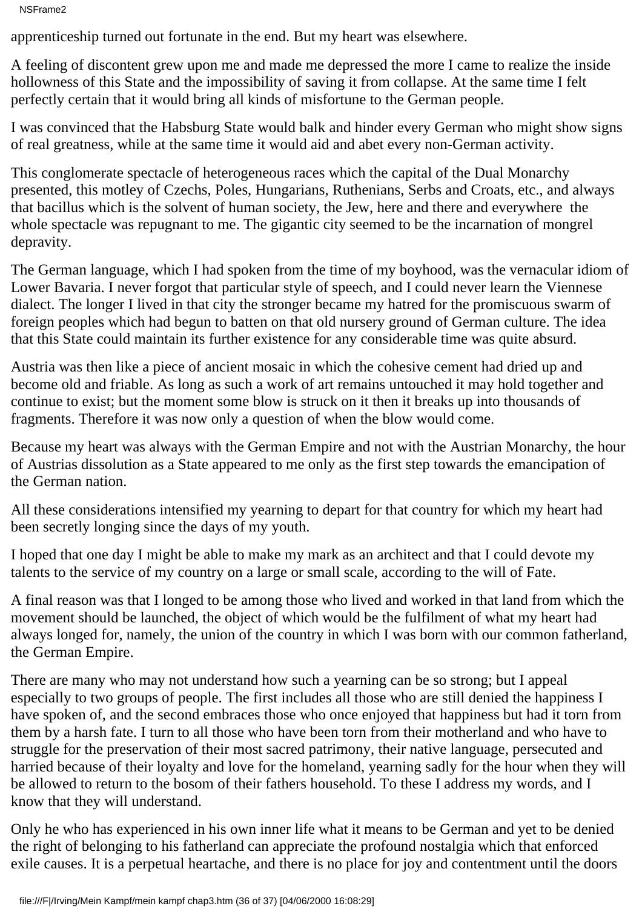apprenticeship turned out fortunate in the end. But my heart was elsewhere.

A feeling of discontent grew upon me and made me depressed the more I came to realize the inside hollowness of this State and the impossibility of saving it from collapse. At the same time I felt perfectly certain that it would bring all kinds of misfortune to the German people.

I was convinced that the Habsburg State would balk and hinder every German who might show signs of real greatness, while at the same time it would aid and abet every non-German activity.

This conglomerate spectacle of heterogeneous races which the capital of the Dual Monarchy presented, this motley of Czechs, Poles, Hungarians, Ruthenians, Serbs and Croats, etc., and always that bacillus which is the solvent of human society, the Jew, here and there and everywhere the whole spectacle was repugnant to me. The gigantic city seemed to be the incarnation of mongrel depravity.

The German language, which I had spoken from the time of my boyhood, was the vernacular idiom of Lower Bavaria. I never forgot that particular style of speech, and I could never learn the Viennese dialect. The longer I lived in that city the stronger became my hatred for the promiscuous swarm of foreign peoples which had begun to batten on that old nursery ground of German culture. The idea that this State could maintain its further existence for any considerable time was quite absurd.

Austria was then like a piece of ancient mosaic in which the cohesive cement had dried up and become old and friable. As long as such a work of art remains untouched it may hold together and continue to exist; but the moment some blow is struck on it then it breaks up into thousands of fragments. Therefore it was now only a question of when the blow would come.

Because my heart was always with the German Empire and not with the Austrian Monarchy, the hour of Austrias dissolution as a State appeared to me only as the first step towards the emancipation of the German nation.

All these considerations intensified my yearning to depart for that country for which my heart had been secretly longing since the days of my youth.

I hoped that one day I might be able to make my mark as an architect and that I could devote my talents to the service of my country on a large or small scale, according to the will of Fate.

A final reason was that I longed to be among those who lived and worked in that land from which the movement should be launched, the object of which would be the fulfilment of what my heart had always longed for, namely, the union of the country in which I was born with our common fatherland, the German Empire.

There are many who may not understand how such a yearning can be so strong; but I appeal especially to two groups of people. The first includes all those who are still denied the happiness I have spoken of, and the second embraces those who once enjoyed that happiness but had it torn from them by a harsh fate. I turn to all those who have been torn from their motherland and who have to struggle for the preservation of their most sacred patrimony, their native language, persecuted and harried because of their loyalty and love for the homeland, yearning sadly for the hour when they will be allowed to return to the bosom of their fathers household. To these I address my words, and I know that they will understand.

Only he who has experienced in his own inner life what it means to be German and yet to be denied the right of belonging to his fatherland can appreciate the profound nostalgia which that enforced exile causes. It is a perpetual heartache, and there is no place for joy and contentment until the doors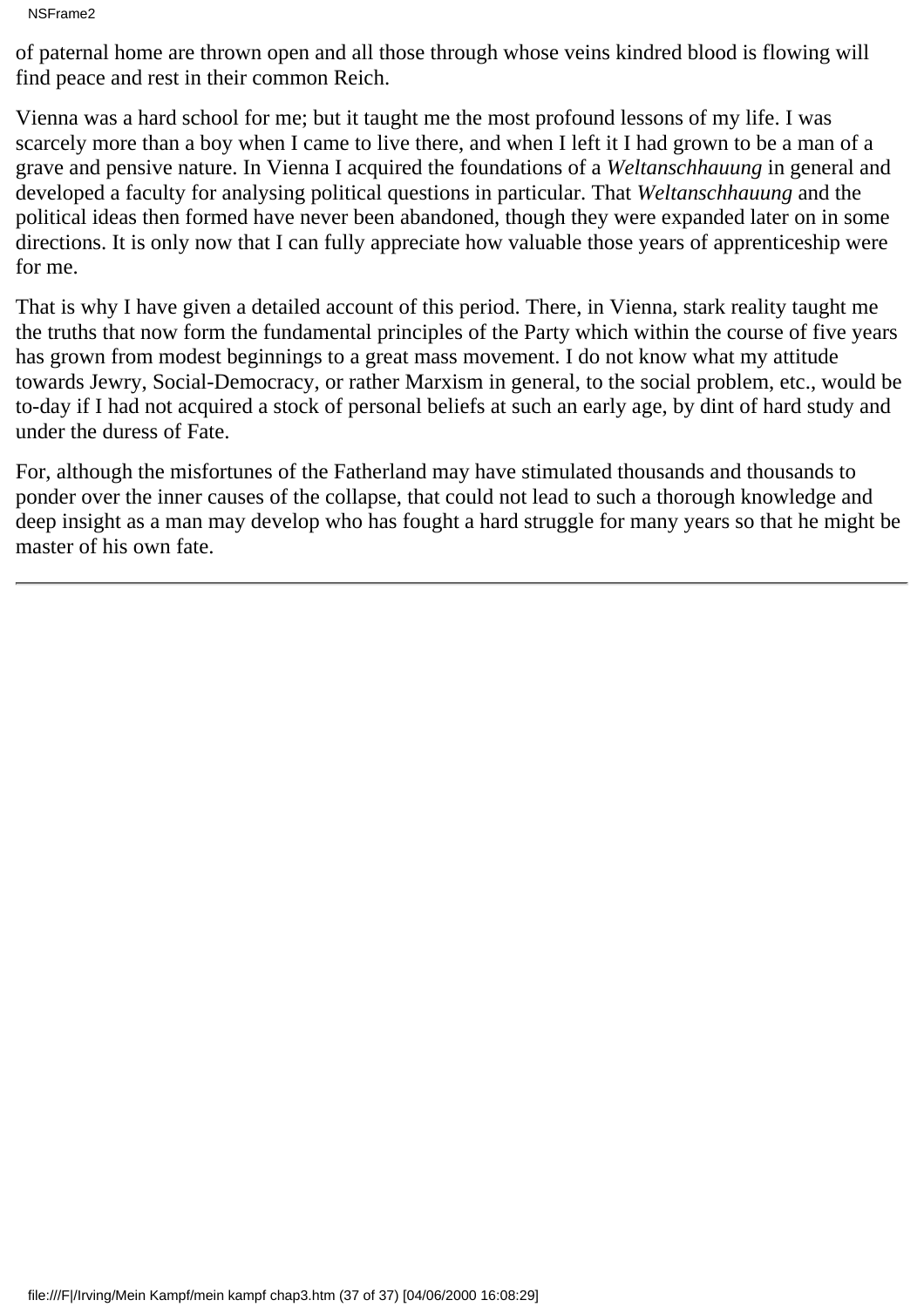of paternal home are thrown open and all those through whose veins kindred blood is flowing will find peace and rest in their common Reich.

Vienna was a hard school for me; but it taught me the most profound lessons of my life. I was scarcely more than a boy when I came to live there, and when I left it I had grown to be a man of a grave and pensive nature. In Vienna I acquired the foundations of a *Weltanschhauung* in general and developed a faculty for analysing political questions in particular. That *Weltanschhauung* and the political ideas then formed have never been abandoned, though they were expanded later on in some directions. It is only now that I can fully appreciate how valuable those years of apprenticeship were for me.

That is why I have given a detailed account of this period. There, in Vienna, stark reality taught me the truths that now form the fundamental principles of the Party which within the course of five years has grown from modest beginnings to a great mass movement. I do not know what my attitude towards Jewry, Social-Democracy, or rather Marxism in general, to the social problem, etc., would be to-day if I had not acquired a stock of personal beliefs at such an early age, by dint of hard study and under the duress of Fate.

For, although the misfortunes of the Fatherland may have stimulated thousands and thousands to ponder over the inner causes of the collapse, that could not lead to such a thorough knowledge and deep insight as a man may develop who has fought a hard struggle for many years so that he might be master of his own fate.

---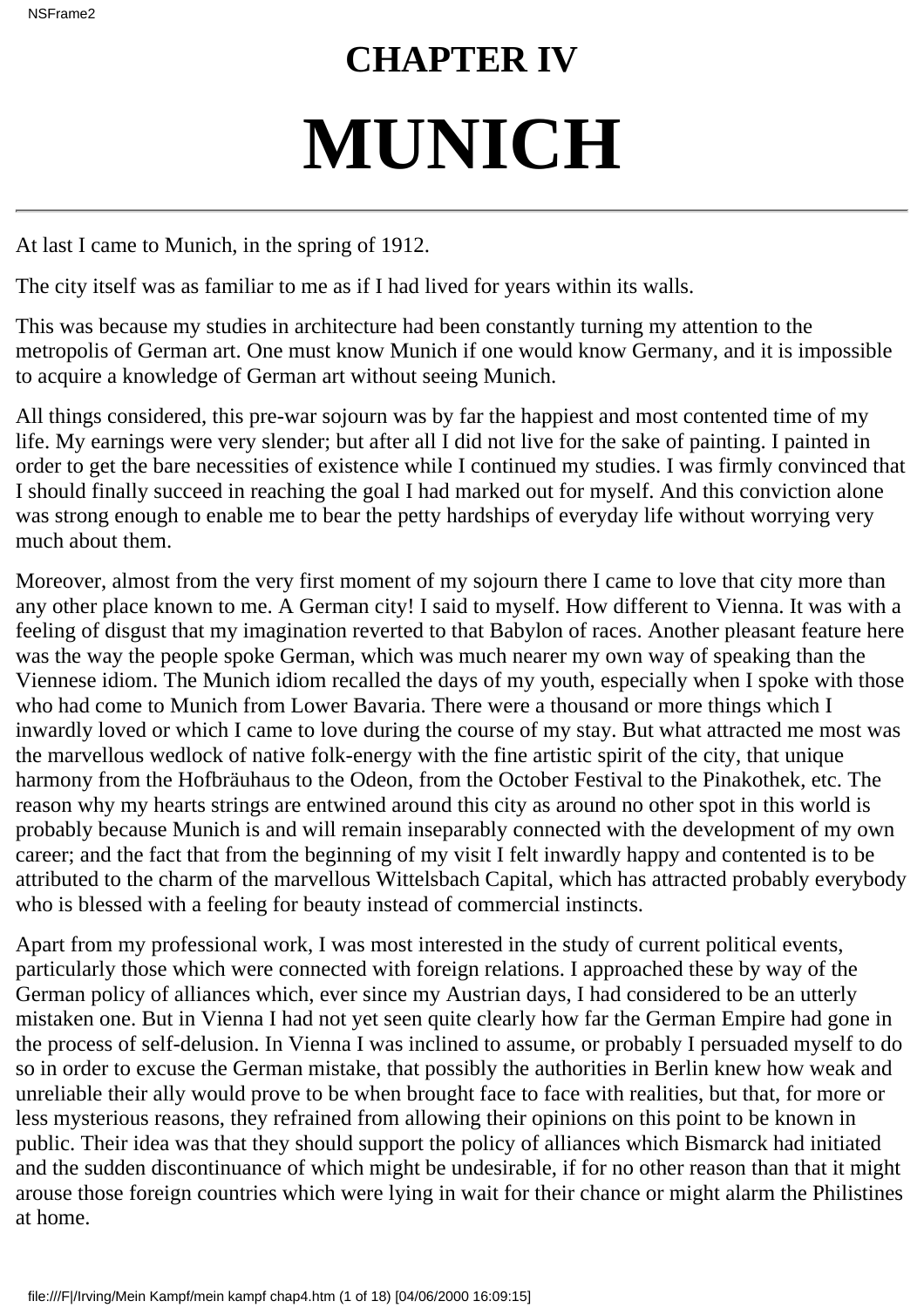# CHAPTER IV

# MUNICH

At last I came to Munich, in the spring of 1912.

The city itself was as familiar to me as if I had lived for years within its walls.

This was because my studies in architecture had been constantly turning my attention to the metropolis of German art. One must know Munich if one would know Germany, and it is impossible to acquire a knowledge of German art without seeing Munich.

All things considered, this pre-war sojourn was by far the happiest and most contented time of my life. My earnings were very slender; but after all I did not live for the sake of painting. I painted in order to get the bare necessities of existence while I continued my studies. I was firmly convinced that I should finally succeed in reaching the goal I had marked out for myself. And this conviction alone was strong enough to enable me to bear the petty hardships of everyday life without worrying very much about them.

Moreover, almost from the very first moment of my sojourn there I came to love that city more than any other place known to me. A German city! I said to myself. How different to Vienna. It was with a feeling of disgust that my imagination reverted to that Babylon of races. Another pleasant feature here was the way the people spoke German, which was much nearer my own way of speaking than the Viennese idiom. The Munich idiom recalled the days of my youth, especially when I spoke with those who had come to Munich from Lower Bavaria. There were a thousand or more things which I inwardly loved or which I came to love during the course of my stay. But what attracted me most was the marvellous wedlock of native folk-energy with the fine artistic spirit of the city, that unique harmony from the Hofbräuhaus to the Odeon, from the October Festival to the Pinakothek, etc. The reason why my hearts strings are entwined around this city as around no other spot in this world is probably because Munich is and will remain inseparably connected with the development of my own career; and the fact that from the beginning of my visit I felt inwardly happy and contented is to be attributed to the charm of the marvellous Wittelsbach Capital, which has attracted probably everybody who is blessed with a feeling for beauty instead of commercial instincts.

Apart from my professional work, I was most interested in the study of current political events, particularly those which were connected with foreign relations. I approached these by way of the German policy of alliances which, ever since my Austrian days, I had considered to be an utterly mistaken one. But in Vienna I had not yet seen quite clearly how far the German Empire had gone in the process of self-delusion. In Vienna I was inclined to assume, or probably I persuaded myself to do so in order to excuse the German mistake, that possibly the authorities in Berlin knew how weak and unreliable their ally would prove to be when brought face to face with realities, but that, for more or less mysterious reasons, they refrained from allowing their opinions on this point to be known in public. Their idea was that they should support the policy of alliances which Bismarck had initiated and the sudden discontinuance of which might be undesirable, if for no other reason than that it might arouse those foreign countries which were lying in wait for their chance or might alarm the Philistines at home.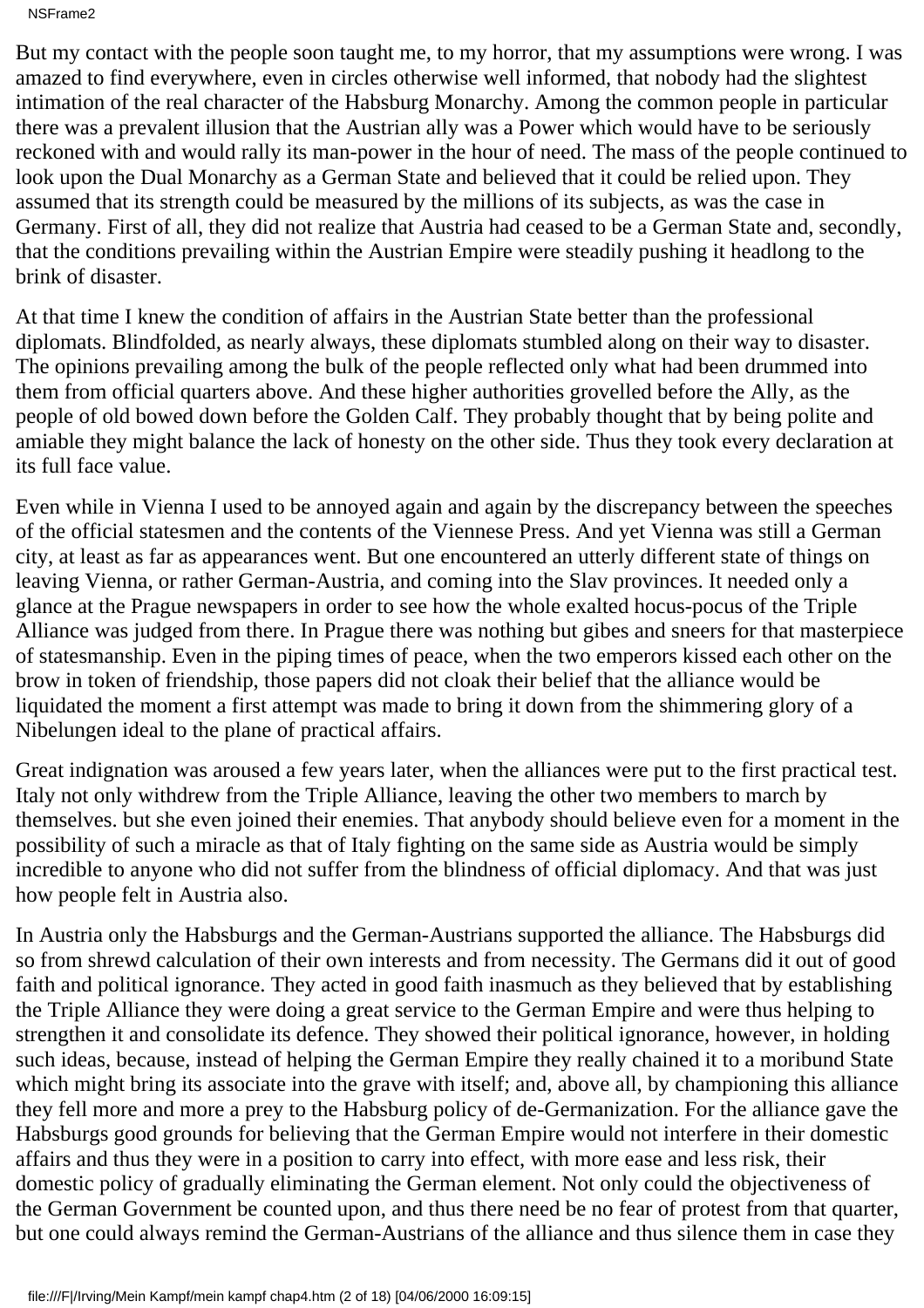But my contact with the people soon taught me, to my horror, that my assumptions were wrong. I was amazed to find everywhere, even in circles otherwise well informed, that nobody had the slightest intimation of the real character of the Habsburg Monarchy. Among the common people in particular there was a prevalent illusion that the Austrian ally was a Power which would have to be seriously reckoned with and would rally its man-power in the hour of need. The mass of the people continued to look upon the Dual Monarchy as a German State and believed that it could be relied upon. They assumed that its strength could be measured by the millions of its subjects, as was the case in Germany. First of all, they did not realize that Austria had ceased to be a German State and, secondly, that the conditions prevailing within the Austrian Empire were steadily pushing it headlong to the brink of disaster.

At that time I knew the condition of affairs in the Austrian State better than the professional diplomats. Blindfolded, as nearly always, these diplomats stumbled along on their way to disaster. The opinions prevailing among the bulk of the people reflected only what had been drummed into them from official quarters above. And these higher authorities grovelled before the Ally, as the people of old bowed down before the Golden Calf. They probably thought that by being polite and amiable they might balance the lack of honesty on the other side. Thus they took every declaration at its full face value.

Even while in Vienna I used to be annoyed again and again by the discrepancy between the speeches of the official statesmen and the contents of the Viennese Press. And yet Vienna was still a German city, at least as far as appearances went. But one encountered an utterly different state of things on leaving Vienna, or rather German-Austria, and coming into the Slav provinces. It needed only a glance at the Prague newspapers in order to see how the whole exalted hocus-pocus of the Triple Alliance was judged from there. In Prague there was nothing but gibes and sneers for that masterpiece of statesmanship. Even in the piping times of peace, when the two emperors kissed each other on the brow in token of friendship, those papers did not cloak their belief that the alliance would be liquidated the moment a first attempt was made to bring it down from the shimmering glory of a Nibelungen ideal to the plane of practical affairs.

Great indignation was aroused a few years later, when the alliances were put to the first practical test. Italy not only withdrew from the Triple Alliance, leaving the other two members to march by themselves. but she even joined their enemies. That anybody should believe even for a moment in the possibility of such a miracle as that of Italy fighting on the same side as Austria would be simply incredible to anyone who did not suffer from the blindness of official diplomacy. And that was just how people felt in Austria also.

In Austria only the Habsburgs and the German-Austrians supported the alliance. The Habsburgs did so from shrewd calculation of their own interests and from necessity. The Germans did it out of good faith and political ignorance. They acted in good faith inasmuch as they believed that by establishing the Triple Alliance they were doing a great service to the German Empire and were thus helping to strengthen it and consolidate its defence. They showed their political ignorance, however, in holding such ideas, because, instead of helping the German Empire they really chained it to a moribund State which might bring its associate into the grave with itself; and, above all, by championing this alliance they fell more and more a prey to the Habsburg policy of de-Germanization. For the alliance gave the Habsburgs good grounds for believing that the German Empire would not interfere in their domestic affairs and thus they were in a position to carry into effect, with more ease and less risk, their domestic policy of gradually eliminating the German element. Not only could the objectiveness of the German Government be counted upon, and thus there need be no fear of protest from that quarter, but one could always remind the German-Austrians of the alliance and thus silence them in case they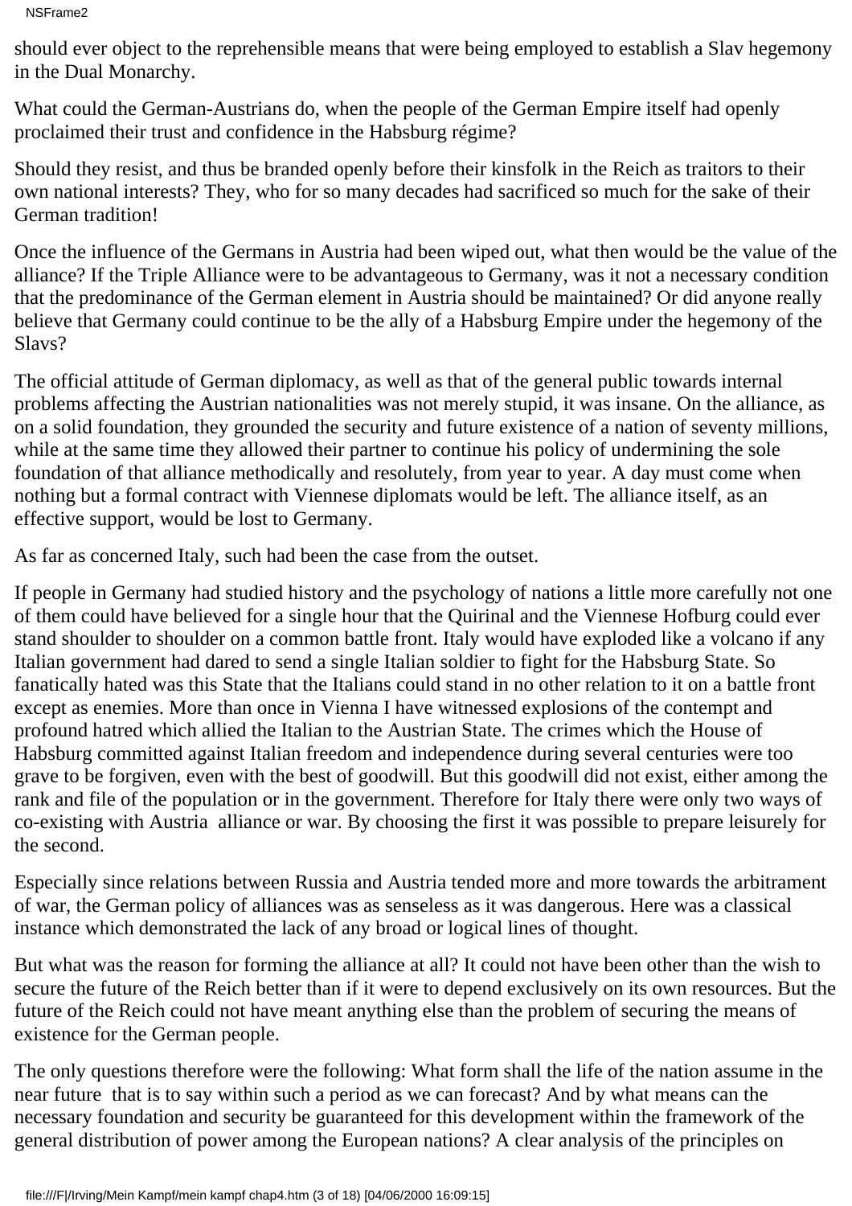should ever object to the reprehensible means that were being employed to establish a Slav hegemony in the Dual Monarchy.

What could the German-Austrians do, when the people of the German Empire itself had openly proclaimed their trust and confidence in the Habsburg régime?

Should they resist, and thus be branded openly before their kinsfolk in the Reich as traitors to their own national interests? They, who for so many decades had sacrificed so much for the sake of their German tradition!

Once the influence of the Germans in Austria had been wiped out, what then would be the value of the alliance? If the Triple Alliance were to be advantageous to Germany, was it not a necessary condition that the predominance of the German element in Austria should be maintained? Or did anyone really believe that Germany could continue to be the ally of a Habsburg Empire under the hegemony of the Slavs?

The official attitude of German diplomacy, as well as that of the general public towards internal problems affecting the Austrian nationalities was not merely stupid, it was insane. On the alliance, as on a solid foundation, they grounded the security and future existence of a nation of seventy millions, while at the same time they allowed their partner to continue his policy of undermining the sole foundation of that alliance methodically and resolutely, from year to year. A day must come when nothing but a formal contract with Viennese diplomats would be left. The alliance itself, as an effective support, would be lost to Germany.

As far as concerned Italy, such had been the case from the outset.

If people in Germany had studied history and the psychology of nations a little more carefully not one of them could have believed for a single hour that the Quirinal and the Viennese Hofburg could ever stand shoulder to shoulder on a common battle front. Italy would have exploded like a volcano if any Italian government had dared to send a single Italian soldier to fight for the Habsburg State. So fanatically hated was this State that the Italians could stand in no other relation to it on a battle front except as enemies. More than once in Vienna I have witnessed explosions of the contempt and profound hatred which allied the Italian to the Austrian State. The crimes which the House of Habsburg committed against Italian freedom and independence during several centuries were too grave to be forgiven, even with the best of goodwill. But this goodwill did not exist, either among the rank and file of the population or in the government. Therefore for Italy there were only two ways of co-existing with Austria alliance or war. By choosing the first it was possible to prepare leisurely for the second.

Especially since relations between Russia and Austria tended more and more towards the arbitrament of war, the German policy of alliances was as senseless as it was dangerous. Here was a classical instance which demonstrated the lack of any broad or logical lines of thought.

But what was the reason for forming the alliance at all? It could not have been other than the wish to secure the future of the Reich better than if it were to depend exclusively on its own resources. But the future of the Reich could not have meant anything else than the problem of securing the means of existence for the German people.

The only questions therefore were the following: What form shall the life of the nation assume in the near future that is to say within such a period as we can forecast? And by what means can the necessary foundation and security be guaranteed for this development within the framework of the general distribution of power among the European nations? A clear analysis of the principles on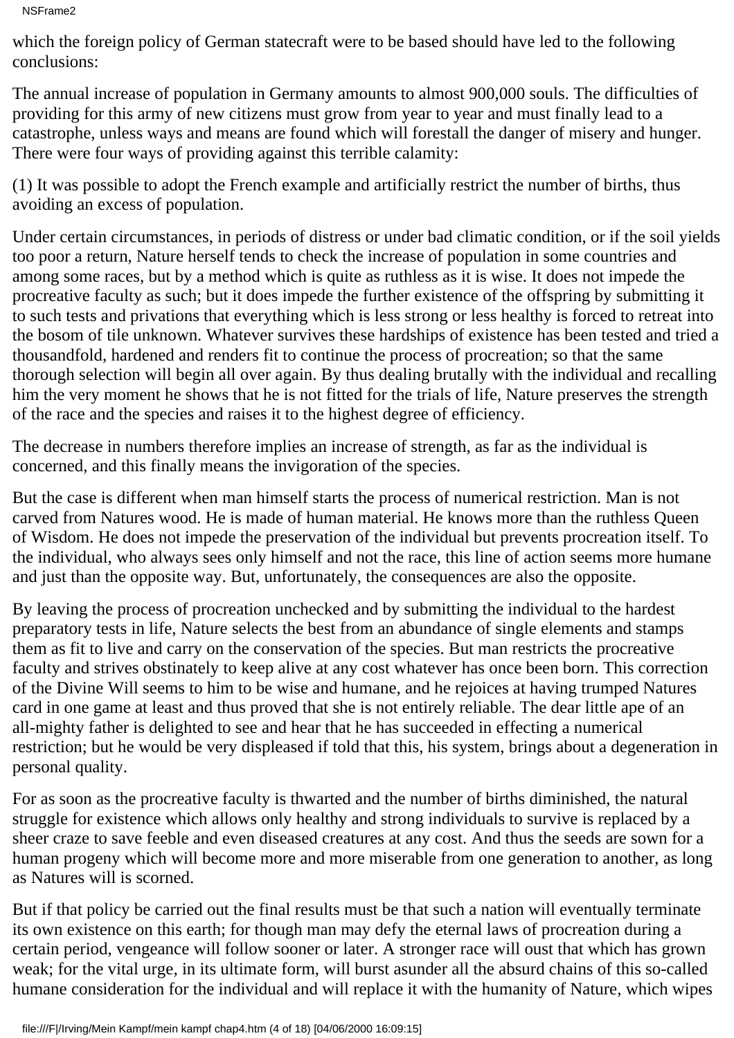which the foreign policy of German statecraft were to be based should have led to the following conclusions:

The annual increase of population in Germany amounts to almost 900,000 souls. The difficulties of providing for this army of new citizens must grow from year to year and must finally lead to a catastrophe, unless ways and means are found which will forestall the danger of misery and hunger. There were four ways of providing against this terrible calamity:

(1) It was possible to adopt the French example and artificially restrict the number of births, thus avoiding an excess of population.

Under certain circumstances, in periods of distress or under bad climatic condition, or if the soil yields too poor a return, Nature herself tends to check the increase of population in some countries and among some races, but by a method which is quite as ruthless as it is wise. It does not impede the procreative faculty as such; but it does impede the further existence of the offspring by submitting it to such tests and privations that everything which is less strong or less healthy is forced to retreat into the bosom of tile unknown. Whatever survives these hardships of existence has been tested and tried a thousandfold, hardened and renders fit to continue the process of procreation; so that the same thorough selection will begin all over again. By thus dealing brutally with the individual and recalling him the very moment he shows that he is not fitted for the trials of life, Nature preserves the strength of the race and the species and raises it to the highest degree of efficiency.

The decrease in numbers therefore implies an increase of strength, as far as the individual is concerned, and this finally means the invigoration of the species.

But the case is different when man himself starts the process of numerical restriction. Man is not carved from Natures wood. He is made of human material. He knows more than the ruthless Queen of Wisdom. He does not impede the preservation of the individual but prevents procreation itself. To the individual, who always sees only himself and not the race, this line of action seems more humane and just than the opposite way. But, unfortunately, the consequences are also the opposite.

By leaving the process of procreation unchecked and by submitting the individual to the hardest preparatory tests in life, Nature selects the best from an abundance of single elements and stamps them as fit to live and carry on the conservation of the species. But man restricts the procreative faculty and strives obstinately to keep alive at any cost whatever has once been born. This correction of the Divine Will seems to him to be wise and humane, and he rejoices at having trumped Natures card in one game at least and thus proved that she is not entirely reliable. The dear little ape of an all-mighty father is delighted to see and hear that he has succeeded in effecting a numerical restriction; but he would be very displeased if told that this, his system, brings about a degeneration in personal quality.

For as soon as the procreative faculty is thwarted and the number of births diminished, the natural struggle for existence which allows only healthy and strong individuals to survive is replaced by a sheer craze to save feeble and even diseased creatures at any cost. And thus the seeds are sown for a human progeny which will become more and more miserable from one generation to another, as long as Natures will is scorned.

But if that policy be carried out the final results must be that such a nation will eventually terminate its own existence on this earth; for though man may defy the eternal laws of procreation during a certain period, vengeance will follow sooner or later. A stronger race will oust that which has grown weak; for the vital urge, in its ultimate form, will burst asunder all the absurd chains of this so-called humane consideration for the individual and will replace it with the humanity of Nature, which wipes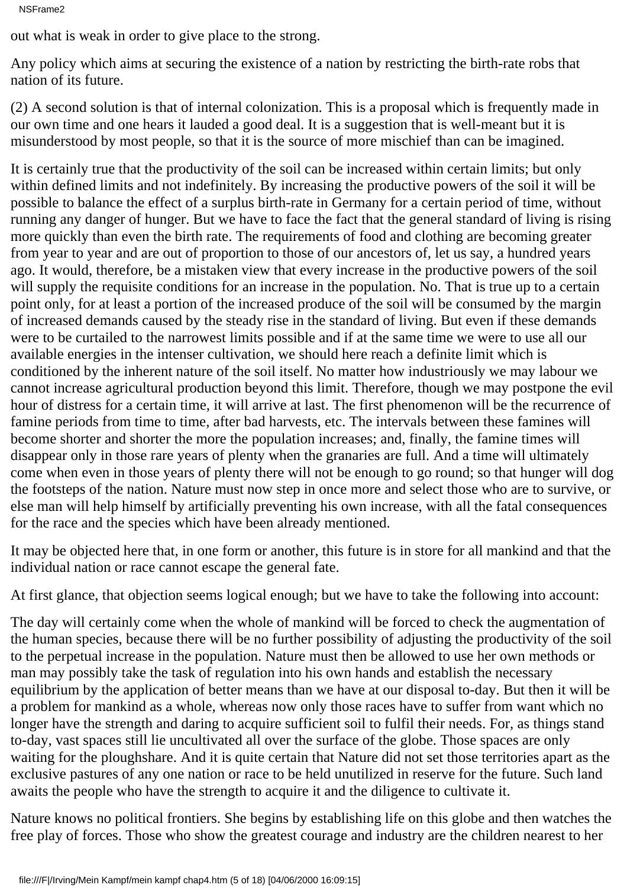out what is weak in order to give place to the strong.

Any policy which aims at securing the existence of a nation by restricting the birth-rate robs that nation of its future.

(2) A second solution is that of internal colonization. This is a proposal which is frequently made in our own time and one hears it lauded a good deal. It is a suggestion that is well-meant but it is misunderstood by most people, so that it is the source of more mischief than can be imagined.

It is certainly true that the productivity of the soil can be increased within certain limits; but only within defined limits and not indefinitely. By increasing the productive powers of the soil it will be possible to balance the effect of a surplus birth-rate in Germany for a certain period of time, without running any danger of hunger. But we have to face the fact that the general standard of living is rising more quickly than even the birth rate. The requirements of food and clothing are becoming greater from year to year and are out of proportion to those of our ancestors of, let us say, a hundred years ago. It would, therefore, be a mistaken view that every increase in the productive powers of the soil will supply the requisite conditions for an increase in the population. No. That is true up to a certain point only, for at least a portion of the increased produce of the soil will be consumed by the margin of increased demands caused by the steady rise in the standard of living. But even if these demands were to be curtailed to the narrowest limits possible and if at the same time we were to use all our available energies in the intenser cultivation, we should here reach a definite limit which is conditioned by the inherent nature of the soil itself. No matter how industriously we may labour we cannot increase agricultural production beyond this limit. Therefore, though we may postpone the evil hour of distress for a certain time, it will arrive at last. The first phenomenon will be the recurrence of famine periods from time to time, after bad harvests, etc. The intervals between these famines will become shorter and shorter the more the population increases; and, finally, the famine times will disappear only in those rare years of plenty when the granaries are full. And a time will ultimately come when even in those years of plenty there will not be enough to go round; so that hunger will dog the footsteps of the nation. Nature must now step in once more and select those who are to survive, or else man will help himself by artificially preventing his own increase, with all the fatal consequences for the race and the species which have been already mentioned.

It may be objected here that, in one form or another, this future is in store for all mankind and that the individual nation or race cannot escape the general fate.

At first glance, that objection seems logical enough; but we have to take the following into account:

The day will certainly come when the whole of mankind will be forced to check the augmentation of the human species, because there will be no further possibility of adjusting the productivity of the soil to the perpetual increase in the population. Nature must then be allowed to use her own methods or man may possibly take the task of regulation into his own hands and establish the necessary equilibrium by the application of better means than we have at our disposal to-day. But then it will be a problem for mankind as a whole, whereas now only those races have to suffer from want which no longer have the strength and daring to acquire sufficient soil to fulfil their needs. For, as things stand to-day, vast spaces still lie uncultivated all over the surface of the globe. Those spaces are only waiting for the ploughshare. And it is quite certain that Nature did not set those territories apart as the exclusive pastures of any one nation or race to be held unutilized in reserve for the future. Such land awaits the people who have the strength to acquire it and the diligence to cultivate it.

Nature knows no political frontiers. She begins by establishing life on this globe and then watches the free play of forces. Those who show the greatest courage and industry are the children nearest to her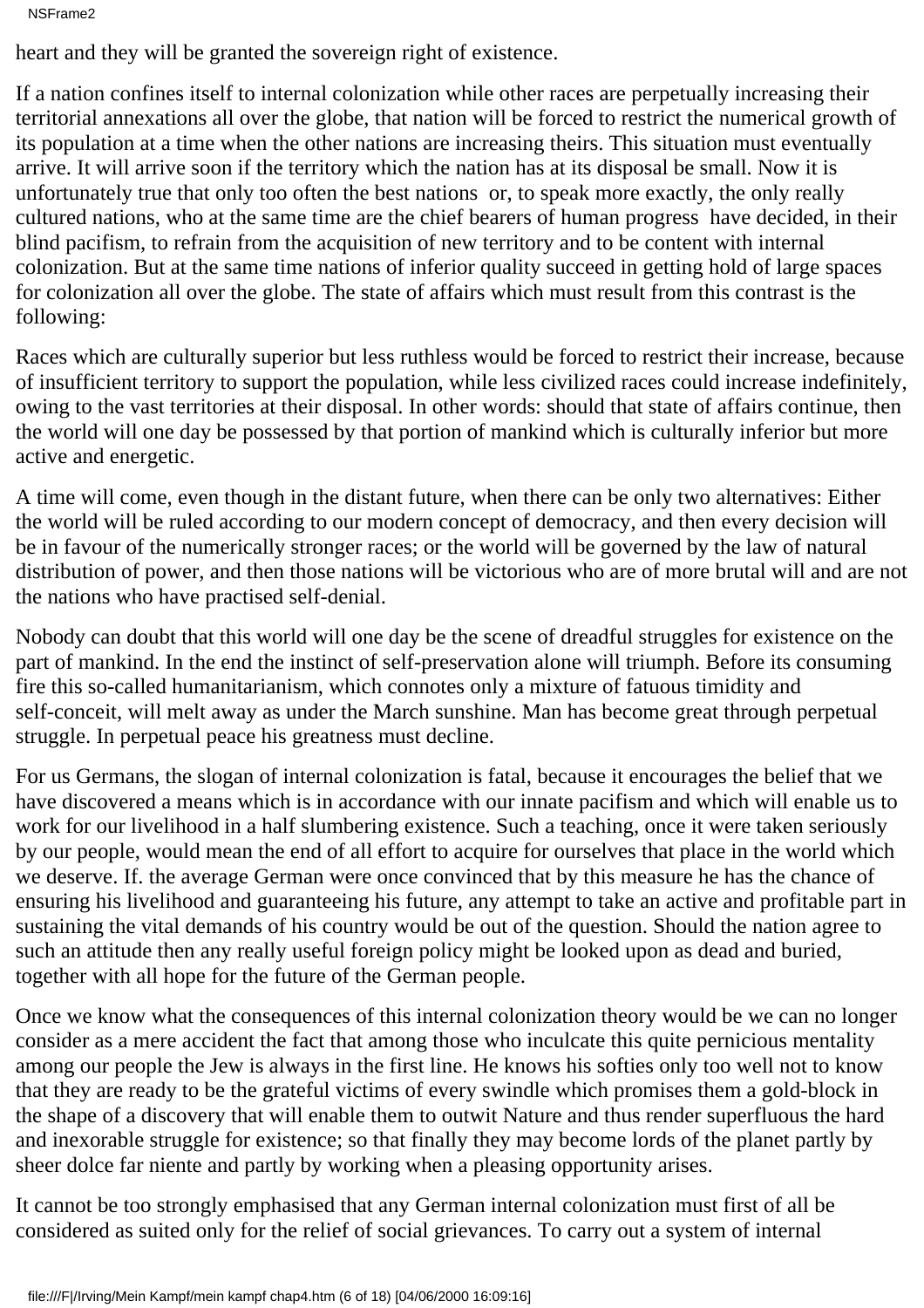heart and they will be granted the sovereign right of existence.

If a nation confines itself to internal colonization while other races are perpetually increasing their territorial annexations all over the globe, that nation will be forced to restrict the numerical growth of its population at a time when the other nations are increasing theirs. This situation must eventually arrive. It will arrive soon if the territory which the nation has at its disposal be small. Now it is unfortunately true that only too often the best nations  or, to speak more exactly, the only really cultured nations, who at the same time are the chief bearers of human progress  have decided, in their blind pacifism, to refrain from the acquisition of new territory and to be content with internal colonization. But at the same time nations of inferior quality succeed in getting hold of large spaces for colonization all over the globe. The state of affairs which must result from this contrast is the following:

Races which are culturally superior but less ruthless would be forced to restrict their increase, because of insufficient territory to support the population, while less civilized races could increase indefinitely, owing to the vast territories at their disposal. In other words: should that state of affairs continue, then the world will one day be possessed by that portion of mankind which is culturally inferior but more active and energetic.

A time will come, even though in the distant future, when there can be only two alternatives: Either the world will be ruled according to our modern concept of democracy, and then every decision will be in favour of the numerically stronger races; or the world will be governed by the law of natural distribution of power, and then those nations will be victorious who are of more brutal will and are not the nations who have practised self-denial.

Nobody can doubt that this world will one day be the scene of dreadful struggles for existence on the part of mankind. In the end the instinct of self-preservation alone will triumph. Before its consuming fire this so-called humanitarianism, which connotes only a mixture of fatuous timidity and self-conceit, will melt away as under the March sunshine. Man has become great through perpetual struggle. In perpetual peace his greatness must decline.

For us Germans, the slogan of internal colonization is fatal, because it encourages the belief that we have discovered a means which is in accordance with our innate pacifism and which will enable us to work for our livelihood in a half slumbering existence. Such a teaching, once it were taken seriously by our people, would mean the end of all effort to acquire for ourselves that place in the world which we deserve. If. the average German were once convinced that by this measure he has the chance of ensuring his livelihood and guaranteeing his future, any attempt to take an active and profitable part in sustaining the vital demands of his country would be out of the question. Should the nation agree to such an attitude then any really useful foreign policy might be looked upon as dead and buried, together with all hope for the future of the German people.

Once we know what the consequences of this internal colonization theory would be we can no longer consider as a mere accident the fact that among those who inculcate this quite pernicious mentality among our people the Jew is always in the first line. He knows his softies only too well not to know that they are ready to be the grateful victims of every swindle which promises them a gold-block in the shape of a discovery that will enable them to outwit Nature and thus render superfluous the hard and inexorable struggle for existence; so that finally they may become lords of the planet partly by sheer dolce far niente and partly by working when a pleasing opportunity arises.

It cannot be too strongly emphasised that any German internal colonization must first of all be considered as suited only for the relief of social grievances. To carry out a system of internal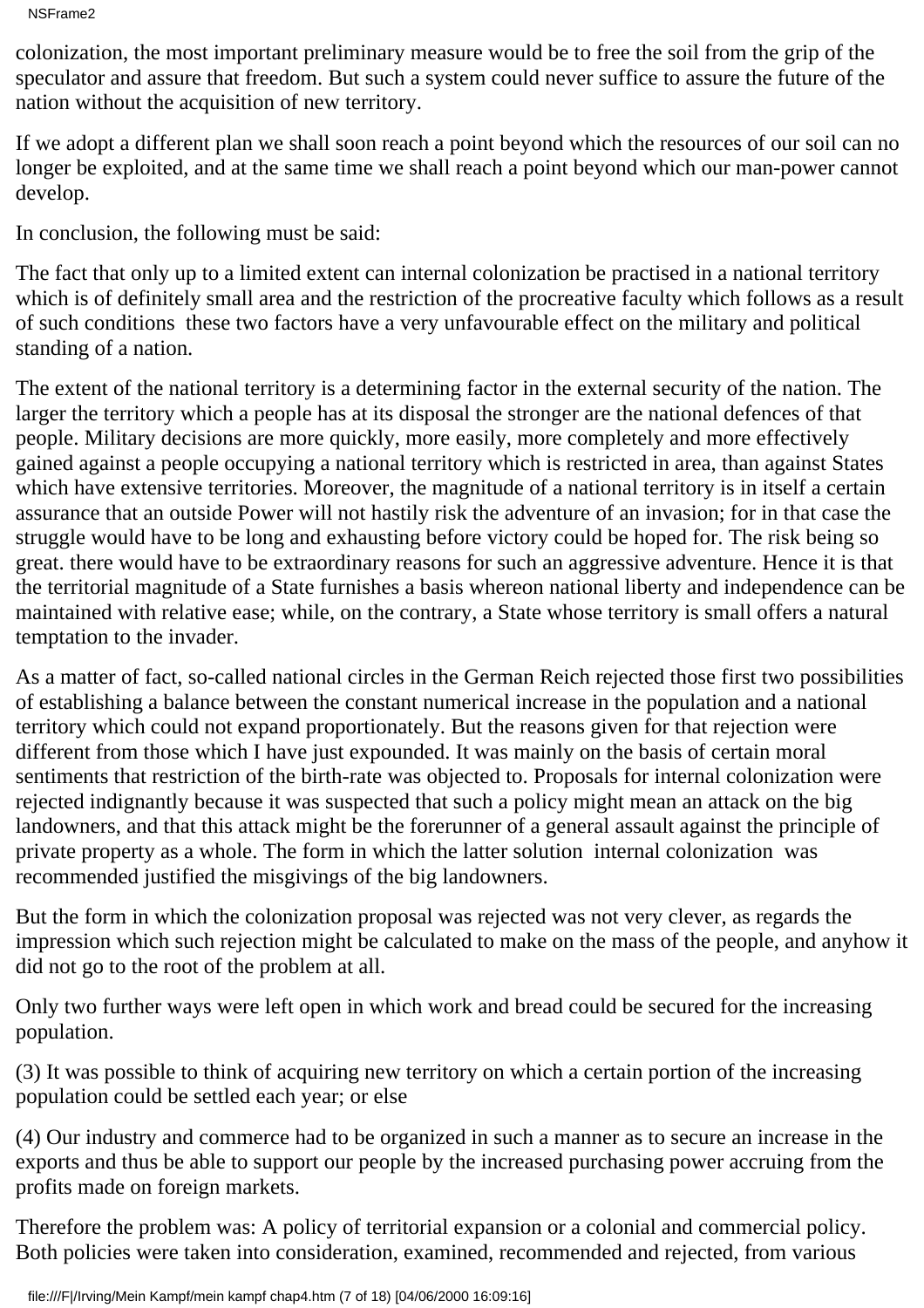colonization, the most important preliminary measure would be to free the soil from the grip of the speculator and assure that freedom. But such a system could never suffice to assure the future of the nation without the acquisition of new territory.

If we adopt a different plan we shall soon reach a point beyond which the resources of our soil can no longer be exploited, and at the same time we shall reach a point beyond which our man-power cannot develop.

In conclusion, the following must be said:

The fact that only up to a limited extent can internal colonization be practised in a national territory which is of definitely small area and the restriction of the procreative faculty which follows as a result of such conditions  these two factors have a very unfavourable effect on the military and political standing of a nation.

The extent of the national territory is a determining factor in the external security of the nation. The larger the territory which a people has at its disposal the stronger are the national defences of that people. Military decisions are more quickly, more easily, more completely and more effectively gained against a people occupying a national territory which is restricted in area, than against States which have extensive territories. Moreover, the magnitude of a national territory is in itself a certain assurance that an outside Power will not hastily risk the adventure of an invasion; for in that case the struggle would have to be long and exhausting before victory could be hoped for. The risk being so great. there would have to be extraordinary reasons for such an aggressive adventure. Hence it is that the territorial magnitude of a State furnishes a basis whereon national liberty and independence can be maintained with relative ease; while, on the contrary, a State whose territory is small offers a natural temptation to the invader.

As a matter of fact, so-called national circles in the German Reich rejected those first two possibilities of establishing a balance between the constant numerical increase in the population and a national territory which could not expand proportionately. But the reasons given for that rejection were different from those which I have just expounded. It was mainly on the basis of certain moral sentiments that restriction of the birth-rate was objected to. Proposals for internal colonization were rejected indignantly because it was suspected that such a policy might mean an attack on the big landowners, and that this attack might be the forerunner of a general assault against the principle of private property as a whole. The form in which the latter solution  internal colonization  was recommended justified the misgivings of the big landowners.

But the form in which the colonization proposal was rejected was not very clever, as regards the impression which such rejection might be calculated to make on the mass of the people, and anyhow it did not go to the root of the problem at all.

Only two further ways were left open in which work and bread could be secured for the increasing population.

(3) It was possible to think of acquiring new territory on which a certain portion of the increasing population could be settled each year; or else

(4) Our industry and commerce had to be organized in such a manner as to secure an increase in the exports and thus be able to support our people by the increased purchasing power accruing from the profits made on foreign markets.

Therefore the problem was: A policy of territorial expansion or a colonial and commercial policy. Both policies were taken into consideration, examined, recommended and rejected, from various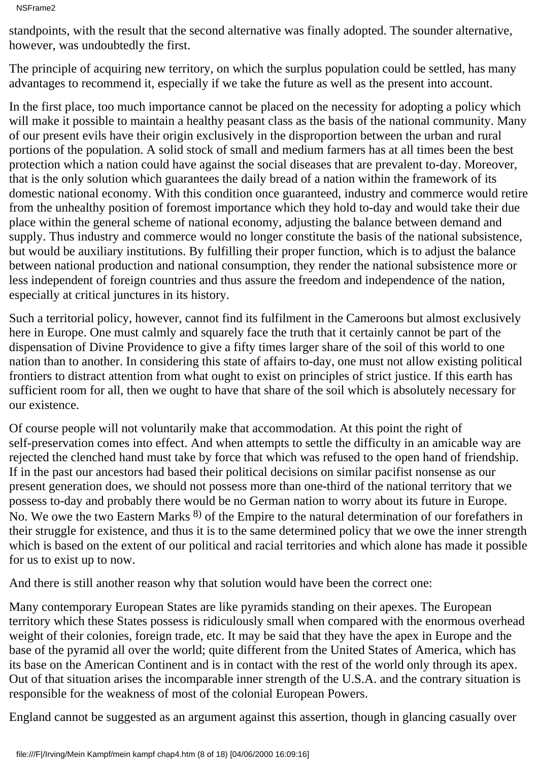standpoints, with the result that the second alternative was finally adopted. The sounder alternative, however, was undoubtedly the first.

The principle of acquiring new territory, on which the surplus population could be settled, has many advantages to recommend it, especially if we take the future as well as the present into account.

In the first place, too much importance cannot be placed on the necessity for adopting a policy which will make it possible to maintain a healthy peasant class as the basis of the national community. Many of our present evils have their origin exclusively in the disproportion between the urban and rural portions of the population. A solid stock of small and medium farmers has at all times been the best protection which a nation could have against the social diseases that are prevalent to-day. Moreover, that is the only solution which guarantees the daily bread of a nation within the framework of its domestic national economy. With this condition once guaranteed, industry and commerce would retire from the unhealthy position of foremost importance which they hold to-day and would take their due place within the general scheme of national economy, adjusting the balance between demand and supply. Thus industry and commerce would no longer constitute the basis of the national subsistence, but would be auxiliary institutions. By fulfilling their proper function, which is to adjust the balance between national production and national consumption, they render the national subsistence more or less independent of foreign countries and thus assure the freedom and independence of the nation, especially at critical junctures in its history.

Such a territorial policy, however, cannot find its fulfilment in the Cameroons but almost exclusively here in Europe. One must calmly and squarely face the truth that it certainly cannot be part of the dispensation of Divine Providence to give a fifty times larger share of the soil of this world to one nation than to another. In considering this state of affairs to-day, one must not allow existing political frontiers to distract attention from what ought to exist on principles of strict justice. If this earth has sufficient room for all, then we ought to have that share of the soil which is absolutely necessary for our existence.

Of course people will not voluntarily make that accommodation. At this point the right of self-preservation comes into effect. And when attempts to settle the difficulty in an amicable way are rejected the clenched hand must take by force that which was refused to the open hand of friendship. If in the past our ancestors had based their political decisions on similar pacifist nonsense as our present generation does, we should not possess more than one-third of the national territory that we possess to-day and probably there would be no German nation to worry about its future in Europe. No. We owe the two Eastern Marks [8)] of the Empire to the natural determination of our forefathers in their struggle for existence, and thus it is to the same determined policy that we owe the inner strength which is based on the extent of our political and racial territories and which alone has made it possible for us to exist up to now.

And there is still another reason why that solution would have been the correct one:

Many contemporary European States are like pyramids standing on their apexes. The European territory which these States possess is ridiculously small when compared with the enormous overhead weight of their colonies, foreign trade, etc. It may be said that they have the apex in Europe and the base of the pyramid all over the world; quite different from the United States of America, which has its base on the American Continent and is in contact with the rest of the world only through its apex. Out of that situation arises the incomparable inner strength of the U.S.A. and the contrary situation is responsible for the weakness of most of the colonial European Powers.

England cannot be suggested as an argument against this assertion, though in glancing casually over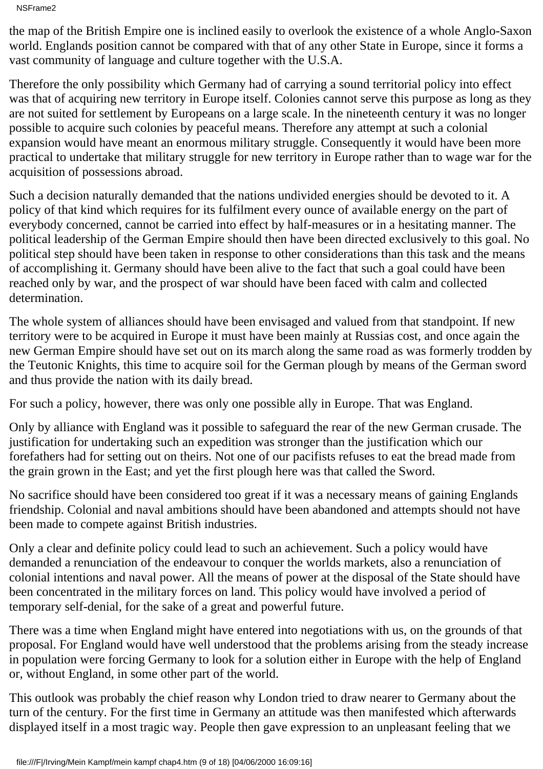the map of the British Empire one is inclined easily to overlook the existence of a whole Anglo-Saxon world. Englands position cannot be compared with that of any other State in Europe, since it forms a vast community of language and culture together with the U.S.A.

Therefore the only possibility which Germany had of carrying a sound territorial policy into effect was that of acquiring new territory in Europe itself. Colonies cannot serve this purpose as long as they are not suited for settlement by Europeans on a large scale. In the nineteenth century it was no longer possible to acquire such colonies by peaceful means. Therefore any attempt at such a colonial expansion would have meant an enormous military struggle. Consequently it would have been more practical to undertake that military struggle for new territory in Europe rather than to wage war for the acquisition of possessions abroad.

Such a decision naturally demanded that the nations undivided energies should be devoted to it. A policy of that kind which requires for its fulfilment every ounce of available energy on the part of everybody concerned, cannot be carried into effect by half-measures or in a hesitating manner. The political leadership of the German Empire should then have been directed exclusively to this goal. No political step should have been taken in response to other considerations than this task and the means of accomplishing it. Germany should have been alive to the fact that such a goal could have been reached only by war, and the prospect of war should have been faced with calm and collected determination.

The whole system of alliances should have been envisaged and valued from that standpoint. If new territory were to be acquired in Europe it must have been mainly at Russias cost, and once again the new German Empire should have set out on its march along the same road as was formerly trodden by the Teutonic Knights, this time to acquire soil for the German plough by means of the German sword and thus provide the nation with its daily bread.

For such a policy, however, there was only one possible ally in Europe. That was England.

Only by alliance with England was it possible to safeguard the rear of the new German crusade. The justification for undertaking such an expedition was stronger than the justification which our forefathers had for setting out on theirs. Not one of our pacifists refuses to eat the bread made from the grain grown in the East; and yet the first plough here was that called the Sword.

No sacrifice should have been considered too great if it was a necessary means of gaining Englands friendship. Colonial and naval ambitions should have been abandoned and attempts should not have been made to compete against British industries.

Only a clear and definite policy could lead to such an achievement. Such a policy would have demanded a renunciation of the endeavour to conquer the worlds markets, also a renunciation of colonial intentions and naval power. All the means of power at the disposal of the State should have been concentrated in the military forces on land. This policy would have involved a period of temporary self-denial, for the sake of a great and powerful future.

There was a time when England might have entered into negotiations with us, on the grounds of that proposal. For England would have well understood that the problems arising from the steady increase in population were forcing Germany to look for a solution either in Europe with the help of England or, without England, in some other part of the world.

This outlook was probably the chief reason why London tried to draw nearer to Germany about the turn of the century. For the first time in Germany an attitude was then manifested which afterwards displayed itself in a most tragic way. People then gave expression to an unpleasant feeling that we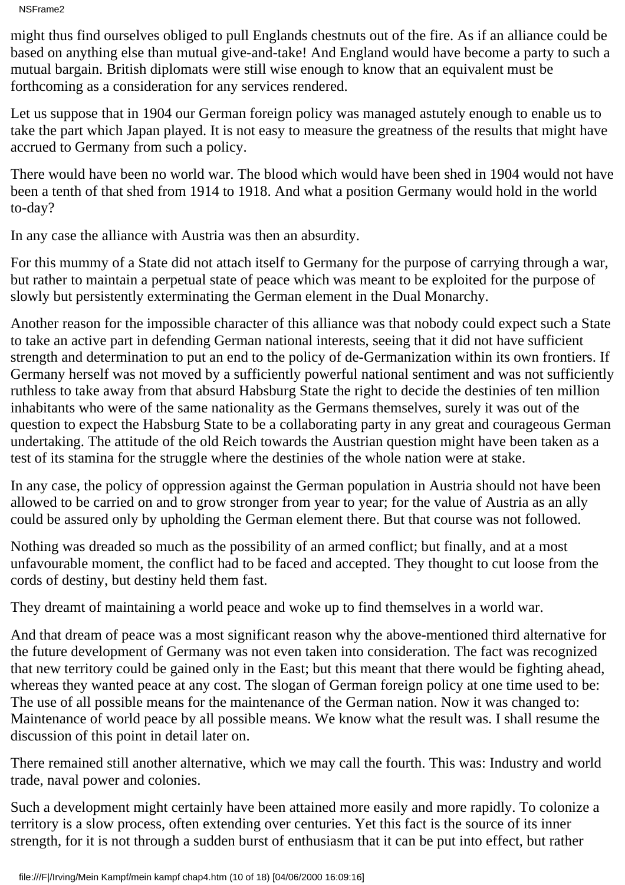might thus find ourselves obliged to pull Englands chestnuts out of the fire. As if an alliance could be based on anything else than mutual give-and-take! And England would have become a party to such a mutual bargain. British diplomats were still wise enough to know that an equivalent must be forthcoming as a consideration for any services rendered.

Let us suppose that in 1904 our German foreign policy was managed astutely enough to enable us to take the part which Japan played. It is not easy to measure the greatness of the results that might have accrued to Germany from such a policy.

There would have been no world war. The blood which would have been shed in 1904 would not have been a tenth of that shed from 1914 to 1918. And what a position Germany would hold in the world to-day?

In any case the alliance with Austria was then an absurdity.

For this mummy of a State did not attach itself to Germany for the purpose of carrying through a war, but rather to maintain a perpetual state of peace which was meant to be exploited for the purpose of slowly but persistently exterminating the German element in the Dual Monarchy.

Another reason for the impossible character of this alliance was that nobody could expect such a State to take an active part in defending German national interests, seeing that it did not have sufficient strength and determination to put an end to the policy of de-Germanization within its own frontiers. If Germany herself was not moved by a sufficiently powerful national sentiment and was not sufficiently ruthless to take away from that absurd Habsburg State the right to decide the destinies of ten million inhabitants who were of the same nationality as the Germans themselves, surely it was out of the question to expect the Habsburg State to be a collaborating party in any great and courageous German undertaking. The attitude of the old Reich towards the Austrian question might have been taken as a test of its stamina for the struggle where the destinies of the whole nation were at stake.

In any case, the policy of oppression against the German population in Austria should not have been allowed to be carried on and to grow stronger from year to year; for the value of Austria as an ally could be assured only by upholding the German element there. But that course was not followed.

Nothing was dreaded so much as the possibility of an armed conflict; but finally, and at a most unfavourable moment, the conflict had to be faced and accepted. They thought to cut loose from the cords of destiny, but destiny held them fast.

They dreamt of maintaining a world peace and woke up to find themselves in a world war.

And that dream of peace was a most significant reason why the above-mentioned third alternative for the future development of Germany was not even taken into consideration. The fact was recognized that new territory could be gained only in the East; but this meant that there would be fighting ahead, whereas they wanted peace at any cost. The slogan of German foreign policy at one time used to be: The use of all possible means for the maintenance of the German nation. Now it was changed to: Maintenance of world peace by all possible means. We know what the result was. I shall resume the discussion of this point in detail later on.

There remained still another alternative, which we may call the fourth. This was: Industry and world trade, naval power and colonies.

Such a development might certainly have been attained more easily and more rapidly. To colonize a territory is a slow process, often extending over centuries. Yet this fact is the source of its inner strength, for it is not through a sudden burst of enthusiasm that it can be put into effect, but rather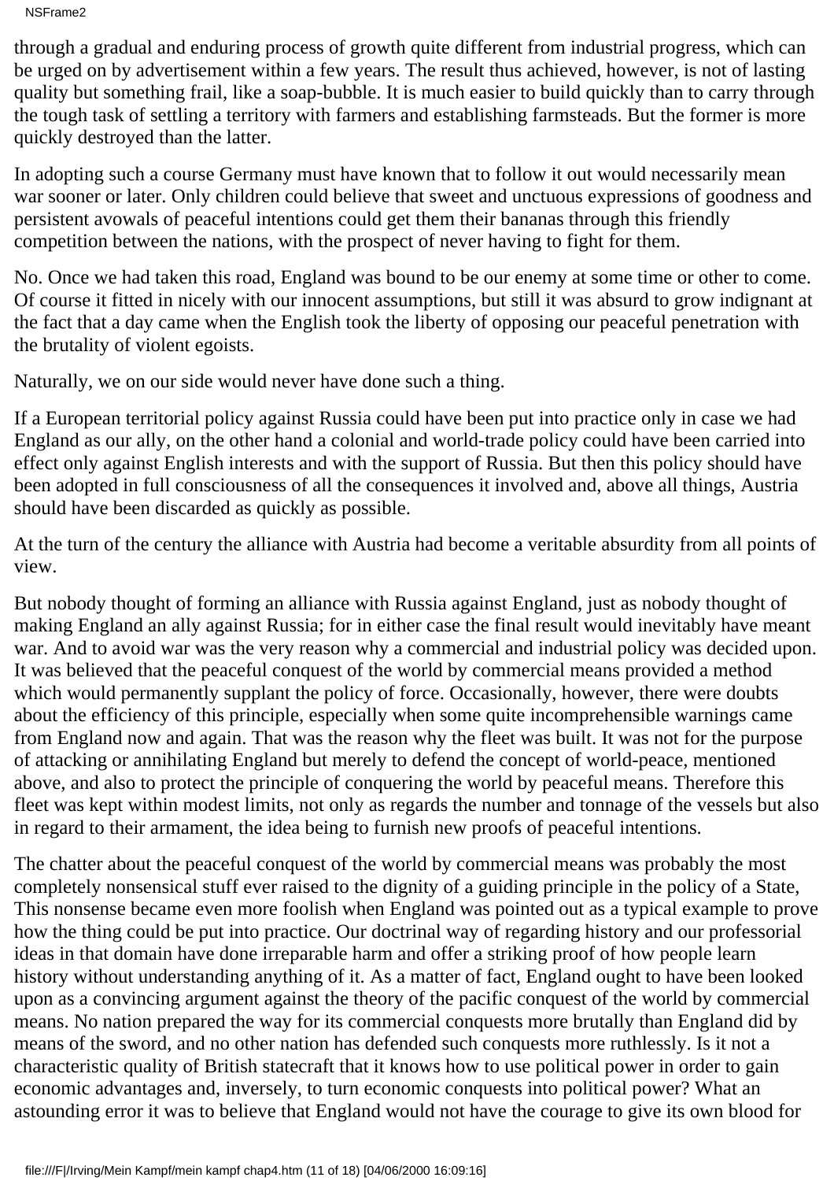through a gradual and enduring process of growth quite different from industrial progress, which can be urged on by advertisement within a few years. The result thus achieved, however, is not of lasting quality but something frail, like a soap-bubble. It is much easier to build quickly than to carry through the tough task of settling a territory with farmers and establishing farmsteads. But the former is more quickly destroyed than the latter.

In adopting such a course Germany must have known that to follow it out would necessarily mean war sooner or later. Only children could believe that sweet and unctuous expressions of goodness and persistent avowals of peaceful intentions could get them their bananas through this friendly competition between the nations, with the prospect of never having to fight for them.

No. Once we had taken this road, England was bound to be our enemy at some time or other to come. Of course it fitted in nicely with our innocent assumptions, but still it was absurd to grow indignant at the fact that a day came when the English took the liberty of opposing our peaceful penetration with the brutality of violent egoists.

Naturally, we on our side would never have done such a thing.

If a European territorial policy against Russia could have been put into practice only in case we had England as our ally, on the other hand a colonial and world-trade policy could have been carried into effect only against English interests and with the support of Russia. But then this policy should have been adopted in full consciousness of all the consequences it involved and, above all things, Austria should have been discarded as quickly as possible.

At the turn of the century the alliance with Austria had become a veritable absurdity from all points of view.

But nobody thought of forming an alliance with Russia against England, just as nobody thought of making England an ally against Russia; for in either case the final result would inevitably have meant war. And to avoid war was the very reason why a commercial and industrial policy was decided upon. It was believed that the peaceful conquest of the world by commercial means provided a method which would permanently supplant the policy of force. Occasionally, however, there were doubts about the efficiency of this principle, especially when some quite incomprehensible warnings came from England now and again. That was the reason why the fleet was built. It was not for the purpose of attacking or annihilating England but merely to defend the concept of world-peace, mentioned above, and also to protect the principle of conquering the world by peaceful means. Therefore this fleet was kept within modest limits, not only as regards the number and tonnage of the vessels but also in regard to their armament, the idea being to furnish new proofs of peaceful intentions.

The chatter about the peaceful conquest of the world by commercial means was probably the most completely nonsensical stuff ever raised to the dignity of a guiding principle in the policy of a State, This nonsense became even more foolish when England was pointed out as a typical example to prove how the thing could be put into practice. Our doctrinal way of regarding history and our professorial ideas in that domain have done irreparable harm and offer a striking proof of how people learn history without understanding anything of it. As a matter of fact, England ought to have been looked upon as a convincing argument against the theory of the pacific conquest of the world by commercial means. No nation prepared the way for its commercial conquests more brutally than England did by means of the sword, and no other nation has defended such conquests more ruthlessly. Is it not a characteristic quality of British statecraft that it knows how to use political power in order to gain economic advantages and, inversely, to turn economic conquests into political power? What an astounding error it was to believe that England would not have the courage to give its own blood for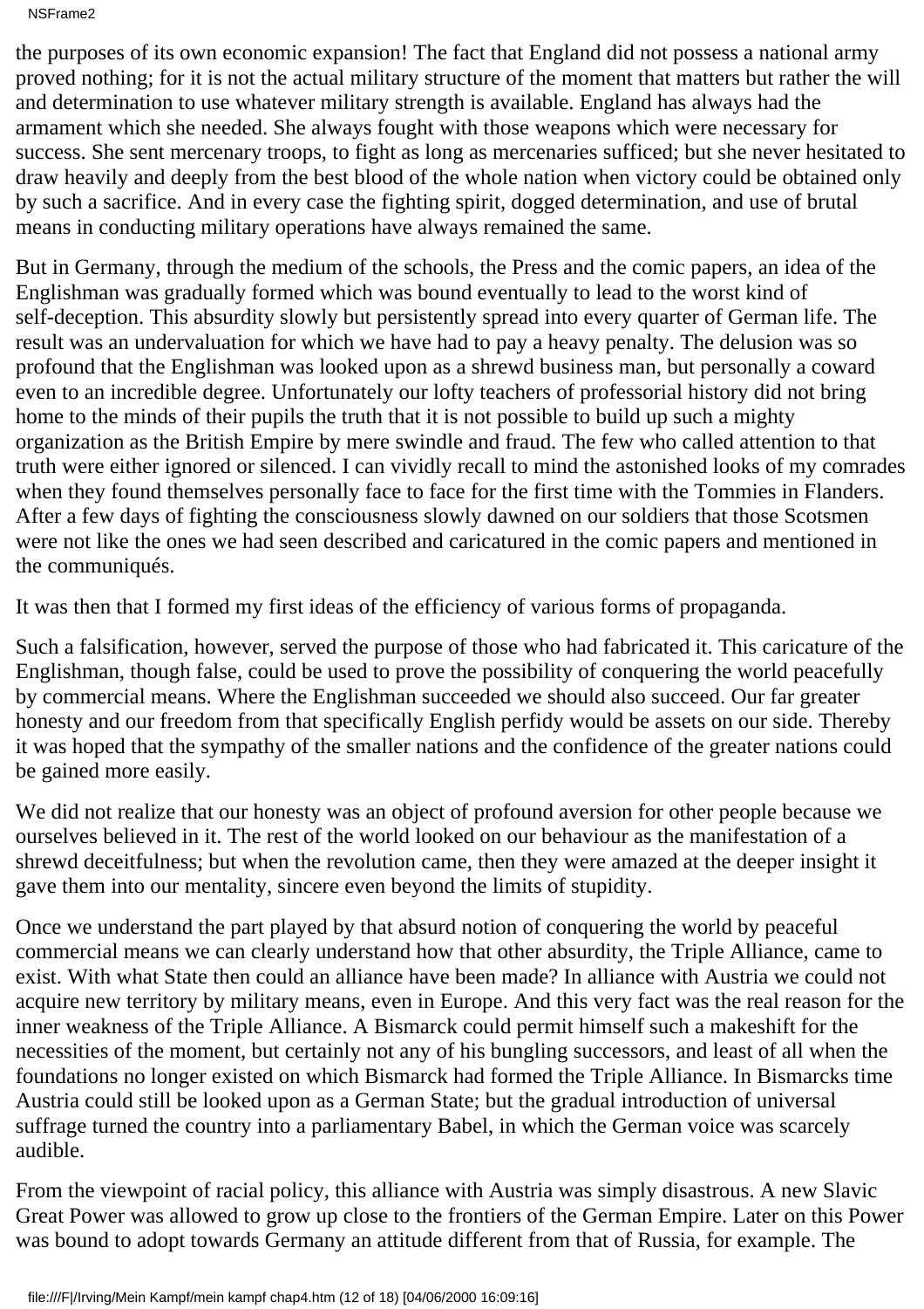the purposes of its own economic expansion! The fact that England did not possess a national army proved nothing; for it is not the actual military structure of the moment that matters but rather the will and determination to use whatever military strength is available. England has always had the armament which she needed. She always fought with those weapons which were necessary for success. She sent mercenary troops, to fight as long as mercenaries sufficed; but she never hesitated to draw heavily and deeply from the best blood of the whole nation when victory could be obtained only by such a sacrifice. And in every case the fighting spirit, dogged determination, and use of brutal means in conducting military operations have always remained the same.

But in Germany, through the medium of the schools, the Press and the comic papers, an idea of the Englishman was gradually formed which was bound eventually to lead to the worst kind of self-deception. This absurdity slowly but persistently spread into every quarter of German life. The result was an undervaluation for which we have had to pay a heavy penalty. The delusion was so profound that the Englishman was looked upon as a shrewd business man, but personally a coward even to an incredible degree. Unfortunately our lofty teachers of professorial history did not bring home to the minds of their pupils the truth that it is not possible to build up such a mighty organization as the British Empire by mere swindle and fraud. The few who called attention to that truth were either ignored or silenced. I can vividly recall to mind the astonished looks of my comrades when they found themselves personally face to face for the first time with the Tommies in Flanders. After a few days of fighting the consciousness slowly dawned on our soldiers that those Scotsmen were not like the ones we had seen described and caricatured in the comic papers and mentioned in the communiqués.

It was then that I formed my first ideas of the efficiency of various forms of propaganda.

Such a falsification, however, served the purpose of those who had fabricated it. This caricature of the Englishman, though false, could be used to prove the possibility of conquering the world peacefully by commercial means. Where the Englishman succeeded we should also succeed. Our far greater honesty and our freedom from that specifically English perfidy would be assets on our side. Thereby it was hoped that the sympathy of the smaller nations and the confidence of the greater nations could be gained more easily.

We did not realize that our honesty was an object of profound aversion for other people because we ourselves believed in it. The rest of the world looked on our behaviour as the manifestation of a shrewd deceitfulness; but when the revolution came, then they were amazed at the deeper insight it gave them into our mentality, sincere even beyond the limits of stupidity.

Once we understand the part played by that absurd notion of conquering the world by peaceful commercial means we can clearly understand how that other absurdity, the Triple Alliance, came to exist. With what State then could an alliance have been made? In alliance with Austria we could not acquire new territory by military means, even in Europe. And this very fact was the real reason for the inner weakness of the Triple Alliance. A Bismarck could permit himself such a makeshift for the necessities of the moment, but certainly not any of his bungling successors, and least of all when the foundations no longer existed on which Bismarck had formed the Triple Alliance. In Bismarcks time Austria could still be looked upon as a German State; but the gradual introduction of universal suffrage turned the country into a parliamentary Babel, in which the German voice was scarcely audible.

From the viewpoint of racial policy, this alliance with Austria was simply disastrous. A new Slavic Great Power was allowed to grow up close to the frontiers of the German Empire. Later on this Power was bound to adopt towards Germany an attitude different from that of Russia, for example. The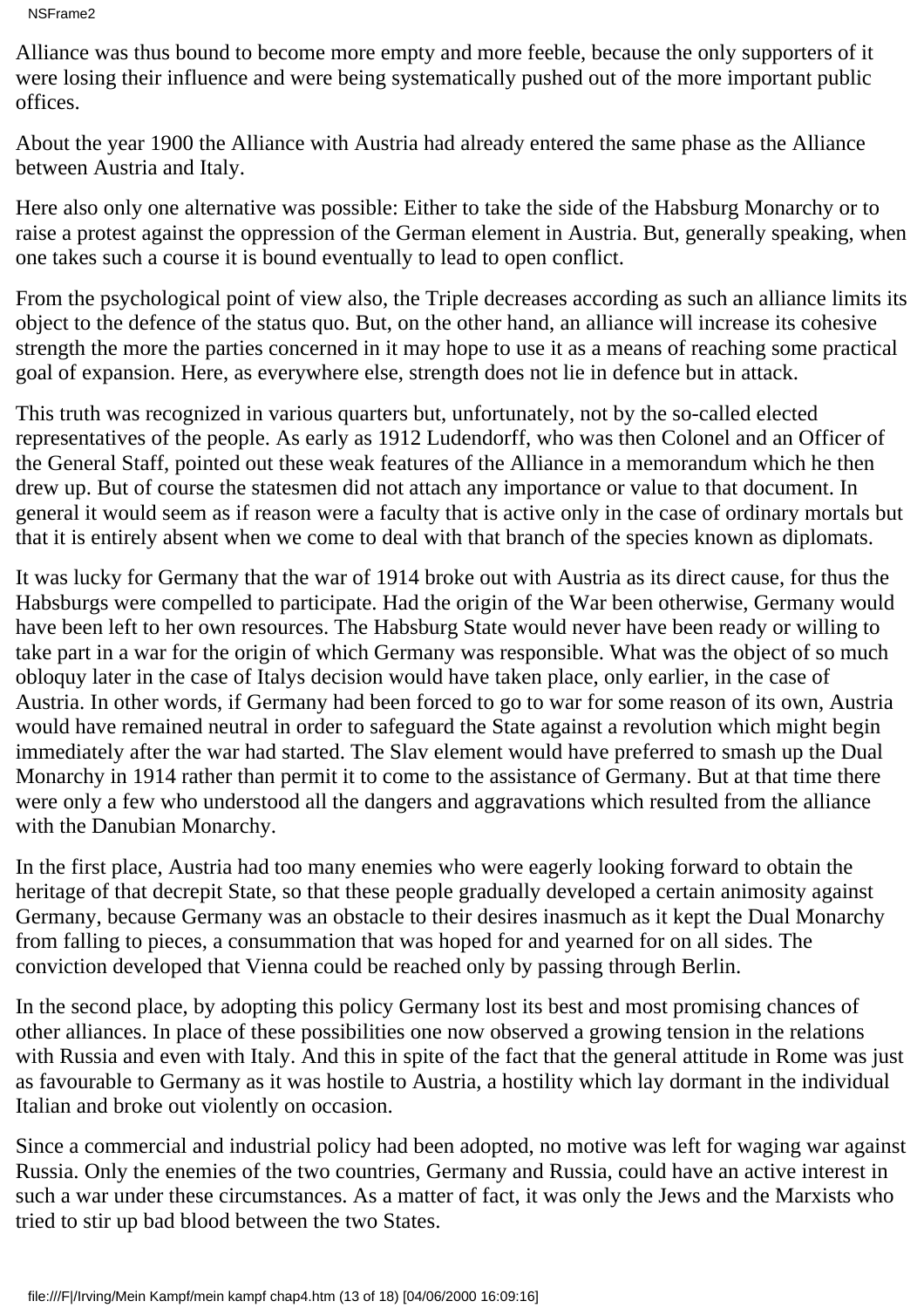Alliance was thus bound to become more empty and more feeble, because the only supporters of it were losing their influence and were being systematically pushed out of the more important public offices.

About the year 1900 the Alliance with Austria had already entered the same phase as the Alliance between Austria and Italy.

Here also only one alternative was possible: Either to take the side of the Habsburg Monarchy or to raise a protest against the oppression of the German element in Austria. But, generally speaking, when one takes such a course it is bound eventually to lead to open conflict.

From the psychological point of view also, the Triple decreases according as such an alliance limits its object to the defence of the status quo. But, on the other hand, an alliance will increase its cohesive strength the more the parties concerned in it may hope to use it as a means of reaching some practical goal of expansion. Here, as everywhere else, strength does not lie in defence but in attack.

This truth was recognized in various quarters but, unfortunately, not by the so-called elected representatives of the people. As early as 1912 Ludendorff, who was then Colonel and an Officer of the General Staff, pointed out these weak features of the Alliance in a memorandum which he then drew up. But of course the statesmen did not attach any importance or value to that document. In general it would seem as if reason were a faculty that is active only in the case of ordinary mortals but that it is entirely absent when we come to deal with that branch of the species known as diplomats.

It was lucky for Germany that the war of 1914 broke out with Austria as its direct cause, for thus the Habsburgs were compelled to participate. Had the origin of the War been otherwise, Germany would have been left to her own resources. The Habsburg State would never have been ready or willing to take part in a war for the origin of which Germany was responsible. What was the object of so much obloquy later in the case of Italys decision would have taken place, only earlier, in the case of Austria. In other words, if Germany had been forced to go to war for some reason of its own, Austria would have remained neutral in order to safeguard the State against a revolution which might begin immediately after the war had started. The Slav element would have preferred to smash up the Dual Monarchy in 1914 rather than permit it to come to the assistance of Germany. But at that time there were only a few who understood all the dangers and aggravations which resulted from the alliance with the Danubian Monarchy.

In the first place, Austria had too many enemies who were eagerly looking forward to obtain the heritage of that decrepit State, so that these people gradually developed a certain animosity against Germany, because Germany was an obstacle to their desires inasmuch as it kept the Dual Monarchy from falling to pieces, a consummation that was hoped for and yearned for on all sides. The conviction developed that Vienna could be reached only by passing through Berlin.

In the second place, by adopting this policy Germany lost its best and most promising chances of other alliances. In place of these possibilities one now observed a growing tension in the relations with Russia and even with Italy. And this in spite of the fact that the general attitude in Rome was just as favourable to Germany as it was hostile to Austria, a hostility which lay dormant in the individual Italian and broke out violently on occasion.

Since a commercial and industrial policy had been adopted, no motive was left for waging war against Russia. Only the enemies of the two countries, Germany and Russia, could have an active interest in such a war under these circumstances. As a matter of fact, it was only the Jews and the Marxists who tried to stir up bad blood between the two States.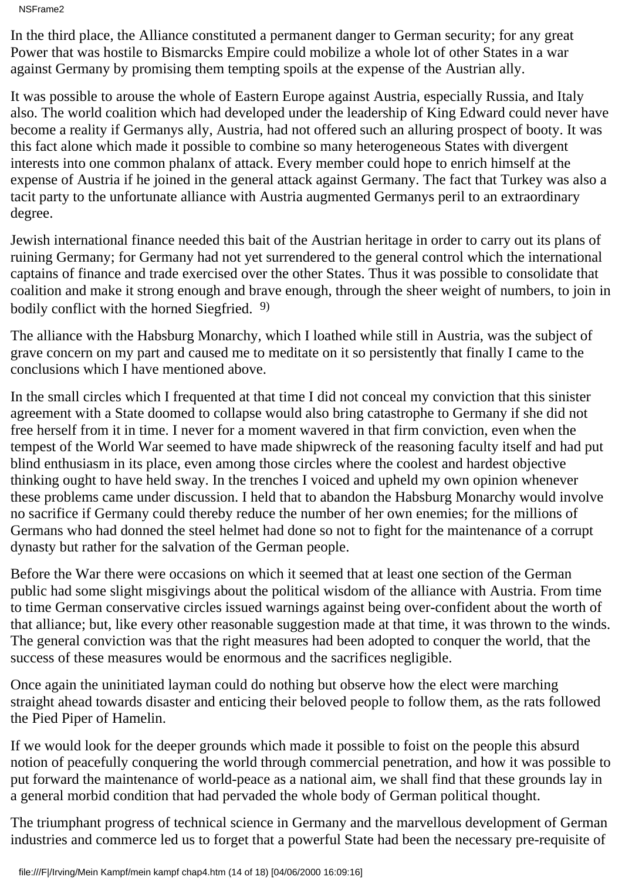In the third place, the Alliance constituted a permanent danger to German security; for any great Power that was hostile to Bismarcks Empire could mobilize a whole lot of other States in a war against Germany by promising them tempting spoils at the expense of the Austrian ally.

It was possible to arouse the whole of Eastern Europe against Austria, especially Russia, and Italy also. The world coalition which had developed under the leadership of King Edward could never have become a reality if Germanys ally, Austria, had not offered such an alluring prospect of booty. It was this fact alone which made it possible to combine so many heterogeneous States with divergent interests into one common phalanx of attack. Every member could hope to enrich himself at the expense of Austria if he joined in the general attack against Germany. The fact that Turkey was also a tacit party to the unfortunate alliance with Austria augmented Germanys peril to an extraordinary degree.

Jewish international finance needed this bait of the Austrian heritage in order to carry out its plans of ruining Germany; for Germany had not yet surrendered to the general control which the international captains of finance and trade exercised over the other States. Thus it was possible to consolidate that coalition and make it strong enough and brave enough, through the sheer weight of numbers, to join in bodily conflict with the horned Siegfried. [9)]

The alliance with the Habsburg Monarchy, which I loathed while still in Austria, was the subject of grave concern on my part and caused me to meditate on it so persistently that finally I came to the conclusions which I have mentioned above.

In the small circles which I frequented at that time I did not conceal my conviction that this sinister agreement with a State doomed to collapse would also bring catastrophe to Germany if she did not free herself from it in time. I never for a moment wavered in that firm conviction, even when the tempest of the World War seemed to have made shipwreck of the reasoning faculty itself and had put blind enthusiasm in its place, even among those circles where the coolest and hardest objective thinking ought to have held sway. In the trenches I voiced and upheld my own opinion whenever these problems came under discussion. I held that to abandon the Habsburg Monarchy would involve no sacrifice if Germany could thereby reduce the number of her own enemies; for the millions of Germans who had donned the steel helmet had done so not to fight for the maintenance of a corrupt dynasty but rather for the salvation of the German people.

Before the War there were occasions on which it seemed that at least one section of the German public had some slight misgivings about the political wisdom of the alliance with Austria. From time to time German conservative circles issued warnings against being over-confident about the worth of that alliance; but, like every other reasonable suggestion made at that time, it was thrown to the winds. The general conviction was that the right measures had been adopted to conquer the world, that the success of these measures would be enormous and the sacrifices negligible.

Once again the uninitiated layman could do nothing but observe how the elect were marching straight ahead towards disaster and enticing their beloved people to follow them, as the rats followed the Pied Piper of Hamelin.

If we would look for the deeper grounds which made it possible to foist on the people this absurd notion of peacefully conquering the world through commercial penetration, and how it was possible to put forward the maintenance of world-peace as a national aim, we shall find that these grounds lay in a general morbid condition that had pervaded the whole body of German political thought.

The triumphant progress of technical science in Germany and the marvellous development of German industries and commerce led us to forget that a powerful State had been the necessary pre-requisite of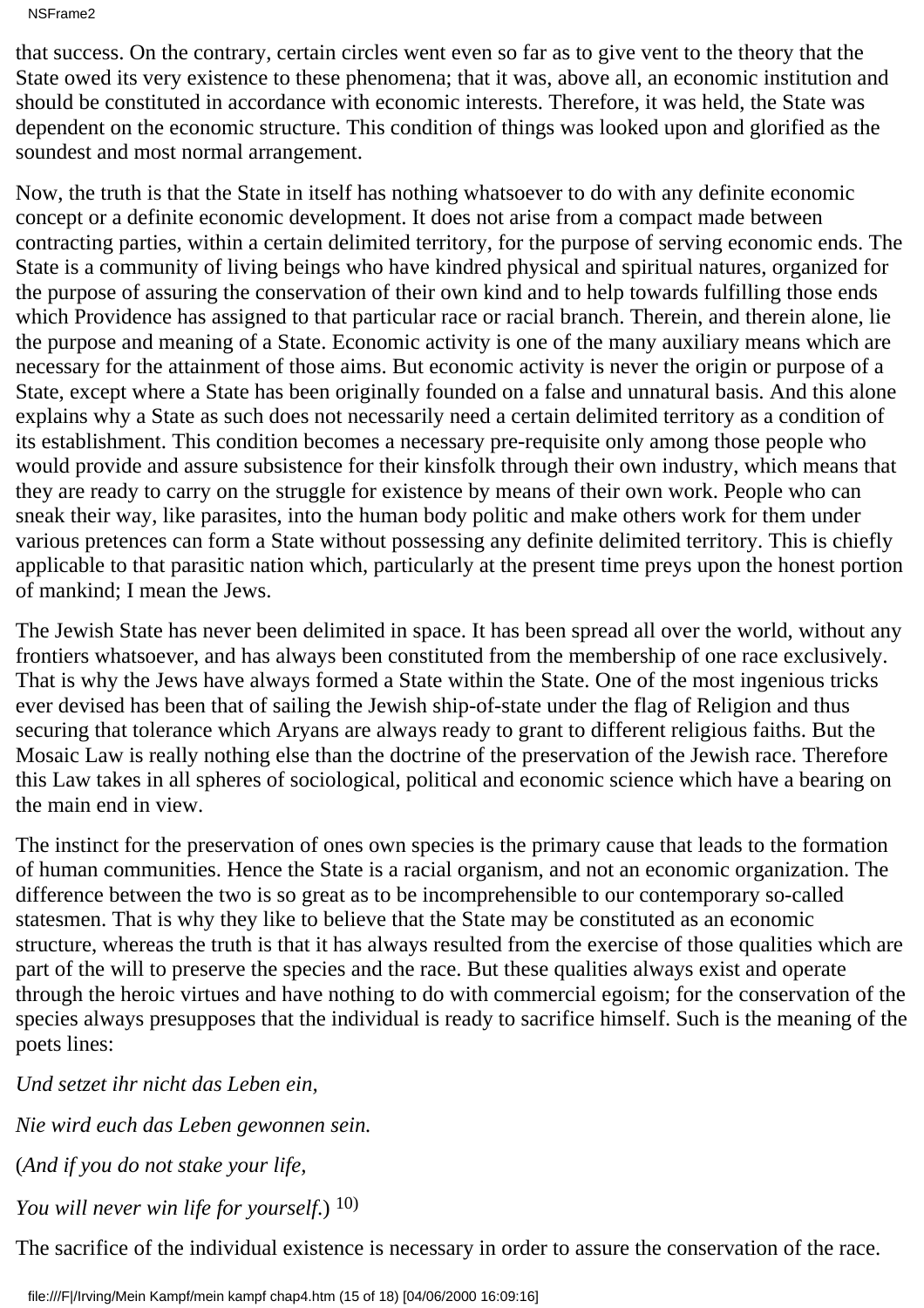that success. On the contrary, certain circles went even so far as to give vent to the theory that the State owed its very existence to these phenomena; that it was, above all, an economic institution and should be constituted in accordance with economic interests. Therefore, it was held, the State was dependent on the economic structure. This condition of things was looked upon and glorified as the soundest and most normal arrangement.

Now, the truth is that the State in itself has nothing whatsoever to do with any definite economic concept or a definite economic development. It does not arise from a compact made between contracting parties, within a certain delimited territory, for the purpose of serving economic ends. The State is a community of living beings who have kindred physical and spiritual natures, organized for the purpose of assuring the conservation of their own kind and to help towards fulfilling those ends which Providence has assigned to that particular race or racial branch. Therein, and therein alone, lie the purpose and meaning of a State. Economic activity is one of the many auxiliary means which are necessary for the attainment of those aims. But economic activity is never the origin or purpose of a State, except where a State has been originally founded on a false and unnatural basis. And this alone explains why a State as such does not necessarily need a certain delimited territory as a condition of its establishment. This condition becomes a necessary pre-requisite only among those people who would provide and assure subsistence for their kinsfolk through their own industry, which means that they are ready to carry on the struggle for existence by means of their own work. People who can sneak their way, like parasites, into the human body politic and make others work for them under various pretences can form a State without possessing any definite delimited territory. This is chiefly applicable to that parasitic nation which, particularly at the present time preys upon the honest portion of mankind; I mean the Jews.

The Jewish State has never been delimited in space. It has been spread all over the world, without any frontiers whatsoever, and has always been constituted from the membership of one race exclusively. That is why the Jews have always formed a State within the State. One of the most ingenious tricks ever devised has been that of sailing the Jewish ship-of-state under the flag of Religion and thus securing that tolerance which Aryans are always ready to grant to different religious faiths. But the Mosaic Law is really nothing else than the doctrine of the preservation of the Jewish race. Therefore this Law takes in all spheres of sociological, political and economic science which have a bearing on the main end in view.

The instinct for the preservation of ones own species is the primary cause that leads to the formation of human communities. Hence the State is a racial organism, and not an economic organization. The difference between the two is so great as to be incomprehensible to our contemporary so-called statesmen. That is why they like to believe that the State may be constituted as an economic structure, whereas the truth is that it has always resulted from the exercise of those qualities which are part of the will to preserve the species and the race. But these qualities always exist and operate through the heroic virtues and have nothing to do with commercial egoism; for the conservation of the species always presupposes that the individual is ready to sacrifice himself. Such is the meaning of the poets lines:

*Und setzet ihr nicht das Leben ein,*

*Nie wird euch das Leben gewonnen sein.*

(*And if you do not stake your life,*

*You will never win life for yourself*.) [10)]

The sacrifice of the individual existence is necessary in order to assure the conservation of the race.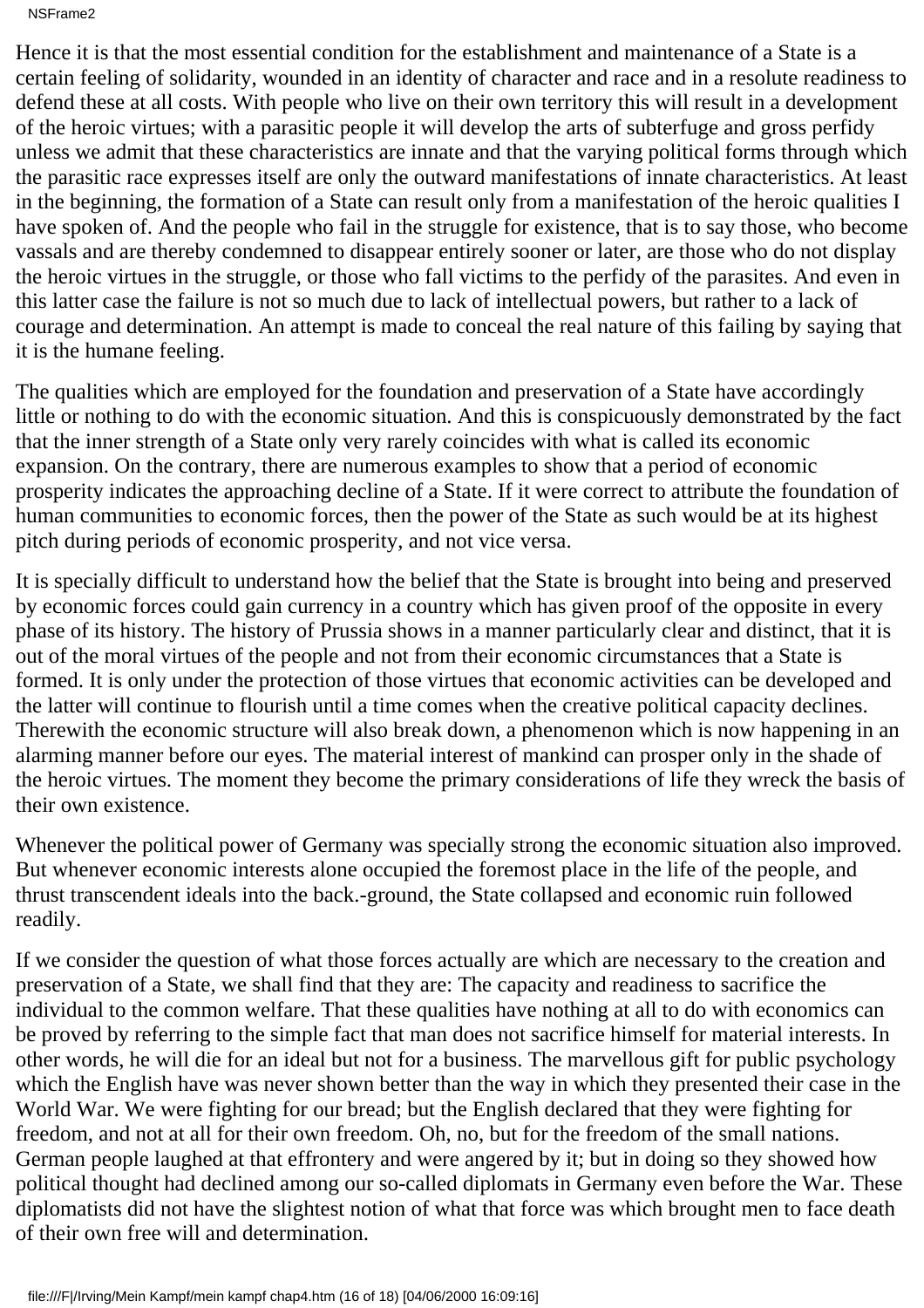Hence it is that the most essential condition for the establishment and maintenance of a State is a certain feeling of solidarity, wounded in an identity of character and race and in a resolute readiness to defend these at all costs. With people who live on their own territory this will result in a development of the heroic virtues; with a parasitic people it will develop the arts of subterfuge and gross perfidy unless we admit that these characteristics are innate and that the varying political forms through which the parasitic race expresses itself are only the outward manifestations of innate characteristics. At least in the beginning, the formation of a State can result only from a manifestation of the heroic qualities I have spoken of. And the people who fail in the struggle for existence, that is to say those, who become vassals and are thereby condemned to disappear entirely sooner or later, are those who do not display the heroic virtues in the struggle, or those who fall victims to the perfidy of the parasites. And even in this latter case the failure is not so much due to lack of intellectual powers, but rather to a lack of courage and determination. An attempt is made to conceal the real nature of this failing by saying that it is the humane feeling.

The qualities which are employed for the foundation and preservation of a State have accordingly little or nothing to do with the economic situation. And this is conspicuously demonstrated by the fact that the inner strength of a State only very rarely coincides with what is called its economic expansion. On the contrary, there are numerous examples to show that a period of economic prosperity indicates the approaching decline of a State. If it were correct to attribute the foundation of human communities to economic forces, then the power of the State as such would be at its highest pitch during periods of economic prosperity, and not vice versa.

It is specially difficult to understand how the belief that the State is brought into being and preserved by economic forces could gain currency in a country which has given proof of the opposite in every phase of its history. The history of Prussia shows in a manner particularly clear and distinct, that it is out of the moral virtues of the people and not from their economic circumstances that a State is formed. It is only under the protection of those virtues that economic activities can be developed and the latter will continue to flourish until a time comes when the creative political capacity declines. Therewith the economic structure will also break down, a phenomenon which is now happening in an alarming manner before our eyes. The material interest of mankind can prosper only in the shade of the heroic virtues. The moment they become the primary considerations of life they wreck the basis of their own existence.

Whenever the political power of Germany was specially strong the economic situation also improved. But whenever economic interests alone occupied the foremost place in the life of the people, and thrust transcendent ideals into the back.-ground, the State collapsed and economic ruin followed readily.

If we consider the question of what those forces actually are which are necessary to the creation and preservation of a State, we shall find that they are: The capacity and readiness to sacrifice the individual to the common welfare. That these qualities have nothing at all to do with economics can be proved by referring to the simple fact that man does not sacrifice himself for material interests. In other words, he will die for an ideal but not for a business. The marvellous gift for public psychology which the English have was never shown better than the way in which they presented their case in the World War. We were fighting for our bread; but the English declared that they were fighting for freedom, and not at all for their own freedom. Oh, no, but for the freedom of the small nations. German people laughed at that effrontery and were angered by it; but in doing so they showed how political thought had declined among our so-called diplomats in Germany even before the War. These diplomatists did not have the slightest notion of what that force was which brought men to face death of their own free will and determination.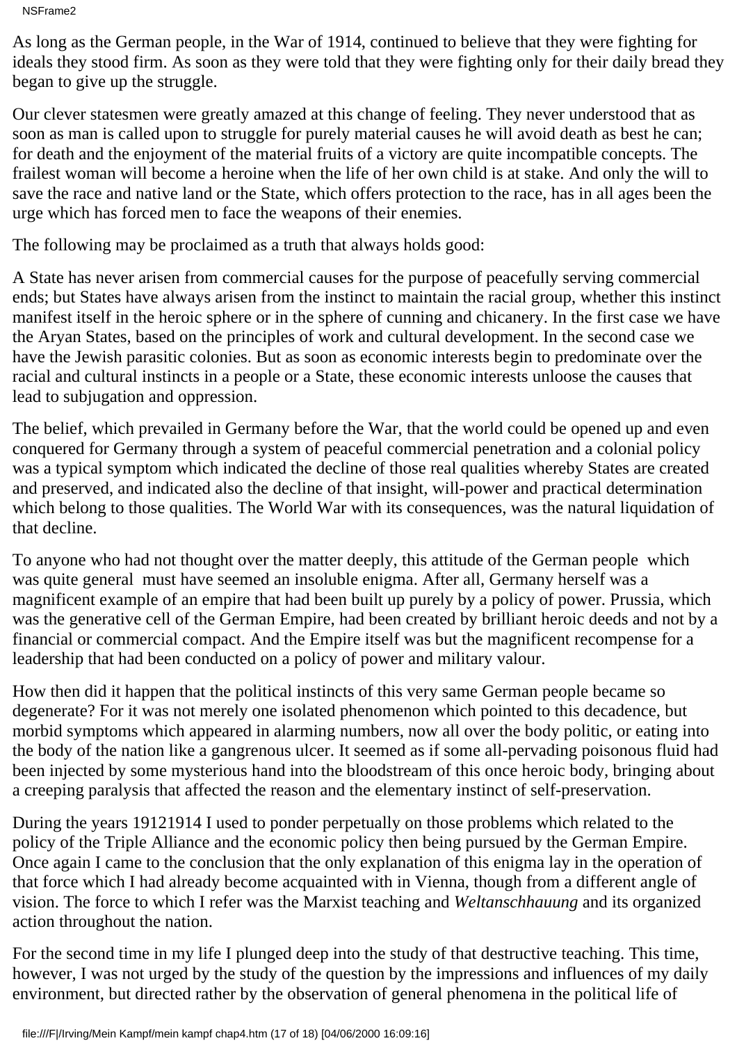As long as the German people, in the War of 1914, continued to believe that they were fighting for ideals they stood firm. As soon as they were told that they were fighting only for their daily bread they began to give up the struggle.

Our clever statesmen were greatly amazed at this change of feeling. They never understood that as soon as man is called upon to struggle for purely material causes he will avoid death as best he can; for death and the enjoyment of the material fruits of a victory are quite incompatible concepts. The frailest woman will become a heroine when the life of her own child is at stake. And only the will to save the race and native land or the State, which offers protection to the race, has in all ages been the urge which has forced men to face the weapons of their enemies.

The following may be proclaimed as a truth that always holds good:

A State has never arisen from commercial causes for the purpose of peacefully serving commercial ends; but States have always arisen from the instinct to maintain the racial group, whether this instinct manifest itself in the heroic sphere or in the sphere of cunning and chicanery. In the first case we have the Aryan States, based on the principles of work and cultural development. In the second case we have the Jewish parasitic colonies. But as soon as economic interests begin to predominate over the racial and cultural instincts in a people or a State, these economic interests unloose the causes that lead to subjugation and oppression.

The belief, which prevailed in Germany before the War, that the world could be opened up and even conquered for Germany through a system of peaceful commercial penetration and a colonial policy was a typical symptom which indicated the decline of those real qualities whereby States are created and preserved, and indicated also the decline of that insight, will-power and practical determination which belong to those qualities. The World War with its consequences, was the natural liquidation of that decline.

To anyone who had not thought over the matter deeply, this attitude of the German people which was quite general must have seemed an insoluble enigma. After all, Germany herself was a magnificent example of an empire that had been built up purely by a policy of power. Prussia, which was the generative cell of the German Empire, had been created by brilliant heroic deeds and not by a financial or commercial compact. And the Empire itself was but the magnificent recompense for a leadership that had been conducted on a policy of power and military valour.

How then did it happen that the political instincts of this very same German people became so degenerate? For it was not merely one isolated phenomenon which pointed to this decadence, but morbid symptoms which appeared in alarming numbers, now all over the body politic, or eating into the body of the nation like a gangrenous ulcer. It seemed as if some all-pervading poisonous fluid had been injected by some mysterious hand into the bloodstream of this once heroic body, bringing about a creeping paralysis that affected the reason and the elementary instinct of self-preservation.

During the years 19121914 I used to ponder perpetually on those problems which related to the policy of the Triple Alliance and the economic policy then being pursued by the German Empire. Once again I came to the conclusion that the only explanation of this enigma lay in the operation of that force which I had already become acquainted with in Vienna, though from a different angle of vision. The force to which I refer was the Marxist teaching and *Weltanschhauung* and its organized action throughout the nation.

For the second time in my life I plunged deep into the study of that destructive teaching. This time, however, I was not urged by the study of the question by the impressions and influences of my daily environment, but directed rather by the observation of general phenomena in the political life of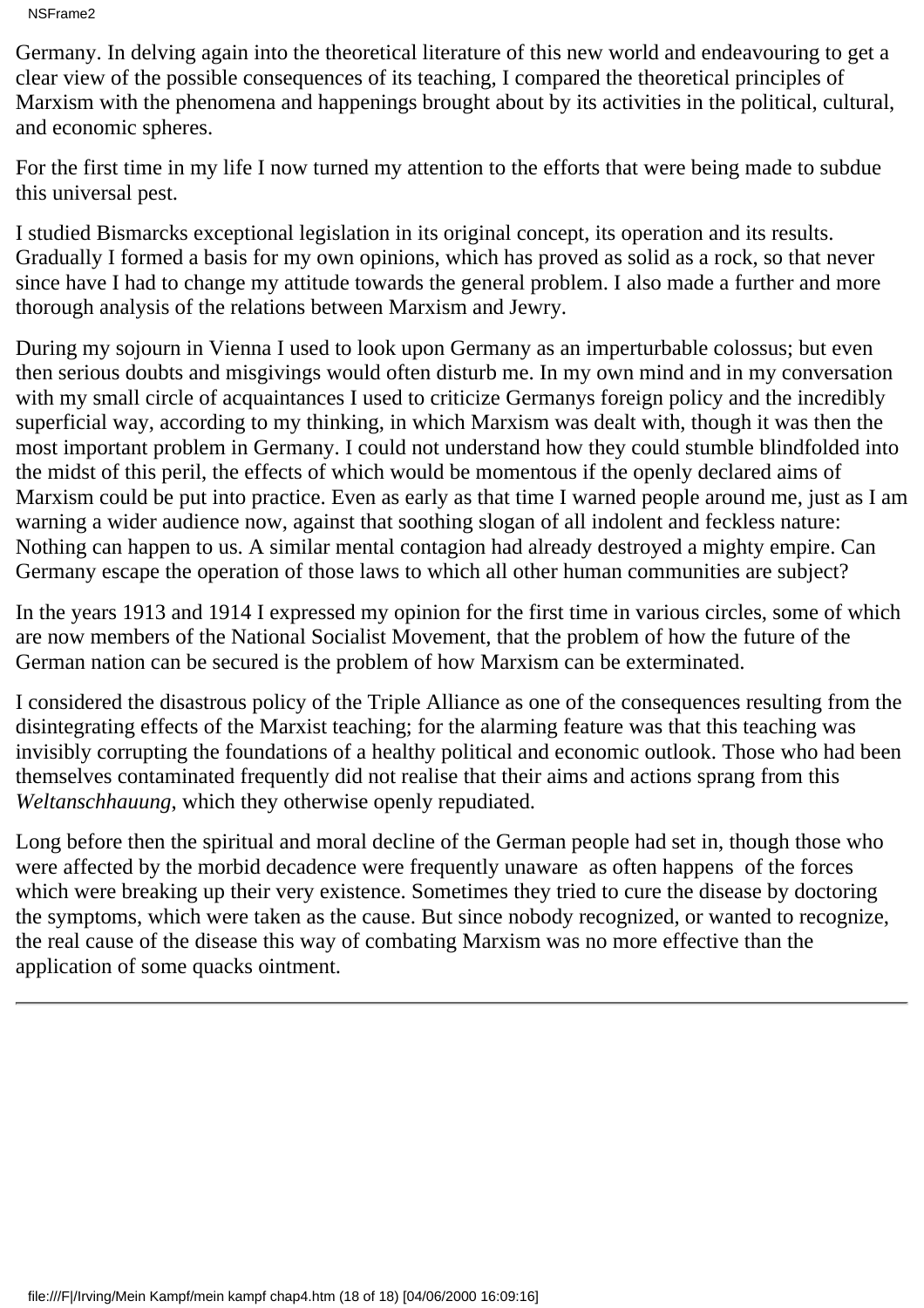Germany. In delving again into the theoretical literature of this new world and endeavouring to get a clear view of the possible consequences of its teaching, I compared the theoretical principles of Marxism with the phenomena and happenings brought about by its activities in the political, cultural, and economic spheres.

For the first time in my life I now turned my attention to the efforts that were being made to subdue this universal pest.

I studied Bismarcks exceptional legislation in its original concept, its operation and its results. Gradually I formed a basis for my own opinions, which has proved as solid as a rock, so that never since have I had to change my attitude towards the general problem. I also made a further and more thorough analysis of the relations between Marxism and Jewry.

During my sojourn in Vienna I used to look upon Germany as an imperturbable colossus; but even then serious doubts and misgivings would often disturb me. In my own mind and in my conversation with my small circle of acquaintances I used to criticize Germanys foreign policy and the incredibly superficial way, according to my thinking, in which Marxism was dealt with, though it was then the most important problem in Germany. I could not understand how they could stumble blindfolded into the midst of this peril, the effects of which would be momentous if the openly declared aims of Marxism could be put into practice. Even as early as that time I warned people around me, just as I am warning a wider audience now, against that soothing slogan of all indolent and feckless nature: Nothing can happen to us. A similar mental contagion had already destroyed a mighty empire. Can Germany escape the operation of those laws to which all other human communities are subject?

In the years 1913 and 1914 I expressed my opinion for the first time in various circles, some of which are now members of the National Socialist Movement, that the problem of how the future of the German nation can be secured is the problem of how Marxism can be exterminated.

I considered the disastrous policy of the Triple Alliance as one of the consequences resulting from the disintegrating effects of the Marxist teaching; for the alarming feature was that this teaching was invisibly corrupting the foundations of a healthy political and economic outlook. Those who had been themselves contaminated frequently did not realise that their aims and actions sprang from this *Weltanschhauung*, which they otherwise openly repudiated.

Long before then the spiritual and moral decline of the German people had set in, though those who were affected by the morbid decadence were frequently unaware as often happens of the forces which were breaking up their very existence. Sometimes they tried to cure the disease by doctoring the symptoms, which were taken as the cause. But since nobody recognized, or wanted to recognize, the real cause of the disease this way of combating Marxism was no more effective than the application of some quacks ointment.

---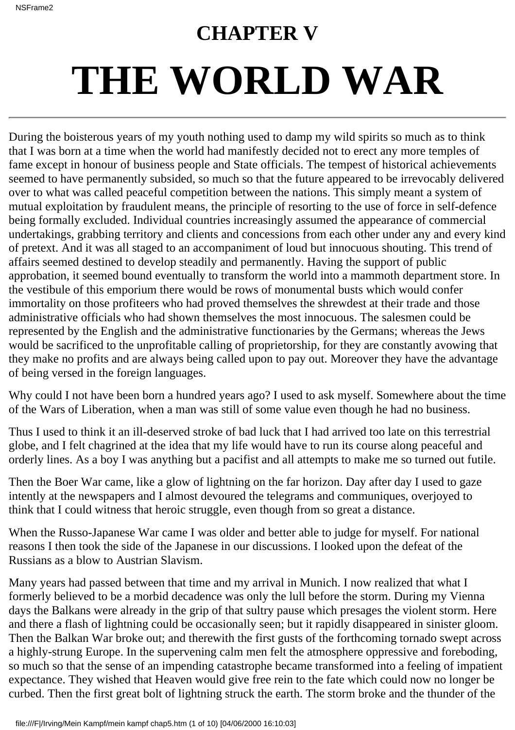# CHAPTER V

# THE WORLD WAR

During the boisterous years of my youth nothing used to damp my wild spirits so much as to think that I was born at a time when the world had manifestly decided not to erect any more temples of fame except in honour of business people and State officials. The tempest of historical achievements seemed to have permanently subsided, so much so that the future appeared to be irrevocably delivered over to what was called peaceful competition between the nations. This simply meant a system of mutual exploitation by fraudulent means, the principle of resorting to the use of force in self-defence being formally excluded. Individual countries increasingly assumed the appearance of commercial undertakings, grabbing territory and clients and concessions from each other under any and every kind of pretext. And it was all staged to an accompaniment of loud but innocuous shouting. This trend of affairs seemed destined to develop steadily and permanently. Having the support of public approbation, it seemed bound eventually to transform the world into a mammoth department store. In the vestibule of this emporium there would be rows of monumental busts which would confer immortality on those profiteers who had proved themselves the shrewdest at their trade and those administrative officials who had shown themselves the most innocuous. The salesmen could be represented by the English and the administrative functionaries by the Germans; whereas the Jews would be sacrificed to the unprofitable calling of proprietorship, for they are constantly avowing that they make no profits and are always being called upon to pay out. Moreover they have the advantage of being versed in the foreign languages.

Why could I not have been born a hundred years ago? I used to ask myself. Somewhere about the time of the Wars of Liberation, when a man was still of some value even though he had no business.

Thus I used to think it an ill-deserved stroke of bad luck that I had arrived too late on this terrestrial globe, and I felt chagrined at the idea that my life would have to run its course along peaceful and orderly lines. As a boy I was anything but a pacifist and all attempts to make me so turned out futile.

Then the Boer War came, like a glow of lightning on the far horizon. Day after day I used to gaze intently at the newspapers and I almost devoured the telegrams and communiques, overjoyed to think that I could witness that heroic struggle, even though from so great a distance.

When the Russo-Japanese War came I was older and better able to judge for myself. For national reasons I then took the side of the Japanese in our discussions. I looked upon the defeat of the Russians as a blow to Austrian Slavism.

Many years had passed between that time and my arrival in Munich. I now realized that what I formerly believed to be a morbid decadence was only the lull before the storm. During my Vienna days the Balkans were already in the grip of that sultry pause which presages the violent storm. Here and there a flash of lightning could be occasionally seen; but it rapidly disappeared in sinister gloom. Then the Balkan War broke out; and therewith the first gusts of the forthcoming tornado swept across a highly-strung Europe. In the supervening calm men felt the atmosphere oppressive and foreboding, so much so that the sense of an impending catastrophe became transformed into a feeling of impatient expectance. They wished that Heaven would give free rein to the fate which could now no longer be curbed. Then the first great bolt of lightning struck the earth. The storm broke and the thunder of the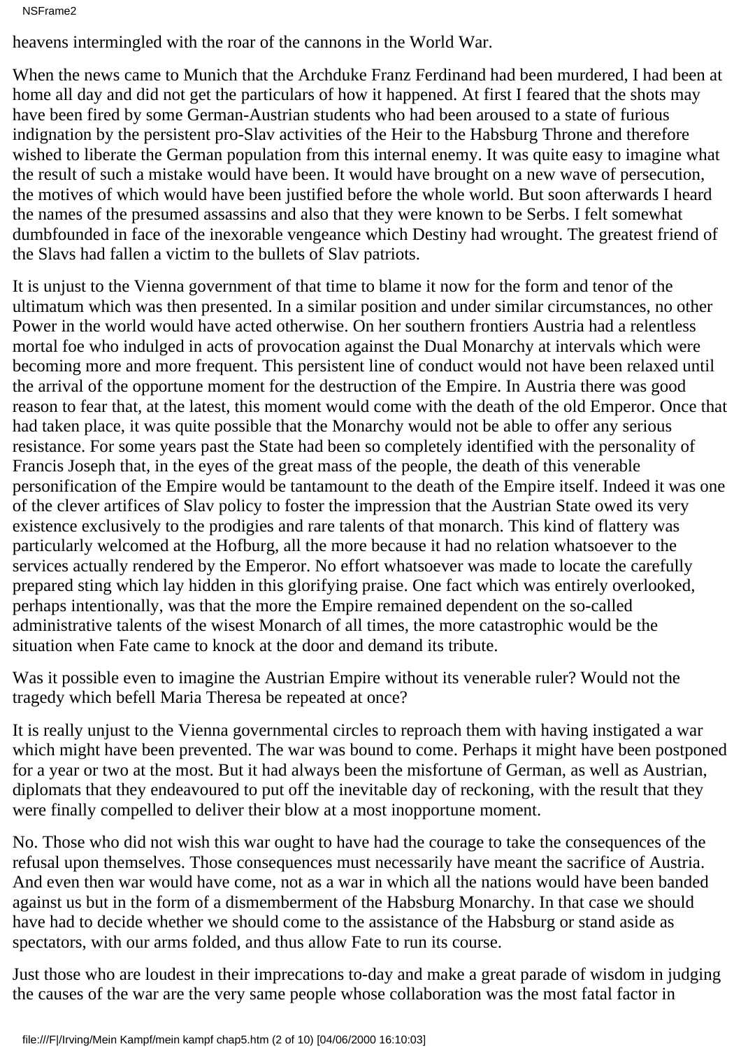heavens intermingled with the roar of the cannons in the World War.

When the news came to Munich that the Archduke Franz Ferdinand had been murdered, I had been at home all day and did not get the particulars of how it happened. At first I feared that the shots may have been fired by some German-Austrian students who had been aroused to a state of furious indignation by the persistent pro-Slav activities of the Heir to the Habsburg Throne and therefore wished to liberate the German population from this internal enemy. It was quite easy to imagine what the result of such a mistake would have been. It would have brought on a new wave of persecution, the motives of which would have been justified before the whole world. But soon afterwards I heard the names of the presumed assassins and also that they were known to be Serbs. I felt somewhat dumbfounded in face of the inexorable vengeance which Destiny had wrought. The greatest friend of the Slavs had fallen a victim to the bullets of Slav patriots.

It is unjust to the Vienna government of that time to blame it now for the form and tenor of the ultimatum which was then presented. In a similar position and under similar circumstances, no other Power in the world would have acted otherwise. On her southern frontiers Austria had a relentless mortal foe who indulged in acts of provocation against the Dual Monarchy at intervals which were becoming more and more frequent. This persistent line of conduct would not have been relaxed until the arrival of the opportune moment for the destruction of the Empire. In Austria there was good reason to fear that, at the latest, this moment would come with the death of the old Emperor. Once that had taken place, it was quite possible that the Monarchy would not be able to offer any serious resistance. For some years past the State had been so completely identified with the personality of Francis Joseph that, in the eyes of the great mass of the people, the death of this venerable personification of the Empire would be tantamount to the death of the Empire itself. Indeed it was one of the clever artifices of Slav policy to foster the impression that the Austrian State owed its very existence exclusively to the prodigies and rare talents of that monarch. This kind of flattery was particularly welcomed at the Hofburg, all the more because it had no relation whatsoever to the services actually rendered by the Emperor. No effort whatsoever was made to locate the carefully prepared sting which lay hidden in this glorifying praise. One fact which was entirely overlooked, perhaps intentionally, was that the more the Empire remained dependent on the so-called administrative talents of the wisest Monarch of all times, the more catastrophic would be the situation when Fate came to knock at the door and demand its tribute.

Was it possible even to imagine the Austrian Empire without its venerable ruler? Would not the tragedy which befell Maria Theresa be repeated at once?

It is really unjust to the Vienna governmental circles to reproach them with having instigated a war which might have been prevented. The war was bound to come. Perhaps it might have been postponed for a year or two at the most. But it had always been the misfortune of German, as well as Austrian, diplomats that they endeavoured to put off the inevitable day of reckoning, with the result that they were finally compelled to deliver their blow at a most inopportune moment.

No. Those who did not wish this war ought to have had the courage to take the consequences of the refusal upon themselves. Those consequences must necessarily have meant the sacrifice of Austria. And even then war would have come, not as a war in which all the nations would have been banded against us but in the form of a dismemberment of the Habsburg Monarchy. In that case we should have had to decide whether we should come to the assistance of the Habsburg or stand aside as spectators, with our arms folded, and thus allow Fate to run its course.

Just those who are loudest in their imprecations to-day and make a great parade of wisdom in judging the causes of the war are the very same people whose collaboration was the most fatal factor in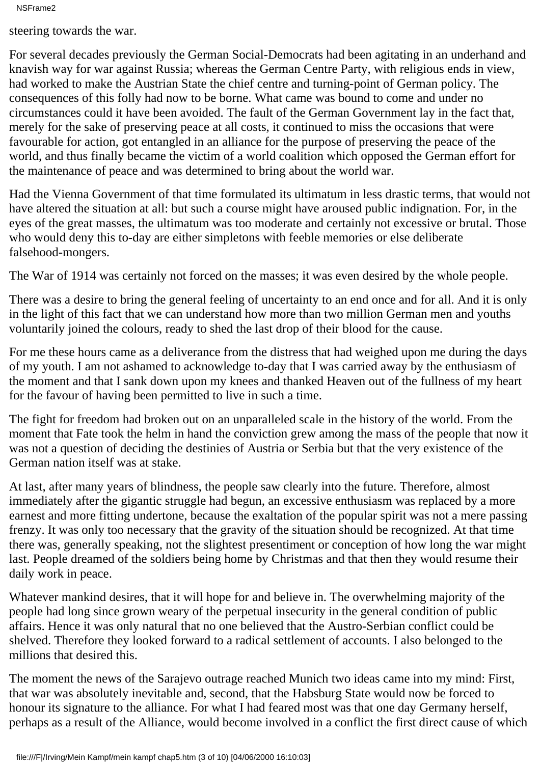steering towards the war.

For several decades previously the German Social-Democrats had been agitating in an underhand and knavish way for war against Russia; whereas the German Centre Party, with religious ends in view, had worked to make the Austrian State the chief centre and turning-point of German policy. The consequences of this folly had now to be borne. What came was bound to come and under no circumstances could it have been avoided. The fault of the German Government lay in the fact that, merely for the sake of preserving peace at all costs, it continued to miss the occasions that were favourable for action, got entangled in an alliance for the purpose of preserving the peace of the world, and thus finally became the victim of a world coalition which opposed the German effort for the maintenance of peace and was determined to bring about the world war.

Had the Vienna Government of that time formulated its ultimatum in less drastic terms, that would not have altered the situation at all: but such a course might have aroused public indignation. For, in the eyes of the great masses, the ultimatum was too moderate and certainly not excessive or brutal. Those who would deny this to-day are either simpletons with feeble memories or else deliberate falsehood-mongers.

The War of 1914 was certainly not forced on the masses; it was even desired by the whole people.

There was a desire to bring the general feeling of uncertainty to an end once and for all. And it is only in the light of this fact that we can understand how more than two million German men and youths voluntarily joined the colours, ready to shed the last drop of their blood for the cause.

For me these hours came as a deliverance from the distress that had weighed upon me during the days of my youth. I am not ashamed to acknowledge to-day that I was carried away by the enthusiasm of the moment and that I sank down upon my knees and thanked Heaven out of the fullness of my heart for the favour of having been permitted to live in such a time.

The fight for freedom had broken out on an unparalleled scale in the history of the world. From the moment that Fate took the helm in hand the conviction grew among the mass of the people that now it was not a question of deciding the destinies of Austria or Serbia but that the very existence of the German nation itself was at stake.

At last, after many years of blindness, the people saw clearly into the future. Therefore, almost immediately after the gigantic struggle had begun, an excessive enthusiasm was replaced by a more earnest and more fitting undertone, because the exaltation of the popular spirit was not a mere passing frenzy. It was only too necessary that the gravity of the situation should be recognized. At that time there was, generally speaking, not the slightest presentiment or conception of how long the war might last. People dreamed of the soldiers being home by Christmas and that then they would resume their daily work in peace.

Whatever mankind desires, that it will hope for and believe in. The overwhelming majority of the people had long since grown weary of the perpetual insecurity in the general condition of public affairs. Hence it was only natural that no one believed that the Austro-Serbian conflict could be shelved. Therefore they looked forward to a radical settlement of accounts. I also belonged to the millions that desired this.

The moment the news of the Sarajevo outrage reached Munich two ideas came into my mind: First, that war was absolutely inevitable and, second, that the Habsburg State would now be forced to honour its signature to the alliance. For what I had feared most was that one day Germany herself, perhaps as a result of the Alliance, would become involved in a conflict the first direct cause of which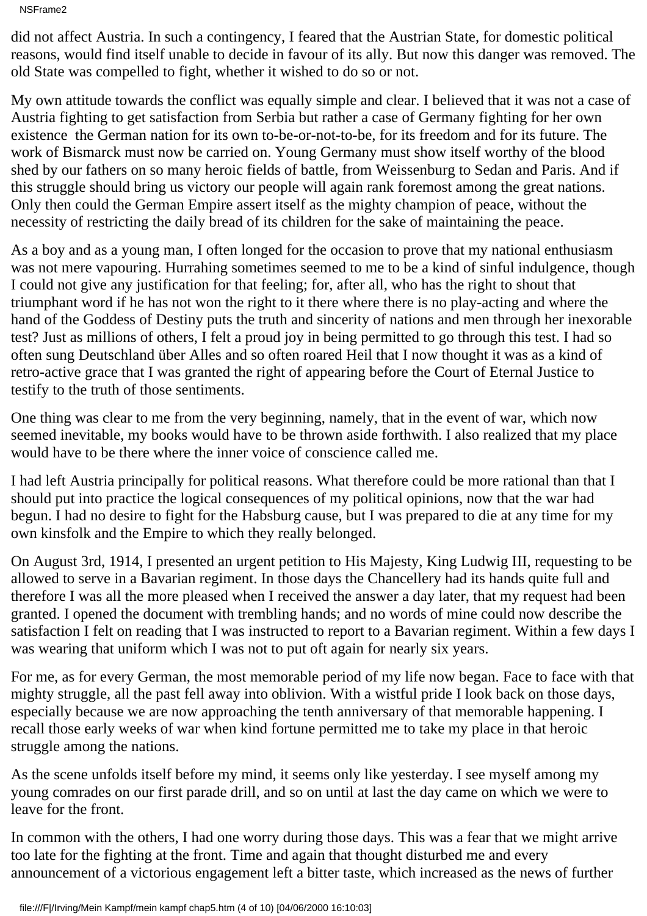did not affect Austria. In such a contingency, I feared that the Austrian State, for domestic political reasons, would find itself unable to decide in favour of its ally. But now this danger was removed. The old State was compelled to fight, whether it wished to do so or not.

My own attitude towards the conflict was equally simple and clear. I believed that it was not a case of Austria fighting to get satisfaction from Serbia but rather a case of Germany fighting for her own existence  the German nation for its own to-be-or-not-to-be, for its freedom and for its future. The work of Bismarck must now be carried on. Young Germany must show itself worthy of the blood shed by our fathers on so many heroic fields of battle, from Weissenburg to Sedan and Paris. And if this struggle should bring us victory our people will again rank foremost among the great nations. Only then could the German Empire assert itself as the mighty champion of peace, without the necessity of restricting the daily bread of its children for the sake of maintaining the peace.

As a boy and as a young man, I often longed for the occasion to prove that my national enthusiasm was not mere vapouring. Hurrahing sometimes seemed to me to be a kind of sinful indulgence, though I could not give any justification for that feeling; for, after all, who has the right to shout that triumphant word if he has not won the right to it there where there is no play-acting and where the hand of the Goddess of Destiny puts the truth and sincerity of nations and men through her inexorable test? Just as millions of others, I felt a proud joy in being permitted to go through this test. I had so often sung Deutschland über Alles and so often roared Heil that I now thought it was as a kind of retro-active grace that I was granted the right of appearing before the Court of Eternal Justice to testify to the truth of those sentiments.

One thing was clear to me from the very beginning, namely, that in the event of war, which now seemed inevitable, my books would have to be thrown aside forthwith. I also realized that my place would have to be there where the inner voice of conscience called me.

I had left Austria principally for political reasons. What therefore could be more rational than that I should put into practice the logical consequences of my political opinions, now that the war had begun. I had no desire to fight for the Habsburg cause, but I was prepared to die at any time for my own kinsfolk and the Empire to which they really belonged.

On August 3rd, 1914, I presented an urgent petition to His Majesty, King Ludwig III, requesting to be allowed to serve in a Bavarian regiment. In those days the Chancellery had its hands quite full and therefore I was all the more pleased when I received the answer a day later, that my request had been granted. I opened the document with trembling hands; and no words of mine could now describe the satisfaction I felt on reading that I was instructed to report to a Bavarian regiment. Within a few days I was wearing that uniform which I was not to put oft again for nearly six years.

For me, as for every German, the most memorable period of my life now began. Face to face with that mighty struggle, all the past fell away into oblivion. With a wistful pride I look back on those days, especially because we are now approaching the tenth anniversary of that memorable happening. I recall those early weeks of war when kind fortune permitted me to take my place in that heroic struggle among the nations.

As the scene unfolds itself before my mind, it seems only like yesterday. I see myself among my young comrades on our first parade drill, and so on until at last the day came on which we were to leave for the front.

In common with the others, I had one worry during those days. This was a fear that we might arrive too late for the fighting at the front. Time and again that thought disturbed me and every announcement of a victorious engagement left a bitter taste, which increased as the news of further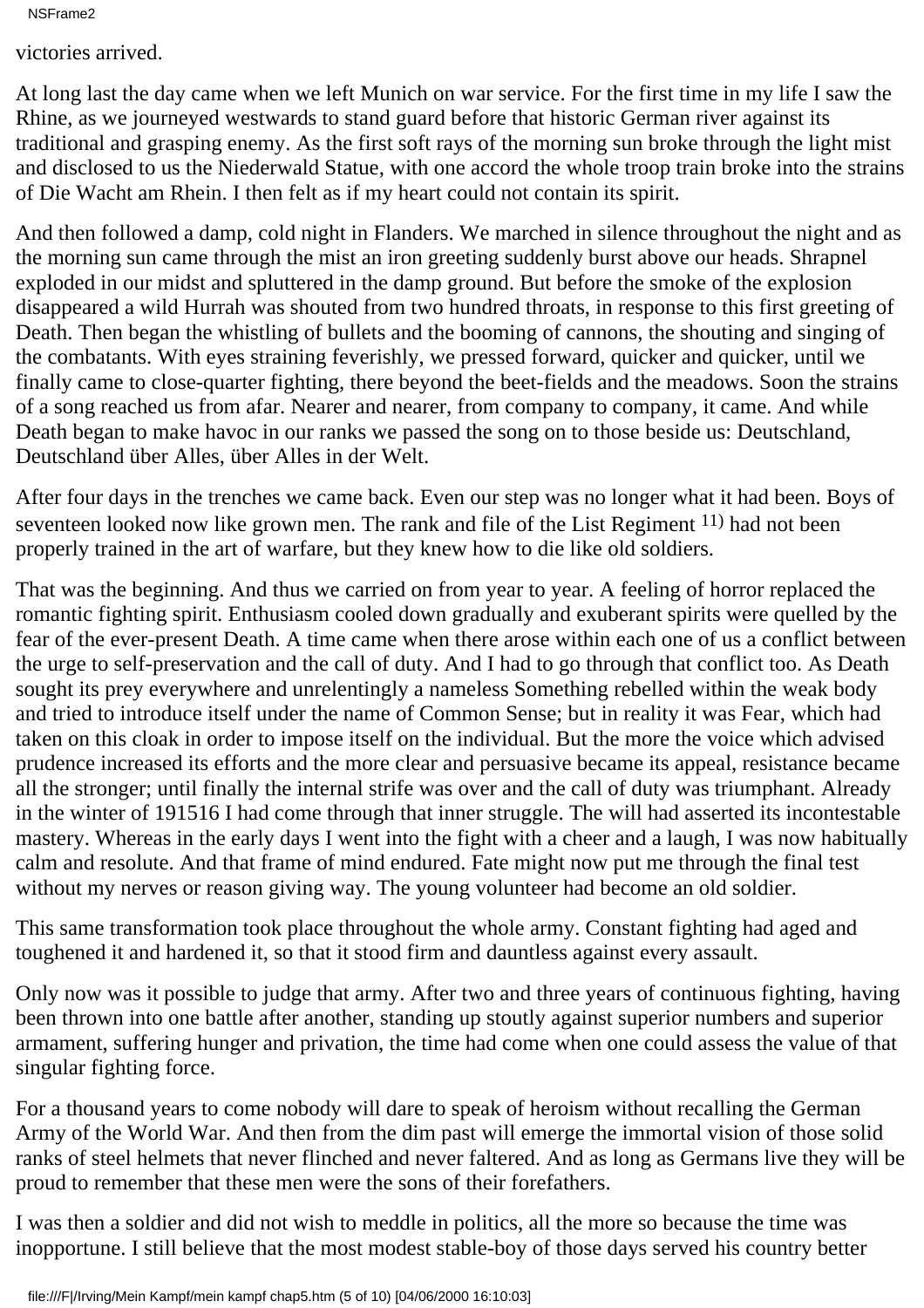victories arrived.

At long last the day came when we left Munich on war service. For the first time in my life I saw the Rhine, as we journeyed westwards to stand guard before that historic German river against its traditional and grasping enemy. As the first soft rays of the morning sun broke through the light mist and disclosed to us the Niederwald Statue, with one accord the whole troop train broke into the strains of Die Wacht am Rhein. I then felt as if my heart could not contain its spirit.

And then followed a damp, cold night in Flanders. We marched in silence throughout the night and as the morning sun came through the mist an iron greeting suddenly burst above our heads. Shrapnel exploded in our midst and spluttered in the damp ground. But before the smoke of the explosion disappeared a wild Hurrah was shouted from two hundred throats, in response to this first greeting of Death. Then began the whistling of bullets and the booming of cannons, the shouting and singing of the combatants. With eyes straining feverishly, we pressed forward, quicker and quicker, until we finally came to close-quarter fighting, there beyond the beet-fields and the meadows. Soon the strains of a song reached us from afar. Nearer and nearer, from company to company, it came. And while Death began to make havoc in our ranks we passed the song on to those beside us: Deutschland, Deutschland über Alles, über Alles in der Welt.

After four days in the trenches we came back. Even our step was no longer what it had been. Boys of seventeen looked now like grown men. The rank and file of the List Regiment [11)] had not been properly trained in the art of warfare, but they knew how to die like old soldiers.

That was the beginning. And thus we carried on from year to year. A feeling of horror replaced the romantic fighting spirit. Enthusiasm cooled down gradually and exuberant spirits were quelled by the fear of the ever-present Death. A time came when there arose within each one of us a conflict between the urge to self-preservation and the call of duty. And I had to go through that conflict too. As Death sought its prey everywhere and unrelentingly a nameless Something rebelled within the weak body and tried to introduce itself under the name of Common Sense; but in reality it was Fear, which had taken on this cloak in order to impose itself on the individual. But the more the voice which advised prudence increased its efforts and the more clear and persuasive became its appeal, resistance became all the stronger; until finally the internal strife was over and the call of duty was triumphant. Already in the winter of 191516 I had come through that inner struggle. The will had asserted its incontestable mastery. Whereas in the early days I went into the fight with a cheer and a laugh, I was now habitually calm and resolute. And that frame of mind endured. Fate might now put me through the final test without my nerves or reason giving way. The young volunteer had become an old soldier.

This same transformation took place throughout the whole army. Constant fighting had aged and toughened it and hardened it, so that it stood firm and dauntless against every assault.

Only now was it possible to judge that army. After two and three years of continuous fighting, having been thrown into one battle after another, standing up stoutly against superior numbers and superior armament, suffering hunger and privation, the time had come when one could assess the value of that singular fighting force.

For a thousand years to come nobody will dare to speak of heroism without recalling the German Army of the World War. And then from the dim past will emerge the immortal vision of those solid ranks of steel helmets that never flinched and never faltered. And as long as Germans live they will be proud to remember that these men were the sons of their forefathers.

I was then a soldier and did not wish to meddle in politics, all the more so because the time was inopportune. I still believe that the most modest stable-boy of those days served his country better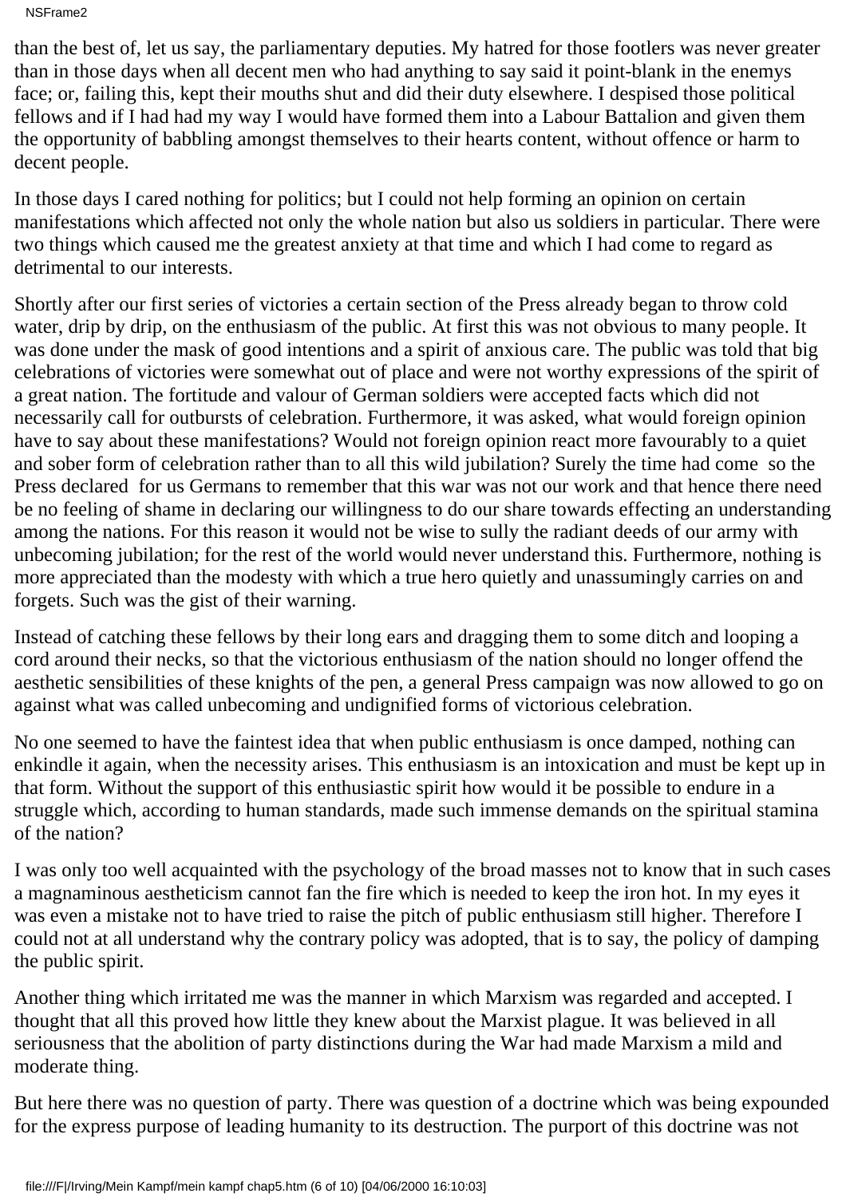than the best of, let us say, the parliamentary deputies. My hatred for those footlers was never greater than in those days when all decent men who had anything to say said it point-blank in the enemys face; or, failing this, kept their mouths shut and did their duty elsewhere. I despised those political fellows and if I had had my way I would have formed them into a Labour Battalion and given them the opportunity of babbling amongst themselves to their hearts content, without offence or harm to decent people.

In those days I cared nothing for politics; but I could not help forming an opinion on certain manifestations which affected not only the whole nation but also us soldiers in particular. There were two things which caused me the greatest anxiety at that time and which I had come to regard as detrimental to our interests.

Shortly after our first series of victories a certain section of the Press already began to throw cold water, drip by drip, on the enthusiasm of the public. At first this was not obvious to many people. It was done under the mask of good intentions and a spirit of anxious care. The public was told that big celebrations of victories were somewhat out of place and were not worthy expressions of the spirit of a great nation. The fortitude and valour of German soldiers were accepted facts which did not necessarily call for outbursts of celebration. Furthermore, it was asked, what would foreign opinion have to say about these manifestations? Would not foreign opinion react more favourably to a quiet and sober form of celebration rather than to all this wild jubilation? Surely the time had come so the Press declared for us Germans to remember that this war was not our work and that hence there need be no feeling of shame in declaring our willingness to do our share towards effecting an understanding among the nations. For this reason it would not be wise to sully the radiant deeds of our army with unbecoming jubilation; for the rest of the world would never understand this. Furthermore, nothing is more appreciated than the modesty with which a true hero quietly and unassumingly carries on and forgets. Such was the gist of their warning.

Instead of catching these fellows by their long ears and dragging them to some ditch and looping a cord around their necks, so that the victorious enthusiasm of the nation should no longer offend the aesthetic sensibilities of these knights of the pen, a general Press campaign was now allowed to go on against what was called unbecoming and undignified forms of victorious celebration.

No one seemed to have the faintest idea that when public enthusiasm is once damped, nothing can enkindle it again, when the necessity arises. This enthusiasm is an intoxication and must be kept up in that form. Without the support of this enthusiastic spirit how would it be possible to endure in a struggle which, according to human standards, made such immense demands on the spiritual stamina of the nation?

I was only too well acquainted with the psychology of the broad masses not to know that in such cases a magnaminous aestheticism cannot fan the fire which is needed to keep the iron hot. In my eyes it was even a mistake not to have tried to raise the pitch of public enthusiasm still higher. Therefore I could not at all understand why the contrary policy was adopted, that is to say, the policy of damping the public spirit.

Another thing which irritated me was the manner in which Marxism was regarded and accepted. I thought that all this proved how little they knew about the Marxist plague. It was believed in all seriousness that the abolition of party distinctions during the War had made Marxism a mild and moderate thing.

But here there was no question of party. There was question of a doctrine which was being expounded for the express purpose of leading humanity to its destruction. The purport of this doctrine was not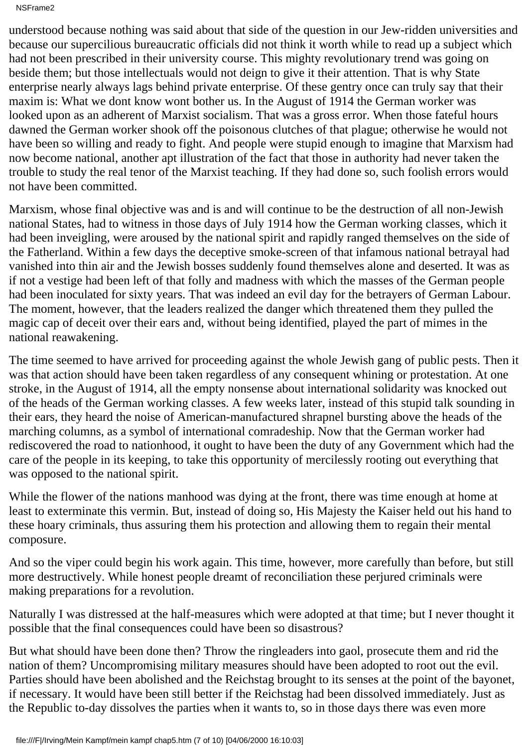understood because nothing was said about that side of the question in our Jew-ridden universities and because our supercilious bureaucratic officials did not think it worth while to read up a subject which had not been prescribed in their university course. This mighty revolutionary trend was going on beside them; but those intellectuals would not deign to give it their attention. That is why State enterprise nearly always lags behind private enterprise. Of these gentry once can truly say that their maxim is: What we dont know wont bother us. In the August of 1914 the German worker was looked upon as an adherent of Marxist socialism. That was a gross error. When those fateful hours dawned the German worker shook off the poisonous clutches of that plague; otherwise he would not have been so willing and ready to fight. And people were stupid enough to imagine that Marxism had now become national, another apt illustration of the fact that those in authority had never taken the trouble to study the real tenor of the Marxist teaching. If they had done so, such foolish errors would not have been committed.

Marxism, whose final objective was and is and will continue to be the destruction of all non-Jewish national States, had to witness in those days of July 1914 how the German working classes, which it had been inveigling, were aroused by the national spirit and rapidly ranged themselves on the side of the Fatherland. Within a few days the deceptive smoke-screen of that infamous national betrayal had vanished into thin air and the Jewish bosses suddenly found themselves alone and deserted. It was as if not a vestige had been left of that folly and madness with which the masses of the German people had been inoculated for sixty years. That was indeed an evil day for the betrayers of German Labour. The moment, however, that the leaders realized the danger which threatened them they pulled the magic cap of deceit over their ears and, without being identified, played the part of mimes in the national reawakening.

The time seemed to have arrived for proceeding against the whole Jewish gang of public pests. Then it was that action should have been taken regardless of any consequent whining or protestation. At one stroke, in the August of 1914, all the empty nonsense about international solidarity was knocked out of the heads of the German working classes. A few weeks later, instead of this stupid talk sounding in their ears, they heard the noise of American-manufactured shrapnel bursting above the heads of the marching columns, as a symbol of international comradeship. Now that the German worker had rediscovered the road to nationhood, it ought to have been the duty of any Government which had the care of the people in its keeping, to take this opportunity of mercilessly rooting out everything that was opposed to the national spirit.

While the flower of the nations manhood was dying at the front, there was time enough at home at least to exterminate this vermin. But, instead of doing so, His Majesty the Kaiser held out his hand to these hoary criminals, thus assuring them his protection and allowing them to regain their mental composure.

And so the viper could begin his work again. This time, however, more carefully than before, but still more destructively. While honest people dreamt of reconciliation these perjured criminals were making preparations for a revolution.

Naturally I was distressed at the half-measures which were adopted at that time; but I never thought it possible that the final consequences could have been so disastrous?

But what should have been done then? Throw the ringleaders into gaol, prosecute them and rid the nation of them? Uncompromising military measures should have been adopted to root out the evil. Parties should have been abolished and the Reichstag brought to its senses at the point of the bayonet, if necessary. It would have been still better if the Reichstag had been dissolved immediately. Just as the Republic to-day dissolves the parties when it wants to, so in those days there was even more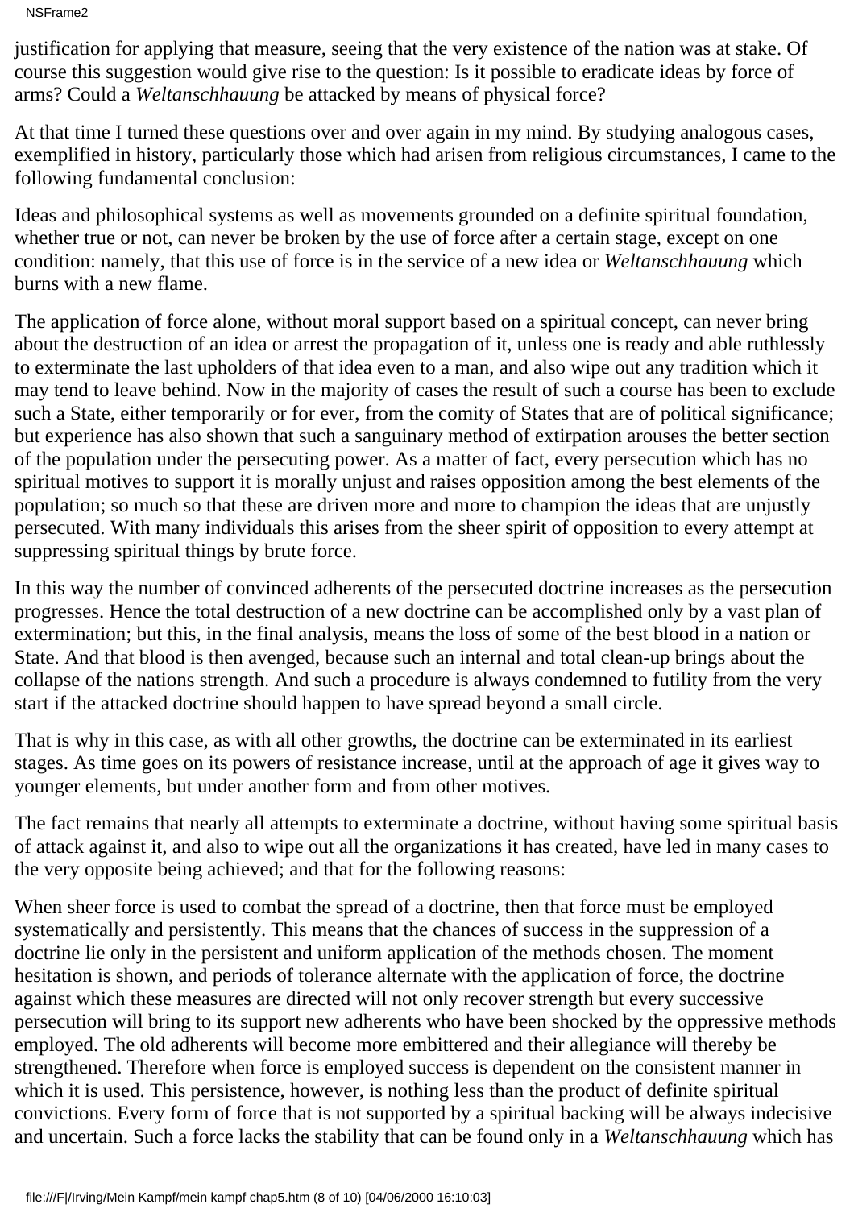justification for applying that measure, seeing that the very existence of the nation was at stake. Of course this suggestion would give rise to the question: Is it possible to eradicate ideas by force of arms? Could a *Weltanschhauung* be attacked by means of physical force?

At that time I turned these questions over and over again in my mind. By studying analogous cases, exemplified in history, particularly those which had arisen from religious circumstances, I came to the following fundamental conclusion:

Ideas and philosophical systems as well as movements grounded on a definite spiritual foundation, whether true or not, can never be broken by the use of force after a certain stage, except on one condition: namely, that this use of force is in the service of a new idea or *Weltanschhauung* which burns with a new flame.

The application of force alone, without moral support based on a spiritual concept, can never bring about the destruction of an idea or arrest the propagation of it, unless one is ready and able ruthlessly to exterminate the last upholders of that idea even to a man, and also wipe out any tradition which it may tend to leave behind. Now in the majority of cases the result of such a course has been to exclude such a State, either temporarily or for ever, from the comity of States that are of political significance; but experience has also shown that such a sanguinary method of extirpation arouses the better section of the population under the persecuting power. As a matter of fact, every persecution which has no spiritual motives to support it is morally unjust and raises opposition among the best elements of the population; so much so that these are driven more and more to champion the ideas that are unjustly persecuted. With many individuals this arises from the sheer spirit of opposition to every attempt at suppressing spiritual things by brute force.

In this way the number of convinced adherents of the persecuted doctrine increases as the persecution progresses. Hence the total destruction of a new doctrine can be accomplished only by a vast plan of extermination; but this, in the final analysis, means the loss of some of the best blood in a nation or State. And that blood is then avenged, because such an internal and total clean-up brings about the collapse of the nations strength. And such a procedure is always condemned to futility from the very start if the attacked doctrine should happen to have spread beyond a small circle.

That is why in this case, as with all other growths, the doctrine can be exterminated in its earliest stages. As time goes on its powers of resistance increase, until at the approach of age it gives way to younger elements, but under another form and from other motives.

The fact remains that nearly all attempts to exterminate a doctrine, without having some spiritual basis of attack against it, and also to wipe out all the organizations it has created, have led in many cases to the very opposite being achieved; and that for the following reasons:

When sheer force is used to combat the spread of a doctrine, then that force must be employed systematically and persistently. This means that the chances of success in the suppression of a doctrine lie only in the persistent and uniform application of the methods chosen. The moment hesitation is shown, and periods of tolerance alternate with the application of force, the doctrine against which these measures are directed will not only recover strength but every successive persecution will bring to its support new adherents who have been shocked by the oppressive methods employed. The old adherents will become more embittered and their allegiance will thereby be strengthened. Therefore when force is employed success is dependent on the consistent manner in which it is used. This persistence, however, is nothing less than the product of definite spiritual convictions. Every form of force that is not supported by a spiritual backing will be always indecisive and uncertain. Such a force lacks the stability that can be found only in a *Weltanschhauung* which has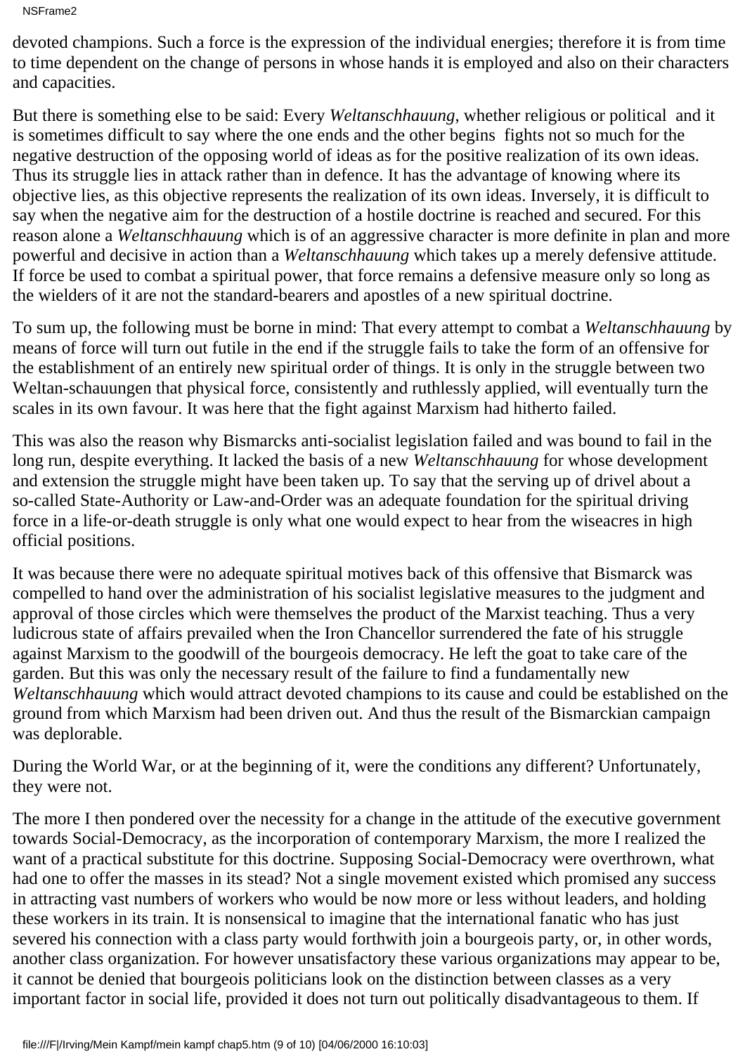devoted champions. Such a force is the expression of the individual energies; therefore it is from time to time dependent on the change of persons in whose hands it is employed and also on their characters and capacities.

But there is something else to be said: Every *Weltanschhauung*, whether religious or political  and it is sometimes difficult to say where the one ends and the other begins  fights not so much for the negative destruction of the opposing world of ideas as for the positive realization of its own ideas. Thus its struggle lies in attack rather than in defence. It has the advantage of knowing where its objective lies, as this objective represents the realization of its own ideas. Inversely, it is difficult to say when the negative aim for the destruction of a hostile doctrine is reached and secured. For this reason alone a *Weltanschhauung* which is of an aggressive character is more definite in plan and more powerful and decisive in action than a *Weltanschhauung* which takes up a merely defensive attitude. If force be used to combat a spiritual power, that force remains a defensive measure only so long as the wielders of it are not the standard-bearers and apostles of a new spiritual doctrine.

To sum up, the following must be borne in mind: That every attempt to combat a *Weltanschhauung* by means of force will turn out futile in the end if the struggle fails to take the form of an offensive for the establishment of an entirely new spiritual order of things. It is only in the struggle between two Weltan-schauungen that physical force, consistently and ruthlessly applied, will eventually turn the scales in its own favour. It was here that the fight against Marxism had hitherto failed.

This was also the reason why Bismarcks anti-socialist legislation failed and was bound to fail in the long run, despite everything. It lacked the basis of a new *Weltanschhauung* for whose development and extension the struggle might have been taken up. To say that the serving up of drivel about a so-called State-Authority or Law-and-Order was an adequate foundation for the spiritual driving force in a life-or-death struggle is only what one would expect to hear from the wiseacres in high official positions.

It was because there were no adequate spiritual motives back of this offensive that Bismarck was compelled to hand over the administration of his socialist legislative measures to the judgment and approval of those circles which were themselves the product of the Marxist teaching. Thus a very ludicrous state of affairs prevailed when the Iron Chancellor surrendered the fate of his struggle against Marxism to the goodwill of the bourgeois democracy. He left the goat to take care of the garden. But this was only the necessary result of the failure to find a fundamentally new *Weltanschhauung* which would attract devoted champions to its cause and could be established on the ground from which Marxism had been driven out. And thus the result of the Bismarckian campaign was deplorable.

During the World War, or at the beginning of it, were the conditions any different? Unfortunately, they were not.

The more I then pondered over the necessity for a change in the attitude of the executive government towards Social-Democracy, as the incorporation of contemporary Marxism, the more I realized the want of a practical substitute for this doctrine. Supposing Social-Democracy were overthrown, what had one to offer the masses in its stead? Not a single movement existed which promised any success in attracting vast numbers of workers who would be now more or less without leaders, and holding these workers in its train. It is nonsensical to imagine that the international fanatic who has just severed his connection with a class party would forthwith join a bourgeois party, or, in other words, another class organization. For however unsatisfactory these various organizations may appear to be, it cannot be denied that bourgeois politicians look on the distinction between classes as a very important factor in social life, provided it does not turn out politically disadvantageous to them. If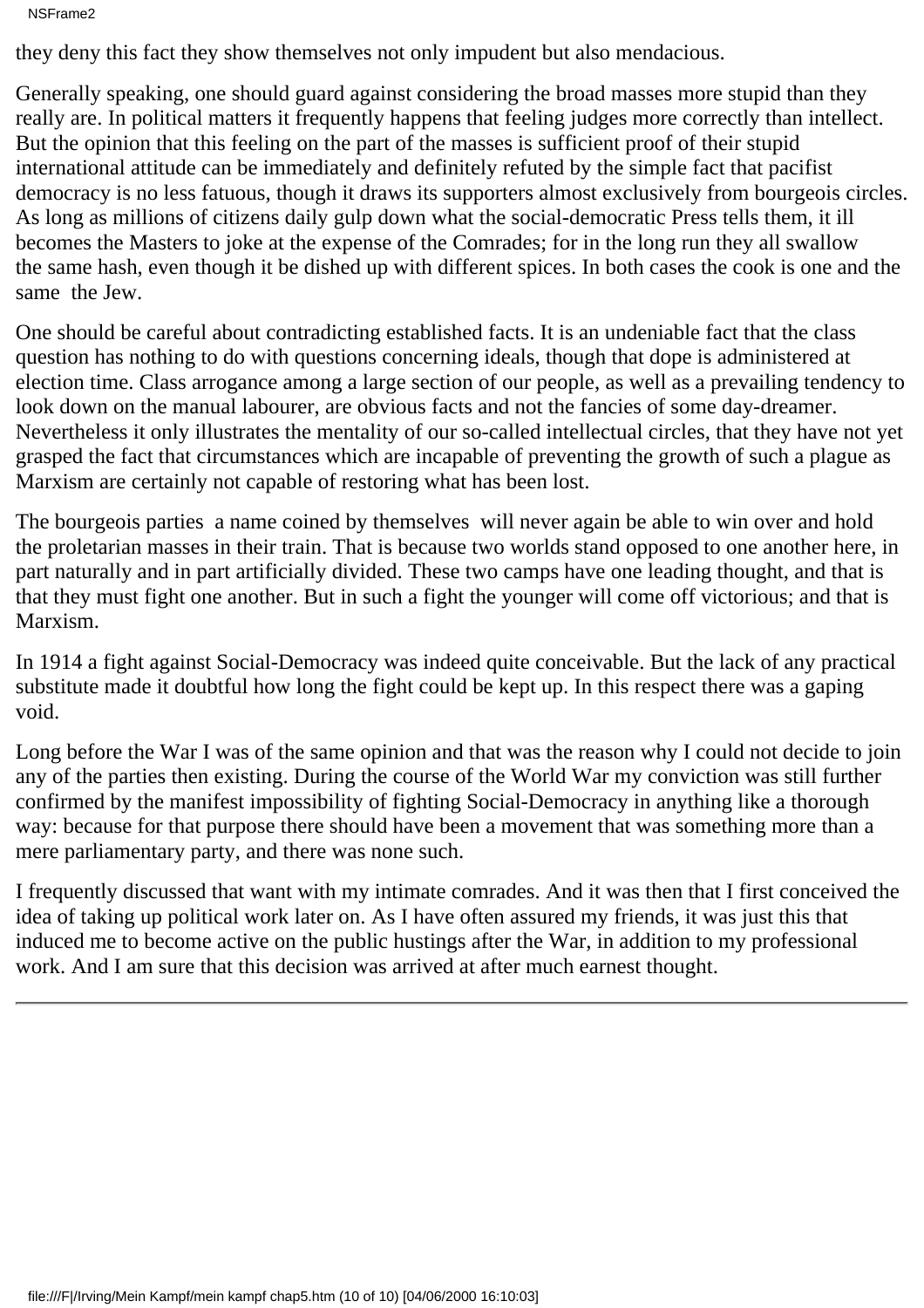they deny this fact they show themselves not only impudent but also mendacious.

Generally speaking, one should guard against considering the broad masses more stupid than they really are. In political matters it frequently happens that feeling judges more correctly than intellect. But the opinion that this feeling on the part of the masses is sufficient proof of their stupid international attitude can be immediately and definitely refuted by the simple fact that pacifist democracy is no less fatuous, though it draws its supporters almost exclusively from bourgeois circles. As long as millions of citizens daily gulp down what the social-democratic Press tells them, it ill becomes the Masters to joke at the expense of the Comrades; for in the long run they all swallow the same hash, even though it be dished up with different spices. In both cases the cook is one and the same  the Jew.

One should be careful about contradicting established facts. It is an undeniable fact that the class question has nothing to do with questions concerning ideals, though that dope is administered at election time. Class arrogance among a large section of our people, as well as a prevailing tendency to look down on the manual labourer, are obvious facts and not the fancies of some day-dreamer. Nevertheless it only illustrates the mentality of our so-called intellectual circles, that they have not yet grasped the fact that circumstances which are incapable of preventing the growth of such a plague as Marxism are certainly not capable of restoring what has been lost.

The bourgeois parties  a name coined by themselves  will never again be able to win over and hold the proletarian masses in their train. That is because two worlds stand opposed to one another here, in part naturally and in part artificially divided. These two camps have one leading thought, and that is that they must fight one another. But in such a fight the younger will come off victorious; and that is Marxism.

In 1914 a fight against Social-Democracy was indeed quite conceivable. But the lack of any practical substitute made it doubtful how long the fight could be kept up. In this respect there was a gaping void.

Long before the War I was of the same opinion and that was the reason why I could not decide to join any of the parties then existing. During the course of the World War my conviction was still further confirmed by the manifest impossibility of fighting Social-Democracy in anything like a thorough way: because for that purpose there should have been a movement that was something more than a mere parliamentary party, and there was none such.

I frequently discussed that want with my intimate comrades. And it was then that I first conceived the idea of taking up political work later on. As I have often assured my friends, it was just this that induced me to become active on the public hustings after the War, in addition to my professional work. And I am sure that this decision was arrived at after much earnest thought.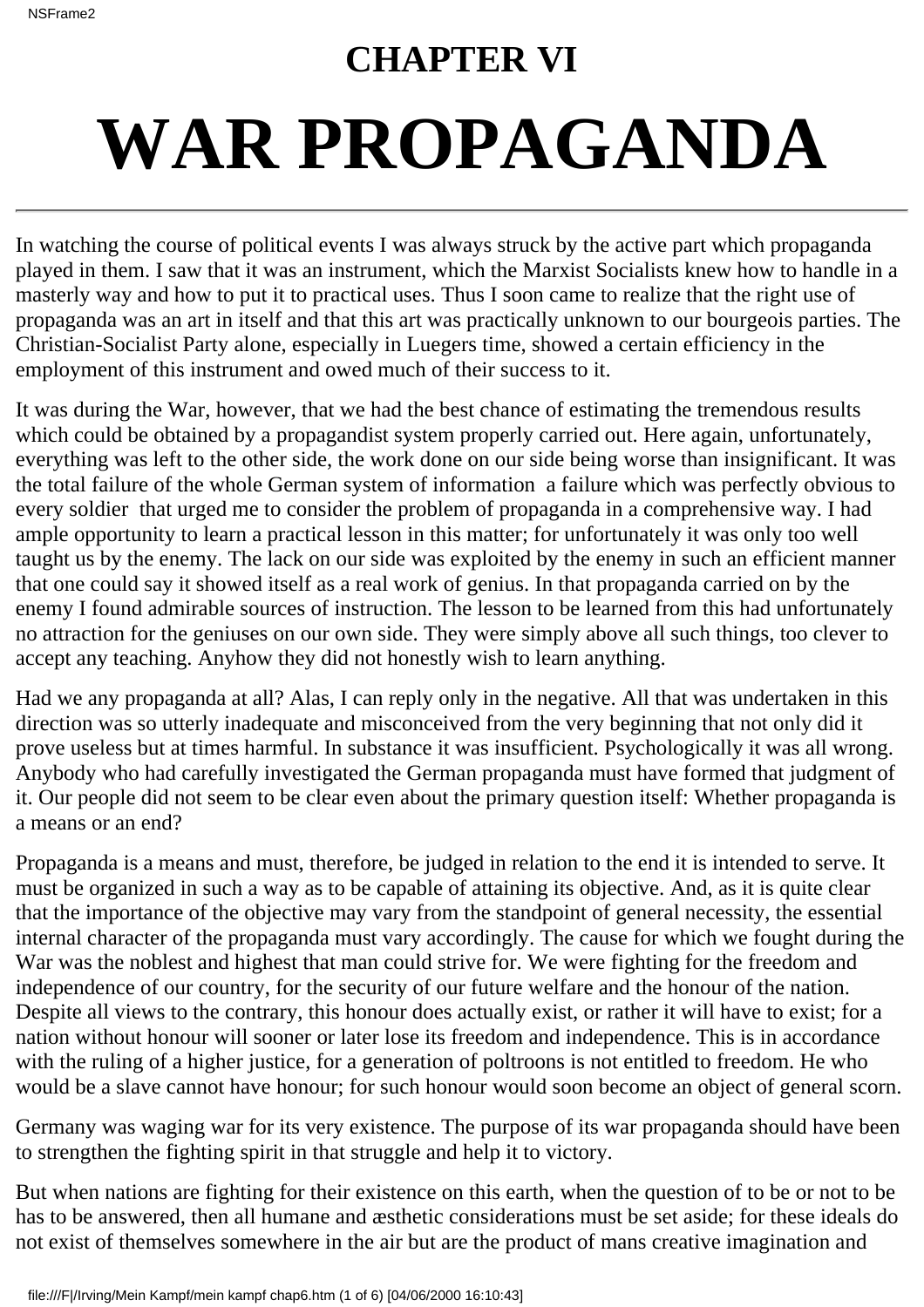# CHAPTER VI

# WAR PROPAGANDA

In watching the course of political events I was always struck by the active part which propaganda played in them. I saw that it was an instrument, which the Marxist Socialists knew how to handle in a masterly way and how to put it to practical uses. Thus I soon came to realize that the right use of propaganda was an art in itself and that this art was practically unknown to our bourgeois parties. The Christian-Socialist Party alone, especially in Luegers time, showed a certain efficiency in the employment of this instrument and owed much of their success to it.

It was during the War, however, that we had the best chance of estimating the tremendous results which could be obtained by a propagandist system properly carried out. Here again, unfortunately, everything was left to the other side, the work done on our side being worse than insignificant. It was the total failure of the whole German system of information a failure which was perfectly obvious to every soldier that urged me to consider the problem of propaganda in a comprehensive way. I had ample opportunity to learn a practical lesson in this matter; for unfortunately it was only too well taught us by the enemy. The lack on our side was exploited by the enemy in such an efficient manner that one could say it showed itself as a real work of genius. In that propaganda carried on by the enemy I found admirable sources of instruction. The lesson to be learned from this had unfortunately no attraction for the geniuses on our own side. They were simply above all such things, too clever to accept any teaching. Anyhow they did not honestly wish to learn anything.

Had we any propaganda at all? Alas, I can reply only in the negative. All that was undertaken in this direction was so utterly inadequate and misconceived from the very beginning that not only did it prove useless but at times harmful. In substance it was insufficient. Psychologically it was all wrong. Anybody who had carefully investigated the German propaganda must have formed that judgment of it. Our people did not seem to be clear even about the primary question itself: Whether propaganda is a means or an end?

Propaganda is a means and must, therefore, be judged in relation to the end it is intended to serve. It must be organized in such a way as to be capable of attaining its objective. And, as it is quite clear that the importance of the objective may vary from the standpoint of general necessity, the essential internal character of the propaganda must vary accordingly. The cause for which we fought during the War was the noblest and highest that man could strive for. We were fighting for the freedom and independence of our country, for the security of our future welfare and the honour of the nation. Despite all views to the contrary, this honour does actually exist, or rather it will have to exist; for a nation without honour will sooner or later lose its freedom and independence. This is in accordance with the ruling of a higher justice, for a generation of poltroons is not entitled to freedom. He who would be a slave cannot have honour; for such honour would soon become an object of general scorn.

Germany was waging war for its very existence. The purpose of its war propaganda should have been to strengthen the fighting spirit in that struggle and help it to victory.

But when nations are fighting for their existence on this earth, when the question of to be or not to be has to be answered, then all humane and æsthetic considerations must be set aside; for these ideals do not exist of themselves somewhere in the air but are the product of mans creative imagination and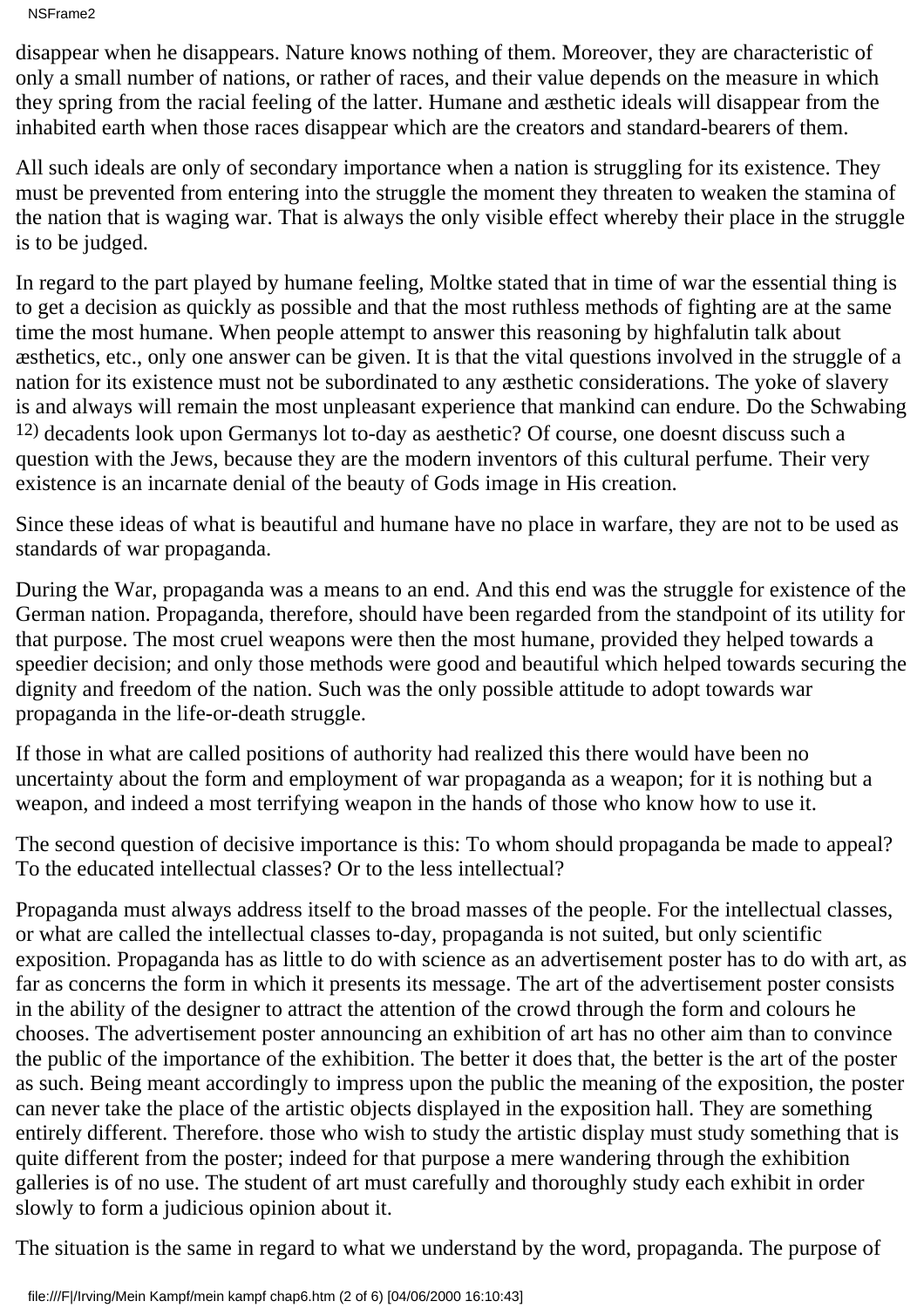disappear when he disappears. Nature knows nothing of them. Moreover, they are characteristic of only a small number of nations, or rather of races, and their value depends on the measure in which they spring from the racial feeling of the latter. Humane and æsthetic ideals will disappear from the inhabited earth when those races disappear which are the creators and standard-bearers of them.

All such ideals are only of secondary importance when a nation is struggling for its existence. They must be prevented from entering into the struggle the moment they threaten to weaken the stamina of the nation that is waging war. That is always the only visible effect whereby their place in the struggle is to be judged.

In regard to the part played by humane feeling, Moltke stated that in time of war the essential thing is to get a decision as quickly as possible and that the most ruthless methods of fighting are at the same time the most humane. When people attempt to answer this reasoning by highfalutin talk about æsthetics, etc., only one answer can be given. It is that the vital questions involved in the struggle of a nation for its existence must not be subordinated to any æsthetic considerations. The yoke of slavery is and always will remain the most unpleasant experience that mankind can endure. Do the Schwabing [12)] decadents look upon Germanys lot to-day as aesthetic? Of course, one doesnt discuss such a question with the Jews, because they are the modern inventors of this cultural perfume. Their very existence is an incarnate denial of the beauty of Gods image in His creation.

Since these ideas of what is beautiful and humane have no place in warfare, they are not to be used as standards of war propaganda.

During the War, propaganda was a means to an end. And this end was the struggle for existence of the German nation. Propaganda, therefore, should have been regarded from the standpoint of its utility for that purpose. The most cruel weapons were then the most humane, provided they helped towards a speedier decision; and only those methods were good and beautiful which helped towards securing the dignity and freedom of the nation. Such was the only possible attitude to adopt towards war propaganda in the life-or-death struggle.

If those in what are called positions of authority had realized this there would have been no uncertainty about the form and employment of war propaganda as a weapon; for it is nothing but a weapon, and indeed a most terrifying weapon in the hands of those who know how to use it.

The second question of decisive importance is this: To whom should propaganda be made to appeal? To the educated intellectual classes? Or to the less intellectual?

Propaganda must always address itself to the broad masses of the people. For the intellectual classes, or what are called the intellectual classes to-day, propaganda is not suited, but only scientific exposition. Propaganda has as little to do with science as an advertisement poster has to do with art, as far as concerns the form in which it presents its message. The art of the advertisement poster consists in the ability of the designer to attract the attention of the crowd through the form and colours he chooses. The advertisement poster announcing an exhibition of art has no other aim than to convince the public of the importance of the exhibition. The better it does that, the better is the art of the poster as such. Being meant accordingly to impress upon the public the meaning of the exposition, the poster can never take the place of the artistic objects displayed in the exposition hall. They are something entirely different. Therefore. those who wish to study the artistic display must study something that is quite different from the poster; indeed for that purpose a mere wandering through the exhibition galleries is of no use. The student of art must carefully and thoroughly study each exhibit in order slowly to form a judicious opinion about it.

The situation is the same in regard to what we understand by the word, propaganda. The purpose of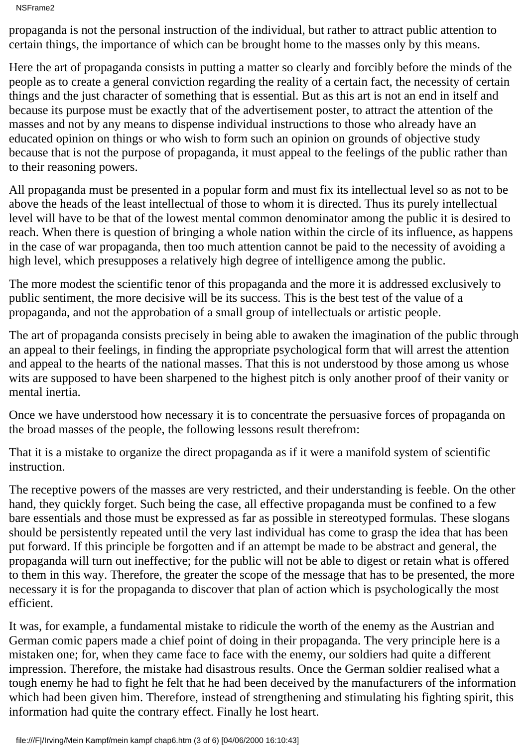propaganda is not the personal instruction of the individual, but rather to attract public attention to certain things, the importance of which can be brought home to the masses only by this means.

Here the art of propaganda consists in putting a matter so clearly and forcibly before the minds of the people as to create a general conviction regarding the reality of a certain fact, the necessity of certain things and the just character of something that is essential. But as this art is not an end in itself and because its purpose must be exactly that of the advertisement poster, to attract the attention of the masses and not by any means to dispense individual instructions to those who already have an educated opinion on things or who wish to form such an opinion on grounds of objective study because that is not the purpose of propaganda, it must appeal to the feelings of the public rather than to their reasoning powers.

All propaganda must be presented in a popular form and must fix its intellectual level so as not to be above the heads of the least intellectual of those to whom it is directed. Thus its purely intellectual level will have to be that of the lowest mental common denominator among the public it is desired to reach. When there is question of bringing a whole nation within the circle of its influence, as happens in the case of war propaganda, then too much attention cannot be paid to the necessity of avoiding a high level, which presupposes a relatively high degree of intelligence among the public.

The more modest the scientific tenor of this propaganda and the more it is addressed exclusively to public sentiment, the more decisive will be its success. This is the best test of the value of a propaganda, and not the approbation of a small group of intellectuals or artistic people.

The art of propaganda consists precisely in being able to awaken the imagination of the public through an appeal to their feelings, in finding the appropriate psychological form that will arrest the attention and appeal to the hearts of the national masses. That this is not understood by those among us whose wits are supposed to have been sharpened to the highest pitch is only another proof of their vanity or mental inertia.

Once we have understood how necessary it is to concentrate the persuasive forces of propaganda on the broad masses of the people, the following lessons result therefrom:

That it is a mistake to organize the direct propaganda as if it were a manifold system of scientific instruction.

The receptive powers of the masses are very restricted, and their understanding is feeble. On the other hand, they quickly forget. Such being the case, all effective propaganda must be confined to a few bare essentials and those must be expressed as far as possible in stereotyped formulas. These slogans should be persistently repeated until the very last individual has come to grasp the idea that has been put forward. If this principle be forgotten and if an attempt be made to be abstract and general, the propaganda will turn out ineffective; for the public will not be able to digest or retain what is offered to them in this way. Therefore, the greater the scope of the message that has to be presented, the more necessary it is for the propaganda to discover that plan of action which is psychologically the most efficient.

It was, for example, a fundamental mistake to ridicule the worth of the enemy as the Austrian and German comic papers made a chief point of doing in their propaganda. The very principle here is a mistaken one; for, when they came face to face with the enemy, our soldiers had quite a different impression. Therefore, the mistake had disastrous results. Once the German soldier realised what a tough enemy he had to fight he felt that he had been deceived by the manufacturers of the information which had been given him. Therefore, instead of strengthening and stimulating his fighting spirit, this information had quite the contrary effect. Finally he lost heart.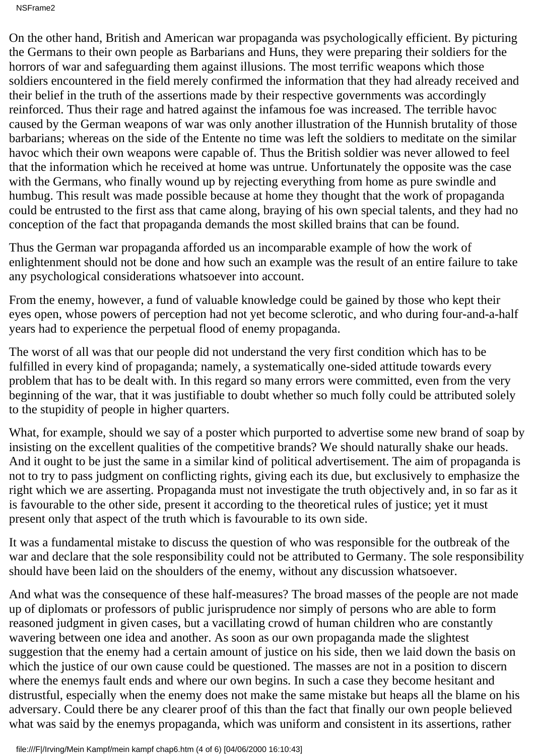On the other hand, British and American war propaganda was psychologically efficient. By picturing the Germans to their own people as Barbarians and Huns, they were preparing their soldiers for the horrors of war and safeguarding them against illusions. The most terrific weapons which those soldiers encountered in the field merely confirmed the information that they had already received and their belief in the truth of the assertions made by their respective governments was accordingly reinforced. Thus their rage and hatred against the infamous foe was increased. The terrible havoc caused by the German weapons of war was only another illustration of the Hunnish brutality of those barbarians; whereas on the side of the Entente no time was left the soldiers to meditate on the similar havoc which their own weapons were capable of. Thus the British soldier was never allowed to feel that the information which he received at home was untrue. Unfortunately the opposite was the case with the Germans, who finally wound up by rejecting everything from home as pure swindle and humbug. This result was made possible because at home they thought that the work of propaganda could be entrusted to the first ass that came along, braying of his own special talents, and they had no conception of the fact that propaganda demands the most skilled brains that can be found.

Thus the German war propaganda afforded us an incomparable example of how the work of enlightenment should not be done and how such an example was the result of an entire failure to take any psychological considerations whatsoever into account.

From the enemy, however, a fund of valuable knowledge could be gained by those who kept their eyes open, whose powers of perception had not yet become sclerotic, and who during four-and-a-half years had to experience the perpetual flood of enemy propaganda.

The worst of all was that our people did not understand the very first condition which has to be fulfilled in every kind of propaganda; namely, a systematically one-sided attitude towards every problem that has to be dealt with. In this regard so many errors were committed, even from the very beginning of the war, that it was justifiable to doubt whether so much folly could be attributed solely to the stupidity of people in higher quarters.

What, for example, should we say of a poster which purported to advertise some new brand of soap by insisting on the excellent qualities of the competitive brands? We should naturally shake our heads. And it ought to be just the same in a similar kind of political advertisement. The aim of propaganda is not to try to pass judgment on conflicting rights, giving each its due, but exclusively to emphasize the right which we are asserting. Propaganda must not investigate the truth objectively and, in so far as it is favourable to the other side, present it according to the theoretical rules of justice; yet it must present only that aspect of the truth which is favourable to its own side.

It was a fundamental mistake to discuss the question of who was responsible for the outbreak of the war and declare that the sole responsibility could not be attributed to Germany. The sole responsibility should have been laid on the shoulders of the enemy, without any discussion whatsoever.

And what was the consequence of these half-measures? The broad masses of the people are not made up of diplomats or professors of public jurisprudence nor simply of persons who are able to form reasoned judgment in given cases, but a vacillating crowd of human children who are constantly wavering between one idea and another. As soon as our own propaganda made the slightest suggestion that the enemy had a certain amount of justice on his side, then we laid down the basis on which the justice of our own cause could be questioned. The masses are not in a position to discern where the enemys fault ends and where our own begins. In such a case they become hesitant and distrustful, especially when the enemy does not make the same mistake but heaps all the blame on his adversary. Could there be any clearer proof of this than the fact that finally our own people believed what was said by the enemys propaganda, which was uniform and consistent in its assertions, rather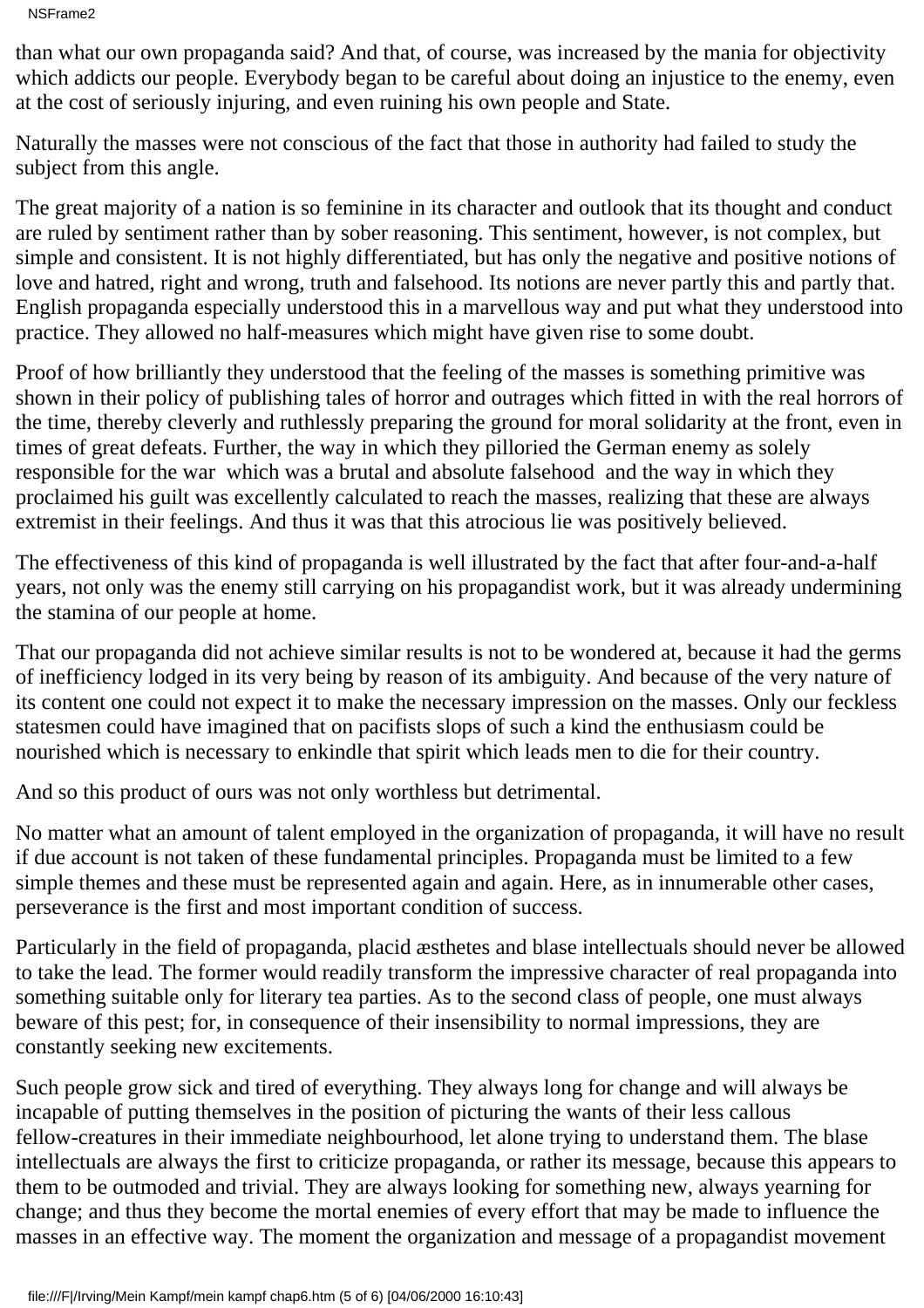than what our own propaganda said? And that, of course, was increased by the mania for objectivity which addicts our people. Everybody began to be careful about doing an injustice to the enemy, even at the cost of seriously injuring, and even ruining his own people and State.

Naturally the masses were not conscious of the fact that those in authority had failed to study the subject from this angle.

The great majority of a nation is so feminine in its character and outlook that its thought and conduct are ruled by sentiment rather than by sober reasoning. This sentiment, however, is not complex, but simple and consistent. It is not highly differentiated, but has only the negative and positive notions of love and hatred, right and wrong, truth and falsehood. Its notions are never partly this and partly that. English propaganda especially understood this in a marvellous way and put what they understood into practice. They allowed no half-measures which might have given rise to some doubt.

Proof of how brilliantly they understood that the feeling of the masses is something primitive was shown in their policy of publishing tales of horror and outrages which fitted in with the real horrors of the time, thereby cleverly and ruthlessly preparing the ground for moral solidarity at the front, even in times of great defeats. Further, the way in which they pilloried the German enemy as solely responsible for the war which was a brutal and absolute falsehood and the way in which they proclaimed his guilt was excellently calculated to reach the masses, realizing that these are always extremist in their feelings. And thus it was that this atrocious lie was positively believed.

The effectiveness of this kind of propaganda is well illustrated by the fact that after four-and-a-half years, not only was the enemy still carrying on his propagandist work, but it was already undermining the stamina of our people at home.

That our propaganda did not achieve similar results is not to be wondered at, because it had the germs of inefficiency lodged in its very being by reason of its ambiguity. And because of the very nature of its content one could not expect it to make the necessary impression on the masses. Only our feckless statesmen could have imagined that on pacifists slops of such a kind the enthusiasm could be nourished which is necessary to enkindle that spirit which leads men to die for their country.

And so this product of ours was not only worthless but detrimental.

No matter what an amount of talent employed in the organization of propaganda, it will have no result if due account is not taken of these fundamental principles. Propaganda must be limited to a few simple themes and these must be represented again and again. Here, as in innumerable other cases, perseverance is the first and most important condition of success.

Particularly in the field of propaganda, placid æsthetes and blase intellectuals should never be allowed to take the lead. The former would readily transform the impressive character of real propaganda into something suitable only for literary tea parties. As to the second class of people, one must always beware of this pest; for, in consequence of their insensibility to normal impressions, they are constantly seeking new excitements.

Such people grow sick and tired of everything. They always long for change and will always be incapable of putting themselves in the position of picturing the wants of their less callous fellow-creatures in their immediate neighbourhood, let alone trying to understand them. The blase intellectuals are always the first to criticize propaganda, or rather its message, because this appears to them to be outmoded and trivial. They are always looking for something new, always yearning for change; and thus they become the mortal enemies of every effort that may be made to influence the masses in an effective way. The moment the organization and message of a propagandist movement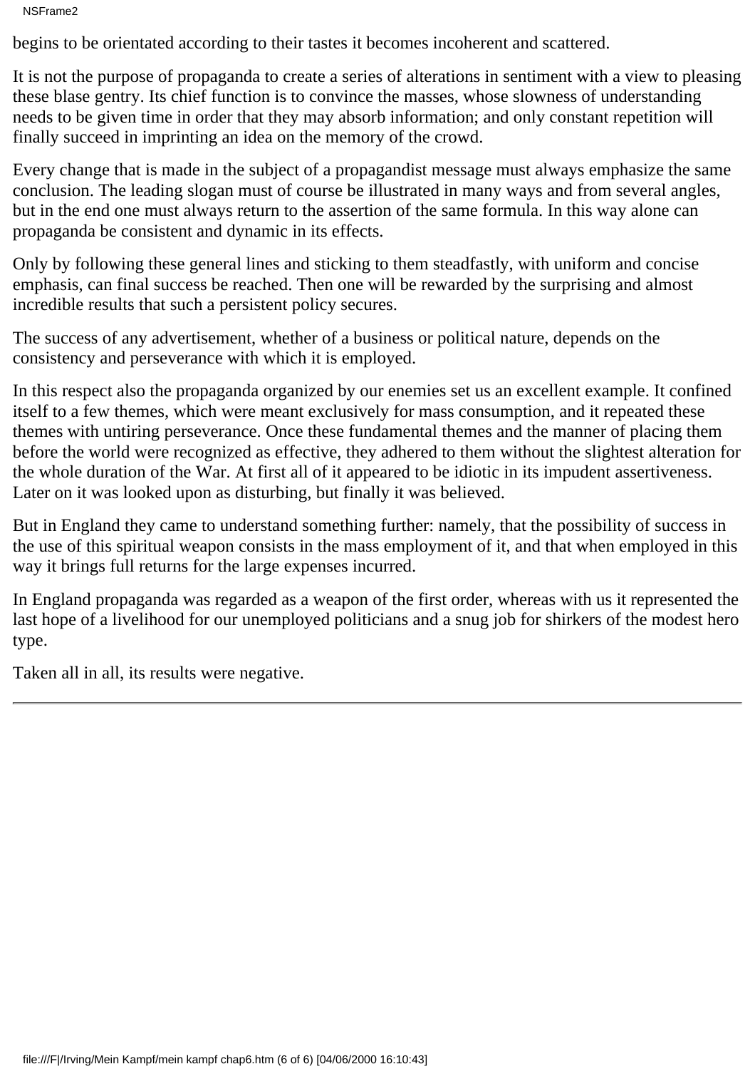begins to be orientated according to their tastes it becomes incoherent and scattered.

It is not the purpose of propaganda to create a series of alterations in sentiment with a view to pleasing these blase gentry. Its chief function is to convince the masses, whose slowness of understanding needs to be given time in order that they may absorb information; and only constant repetition will finally succeed in imprinting an idea on the memory of the crowd.

Every change that is made in the subject of a propagandist message must always emphasize the same conclusion. The leading slogan must of course be illustrated in many ways and from several angles, but in the end one must always return to the assertion of the same formula. In this way alone can propaganda be consistent and dynamic in its effects.

Only by following these general lines and sticking to them steadfastly, with uniform and concise emphasis, can final success be reached. Then one will be rewarded by the surprising and almost incredible results that such a persistent policy secures.

The success of any advertisement, whether of a business or political nature, depends on the consistency and perseverance with which it is employed.

In this respect also the propaganda organized by our enemies set us an excellent example. It confined itself to a few themes, which were meant exclusively for mass consumption, and it repeated these themes with untiring perseverance. Once these fundamental themes and the manner of placing them before the world were recognized as effective, they adhered to them without the slightest alteration for the whole duration of the War. At first all of it appeared to be idiotic in its impudent assertiveness. Later on it was looked upon as disturbing, but finally it was believed.

But in England they came to understand something further: namely, that the possibility of success in the use of this spiritual weapon consists in the mass employment of it, and that when employed in this way it brings full returns for the large expenses incurred.

In England propaganda was regarded as a weapon of the first order, whereas with us it represented the last hope of a livelihood for our unemployed politicians and a snug job for shirkers of the modest hero type.

Taken all in all, its results were negative.

---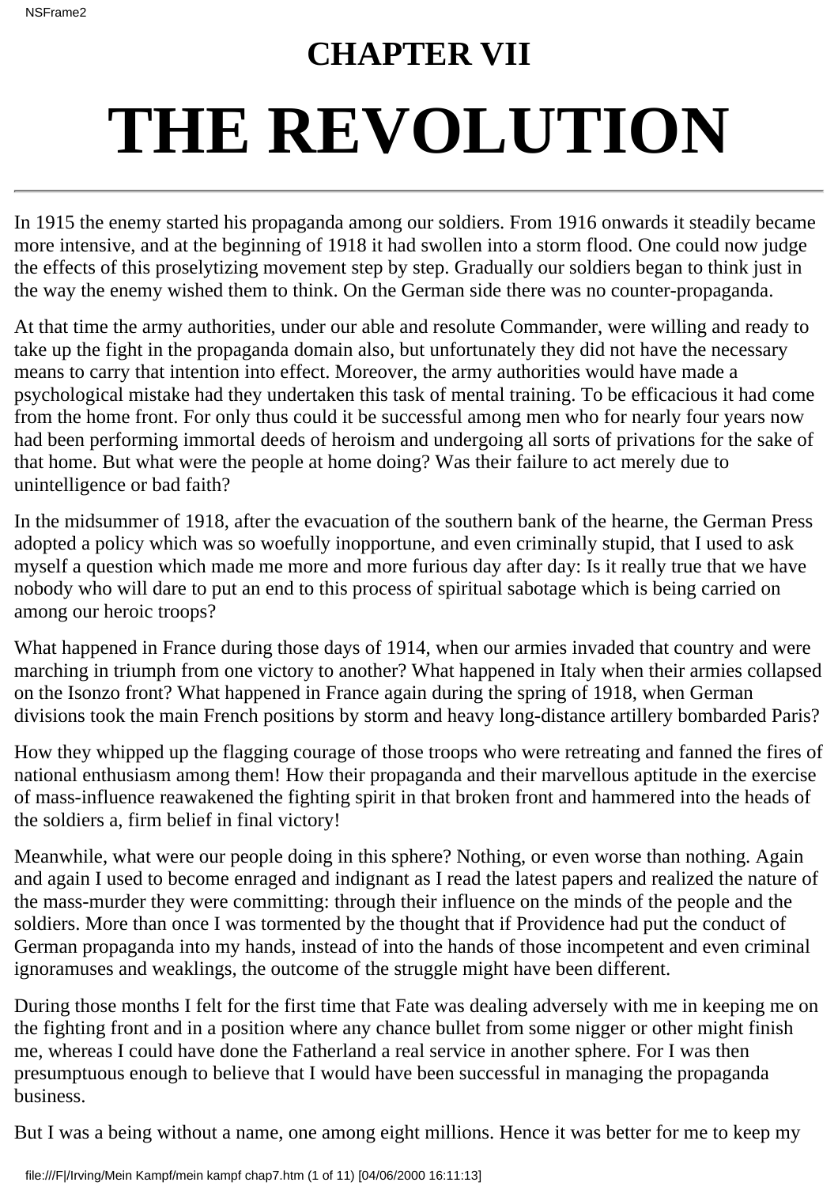# CHAPTER VII

# THE REVOLUTION

In 1915 the enemy started his propaganda among our soldiers. From 1916 onwards it steadily became more intensive, and at the beginning of 1918 it had swollen into a storm flood. One could now judge the effects of this proselytizing movement step by step. Gradually our soldiers began to think just in the way the enemy wished them to think. On the German side there was no counter-propaganda.

At that time the army authorities, under our able and resolute Commander, were willing and ready to take up the fight in the propaganda domain also, but unfortunately they did not have the necessary means to carry that intention into effect. Moreover, the army authorities would have made a psychological mistake had they undertaken this task of mental training. To be efficacious it had come from the home front. For only thus could it be successful among men who for nearly four years now had been performing immortal deeds of heroism and undergoing all sorts of privations for the sake of that home. But what were the people at home doing? Was their failure to act merely due to unintelligence or bad faith?

In the midsummer of 1918, after the evacuation of the southern bank of the hearne, the German Press adopted a policy which was so woefully inopportune, and even criminally stupid, that I used to ask myself a question which made me more and more furious day after day: Is it really true that we have nobody who will dare to put an end to this process of spiritual sabotage which is being carried on among our heroic troops?

What happened in France during those days of 1914, when our armies invaded that country and were marching in triumph from one victory to another? What happened in Italy when their armies collapsed on the Isonzo front? What happened in France again during the spring of 1918, when German divisions took the main French positions by storm and heavy long-distance artillery bombarded Paris?

How they whipped up the flagging courage of those troops who were retreating and fanned the fires of national enthusiasm among them! How their propaganda and their marvellous aptitude in the exercise of mass-influence reawakened the fighting spirit in that broken front and hammered into the heads of the soldiers a, firm belief in final victory!

Meanwhile, what were our people doing in this sphere? Nothing, or even worse than nothing. Again and again I used to become enraged and indignant as I read the latest papers and realized the nature of the mass-murder they were committing: through their influence on the minds of the people and the soldiers. More than once I was tormented by the thought that if Providence had put the conduct of German propaganda into my hands, instead of into the hands of those incompetent and even criminal ignoramuses and weaklings, the outcome of the struggle might have been different.

During those months I felt for the first time that Fate was dealing adversely with me in keeping me on the fighting front and in a position where any chance bullet from some nigger or other might finish me, whereas I could have done the Fatherland a real service in another sphere. For I was then presumptuous enough to believe that I would have been successful in managing the propaganda business.

But I was a being without a name, one among eight millions. Hence it was better for me to keep my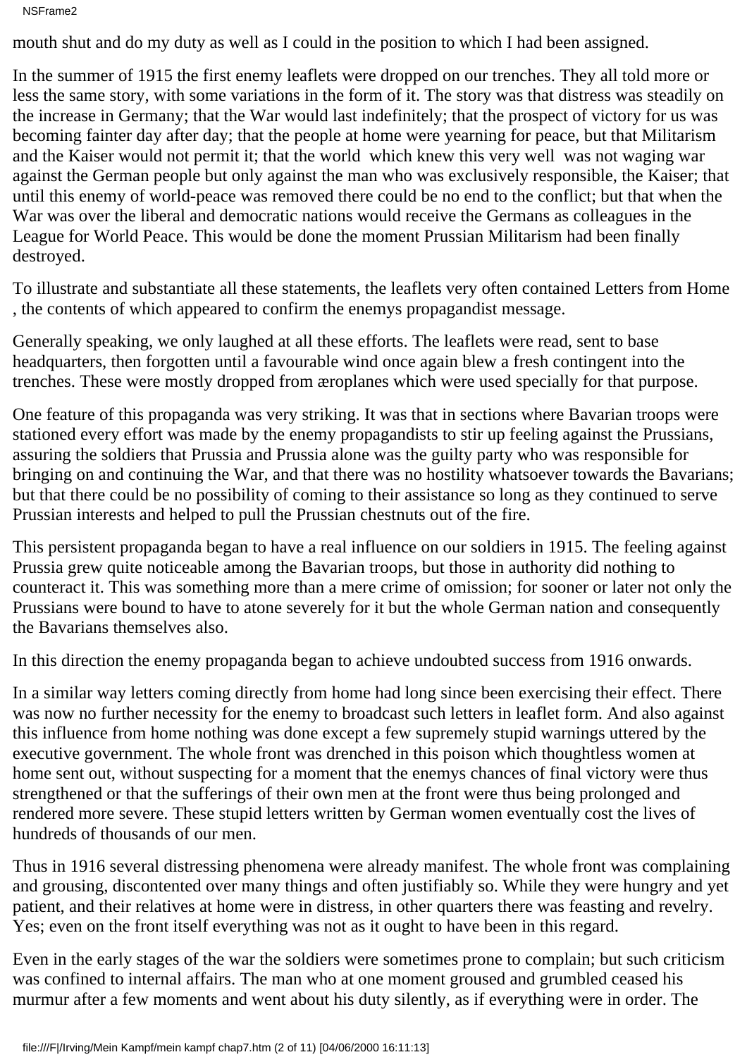mouth shut and do my duty as well as I could in the position to which I had been assigned.

In the summer of 1915 the first enemy leaflets were dropped on our trenches. They all told more or less the same story, with some variations in the form of it. The story was that distress was steadily on the increase in Germany; that the War would last indefinitely; that the prospect of victory for us was becoming fainter day after day; that the people at home were yearning for peace, but that Militarism and the Kaiser would not permit it; that the world  which knew this very well  was not waging war against the German people but only against the man who was exclusively responsible, the Kaiser; that until this enemy of world-peace was removed there could be no end to the conflict; but that when the War was over the liberal and democratic nations would receive the Germans as colleagues in the League for World Peace. This would be done the moment Prussian Militarism had been finally destroyed.

To illustrate and substantiate all these statements, the leaflets very often contained Letters from Home , the contents of which appeared to confirm the enemys propagandist message.

Generally speaking, we only laughed at all these efforts. The leaflets were read, sent to base headquarters, then forgotten until a favourable wind once again blew a fresh contingent into the trenches. These were mostly dropped from æroplanes which were used specially for that purpose.

One feature of this propaganda was very striking. It was that in sections where Bavarian troops were stationed every effort was made by the enemy propagandists to stir up feeling against the Prussians, assuring the soldiers that Prussia and Prussia alone was the guilty party who was responsible for bringing on and continuing the War, and that there was no hostility whatsoever towards the Bavarians; but that there could be no possibility of coming to their assistance so long as they continued to serve Prussian interests and helped to pull the Prussian chestnuts out of the fire.

This persistent propaganda began to have a real influence on our soldiers in 1915. The feeling against Prussia grew quite noticeable among the Bavarian troops, but those in authority did nothing to counteract it. This was something more than a mere crime of omission; for sooner or later not only the Prussians were bound to have to atone severely for it but the whole German nation and consequently the Bavarians themselves also.

In this direction the enemy propaganda began to achieve undoubted success from 1916 onwards.

In a similar way letters coming directly from home had long since been exercising their effect. There was now no further necessity for the enemy to broadcast such letters in leaflet form. And also against this influence from home nothing was done except a few supremely stupid warnings uttered by the executive government. The whole front was drenched in this poison which thoughtless women at home sent out, without suspecting for a moment that the enemys chances of final victory were thus strengthened or that the sufferings of their own men at the front were thus being prolonged and rendered more severe. These stupid letters written by German women eventually cost the lives of hundreds of thousands of our men.

Thus in 1916 several distressing phenomena were already manifest. The whole front was complaining and grousing, discontented over many things and often justifiably so. While they were hungry and yet patient, and their relatives at home were in distress, in other quarters there was feasting and revelry. Yes; even on the front itself everything was not as it ought to have been in this regard.

Even in the early stages of the war the soldiers were sometimes prone to complain; but such criticism was confined to internal affairs. The man who at one moment groused and grumbled ceased his murmur after a few moments and went about his duty silently, as if everything were in order. The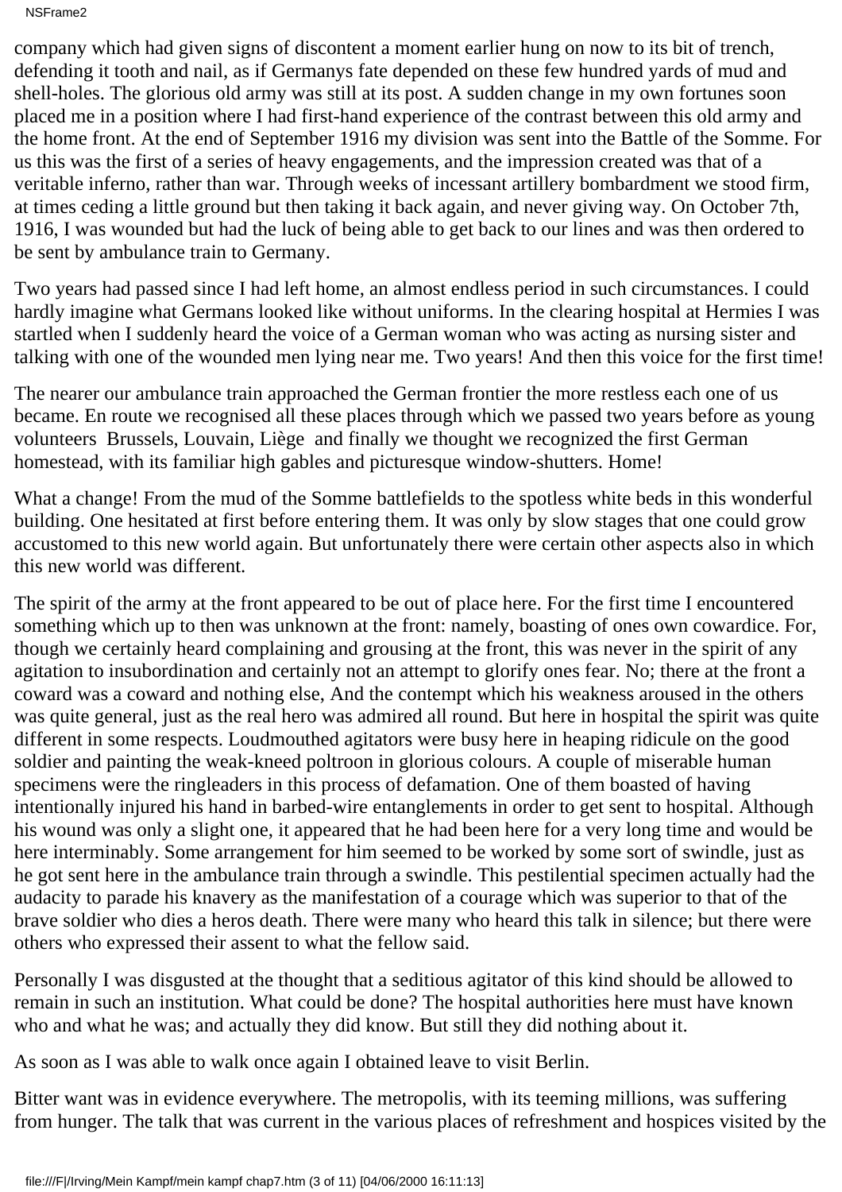company which had given signs of discontent a moment earlier hung on now to its bit of trench, defending it tooth and nail, as if Germanys fate depended on these few hundred yards of mud and shell-holes. The glorious old army was still at its post. A sudden change in my own fortunes soon placed me in a position where I had first-hand experience of the contrast between this old army and the home front. At the end of September 1916 my division was sent into the Battle of the Somme. For us this was the first of a series of heavy engagements, and the impression created was that of a veritable inferno, rather than war. Through weeks of incessant artillery bombardment we stood firm, at times ceding a little ground but then taking it back again, and never giving way. On October 7th, 1916, I was wounded but had the luck of being able to get back to our lines and was then ordered to be sent by ambulance train to Germany.

Two years had passed since I had left home, an almost endless period in such circumstances. I could hardly imagine what Germans looked like without uniforms. In the clearing hospital at Hermies I was startled when I suddenly heard the voice of a German woman who was acting as nursing sister and talking with one of the wounded men lying near me. Two years! And then this voice for the first time!

The nearer our ambulance train approached the German frontier the more restless each one of us became. En route we recognised all these places through which we passed two years before as young volunteers Brussels, Louvain, Liège and finally we thought we recognized the first German homestead, with its familiar high gables and picturesque window-shutters. Home!

What a change! From the mud of the Somme battlefields to the spotless white beds in this wonderful building. One hesitated at first before entering them. It was only by slow stages that one could grow accustomed to this new world again. But unfortunately there were certain other aspects also in which this new world was different.

The spirit of the army at the front appeared to be out of place here. For the first time I encountered something which up to then was unknown at the front: namely, boasting of ones own cowardice. For, though we certainly heard complaining and grousing at the front, this was never in the spirit of any agitation to insubordination and certainly not an attempt to glorify ones fear. No; there at the front a coward was a coward and nothing else, And the contempt which his weakness aroused in the others was quite general, just as the real hero was admired all round. But here in hospital the spirit was quite different in some respects. Loudmouthed agitators were busy here in heaping ridicule on the good soldier and painting the weak-kneed poltroon in glorious colours. A couple of miserable human specimens were the ringleaders in this process of defamation. One of them boasted of having intentionally injured his hand in barbed-wire entanglements in order to get sent to hospital. Although his wound was only a slight one, it appeared that he had been here for a very long time and would be here interminably. Some arrangement for him seemed to be worked by some sort of swindle, just as he got sent here in the ambulance train through a swindle. This pestilential specimen actually had the audacity to parade his knavery as the manifestation of a courage which was superior to that of the brave soldier who dies a heros death. There were many who heard this talk in silence; but there were others who expressed their assent to what the fellow said.

Personally I was disgusted at the thought that a seditious agitator of this kind should be allowed to remain in such an institution. What could be done? The hospital authorities here must have known who and what he was; and actually they did know. But still they did nothing about it.

As soon as I was able to walk once again I obtained leave to visit Berlin.

Bitter want was in evidence everywhere. The metropolis, with its teeming millions, was suffering from hunger. The talk that was current in the various places of refreshment and hospices visited by the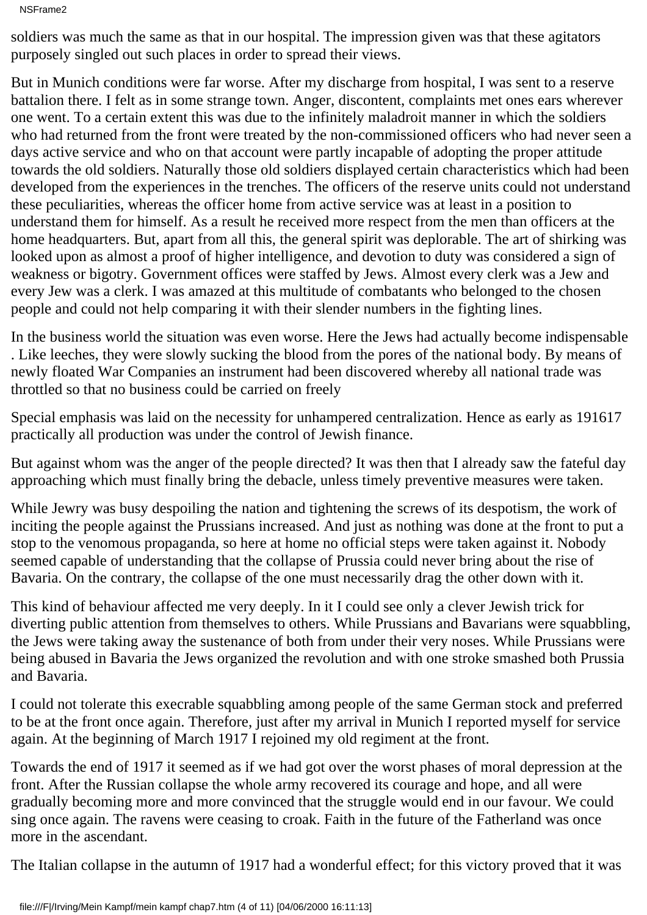soldiers was much the same as that in our hospital. The impression given was that these agitators purposely singled out such places in order to spread their views.

But in Munich conditions were far worse. After my discharge from hospital, I was sent to a reserve battalion there. I felt as in some strange town. Anger, discontent, complaints met ones ears wherever one went. To a certain extent this was due to the infinitely maladroit manner in which the soldiers who had returned from the front were treated by the non-commissioned officers who had never seen a days active service and who on that account were partly incapable of adopting the proper attitude towards the old soldiers. Naturally those old soldiers displayed certain characteristics which had been developed from the experiences in the trenches. The officers of the reserve units could not understand these peculiarities, whereas the officer home from active service was at least in a position to understand them for himself. As a result he received more respect from the men than officers at the home headquarters. But, apart from all this, the general spirit was deplorable. The art of shirking was looked upon as almost a proof of higher intelligence, and devotion to duty was considered a sign of weakness or bigotry. Government offices were staffed by Jews. Almost every clerk was a Jew and every Jew was a clerk. I was amazed at this multitude of combatants who belonged to the chosen people and could not help comparing it with their slender numbers in the fighting lines.

In the business world the situation was even worse. Here the Jews had actually become indispensable . Like leeches, they were slowly sucking the blood from the pores of the national body. By means of newly floated War Companies an instrument had been discovered whereby all national trade was throttled so that no business could be carried on freely

Special emphasis was laid on the necessity for unhampered centralization. Hence as early as 191617 practically all production was under the control of Jewish finance.

But against whom was the anger of the people directed? It was then that I already saw the fateful day approaching which must finally bring the debacle, unless timely preventive measures were taken.

While Jewry was busy despoiling the nation and tightening the screws of its despotism, the work of inciting the people against the Prussians increased. And just as nothing was done at the front to put a stop to the venomous propaganda, so here at home no official steps were taken against it. Nobody seemed capable of understanding that the collapse of Prussia could never bring about the rise of Bavaria. On the contrary, the collapse of the one must necessarily drag the other down with it.

This kind of behaviour affected me very deeply. In it I could see only a clever Jewish trick for diverting public attention from themselves to others. While Prussians and Bavarians were squabbling, the Jews were taking away the sustenance of both from under their very noses. While Prussians were being abused in Bavaria the Jews organized the revolution and with one stroke smashed both Prussia and Bavaria.

I could not tolerate this execrable squabbling among people of the same German stock and preferred to be at the front once again. Therefore, just after my arrival in Munich I reported myself for service again. At the beginning of March 1917 I rejoined my old regiment at the front.

Towards the end of 1917 it seemed as if we had got over the worst phases of moral depression at the front. After the Russian collapse the whole army recovered its courage and hope, and all were gradually becoming more and more convinced that the struggle would end in our favour. We could sing once again. The ravens were ceasing to croak. Faith in the future of the Fatherland was once more in the ascendant.

The Italian collapse in the autumn of 1917 had a wonderful effect; for this victory proved that it was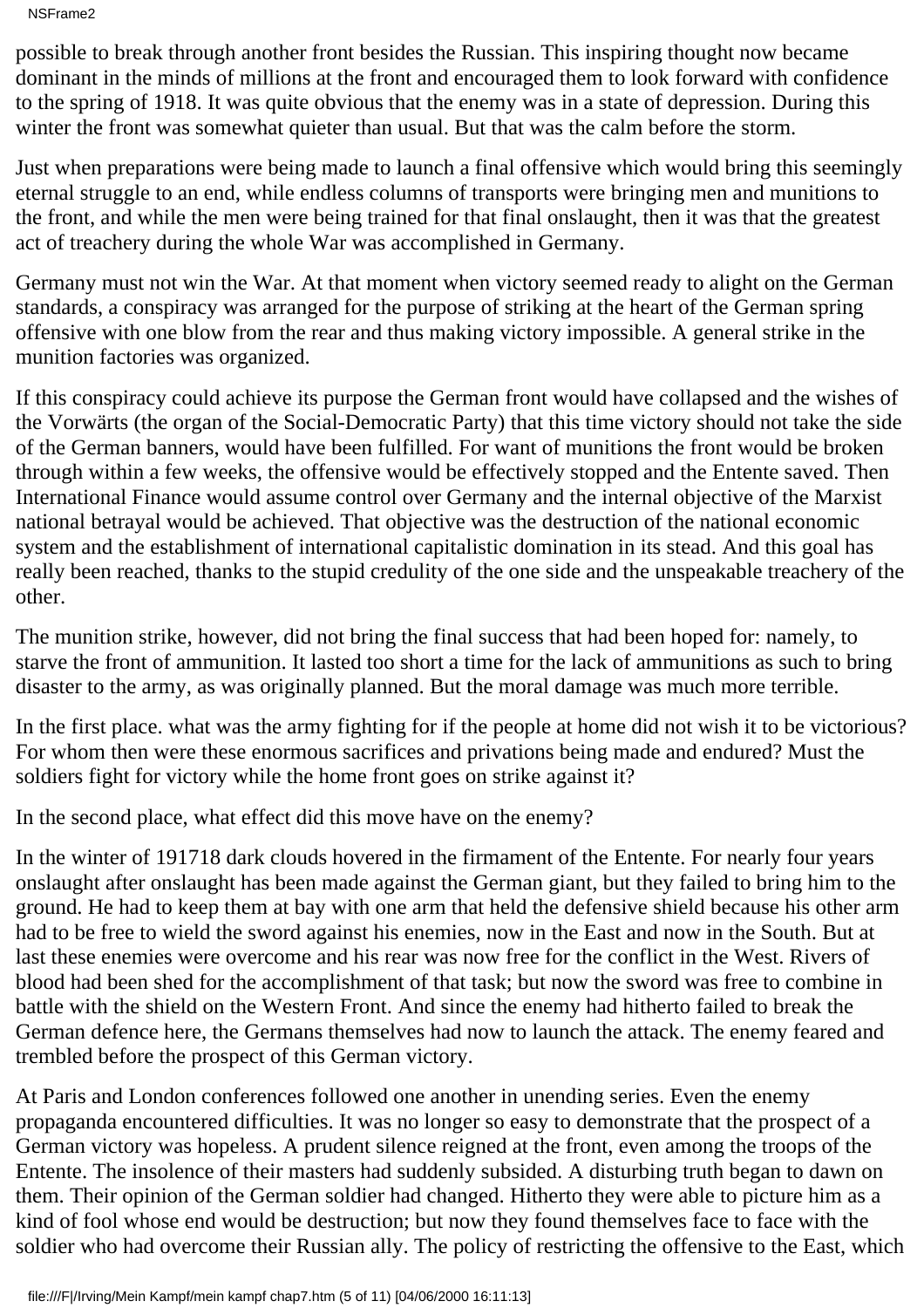possible to break through another front besides the Russian. This inspiring thought now became dominant in the minds of millions at the front and encouraged them to look forward with confidence to the spring of 1918. It was quite obvious that the enemy was in a state of depression. During this winter the front was somewhat quieter than usual. But that was the calm before the storm.

Just when preparations were being made to launch a final offensive which would bring this seemingly eternal struggle to an end, while endless columns of transports were bringing men and munitions to the front, and while the men were being trained for that final onslaught, then it was that the greatest act of treachery during the whole War was accomplished in Germany.

Germany must not win the War. At that moment when victory seemed ready to alight on the German standards, a conspiracy was arranged for the purpose of striking at the heart of the German spring offensive with one blow from the rear and thus making victory impossible. A general strike in the munition factories was organized.

If this conspiracy could achieve its purpose the German front would have collapsed and the wishes of the Vorwärts (the organ of the Social-Democratic Party) that this time victory should not take the side of the German banners, would have been fulfilled. For want of munitions the front would be broken through within a few weeks, the offensive would be effectively stopped and the Entente saved. Then International Finance would assume control over Germany and the internal objective of the Marxist national betrayal would be achieved. That objective was the destruction of the national economic system and the establishment of international capitalistic domination in its stead. And this goal has really been reached, thanks to the stupid credulity of the one side and the unspeakable treachery of the other.

The munition strike, however, did not bring the final success that had been hoped for: namely, to starve the front of ammunition. It lasted too short a time for the lack of ammunitions as such to bring disaster to the army, as was originally planned. But the moral damage was much more terrible.

In the first place. what was the army fighting for if the people at home did not wish it to be victorious? For whom then were these enormous sacrifices and privations being made and endured? Must the soldiers fight for victory while the home front goes on strike against it?

In the second place, what effect did this move have on the enemy?

In the winter of 191718 dark clouds hovered in the firmament of the Entente. For nearly four years onslaught after onslaught has been made against the German giant, but they failed to bring him to the ground. He had to keep them at bay with one arm that held the defensive shield because his other arm had to be free to wield the sword against his enemies, now in the East and now in the South. But at last these enemies were overcome and his rear was now free for the conflict in the West. Rivers of blood had been shed for the accomplishment of that task; but now the sword was free to combine in battle with the shield on the Western Front. And since the enemy had hitherto failed to break the German defence here, the Germans themselves had now to launch the attack. The enemy feared and trembled before the prospect of this German victory.

At Paris and London conferences followed one another in unending series. Even the enemy propaganda encountered difficulties. It was no longer so easy to demonstrate that the prospect of a German victory was hopeless. A prudent silence reigned at the front, even among the troops of the Entente. The insolence of their masters had suddenly subsided. A disturbing truth began to dawn on them. Their opinion of the German soldier had changed. Hitherto they were able to picture him as a kind of fool whose end would be destruction; but now they found themselves face to face with the soldier who had overcome their Russian ally. The policy of restricting the offensive to the East, which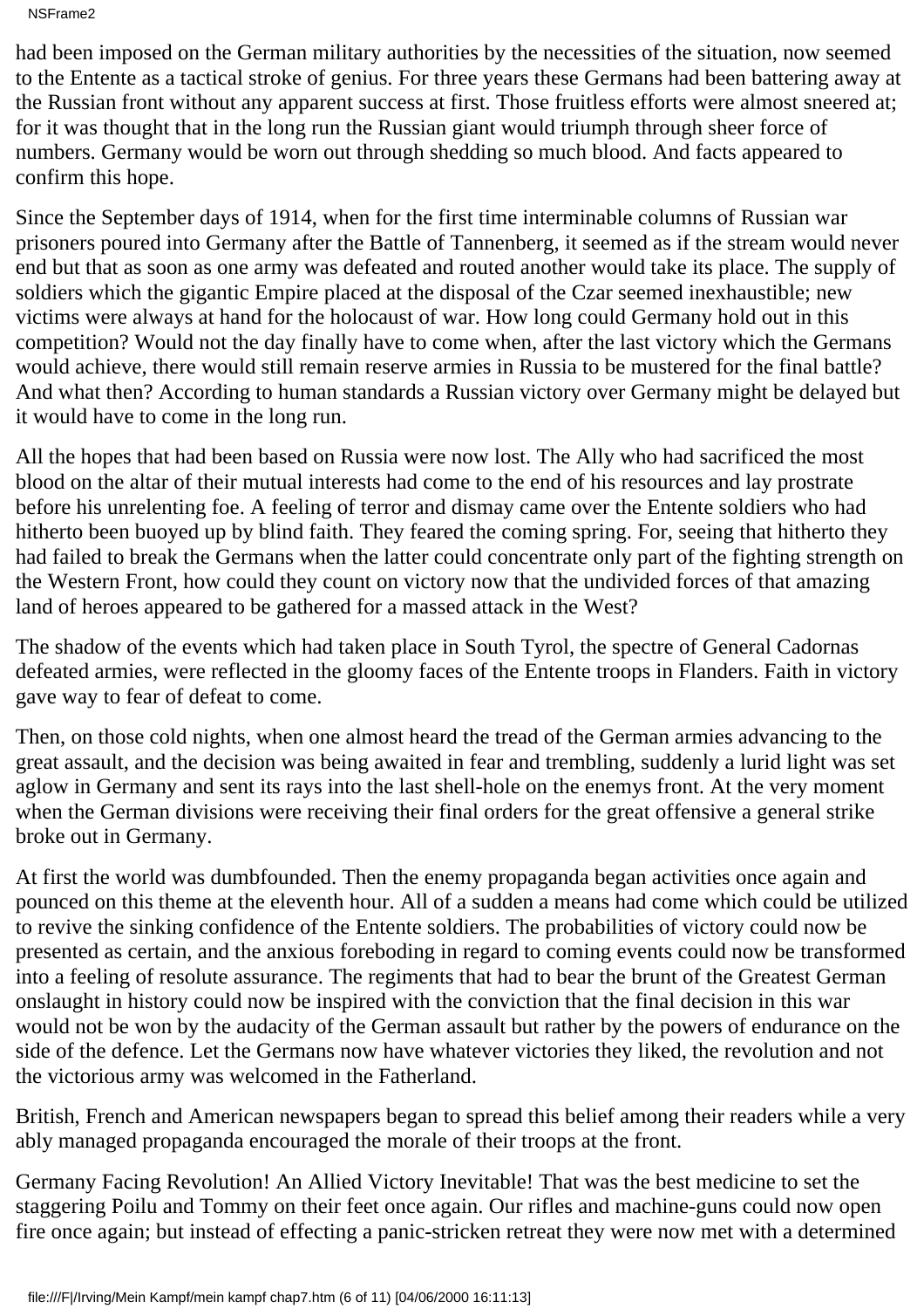had been imposed on the German military authorities by the necessities of the situation, now seemed to the Entente as a tactical stroke of genius. For three years these Germans had been battering away at the Russian front without any apparent success at first. Those fruitless efforts were almost sneered at; for it was thought that in the long run the Russian giant would triumph through sheer force of numbers. Germany would be worn out through shedding so much blood. And facts appeared to confirm this hope.

Since the September days of 1914, when for the first time interminable columns of Russian war prisoners poured into Germany after the Battle of Tannenberg, it seemed as if the stream would never end but that as soon as one army was defeated and routed another would take its place. The supply of soldiers which the gigantic Empire placed at the disposal of the Czar seemed inexhaustible; new victims were always at hand for the holocaust of war. How long could Germany hold out in this competition? Would not the day finally have to come when, after the last victory which the Germans would achieve, there would still remain reserve armies in Russia to be mustered for the final battle? And what then? According to human standards a Russian victory over Germany might be delayed but it would have to come in the long run.

All the hopes that had been based on Russia were now lost. The Ally who had sacrificed the most blood on the altar of their mutual interests had come to the end of his resources and lay prostrate before his unrelenting foe. A feeling of terror and dismay came over the Entente soldiers who had hitherto been buoyed up by blind faith. They feared the coming spring. For, seeing that hitherto they had failed to break the Germans when the latter could concentrate only part of the fighting strength on the Western Front, how could they count on victory now that the undivided forces of that amazing land of heroes appeared to be gathered for a massed attack in the West?

The shadow of the events which had taken place in South Tyrol, the spectre of General Cadornas defeated armies, were reflected in the gloomy faces of the Entente troops in Flanders. Faith in victory gave way to fear of defeat to come.

Then, on those cold nights, when one almost heard the tread of the German armies advancing to the great assault, and the decision was being awaited in fear and trembling, suddenly a lurid light was set aglow in Germany and sent its rays into the last shell-hole on the enemys front. At the very moment when the German divisions were receiving their final orders for the great offensive a general strike broke out in Germany.

At first the world was dumbfounded. Then the enemy propaganda began activities once again and pounced on this theme at the eleventh hour. All of a sudden a means had come which could be utilized to revive the sinking confidence of the Entente soldiers. The probabilities of victory could now be presented as certain, and the anxious foreboding in regard to coming events could now be transformed into a feeling of resolute assurance. The regiments that had to bear the brunt of the Greatest German onslaught in history could now be inspired with the conviction that the final decision in this war would not be won by the audacity of the German assault but rather by the powers of endurance on the side of the defence. Let the Germans now have whatever victories they liked, the revolution and not the victorious army was welcomed in the Fatherland.

British, French and American newspapers began to spread this belief among their readers while a very ably managed propaganda encouraged the morale of their troops at the front.

Germany Facing Revolution! An Allied Victory Inevitable! That was the best medicine to set the staggering Poilu and Tommy on their feet once again. Our rifles and machine-guns could now open fire once again; but instead of effecting a panic-stricken retreat they were now met with a determined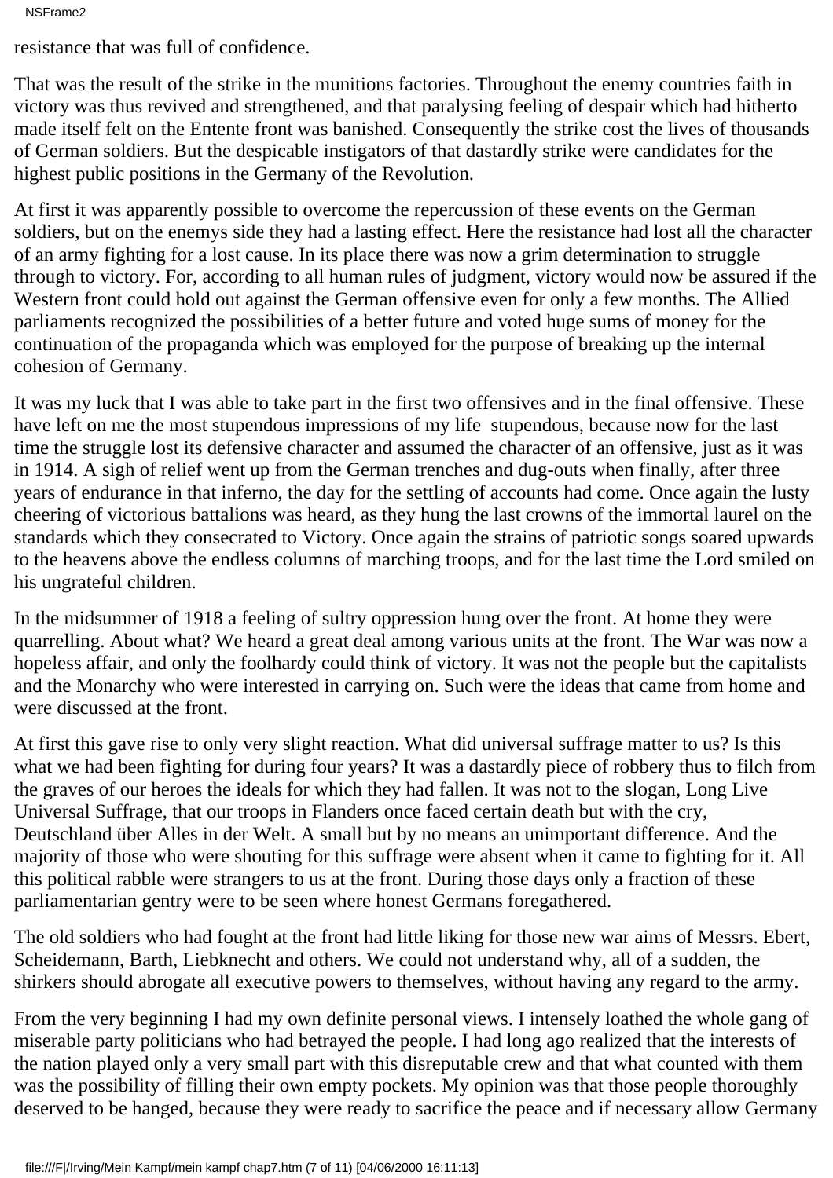resistance that was full of confidence.

That was the result of the strike in the munitions factories. Throughout the enemy countries faith in victory was thus revived and strengthened, and that paralysing feeling of despair which had hitherto made itself felt on the Entente front was banished. Consequently the strike cost the lives of thousands of German soldiers. But the despicable instigators of that dastardly strike were candidates for the highest public positions in the Germany of the Revolution.

At first it was apparently possible to overcome the repercussion of these events on the German soldiers, but on the enemys side they had a lasting effect. Here the resistance had lost all the character of an army fighting for a lost cause. In its place there was now a grim determination to struggle through to victory. For, according to all human rules of judgment, victory would now be assured if the Western front could hold out against the German offensive even for only a few months. The Allied parliaments recognized the possibilities of a better future and voted huge sums of money for the continuation of the propaganda which was employed for the purpose of breaking up the internal cohesion of Germany.

It was my luck that I was able to take part in the first two offensives and in the final offensive. These have left on me the most stupendous impressions of my life stupendous, because now for the last time the struggle lost its defensive character and assumed the character of an offensive, just as it was in 1914. A sigh of relief went up from the German trenches and dug-outs when finally, after three years of endurance in that inferno, the day for the settling of accounts had come. Once again the lusty cheering of victorious battalions was heard, as they hung the last crowns of the immortal laurel on the standards which they consecrated to Victory. Once again the strains of patriotic songs soared upwards to the heavens above the endless columns of marching troops, and for the last time the Lord smiled on his ungrateful children.

In the midsummer of 1918 a feeling of sultry oppression hung over the front. At home they were quarrelling. About what? We heard a great deal among various units at the front. The War was now a hopeless affair, and only the foolhardy could think of victory. It was not the people but the capitalists and the Monarchy who were interested in carrying on. Such were the ideas that came from home and were discussed at the front.

At first this gave rise to only very slight reaction. What did universal suffrage matter to us? Is this what we had been fighting for during four years? It was a dastardly piece of robbery thus to filch from the graves of our heroes the ideals for which they had fallen. It was not to the slogan, Long Live Universal Suffrage, that our troops in Flanders once faced certain death but with the cry, Deutschland über Alles in der Welt. A small but by no means an unimportant difference. And the majority of those who were shouting for this suffrage were absent when it came to fighting for it. All this political rabble were strangers to us at the front. During those days only a fraction of these parliamentarian gentry were to be seen where honest Germans foregathered.

The old soldiers who had fought at the front had little liking for those new war aims of Messrs. Ebert, Scheidemann, Barth, Liebknecht and others. We could not understand why, all of a sudden, the shirkers should abrogate all executive powers to themselves, without having any regard to the army.

From the very beginning I had my own definite personal views. I intensely loathed the whole gang of miserable party politicians who had betrayed the people. I had long ago realized that the interests of the nation played only a very small part with this disreputable crew and that what counted with them was the possibility of filling their own empty pockets. My opinion was that those people thoroughly deserved to be hanged, because they were ready to sacrifice the peace and if necessary allow Germany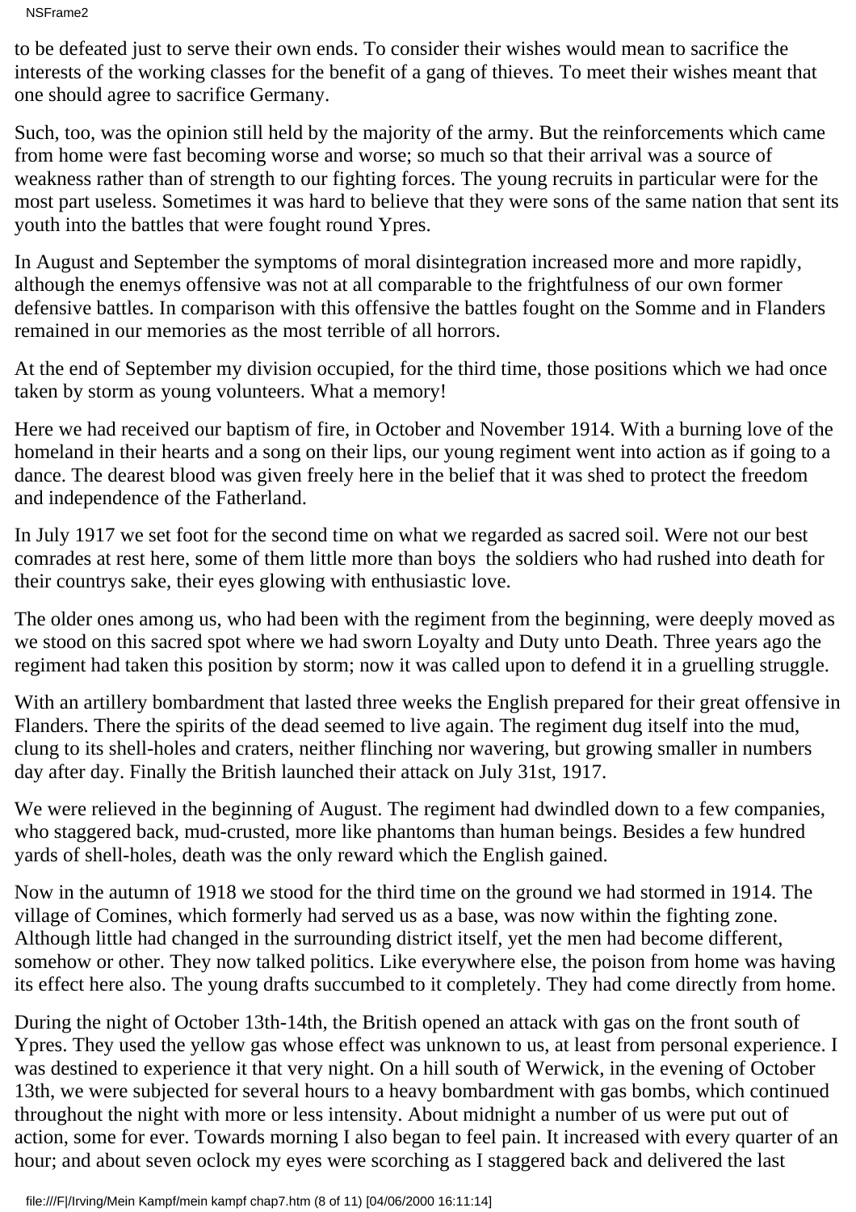to be defeated just to serve their own ends. To consider their wishes would mean to sacrifice the interests of the working classes for the benefit of a gang of thieves. To meet their wishes meant that one should agree to sacrifice Germany.

Such, too, was the opinion still held by the majority of the army. But the reinforcements which came from home were fast becoming worse and worse; so much so that their arrival was a source of weakness rather than of strength to our fighting forces. The young recruits in particular were for the most part useless. Sometimes it was hard to believe that they were sons of the same nation that sent its youth into the battles that were fought round Ypres.

In August and September the symptoms of moral disintegration increased more and more rapidly, although the enemys offensive was not at all comparable to the frightfulness of our own former defensive battles. In comparison with this offensive the battles fought on the Somme and in Flanders remained in our memories as the most terrible of all horrors.

At the end of September my division occupied, for the third time, those positions which we had once taken by storm as young volunteers. What a memory!

Here we had received our baptism of fire, in October and November 1914. With a burning love of the homeland in their hearts and a song on their lips, our young regiment went into action as if going to a dance. The dearest blood was given freely here in the belief that it was shed to protect the freedom and independence of the Fatherland.

In July 1917 we set foot for the second time on what we regarded as sacred soil. Were not our best comrades at rest here, some of them little more than boys  the soldiers who had rushed into death for their countrys sake, their eyes glowing with enthusiastic love.

The older ones among us, who had been with the regiment from the beginning, were deeply moved as we stood on this sacred spot where we had sworn Loyalty and Duty unto Death. Three years ago the regiment had taken this position by storm; now it was called upon to defend it in a gruelling struggle.

With an artillery bombardment that lasted three weeks the English prepared for their great offensive in Flanders. There the spirits of the dead seemed to live again. The regiment dug itself into the mud, clung to its shell-holes and craters, neither flinching nor wavering, but growing smaller in numbers day after day. Finally the British launched their attack on July 31st, 1917.

We were relieved in the beginning of August. The regiment had dwindled down to a few companies, who staggered back, mud-crusted, more like phantoms than human beings. Besides a few hundred yards of shell-holes, death was the only reward which the English gained.

Now in the autumn of 1918 we stood for the third time on the ground we had stormed in 1914. The village of Comines, which formerly had served us as a base, was now within the fighting zone. Although little had changed in the surrounding district itself, yet the men had become different, somehow or other. They now talked politics. Like everywhere else, the poison from home was having its effect here also. The young drafts succumbed to it completely. They had come directly from home.

During the night of October 13th-14th, the British opened an attack with gas on the front south of Ypres. They used the yellow gas whose effect was unknown to us, at least from personal experience. I was destined to experience it that very night. On a hill south of Werwick, in the evening of October 13th, we were subjected for several hours to a heavy bombardment with gas bombs, which continued throughout the night with more or less intensity. About midnight a number of us were put out of action, some for ever. Towards morning I also began to feel pain. It increased with every quarter of an hour; and about seven oclock my eyes were scorching as I staggered back and delivered the last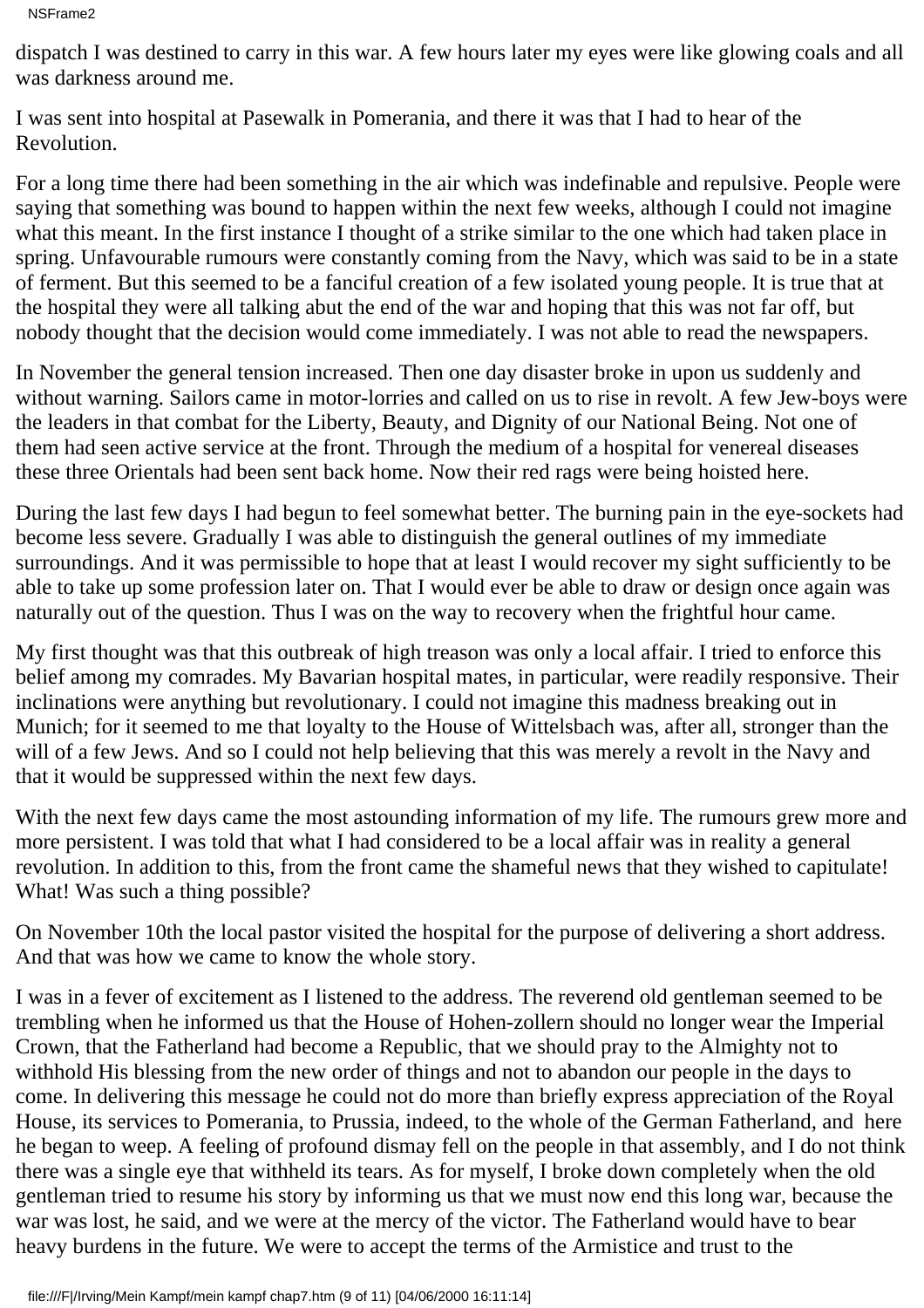dispatch I was destined to carry in this war. A few hours later my eyes were like glowing coals and all was darkness around me.

I was sent into hospital at Pasewalk in Pomerania, and there it was that I had to hear of the Revolution.

For a long time there had been something in the air which was indefinable and repulsive. People were saying that something was bound to happen within the next few weeks, although I could not imagine what this meant. In the first instance I thought of a strike similar to the one which had taken place in spring. Unfavourable rumours were constantly coming from the Navy, which was said to be in a state of ferment. But this seemed to be a fanciful creation of a few isolated young people. It is true that at the hospital they were all talking abut the end of the war and hoping that this was not far off, but nobody thought that the decision would come immediately. I was not able to read the newspapers.

In November the general tension increased. Then one day disaster broke in upon us suddenly and without warning. Sailors came in motor-lorries and called on us to rise in revolt. A few Jew-boys were the leaders in that combat for the Liberty, Beauty, and Dignity of our National Being. Not one of them had seen active service at the front. Through the medium of a hospital for venereal diseases these three Orientals had been sent back home. Now their red rags were being hoisted here.

During the last few days I had begun to feel somewhat better. The burning pain in the eye-sockets had become less severe. Gradually I was able to distinguish the general outlines of my immediate surroundings. And it was permissible to hope that at least I would recover my sight sufficiently to be able to take up some profession later on. That I would ever be able to draw or design once again was naturally out of the question. Thus I was on the way to recovery when the frightful hour came.

My first thought was that this outbreak of high treason was only a local affair. I tried to enforce this belief among my comrades. My Bavarian hospital mates, in particular, were readily responsive. Their inclinations were anything but revolutionary. I could not imagine this madness breaking out in Munich; for it seemed to me that loyalty to the House of Wittelsbach was, after all, stronger than the will of a few Jews. And so I could not help believing that this was merely a revolt in the Navy and that it would be suppressed within the next few days.

With the next few days came the most astounding information of my life. The rumours grew more and more persistent. I was told that what I had considered to be a local affair was in reality a general revolution. In addition to this, from the front came the shameful news that they wished to capitulate! What! Was such a thing possible?

On November 10th the local pastor visited the hospital for the purpose of delivering a short address. And that was how we came to know the whole story.

I was in a fever of excitement as I listened to the address. The reverend old gentleman seemed to be trembling when he informed us that the House of Hohen-zollern should no longer wear the Imperial Crown, that the Fatherland had become a Republic, that we should pray to the Almighty not to withhold His blessing from the new order of things and not to abandon our people in the days to come. In delivering this message he could not do more than briefly express appreciation of the Royal House, its services to Pomerania, to Prussia, indeed, to the whole of the German Fatherland, and here he began to weep. A feeling of profound dismay fell on the people in that assembly, and I do not think there was a single eye that withheld its tears. As for myself, I broke down completely when the old gentleman tried to resume his story by informing us that we must now end this long war, because the war was lost, he said, and we were at the mercy of the victor. The Fatherland would have to bear heavy burdens in the future. We were to accept the terms of the Armistice and trust to the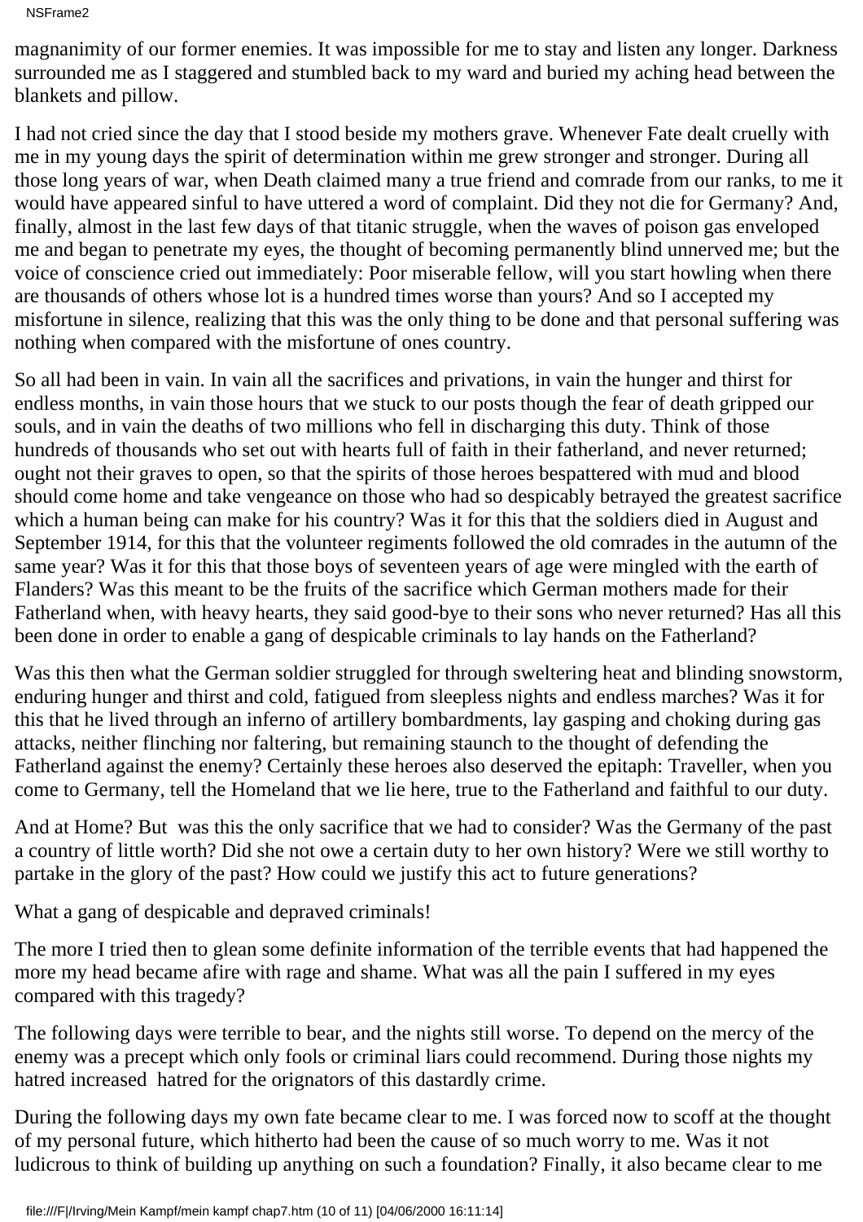magnanimity of our former enemies. It was impossible for me to stay and listen any longer. Darkness surrounded me as I staggered and stumbled back to my ward and buried my aching head between the blankets and pillow.

I had not cried since the day that I stood beside my mothers grave. Whenever Fate dealt cruelly with me in my young days the spirit of determination within me grew stronger and stronger. During all those long years of war, when Death claimed many a true friend and comrade from our ranks, to me it would have appeared sinful to have uttered a word of complaint. Did they not die for Germany? And, finally, almost in the last few days of that titanic struggle, when the waves of poison gas enveloped me and began to penetrate my eyes, the thought of becoming permanently blind unnerved me; but the voice of conscience cried out immediately: Poor miserable fellow, will you start howling when there are thousands of others whose lot is a hundred times worse than yours? And so I accepted my misfortune in silence, realizing that this was the only thing to be done and that personal suffering was nothing when compared with the misfortune of ones country.

So all had been in vain. In vain all the sacrifices and privations, in vain the hunger and thirst for endless months, in vain those hours that we stuck to our posts though the fear of death gripped our souls, and in vain the deaths of two millions who fell in discharging this duty. Think of those hundreds of thousands who set out with hearts full of faith in their fatherland, and never returned; ought not their graves to open, so that the spirits of those heroes bespattered with mud and blood should come home and take vengeance on those who had so despicably betrayed the greatest sacrifice which a human being can make for his country? Was it for this that the soldiers died in August and September 1914, for this that the volunteer regiments followed the old comrades in the autumn of the same year? Was it for this that those boys of seventeen years of age were mingled with the earth of Flanders? Was this meant to be the fruits of the sacrifice which German mothers made for their Fatherland when, with heavy hearts, they said good-bye to their sons who never returned? Has all this been done in order to enable a gang of despicable criminals to lay hands on the Fatherland?

Was this then what the German soldier struggled for through sweltering heat and blinding snowstorm, enduring hunger and thirst and cold, fatigued from sleepless nights and endless marches? Was it for this that he lived through an inferno of artillery bombardments, lay gasping and choking during gas attacks, neither flinching nor faltering, but remaining staunch to the thought of defending the Fatherland against the enemy? Certainly these heroes also deserved the epitaph: Traveller, when you come to Germany, tell the Homeland that we lie here, true to the Fatherland and faithful to our duty.

And at Home? But was this the only sacrifice that we had to consider? Was the Germany of the past a country of little worth? Did she not owe a certain duty to her own history? Were we still worthy to partake in the glory of the past? How could we justify this act to future generations?

What a gang of despicable and depraved criminals!

The more I tried then to glean some definite information of the terrible events that had happened the more my head became afire with rage and shame. What was all the pain I suffered in my eyes compared with this tragedy?

The following days were terrible to bear, and the nights still worse. To depend on the mercy of the enemy was a precept which only fools or criminal liars could recommend. During those nights my hatred increased hatred for the orignators of this dastardly crime.

During the following days my own fate became clear to me. I was forced now to scoff at the thought of my personal future, which hitherto had been the cause of so much worry to me. Was it not ludicrous to think of building up anything on such a foundation? Finally, it also became clear to me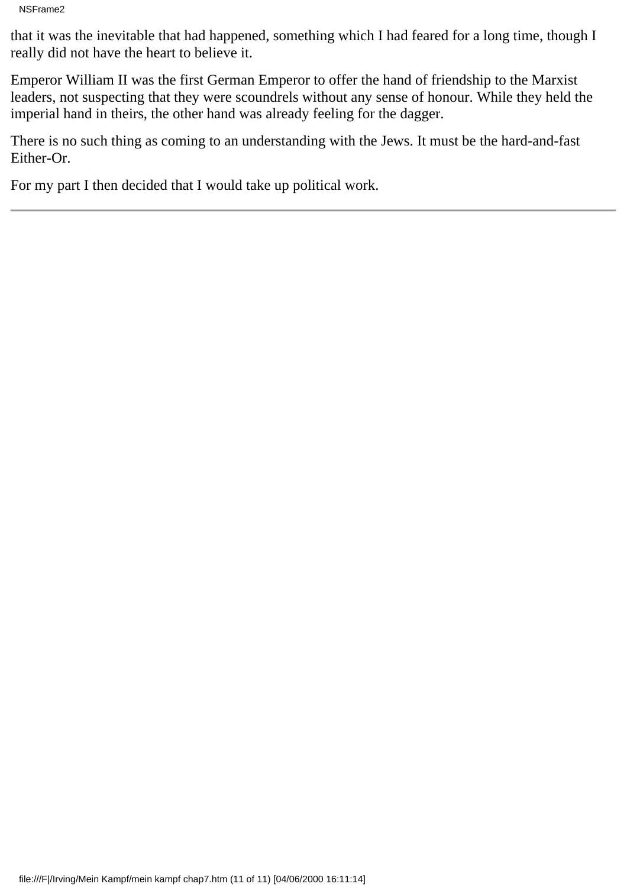that it was the inevitable that had happened, something which I had feared for a long time, though I really did not have the heart to believe it.

Emperor William II was the first German Emperor to offer the hand of friendship to the Marxist leaders, not suspecting that they were scoundrels without any sense of honour. While they held the imperial hand in theirs, the other hand was already feeling for the dagger.

There is no such thing as coming to an understanding with the Jews. It must be the hard-and-fast Either-Or.

For my part I then decided that I would take up political work.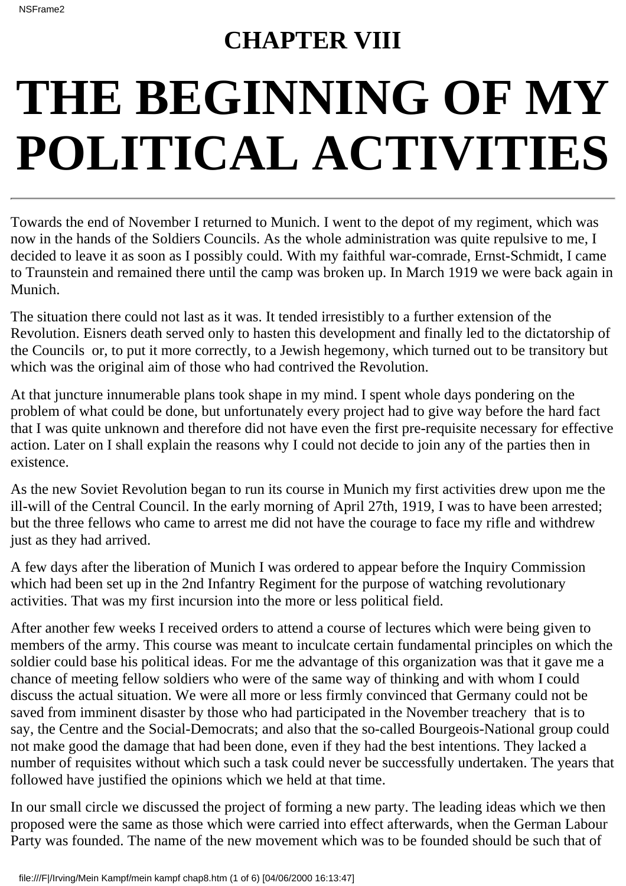## CHAPTER VIII

# THE BEGINNING OF MY POLITICAL ACTIVITIES

---

Towards the end of November I returned to Munich. I went to the depot of my regiment, which was now in the hands of the Soldiers Councils. As the whole administration was quite repulsive to me, I decided to leave it as soon as I possibly could. With my faithful war-comrade, Ernst-Schmidt, I came to Traunstein and remained there until the camp was broken up. In March 1919 we were back again in Munich.

The situation there could not last as it was. It tended irresistibly to a further extension of the Revolution. Eisners death served only to hasten this development and finally led to the dictatorship of the Councils or, to put it more correctly, to a Jewish hegemony, which turned out to be transitory but which was the original aim of those who had contrived the Revolution.

At that juncture innumerable plans took shape in my mind. I spent whole days pondering on the problem of what could be done, but unfortunately every project had to give way before the hard fact that I was quite unknown and therefore did not have even the first pre-requisite necessary for effective action. Later on I shall explain the reasons why I could not decide to join any of the parties then in existence.

As the new Soviet Revolution began to run its course in Munich my first activities drew upon me the ill-will of the Central Council. In the early morning of April 27th, 1919, I was to have been arrested; but the three fellows who came to arrest me did not have the courage to face my rifle and withdrew just as they had arrived.

A few days after the liberation of Munich I was ordered to appear before the Inquiry Commission which had been set up in the 2nd Infantry Regiment for the purpose of watching revolutionary activities. That was my first incursion into the more or less political field.

After another few weeks I received orders to attend a course of lectures which were being given to members of the army. This course was meant to inculcate certain fundamental principles on which the soldier could base his political ideas. For me the advantage of this organization was that it gave me a chance of meeting fellow soldiers who were of the same way of thinking and with whom I could discuss the actual situation. We were all more or less firmly convinced that Germany could not be saved from imminent disaster by those who had participated in the November treachery that is to say, the Centre and the Social-Democrats; and also that the so-called Bourgeois-National group could not make good the damage that had been done, even if they had the best intentions. They lacked a number of requisites without which such a task could never be successfully undertaken. The years that followed have justified the opinions which we held at that time.

In our small circle we discussed the project of forming a new party. The leading ideas which we then proposed were the same as those which were carried into effect afterwards, when the German Labour Party was founded. The name of the new movement which was to be founded should be such that of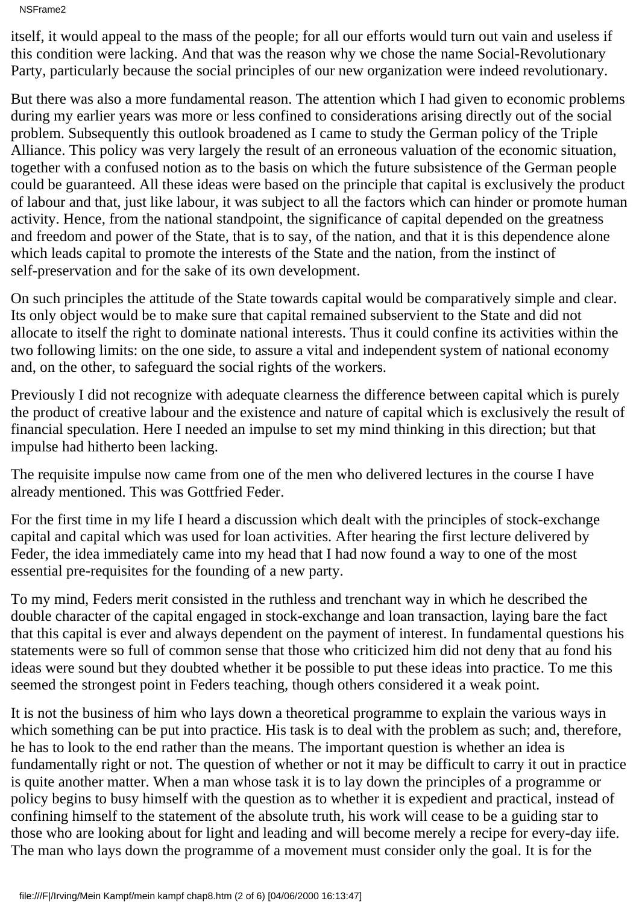itself, it would appeal to the mass of the people; for all our efforts would turn out vain and useless if this condition were lacking. And that was the reason why we chose the name Social-Revolutionary Party, particularly because the social principles of our new organization were indeed revolutionary.

But there was also a more fundamental reason. The attention which I had given to economic problems during my earlier years was more or less confined to considerations arising directly out of the social problem. Subsequently this outlook broadened as I came to study the German policy of the Triple Alliance. This policy was very largely the result of an erroneous valuation of the economic situation, together with a confused notion as to the basis on which the future subsistence of the German people could be guaranteed. All these ideas were based on the principle that capital is exclusively the product of labour and that, just like labour, it was subject to all the factors which can hinder or promote human activity. Hence, from the national standpoint, the significance of capital depended on the greatness and freedom and power of the State, that is to say, of the nation, and that it is this dependence alone which leads capital to promote the interests of the State and the nation, from the instinct of self-preservation and for the sake of its own development.

On such principles the attitude of the State towards capital would be comparatively simple and clear. Its only object would be to make sure that capital remained subservient to the State and did not allocate to itself the right to dominate national interests. Thus it could confine its activities within the two following limits: on the one side, to assure a vital and independent system of national economy and, on the other, to safeguard the social rights of the workers.

Previously I did not recognize with adequate clearness the difference between capital which is purely the product of creative labour and the existence and nature of capital which is exclusively the result of financial speculation. Here I needed an impulse to set my mind thinking in this direction; but that impulse had hitherto been lacking.

The requisite impulse now came from one of the men who delivered lectures in the course I have already mentioned. This was Gottfried Feder.

For the first time in my life I heard a discussion which dealt with the principles of stock-exchange capital and capital which was used for loan activities. After hearing the first lecture delivered by Feder, the idea immediately came into my head that I had now found a way to one of the most essential pre-requisites for the founding of a new party.

To my mind, Feders merit consisted in the ruthless and trenchant way in which he described the double character of the capital engaged in stock-exchange and loan transaction, laying bare the fact that this capital is ever and always dependent on the payment of interest. In fundamental questions his statements were so full of common sense that those who criticized him did not deny that au fond his ideas were sound but they doubted whether it be possible to put these ideas into practice. To me this seemed the strongest point in Feders teaching, though others considered it a weak point.

It is not the business of him who lays down a theoretical programme to explain the various ways in which something can be put into practice. His task is to deal with the problem as such; and, therefore, he has to look to the end rather than the means. The important question is whether an idea is fundamentally right or not. The question of whether or not it may be difficult to carry it out in practice is quite another matter. When a man whose task it is to lay down the principles of a programme or policy begins to busy himself with the question as to whether it is expedient and practical, instead of confining himself to the statement of the absolute truth, his work will cease to be a guiding star to those who are looking about for light and leading and will become merely a recipe for every-day iife. The man who lays down the programme of a movement must consider only the goal. It is for the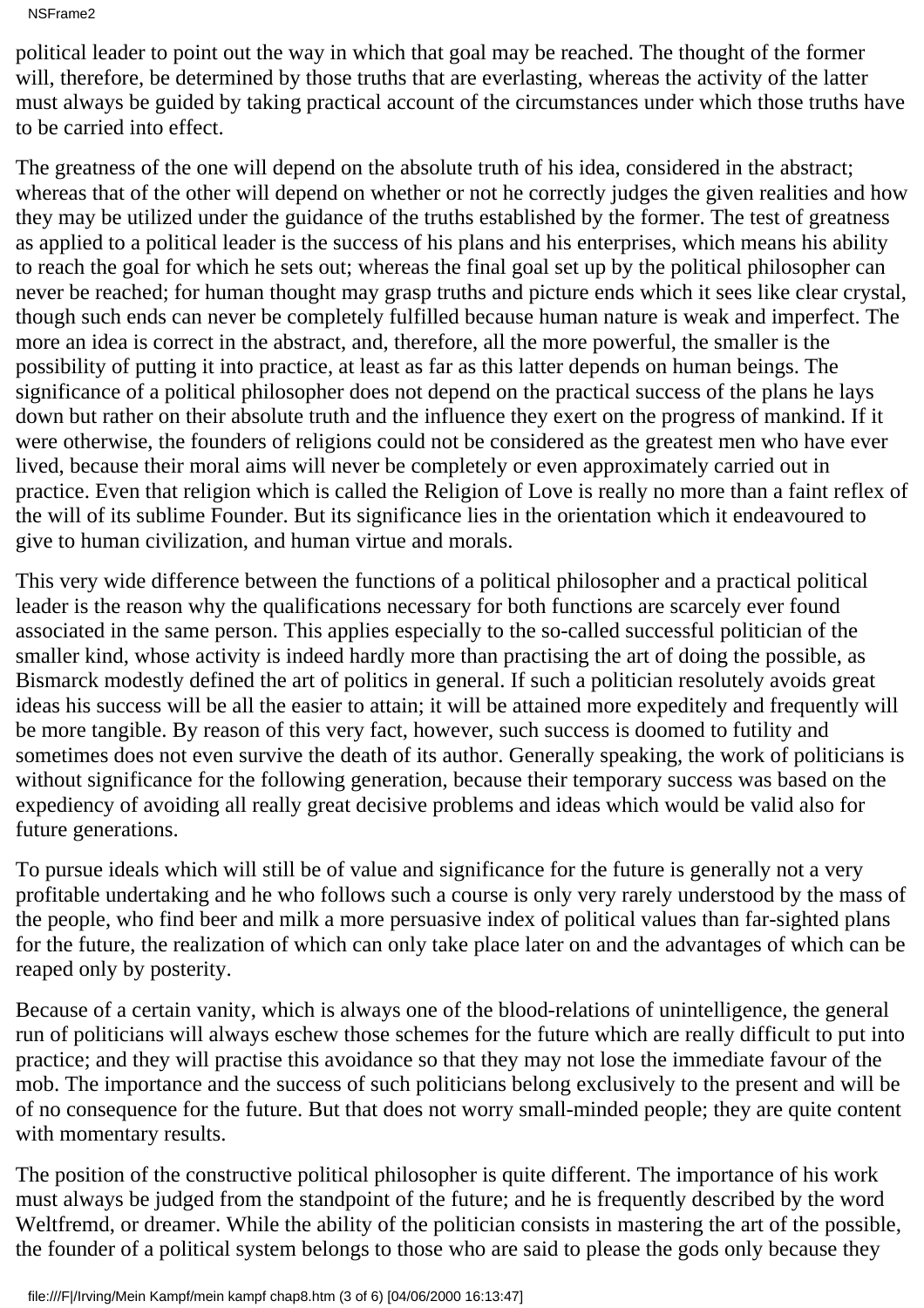political leader to point out the way in which that goal may be reached. The thought of the former will, therefore, be determined by those truths that are everlasting, whereas the activity of the latter must always be guided by taking practical account of the circumstances under which those truths have to be carried into effect.

The greatness of the one will depend on the absolute truth of his idea, considered in the abstract; whereas that of the other will depend on whether or not he correctly judges the given realities and how they may be utilized under the guidance of the truths established by the former. The test of greatness as applied to a political leader is the success of his plans and his enterprises, which means his ability to reach the goal for which he sets out; whereas the final goal set up by the political philosopher can never be reached; for human thought may grasp truths and picture ends which it sees like clear crystal, though such ends can never be completely fulfilled because human nature is weak and imperfect. The more an idea is correct in the abstract, and, therefore, all the more powerful, the smaller is the possibility of putting it into practice, at least as far as this latter depends on human beings. The significance of a political philosopher does not depend on the practical success of the plans he lays down but rather on their absolute truth and the influence they exert on the progress of mankind. If it were otherwise, the founders of religions could not be considered as the greatest men who have ever lived, because their moral aims will never be completely or even approximately carried out in practice. Even that religion which is called the Religion of Love is really no more than a faint reflex of the will of its sublime Founder. But its significance lies in the orientation which it endeavoured to give to human civilization, and human virtue and morals.

This very wide difference between the functions of a political philosopher and a practical political leader is the reason why the qualifications necessary for both functions are scarcely ever found associated in the same person. This applies especially to the so-called successful politician of the smaller kind, whose activity is indeed hardly more than practising the art of doing the possible, as Bismarck modestly defined the art of politics in general. If such a politician resolutely avoids great ideas his success will be all the easier to attain; it will be attained more expeditely and frequently will be more tangible. By reason of this very fact, however, such success is doomed to futility and sometimes does not even survive the death of its author. Generally speaking, the work of politicians is without significance for the following generation, because their temporary success was based on the expediency of avoiding all really great decisive problems and ideas which would be valid also for future generations.

To pursue ideals which will still be of value and significance for the future is generally not a very profitable undertaking and he who follows such a course is only very rarely understood by the mass of the people, who find beer and milk a more persuasive index of political values than far-sighted plans for the future, the realization of which can only take place later on and the advantages of which can be reaped only by posterity.

Because of a certain vanity, which is always one of the blood-relations of unintelligence, the general run of politicians will always eschew those schemes for the future which are really difficult to put into practice; and they will practise this avoidance so that they may not lose the immediate favour of the mob. The importance and the success of such politicians belong exclusively to the present and will be of no consequence for the future. But that does not worry small-minded people; they are quite content with momentary results.

The position of the constructive political philosopher is quite different. The importance of his work must always be judged from the standpoint of the future; and he is frequently described by the word Weltfremd, or dreamer. While the ability of the politician consists in mastering the art of the possible, the founder of a political system belongs to those who are said to please the gods only because they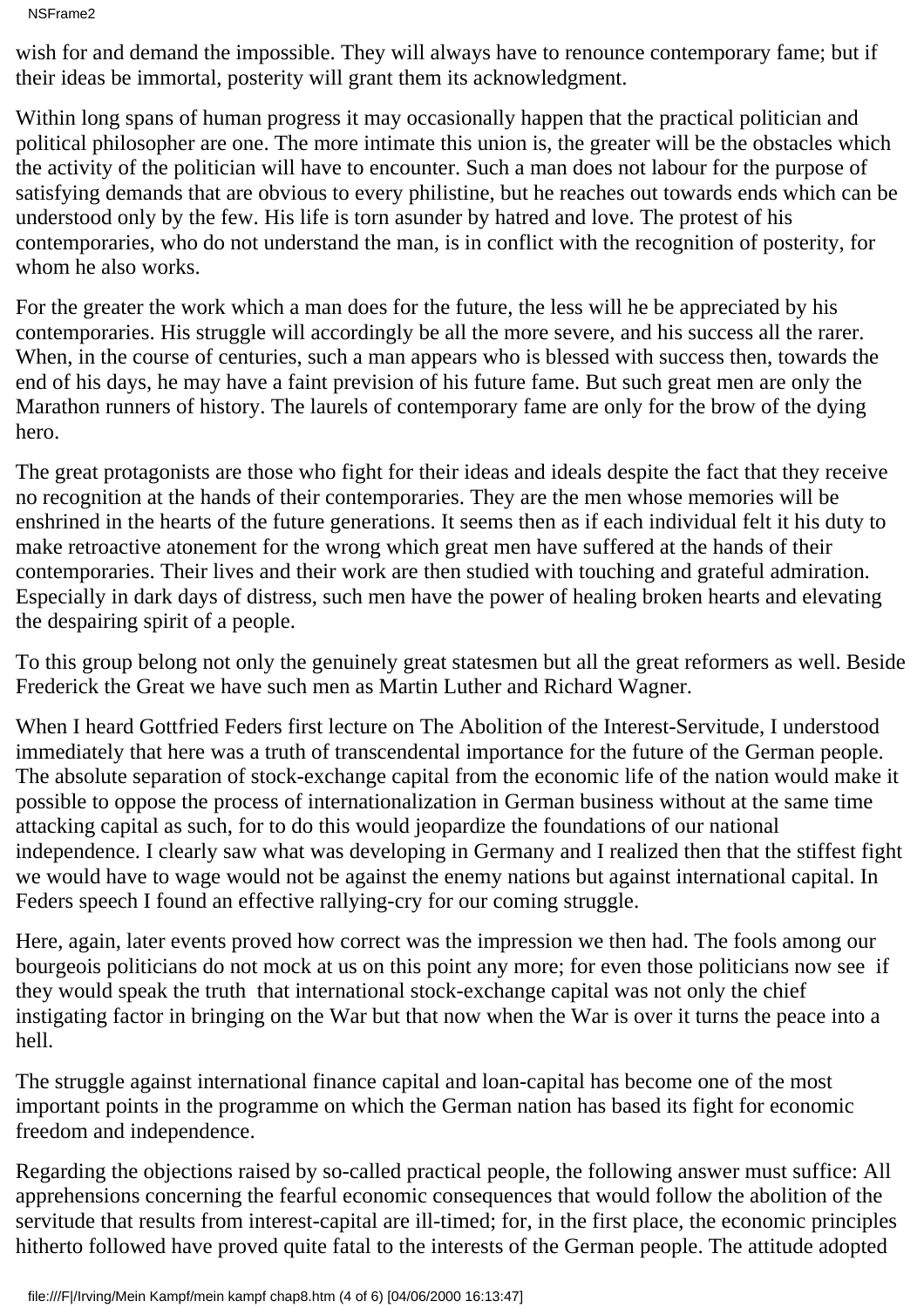wish for and demand the impossible. They will always have to renounce contemporary fame; but if their ideas be immortal, posterity will grant them its acknowledgment.

Within long spans of human progress it may occasionally happen that the practical politician and political philosopher are one. The more intimate this union is, the greater will be the obstacles which the activity of the politician will have to encounter. Such a man does not labour for the purpose of satisfying demands that are obvious to every philistine, but he reaches out towards ends which can be understood only by the few. His life is torn asunder by hatred and love. The protest of his contemporaries, who do not understand the man, is in conflict with the recognition of posterity, for whom he also works.

For the greater the work which a man does for the future, the less will he be appreciated by his contemporaries. His struggle will accordingly be all the more severe, and his success all the rarer. When, in the course of centuries, such a man appears who is blessed with success then, towards the end of his days, he may have a faint prevision of his future fame. But such great men are only the Marathon runners of history. The laurels of contemporary fame are only for the brow of the dying hero.

The great protagonists are those who fight for their ideas and ideals despite the fact that they receive no recognition at the hands of their contemporaries. They are the men whose memories will be enshrined in the hearts of the future generations. It seems then as if each individual felt it his duty to make retroactive atonement for the wrong which great men have suffered at the hands of their contemporaries. Their lives and their work are then studied with touching and grateful admiration. Especially in dark days of distress, such men have the power of healing broken hearts and elevating the despairing spirit of a people.

To this group belong not only the genuinely great statesmen but all the great reformers as well. Beside Frederick the Great we have such men as Martin Luther and Richard Wagner.

When I heard Gottfried Feders first lecture on The Abolition of the Interest-Servitude, I understood immediately that here was a truth of transcendental importance for the future of the German people. The absolute separation of stock-exchange capital from the economic life of the nation would make it possible to oppose the process of internationalization in German business without at the same time attacking capital as such, for to do this would jeopardize the foundations of our national independence. I clearly saw what was developing in Germany and I realized then that the stiffest fight we would have to wage would not be against the enemy nations but against international capital. In Feders speech I found an effective rallying-cry for our coming struggle.

Here, again, later events proved how correct was the impression we then had. The fools among our bourgeois politicians do not mock at us on this point any more; for even those politicians now see if they would speak the truth that international stock-exchange capital was not only the chief instigating factor in bringing on the War but that now when the War is over it turns the peace into a hell.

The struggle against international finance capital and loan-capital has become one of the most important points in the programme on which the German nation has based its fight for economic freedom and independence.

Regarding the objections raised by so-called practical people, the following answer must suffice: All apprehensions concerning the fearful economic consequences that would follow the abolition of the servitude that results from interest-capital are ill-timed; for, in the first place, the economic principles hitherto followed have proved quite fatal to the interests of the German people. The attitude adopted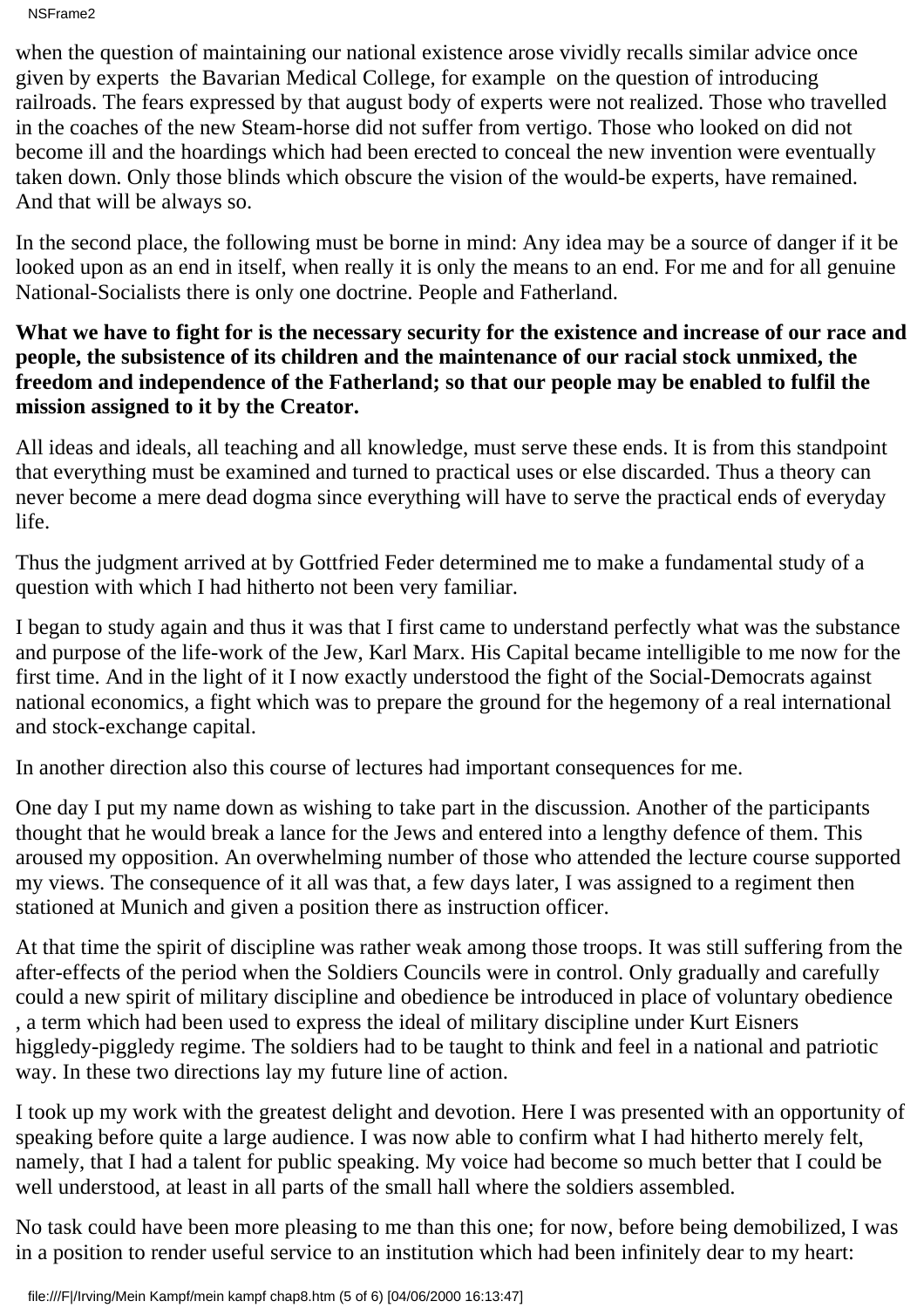when the question of maintaining our national existence arose vividly recalls similar advice once given by experts  the Bavarian Medical College, for example  on the question of introducing railroads. The fears expressed by that august body of experts were not realized. Those who travelled in the coaches of the new Steam-horse did not suffer from vertigo. Those who looked on did not become ill and the hoardings which had been erected to conceal the new invention were eventually taken down. Only those blinds which obscure the vision of the would-be experts, have remained. And that will be always so.

In the second place, the following must be borne in mind: Any idea may be a source of danger if it be looked upon as an end in itself, when really it is only the means to an end. For me and for all genuine National-Socialists there is only one doctrine. People and Fatherland.

**What we have to fight for is the necessary security for the existence and increase of our race and people, the subsistence of its children and the maintenance of our racial stock unmixed, the freedom and independence of the Fatherland; so that our people may be enabled to fulfil the mission assigned to it by the Creator.**

All ideas and ideals, all teaching and all knowledge, must serve these ends. It is from this standpoint that everything must be examined and turned to practical uses or else discarded. Thus a theory can never become a mere dead dogma since everything will have to serve the practical ends of everyday life.

Thus the judgment arrived at by Gottfried Feder determined me to make a fundamental study of a question with which I had hitherto not been very familiar.

I began to study again and thus it was that I first came to understand perfectly what was the substance and purpose of the life-work of the Jew, Karl Marx. His Capital became intelligible to me now for the first time. And in the light of it I now exactly understood the fight of the Social-Democrats against national economics, a fight which was to prepare the ground for the hegemony of a real international and stock-exchange capital.

In another direction also this course of lectures had important consequences for me.

One day I put my name down as wishing to take part in the discussion. Another of the participants thought that he would break a lance for the Jews and entered into a lengthy defence of them. This aroused my opposition. An overwhelming number of those who attended the lecture course supported my views. The consequence of it all was that, a few days later, I was assigned to a regiment then stationed at Munich and given a position there as instruction officer.

At that time the spirit of discipline was rather weak among those troops. It was still suffering from the after-effects of the period when the Soldiers Councils were in control. Only gradually and carefully could a new spirit of military discipline and obedience be introduced in place of voluntary obedience , a term which had been used to express the ideal of military discipline under Kurt Eisners higgledy-piggledy regime. The soldiers had to be taught to think and feel in a national and patriotic way. In these two directions lay my future line of action.

I took up my work with the greatest delight and devotion. Here I was presented with an opportunity of speaking before quite a large audience. I was now able to confirm what I had hitherto merely felt, namely, that I had a talent for public speaking. My voice had become so much better that I could be well understood, at least in all parts of the small hall where the soldiers assembled.

No task could have been more pleasing to me than this one; for now, before being demobilized, I was in a position to render useful service to an institution which had been infinitely dear to my heart: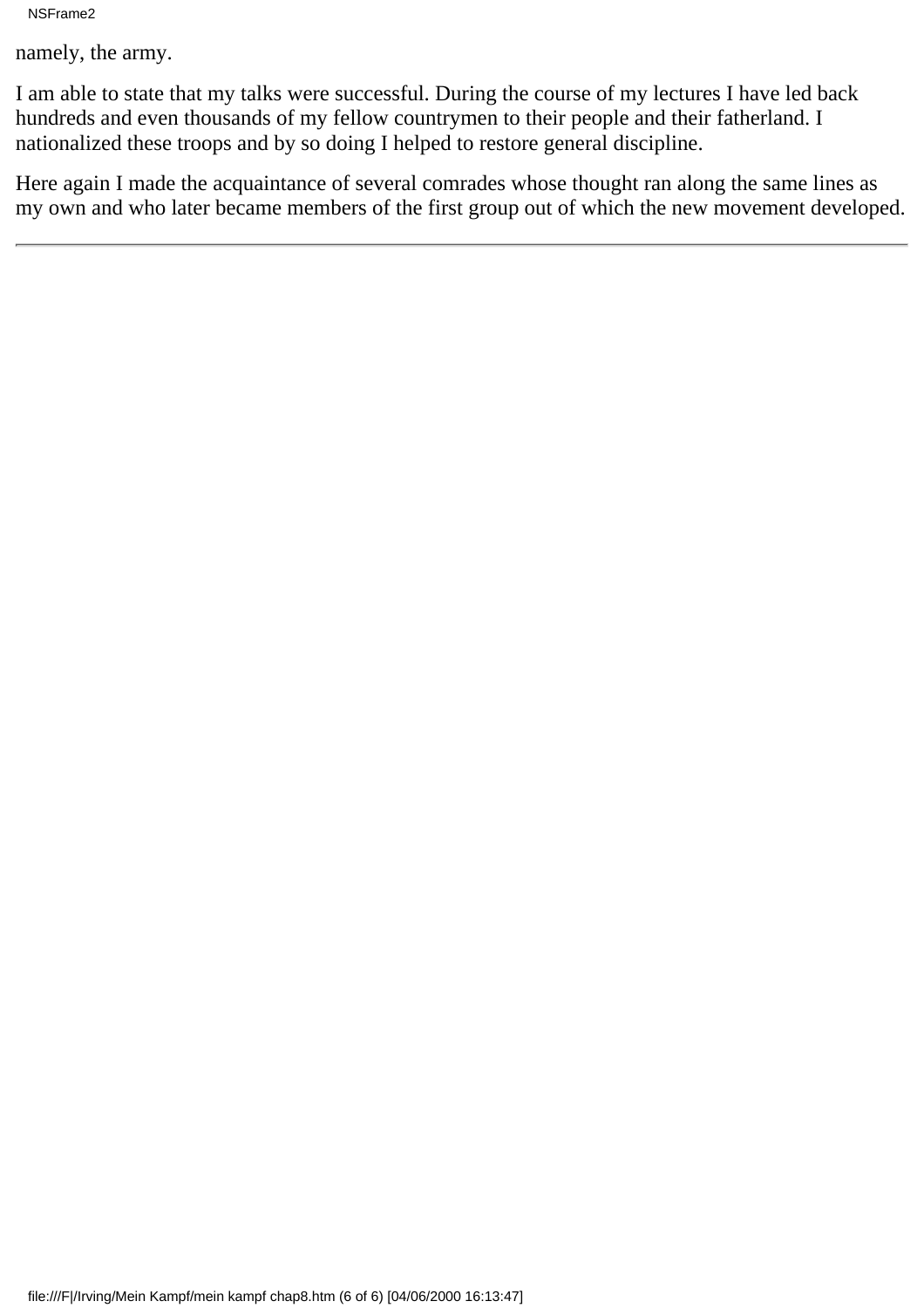namely, the army.

I am able to state that my talks were successful. During the course of my lectures I have led back hundreds and even thousands of my fellow countrymen to their people and their fatherland. I nationalized these troops and by so doing I helped to restore general discipline.

Here again I made the acquaintance of several comrades whose thought ran along the same lines as my own and who later became members of the first group out of which the new movement developed.

---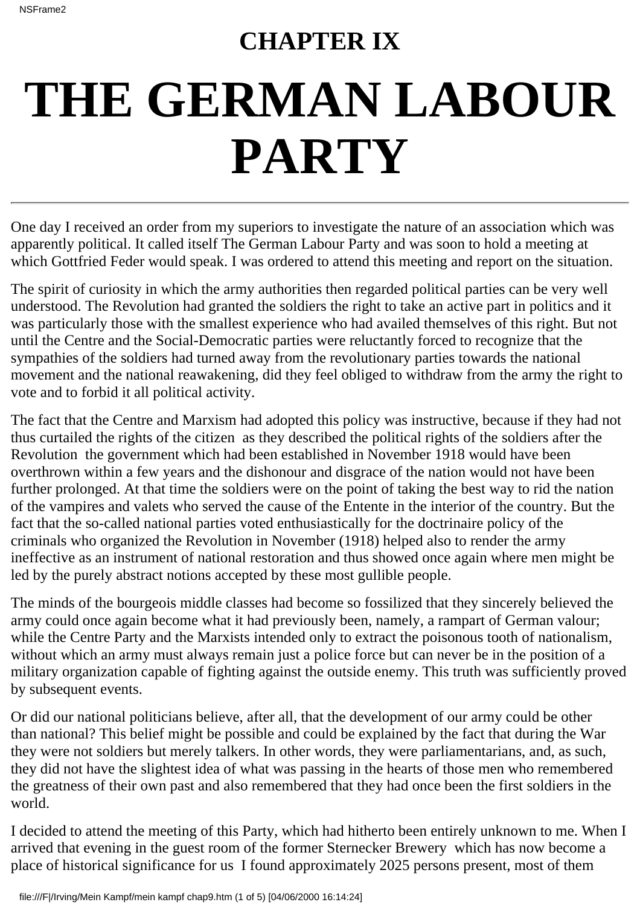# CHAPTER IX

# THE GERMAN LABOUR PARTY

One day I received an order from my superiors to investigate the nature of an association which was apparently political. It called itself The German Labour Party and was soon to hold a meeting at which Gottfried Feder would speak. I was ordered to attend this meeting and report on the situation.

The spirit of curiosity in which the army authorities then regarded political parties can be very well understood. The Revolution had granted the soldiers the right to take an active part in politics and it was particularly those with the smallest experience who had availed themselves of this right. But not until the Centre and the Social-Democratic parties were reluctantly forced to recognize that the sympathies of the soldiers had turned away from the revolutionary parties towards the national movement and the national reawakening, did they feel obliged to withdraw from the army the right to vote and to forbid it all political activity.

The fact that the Centre and Marxism had adopted this policy was instructive, because if they had not thus curtailed the rights of the citizen  as they described the political rights of the soldiers after the Revolution  the government which had been established in November 1918 would have been overthrown within a few years and the dishonour and disgrace of the nation would not have been further prolonged. At that time the soldiers were on the point of taking the best way to rid the nation of the vampires and valets who served the cause of the Entente in the interior of the country. But the fact that the so-called national parties voted enthusiastically for the doctrinaire policy of the criminals who organized the Revolution in November (1918) helped also to render the army ineffective as an instrument of national restoration and thus showed once again where men might be led by the purely abstract notions accepted by these most gullible people.

The minds of the bourgeois middle classes had become so fossilized that they sincerely believed the army could once again become what it had previously been, namely, a rampart of German valour; while the Centre Party and the Marxists intended only to extract the poisonous tooth of nationalism, without which an army must always remain just a police force but can never be in the position of a military organization capable of fighting against the outside enemy. This truth was sufficiently proved by subsequent events.

Or did our national politicians believe, after all, that the development of our army could be other than national? This belief might be possible and could be explained by the fact that during the War they were not soldiers but merely talkers. In other words, they were parliamentarians, and, as such, they did not have the slightest idea of what was passing in the hearts of those men who remembered the greatness of their own past and also remembered that they had once been the first soldiers in the world.

I decided to attend the meeting of this Party, which had hitherto been entirely unknown to me. When I arrived that evening in the guest room of the former Sternecker Brewery  which has now become a place of historical significance for us  I found approximately 2025 persons present, most of them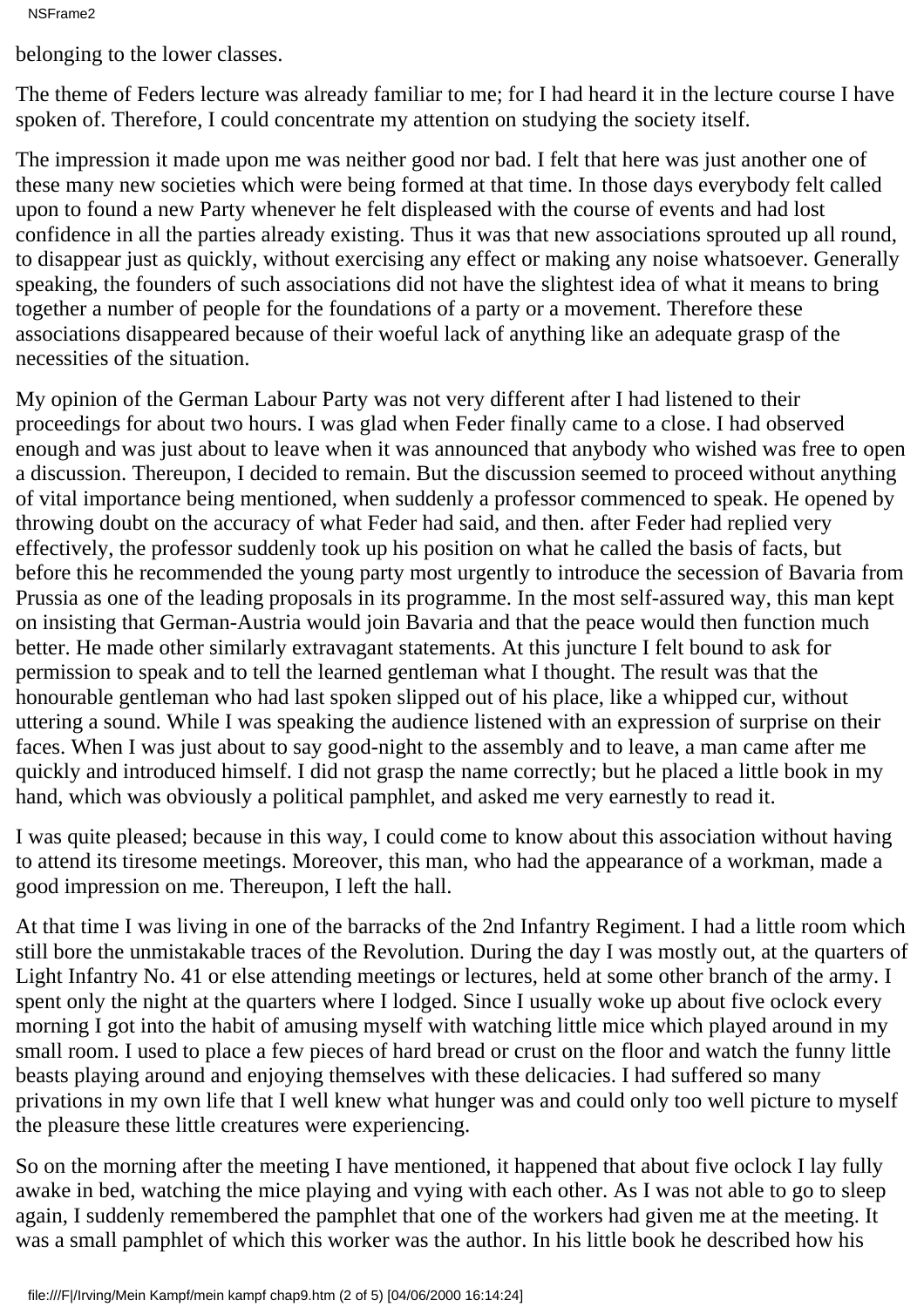belonging to the lower classes.

The theme of Feders lecture was already familiar to me; for I had heard it in the lecture course I have spoken of. Therefore, I could concentrate my attention on studying the society itself.

The impression it made upon me was neither good nor bad. I felt that here was just another one of these many new societies which were being formed at that time. In those days everybody felt called upon to found a new Party whenever he felt displeased with the course of events and had lost confidence in all the parties already existing. Thus it was that new associations sprouted up all round, to disappear just as quickly, without exercising any effect or making any noise whatsoever. Generally speaking, the founders of such associations did not have the slightest idea of what it means to bring together a number of people for the foundations of a party or a movement. Therefore these associations disappeared because of their woeful lack of anything like an adequate grasp of the necessities of the situation.

My opinion of the German Labour Party was not very different after I had listened to their proceedings for about two hours. I was glad when Feder finally came to a close. I had observed enough and was just about to leave when it was announced that anybody who wished was free to open a discussion. Thereupon, I decided to remain. But the discussion seemed to proceed without anything of vital importance being mentioned, when suddenly a professor commenced to speak. He opened by throwing doubt on the accuracy of what Feder had said, and then. after Feder had replied very effectively, the professor suddenly took up his position on what he called the basis of facts, but before this he recommended the young party most urgently to introduce the secession of Bavaria from Prussia as one of the leading proposals in its programme. In the most self-assured way, this man kept on insisting that German-Austria would join Bavaria and that the peace would then function much better. He made other similarly extravagant statements. At this juncture I felt bound to ask for permission to speak and to tell the learned gentleman what I thought. The result was that the honourable gentleman who had last spoken slipped out of his place, like a whipped cur, without uttering a sound. While I was speaking the audience listened with an expression of surprise on their faces. When I was just about to say good-night to the assembly and to leave, a man came after me quickly and introduced himself. I did not grasp the name correctly; but he placed a little book in my hand, which was obviously a political pamphlet, and asked me very earnestly to read it.

I was quite pleased; because in this way, I could come to know about this association without having to attend its tiresome meetings. Moreover, this man, who had the appearance of a workman, made a good impression on me. Thereupon, I left the hall.

At that time I was living in one of the barracks of the 2nd Infantry Regiment. I had a little room which still bore the unmistakable traces of the Revolution. During the day I was mostly out, at the quarters of Light Infantry No. 41 or else attending meetings or lectures, held at some other branch of the army. I spent only the night at the quarters where I lodged. Since I usually woke up about five oclock every morning I got into the habit of amusing myself with watching little mice which played around in my small room. I used to place a few pieces of hard bread or crust on the floor and watch the funny little beasts playing around and enjoying themselves with these delicacies. I had suffered so many privations in my own life that I well knew what hunger was and could only too well picture to myself the pleasure these little creatures were experiencing.

So on the morning after the meeting I have mentioned, it happened that about five oclock I lay fully awake in bed, watching the mice playing and vying with each other. As I was not able to go to sleep again, I suddenly remembered the pamphlet that one of the workers had given me at the meeting. It was a small pamphlet of which this worker was the author. In his little book he described how his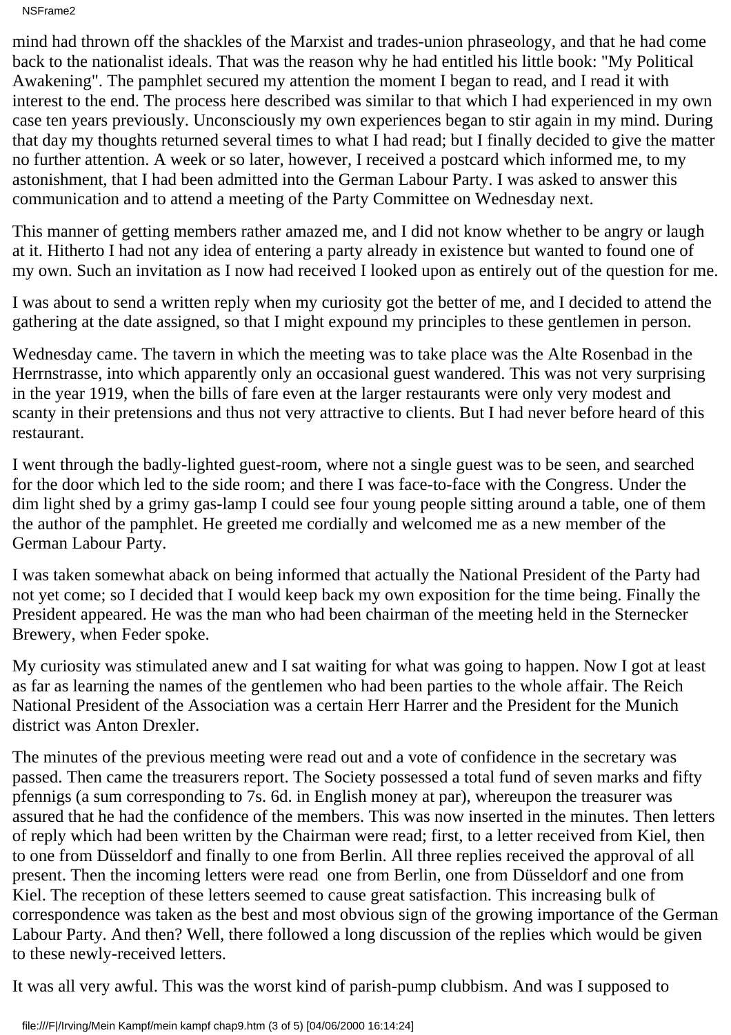mind had thrown off the shackles of the Marxist and trades-union phraseology, and that he had come back to the nationalist ideals. That was the reason why he had entitled his little book: "My Political Awakening". The pamphlet secured my attention the moment I began to read, and I read it with interest to the end. The process here described was similar to that which I had experienced in my own case ten years previously. Unconsciously my own experiences began to stir again in my mind. During that day my thoughts returned several times to what I had read; but I finally decided to give the matter no further attention. A week or so later, however, I received a postcard which informed me, to my astonishment, that I had been admitted into the German Labour Party. I was asked to answer this communication and to attend a meeting of the Party Committee on Wednesday next.

This manner of getting members rather amazed me, and I did not know whether to be angry or laugh at it. Hitherto I had not any idea of entering a party already in existence but wanted to found one of my own. Such an invitation as I now had received I looked upon as entirely out of the question for me.

I was about to send a written reply when my curiosity got the better of me, and I decided to attend the gathering at the date assigned, so that I might expound my principles to these gentlemen in person.

Wednesday came. The tavern in which the meeting was to take place was the Alte Rosenbad in the Herrnstrasse, into which apparently only an occasional guest wandered. This was not very surprising in the year 1919, when the bills of fare even at the larger restaurants were only very modest and scanty in their pretensions and thus not very attractive to clients. But I had never before heard of this restaurant.

I went through the badly-lighted guest-room, where not a single guest was to be seen, and searched for the door which led to the side room; and there I was face-to-face with the Congress. Under the dim light shed by a grimy gas-lamp I could see four young people sitting around a table, one of them the author of the pamphlet. He greeted me cordially and welcomed me as a new member of the German Labour Party.

I was taken somewhat aback on being informed that actually the National President of the Party had not yet come; so I decided that I would keep back my own exposition for the time being. Finally the President appeared. He was the man who had been chairman of the meeting held in the Sternecker Brewery, when Feder spoke.

My curiosity was stimulated anew and I sat waiting for what was going to happen. Now I got at least as far as learning the names of the gentlemen who had been parties to the whole affair. The Reich National President of the Association was a certain Herr Harrer and the President for the Munich district was Anton Drexler.

The minutes of the previous meeting were read out and a vote of confidence in the secretary was passed. Then came the treasurers report. The Society possessed a total fund of seven marks and fifty pfennigs (a sum corresponding to 7s. 6d. in English money at par), whereupon the treasurer was assured that he had the confidence of the members. This was now inserted in the minutes. Then letters of reply which had been written by the Chairman were read; first, to a letter received from Kiel, then to one from Düsseldorf and finally to one from Berlin. All three replies received the approval of all present. Then the incoming letters were read  one from Berlin, one from Düsseldorf and one from Kiel. The reception of these letters seemed to cause great satisfaction. This increasing bulk of correspondence was taken as the best and most obvious sign of the growing importance of the German Labour Party. And then? Well, there followed a long discussion of the replies which would be given to these newly-received letters.

It was all very awful. This was the worst kind of parish-pump clubbism. And was I supposed to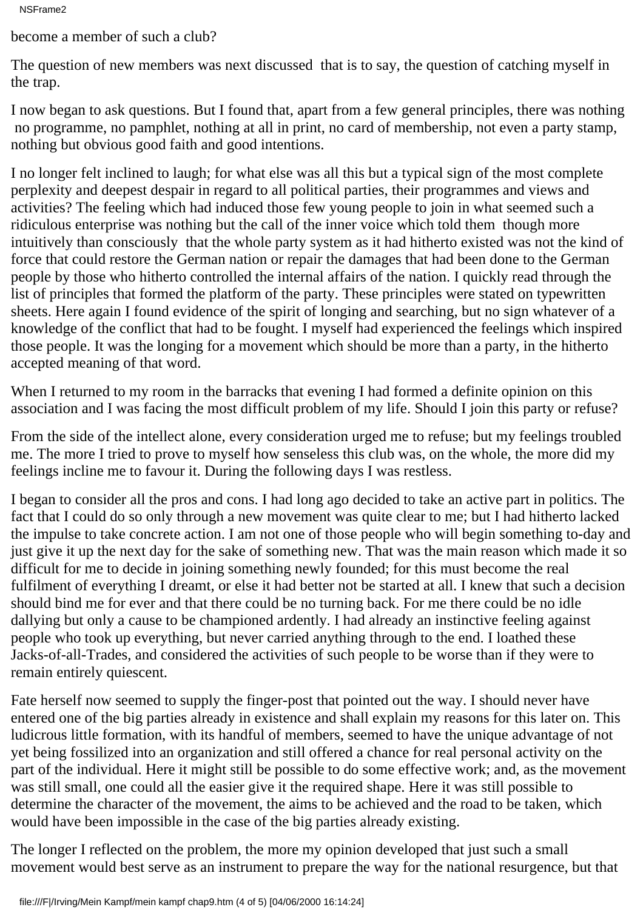become a member of such a club?

The question of new members was next discussed  that is to say, the question of catching myself in the trap.

I now began to ask questions. But I found that, apart from a few general principles, there was nothing  no programme, no pamphlet, nothing at all in print, no card of membership, not even a party stamp, nothing but obvious good faith and good intentions.

I no longer felt inclined to laugh; for what else was all this but a typical sign of the most complete perplexity and deepest despair in regard to all political parties, their programmes and views and activities? The feeling which had induced those few young people to join in what seemed such a ridiculous enterprise was nothing but the call of the inner voice which told them  though more intuitively than consciously  that the whole party system as it had hitherto existed was not the kind of force that could restore the German nation or repair the damages that had been done to the German people by those who hitherto controlled the internal affairs of the nation. I quickly read through the list of principles that formed the platform of the party. These principles were stated on typewritten sheets. Here again I found evidence of the spirit of longing and searching, but no sign whatever of a knowledge of the conflict that had to be fought. I myself had experienced the feelings which inspired those people. It was the longing for a movement which should be more than a party, in the hitherto accepted meaning of that word.

When I returned to my room in the barracks that evening I had formed a definite opinion on this association and I was facing the most difficult problem of my life. Should I join this party or refuse?

From the side of the intellect alone, every consideration urged me to refuse; but my feelings troubled me. The more I tried to prove to myself how senseless this club was, on the whole, the more did my feelings incline me to favour it. During the following days I was restless.

I began to consider all the pros and cons. I had long ago decided to take an active part in politics. The fact that I could do so only through a new movement was quite clear to me; but I had hitherto lacked the impulse to take concrete action. I am not one of those people who will begin something to-day and just give it up the next day for the sake of something new. That was the main reason which made it so difficult for me to decide in joining something newly founded; for this must become the real fulfilment of everything I dreamt, or else it had better not be started at all. I knew that such a decision should bind me for ever and that there could be no turning back. For me there could be no idle dallying but only a cause to be championed ardently. I had already an instinctive feeling against people who took up everything, but never carried anything through to the end. I loathed these Jacks-of-all-Trades, and considered the activities of such people to be worse than if they were to remain entirely quiescent.

Fate herself now seemed to supply the finger-post that pointed out the way. I should never have entered one of the big parties already in existence and shall explain my reasons for this later on. This ludicrous little formation, with its handful of members, seemed to have the unique advantage of not yet being fossilized into an organization and still offered a chance for real personal activity on the part of the individual. Here it might still be possible to do some effective work; and, as the movement was still small, one could all the easier give it the required shape. Here it was still possible to determine the character of the movement, the aims to be achieved and the road to be taken, which would have been impossible in the case of the big parties already existing.

The longer I reflected on the problem, the more my opinion developed that just such a small movement would best serve as an instrument to prepare the way for the national resurgence, but that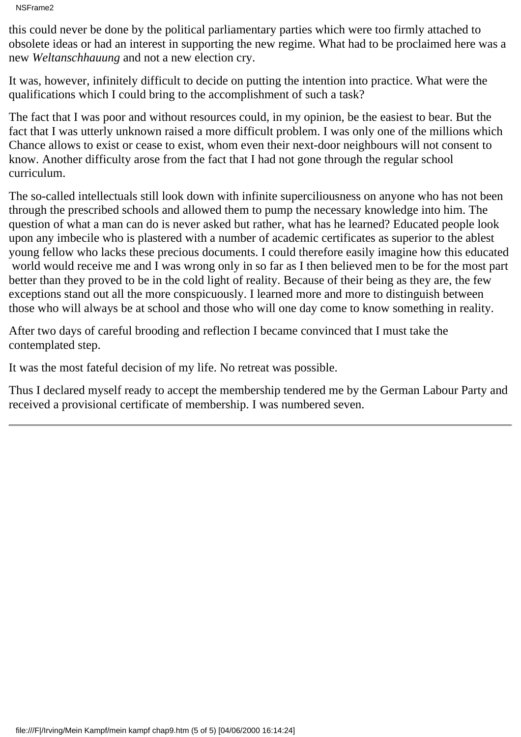this could never be done by the political parliamentary parties which were too firmly attached to obsolete ideas or had an interest in supporting the new regime. What had to be proclaimed here was a new *Weltanschhauung* and not a new election cry.

It was, however, infinitely difficult to decide on putting the intention into practice. What were the qualifications which I could bring to the accomplishment of such a task?

The fact that I was poor and without resources could, in my opinion, be the easiest to bear. But the fact that I was utterly unknown raised a more difficult problem. I was only one of the millions which Chance allows to exist or cease to exist, whom even their next-door neighbours will not consent to know. Another difficulty arose from the fact that I had not gone through the regular school curriculum.

The so-called intellectuals still look down with infinite superciliousness on anyone who has not been through the prescribed schools and allowed them to pump the necessary knowledge into him. The question of what a man can do is never asked but rather, what has he learned? Educated people look upon any imbecile who is plastered with a number of academic certificates as superior to the ablest young fellow who lacks these precious documents. I could therefore easily imagine how this educated world would receive me and I was wrong only in so far as I then believed men to be for the most part better than they proved to be in the cold light of reality. Because of their being as they are, the few exceptions stand out all the more conspicuously. I learned more and more to distinguish between those who will always be at school and those who will one day come to know something in reality.

After two days of careful brooding and reflection I became convinced that I must take the contemplated step.

It was the most fateful decision of my life. No retreat was possible.

Thus I declared myself ready to accept the membership tendered me by the German Labour Party and received a provisional certificate of membership. I was numbered seven.

---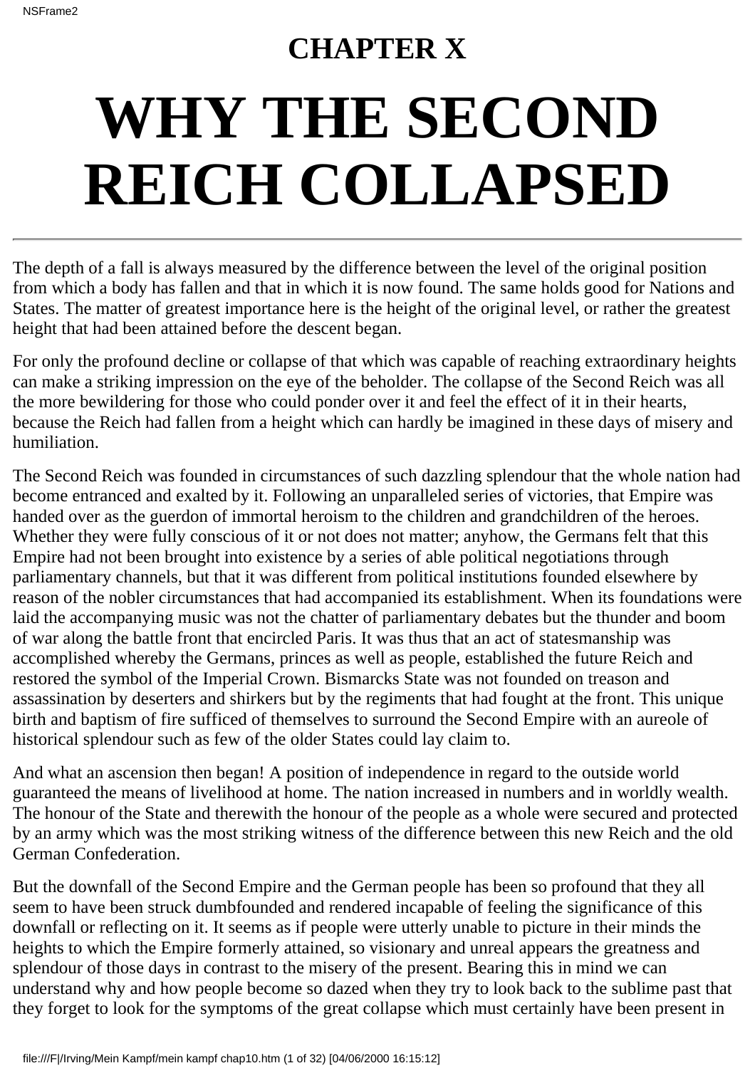# CHAPTER X

# WHY THE SECOND REICH COLLAPSED

---

The depth of a fall is always measured by the difference between the level of the original position from which a body has fallen and that in which it is now found. The same holds good for Nations and States. The matter of greatest importance here is the height of the original level, or rather the greatest height that had been attained before the descent began.

For only the profound decline or collapse of that which was capable of reaching extraordinary heights can make a striking impression on the eye of the beholder. The collapse of the Second Reich was all the more bewildering for those who could ponder over it and feel the effect of it in their hearts, because the Reich had fallen from a height which can hardly be imagined in these days of misery and humiliation.

The Second Reich was founded in circumstances of such dazzling splendour that the whole nation had become entranced and exalted by it. Following an unparalleled series of victories, that Empire was handed over as the guerdon of immortal heroism to the children and grandchildren of the heroes. Whether they were fully conscious of it or not does not matter; anyhow, the Germans felt that this Empire had not been brought into existence by a series of able political negotiations through parliamentary channels, but that it was different from political institutions founded elsewhere by reason of the nobler circumstances that had accompanied its establishment. When its foundations were laid the accompanying music was not the chatter of parliamentary debates but the thunder and boom of war along the battle front that encircled Paris. It was thus that an act of statesmanship was accomplished whereby the Germans, princes as well as people, established the future Reich and restored the symbol of the Imperial Crown. Bismarcks State was not founded on treason and assassination by deserters and shirkers but by the regiments that had fought at the front. This unique birth and baptism of fire sufficed of themselves to surround the Second Empire with an aureole of historical splendour such as few of the older States could lay claim to.

And what an ascension then began! A position of independence in regard to the outside world guaranteed the means of livelihood at home. The nation increased in numbers and in worldly wealth. The honour of the State and therewith the honour of the people as a whole were secured and protected by an army which was the most striking witness of the difference between this new Reich and the old German Confederation.

But the downfall of the Second Empire and the German people has been so profound that they all seem to have been struck dumbfounded and rendered incapable of feeling the significance of this downfall or reflecting on it. It seems as if people were utterly unable to picture in their minds the heights to which the Empire formerly attained, so visionary and unreal appears the greatness and splendour of those days in contrast to the misery of the present. Bearing this in mind we can understand why and how people become so dazed when they try to look back to the sublime past that they forget to look for the symptoms of the great collapse which must certainly have been present in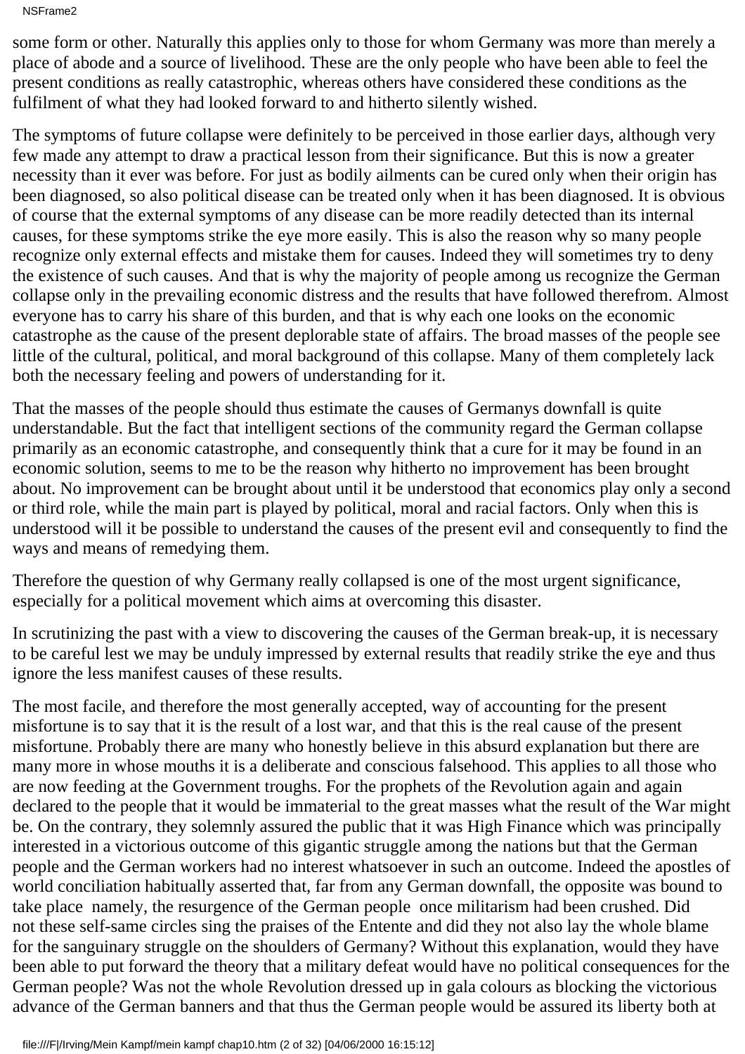some form or other. Naturally this applies only to those for whom Germany was more than merely a place of abode and a source of livelihood. These are the only people who have been able to feel the present conditions as really catastrophic, whereas others have considered these conditions as the fulfilment of what they had looked forward to and hitherto silently wished.

The symptoms of future collapse were definitely to be perceived in those earlier days, although very few made any attempt to draw a practical lesson from their significance. But this is now a greater necessity than it ever was before. For just as bodily ailments can be cured only when their origin has been diagnosed, so also political disease can be treated only when it has been diagnosed. It is obvious of course that the external symptoms of any disease can be more readily detected than its internal causes, for these symptoms strike the eye more easily. This is also the reason why so many people recognize only external effects and mistake them for causes. Indeed they will sometimes try to deny the existence of such causes. And that is why the majority of people among us recognize the German collapse only in the prevailing economic distress and the results that have followed therefrom. Almost everyone has to carry his share of this burden, and that is why each one looks on the economic catastrophe as the cause of the present deplorable state of affairs. The broad masses of the people see little of the cultural, political, and moral background of this collapse. Many of them completely lack both the necessary feeling and powers of understanding for it.

That the masses of the people should thus estimate the causes of Germanys downfall is quite understandable. But the fact that intelligent sections of the community regard the German collapse primarily as an economic catastrophe, and consequently think that a cure for it may be found in an economic solution, seems to me to be the reason why hitherto no improvement has been brought about. No improvement can be brought about until it be understood that economics play only a second or third role, while the main part is played by political, moral and racial factors. Only when this is understood will it be possible to understand the causes of the present evil and consequently to find the ways and means of remedying them.

Therefore the question of why Germany really collapsed is one of the most urgent significance, especially for a political movement which aims at overcoming this disaster.

In scrutinizing the past with a view to discovering the causes of the German break-up, it is necessary to be careful lest we may be unduly impressed by external results that readily strike the eye and thus ignore the less manifest causes of these results.

The most facile, and therefore the most generally accepted, way of accounting for the present misfortune is to say that it is the result of a lost war, and that this is the real cause of the present misfortune. Probably there are many who honestly believe in this absurd explanation but there are many more in whose mouths it is a deliberate and conscious falsehood. This applies to all those who are now feeding at the Government troughs. For the prophets of the Revolution again and again declared to the people that it would be immaterial to the great masses what the result of the War might be. On the contrary, they solemnly assured the public that it was High Finance which was principally interested in a victorious outcome of this gigantic struggle among the nations but that the German people and the German workers had no interest whatsoever in such an outcome. Indeed the apostles of world conciliation habitually asserted that, far from any German downfall, the opposite was bound to take place namely, the resurgence of the German people once militarism had been crushed. Did not these self-same circles sing the praises of the Entente and did they not also lay the whole blame for the sanguinary struggle on the shoulders of Germany? Without this explanation, would they have been able to put forward the theory that a military defeat would have no political consequences for the German people? Was not the whole Revolution dressed up in gala colours as blocking the victorious advance of the German banners and that thus the German people would be assured its liberty both at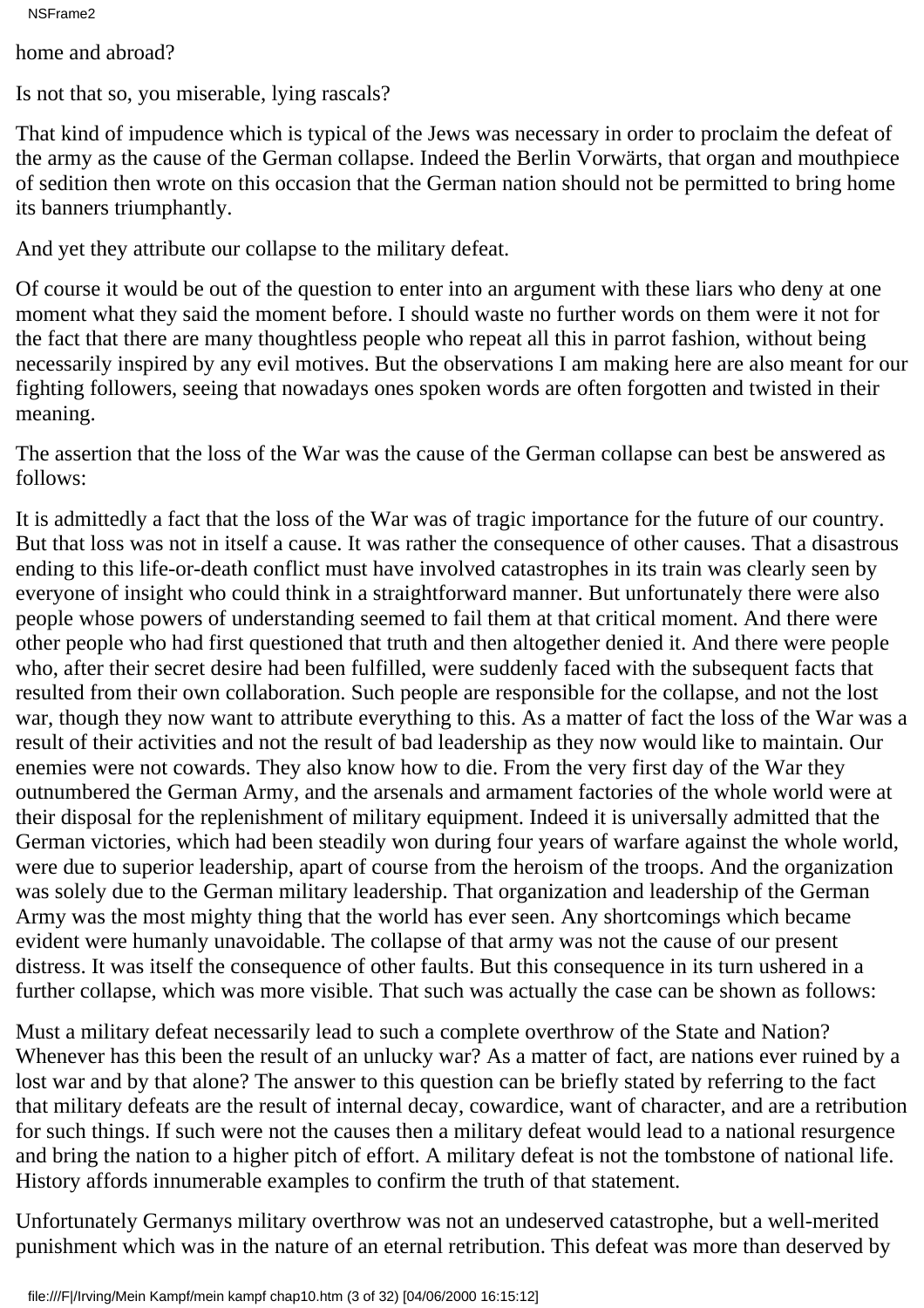home and abroad?

Is not that so, you miserable, lying rascals?

That kind of impudence which is typical of the Jews was necessary in order to proclaim the defeat of the army as the cause of the German collapse. Indeed the Berlin Vorwärts, that organ and mouthpiece of sedition then wrote on this occasion that the German nation should not be permitted to bring home its banners triumphantly.

And yet they attribute our collapse to the military defeat.

Of course it would be out of the question to enter into an argument with these liars who deny at one moment what they said the moment before. I should waste no further words on them were it not for the fact that there are many thoughtless people who repeat all this in parrot fashion, without being necessarily inspired by any evil motives. But the observations I am making here are also meant for our fighting followers, seeing that nowadays ones spoken words are often forgotten and twisted in their meaning.

The assertion that the loss of the War was the cause of the German collapse can best be answered as follows:

It is admittedly a fact that the loss of the War was of tragic importance for the future of our country. But that loss was not in itself a cause. It was rather the consequence of other causes. That a disastrous ending to this life-or-death conflict must have involved catastrophes in its train was clearly seen by everyone of insight who could think in a straightforward manner. But unfortunately there were also people whose powers of understanding seemed to fail them at that critical moment. And there were other people who had first questioned that truth and then altogether denied it. And there were people who, after their secret desire had been fulfilled, were suddenly faced with the subsequent facts that resulted from their own collaboration. Such people are responsible for the collapse, and not the lost war, though they now want to attribute everything to this. As a matter of fact the loss of the War was a result of their activities and not the result of bad leadership as they now would like to maintain. Our enemies were not cowards. They also know how to die. From the very first day of the War they outnumbered the German Army, and the arsenals and armament factories of the whole world were at their disposal for the replenishment of military equipment. Indeed it is universally admitted that the German victories, which had been steadily won during four years of warfare against the whole world, were due to superior leadership, apart of course from the heroism of the troops. And the organization was solely due to the German military leadership. That organization and leadership of the German Army was the most mighty thing that the world has ever seen. Any shortcomings which became evident were humanly unavoidable. The collapse of that army was not the cause of our present distress. It was itself the consequence of other faults. But this consequence in its turn ushered in a further collapse, which was more visible. That such was actually the case can be shown as follows:

Must a military defeat necessarily lead to such a complete overthrow of the State and Nation? Whenever has this been the result of an unlucky war? As a matter of fact, are nations ever ruined by a lost war and by that alone? The answer to this question can be briefly stated by referring to the fact that military defeats are the result of internal decay, cowardice, want of character, and are a retribution for such things. If such were not the causes then a military defeat would lead to a national resurgence and bring the nation to a higher pitch of effort. A military defeat is not the tombstone of national life. History affords innumerable examples to confirm the truth of that statement.

Unfortunately Germanys military overthrow was not an undeserved catastrophe, but a well-merited punishment which was in the nature of an eternal retribution. This defeat was more than deserved by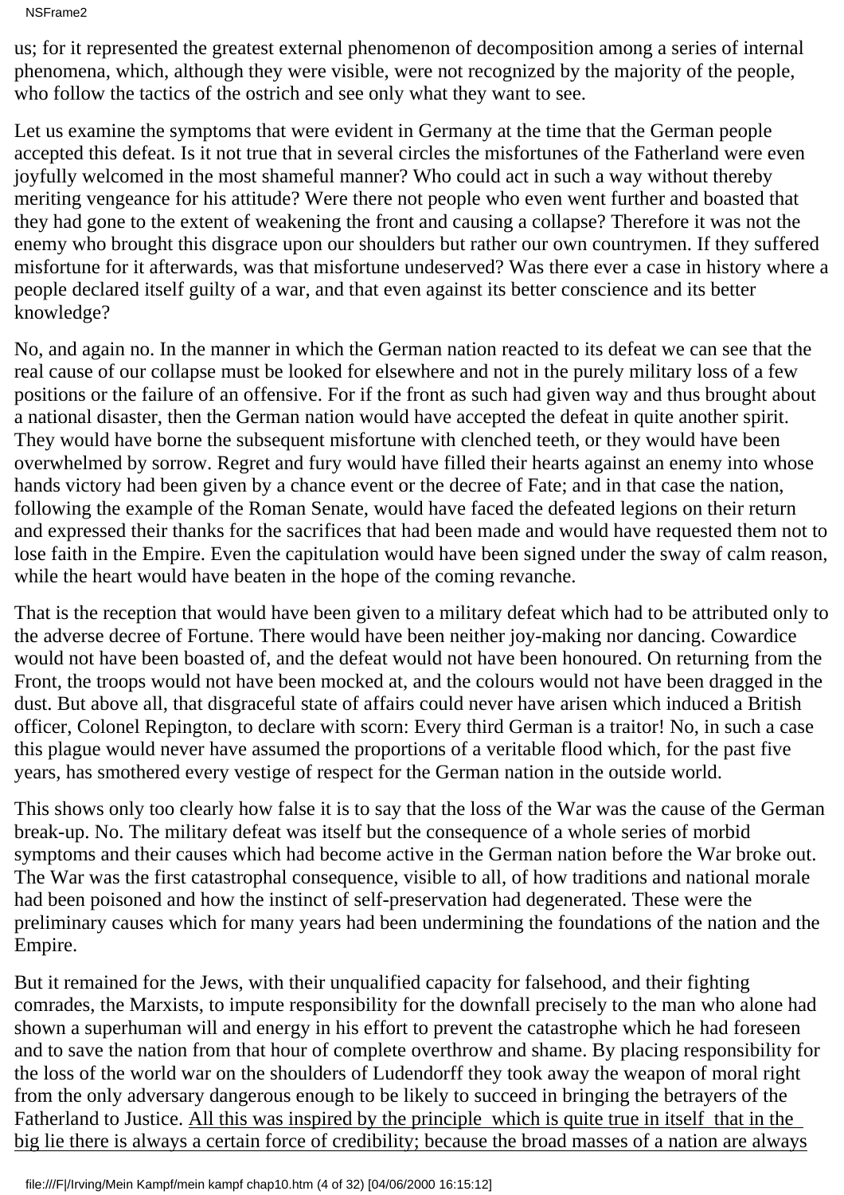us; for it represented the greatest external phenomenon of decomposition among a series of internal phenomena, which, although they were visible, were not recognized by the majority of the people, who follow the tactics of the ostrich and see only what they want to see.

Let us examine the symptoms that were evident in Germany at the time that the German people accepted this defeat. Is it not true that in several circles the misfortunes of the Fatherland were even joyfully welcomed in the most shameful manner? Who could act in such a way without thereby meriting vengeance for his attitude? Were there not people who even went further and boasted that they had gone to the extent of weakening the front and causing a collapse? Therefore it was not the enemy who brought this disgrace upon our shoulders but rather our own countrymen. If they suffered misfortune for it afterwards, was that misfortune undeserved? Was there ever a case in history where a people declared itself guilty of a war, and that even against its better conscience and its better knowledge?

No, and again no. In the manner in which the German nation reacted to its defeat we can see that the real cause of our collapse must be looked for elsewhere and not in the purely military loss of a few positions or the failure of an offensive. For if the front as such had given way and thus brought about a national disaster, then the German nation would have accepted the defeat in quite another spirit. They would have borne the subsequent misfortune with clenched teeth, or they would have been overwhelmed by sorrow. Regret and fury would have filled their hearts against an enemy into whose hands victory had been given by a chance event or the decree of Fate; and in that case the nation, following the example of the Roman Senate, would have faced the defeated legions on their return and expressed their thanks for the sacrifices that had been made and would have requested them not to lose faith in the Empire. Even the capitulation would have been signed under the sway of calm reason, while the heart would have beaten in the hope of the coming revanche.

That is the reception that would have been given to a military defeat which had to be attributed only to the adverse decree of Fortune. There would have been neither joy-making nor dancing. Cowardice would not have been boasted of, and the defeat would not have been honoured. On returning from the Front, the troops would not have been mocked at, and the colours would not have been dragged in the dust. But above all, that disgraceful state of affairs could never have arisen which induced a British officer, Colonel Repington, to declare with scorn: Every third German is a traitor! No, in such a case this plague would never have assumed the proportions of a veritable flood which, for the past five years, has smothered every vestige of respect for the German nation in the outside world.

This shows only too clearly how false it is to say that the loss of the War was the cause of the German break-up. No. The military defeat was itself but the consequence of a whole series of morbid symptoms and their causes which had become active in the German nation before the War broke out. The War was the first catastrophal consequence, visible to all, of how traditions and national morale had been poisoned and how the instinct of self-preservation had degenerated. These were the preliminary causes which for many years had been undermining the foundations of the nation and the Empire.

But it remained for the Jews, with their unqualified capacity for falsehood, and their fighting comrades, the Marxists, to impute responsibility for the downfall precisely to the man who alone had shown a superhuman will and energy in his effort to prevent the catastrophe which he had foreseen and to save the nation from that hour of complete overthrow and shame. By placing responsibility for the loss of the world war on the shoulders of Ludendorff they took away the weapon of moral right from the only adversary dangerous enough to be likely to succeed in bringing the betrayers of the Fatherland to Justice. All this was inspired by the principle which is quite true in itself that in the big lie there is always a certain force of credibility; because the broad masses of a nation are always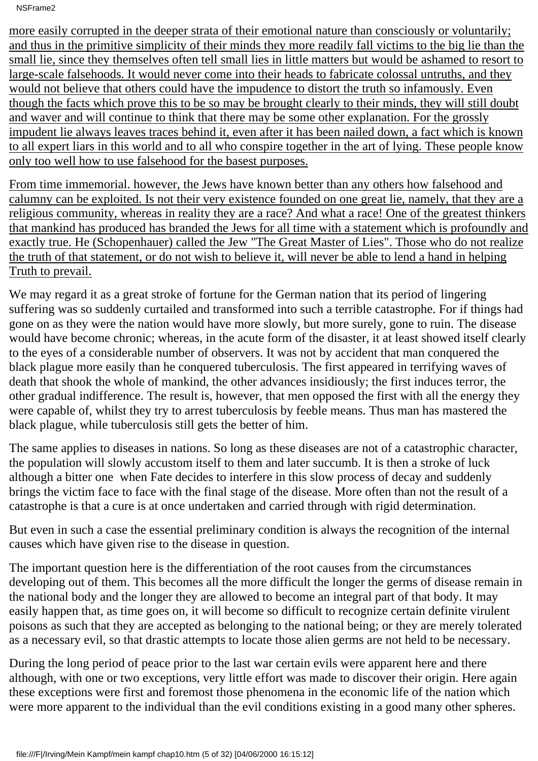more easily corrupted in the deeper strata of their emotional nature than consciously or voluntarily; and thus in the primitive simplicity of their minds they more readily fall victims to the big lie than the small lie, since they themselves often tell small lies in little matters but would be ashamed to resort to large-scale falsehoods. It would never come into their heads to fabricate colossal untruths, and they would not believe that others could have the impudence to distort the truth so infamously. Even though the facts which prove this to be so may be brought clearly to their minds, they will still doubt and waver and will continue to think that there may be some other explanation. For the grossly impudent lie always leaves traces behind it, even after it has been nailed down, a fact which is known to all expert liars in this world and to all who conspire together in the art of lying. These people know only too well how to use falsehood for the basest purposes.

From time immemorial. however, the Jews have known better than any others how falsehood and calumny can be exploited. Is not their very existence founded on one great lie, namely, that they are a religious community, whereas in reality they are a race? And what a race! One of the greatest thinkers that mankind has produced has branded the Jews for all time with a statement which is profoundly and exactly true. He (Schopenhauer) called the Jew "The Great Master of Lies". Those who do not realize the truth of that statement, or do not wish to believe it, will never be able to lend a hand in helping Truth to prevail.

We may regard it as a great stroke of fortune for the German nation that its period of lingering suffering was so suddenly curtailed and transformed into such a terrible catastrophe. For if things had gone on as they were the nation would have more slowly, but more surely, gone to ruin. The disease would have become chronic; whereas, in the acute form of the disaster, it at least showed itself clearly to the eyes of a considerable number of observers. It was not by accident that man conquered the black plague more easily than he conquered tuberculosis. The first appeared in terrifying waves of death that shook the whole of mankind, the other advances insidiously; the first induces terror, the other gradual indifference. The result is, however, that men opposed the first with all the energy they were capable of, whilst they try to arrest tuberculosis by feeble means. Thus man has mastered the black plague, while tuberculosis still gets the better of him.

The same applies to diseases in nations. So long as these diseases are not of a catastrophic character, the population will slowly accustom itself to them and later succumb. It is then a stroke of luck although a bitter one when Fate decides to interfere in this slow process of decay and suddenly brings the victim face to face with the final stage of the disease. More often than not the result of a catastrophe is that a cure is at once undertaken and carried through with rigid determination.

But even in such a case the essential preliminary condition is always the recognition of the internal causes which have given rise to the disease in question.

The important question here is the differentiation of the root causes from the circumstances developing out of them. This becomes all the more difficult the longer the germs of disease remain in the national body and the longer they are allowed to become an integral part of that body. It may easily happen that, as time goes on, it will become so difficult to recognize certain definite virulent poisons as such that they are accepted as belonging to the national being; or they are merely tolerated as a necessary evil, so that drastic attempts to locate those alien germs are not held to be necessary.

During the long period of peace prior to the last war certain evils were apparent here and there although, with one or two exceptions, very little effort was made to discover their origin. Here again these exceptions were first and foremost those phenomena in the economic life of the nation which were more apparent to the individual than the evil conditions existing in a good many other spheres.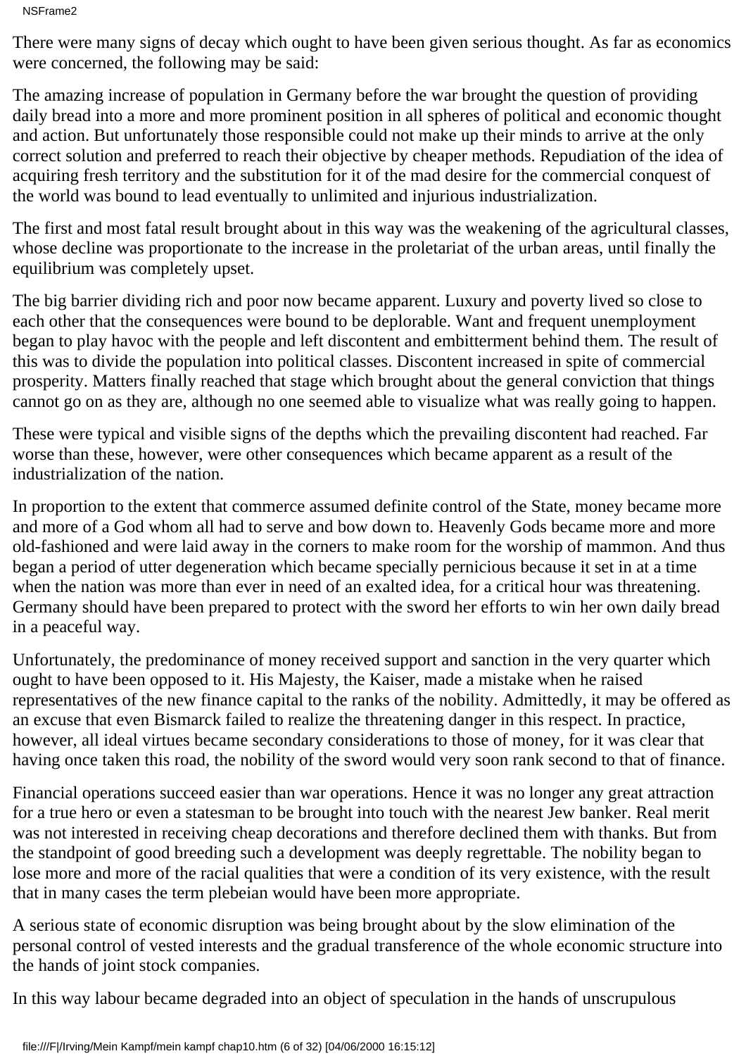There were many signs of decay which ought to have been given serious thought. As far as economics were concerned, the following may be said:

The amazing increase of population in Germany before the war brought the question of providing daily bread into a more and more prominent position in all spheres of political and economic thought and action. But unfortunately those responsible could not make up their minds to arrive at the only correct solution and preferred to reach their objective by cheaper methods. Repudiation of the idea of acquiring fresh territory and the substitution for it of the mad desire for the commercial conquest of the world was bound to lead eventually to unlimited and injurious industrialization.

The first and most fatal result brought about in this way was the weakening of the agricultural classes, whose decline was proportionate to the increase in the proletariat of the urban areas, until finally the equilibrium was completely upset.

The big barrier dividing rich and poor now became apparent. Luxury and poverty lived so close to each other that the consequences were bound to be deplorable. Want and frequent unemployment began to play havoc with the people and left discontent and embitterment behind them. The result of this was to divide the population into political classes. Discontent increased in spite of commercial prosperity. Matters finally reached that stage which brought about the general conviction that things cannot go on as they are, although no one seemed able to visualize what was really going to happen.

These were typical and visible signs of the depths which the prevailing discontent had reached. Far worse than these, however, were other consequences which became apparent as a result of the industrialization of the nation.

In proportion to the extent that commerce assumed definite control of the State, money became more and more of a God whom all had to serve and bow down to. Heavenly Gods became more and more old-fashioned and were laid away in the corners to make room for the worship of mammon. And thus began a period of utter degeneration which became specially pernicious because it set in at a time when the nation was more than ever in need of an exalted idea, for a critical hour was threatening. Germany should have been prepared to protect with the sword her efforts to win her own daily bread in a peaceful way.

Unfortunately, the predominance of money received support and sanction in the very quarter which ought to have been opposed to it. His Majesty, the Kaiser, made a mistake when he raised representatives of the new finance capital to the ranks of the nobility. Admittedly, it may be offered as an excuse that even Bismarck failed to realize the threatening danger in this respect. In practice, however, all ideal virtues became secondary considerations to those of money, for it was clear that having once taken this road, the nobility of the sword would very soon rank second to that of finance.

Financial operations succeed easier than war operations. Hence it was no longer any great attraction for a true hero or even a statesman to be brought into touch with the nearest Jew banker. Real merit was not interested in receiving cheap decorations and therefore declined them with thanks. But from the standpoint of good breeding such a development was deeply regrettable. The nobility began to lose more and more of the racial qualities that were a condition of its very existence, with the result that in many cases the term plebeian would have been more appropriate.

A serious state of economic disruption was being brought about by the slow elimination of the personal control of vested interests and the gradual transference of the whole economic structure into the hands of joint stock companies.

In this way labour became degraded into an object of speculation in the hands of unscrupulous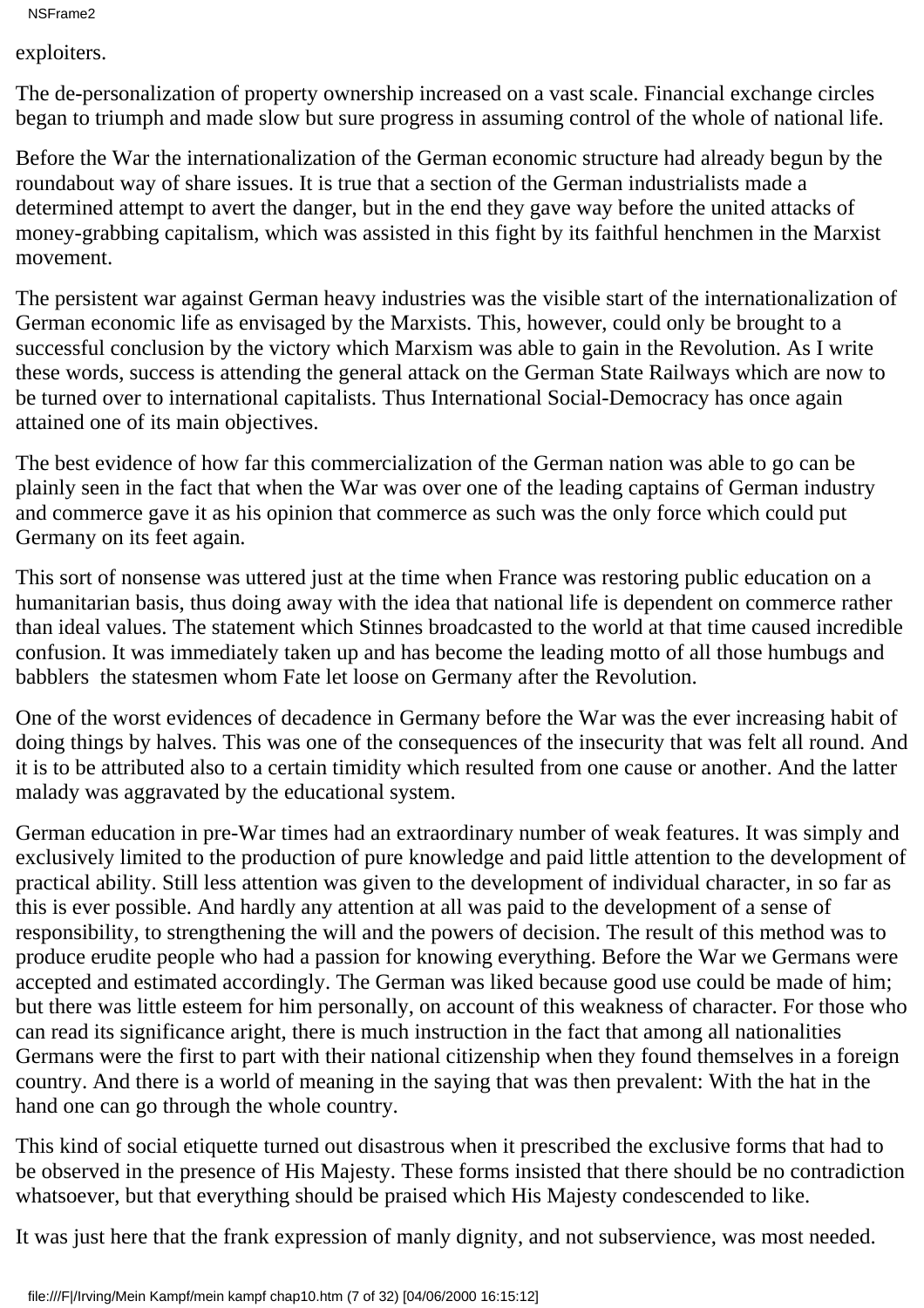exploiters.

The de-personalization of property ownership increased on a vast scale. Financial exchange circles began to triumph and made slow but sure progress in assuming control of the whole of national life.

Before the War the internationalization of the German economic structure had already begun by the roundabout way of share issues. It is true that a section of the German industrialists made a determined attempt to avert the danger, but in the end they gave way before the united attacks of money-grabbing capitalism, which was assisted in this fight by its faithful henchmen in the Marxist movement.

The persistent war against German heavy industries was the visible start of the internationalization of German economic life as envisaged by the Marxists. This, however, could only be brought to a successful conclusion by the victory which Marxism was able to gain in the Revolution. As I write these words, success is attending the general attack on the German State Railways which are now to be turned over to international capitalists. Thus International Social-Democracy has once again attained one of its main objectives.

The best evidence of how far this commercialization of the German nation was able to go can be plainly seen in the fact that when the War was over one of the leading captains of German industry and commerce gave it as his opinion that commerce as such was the only force which could put Germany on its feet again.

This sort of nonsense was uttered just at the time when France was restoring public education on a humanitarian basis, thus doing away with the idea that national life is dependent on commerce rather than ideal values. The statement which Stinnes broadcasted to the world at that time caused incredible confusion. It was immediately taken up and has become the leading motto of all those humbugs and babblers  the statesmen whom Fate let loose on Germany after the Revolution.

One of the worst evidences of decadence in Germany before the War was the ever increasing habit of doing things by halves. This was one of the consequences of the insecurity that was felt all round. And it is to be attributed also to a certain timidity which resulted from one cause or another. And the latter malady was aggravated by the educational system.

German education in pre-War times had an extraordinary number of weak features. It was simply and exclusively limited to the production of pure knowledge and paid little attention to the development of practical ability. Still less attention was given to the development of individual character, in so far as this is ever possible. And hardly any attention at all was paid to the development of a sense of responsibility, to strengthening the will and the powers of decision. The result of this method was to produce erudite people who had a passion for knowing everything. Before the War we Germans were accepted and estimated accordingly. The German was liked because good use could be made of him; but there was little esteem for him personally, on account of this weakness of character. For those who can read its significance aright, there is much instruction in the fact that among all nationalities Germans were the first to part with their national citizenship when they found themselves in a foreign country. And there is a world of meaning in the saying that was then prevalent: With the hat in the hand one can go through the whole country.

This kind of social etiquette turned out disastrous when it prescribed the exclusive forms that had to be observed in the presence of His Majesty. These forms insisted that there should be no contradiction whatsoever, but that everything should be praised which His Majesty condescended to like.

It was just here that the frank expression of manly dignity, and not subservience, was most needed.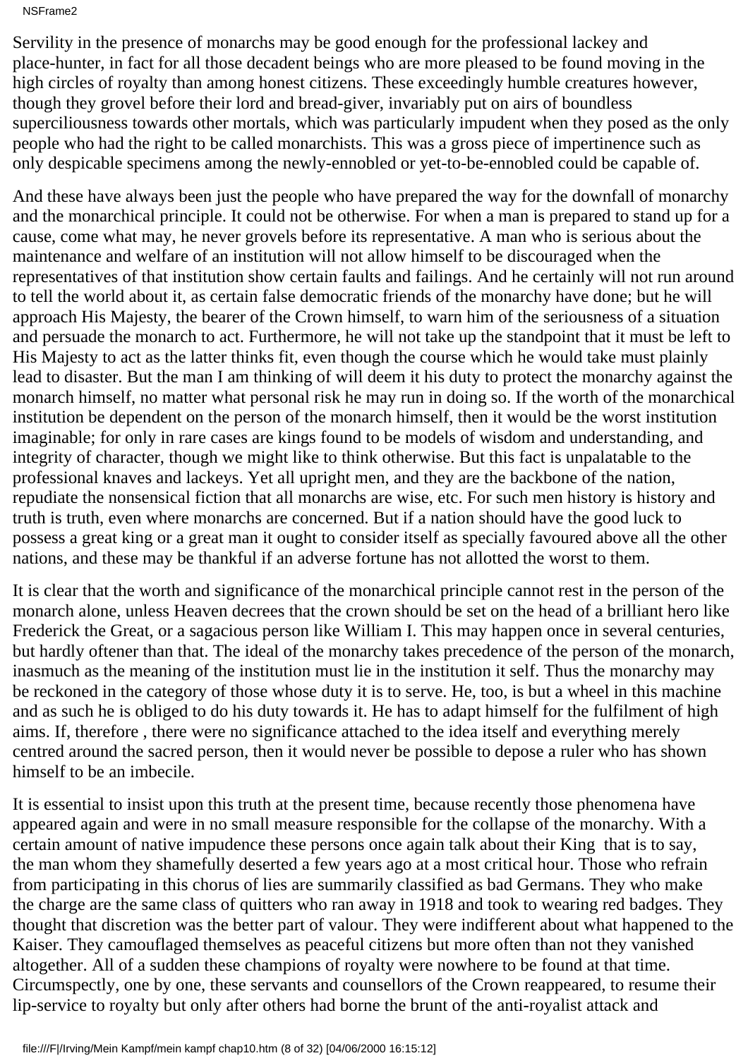Servility in the presence of monarchs may be good enough for the professional lackey and place-hunter, in fact for all those decadent beings who are more pleased to be found moving in the high circles of royalty than among honest citizens. These exceedingly humble creatures however, though they grovel before their lord and bread-giver, invariably put on airs of boundless superciliousness towards other mortals, which was particularly impudent when they posed as the only people who had the right to be called monarchists. This was a gross piece of impertinence such as only despicable specimens among the newly-ennobled or yet-to-be-ennobled could be capable of.

And these have always been just the people who have prepared the way for the downfall of monarchy and the monarchical principle. It could not be otherwise. For when a man is prepared to stand up for a cause, come what may, he never grovels before its representative. A man who is serious about the maintenance and welfare of an institution will not allow himself to be discouraged when the representatives of that institution show certain faults and failings. And he certainly will not run around to tell the world about it, as certain false democratic friends of the monarchy have done; but he will approach His Majesty, the bearer of the Crown himself, to warn him of the seriousness of a situation and persuade the monarch to act. Furthermore, he will not take up the standpoint that it must be left to His Majesty to act as the latter thinks fit, even though the course which he would take must plainly lead to disaster. But the man I am thinking of will deem it his duty to protect the monarchy against the monarch himself, no matter what personal risk he may run in doing so. If the worth of the monarchical institution be dependent on the person of the monarch himself, then it would be the worst institution imaginable; for only in rare cases are kings found to be models of wisdom and understanding, and integrity of character, though we might like to think otherwise. But this fact is unpalatable to the professional knaves and lackeys. Yet all upright men, and they are the backbone of the nation, repudiate the nonsensical fiction that all monarchs are wise, etc. For such men history is history and truth is truth, even where monarchs are concerned. But if a nation should have the good luck to possess a great king or a great man it ought to consider itself as specially favoured above all the other nations, and these may be thankful if an adverse fortune has not allotted the worst to them.

It is clear that the worth and significance of the monarchical principle cannot rest in the person of the monarch alone, unless Heaven decrees that the crown should be set on the head of a brilliant hero like Frederick the Great, or a sagacious person like William I. This may happen once in several centuries, but hardly oftener than that. The ideal of the monarchy takes precedence of the person of the monarch, inasmuch as the meaning of the institution must lie in the institution it self. Thus the monarchy may be reckoned in the category of those whose duty it is to serve. He, too, is but a wheel in this machine and as such he is obliged to do his duty towards it. He has to adapt himself for the fulfilment of high aims. If, therefore , there were no significance attached to the idea itself and everything merely centred around the sacred person, then it would never be possible to depose a ruler who has shown himself to be an imbecile.

It is essential to insist upon this truth at the present time, because recently those phenomena have appeared again and were in no small measure responsible for the collapse of the monarchy. With a certain amount of native impudence these persons once again talk about their King  that is to say, the man whom they shamefully deserted a few years ago at a most critical hour. Those who refrain from participating in this chorus of lies are summarily classified as bad Germans. They who make the charge are the same class of quitters who ran away in 1918 and took to wearing red badges. They thought that discretion was the better part of valour. They were indifferent about what happened to the Kaiser. They camouflaged themselves as peaceful citizens but more often than not they vanished altogether. All of a sudden these champions of royalty were nowhere to be found at that time. Circumspectly, one by one, these servants and counsellors of the Crown reappeared, to resume their lip-service to royalty but only after others had borne the brunt of the anti-royalist attack and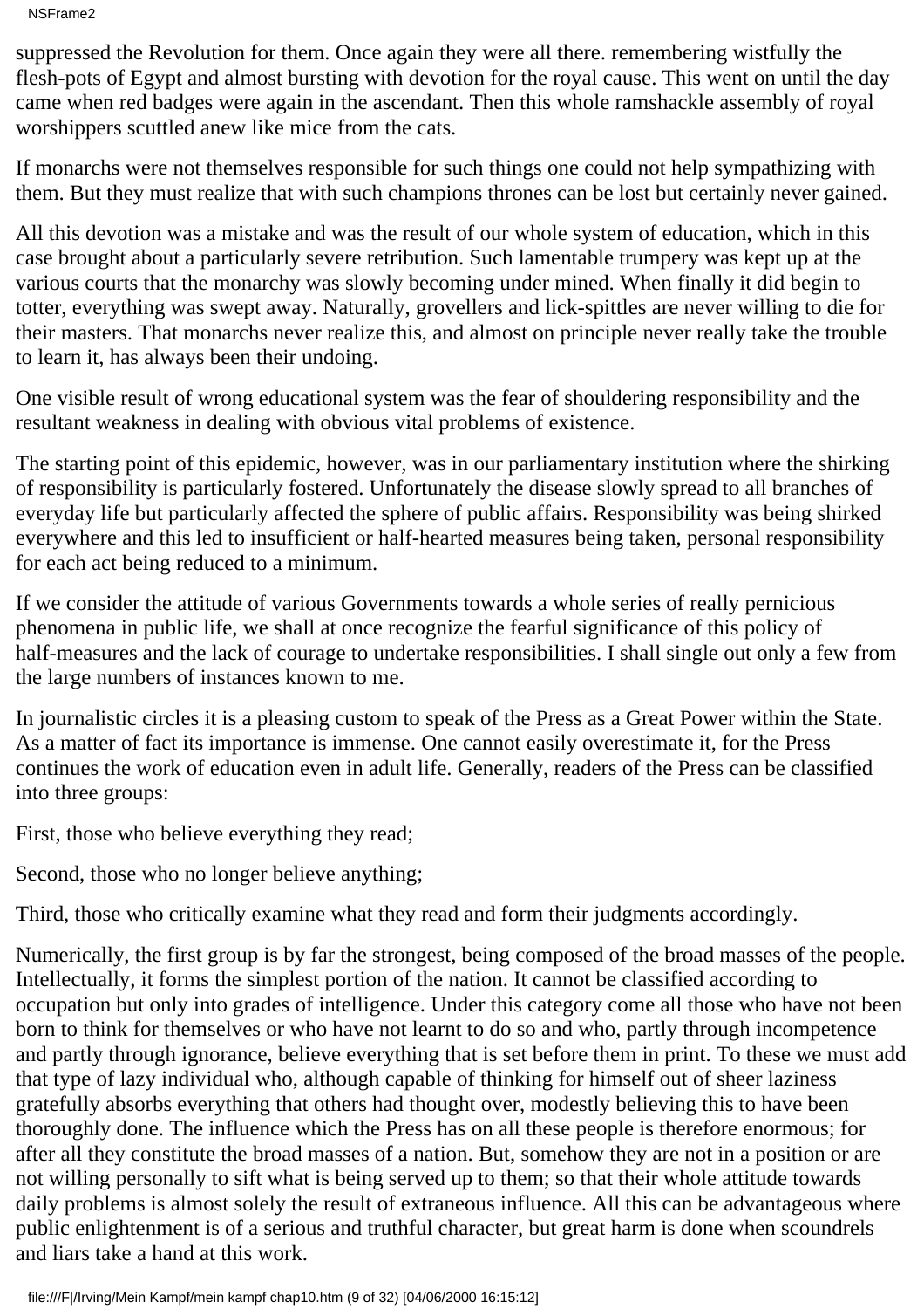suppressed the Revolution for them. Once again they were all there. remembering wistfully the flesh-pots of Egypt and almost bursting with devotion for the royal cause. This went on until the day came when red badges were again in the ascendant. Then this whole ramshackle assembly of royal worshippers scuttled anew like mice from the cats.

If monarchs were not themselves responsible for such things one could not help sympathizing with them. But they must realize that with such champions thrones can be lost but certainly never gained.

All this devotion was a mistake and was the result of our whole system of education, which in this case brought about a particularly severe retribution. Such lamentable trumpery was kept up at the various courts that the monarchy was slowly becoming under mined. When finally it did begin to totter, everything was swept away. Naturally, grovellers and lick-spittles are never willing to die for their masters. That monarchs never realize this, and almost on principle never really take the trouble to learn it, has always been their undoing.

One visible result of wrong educational system was the fear of shouldering responsibility and the resultant weakness in dealing with obvious vital problems of existence.

The starting point of this epidemic, however, was in our parliamentary institution where the shirking of responsibility is particularly fostered. Unfortunately the disease slowly spread to all branches of everyday life but particularly affected the sphere of public affairs. Responsibility was being shirked everywhere and this led to insufficient or half-hearted measures being taken, personal responsibility for each act being reduced to a minimum.

If we consider the attitude of various Governments towards a whole series of really pernicious phenomena in public life, we shall at once recognize the fearful significance of this policy of half-measures and the lack of courage to undertake responsibilities. I shall single out only a few from the large numbers of instances known to me.

In journalistic circles it is a pleasing custom to speak of the Press as a Great Power within the State. As a matter of fact its importance is immense. One cannot easily overestimate it, for the Press continues the work of education even in adult life. Generally, readers of the Press can be classified into three groups:

First, those who believe everything they read;

Second, those who no longer believe anything;

Third, those who critically examine what they read and form their judgments accordingly.

Numerically, the first group is by far the strongest, being composed of the broad masses of the people. Intellectually, it forms the simplest portion of the nation. It cannot be classified according to occupation but only into grades of intelligence. Under this category come all those who have not been born to think for themselves or who have not learnt to do so and who, partly through incompetence and partly through ignorance, believe everything that is set before them in print. To these we must add that type of lazy individual who, although capable of thinking for himself out of sheer laziness gratefully absorbs everything that others had thought over, modestly believing this to have been thoroughly done. The influence which the Press has on all these people is therefore enormous; for after all they constitute the broad masses of a nation. But, somehow they are not in a position or are not willing personally to sift what is being served up to them; so that their whole attitude towards daily problems is almost solely the result of extraneous influence. All this can be advantageous where public enlightenment is of a serious and truthful character, but great harm is done when scoundrels and liars take a hand at this work.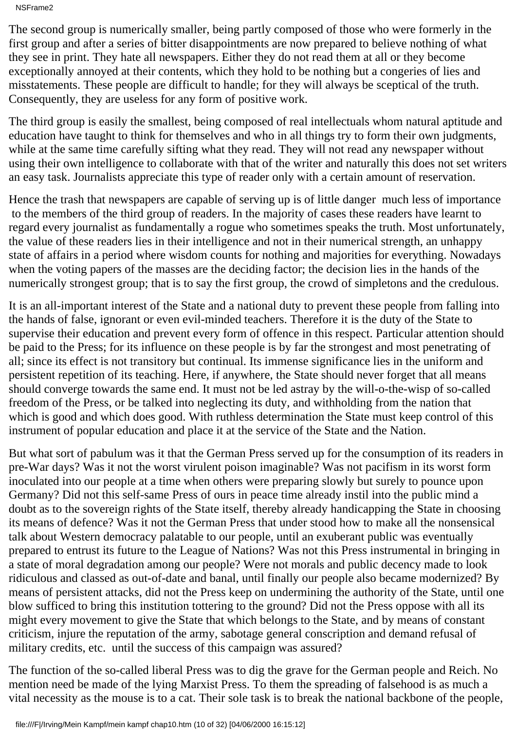The second group is numerically smaller, being partly composed of those who were formerly in the first group and after a series of bitter disappointments are now prepared to believe nothing of what they see in print. They hate all newspapers. Either they do not read them at all or they become exceptionally annoyed at their contents, which they hold to be nothing but a congeries of lies and misstatements. These people are difficult to handle; for they will always be sceptical of the truth. Consequently, they are useless for any form of positive work.

The third group is easily the smallest, being composed of real intellectuals whom natural aptitude and education have taught to think for themselves and who in all things try to form their own judgments, while at the same time carefully sifting what they read. They will not read any newspaper without using their own intelligence to collaborate with that of the writer and naturally this does not set writers an easy task. Journalists appreciate this type of reader only with a certain amount of reservation.

Hence the trash that newspapers are capable of serving up is of little danger  much less of importance  to the members of the third group of readers. In the majority of cases these readers have learnt to regard every journalist as fundamentally a rogue who sometimes speaks the truth. Most unfortunately, the value of these readers lies in their intelligence and not in their numerical strength, an unhappy state of affairs in a period where wisdom counts for nothing and majorities for everything. Nowadays when the voting papers of the masses are the deciding factor; the decision lies in the hands of the numerically strongest group; that is to say the first group, the crowd of simpletons and the credulous.

It is an all-important interest of the State and a national duty to prevent these people from falling into the hands of false, ignorant or even evil-minded teachers. Therefore it is the duty of the State to supervise their education and prevent every form of offence in this respect. Particular attention should be paid to the Press; for its influence on these people is by far the strongest and most penetrating of all; since its effect is not transitory but continual. Its immense significance lies in the uniform and persistent repetition of its teaching. Here, if anywhere, the State should never forget that all means should converge towards the same end. It must not be led astray by the will-o-the-wisp of so-called freedom of the Press, or be talked into neglecting its duty, and withholding from the nation that which is good and which does good. With ruthless determination the State must keep control of this instrument of popular education and place it at the service of the State and the Nation.

But what sort of pabulum was it that the German Press served up for the consumption of its readers in pre-War days? Was it not the worst virulent poison imaginable? Was not pacifism in its worst form inoculated into our people at a time when others were preparing slowly but surely to pounce upon Germany? Did not this self-same Press of ours in peace time already instil into the public mind a doubt as to the sovereign rights of the State itself, thereby already handicapping the State in choosing its means of defence? Was it not the German Press that under stood how to make all the nonsensical talk about Western democracy palatable to our people, until an exuberant public was eventually prepared to entrust its future to the League of Nations? Was not this Press instrumental in bringing in a state of moral degradation among our people? Were not morals and public decency made to look ridiculous and classed as out-of-date and banal, until finally our people also became modernized? By means of persistent attacks, did not the Press keep on undermining the authority of the State, until one blow sufficed to bring this institution tottering to the ground? Did not the Press oppose with all its might every movement to give the State that which belongs to the State, and by means of constant criticism, injure the reputation of the army, sabotage general conscription and demand refusal of military credits, etc.  until the success of this campaign was assured?

The function of the so-called liberal Press was to dig the grave for the German people and Reich. No mention need be made of the lying Marxist Press. To them the spreading of falsehood is as much a vital necessity as the mouse is to a cat. Their sole task is to break the national backbone of the people,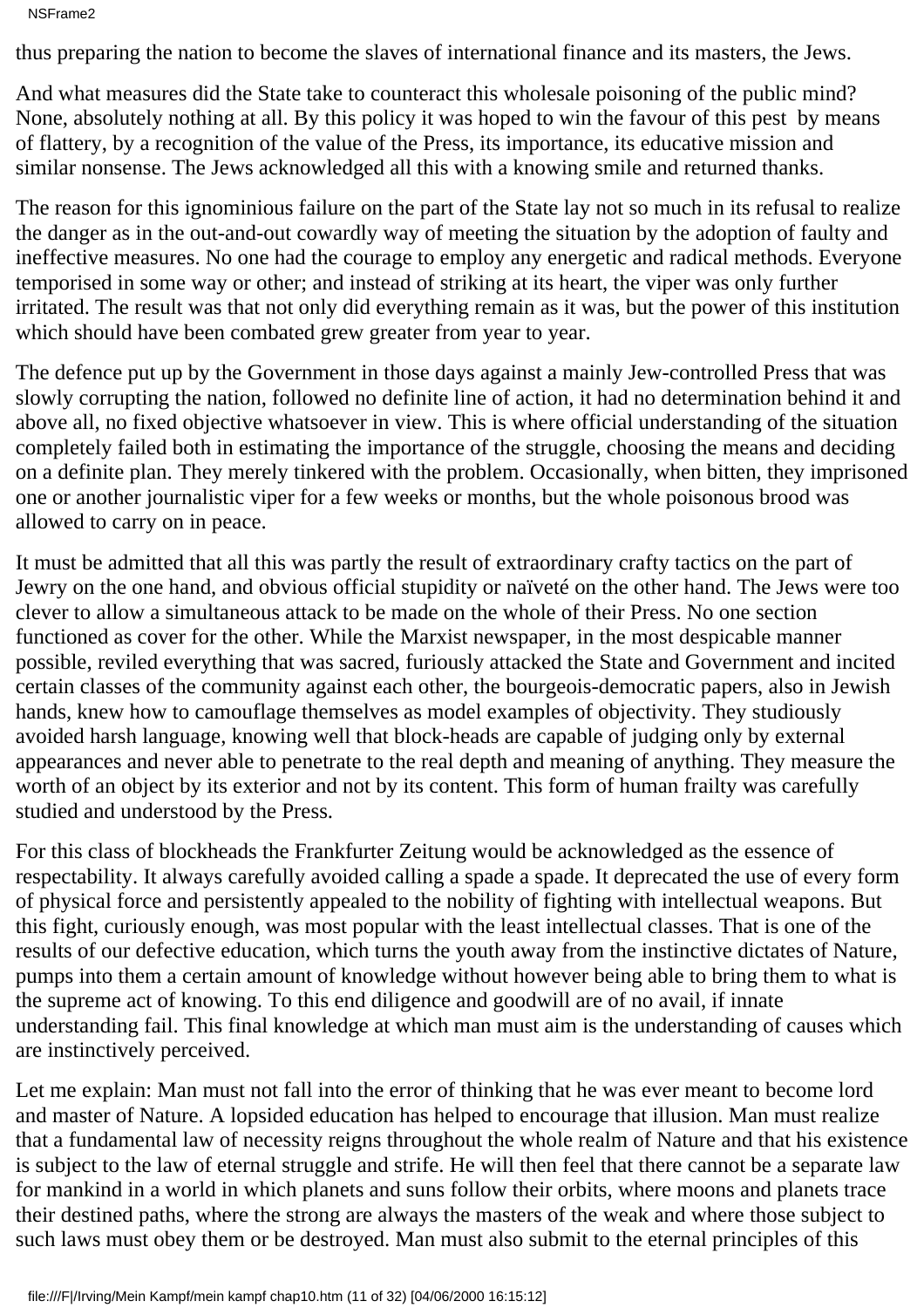thus preparing the nation to become the slaves of international finance and its masters, the Jews.

And what measures did the State take to counteract this wholesale poisoning of the public mind? None, absolutely nothing at all. By this policy it was hoped to win the favour of this pest by means of flattery, by a recognition of the value of the Press, its importance, its educative mission and similar nonsense. The Jews acknowledged all this with a knowing smile and returned thanks.

The reason for this ignominious failure on the part of the State lay not so much in its refusal to realize the danger as in the out-and-out cowardly way of meeting the situation by the adoption of faulty and ineffective measures. No one had the courage to employ any energetic and radical methods. Everyone temporised in some way or other; and instead of striking at its heart, the viper was only further irritated. The result was that not only did everything remain as it was, but the power of this institution which should have been combated grew greater from year to year.

The defence put up by the Government in those days against a mainly Jew-controlled Press that was slowly corrupting the nation, followed no definite line of action, it had no determination behind it and above all, no fixed objective whatsoever in view. This is where official understanding of the situation completely failed both in estimating the importance of the struggle, choosing the means and deciding on a definite plan. They merely tinkered with the problem. Occasionally, when bitten, they imprisoned one or another journalistic viper for a few weeks or months, but the whole poisonous brood was allowed to carry on in peace.

It must be admitted that all this was partly the result of extraordinary crafty tactics on the part of Jewry on the one hand, and obvious official stupidity or naïveté on the other hand. The Jews were too clever to allow a simultaneous attack to be made on the whole of their Press. No one section functioned as cover for the other. While the Marxist newspaper, in the most despicable manner possible, reviled everything that was sacred, furiously attacked the State and Government and incited certain classes of the community against each other, the bourgeois-democratic papers, also in Jewish hands, knew how to camouflage themselves as model examples of objectivity. They studiously avoided harsh language, knowing well that block-heads are capable of judging only by external appearances and never able to penetrate to the real depth and meaning of anything. They measure the worth of an object by its exterior and not by its content. This form of human frailty was carefully studied and understood by the Press.

For this class of blockheads the Frankfurter Zeitung would be acknowledged as the essence of respectability. It always carefully avoided calling a spade a spade. It deprecated the use of every form of physical force and persistently appealed to the nobility of fighting with intellectual weapons. But this fight, curiously enough, was most popular with the least intellectual classes. That is one of the results of our defective education, which turns the youth away from the instinctive dictates of Nature, pumps into them a certain amount of knowledge without however being able to bring them to what is the supreme act of knowing. To this end diligence and goodwill are of no avail, if innate understanding fail. This final knowledge at which man must aim is the understanding of causes which are instinctively perceived.

Let me explain: Man must not fall into the error of thinking that he was ever meant to become lord and master of Nature. A lopsided education has helped to encourage that illusion. Man must realize that a fundamental law of necessity reigns throughout the whole realm of Nature and that his existence is subject to the law of eternal struggle and strife. He will then feel that there cannot be a separate law for mankind in a world in which planets and suns follow their orbits, where moons and planets trace their destined paths, where the strong are always the masters of the weak and where those subject to such laws must obey them or be destroyed. Man must also submit to the eternal principles of this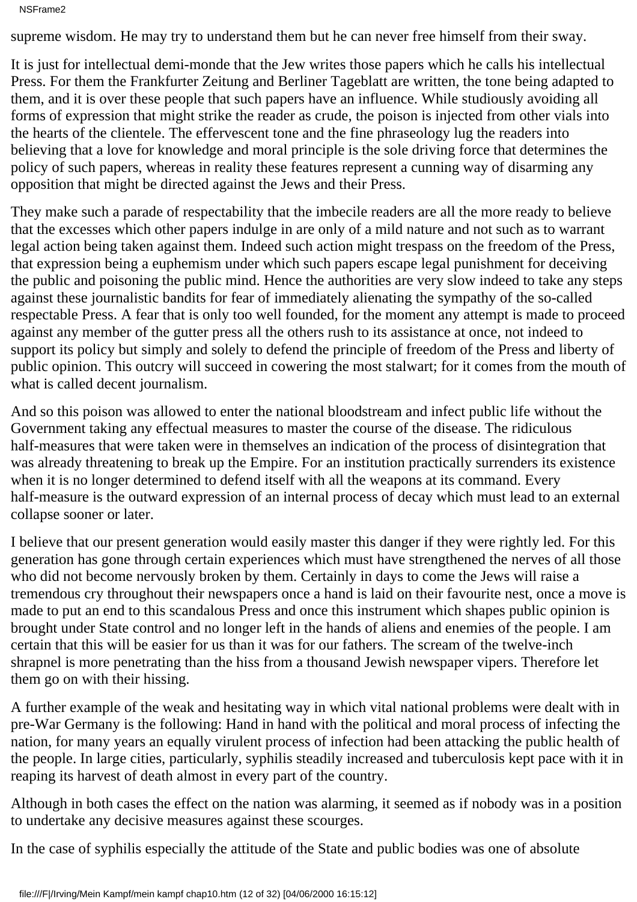supreme wisdom. He may try to understand them but he can never free himself from their sway.

It is just for intellectual demi-monde that the Jew writes those papers which he calls his intellectual Press. For them the Frankfurter Zeitung and Berliner Tageblatt are written, the tone being adapted to them, and it is over these people that such papers have an influence. While studiously avoiding all forms of expression that might strike the reader as crude, the poison is injected from other vials into the hearts of the clientele. The effervescent tone and the fine phraseology lug the readers into believing that a love for knowledge and moral principle is the sole driving force that determines the policy of such papers, whereas in reality these features represent a cunning way of disarming any opposition that might be directed against the Jews and their Press.

They make such a parade of respectability that the imbecile readers are all the more ready to believe that the excesses which other papers indulge in are only of a mild nature and not such as to warrant legal action being taken against them. Indeed such action might trespass on the freedom of the Press, that expression being a euphemism under which such papers escape legal punishment for deceiving the public and poisoning the public mind. Hence the authorities are very slow indeed to take any steps against these journalistic bandits for fear of immediately alienating the sympathy of the so-called respectable Press. A fear that is only too well founded, for the moment any attempt is made to proceed against any member of the gutter press all the others rush to its assistance at once, not indeed to support its policy but simply and solely to defend the principle of freedom of the Press and liberty of public opinion. This outcry will succeed in cowering the most stalwart; for it comes from the mouth of what is called decent journalism.

And so this poison was allowed to enter the national bloodstream and infect public life without the Government taking any effectual measures to master the course of the disease. The ridiculous half-measures that were taken were in themselves an indication of the process of disintegration that was already threatening to break up the Empire. For an institution practically surrenders its existence when it is no longer determined to defend itself with all the weapons at its command. Every half-measure is the outward expression of an internal process of decay which must lead to an external collapse sooner or later.

I believe that our present generation would easily master this danger if they were rightly led. For this generation has gone through certain experiences which must have strengthened the nerves of all those who did not become nervously broken by them. Certainly in days to come the Jews will raise a tremendous cry throughout their newspapers once a hand is laid on their favourite nest, once a move is made to put an end to this scandalous Press and once this instrument which shapes public opinion is brought under State control and no longer left in the hands of aliens and enemies of the people. I am certain that this will be easier for us than it was for our fathers. The scream of the twelve-inch shrapnel is more penetrating than the hiss from a thousand Jewish newspaper vipers. Therefore let them go on with their hissing.

A further example of the weak and hesitating way in which vital national problems were dealt with in pre-War Germany is the following: Hand in hand with the political and moral process of infecting the nation, for many years an equally virulent process of infection had been attacking the public health of the people. In large cities, particularly, syphilis steadily increased and tuberculosis kept pace with it in reaping its harvest of death almost in every part of the country.

Although in both cases the effect on the nation was alarming, it seemed as if nobody was in a position to undertake any decisive measures against these scourges.

In the case of syphilis especially the attitude of the State and public bodies was one of absolute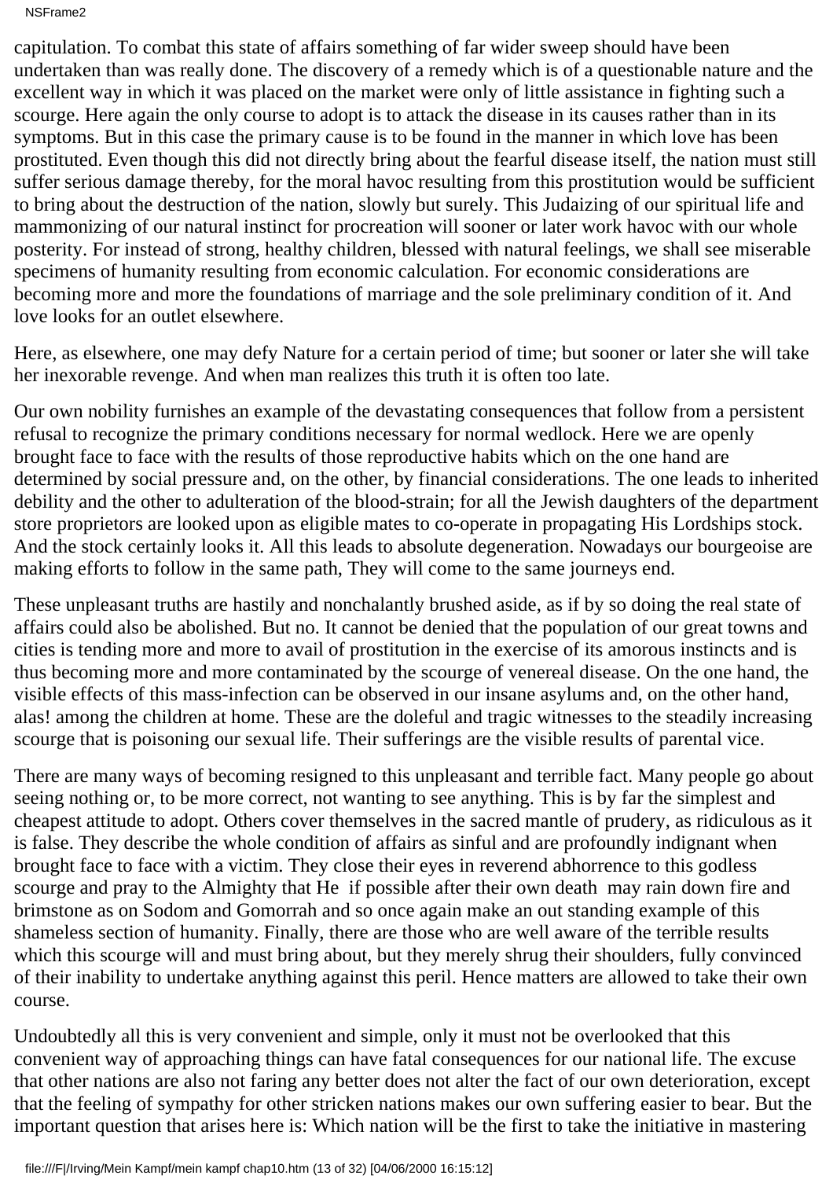capitulation. To combat this state of affairs something of far wider sweep should have been undertaken than was really done. The discovery of a remedy which is of a questionable nature and the excellent way in which it was placed on the market were only of little assistance in fighting such a scourge. Here again the only course to adopt is to attack the disease in its causes rather than in its symptoms. But in this case the primary cause is to be found in the manner in which love has been prostituted. Even though this did not directly bring about the fearful disease itself, the nation must still suffer serious damage thereby, for the moral havoc resulting from this prostitution would be sufficient to bring about the destruction of the nation, slowly but surely. This Judaizing of our spiritual life and mammonizing of our natural instinct for procreation will sooner or later work havoc with our whole posterity. For instead of strong, healthy children, blessed with natural feelings, we shall see miserable specimens of humanity resulting from economic calculation. For economic considerations are becoming more and more the foundations of marriage and the sole preliminary condition of it. And love looks for an outlet elsewhere.

Here, as elsewhere, one may defy Nature for a certain period of time; but sooner or later she will take her inexorable revenge. And when man realizes this truth it is often too late.

Our own nobility furnishes an example of the devastating consequences that follow from a persistent refusal to recognize the primary conditions necessary for normal wedlock. Here we are openly brought face to face with the results of those reproductive habits which on the one hand are determined by social pressure and, on the other, by financial considerations. The one leads to inherited debility and the other to adulteration of the blood-strain; for all the Jewish daughters of the department store proprietors are looked upon as eligible mates to co-operate in propagating His Lordships stock. And the stock certainly looks it. All this leads to absolute degeneration. Nowadays our bourgeoise are making efforts to follow in the same path, They will come to the same journeys end.

These unpleasant truths are hastily and nonchalantly brushed aside, as if by so doing the real state of affairs could also be abolished. But no. It cannot be denied that the population of our great towns and cities is tending more and more to avail of prostitution in the exercise of its amorous instincts and is thus becoming more and more contaminated by the scourge of venereal disease. On the one hand, the visible effects of this mass-infection can be observed in our insane asylums and, on the other hand, alas! among the children at home. These are the doleful and tragic witnesses to the steadily increasing scourge that is poisoning our sexual life. Their sufferings are the visible results of parental vice.

There are many ways of becoming resigned to this unpleasant and terrible fact. Many people go about seeing nothing or, to be more correct, not wanting to see anything. This is by far the simplest and cheapest attitude to adopt. Others cover themselves in the sacred mantle of prudery, as ridiculous as it is false. They describe the whole condition of affairs as sinful and are profoundly indignant when brought face to face with a victim. They close their eyes in reverend abhorrence to this godless scourge and pray to the Almighty that He if possible after their own death may rain down fire and brimstone as on Sodom and Gomorrah and so once again make an out standing example of this shameless section of humanity. Finally, there are those who are well aware of the terrible results which this scourge will and must bring about, but they merely shrug their shoulders, fully convinced of their inability to undertake anything against this peril. Hence matters are allowed to take their own course.

Undoubtedly all this is very convenient and simple, only it must not be overlooked that this convenient way of approaching things can have fatal consequences for our national life. The excuse that other nations are also not faring any better does not alter the fact of our own deterioration, except that the feeling of sympathy for other stricken nations makes our own suffering easier to bear. But the important question that arises here is: Which nation will be the first to take the initiative in mastering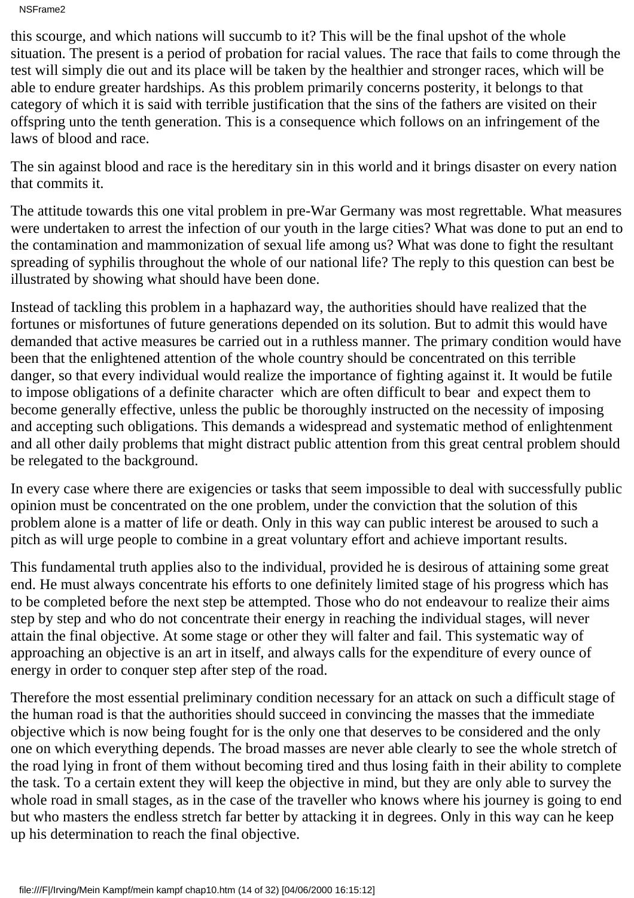this scourge, and which nations will succumb to it? This will be the final upshot of the whole situation. The present is a period of probation for racial values. The race that fails to come through the test will simply die out and its place will be taken by the healthier and stronger races, which will be able to endure greater hardships. As this problem primarily concerns posterity, it belongs to that category of which it is said with terrible justification that the sins of the fathers are visited on their offspring unto the tenth generation. This is a consequence which follows on an infringement of the laws of blood and race.

The sin against blood and race is the hereditary sin in this world and it brings disaster on every nation that commits it.

The attitude towards this one vital problem in pre-War Germany was most regrettable. What measures were undertaken to arrest the infection of our youth in the large cities? What was done to put an end to the contamination and mammonization of sexual life among us? What was done to fight the resultant spreading of syphilis throughout the whole of our national life? The reply to this question can best be illustrated by showing what should have been done.

Instead of tackling this problem in a haphazard way, the authorities should have realized that the fortunes or misfortunes of future generations depended on its solution. But to admit this would have demanded that active measures be carried out in a ruthless manner. The primary condition would have been that the enlightened attention of the whole country should be concentrated on this terrible danger, so that every individual would realize the importance of fighting against it. It would be futile to impose obligations of a definite character which are often difficult to bear and expect them to become generally effective, unless the public be thoroughly instructed on the necessity of imposing and accepting such obligations. This demands a widespread and systematic method of enlightenment and all other daily problems that might distract public attention from this great central problem should be relegated to the background.

In every case where there are exigencies or tasks that seem impossible to deal with successfully public opinion must be concentrated on the one problem, under the conviction that the solution of this problem alone is a matter of life or death. Only in this way can public interest be aroused to such a pitch as will urge people to combine in a great voluntary effort and achieve important results.

This fundamental truth applies also to the individual, provided he is desirous of attaining some great end. He must always concentrate his efforts to one definitely limited stage of his progress which has to be completed before the next step be attempted. Those who do not endeavour to realize their aims step by step and who do not concentrate their energy in reaching the individual stages, will never attain the final objective. At some stage or other they will falter and fail. This systematic way of approaching an objective is an art in itself, and always calls for the expenditure of every ounce of energy in order to conquer step after step of the road.

Therefore the most essential preliminary condition necessary for an attack on such a difficult stage of the human road is that the authorities should succeed in convincing the masses that the immediate objective which is now being fought for is the only one that deserves to be considered and the only one on which everything depends. The broad masses are never able clearly to see the whole stretch of the road lying in front of them without becoming tired and thus losing faith in their ability to complete the task. To a certain extent they will keep the objective in mind, but they are only able to survey the whole road in small stages, as in the case of the traveller who knows where his journey is going to end but who masters the endless stretch far better by attacking it in degrees. Only in this way can he keep up his determination to reach the final objective.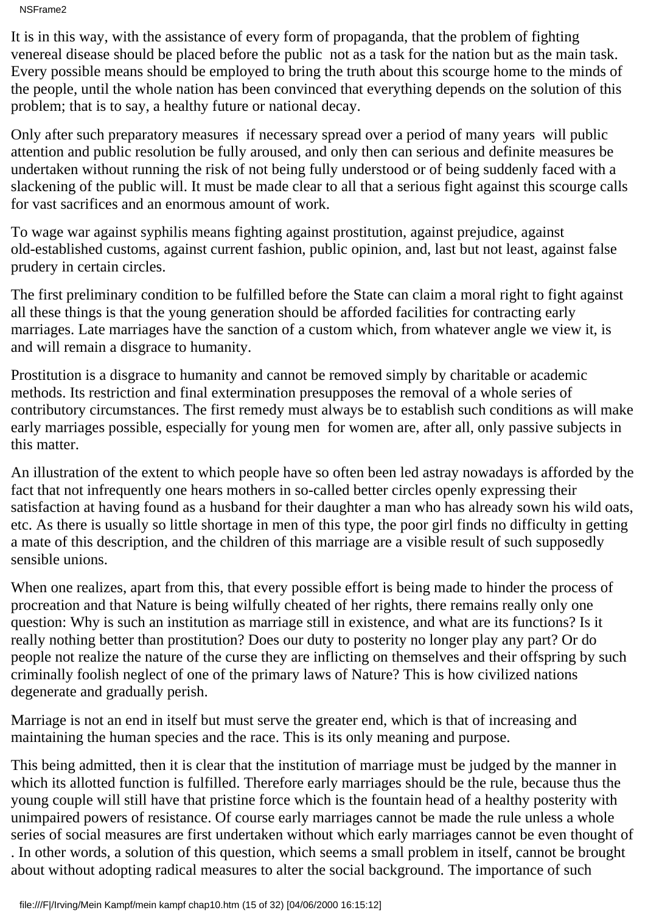It is in this way, with the assistance of every form of propaganda, that the problem of fighting venereal disease should be placed before the public not as a task for the nation but as the main task. Every possible means should be employed to bring the truth about this scourge home to the minds of the people, until the whole nation has been convinced that everything depends on the solution of this problem; that is to say, a healthy future or national decay.

Only after such preparatory measures if necessary spread over a period of many years will public attention and public resolution be fully aroused, and only then can serious and definite measures be undertaken without running the risk of not being fully understood or of being suddenly faced with a slackening of the public will. It must be made clear to all that a serious fight against this scourge calls for vast sacrifices and an enormous amount of work.

To wage war against syphilis means fighting against prostitution, against prejudice, against old-established customs, against current fashion, public opinion, and, last but not least, against false prudery in certain circles.

The first preliminary condition to be fulfilled before the State can claim a moral right to fight against all these things is that the young generation should be afforded facilities for contracting early marriages. Late marriages have the sanction of a custom which, from whatever angle we view it, is and will remain a disgrace to humanity.

Prostitution is a disgrace to humanity and cannot be removed simply by charitable or academic methods. Its restriction and final extermination presupposes the removal of a whole series of contributory circumstances. The first remedy must always be to establish such conditions as will make early marriages possible, especially for young men for women are, after all, only passive subjects in this matter.

An illustration of the extent to which people have so often been led astray nowadays is afforded by the fact that not infrequently one hears mothers in so-called better circles openly expressing their satisfaction at having found as a husband for their daughter a man who has already sown his wild oats, etc. As there is usually so little shortage in men of this type, the poor girl finds no difficulty in getting a mate of this description, and the children of this marriage are a visible result of such supposedly sensible unions.

When one realizes, apart from this, that every possible effort is being made to hinder the process of procreation and that Nature is being wilfully cheated of her rights, there remains really only one question: Why is such an institution as marriage still in existence, and what are its functions? Is it really nothing better than prostitution? Does our duty to posterity no longer play any part? Or do people not realize the nature of the curse they are inflicting on themselves and their offspring by such criminally foolish neglect of one of the primary laws of Nature? This is how civilized nations degenerate and gradually perish.

Marriage is not an end in itself but must serve the greater end, which is that of increasing and maintaining the human species and the race. This is its only meaning and purpose.

This being admitted, then it is clear that the institution of marriage must be judged by the manner in which its allotted function is fulfilled. Therefore early marriages should be the rule, because thus the young couple will still have that pristine force which is the fountain head of a healthy posterity with unimpaired powers of resistance. Of course early marriages cannot be made the rule unless a whole series of social measures are first undertaken without which early marriages cannot be even thought of . In other words, a solution of this question, which seems a small problem in itself, cannot be brought about without adopting radical measures to alter the social background. The importance of such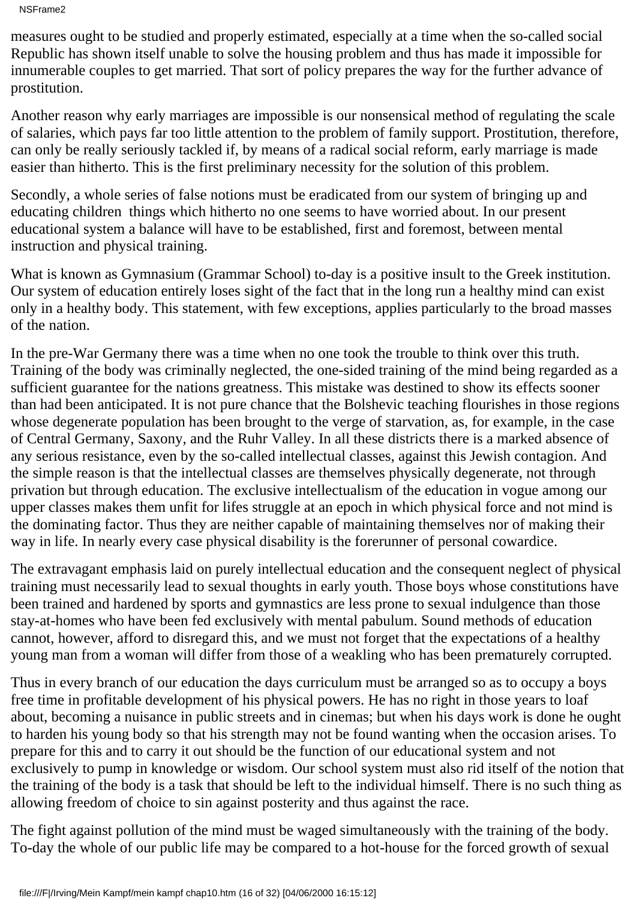measures ought to be studied and properly estimated, especially at a time when the so-called social Republic has shown itself unable to solve the housing problem and thus has made it impossible for innumerable couples to get married. That sort of policy prepares the way for the further advance of prostitution.

Another reason why early marriages are impossible is our nonsensical method of regulating the scale of salaries, which pays far too little attention to the problem of family support. Prostitution, therefore, can only be really seriously tackled if, by means of a radical social reform, early marriage is made easier than hitherto. This is the first preliminary necessity for the solution of this problem.

Secondly, a whole series of false notions must be eradicated from our system of bringing up and educating children  things which hitherto no one seems to have worried about. In our present educational system a balance will have to be established, first and foremost, between mental instruction and physical training.

What is known as Gymnasium (Grammar School) to-day is a positive insult to the Greek institution. Our system of education entirely loses sight of the fact that in the long run a healthy mind can exist only in a healthy body. This statement, with few exceptions, applies particularly to the broad masses of the nation.

In the pre-War Germany there was a time when no one took the trouble to think over this truth. Training of the body was criminally neglected, the one-sided training of the mind being regarded as a sufficient guarantee for the nations greatness. This mistake was destined to show its effects sooner than had been anticipated. It is not pure chance that the Bolshevic teaching flourishes in those regions whose degenerate population has been brought to the verge of starvation, as, for example, in the case of Central Germany, Saxony, and the Ruhr Valley. In all these districts there is a marked absence of any serious resistance, even by the so-called intellectual classes, against this Jewish contagion. And the simple reason is that the intellectual classes are themselves physically degenerate, not through privation but through education. The exclusive intellectualism of the education in vogue among our upper classes makes them unfit for lifes struggle at an epoch in which physical force and not mind is the dominating factor. Thus they are neither capable of maintaining themselves nor of making their way in life. In nearly every case physical disability is the forerunner of personal cowardice.

The extravagant emphasis laid on purely intellectual education and the consequent neglect of physical training must necessarily lead to sexual thoughts in early youth. Those boys whose constitutions have been trained and hardened by sports and gymnastics are less prone to sexual indulgence than those stay-at-homes who have been fed exclusively with mental pabulum. Sound methods of education cannot, however, afford to disregard this, and we must not forget that the expectations of a healthy young man from a woman will differ from those of a weakling who has been prematurely corrupted.

Thus in every branch of our education the days curriculum must be arranged so as to occupy a boys free time in profitable development of his physical powers. He has no right in those years to loaf about, becoming a nuisance in public streets and in cinemas; but when his days work is done he ought to harden his young body so that his strength may not be found wanting when the occasion arises. To prepare for this and to carry it out should be the function of our educational system and not exclusively to pump in knowledge or wisdom. Our school system must also rid itself of the notion that the training of the body is a task that should be left to the individual himself. There is no such thing as allowing freedom of choice to sin against posterity and thus against the race.

The fight against pollution of the mind must be waged simultaneously with the training of the body. To-day the whole of our public life may be compared to a hot-house for the forced growth of sexual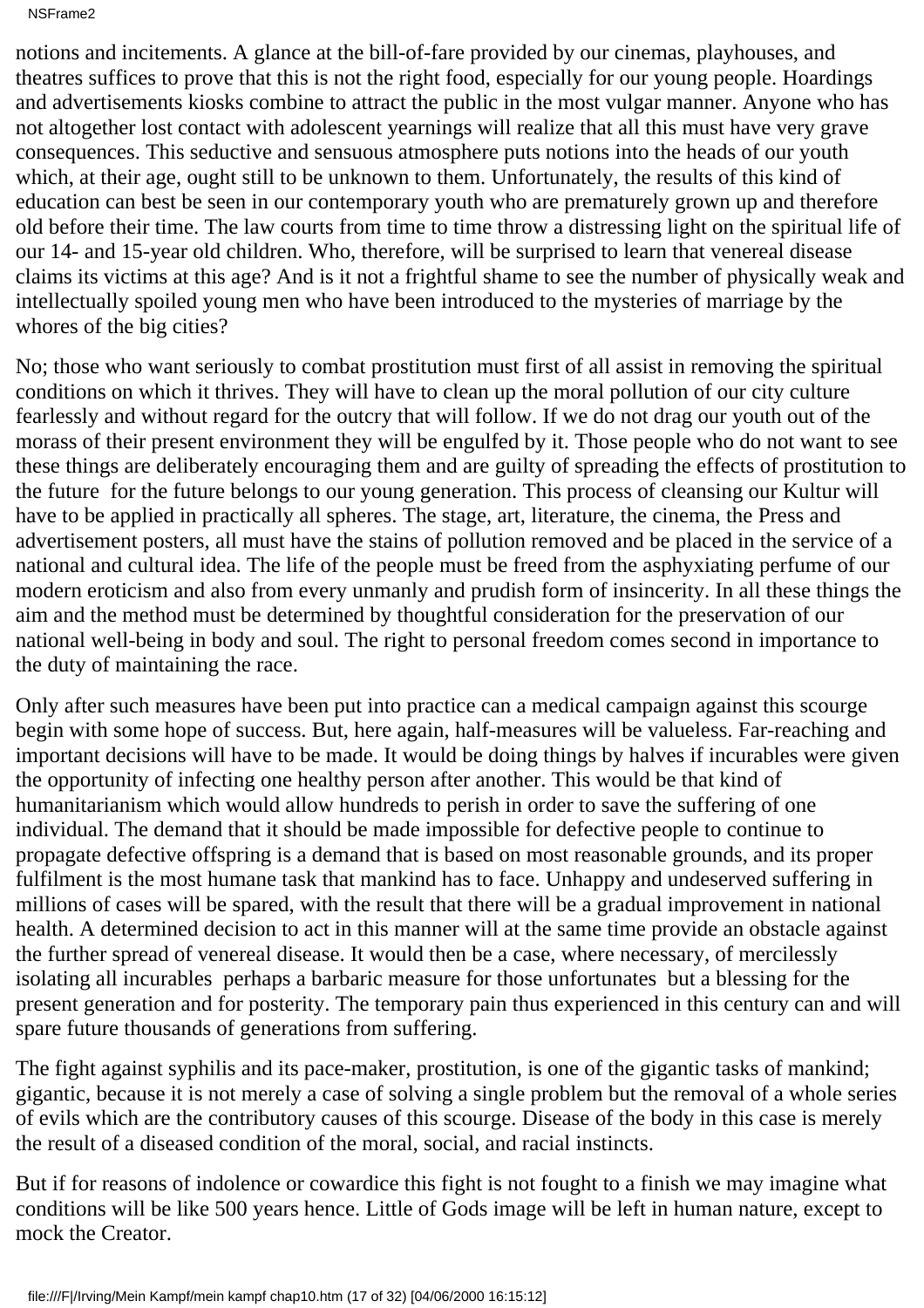notions and incitements. A glance at the bill-of-fare provided by our cinemas, playhouses, and theatres suffices to prove that this is not the right food, especially for our young people. Hoardings and advertisements kiosks combine to attract the public in the most vulgar manner. Anyone who has not altogether lost contact with adolescent yearnings will realize that all this must have very grave consequences. This seductive and sensuous atmosphere puts notions into the heads of our youth which, at their age, ought still to be unknown to them. Unfortunately, the results of this kind of education can best be seen in our contemporary youth who are prematurely grown up and therefore old before their time. The law courts from time to time throw a distressing light on the spiritual life of our 14- and 15-year old children. Who, therefore, will be surprised to learn that venereal disease claims its victims at this age? And is it not a frightful shame to see the number of physically weak and intellectually spoiled young men who have been introduced to the mysteries of marriage by the whores of the big cities?

No; those who want seriously to combat prostitution must first of all assist in removing the spiritual conditions on which it thrives. They will have to clean up the moral pollution of our city culture fearlessly and without regard for the outcry that will follow. If we do not drag our youth out of the morass of their present environment they will be engulfed by it. Those people who do not want to see these things are deliberately encouraging them and are guilty of spreading the effects of prostitution to the future  for the future belongs to our young generation. This process of cleansing our Kultur will have to be applied in practically all spheres. The stage, art, literature, the cinema, the Press and advertisement posters, all must have the stains of pollution removed and be placed in the service of a national and cultural idea. The life of the people must be freed from the asphyxiating perfume of our modern eroticism and also from every unmanly and prudish form of insincerity. In all these things the aim and the method must be determined by thoughtful consideration for the preservation of our national well-being in body and soul. The right to personal freedom comes second in importance to the duty of maintaining the race.

Only after such measures have been put into practice can a medical campaign against this scourge begin with some hope of success. But, here again, half-measures will be valueless. Far-reaching and important decisions will have to be made. It would be doing things by halves if incurables were given the opportunity of infecting one healthy person after another. This would be that kind of humanitarianism which would allow hundreds to perish in order to save the suffering of one individual. The demand that it should be made impossible for defective people to continue to propagate defective offspring is a demand that is based on most reasonable grounds, and its proper fulfilment is the most humane task that mankind has to face. Unhappy and undeserved suffering in millions of cases will be spared, with the result that there will be a gradual improvement in national health. A determined decision to act in this manner will at the same time provide an obstacle against the further spread of venereal disease. It would then be a case, where necessary, of mercilessly isolating all incurables  perhaps a barbaric measure for those unfortunates  but a blessing for the present generation and for posterity. The temporary pain thus experienced in this century can and will spare future thousands of generations from suffering.

The fight against syphilis and its pace-maker, prostitution, is one of the gigantic tasks of mankind; gigantic, because it is not merely a case of solving a single problem but the removal of a whole series of evils which are the contributory causes of this scourge. Disease of the body in this case is merely the result of a diseased condition of the moral, social, and racial instincts.

But if for reasons of indolence or cowardice this fight is not fought to a finish we may imagine what conditions will be like 500 years hence. Little of Gods image will be left in human nature, except to mock the Creator.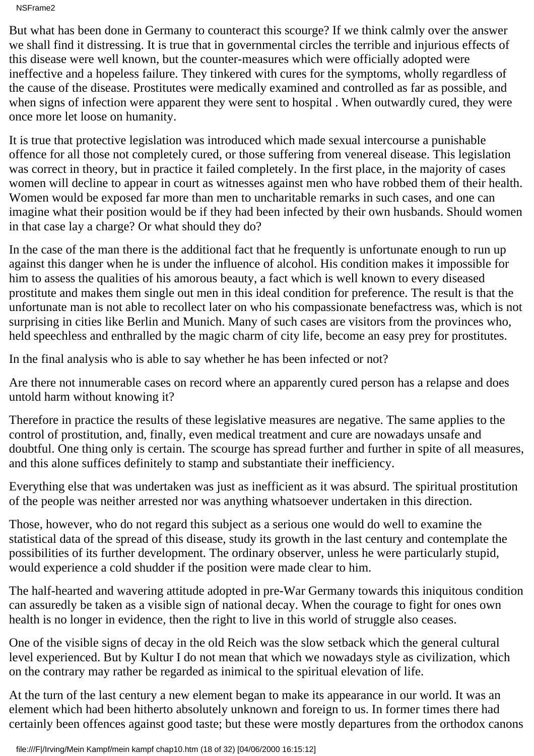But what has been done in Germany to counteract this scourge? If we think calmly over the answer we shall find it distressing. It is true that in governmental circles the terrible and injurious effects of this disease were well known, but the counter-measures which were officially adopted were ineffective and a hopeless failure. They tinkered with cures for the symptoms, wholly regardless of the cause of the disease. Prostitutes were medically examined and controlled as far as possible, and when signs of infection were apparent they were sent to hospital . When outwardly cured, they were once more let loose on humanity.

It is true that protective legislation was introduced which made sexual intercourse a punishable offence for all those not completely cured, or those suffering from venereal disease. This legislation was correct in theory, but in practice it failed completely. In the first place, in the majority of cases women will decline to appear in court as witnesses against men who have robbed them of their health. Women would be exposed far more than men to uncharitable remarks in such cases, and one can imagine what their position would be if they had been infected by their own husbands. Should women in that case lay a charge? Or what should they do?

In the case of the man there is the additional fact that he frequently is unfortunate enough to run up against this danger when he is under the influence of alcohol. His condition makes it impossible for him to assess the qualities of his amorous beauty, a fact which is well known to every diseased prostitute and makes them single out men in this ideal condition for preference. The result is that the unfortunate man is not able to recollect later on who his compassionate benefactress was, which is not surprising in cities like Berlin and Munich. Many of such cases are visitors from the provinces who, held speechless and enthralled by the magic charm of city life, become an easy prey for prostitutes.

In the final analysis who is able to say whether he has been infected or not?

Are there not innumerable cases on record where an apparently cured person has a relapse and does untold harm without knowing it?

Therefore in practice the results of these legislative measures are negative. The same applies to the control of prostitution, and, finally, even medical treatment and cure are nowadays unsafe and doubtful. One thing only is certain. The scourge has spread further and further in spite of all measures, and this alone suffices definitely to stamp and substantiate their inefficiency.

Everything else that was undertaken was just as inefficient as it was absurd. The spiritual prostitution of the people was neither arrested nor was anything whatsoever undertaken in this direction.

Those, however, who do not regard this subject as a serious one would do well to examine the statistical data of the spread of this disease, study its growth in the last century and contemplate the possibilities of its further development. The ordinary observer, unless he were particularly stupid, would experience a cold shudder if the position were made clear to him.

The half-hearted and wavering attitude adopted in pre-War Germany towards this iniquitous condition can assuredly be taken as a visible sign of national decay. When the courage to fight for ones own health is no longer in evidence, then the right to live in this world of struggle also ceases.

One of the visible signs of decay in the old Reich was the slow setback which the general cultural level experienced. But by Kultur I do not mean that which we nowadays style as civilization, which on the contrary may rather be regarded as inimical to the spiritual elevation of life.

At the turn of the last century a new element began to make its appearance in our world. It was an element which had been hitherto absolutely unknown and foreign to us. In former times there had certainly been offences against good taste; but these were mostly departures from the orthodox canons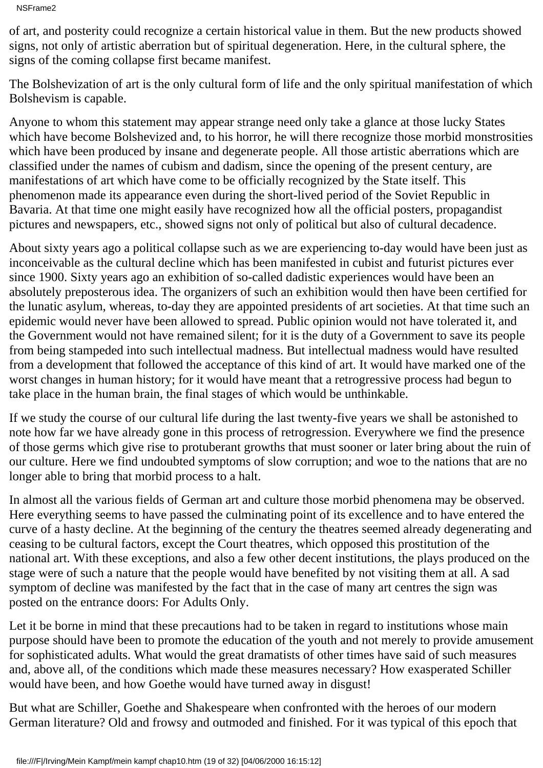of art, and posterity could recognize a certain historical value in them. But the new products showed signs, not only of artistic aberration but of spiritual degeneration. Here, in the cultural sphere, the signs of the coming collapse first became manifest.

The Bolshevization of art is the only cultural form of life and the only spiritual manifestation of which Bolshevism is capable.

Anyone to whom this statement may appear strange need only take a glance at those lucky States which have become Bolshevized and, to his horror, he will there recognize those morbid monstrosities which have been produced by insane and degenerate people. All those artistic aberrations which are classified under the names of cubism and dadism, since the opening of the present century, are manifestations of art which have come to be officially recognized by the State itself. This phenomenon made its appearance even during the short-lived period of the Soviet Republic in Bavaria. At that time one might easily have recognized how all the official posters, propagandist pictures and newspapers, etc., showed signs not only of political but also of cultural decadence.

About sixty years ago a political collapse such as we are experiencing to-day would have been just as inconceivable as the cultural decline which has been manifested in cubist and futurist pictures ever since 1900. Sixty years ago an exhibition of so-called dadistic experiences would have been an absolutely preposterous idea. The organizers of such an exhibition would then have been certified for the lunatic asylum, whereas, to-day they are appointed presidents of art societies. At that time such an epidemic would never have been allowed to spread. Public opinion would not have tolerated it, and the Government would not have remained silent; for it is the duty of a Government to save its people from being stampeded into such intellectual madness. But intellectual madness would have resulted from a development that followed the acceptance of this kind of art. It would have marked one of the worst changes in human history; for it would have meant that a retrogressive process had begun to take place in the human brain, the final stages of which would be unthinkable.

If we study the course of our cultural life during the last twenty-five years we shall be astonished to note how far we have already gone in this process of retrogression. Everywhere we find the presence of those germs which give rise to protuberant growths that must sooner or later bring about the ruin of our culture. Here we find undoubted symptoms of slow corruption; and woe to the nations that are no longer able to bring that morbid process to a halt.

In almost all the various fields of German art and culture those morbid phenomena may be observed. Here everything seems to have passed the culminating point of its excellence and to have entered the curve of a hasty decline. At the beginning of the century the theatres seemed already degenerating and ceasing to be cultural factors, except the Court theatres, which opposed this prostitution of the national art. With these exceptions, and also a few other decent institutions, the plays produced on the stage were of such a nature that the people would have benefited by not visiting them at all. A sad symptom of decline was manifested by the fact that in the case of many art centres the sign was posted on the entrance doors: For Adults Only.

Let it be borne in mind that these precautions had to be taken in regard to institutions whose main purpose should have been to promote the education of the youth and not merely to provide amusement for sophisticated adults. What would the great dramatists of other times have said of such measures and, above all, of the conditions which made these measures necessary? How exasperated Schiller would have been, and how Goethe would have turned away in disgust!

But what are Schiller, Goethe and Shakespeare when confronted with the heroes of our modern German literature? Old and frowsy and outmoded and finished. For it was typical of this epoch that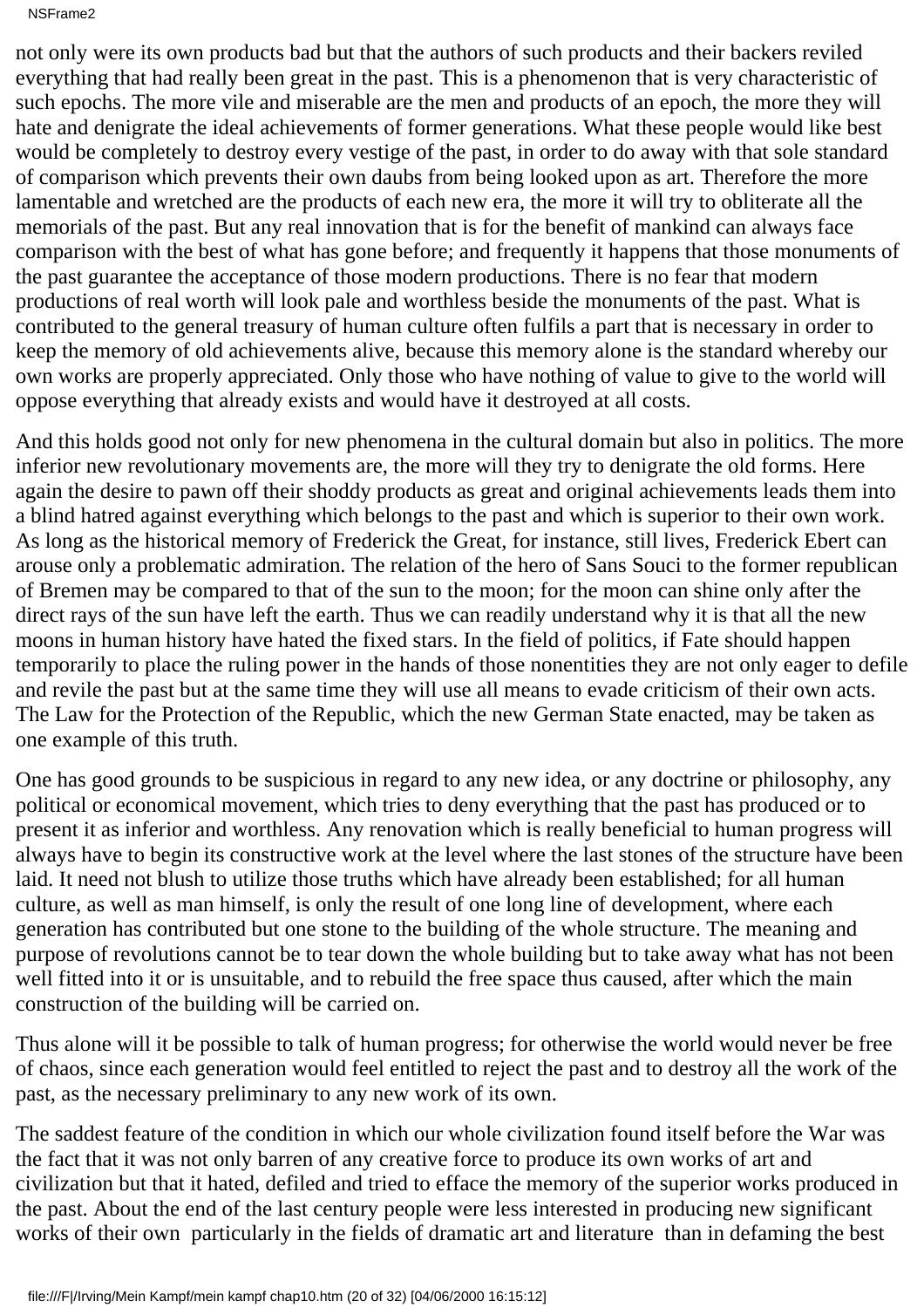not only were its own products bad but that the authors of such products and their backers reviled everything that had really been great in the past. This is a phenomenon that is very characteristic of such epochs. The more vile and miserable are the men and products of an epoch, the more they will hate and denigrate the ideal achievements of former generations. What these people would like best would be completely to destroy every vestige of the past, in order to do away with that sole standard of comparison which prevents their own daubs from being looked upon as art. Therefore the more lamentable and wretched are the products of each new era, the more it will try to obliterate all the memorials of the past. But any real innovation that is for the benefit of mankind can always face comparison with the best of what has gone before; and frequently it happens that those monuments of the past guarantee the acceptance of those modern productions. There is no fear that modern productions of real worth will look pale and worthless beside the monuments of the past. What is contributed to the general treasury of human culture often fulfils a part that is necessary in order to keep the memory of old achievements alive, because this memory alone is the standard whereby our own works are properly appreciated. Only those who have nothing of value to give to the world will oppose everything that already exists and would have it destroyed at all costs.

And this holds good not only for new phenomena in the cultural domain but also in politics. The more inferior new revolutionary movements are, the more will they try to denigrate the old forms. Here again the desire to pawn off their shoddy products as great and original achievements leads them into a blind hatred against everything which belongs to the past and which is superior to their own work. As long as the historical memory of Frederick the Great, for instance, still lives, Frederick Ebert can arouse only a problematic admiration. The relation of the hero of Sans Souci to the former republican of Bremen may be compared to that of the sun to the moon; for the moon can shine only after the direct rays of the sun have left the earth. Thus we can readily understand why it is that all the new moons in human history have hated the fixed stars. In the field of politics, if Fate should happen temporarily to place the ruling power in the hands of those nonentities they are not only eager to defile and revile the past but at the same time they will use all means to evade criticism of their own acts. The Law for the Protection of the Republic, which the new German State enacted, may be taken as one example of this truth.

One has good grounds to be suspicious in regard to any new idea, or any doctrine or philosophy, any political or economical movement, which tries to deny everything that the past has produced or to present it as inferior and worthless. Any renovation which is really beneficial to human progress will always have to begin its constructive work at the level where the last stones of the structure have been laid. It need not blush to utilize those truths which have already been established; for all human culture, as well as man himself, is only the result of one long line of development, where each generation has contributed but one stone to the building of the whole structure. The meaning and purpose of revolutions cannot be to tear down the whole building but to take away what has not been well fitted into it or is unsuitable, and to rebuild the free space thus caused, after which the main construction of the building will be carried on.

Thus alone will it be possible to talk of human progress; for otherwise the world would never be free of chaos, since each generation would feel entitled to reject the past and to destroy all the work of the past, as the necessary preliminary to any new work of its own.

The saddest feature of the condition in which our whole civilization found itself before the War was the fact that it was not only barren of any creative force to produce its own works of art and civilization but that it hated, defiled and tried to efface the memory of the superior works produced in the past. About the end of the last century people were less interested in producing new significant works of their own particularly in the fields of dramatic art and literature than in defaming the best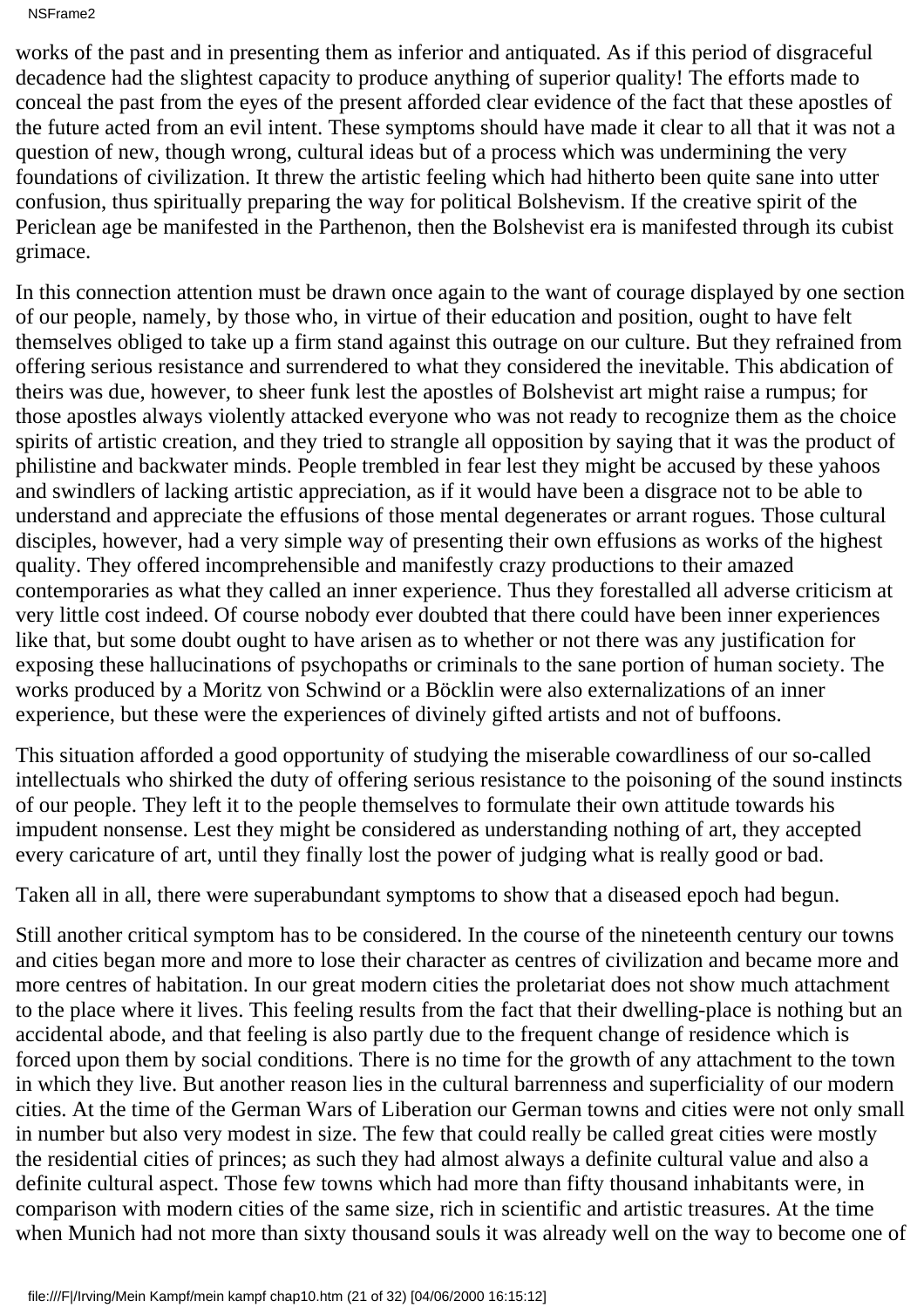works of the past and in presenting them as inferior and antiquated. As if this period of disgraceful decadence had the slightest capacity to produce anything of superior quality! The efforts made to conceal the past from the eyes of the present afforded clear evidence of the fact that these apostles of the future acted from an evil intent. These symptoms should have made it clear to all that it was not a question of new, though wrong, cultural ideas but of a process which was undermining the very foundations of civilization. It threw the artistic feeling which had hitherto been quite sane into utter confusion, thus spiritually preparing the way for political Bolshevism. If the creative spirit of the Periclean age be manifested in the Parthenon, then the Bolshevist era is manifested through its cubist grimace.

In this connection attention must be drawn once again to the want of courage displayed by one section of our people, namely, by those who, in virtue of their education and position, ought to have felt themselves obliged to take up a firm stand against this outrage on our culture. But they refrained from offering serious resistance and surrendered to what they considered the inevitable. This abdication of theirs was due, however, to sheer funk lest the apostles of Bolshevist art might raise a rumpus; for those apostles always violently attacked everyone who was not ready to recognize them as the choice spirits of artistic creation, and they tried to strangle all opposition by saying that it was the product of philistine and backwater minds. People trembled in fear lest they might be accused by these yahoos and swindlers of lacking artistic appreciation, as if it would have been a disgrace not to be able to understand and appreciate the effusions of those mental degenerates or arrant rogues. Those cultural disciples, however, had a very simple way of presenting their own effusions as works of the highest quality. They offered incomprehensible and manifestly crazy productions to their amazed contemporaries as what they called an inner experience. Thus they forestalled all adverse criticism at very little cost indeed. Of course nobody ever doubted that there could have been inner experiences like that, but some doubt ought to have arisen as to whether or not there was any justification for exposing these hallucinations of psychopaths or criminals to the sane portion of human society. The works produced by a Moritz von Schwind or a Böcklin were also externalizations of an inner experience, but these were the experiences of divinely gifted artists and not of buffoons.

This situation afforded a good opportunity of studying the miserable cowardliness of our so-called intellectuals who shirked the duty of offering serious resistance to the poisoning of the sound instincts of our people. They left it to the people themselves to formulate their own attitude towards his impudent nonsense. Lest they might be considered as understanding nothing of art, they accepted every caricature of art, until they finally lost the power of judging what is really good or bad.

Taken all in all, there were superabundant symptoms to show that a diseased epoch had begun.

Still another critical symptom has to be considered. In the course of the nineteenth century our towns and cities began more and more to lose their character as centres of civilization and became more and more centres of habitation. In our great modern cities the proletariat does not show much attachment to the place where it lives. This feeling results from the fact that their dwelling-place is nothing but an accidental abode, and that feeling is also partly due to the frequent change of residence which is forced upon them by social conditions. There is no time for the growth of any attachment to the town in which they live. But another reason lies in the cultural barrenness and superficiality of our modern cities. At the time of the German Wars of Liberation our German towns and cities were not only small in number but also very modest in size. The few that could really be called great cities were mostly the residential cities of princes; as such they had almost always a definite cultural value and also a definite cultural aspect. Those few towns which had more than fifty thousand inhabitants were, in comparison with modern cities of the same size, rich in scientific and artistic treasures. At the time when Munich had not more than sixty thousand souls it was already well on the way to become one of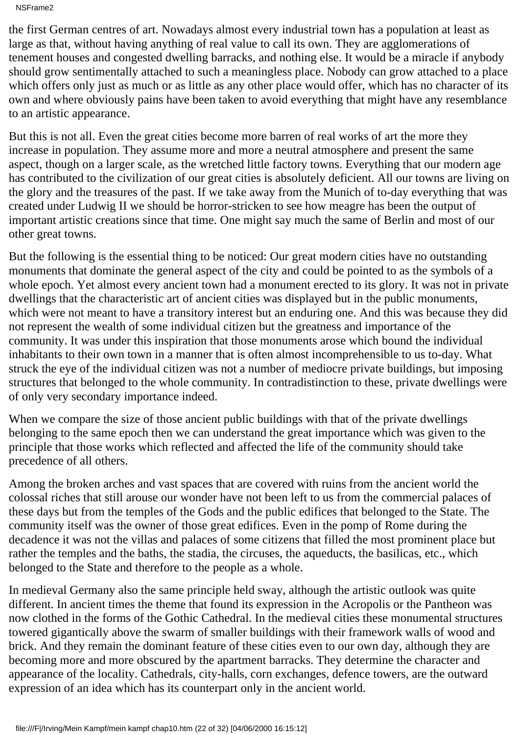the first German centres of art. Nowadays almost every industrial town has a population at least as large as that, without having anything of real value to call its own. They are agglomerations of tenement houses and congested dwelling barracks, and nothing else. It would be a miracle if anybody should grow sentimentally attached to such a meaningless place. Nobody can grow attached to a place which offers only just as much or as little as any other place would offer, which has no character of its own and where obviously pains have been taken to avoid everything that might have any resemblance to an artistic appearance.

But this is not all. Even the great cities become more barren of real works of art the more they increase in population. They assume more and more a neutral atmosphere and present the same aspect, though on a larger scale, as the wretched little factory towns. Everything that our modern age has contributed to the civilization of our great cities is absolutely deficient. All our towns are living on the glory and the treasures of the past. If we take away from the Munich of to-day everything that was created under Ludwig II we should be horror-stricken to see how meagre has been the output of important artistic creations since that time. One might say much the same of Berlin and most of our other great towns.

But the following is the essential thing to be noticed: Our great modern cities have no outstanding monuments that dominate the general aspect of the city and could be pointed to as the symbols of a whole epoch. Yet almost every ancient town had a monument erected to its glory. It was not in private dwellings that the characteristic art of ancient cities was displayed but in the public monuments, which were not meant to have a transitory interest but an enduring one. And this was because they did not represent the wealth of some individual citizen but the greatness and importance of the community. It was under this inspiration that those monuments arose which bound the individual inhabitants to their own town in a manner that is often almost incomprehensible to us to-day. What struck the eye of the individual citizen was not a number of mediocre private buildings, but imposing structures that belonged to the whole community. In contradistinction to these, private dwellings were of only very secondary importance indeed.

When we compare the size of those ancient public buildings with that of the private dwellings belonging to the same epoch then we can understand the great importance which was given to the principle that those works which reflected and affected the life of the community should take precedence of all others.

Among the broken arches and vast spaces that are covered with ruins from the ancient world the colossal riches that still arouse our wonder have not been left to us from the commercial palaces of these days but from the temples of the Gods and the public edifices that belonged to the State. The community itself was the owner of those great edifices. Even in the pomp of Rome during the decadence it was not the villas and palaces of some citizens that filled the most prominent place but rather the temples and the baths, the stadia, the circuses, the aqueducts, the basilicas, etc., which belonged to the State and therefore to the people as a whole.

In medieval Germany also the same principle held sway, although the artistic outlook was quite different. In ancient times the theme that found its expression in the Acropolis or the Pantheon was now clothed in the forms of the Gothic Cathedral. In the medieval cities these monumental structures towered gigantically above the swarm of smaller buildings with their framework walls of wood and brick. And they remain the dominant feature of these cities even to our own day, although they are becoming more and more obscured by the apartment barracks. They determine the character and appearance of the locality. Cathedrals, city-halls, corn exchanges, defence towers, are the outward expression of an idea which has its counterpart only in the ancient world.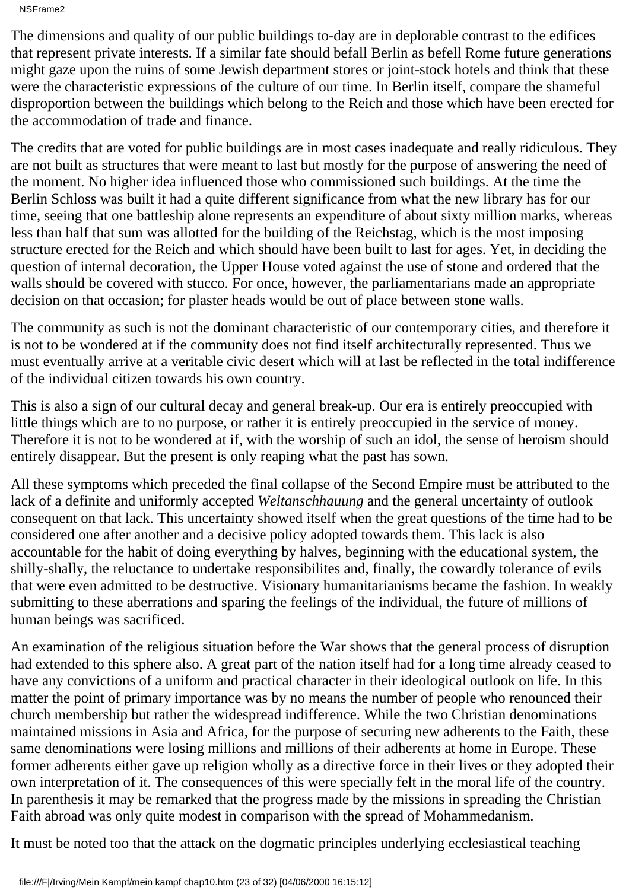The dimensions and quality of our public buildings to-day are in deplorable contrast to the edifices that represent private interests. If a similar fate should befall Berlin as befell Rome future generations might gaze upon the ruins of some Jewish department stores or joint-stock hotels and think that these were the characteristic expressions of the culture of our time. In Berlin itself, compare the shameful disproportion between the buildings which belong to the Reich and those which have been erected for the accommodation of trade and finance.

The credits that are voted for public buildings are in most cases inadequate and really ridiculous. They are not built as structures that were meant to last but mostly for the purpose of answering the need of the moment. No higher idea influenced those who commissioned such buildings. At the time the Berlin Schloss was built it had a quite different significance from what the new library has for our time, seeing that one battleship alone represents an expenditure of about sixty million marks, whereas less than half that sum was allotted for the building of the Reichstag, which is the most imposing structure erected for the Reich and which should have been built to last for ages. Yet, in deciding the question of internal decoration, the Upper House voted against the use of stone and ordered that the walls should be covered with stucco. For once, however, the parliamentarians made an appropriate decision on that occasion; for plaster heads would be out of place between stone walls.

The community as such is not the dominant characteristic of our contemporary cities, and therefore it is not to be wondered at if the community does not find itself architecturally represented. Thus we must eventually arrive at a veritable civic desert which will at last be reflected in the total indifference of the individual citizen towards his own country.

This is also a sign of our cultural decay and general break-up. Our era is entirely preoccupied with little things which are to no purpose, or rather it is entirely preoccupied in the service of money. Therefore it is not to be wondered at if, with the worship of such an idol, the sense of heroism should entirely disappear. But the present is only reaping what the past has sown.

All these symptoms which preceded the final collapse of the Second Empire must be attributed to the lack of a definite and uniformly accepted *Weltanschhauung* and the general uncertainty of outlook consequent on that lack. This uncertainty showed itself when the great questions of the time had to be considered one after another and a decisive policy adopted towards them. This lack is also accountable for the habit of doing everything by halves, beginning with the educational system, the shilly-shally, the reluctance to undertake responsibilites and, finally, the cowardly tolerance of evils that were even admitted to be destructive. Visionary humanitarianisms became the fashion. In weakly submitting to these aberrations and sparing the feelings of the individual, the future of millions of human beings was sacrificed.

An examination of the religious situation before the War shows that the general process of disruption had extended to this sphere also. A great part of the nation itself had for a long time already ceased to have any convictions of a uniform and practical character in their ideological outlook on life. In this matter the point of primary importance was by no means the number of people who renounced their church membership but rather the widespread indifference. While the two Christian denominations maintained missions in Asia and Africa, for the purpose of securing new adherents to the Faith, these same denominations were losing millions and millions of their adherents at home in Europe. These former adherents either gave up religion wholly as a directive force in their lives or they adopted their own interpretation of it. The consequences of this were specially felt in the moral life of the country. In parenthesis it may be remarked that the progress made by the missions in spreading the Christian Faith abroad was only quite modest in comparison with the spread of Mohammedanism.

It must be noted too that the attack on the dogmatic principles underlying ecclesiastical teaching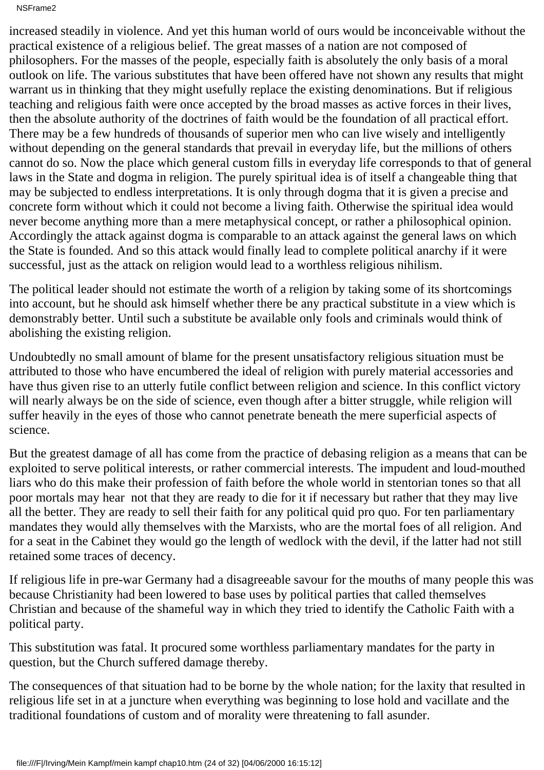increased steadily in violence. And yet this human world of ours would be inconceivable without the practical existence of a religious belief. The great masses of a nation are not composed of philosophers. For the masses of the people, especially faith is absolutely the only basis of a moral outlook on life. The various substitutes that have been offered have not shown any results that might warrant us in thinking that they might usefully replace the existing denominations. But if religious teaching and religious faith were once accepted by the broad masses as active forces in their lives, then the absolute authority of the doctrines of faith would be the foundation of all practical effort. There may be a few hundreds of thousands of superior men who can live wisely and intelligently without depending on the general standards that prevail in everyday life, but the millions of others cannot do so. Now the place which general custom fills in everyday life corresponds to that of general laws in the State and dogma in religion. The purely spiritual idea is of itself a changeable thing that may be subjected to endless interpretations. It is only through dogma that it is given a precise and concrete form without which it could not become a living faith. Otherwise the spiritual idea would never become anything more than a mere metaphysical concept, or rather a philosophical opinion. Accordingly the attack against dogma is comparable to an attack against the general laws on which the State is founded. And so this attack would finally lead to complete political anarchy if it were successful, just as the attack on religion would lead to a worthless religious nihilism.

The political leader should not estimate the worth of a religion by taking some of its shortcomings into account, but he should ask himself whether there be any practical substitute in a view which is demonstrably better. Until such a substitute be available only fools and criminals would think of abolishing the existing religion.

Undoubtedly no small amount of blame for the present unsatisfactory religious situation must be attributed to those who have encumbered the ideal of religion with purely material accessories and have thus given rise to an utterly futile conflict between religion and science. In this conflict victory will nearly always be on the side of science, even though after a bitter struggle, while religion will suffer heavily in the eyes of those who cannot penetrate beneath the mere superficial aspects of science.

But the greatest damage of all has come from the practice of debasing religion as a means that can be exploited to serve political interests, or rather commercial interests. The impudent and loud-mouthed liars who do this make their profession of faith before the whole world in stentorian tones so that all poor mortals may hear not that they are ready to die for it if necessary but rather that they may live all the better. They are ready to sell their faith for any political quid pro quo. For ten parliamentary mandates they would ally themselves with the Marxists, who are the mortal foes of all religion. And for a seat in the Cabinet they would go the length of wedlock with the devil, if the latter had not still retained some traces of decency.

If religious life in pre-war Germany had a disagreeable savour for the mouths of many people this was because Christianity had been lowered to base uses by political parties that called themselves Christian and because of the shameful way in which they tried to identify the Catholic Faith with a political party.

This substitution was fatal. It procured some worthless parliamentary mandates for the party in question, but the Church suffered damage thereby.

The consequences of that situation had to be borne by the whole nation; for the laxity that resulted in religious life set in at a juncture when everything was beginning to lose hold and vacillate and the traditional foundations of custom and of morality were threatening to fall asunder.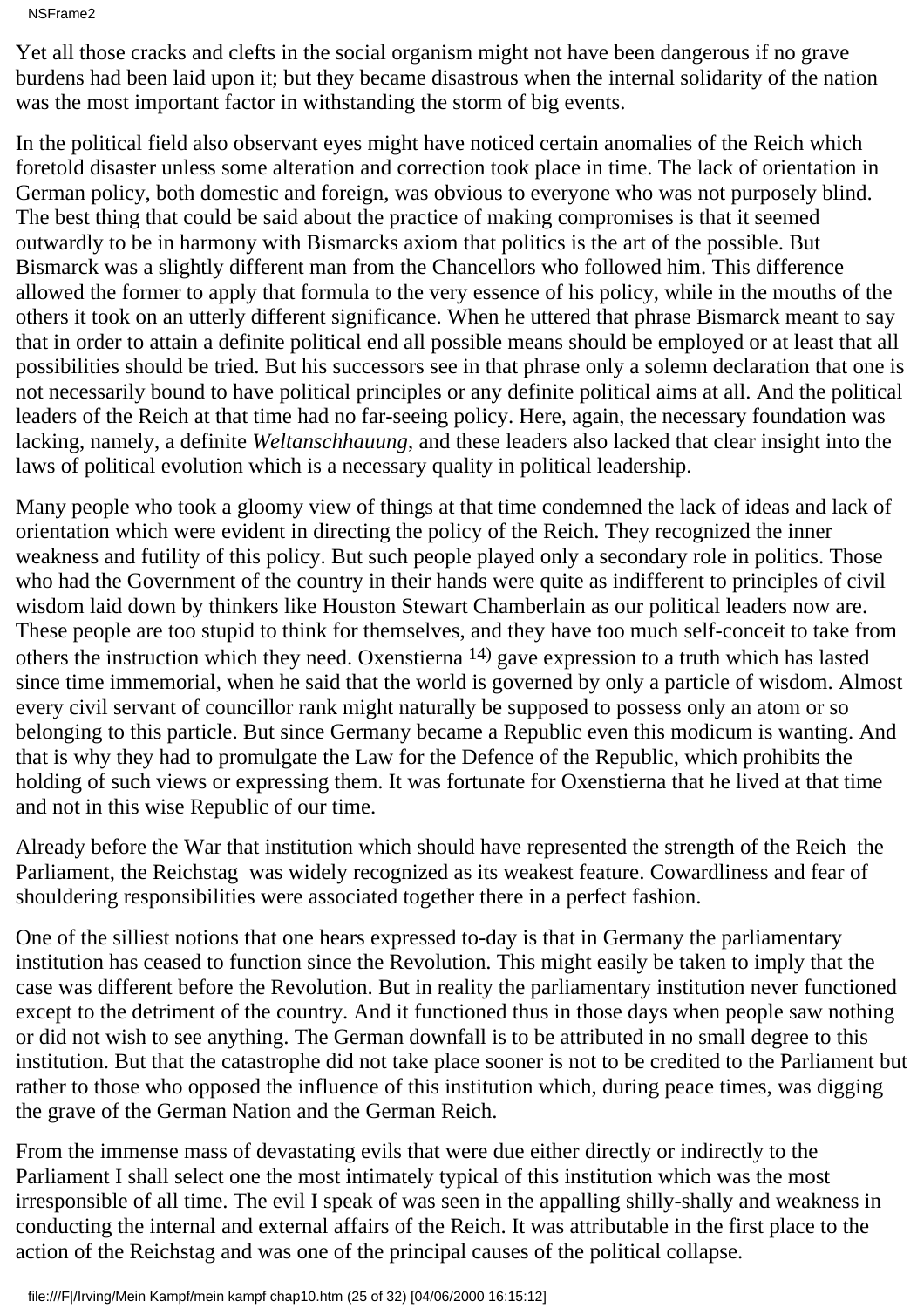Yet all those cracks and clefts in the social organism might not have been dangerous if no grave burdens had been laid upon it; but they became disastrous when the internal solidarity of the nation was the most important factor in withstanding the storm of big events.

In the political field also observant eyes might have noticed certain anomalies of the Reich which foretold disaster unless some alteration and correction took place in time. The lack of orientation in German policy, both domestic and foreign, was obvious to everyone who was not purposely blind. The best thing that could be said about the practice of making compromises is that it seemed outwardly to be in harmony with Bismarcks axiom that politics is the art of the possible. But Bismarck was a slightly different man from the Chancellors who followed him. This difference allowed the former to apply that formula to the very essence of his policy, while in the mouths of the others it took on an utterly different significance. When he uttered that phrase Bismarck meant to say that in order to attain a definite political end all possible means should be employed or at least that all possibilities should be tried. But his successors see in that phrase only a solemn declaration that one is not necessarily bound to have political principles or any definite political aims at all. And the political leaders of the Reich at that time had no far-seeing policy. Here, again, the necessary foundation was lacking, namely, a definite *Weltanschhauung*, and these leaders also lacked that clear insight into the laws of political evolution which is a necessary quality in political leadership.

Many people who took a gloomy view of things at that time condemned the lack of ideas and lack of orientation which were evident in directing the policy of the Reich. They recognized the inner weakness and futility of this policy. But such people played only a secondary role in politics. Those who had the Government of the country in their hands were quite as indifferent to principles of civil wisdom laid down by thinkers like Houston Stewart Chamberlain as our political leaders now are. These people are too stupid to think for themselves, and they have too much self-conceit to take from others the instruction which they need. Oxenstierna [14)] gave expression to a truth which has lasted since time immemorial, when he said that the world is governed by only a particle of wisdom. Almost every civil servant of councillor rank might naturally be supposed to possess only an atom or so belonging to this particle. But since Germany became a Republic even this modicum is wanting. And that is why they had to promulgate the Law for the Defence of the Republic, which prohibits the holding of such views or expressing them. It was fortunate for Oxenstierna that he lived at that time and not in this wise Republic of our time.

Already before the War that institution which should have represented the strength of the Reich  the Parliament, the Reichstag  was widely recognized as its weakest feature. Cowardliness and fear of shouldering responsibilities were associated together there in a perfect fashion.

One of the silliest notions that one hears expressed to-day is that in Germany the parliamentary institution has ceased to function since the Revolution. This might easily be taken to imply that the case was different before the Revolution. But in reality the parliamentary institution never functioned except to the detriment of the country. And it functioned thus in those days when people saw nothing or did not wish to see anything. The German downfall is to be attributed in no small degree to this institution. But that the catastrophe did not take place sooner is not to be credited to the Parliament but rather to those who opposed the influence of this institution which, during peace times, was digging the grave of the German Nation and the German Reich.

From the immense mass of devastating evils that were due either directly or indirectly to the Parliament I shall select one the most intimately typical of this institution which was the most irresponsible of all time. The evil I speak of was seen in the appalling shilly-shally and weakness in conducting the internal and external affairs of the Reich. It was attributable in the first place to the action of the Reichstag and was one of the principal causes of the political collapse.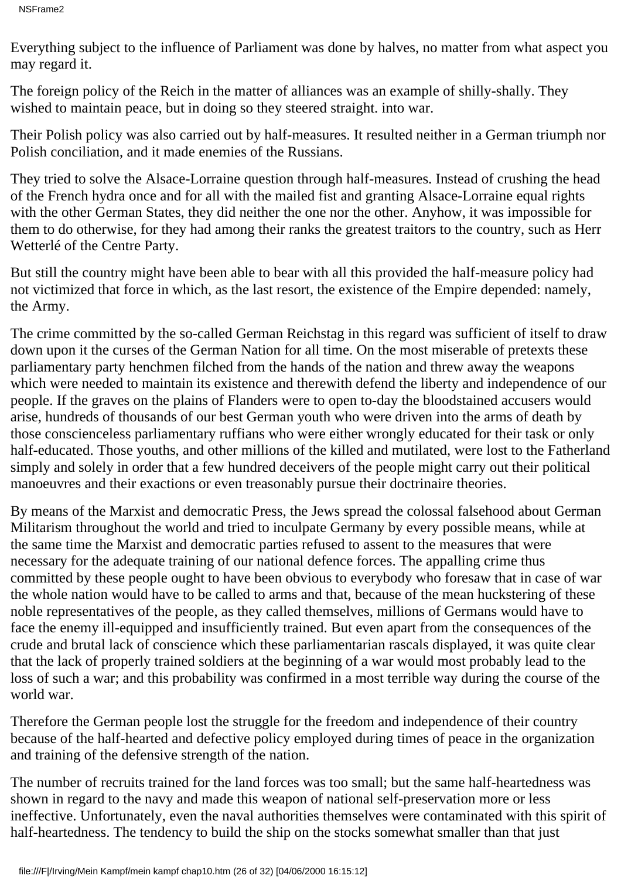Everything subject to the influence of Parliament was done by halves, no matter from what aspect you may regard it.

The foreign policy of the Reich in the matter of alliances was an example of shilly-shally. They wished to maintain peace, but in doing so they steered straight. into war.

Their Polish policy was also carried out by half-measures. It resulted neither in a German triumph nor Polish conciliation, and it made enemies of the Russians.

They tried to solve the Alsace-Lorraine question through half-measures. Instead of crushing the head of the French hydra once and for all with the mailed fist and granting Alsace-Lorraine equal rights with the other German States, they did neither the one nor the other. Anyhow, it was impossible for them to do otherwise, for they had among their ranks the greatest traitors to the country, such as Herr Wetterlé of the Centre Party.

But still the country might have been able to bear with all this provided the half-measure policy had not victimized that force in which, as the last resort, the existence of the Empire depended: namely, the Army.

The crime committed by the so-called German Reichstag in this regard was sufficient of itself to draw down upon it the curses of the German Nation for all time. On the most miserable of pretexts these parliamentary party henchmen filched from the hands of the nation and threw away the weapons which were needed to maintain its existence and therewith defend the liberty and independence of our people. If the graves on the plains of Flanders were to open to-day the bloodstained accusers would arise, hundreds of thousands of our best German youth who were driven into the arms of death by those conscienceless parliamentary ruffians who were either wrongly educated for their task or only half-educated. Those youths, and other millions of the killed and mutilated, were lost to the Fatherland simply and solely in order that a few hundred deceivers of the people might carry out their political manoeuvres and their exactions or even treasonably pursue their doctrinaire theories.

By means of the Marxist and democratic Press, the Jews spread the colossal falsehood about German Militarism throughout the world and tried to inculpate Germany by every possible means, while at the same time the Marxist and democratic parties refused to assent to the measures that were necessary for the adequate training of our national defence forces. The appalling crime thus committed by these people ought to have been obvious to everybody who foresaw that in case of war the whole nation would have to be called to arms and that, because of the mean huckstering of these noble representatives of the people, as they called themselves, millions of Germans would have to face the enemy ill-equipped and insufficiently trained. But even apart from the consequences of the crude and brutal lack of conscience which these parliamentarian rascals displayed, it was quite clear that the lack of properly trained soldiers at the beginning of a war would most probably lead to the loss of such a war; and this probability was confirmed in a most terrible way during the course of the world war.

Therefore the German people lost the struggle for the freedom and independence of their country because of the half-hearted and defective policy employed during times of peace in the organization and training of the defensive strength of the nation.

The number of recruits trained for the land forces was too small; but the same half-heartedness was shown in regard to the navy and made this weapon of national self-preservation more or less ineffective. Unfortunately, even the naval authorities themselves were contaminated with this spirit of half-heartedness. The tendency to build the ship on the stocks somewhat smaller than that just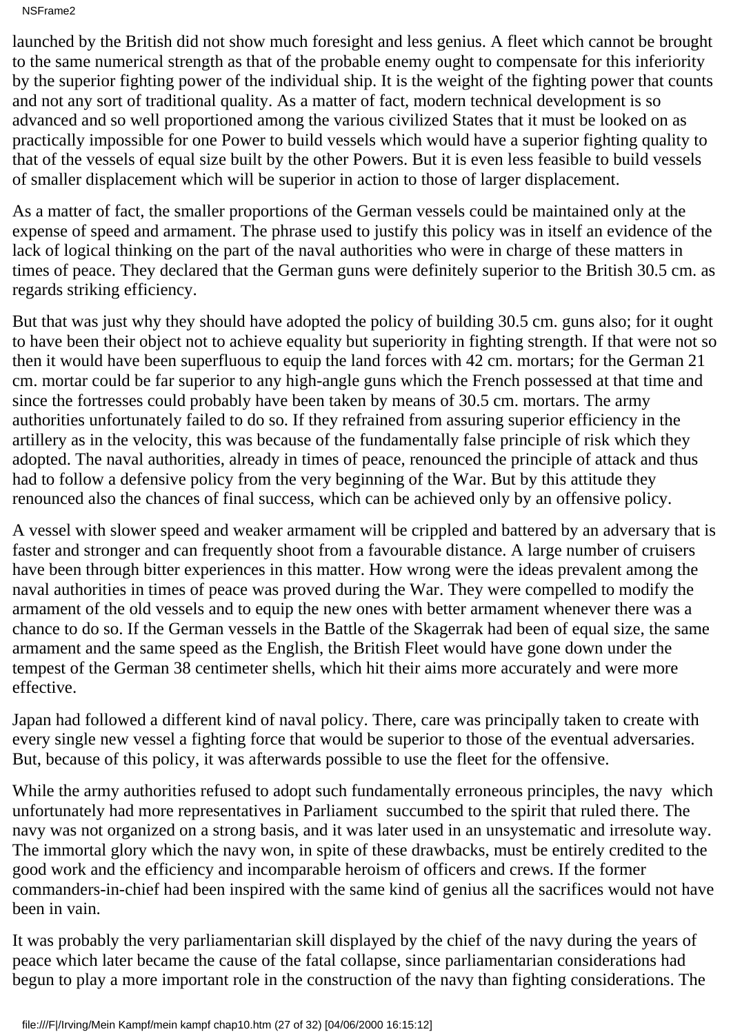launched by the British did not show much foresight and less genius. A fleet which cannot be brought to the same numerical strength as that of the probable enemy ought to compensate for this inferiority by the superior fighting power of the individual ship. It is the weight of the fighting power that counts and not any sort of traditional quality. As a matter of fact, modern technical development is so advanced and so well proportioned among the various civilized States that it must be looked on as practically impossible for one Power to build vessels which would have a superior fighting quality to that of the vessels of equal size built by the other Powers. But it is even less feasible to build vessels of smaller displacement which will be superior in action to those of larger displacement.

As a matter of fact, the smaller proportions of the German vessels could be maintained only at the expense of speed and armament. The phrase used to justify this policy was in itself an evidence of the lack of logical thinking on the part of the naval authorities who were in charge of these matters in times of peace. They declared that the German guns were definitely superior to the British 30.5 cm. as regards striking efficiency.

But that was just why they should have adopted the policy of building 30.5 cm. guns also; for it ought to have been their object not to achieve equality but superiority in fighting strength. If that were not so then it would have been superfluous to equip the land forces with 42 cm. mortars; for the German 21 cm. mortar could be far superior to any high-angle guns which the French possessed at that time and since the fortresses could probably have been taken by means of 30.5 cm. mortars. The army authorities unfortunately failed to do so. If they refrained from assuring superior efficiency in the artillery as in the velocity, this was because of the fundamentally false principle of risk which they adopted. The naval authorities, already in times of peace, renounced the principle of attack and thus had to follow a defensive policy from the very beginning of the War. But by this attitude they renounced also the chances of final success, which can be achieved only by an offensive policy.

A vessel with slower speed and weaker armament will be crippled and battered by an adversary that is faster and stronger and can frequently shoot from a favourable distance. A large number of cruisers have been through bitter experiences in this matter. How wrong were the ideas prevalent among the naval authorities in times of peace was proved during the War. They were compelled to modify the armament of the old vessels and to equip the new ones with better armament whenever there was a chance to do so. If the German vessels in the Battle of the Skagerrak had been of equal size, the same armament and the same speed as the English, the British Fleet would have gone down under the tempest of the German 38 centimeter shells, which hit their aims more accurately and were more effective.

Japan had followed a different kind of naval policy. There, care was principally taken to create with every single new vessel a fighting force that would be superior to those of the eventual adversaries. But, because of this policy, it was afterwards possible to use the fleet for the offensive.

While the army authorities refused to adopt such fundamentally erroneous principles, the navy which unfortunately had more representatives in Parliament succumbed to the spirit that ruled there. The navy was not organized on a strong basis, and it was later used in an unsystematic and irresolute way. The immortal glory which the navy won, in spite of these drawbacks, must be entirely credited to the good work and the efficiency and incomparable heroism of officers and crews. If the former commanders-in-chief had been inspired with the same kind of genius all the sacrifices would not have been in vain.

It was probably the very parliamentarian skill displayed by the chief of the navy during the years of peace which later became the cause of the fatal collapse, since parliamentarian considerations had begun to play a more important role in the construction of the navy than fighting considerations. The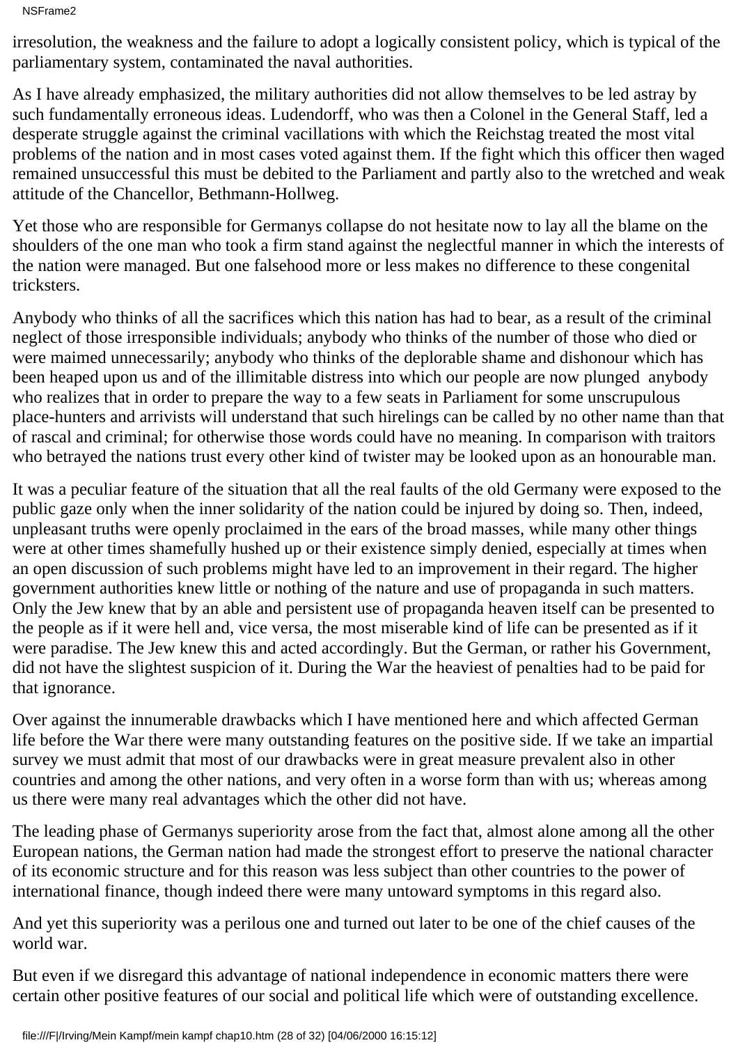irresolution, the weakness and the failure to adopt a logically consistent policy, which is typical of the parliamentary system, contaminated the naval authorities.

As I have already emphasized, the military authorities did not allow themselves to be led astray by such fundamentally erroneous ideas. Ludendorff, who was then a Colonel in the General Staff, led a desperate struggle against the criminal vacillations with which the Reichstag treated the most vital problems of the nation and in most cases voted against them. If the fight which this officer then waged remained unsuccessful this must be debited to the Parliament and partly also to the wretched and weak attitude of the Chancellor, Bethmann-Hollweg.

Yet those who are responsible for Germanys collapse do not hesitate now to lay all the blame on the shoulders of the one man who took a firm stand against the neglectful manner in which the interests of the nation were managed. But one falsehood more or less makes no difference to these congenital tricksters.

Anybody who thinks of all the sacrifices which this nation has had to bear, as a result of the criminal neglect of those irresponsible individuals; anybody who thinks of the number of those who died or were maimed unnecessarily; anybody who thinks of the deplorable shame and dishonour which has been heaped upon us and of the illimitable distress into which our people are now plunged  anybody who realizes that in order to prepare the way to a few seats in Parliament for some unscrupulous place-hunters and arrivists will understand that such hirelings can be called by no other name than that of rascal and criminal; for otherwise those words could have no meaning. In comparison with traitors who betrayed the nations trust every other kind of twister may be looked upon as an honourable man.

It was a peculiar feature of the situation that all the real faults of the old Germany were exposed to the public gaze only when the inner solidarity of the nation could be injured by doing so. Then, indeed, unpleasant truths were openly proclaimed in the ears of the broad masses, while many other things were at other times shamefully hushed up or their existence simply denied, especially at times when an open discussion of such problems might have led to an improvement in their regard. The higher government authorities knew little or nothing of the nature and use of propaganda in such matters. Only the Jew knew that by an able and persistent use of propaganda heaven itself can be presented to the people as if it were hell and, vice versa, the most miserable kind of life can be presented as if it were paradise. The Jew knew this and acted accordingly. But the German, or rather his Government, did not have the slightest suspicion of it. During the War the heaviest of penalties had to be paid for that ignorance.

Over against the innumerable drawbacks which I have mentioned here and which affected German life before the War there were many outstanding features on the positive side. If we take an impartial survey we must admit that most of our drawbacks were in great measure prevalent also in other countries and among the other nations, and very often in a worse form than with us; whereas among us there were many real advantages which the other did not have.

The leading phase of Germanys superiority arose from the fact that, almost alone among all the other European nations, the German nation had made the strongest effort to preserve the national character of its economic structure and for this reason was less subject than other countries to the power of international finance, though indeed there were many untoward symptoms in this regard also.

And yet this superiority was a perilous one and turned out later to be one of the chief causes of the world war.

But even if we disregard this advantage of national independence in economic matters there were certain other positive features of our social and political life which were of outstanding excellence.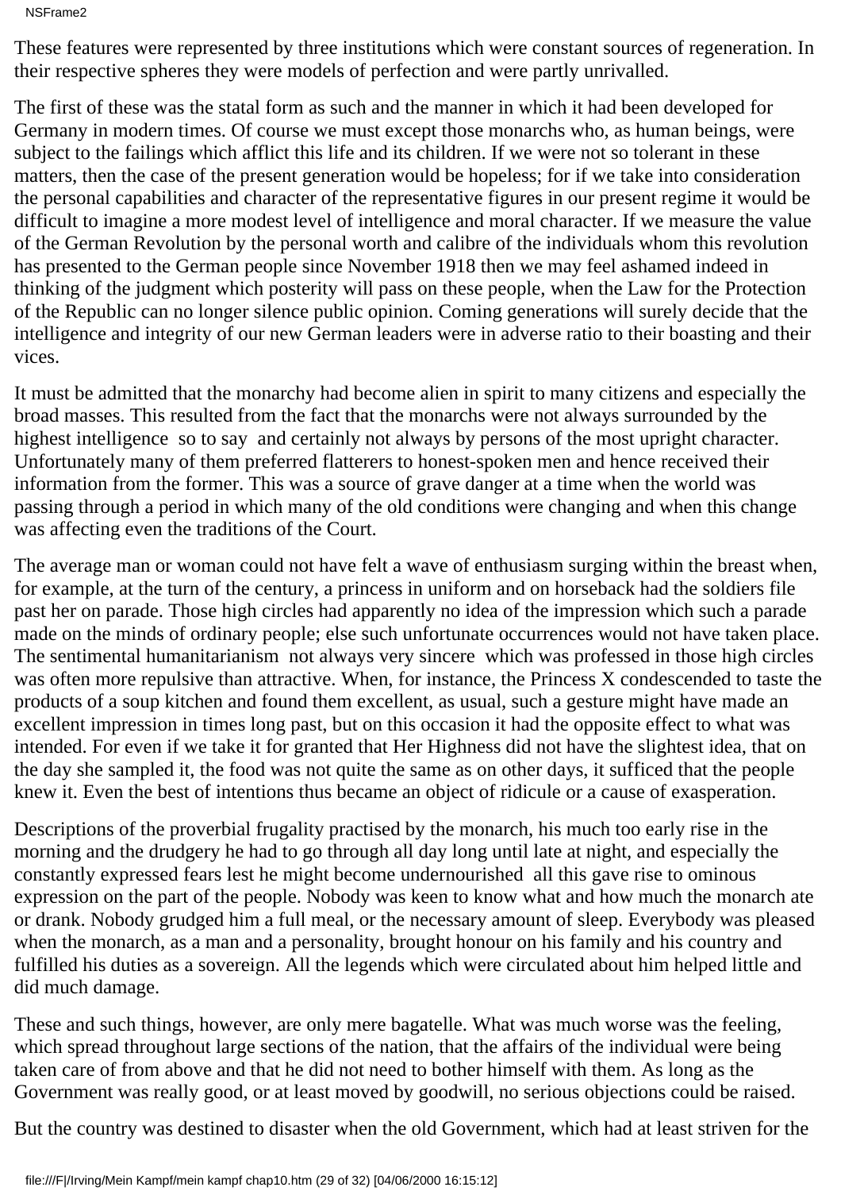These features were represented by three institutions which were constant sources of regeneration. In their respective spheres they were models of perfection and were partly unrivalled.

The first of these was the statal form as such and the manner in which it had been developed for Germany in modern times. Of course we must except those monarchs who, as human beings, were subject to the failings which afflict this life and its children. If we were not so tolerant in these matters, then the case of the present generation would be hopeless; for if we take into consideration the personal capabilities and character of the representative figures in our present regime it would be difficult to imagine a more modest level of intelligence and moral character. If we measure the value of the German Revolution by the personal worth and calibre of the individuals whom this revolution has presented to the German people since November 1918 then we may feel ashamed indeed in thinking of the judgment which posterity will pass on these people, when the Law for the Protection of the Republic can no longer silence public opinion. Coming generations will surely decide that the intelligence and integrity of our new German leaders were in adverse ratio to their boasting and their vices.

It must be admitted that the monarchy had become alien in spirit to many citizens and especially the broad masses. This resulted from the fact that the monarchs were not always surrounded by the highest intelligence so to say and certainly not always by persons of the most upright character. Unfortunately many of them preferred flatterers to honest-spoken men and hence received their information from the former. This was a source of grave danger at a time when the world was passing through a period in which many of the old conditions were changing and when this change was affecting even the traditions of the Court.

The average man or woman could not have felt a wave of enthusiasm surging within the breast when, for example, at the turn of the century, a princess in uniform and on horseback had the soldiers file past her on parade. Those high circles had apparently no idea of the impression which such a parade made on the minds of ordinary people; else such unfortunate occurrences would not have taken place. The sentimental humanitarianism not always very sincere which was professed in those high circles was often more repulsive than attractive. When, for instance, the Princess X condescended to taste the products of a soup kitchen and found them excellent, as usual, such a gesture might have made an excellent impression in times long past, but on this occasion it had the opposite effect to what was intended. For even if we take it for granted that Her Highness did not have the slightest idea, that on the day she sampled it, the food was not quite the same as on other days, it sufficed that the people knew it. Even the best of intentions thus became an object of ridicule or a cause of exasperation.

Descriptions of the proverbial frugality practised by the monarch, his much too early rise in the morning and the drudgery he had to go through all day long until late at night, and especially the constantly expressed fears lest he might become undernourished all this gave rise to ominous expression on the part of the people. Nobody was keen to know what and how much the monarch ate or drank. Nobody grudged him a full meal, or the necessary amount of sleep. Everybody was pleased when the monarch, as a man and a personality, brought honour on his family and his country and fulfilled his duties as a sovereign. All the legends which were circulated about him helped little and did much damage.

These and such things, however, are only mere bagatelle. What was much worse was the feeling, which spread throughout large sections of the nation, that the affairs of the individual were being taken care of from above and that he did not need to bother himself with them. As long as the Government was really good, or at least moved by goodwill, no serious objections could be raised.

But the country was destined to disaster when the old Government, which had at least striven for the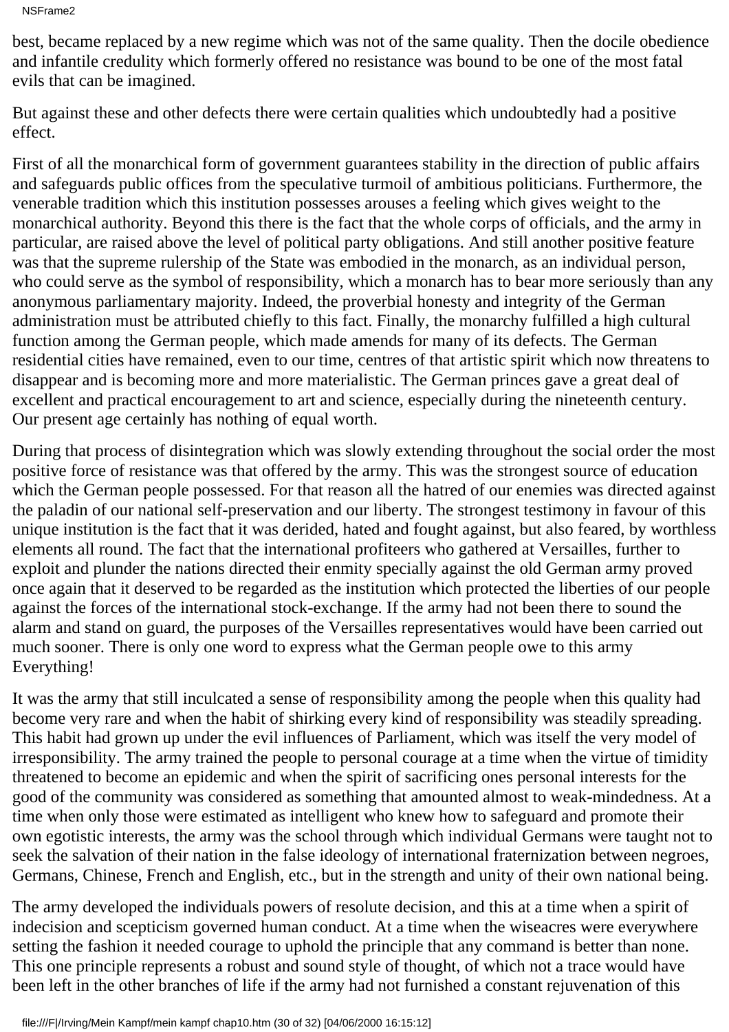best, became replaced by a new regime which was not of the same quality. Then the docile obedience and infantile credulity which formerly offered no resistance was bound to be one of the most fatal evils that can be imagined.

But against these and other defects there were certain qualities which undoubtedly had a positive effect.

First of all the monarchical form of government guarantees stability in the direction of public affairs and safeguards public offices from the speculative turmoil of ambitious politicians. Furthermore, the venerable tradition which this institution possesses arouses a feeling which gives weight to the monarchical authority. Beyond this there is the fact that the whole corps of officials, and the army in particular, are raised above the level of political party obligations. And still another positive feature was that the supreme rulership of the State was embodied in the monarch, as an individual person, who could serve as the symbol of responsibility, which a monarch has to bear more seriously than any anonymous parliamentary majority. Indeed, the proverbial honesty and integrity of the German administration must be attributed chiefly to this fact. Finally, the monarchy fulfilled a high cultural function among the German people, which made amends for many of its defects. The German residential cities have remained, even to our time, centres of that artistic spirit which now threatens to disappear and is becoming more and more materialistic. The German princes gave a great deal of excellent and practical encouragement to art and science, especially during the nineteenth century. Our present age certainly has nothing of equal worth.

During that process of disintegration which was slowly extending throughout the social order the most positive force of resistance was that offered by the army. This was the strongest source of education which the German people possessed. For that reason all the hatred of our enemies was directed against the paladin of our national self-preservation and our liberty. The strongest testimony in favour of this unique institution is the fact that it was derided, hated and fought against, but also feared, by worthless elements all round. The fact that the international profiteers who gathered at Versailles, further to exploit and plunder the nations directed their enmity specially against the old German army proved once again that it deserved to be regarded as the institution which protected the liberties of our people against the forces of the international stock-exchange. If the army had not been there to sound the alarm and stand on guard, the purposes of the Versailles representatives would have been carried out much sooner. There is only one word to express what the German people owe to this army Everything!

It was the army that still inculcated a sense of responsibility among the people when this quality had become very rare and when the habit of shirking every kind of responsibility was steadily spreading. This habit had grown up under the evil influences of Parliament, which was itself the very model of irresponsibility. The army trained the people to personal courage at a time when the virtue of timidity threatened to become an epidemic and when the spirit of sacrificing ones personal interests for the good of the community was considered as something that amounted almost to weak-mindedness. At a time when only those were estimated as intelligent who knew how to safeguard and promote their own egotistic interests, the army was the school through which individual Germans were taught not to seek the salvation of their nation in the false ideology of international fraternization between negroes, Germans, Chinese, French and English, etc., but in the strength and unity of their own national being.

The army developed the individuals powers of resolute decision, and this at a time when a spirit of indecision and scepticism governed human conduct. At a time when the wiseacres were everywhere setting the fashion it needed courage to uphold the principle that any command is better than none. This one principle represents a robust and sound style of thought, of which not a trace would have been left in the other branches of life if the army had not furnished a constant rejuvenation of this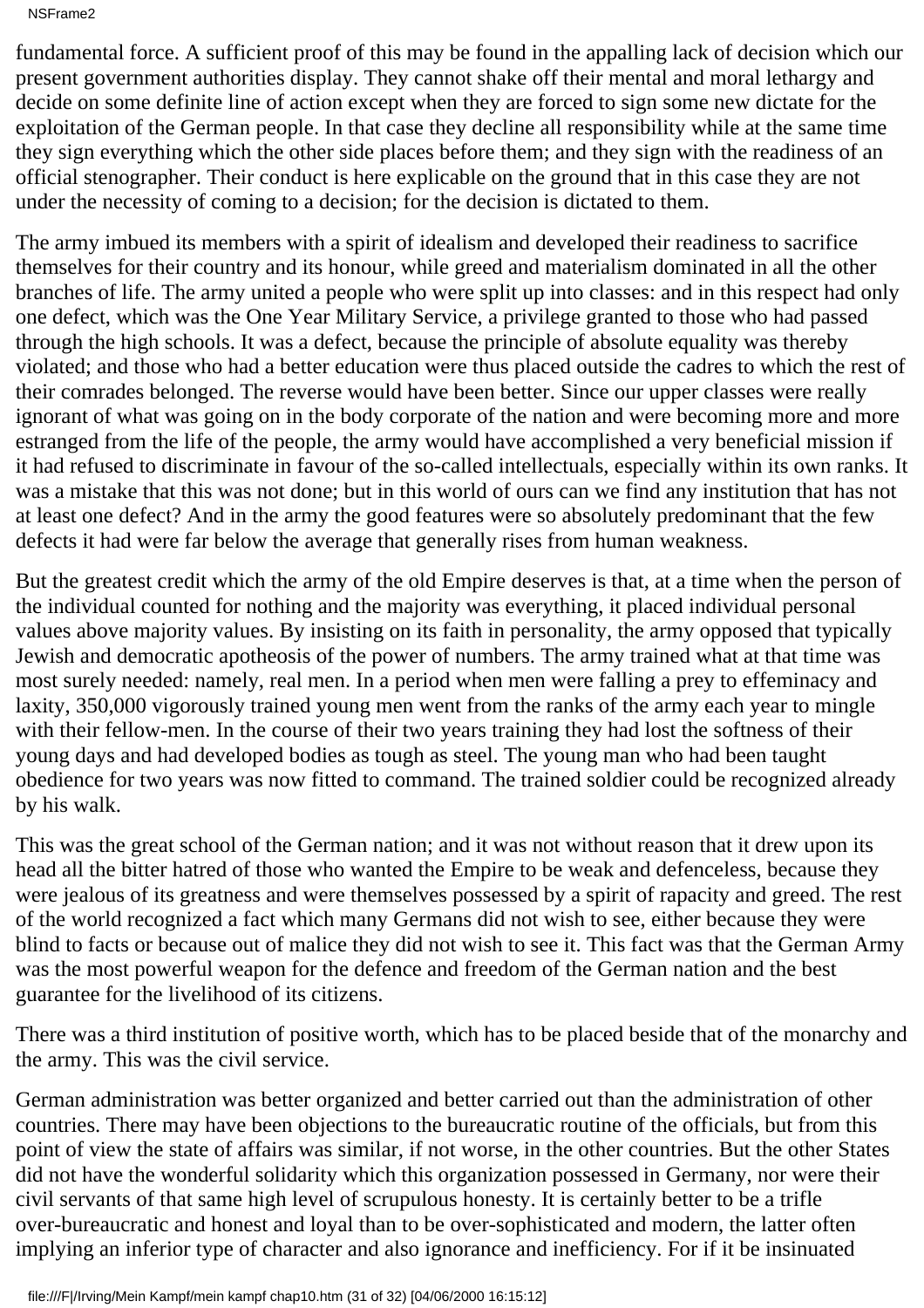fundamental force. A sufficient proof of this may be found in the appalling lack of decision which our present government authorities display. They cannot shake off their mental and moral lethargy and decide on some definite line of action except when they are forced to sign some new dictate for the exploitation of the German people. In that case they decline all responsibility while at the same time they sign everything which the other side places before them; and they sign with the readiness of an official stenographer. Their conduct is here explicable on the ground that in this case they are not under the necessity of coming to a decision; for the decision is dictated to them.

The army imbued its members with a spirit of idealism and developed their readiness to sacrifice themselves for their country and its honour, while greed and materialism dominated in all the other branches of life. The army united a people who were split up into classes: and in this respect had only one defect, which was the One Year Military Service, a privilege granted to those who had passed through the high schools. It was a defect, because the principle of absolute equality was thereby violated; and those who had a better education were thus placed outside the cadres to which the rest of their comrades belonged. The reverse would have been better. Since our upper classes were really ignorant of what was going on in the body corporate of the nation and were becoming more and more estranged from the life of the people, the army would have accomplished a very beneficial mission if it had refused to discriminate in favour of the so-called intellectuals, especially within its own ranks. It was a mistake that this was not done; but in this world of ours can we find any institution that has not at least one defect? And in the army the good features were so absolutely predominant that the few defects it had were far below the average that generally rises from human weakness.

But the greatest credit which the army of the old Empire deserves is that, at a time when the person of the individual counted for nothing and the majority was everything, it placed individual personal values above majority values. By insisting on its faith in personality, the army opposed that typically Jewish and democratic apotheosis of the power of numbers. The army trained what at that time was most surely needed: namely, real men. In a period when men were falling a prey to effeminacy and laxity, 350,000 vigorously trained young men went from the ranks of the army each year to mingle with their fellow-men. In the course of their two years training they had lost the softness of their young days and had developed bodies as tough as steel. The young man who had been taught obedience for two years was now fitted to command. The trained soldier could be recognized already by his walk.

This was the great school of the German nation; and it was not without reason that it drew upon its head all the bitter hatred of those who wanted the Empire to be weak and defenceless, because they were jealous of its greatness and were themselves possessed by a spirit of rapacity and greed. The rest of the world recognized a fact which many Germans did not wish to see, either because they were blind to facts or because out of malice they did not wish to see it. This fact was that the German Army was the most powerful weapon for the defence and freedom of the German nation and the best guarantee for the livelihood of its citizens.

There was a third institution of positive worth, which has to be placed beside that of the monarchy and the army. This was the civil service.

German administration was better organized and better carried out than the administration of other countries. There may have been objections to the bureaucratic routine of the officials, but from this point of view the state of affairs was similar, if not worse, in the other countries. But the other States did not have the wonderful solidarity which this organization possessed in Germany, nor were their civil servants of that same high level of scrupulous honesty. It is certainly better to be a trifle over-bureaucratic and honest and loyal than to be over-sophisticated and modern, the latter often implying an inferior type of character and also ignorance and inefficiency. For if it be insinuated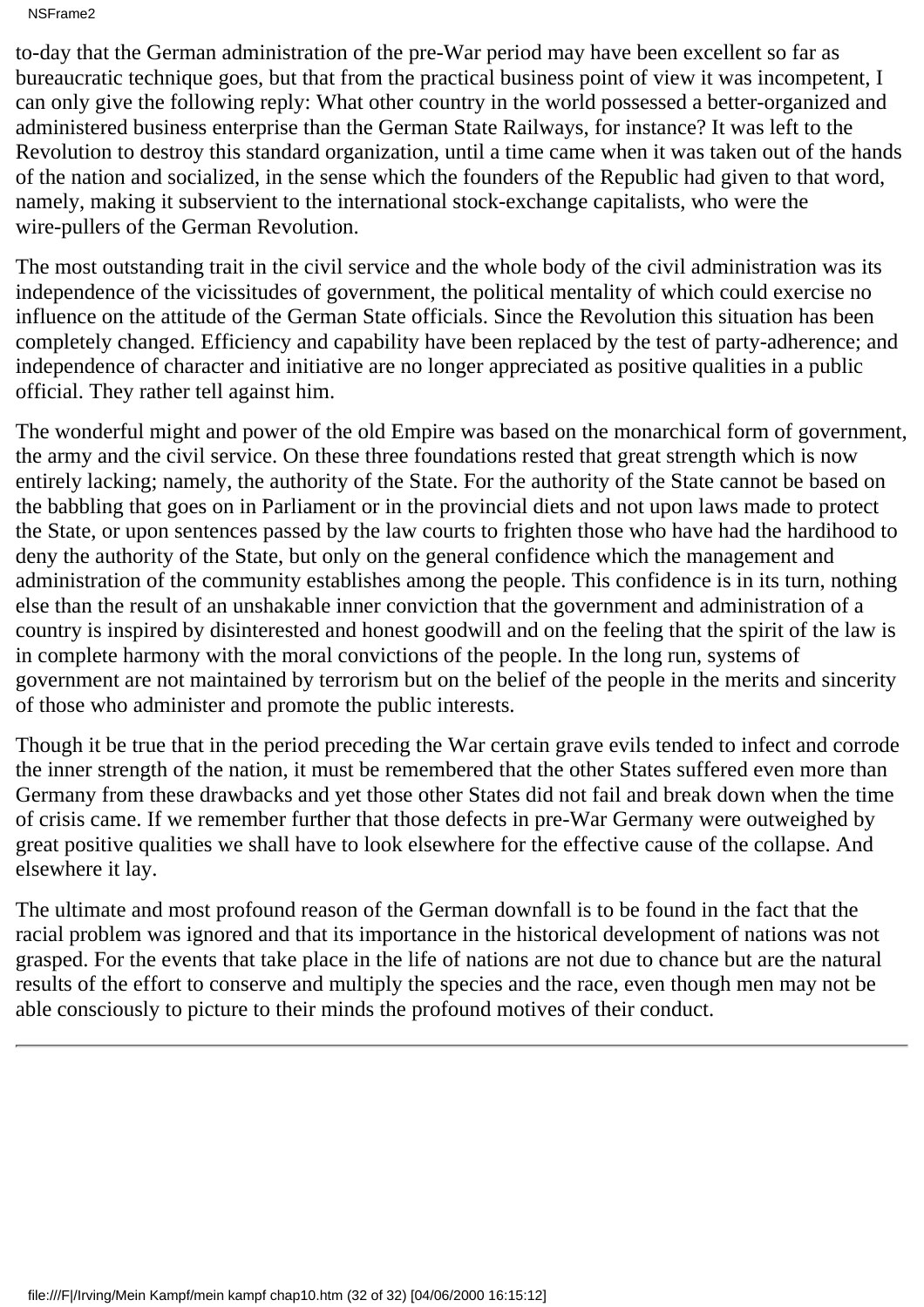to-day that the German administration of the pre-War period may have been excellent so far as bureaucratic technique goes, but that from the practical business point of view it was incompetent, I can only give the following reply: What other country in the world possessed a better-organized and administered business enterprise than the German State Railways, for instance? It was left to the Revolution to destroy this standard organization, until a time came when it was taken out of the hands of the nation and socialized, in the sense which the founders of the Republic had given to that word, namely, making it subservient to the international stock-exchange capitalists, who were the wire-pullers of the German Revolution.

The most outstanding trait in the civil service and the whole body of the civil administration was its independence of the vicissitudes of government, the political mentality of which could exercise no influence on the attitude of the German State officials. Since the Revolution this situation has been completely changed. Efficiency and capability have been replaced by the test of party-adherence; and independence of character and initiative are no longer appreciated as positive qualities in a public official. They rather tell against him.

The wonderful might and power of the old Empire was based on the monarchical form of government, the army and the civil service. On these three foundations rested that great strength which is now entirely lacking; namely, the authority of the State. For the authority of the State cannot be based on the babbling that goes on in Parliament or in the provincial diets and not upon laws made to protect the State, or upon sentences passed by the law courts to frighten those who have had the hardihood to deny the authority of the State, but only on the general confidence which the management and administration of the community establishes among the people. This confidence is in its turn, nothing else than the result of an unshakable inner conviction that the government and administration of a country is inspired by disinterested and honest goodwill and on the feeling that the spirit of the law is in complete harmony with the moral convictions of the people. In the long run, systems of government are not maintained by terrorism but on the belief of the people in the merits and sincerity of those who administer and promote the public interests.

Though it be true that in the period preceding the War certain grave evils tended to infect and corrode the inner strength of the nation, it must be remembered that the other States suffered even more than Germany from these drawbacks and yet those other States did not fail and break down when the time of crisis came. If we remember further that those defects in pre-War Germany were outweighed by great positive qualities we shall have to look elsewhere for the effective cause of the collapse. And elsewhere it lay.

The ultimate and most profound reason of the German downfall is to be found in the fact that the racial problem was ignored and that its importance in the historical development of nations was not grasped. For the events that take place in the life of nations are not due to chance but are the natural results of the effort to conserve and multiply the species and the race, even though men may not be able consciously to picture to their minds the profound motives of their conduct.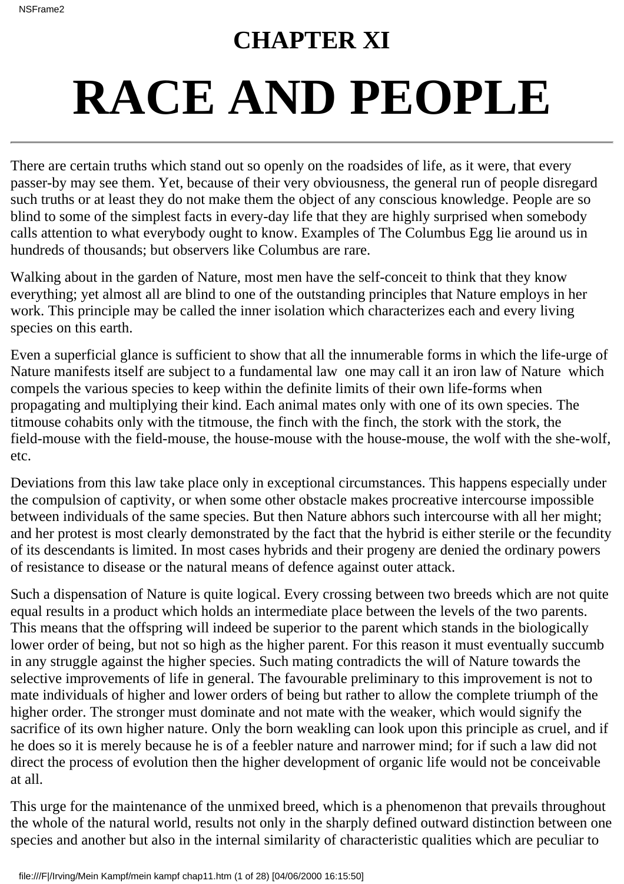# CHAPTER XI

# RACE AND PEOPLE

There are certain truths which stand out so openly on the roadsides of life, as it were, that every passer-by may see them. Yet, because of their very obviousness, the general run of people disregard such truths or at least they do not make them the object of any conscious knowledge. People are so blind to some of the simplest facts in every-day life that they are highly surprised when somebody calls attention to what everybody ought to know. Examples of The Columbus Egg lie around us in hundreds of thousands; but observers like Columbus are rare.

Walking about in the garden of Nature, most men have the self-conceit to think that they know everything; yet almost all are blind to one of the outstanding principles that Nature employs in her work. This principle may be called the inner isolation which characterizes each and every living species on this earth.

Even a superficial glance is sufficient to show that all the innumerable forms in which the life-urge of Nature manifests itself are subject to a fundamental law one may call it an iron law of Nature which compels the various species to keep within the definite limits of their own life-forms when propagating and multiplying their kind. Each animal mates only with one of its own species. The titmouse cohabits only with the titmouse, the finch with the finch, the stork with the stork, the field-mouse with the field-mouse, the house-mouse with the house-mouse, the wolf with the she-wolf, etc.

Deviations from this law take place only in exceptional circumstances. This happens especially under the compulsion of captivity, or when some other obstacle makes procreative intercourse impossible between individuals of the same species. But then Nature abhors such intercourse with all her might; and her protest is most clearly demonstrated by the fact that the hybrid is either sterile or the fecundity of its descendants is limited. In most cases hybrids and their progeny are denied the ordinary powers of resistance to disease or the natural means of defence against outer attack.

Such a dispensation of Nature is quite logical. Every crossing between two breeds which are not quite equal results in a product which holds an intermediate place between the levels of the two parents. This means that the offspring will indeed be superior to the parent which stands in the biologically lower order of being, but not so high as the higher parent. For this reason it must eventually succumb in any struggle against the higher species. Such mating contradicts the will of Nature towards the selective improvements of life in general. The favourable preliminary to this improvement is not to mate individuals of higher and lower orders of being but rather to allow the complete triumph of the higher order. The stronger must dominate and not mate with the weaker, which would signify the sacrifice of its own higher nature. Only the born weakling can look upon this principle as cruel, and if he does so it is merely because he is of a feebler nature and narrower mind; for if such a law did not direct the process of evolution then the higher development of organic life would not be conceivable at all.

This urge for the maintenance of the unmixed breed, which is a phenomenon that prevails throughout the whole of the natural world, results not only in the sharply defined outward distinction between one species and another but also in the internal similarity of characteristic qualities which are peculiar to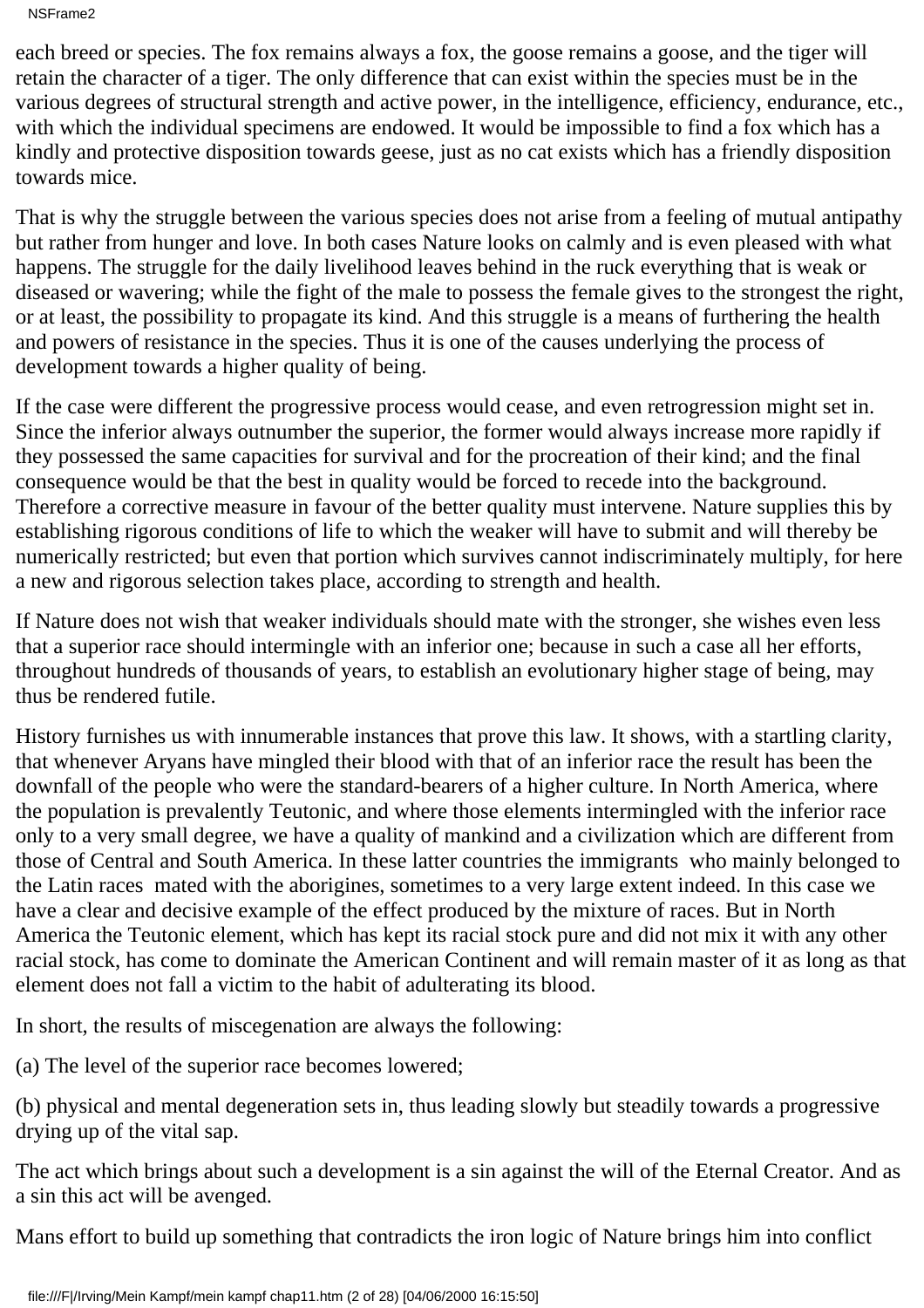each breed or species. The fox remains always a fox, the goose remains a goose, and the tiger will retain the character of a tiger. The only difference that can exist within the species must be in the various degrees of structural strength and active power, in the intelligence, efficiency, endurance, etc., with which the individual specimens are endowed. It would be impossible to find a fox which has a kindly and protective disposition towards geese, just as no cat exists which has a friendly disposition towards mice.

That is why the struggle between the various species does not arise from a feeling of mutual antipathy but rather from hunger and love. In both cases Nature looks on calmly and is even pleased with what happens. The struggle for the daily livelihood leaves behind in the ruck everything that is weak or diseased or wavering; while the fight of the male to possess the female gives to the strongest the right, or at least, the possibility to propagate its kind. And this struggle is a means of furthering the health and powers of resistance in the species. Thus it is one of the causes underlying the process of development towards a higher quality of being.

If the case were different the progressive process would cease, and even retrogression might set in. Since the inferior always outnumber the superior, the former would always increase more rapidly if they possessed the same capacities for survival and for the procreation of their kind; and the final consequence would be that the best in quality would be forced to recede into the background. Therefore a corrective measure in favour of the better quality must intervene. Nature supplies this by establishing rigorous conditions of life to which the weaker will have to submit and will thereby be numerically restricted; but even that portion which survives cannot indiscriminately multiply, for here a new and rigorous selection takes place, according to strength and health.

If Nature does not wish that weaker individuals should mate with the stronger, she wishes even less that a superior race should intermingle with an inferior one; because in such a case all her efforts, throughout hundreds of thousands of years, to establish an evolutionary higher stage of being, may thus be rendered futile.

History furnishes us with innumerable instances that prove this law. It shows, with a startling clarity, that whenever Aryans have mingled their blood with that of an inferior race the result has been the downfall of the people who were the standard-bearers of a higher culture. In North America, where the population is prevalently Teutonic, and where those elements intermingled with the inferior race only to a very small degree, we have a quality of mankind and a civilization which are different from those of Central and South America. In these latter countries the immigrants who mainly belonged to the Latin races mated with the aborigines, sometimes to a very large extent indeed. In this case we have a clear and decisive example of the effect produced by the mixture of races. But in North America the Teutonic element, which has kept its racial stock pure and did not mix it with any other racial stock, has come to dominate the American Continent and will remain master of it as long as that element does not fall a victim to the habit of adulterating its blood.

In short, the results of miscegenation are always the following:

(a) The level of the superior race becomes lowered;

(b) physical and mental degeneration sets in, thus leading slowly but steadily towards a progressive drying up of the vital sap.

The act which brings about such a development is a sin against the will of the Eternal Creator. And as a sin this act will be avenged.

Mans effort to build up something that contradicts the iron logic of Nature brings him into conflict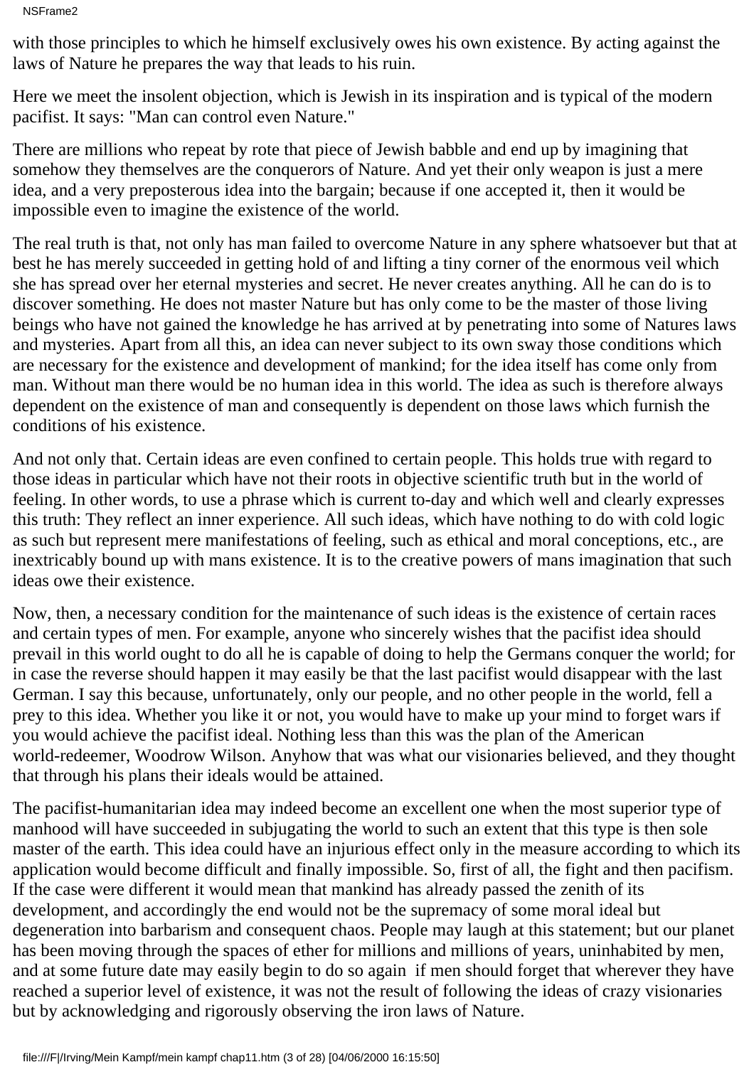with those principles to which he himself exclusively owes his own existence. By acting against the laws of Nature he prepares the way that leads to his ruin.

Here we meet the insolent objection, which is Jewish in its inspiration and is typical of the modern pacifist. It says: "Man can control even Nature."

There are millions who repeat by rote that piece of Jewish babble and end up by imagining that somehow they themselves are the conquerors of Nature. And yet their only weapon is just a mere idea, and a very preposterous idea into the bargain; because if one accepted it, then it would be impossible even to imagine the existence of the world.

The real truth is that, not only has man failed to overcome Nature in any sphere whatsoever but that at best he has merely succeeded in getting hold of and lifting a tiny corner of the enormous veil which she has spread over her eternal mysteries and secret. He never creates anything. All he can do is to discover something. He does not master Nature but has only come to be the master of those living beings who have not gained the knowledge he has arrived at by penetrating into some of Natures laws and mysteries. Apart from all this, an idea can never subject to its own sway those conditions which are necessary for the existence and development of mankind; for the idea itself has come only from man. Without man there would be no human idea in this world. The idea as such is therefore always dependent on the existence of man and consequently is dependent on those laws which furnish the conditions of his existence.

And not only that. Certain ideas are even confined to certain people. This holds true with regard to those ideas in particular which have not their roots in objective scientific truth but in the world of feeling. In other words, to use a phrase which is current to-day and which well and clearly expresses this truth: They reflect an inner experience. All such ideas, which have nothing to do with cold logic as such but represent mere manifestations of feeling, such as ethical and moral conceptions, etc., are inextricably bound up with mans existence. It is to the creative powers of mans imagination that such ideas owe their existence.

Now, then, a necessary condition for the maintenance of such ideas is the existence of certain races and certain types of men. For example, anyone who sincerely wishes that the pacifist idea should prevail in this world ought to do all he is capable of doing to help the Germans conquer the world; for in case the reverse should happen it may easily be that the last pacifist would disappear with the last German. I say this because, unfortunately, only our people, and no other people in the world, fell a prey to this idea. Whether you like it or not, you would have to make up your mind to forget wars if you would achieve the pacifist ideal. Nothing less than this was the plan of the American world-redeemer, Woodrow Wilson. Anyhow that was what our visionaries believed, and they thought that through his plans their ideals would be attained.

The pacifist-humanitarian idea may indeed become an excellent one when the most superior type of manhood will have succeeded in subjugating the world to such an extent that this type is then sole master of the earth. This idea could have an injurious effect only in the measure according to which its application would become difficult and finally impossible. So, first of all, the fight and then pacifism. If the case were different it would mean that mankind has already passed the zenith of its development, and accordingly the end would not be the supremacy of some moral ideal but degeneration into barbarism and consequent chaos. People may laugh at this statement; but our planet has been moving through the spaces of ether for millions and millions of years, uninhabited by men, and at some future date may easily begin to do so again if men should forget that wherever they have reached a superior level of existence, it was not the result of following the ideas of crazy visionaries but by acknowledging and rigorously observing the iron laws of Nature.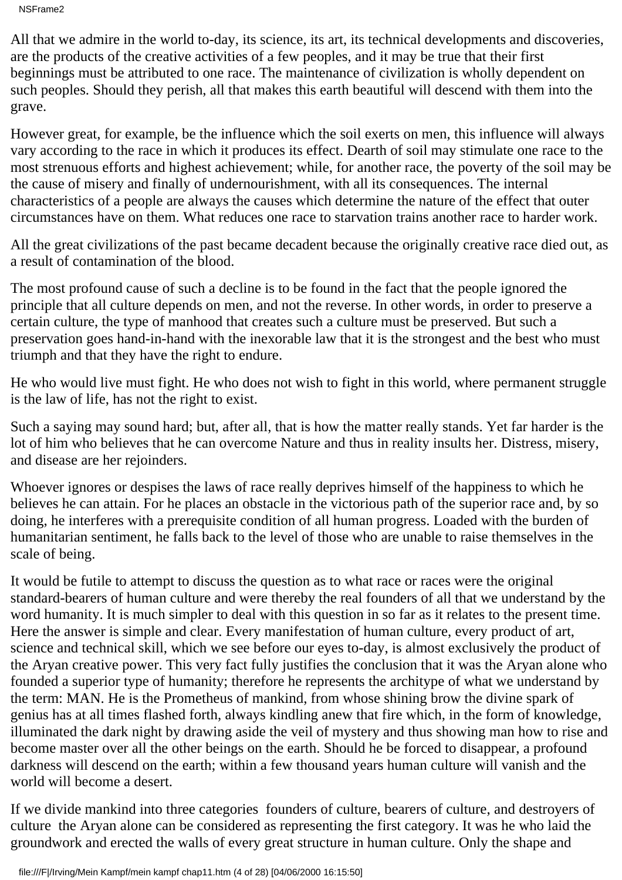All that we admire in the world to-day, its science, its art, its technical developments and discoveries, are the products of the creative activities of a few peoples, and it may be true that their first beginnings must be attributed to one race. The maintenance of civilization is wholly dependent on such peoples. Should they perish, all that makes this earth beautiful will descend with them into the grave.

However great, for example, be the influence which the soil exerts on men, this influence will always vary according to the race in which it produces its effect. Dearth of soil may stimulate one race to the most strenuous efforts and highest achievement; while, for another race, the poverty of the soil may be the cause of misery and finally of undernourishment, with all its consequences. The internal characteristics of a people are always the causes which determine the nature of the effect that outer circumstances have on them. What reduces one race to starvation trains another race to harder work.

All the great civilizations of the past became decadent because the originally creative race died out, as a result of contamination of the blood.

The most profound cause of such a decline is to be found in the fact that the people ignored the principle that all culture depends on men, and not the reverse. In other words, in order to preserve a certain culture, the type of manhood that creates such a culture must be preserved. But such a preservation goes hand-in-hand with the inexorable law that it is the strongest and the best who must triumph and that they have the right to endure.

He who would live must fight. He who does not wish to fight in this world, where permanent struggle is the law of life, has not the right to exist.

Such a saying may sound hard; but, after all, that is how the matter really stands. Yet far harder is the lot of him who believes that he can overcome Nature and thus in reality insults her. Distress, misery, and disease are her rejoinders.

Whoever ignores or despises the laws of race really deprives himself of the happiness to which he believes he can attain. For he places an obstacle in the victorious path of the superior race and, by so doing, he interferes with a prerequisite condition of all human progress. Loaded with the burden of humanitarian sentiment, he falls back to the level of those who are unable to raise themselves in the scale of being.

It would be futile to attempt to discuss the question as to what race or races were the original standard-bearers of human culture and were thereby the real founders of all that we understand by the word humanity. It is much simpler to deal with this question in so far as it relates to the present time. Here the answer is simple and clear. Every manifestation of human culture, every product of art, science and technical skill, which we see before our eyes to-day, is almost exclusively the product of the Aryan creative power. This very fact fully justifies the conclusion that it was the Aryan alone who founded a superior type of humanity; therefore he represents the architype of what we understand by the term: MAN. He is the Prometheus of mankind, from whose shining brow the divine spark of genius has at all times flashed forth, always kindling anew that fire which, in the form of knowledge, illuminated the dark night by drawing aside the veil of mystery and thus showing man how to rise and become master over all the other beings on the earth. Should he be forced to disappear, a profound darkness will descend on the earth; within a few thousand years human culture will vanish and the world will become a desert.

If we divide mankind into three categories  founders of culture, bearers of culture, and destroyers of culture  the Aryan alone can be considered as representing the first category. It was he who laid the groundwork and erected the walls of every great structure in human culture. Only the shape and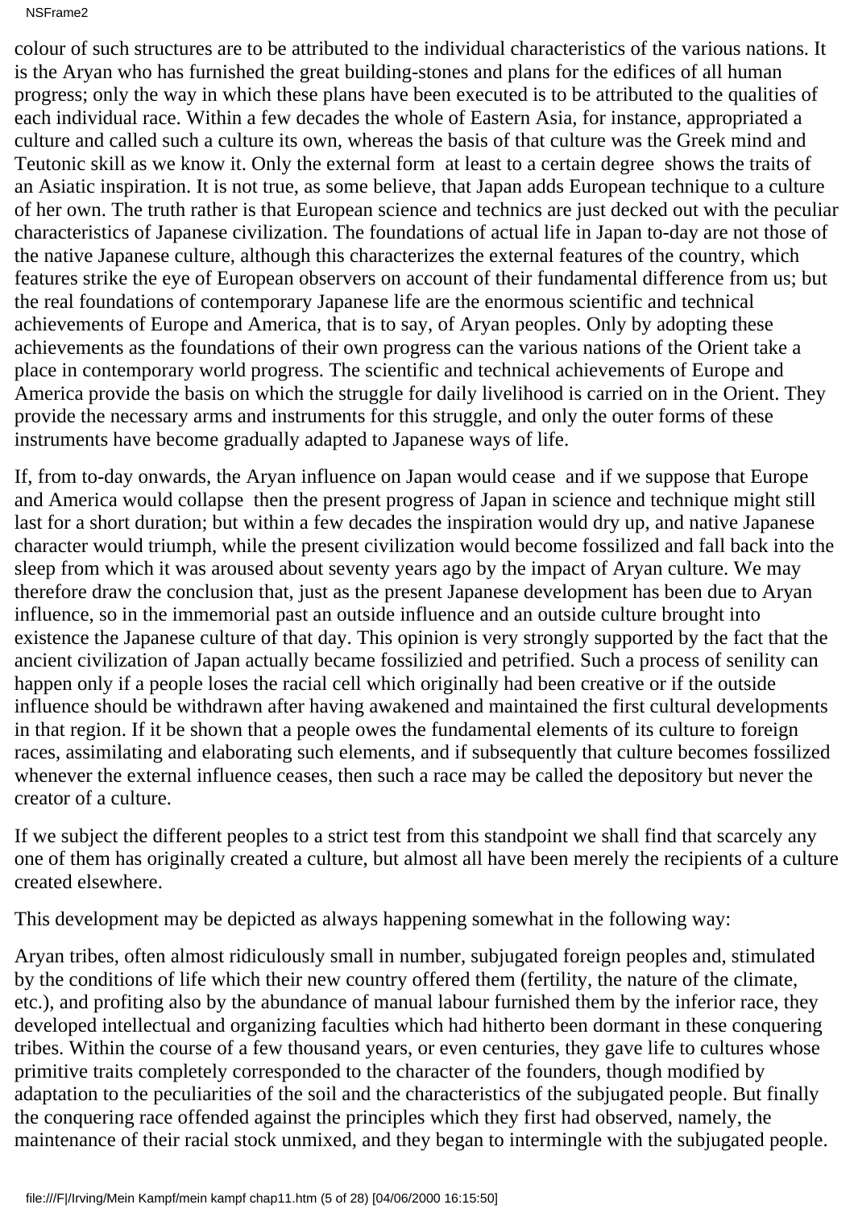colour of such structures are to be attributed to the individual characteristics of the various nations. It is the Aryan who has furnished the great building-stones and plans for the edifices of all human progress; only the way in which these plans have been executed is to be attributed to the qualities of each individual race. Within a few decades the whole of Eastern Asia, for instance, appropriated a culture and called such a culture its own, whereas the basis of that culture was the Greek mind and Teutonic skill as we know it. Only the external form  at least to a certain degree  shows the traits of an Asiatic inspiration. It is not true, as some believe, that Japan adds European technique to a culture of her own. The truth rather is that European science and technics are just decked out with the peculiar characteristics of Japanese civilization. The foundations of actual life in Japan to-day are not those of the native Japanese culture, although this characterizes the external features of the country, which features strike the eye of European observers on account of their fundamental difference from us; but the real foundations of contemporary Japanese life are the enormous scientific and technical achievements of Europe and America, that is to say, of Aryan peoples. Only by adopting these achievements as the foundations of their own progress can the various nations of the Orient take a place in contemporary world progress. The scientific and technical achievements of Europe and America provide the basis on which the struggle for daily livelihood is carried on in the Orient. They provide the necessary arms and instruments for this struggle, and only the outer forms of these instruments have become gradually adapted to Japanese ways of life.

If, from to-day onwards, the Aryan influence on Japan would cease  and if we suppose that Europe and America would collapse  then the present progress of Japan in science and technique might still last for a short duration; but within a few decades the inspiration would dry up, and native Japanese character would triumph, while the present civilization would become fossilized and fall back into the sleep from which it was aroused about seventy years ago by the impact of Aryan culture. We may therefore draw the conclusion that, just as the present Japanese development has been due to Aryan influence, so in the immemorial past an outside influence and an outside culture brought into existence the Japanese culture of that day. This opinion is very strongly supported by the fact that the ancient civilization of Japan actually became fossilizied and petrified. Such a process of senility can happen only if a people loses the racial cell which originally had been creative or if the outside influence should be withdrawn after having awakened and maintained the first cultural developments in that region. If it be shown that a people owes the fundamental elements of its culture to foreign races, assimilating and elaborating such elements, and if subsequently that culture becomes fossilized whenever the external influence ceases, then such a race may be called the depository but never the creator of a culture.

If we subject the different peoples to a strict test from this standpoint we shall find that scarcely any one of them has originally created a culture, but almost all have been merely the recipients of a culture created elsewhere.

This development may be depicted as always happening somewhat in the following way:

Aryan tribes, often almost ridiculously small in number, subjugated foreign peoples and, stimulated by the conditions of life which their new country offered them (fertility, the nature of the climate, etc.), and profiting also by the abundance of manual labour furnished them by the inferior race, they developed intellectual and organizing faculties which had hitherto been dormant in these conquering tribes. Within the course of a few thousand years, or even centuries, they gave life to cultures whose primitive traits completely corresponded to the character of the founders, though modified by adaptation to the peculiarities of the soil and the characteristics of the subjugated people. But finally the conquering race offended against the principles which they first had observed, namely, the maintenance of their racial stock unmixed, and they began to intermingle with the subjugated people.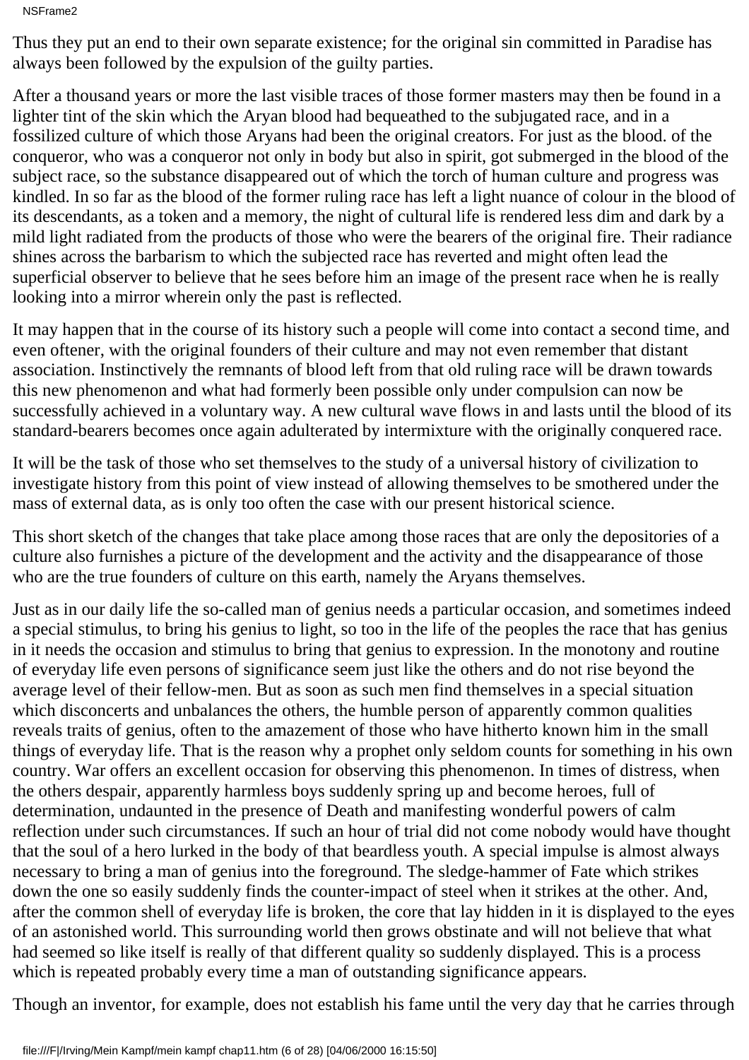Thus they put an end to their own separate existence; for the original sin committed in Paradise has always been followed by the expulsion of the guilty parties.

After a thousand years or more the last visible traces of those former masters may then be found in a lighter tint of the skin which the Aryan blood had bequeathed to the subjugated race, and in a fossilized culture of which those Aryans had been the original creators. For just as the blood. of the conqueror, who was a conqueror not only in body but also in spirit, got submerged in the blood of the subject race, so the substance disappeared out of which the torch of human culture and progress was kindled. In so far as the blood of the former ruling race has left a light nuance of colour in the blood of its descendants, as a token and a memory, the night of cultural life is rendered less dim and dark by a mild light radiated from the products of those who were the bearers of the original fire. Their radiance shines across the barbarism to which the subjected race has reverted and might often lead the superficial observer to believe that he sees before him an image of the present race when he is really looking into a mirror wherein only the past is reflected.

It may happen that in the course of its history such a people will come into contact a second time, and even oftener, with the original founders of their culture and may not even remember that distant association. Instinctively the remnants of blood left from that old ruling race will be drawn towards this new phenomenon and what had formerly been possible only under compulsion can now be successfully achieved in a voluntary way. A new cultural wave flows in and lasts until the blood of its standard-bearers becomes once again adulterated by intermixture with the originally conquered race.

It will be the task of those who set themselves to the study of a universal history of civilization to investigate history from this point of view instead of allowing themselves to be smothered under the mass of external data, as is only too often the case with our present historical science.

This short sketch of the changes that take place among those races that are only the depositories of a culture also furnishes a picture of the development and the activity and the disappearance of those who are the true founders of culture on this earth, namely the Aryans themselves.

Just as in our daily life the so-called man of genius needs a particular occasion, and sometimes indeed a special stimulus, to bring his genius to light, so too in the life of the peoples the race that has genius in it needs the occasion and stimulus to bring that genius to expression. In the monotony and routine of everyday life even persons of significance seem just like the others and do not rise beyond the average level of their fellow-men. But as soon as such men find themselves in a special situation which disconcerts and unbalances the others, the humble person of apparently common qualities reveals traits of genius, often to the amazement of those who have hitherto known him in the small things of everyday life. That is the reason why a prophet only seldom counts for something in his own country. War offers an excellent occasion for observing this phenomenon. In times of distress, when the others despair, apparently harmless boys suddenly spring up and become heroes, full of determination, undaunted in the presence of Death and manifesting wonderful powers of calm reflection under such circumstances. If such an hour of trial did not come nobody would have thought that the soul of a hero lurked in the body of that beardless youth. A special impulse is almost always necessary to bring a man of genius into the foreground. The sledge-hammer of Fate which strikes down the one so easily suddenly finds the counter-impact of steel when it strikes at the other. And, after the common shell of everyday life is broken, the core that lay hidden in it is displayed to the eyes of an astonished world. This surrounding world then grows obstinate and will not believe that what had seemed so like itself is really of that different quality so suddenly displayed. This is a process which is repeated probably every time a man of outstanding significance appears.

Though an inventor, for example, does not establish his fame until the very day that he carries through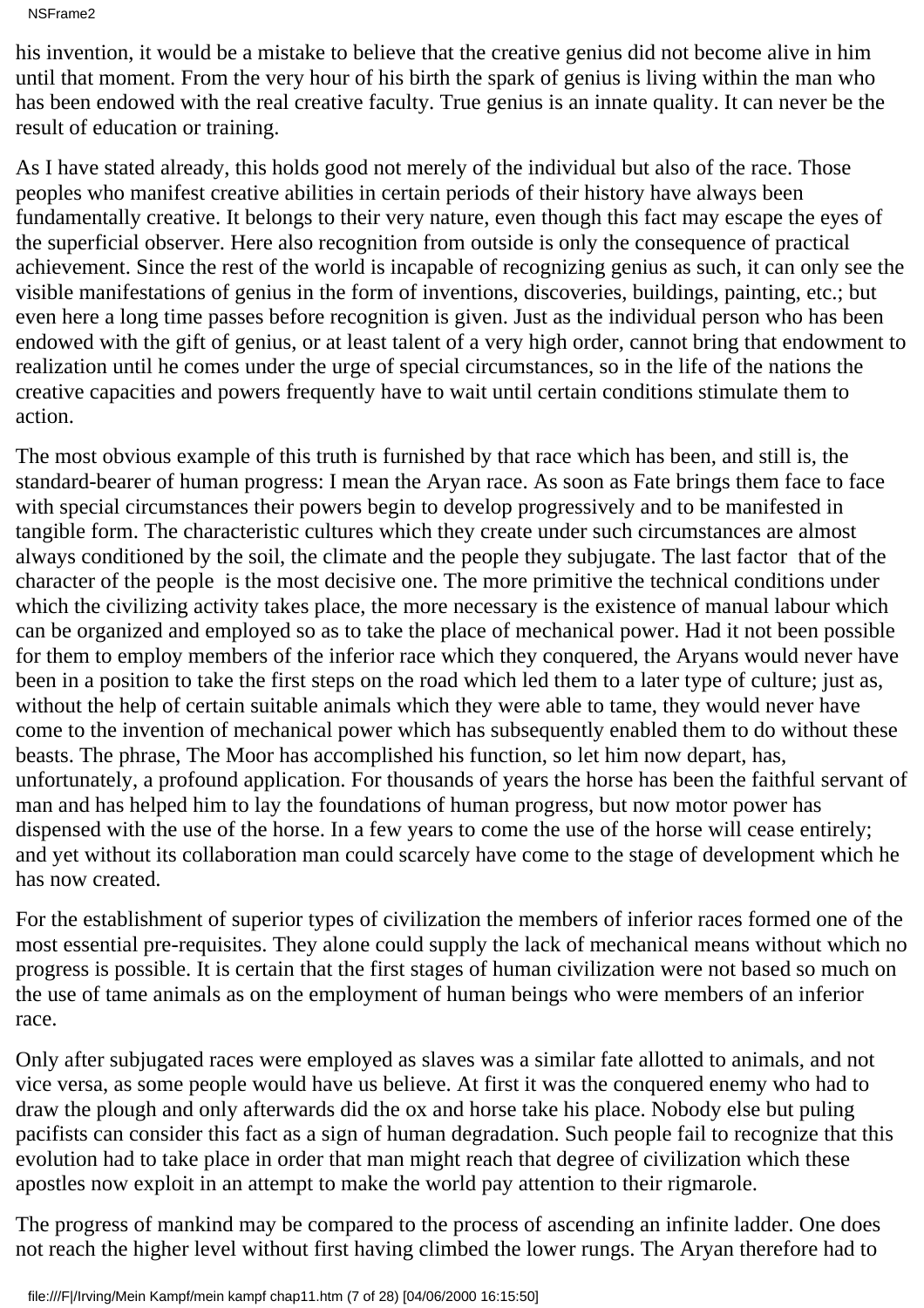his invention, it would be a mistake to believe that the creative genius did not become alive in him until that moment. From the very hour of his birth the spark of genius is living within the man who has been endowed with the real creative faculty. True genius is an innate quality. It can never be the result of education or training.

As I have stated already, this holds good not merely of the individual but also of the race. Those peoples who manifest creative abilities in certain periods of their history have always been fundamentally creative. It belongs to their very nature, even though this fact may escape the eyes of the superficial observer. Here also recognition from outside is only the consequence of practical achievement. Since the rest of the world is incapable of recognizing genius as such, it can only see the visible manifestations of genius in the form of inventions, discoveries, buildings, painting, etc.; but even here a long time passes before recognition is given. Just as the individual person who has been endowed with the gift of genius, or at least talent of a very high order, cannot bring that endowment to realization until he comes under the urge of special circumstances, so in the life of the nations the creative capacities and powers frequently have to wait until certain conditions stimulate them to action.

The most obvious example of this truth is furnished by that race which has been, and still is, the standard-bearer of human progress: I mean the Aryan race. As soon as Fate brings them face to face with special circumstances their powers begin to develop progressively and to be manifested in tangible form. The characteristic cultures which they create under such circumstances are almost always conditioned by the soil, the climate and the people they subjugate. The last factor that of the character of the people is the most decisive one. The more primitive the technical conditions under which the civilizing activity takes place, the more necessary is the existence of manual labour which can be organized and employed so as to take the place of mechanical power. Had it not been possible for them to employ members of the inferior race which they conquered, the Aryans would never have been in a position to take the first steps on the road which led them to a later type of culture; just as, without the help of certain suitable animals which they were able to tame, they would never have come to the invention of mechanical power which has subsequently enabled them to do without these beasts. The phrase, The Moor has accomplished his function, so let him now depart, has, unfortunately, a profound application. For thousands of years the horse has been the faithful servant of man and has helped him to lay the foundations of human progress, but now motor power has dispensed with the use of the horse. In a few years to come the use of the horse will cease entirely; and yet without its collaboration man could scarcely have come to the stage of development which he has now created.

For the establishment of superior types of civilization the members of inferior races formed one of the most essential pre-requisites. They alone could supply the lack of mechanical means without which no progress is possible. It is certain that the first stages of human civilization were not based so much on the use of tame animals as on the employment of human beings who were members of an inferior race.

Only after subjugated races were employed as slaves was a similar fate allotted to animals, and not vice versa, as some people would have us believe. At first it was the conquered enemy who had to draw the plough and only afterwards did the ox and horse take his place. Nobody else but puling pacifists can consider this fact as a sign of human degradation. Such people fail to recognize that this evolution had to take place in order that man might reach that degree of civilization which these apostles now exploit in an attempt to make the world pay attention to their rigmarole.

The progress of mankind may be compared to the process of ascending an infinite ladder. One does not reach the higher level without first having climbed the lower rungs. The Aryan therefore had to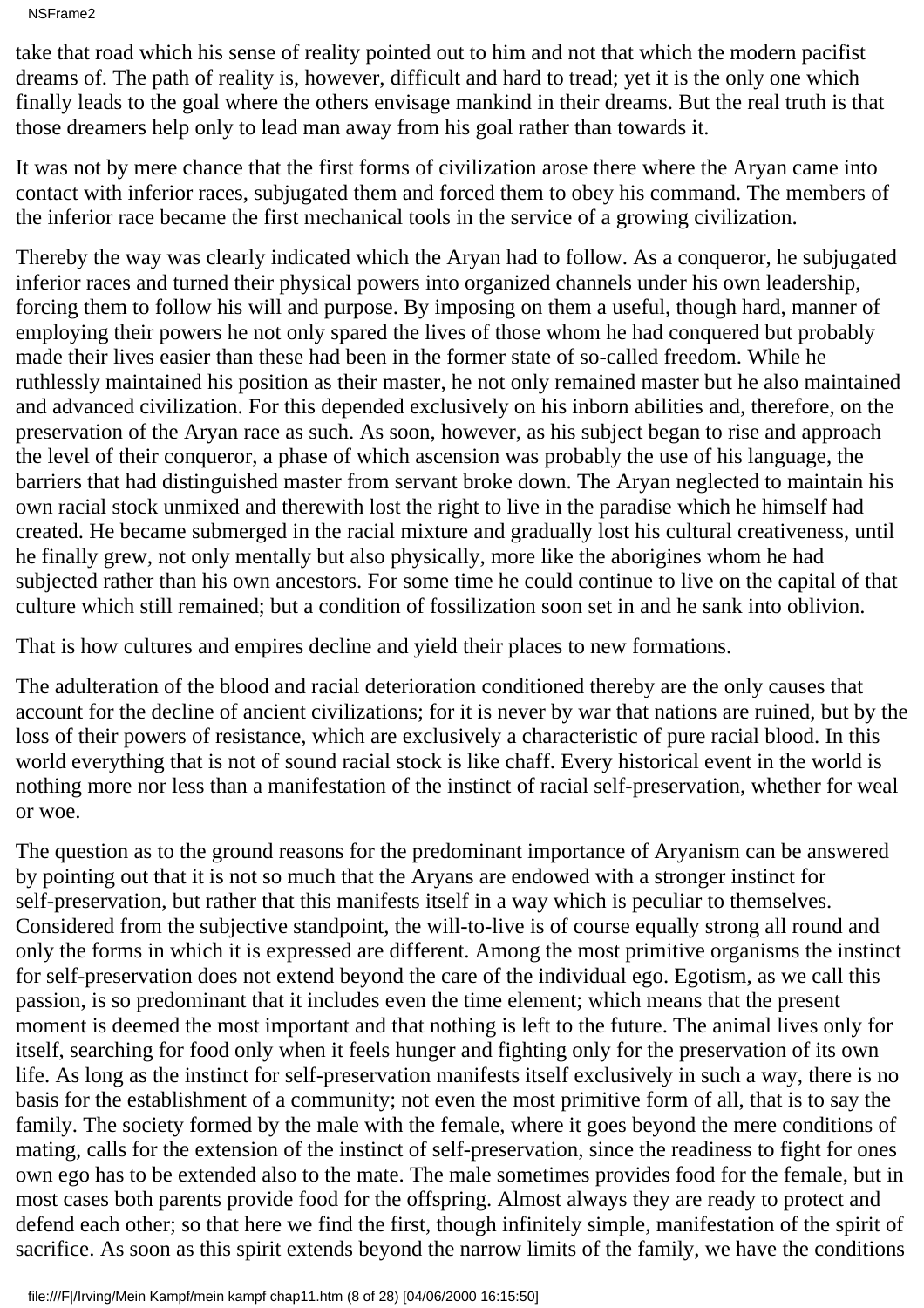take that road which his sense of reality pointed out to him and not that which the modern pacifist dreams of. The path of reality is, however, difficult and hard to tread; yet it is the only one which finally leads to the goal where the others envisage mankind in their dreams. But the real truth is that those dreamers help only to lead man away from his goal rather than towards it.

It was not by mere chance that the first forms of civilization arose there where the Aryan came into contact with inferior races, subjugated them and forced them to obey his command. The members of the inferior race became the first mechanical tools in the service of a growing civilization.

Thereby the way was clearly indicated which the Aryan had to follow. As a conqueror, he subjugated inferior races and turned their physical powers into organized channels under his own leadership, forcing them to follow his will and purpose. By imposing on them a useful, though hard, manner of employing their powers he not only spared the lives of those whom he had conquered but probably made their lives easier than these had been in the former state of so-called freedom. While he ruthlessly maintained his position as their master, he not only remained master but he also maintained and advanced civilization. For this depended exclusively on his inborn abilities and, therefore, on the preservation of the Aryan race as such. As soon, however, as his subject began to rise and approach the level of their conqueror, a phase of which ascension was probably the use of his language, the barriers that had distinguished master from servant broke down. The Aryan neglected to maintain his own racial stock unmixed and therewith lost the right to live in the paradise which he himself had created. He became submerged in the racial mixture and gradually lost his cultural creativeness, until he finally grew, not only mentally but also physically, more like the aborigines whom he had subjected rather than his own ancestors. For some time he could continue to live on the capital of that culture which still remained; but a condition of fossilization soon set in and he sank into oblivion.

That is how cultures and empires decline and yield their places to new formations.

The adulteration of the blood and racial deterioration conditioned thereby are the only causes that account for the decline of ancient civilizations; for it is never by war that nations are ruined, but by the loss of their powers of resistance, which are exclusively a characteristic of pure racial blood. In this world everything that is not of sound racial stock is like chaff. Every historical event in the world is nothing more nor less than a manifestation of the instinct of racial self-preservation, whether for weal or woe.

The question as to the ground reasons for the predominant importance of Aryanism can be answered by pointing out that it is not so much that the Aryans are endowed with a stronger instinct for self-preservation, but rather that this manifests itself in a way which is peculiar to themselves. Considered from the subjective standpoint, the will-to-live is of course equally strong all round and only the forms in which it is expressed are different. Among the most primitive organisms the instinct for self-preservation does not extend beyond the care of the individual ego. Egotism, as we call this passion, is so predominant that it includes even the time element; which means that the present moment is deemed the most important and that nothing is left to the future. The animal lives only for itself, searching for food only when it feels hunger and fighting only for the preservation of its own life. As long as the instinct for self-preservation manifests itself exclusively in such a way, there is no basis for the establishment of a community; not even the most primitive form of all, that is to say the family. The society formed by the male with the female, where it goes beyond the mere conditions of mating, calls for the extension of the instinct of self-preservation, since the readiness to fight for ones own ego has to be extended also to the mate. The male sometimes provides food for the female, but in most cases both parents provide food for the offspring. Almost always they are ready to protect and defend each other; so that here we find the first, though infinitely simple, manifestation of the spirit of sacrifice. As soon as this spirit extends beyond the narrow limits of the family, we have the conditions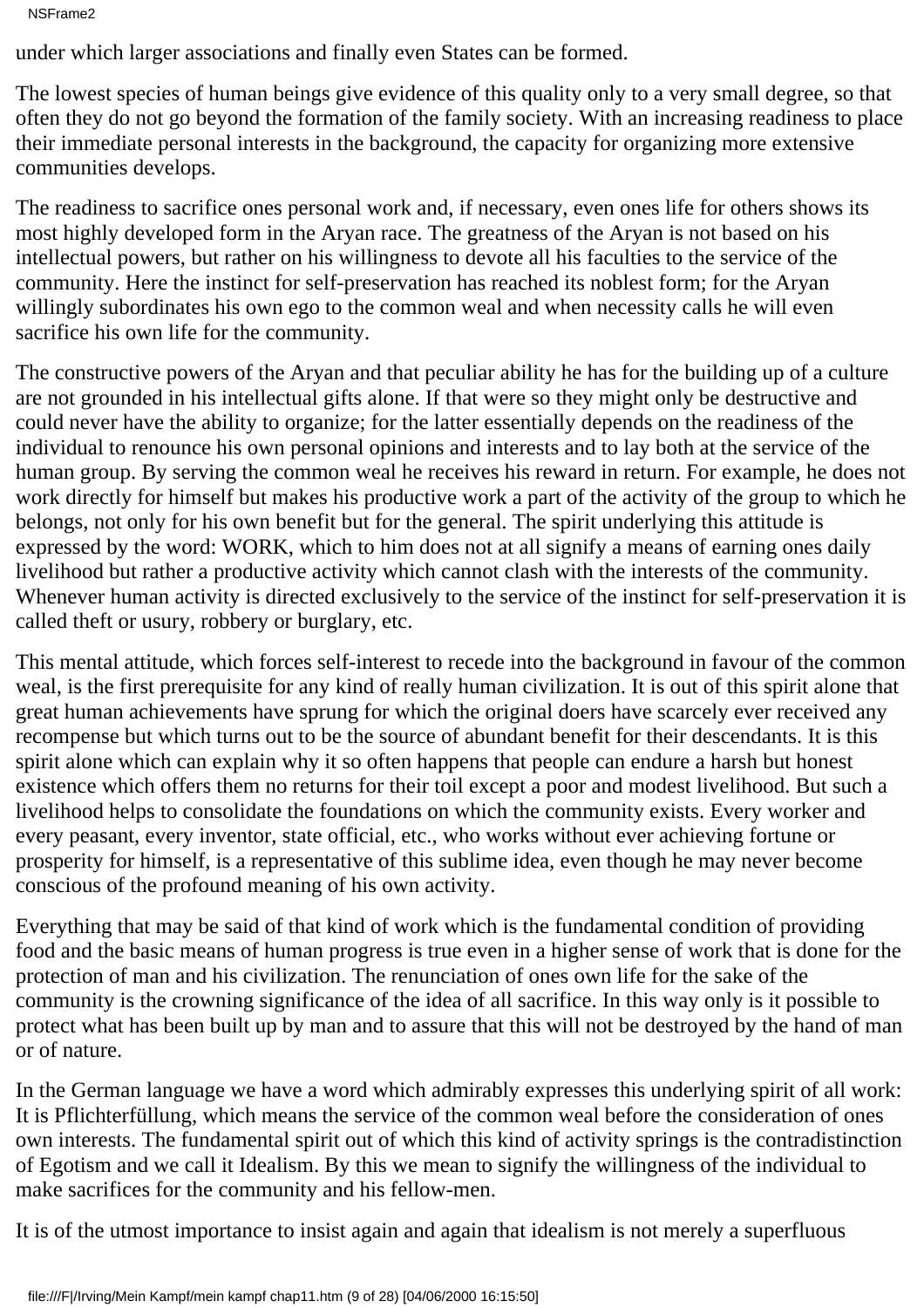under which larger associations and finally even States can be formed.

The lowest species of human beings give evidence of this quality only to a very small degree, so that often they do not go beyond the formation of the family society. With an increasing readiness to place their immediate personal interests in the background, the capacity for organizing more extensive communities develops.

The readiness to sacrifice ones personal work and, if necessary, even ones life for others shows its most highly developed form in the Aryan race. The greatness of the Aryan is not based on his intellectual powers, but rather on his willingness to devote all his faculties to the service of the community. Here the instinct for self-preservation has reached its noblest form; for the Aryan willingly subordinates his own ego to the common weal and when necessity calls he will even sacrifice his own life for the community.

The constructive powers of the Aryan and that peculiar ability he has for the building up of a culture are not grounded in his intellectual gifts alone. If that were so they might only be destructive and could never have the ability to organize; for the latter essentially depends on the readiness of the individual to renounce his own personal opinions and interests and to lay both at the service of the human group. By serving the common weal he receives his reward in return. For example, he does not work directly for himself but makes his productive work a part of the activity of the group to which he belongs, not only for his own benefit but for the general. The spirit underlying this attitude is expressed by the word: WORK, which to him does not at all signify a means of earning ones daily livelihood but rather a productive activity which cannot clash with the interests of the community. Whenever human activity is directed exclusively to the service of the instinct for self-preservation it is called theft or usury, robbery or burglary, etc.

This mental attitude, which forces self-interest to recede into the background in favour of the common weal, is the first prerequisite for any kind of really human civilization. It is out of this spirit alone that great human achievements have sprung for which the original doers have scarcely ever received any recompense but which turns out to be the source of abundant benefit for their descendants. It is this spirit alone which can explain why it so often happens that people can endure a harsh but honest existence which offers them no returns for their toil except a poor and modest livelihood. But such a livelihood helps to consolidate the foundations on which the community exists. Every worker and every peasant, every inventor, state official, etc., who works without ever achieving fortune or prosperity for himself, is a representative of this sublime idea, even though he may never become conscious of the profound meaning of his own activity.

Everything that may be said of that kind of work which is the fundamental condition of providing food and the basic means of human progress is true even in a higher sense of work that is done for the protection of man and his civilization. The renunciation of ones own life for the sake of the community is the crowning significance of the idea of all sacrifice. In this way only is it possible to protect what has been built up by man and to assure that this will not be destroyed by the hand of man or of nature.

In the German language we have a word which admirably expresses this underlying spirit of all work: It is Pflichterfüllung, which means the service of the common weal before the consideration of ones own interests. The fundamental spirit out of which this kind of activity springs is the contradistinction of Egotism and we call it Idealism. By this we mean to signify the willingness of the individual to make sacrifices for the community and his fellow-men.

It is of the utmost importance to insist again and again that idealism is not merely a superfluous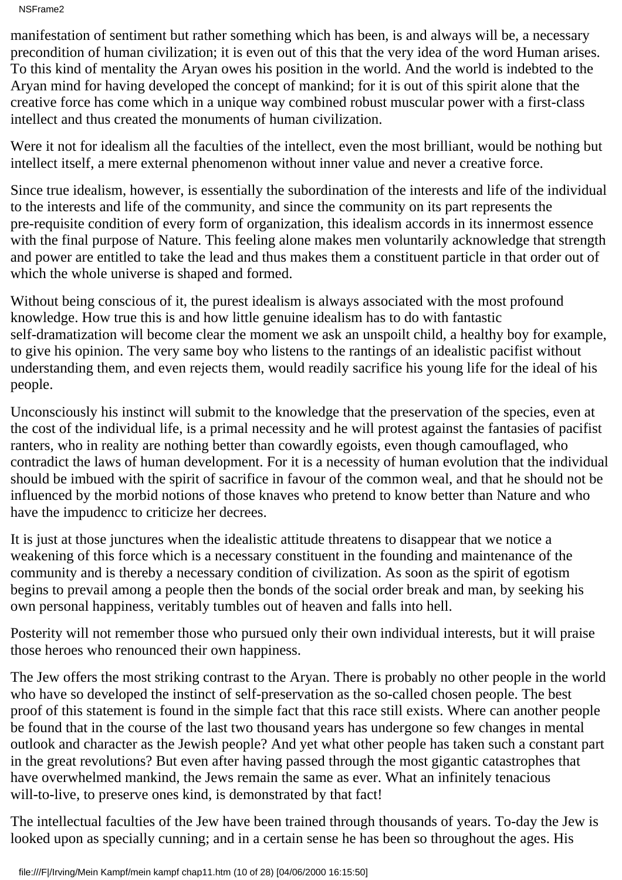manifestation of sentiment but rather something which has been, is and always will be, a necessary precondition of human civilization; it is even out of this that the very idea of the word Human arises. To this kind of mentality the Aryan owes his position in the world. And the world is indebted to the Aryan mind for having developed the concept of mankind; for it is out of this spirit alone that the creative force has come which in a unique way combined robust muscular power with a first-class intellect and thus created the monuments of human civilization.

Were it not for idealism all the faculties of the intellect, even the most brilliant, would be nothing but intellect itself, a mere external phenomenon without inner value and never a creative force.

Since true idealism, however, is essentially the subordination of the interests and life of the individual to the interests and life of the community, and since the community on its part represents the pre-requisite condition of every form of organization, this idealism accords in its innermost essence with the final purpose of Nature. This feeling alone makes men voluntarily acknowledge that strength and power are entitled to take the lead and thus makes them a constituent particle in that order out of which the whole universe is shaped and formed.

Without being conscious of it, the purest idealism is always associated with the most profound knowledge. How true this is and how little genuine idealism has to do with fantastic self-dramatization will become clear the moment we ask an unspoilt child, a healthy boy for example, to give his opinion. The very same boy who listens to the rantings of an idealistic pacifist without understanding them, and even rejects them, would readily sacrifice his young life for the ideal of his people.

Unconsciously his instinct will submit to the knowledge that the preservation of the species, even at the cost of the individual life, is a primal necessity and he will protest against the fantasies of pacifist ranters, who in reality are nothing better than cowardly egoists, even though camouflaged, who contradict the laws of human development. For it is a necessity of human evolution that the individual should be imbued with the spirit of sacrifice in favour of the common weal, and that he should not be influenced by the morbid notions of those knaves who pretend to know better than Nature and who have the impudencc to criticize her decrees.

It is just at those junctures when the idealistic attitude threatens to disappear that we notice a weakening of this force which is a necessary constituent in the founding and maintenance of the community and is thereby a necessary condition of civilization. As soon as the spirit of egotism begins to prevail among a people then the bonds of the social order break and man, by seeking his own personal happiness, veritably tumbles out of heaven and falls into hell.

Posterity will not remember those who pursued only their own individual interests, but it will praise those heroes who renounced their own happiness.

The Jew offers the most striking contrast to the Aryan. There is probably no other people in the world who have so developed the instinct of self-preservation as the so-called chosen people. The best proof of this statement is found in the simple fact that this race still exists. Where can another people be found that in the course of the last two thousand years has undergone so few changes in mental outlook and character as the Jewish people? And yet what other people has taken such a constant part in the great revolutions? But even after having passed through the most gigantic catastrophes that have overwhelmed mankind, the Jews remain the same as ever. What an infinitely tenacious will-to-live, to preserve ones kind, is demonstrated by that fact!

The intellectual faculties of the Jew have been trained through thousands of years. To-day the Jew is looked upon as specially cunning; and in a certain sense he has been so throughout the ages. His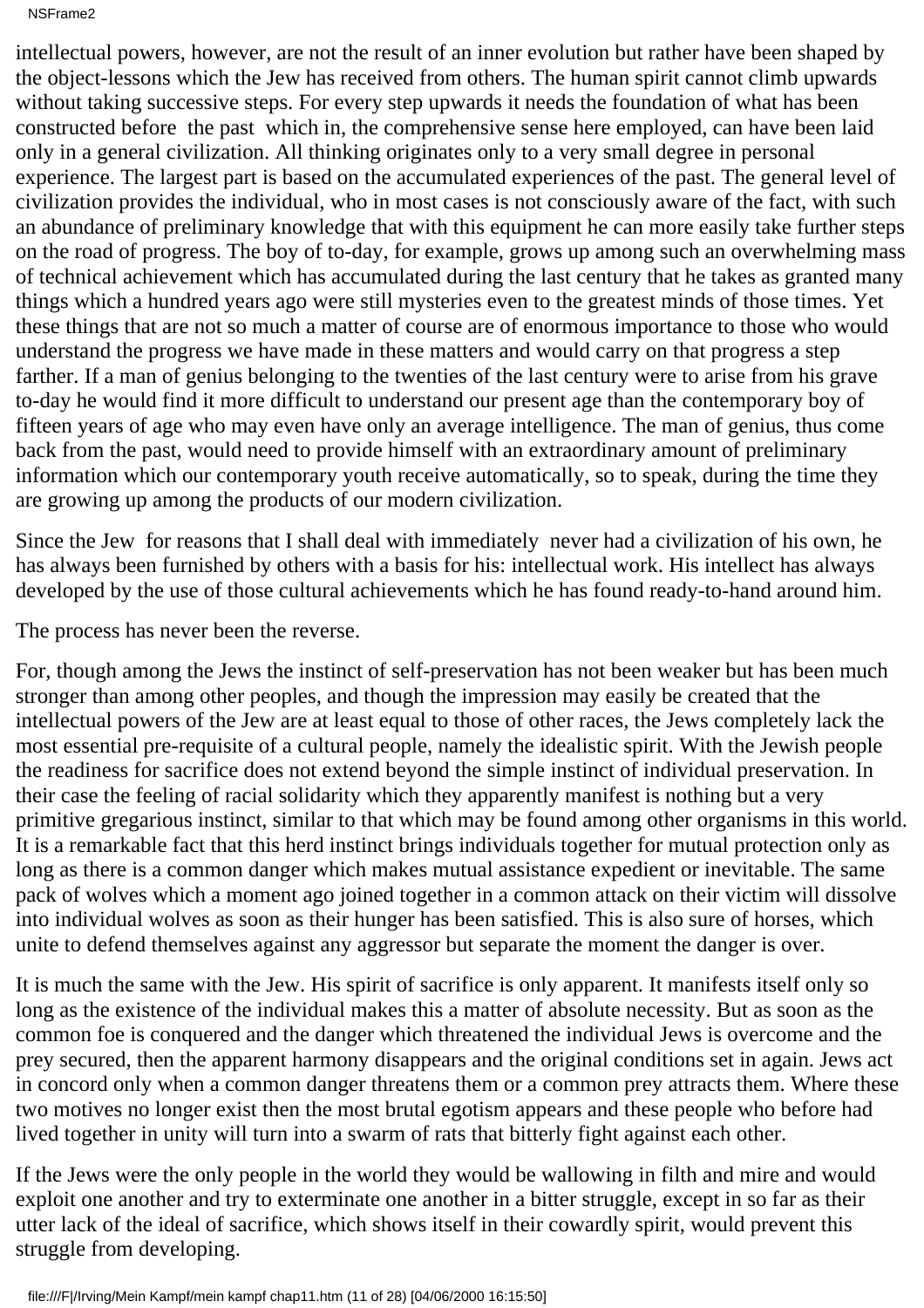intellectual powers, however, are not the result of an inner evolution but rather have been shaped by the object-lessons which the Jew has received from others. The human spirit cannot climb upwards without taking successive steps. For every step upwards it needs the foundation of what has been constructed before  the past  which in, the comprehensive sense here employed, can have been laid only in a general civilization. All thinking originates only to a very small degree in personal experience. The largest part is based on the accumulated experiences of the past. The general level of civilization provides the individual, who in most cases is not consciously aware of the fact, with such an abundance of preliminary knowledge that with this equipment he can more easily take further steps on the road of progress. The boy of to-day, for example, grows up among such an overwhelming mass of technical achievement which has accumulated during the last century that he takes as granted many things which a hundred years ago were still mysteries even to the greatest minds of those times. Yet these things that are not so much a matter of course are of enormous importance to those who would understand the progress we have made in these matters and would carry on that progress a step farther. If a man of genius belonging to the twenties of the last century were to arise from his grave to-day he would find it more difficult to understand our present age than the contemporary boy of fifteen years of age who may even have only an average intelligence. The man of genius, thus come back from the past, would need to provide himself with an extraordinary amount of preliminary information which our contemporary youth receive automatically, so to speak, during the time they are growing up among the products of our modern civilization.

Since the Jew  for reasons that I shall deal with immediately  never had a civilization of his own, he has always been furnished by others with a basis for his: intellectual work. His intellect has always developed by the use of those cultural achievements which he has found ready-to-hand around him.

The process has never been the reverse.

For, though among the Jews the instinct of self-preservation has not been weaker but has been much stronger than among other peoples, and though the impression may easily be created that the intellectual powers of the Jew are at least equal to those of other races, the Jews completely lack the most essential pre-requisite of a cultural people, namely the idealistic spirit. With the Jewish people the readiness for sacrifice does not extend beyond the simple instinct of individual preservation. In their case the feeling of racial solidarity which they apparently manifest is nothing but a very primitive gregarious instinct, similar to that which may be found among other organisms in this world. It is a remarkable fact that this herd instinct brings individuals together for mutual protection only as long as there is a common danger which makes mutual assistance expedient or inevitable. The same pack of wolves which a moment ago joined together in a common attack on their victim will dissolve into individual wolves as soon as their hunger has been satisfied. This is also sure of horses, which unite to defend themselves against any aggressor but separate the moment the danger is over.

It is much the same with the Jew. His spirit of sacrifice is only apparent. It manifests itself only so long as the existence of the individual makes this a matter of absolute necessity. But as soon as the common foe is conquered and the danger which threatened the individual Jews is overcome and the prey secured, then the apparent harmony disappears and the original conditions set in again. Jews act in concord only when a common danger threatens them or a common prey attracts them. Where these two motives no longer exist then the most brutal egotism appears and these people who before had lived together in unity will turn into a swarm of rats that bitterly fight against each other.

If the Jews were the only people in the world they would be wallowing in filth and mire and would exploit one another and try to exterminate one another in a bitter struggle, except in so far as their utter lack of the ideal of sacrifice, which shows itself in their cowardly spirit, would prevent this struggle from developing.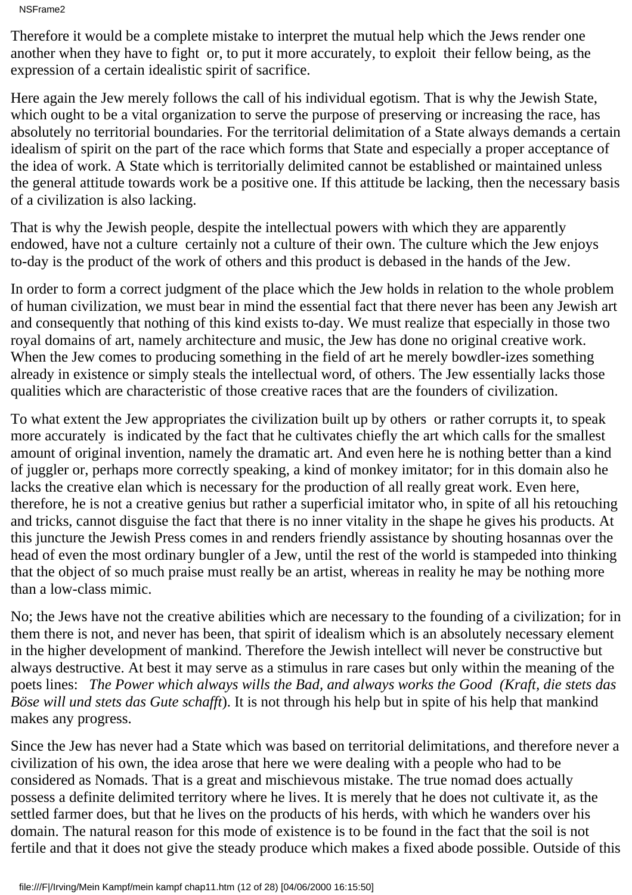Therefore it would be a complete mistake to interpret the mutual help which the Jews render one another when they have to fight  or, to put it more accurately, to exploit  their fellow being, as the expression of a certain idealistic spirit of sacrifice.

Here again the Jew merely follows the call of his individual egotism. That is why the Jewish State, which ought to be a vital organization to serve the purpose of preserving or increasing the race, has absolutely no territorial boundaries. For the territorial delimitation of a State always demands a certain idealism of spirit on the part of the race which forms that State and especially a proper acceptance of the idea of work. A State which is territorially delimited cannot be established or maintained unless the general attitude towards work be a positive one. If this attitude be lacking, then the necessary basis of a civilization is also lacking.

That is why the Jewish people, despite the intellectual powers with which they are apparently endowed, have not a culture  certainly not a culture of their own. The culture which the Jew enjoys to-day is the product of the work of others and this product is debased in the hands of the Jew.

In order to form a correct judgment of the place which the Jew holds in relation to the whole problem of human civilization, we must bear in mind the essential fact that there never has been any Jewish art and consequently that nothing of this kind exists to-day. We must realize that especially in those two royal domains of art, namely architecture and music, the Jew has done no original creative work. When the Jew comes to producing something in the field of art he merely bowdler-izes something already in existence or simply steals the intellectual word, of others. The Jew essentially lacks those qualities which are characteristic of those creative races that are the founders of civilization.

To what extent the Jew appropriates the civilization built up by others  or rather corrupts it, to speak more accurately  is indicated by the fact that he cultivates chiefly the art which calls for the smallest amount of original invention, namely the dramatic art. And even here he is nothing better than a kind of juggler or, perhaps more correctly speaking, a kind of monkey imitator; for in this domain also he lacks the creative elan which is necessary for the production of all really great work. Even here, therefore, he is not a creative genius but rather a superficial imitator who, in spite of all his retouching and tricks, cannot disguise the fact that there is no inner vitality in the shape he gives his products. At this juncture the Jewish Press comes in and renders friendly assistance by shouting hosannas over the head of even the most ordinary bungler of a Jew, until the rest of the world is stampeded into thinking that the object of so much praise must really be an artist, whereas in reality he may be nothing more than a low-class mimic.

No; the Jews have not the creative abilities which are necessary to the founding of a civilization; for in them there is not, and never has been, that spirit of idealism which is an absolutely necessary element in the higher development of mankind. Therefore the Jewish intellect will never be constructive but always destructive. At best it may serve as a stimulus in rare cases but only within the meaning of the poets lines: *The Power which always wills the Bad, and always works the Good (Kraft, die stets das Böse will und stets das Gute schafft*). It is not through his help but in spite of his help that mankind makes any progress.

Since the Jew has never had a State which was based on territorial delimitations, and therefore never a civilization of his own, the idea arose that here we were dealing with a people who had to be considered as Nomads. That is a great and mischievous mistake. The true nomad does actually possess a definite delimited territory where he lives. It is merely that he does not cultivate it, as the settled farmer does, but that he lives on the products of his herds, with which he wanders over his domain. The natural reason for this mode of existence is to be found in the fact that the soil is not fertile and that it does not give the steady produce which makes a fixed abode possible. Outside of this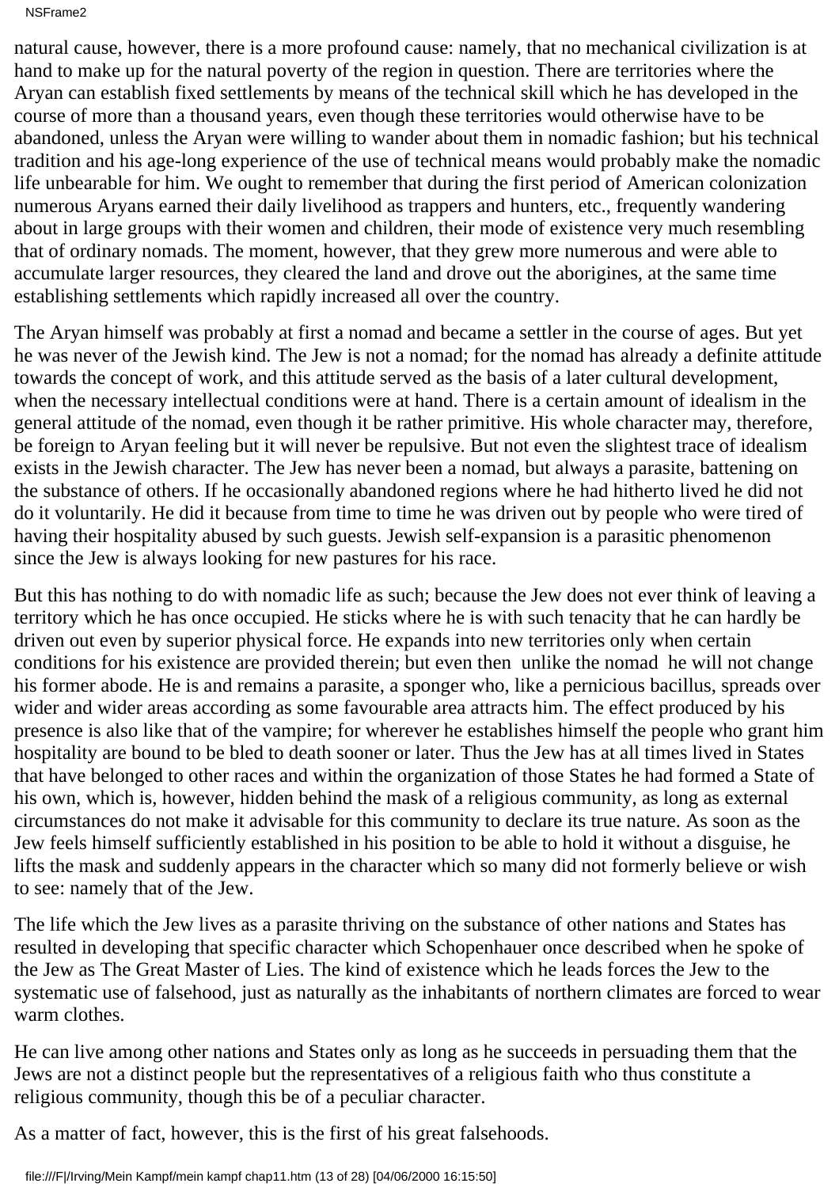natural cause, however, there is a more profound cause: namely, that no mechanical civilization is at hand to make up for the natural poverty of the region in question. There are territories where the Aryan can establish fixed settlements by means of the technical skill which he has developed in the course of more than a thousand years, even though these territories would otherwise have to be abandoned, unless the Aryan were willing to wander about them in nomadic fashion; but his technical tradition and his age-long experience of the use of technical means would probably make the nomadic life unbearable for him. We ought to remember that during the first period of American colonization numerous Aryans earned their daily livelihood as trappers and hunters, etc., frequently wandering about in large groups with their women and children, their mode of existence very much resembling that of ordinary nomads. The moment, however, that they grew more numerous and were able to accumulate larger resources, they cleared the land and drove out the aborigines, at the same time establishing settlements which rapidly increased all over the country.

The Aryan himself was probably at first a nomad and became a settler in the course of ages. But yet he was never of the Jewish kind. The Jew is not a nomad; for the nomad has already a definite attitude towards the concept of work, and this attitude served as the basis of a later cultural development, when the necessary intellectual conditions were at hand. There is a certain amount of idealism in the general attitude of the nomad, even though it be rather primitive. His whole character may, therefore, be foreign to Aryan feeling but it will never be repulsive. But not even the slightest trace of idealism exists in the Jewish character. The Jew has never been a nomad, but always a parasite, battening on the substance of others. If he occasionally abandoned regions where he had hitherto lived he did not do it voluntarily. He did it because from time to time he was driven out by people who were tired of having their hospitality abused by such guests. Jewish self-expansion is a parasitic phenomenon since the Jew is always looking for new pastures for his race.

But this has nothing to do with nomadic life as such; because the Jew does not ever think of leaving a territory which he has once occupied. He sticks where he is with such tenacity that he can hardly be driven out even by superior physical force. He expands into new territories only when certain conditions for his existence are provided therein; but even then unlike the nomad he will not change his former abode. He is and remains a parasite, a sponger who, like a pernicious bacillus, spreads over wider and wider areas according as some favourable area attracts him. The effect produced by his presence is also like that of the vampire; for wherever he establishes himself the people who grant him hospitality are bound to be bled to death sooner or later. Thus the Jew has at all times lived in States that have belonged to other races and within the organization of those States he had formed a State of his own, which is, however, hidden behind the mask of a religious community, as long as external circumstances do not make it advisable for this community to declare its true nature. As soon as the Jew feels himself sufficiently established in his position to be able to hold it without a disguise, he lifts the mask and suddenly appears in the character which so many did not formerly believe or wish to see: namely that of the Jew.

The life which the Jew lives as a parasite thriving on the substance of other nations and States has resulted in developing that specific character which Schopenhauer once described when he spoke of the Jew as The Great Master of Lies. The kind of existence which he leads forces the Jew to the systematic use of falsehood, just as naturally as the inhabitants of northern climates are forced to wear warm clothes.

He can live among other nations and States only as long as he succeeds in persuading them that the Jews are not a distinct people but the representatives of a religious faith who thus constitute a religious community, though this be of a peculiar character.

As a matter of fact, however, this is the first of his great falsehoods.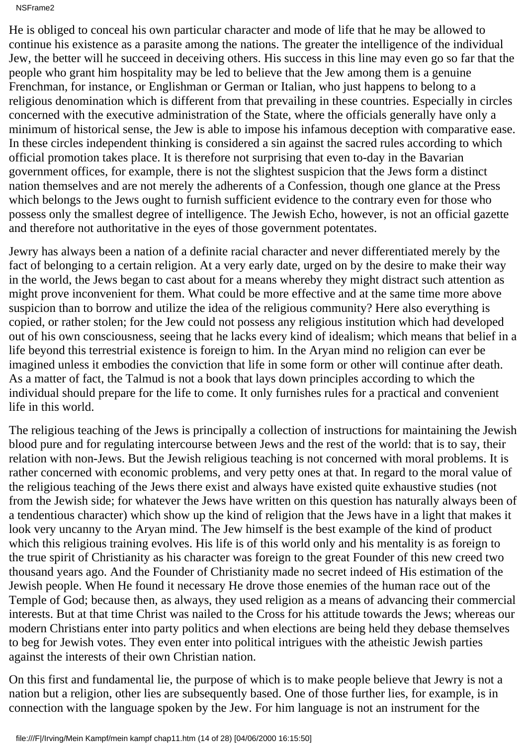He is obliged to conceal his own particular character and mode of life that he may be allowed to continue his existence as a parasite among the nations. The greater the intelligence of the individual Jew, the better will he succeed in deceiving others. His success in this line may even go so far that the people who grant him hospitality may be led to believe that the Jew among them is a genuine Frenchman, for instance, or Englishman or German or Italian, who just happens to belong to a religious denomination which is different from that prevailing in these countries. Especially in circles concerned with the executive administration of the State, where the officials generally have only a minimum of historical sense, the Jew is able to impose his infamous deception with comparative ease. In these circles independent thinking is considered a sin against the sacred rules according to which official promotion takes place. It is therefore not surprising that even to-day in the Bavarian government offices, for example, there is not the slightest suspicion that the Jews form a distinct nation themselves and are not merely the adherents of a Confession, though one glance at the Press which belongs to the Jews ought to furnish sufficient evidence to the contrary even for those who possess only the smallest degree of intelligence. The Jewish Echo, however, is not an official gazette and therefore not authoritative in the eyes of those government potentates.

Jewry has always been a nation of a definite racial character and never differentiated merely by the fact of belonging to a certain religion. At a very early date, urged on by the desire to make their way in the world, the Jews began to cast about for a means whereby they might distract such attention as might prove inconvenient for them. What could be more effective and at the same time more above suspicion than to borrow and utilize the idea of the religious community? Here also everything is copied, or rather stolen; for the Jew could not possess any religious institution which had developed out of his own consciousness, seeing that he lacks every kind of idealism; which means that belief in a life beyond this terrestrial existence is foreign to him. In the Aryan mind no religion can ever be imagined unless it embodies the conviction that life in some form or other will continue after death. As a matter of fact, the Talmud is not a book that lays down principles according to which the individual should prepare for the life to come. It only furnishes rules for a practical and convenient life in this world.

The religious teaching of the Jews is principally a collection of instructions for maintaining the Jewish blood pure and for regulating intercourse between Jews and the rest of the world: that is to say, their relation with non-Jews. But the Jewish religious teaching is not concerned with moral problems. It is rather concerned with economic problems, and very petty ones at that. In regard to the moral value of the religious teaching of the Jews there exist and always have existed quite exhaustive studies (not from the Jewish side; for whatever the Jews have written on this question has naturally always been of a tendentious character) which show up the kind of religion that the Jews have in a light that makes it look very uncanny to the Aryan mind. The Jew himself is the best example of the kind of product which this religious training evolves. His life is of this world only and his mentality is as foreign to the true spirit of Christianity as his character was foreign to the great Founder of this new creed two thousand years ago. And the Founder of Christianity made no secret indeed of His estimation of the Jewish people. When He found it necessary He drove those enemies of the human race out of the Temple of God; because then, as always, they used religion as a means of advancing their commercial interests. But at that time Christ was nailed to the Cross for his attitude towards the Jews; whereas our modern Christians enter into party politics and when elections are being held they debase themselves to beg for Jewish votes. They even enter into political intrigues with the atheistic Jewish parties against the interests of their own Christian nation.

On this first and fundamental lie, the purpose of which is to make people believe that Jewry is not a nation but a religion, other lies are subsequently based. One of those further lies, for example, is in connection with the language spoken by the Jew. For him language is not an instrument for the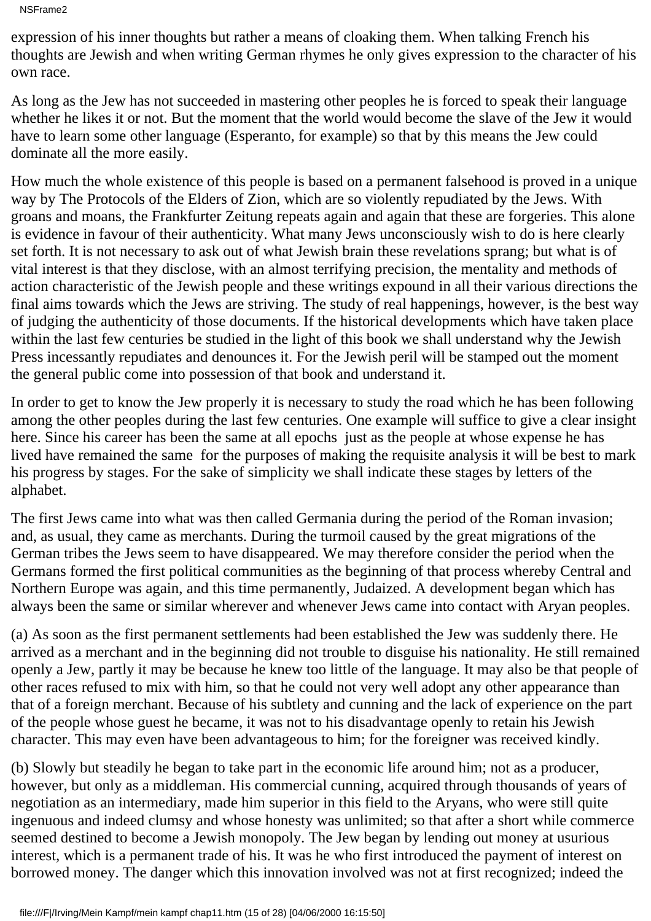expression of his inner thoughts but rather a means of cloaking them. When talking French his thoughts are Jewish and when writing German rhymes he only gives expression to the character of his own race.

As long as the Jew has not succeeded in mastering other peoples he is forced to speak their language whether he likes it or not. But the moment that the world would become the slave of the Jew it would have to learn some other language (Esperanto, for example) so that by this means the Jew could dominate all the more easily.

How much the whole existence of this people is based on a permanent falsehood is proved in a unique way by The Protocols of the Elders of Zion, which are so violently repudiated by the Jews. With groans and moans, the Frankfurter Zeitung repeats again and again that these are forgeries. This alone is evidence in favour of their authenticity. What many Jews unconsciously wish to do is here clearly set forth. It is not necessary to ask out of what Jewish brain these revelations sprang; but what is of vital interest is that they disclose, with an almost terrifying precision, the mentality and methods of action characteristic of the Jewish people and these writings expound in all their various directions the final aims towards which the Jews are striving. The study of real happenings, however, is the best way of judging the authenticity of those documents. If the historical developments which have taken place within the last few centuries be studied in the light of this book we shall understand why the Jewish Press incessantly repudiates and denounces it. For the Jewish peril will be stamped out the moment the general public come into possession of that book and understand it.

In order to get to know the Jew properly it is necessary to study the road which he has been following among the other peoples during the last few centuries. One example will suffice to give a clear insight here. Since his career has been the same at all epochs just as the people at whose expense he has lived have remained the same for the purposes of making the requisite analysis it will be best to mark his progress by stages. For the sake of simplicity we shall indicate these stages by letters of the alphabet.

The first Jews came into what was then called Germania during the period of the Roman invasion; and, as usual, they came as merchants. During the turmoil caused by the great migrations of the German tribes the Jews seem to have disappeared. We may therefore consider the period when the Germans formed the first political communities as the beginning of that process whereby Central and Northern Europe was again, and this time permanently, Judaized. A development began which has always been the same or similar wherever and whenever Jews came into contact with Aryan peoples.

(a) As soon as the first permanent settlements had been established the Jew was suddenly there. He arrived as a merchant and in the beginning did not trouble to disguise his nationality. He still remained openly a Jew, partly it may be because he knew too little of the language. It may also be that people of other races refused to mix with him, so that he could not very well adopt any other appearance than that of a foreign merchant. Because of his subtlety and cunning and the lack of experience on the part of the people whose guest he became, it was not to his disadvantage openly to retain his Jewish character. This may even have been advantageous to him; for the foreigner was received kindly.

(b) Slowly but steadily he began to take part in the economic life around him; not as a producer, however, but only as a middleman. His commercial cunning, acquired through thousands of years of negotiation as an intermediary, made him superior in this field to the Aryans, who were still quite ingenuous and indeed clumsy and whose honesty was unlimited; so that after a short while commerce seemed destined to become a Jewish monopoly. The Jew began by lending out money at usurious interest, which is a permanent trade of his. It was he who first introduced the payment of interest on borrowed money. The danger which this innovation involved was not at first recognized; indeed the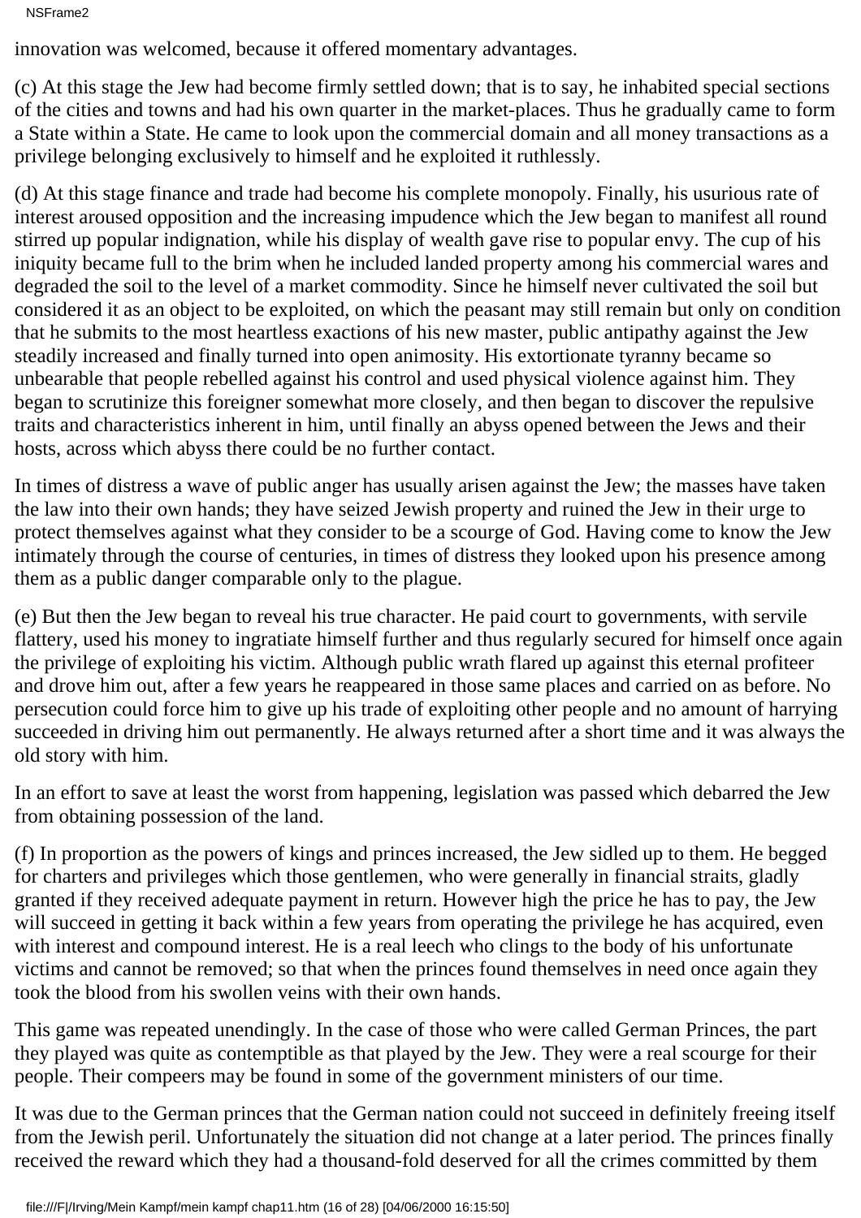innovation was welcomed, because it offered momentary advantages.

(c) At this stage the Jew had become firmly settled down; that is to say, he inhabited special sections of the cities and towns and had his own quarter in the market-places. Thus he gradually came to form a State within a State. He came to look upon the commercial domain and all money transactions as a privilege belonging exclusively to himself and he exploited it ruthlessly.

(d) At this stage finance and trade had become his complete monopoly. Finally, his usurious rate of interest aroused opposition and the increasing impudence which the Jew began to manifest all round stirred up popular indignation, while his display of wealth gave rise to popular envy. The cup of his iniquity became full to the brim when he included landed property among his commercial wares and degraded the soil to the level of a market commodity. Since he himself never cultivated the soil but considered it as an object to be exploited, on which the peasant may still remain but only on condition that he submits to the most heartless exactions of his new master, public antipathy against the Jew steadily increased and finally turned into open animosity. His extortionate tyranny became so unbearable that people rebelled against his control and used physical violence against him. They began to scrutinize this foreigner somewhat more closely, and then began to discover the repulsive traits and characteristics inherent in him, until finally an abyss opened between the Jews and their hosts, across which abyss there could be no further contact.

In times of distress a wave of public anger has usually arisen against the Jew; the masses have taken the law into their own hands; they have seized Jewish property and ruined the Jew in their urge to protect themselves against what they consider to be a scourge of God. Having come to know the Jew intimately through the course of centuries, in times of distress they looked upon his presence among them as a public danger comparable only to the plague.

(e) But then the Jew began to reveal his true character. He paid court to governments, with servile flattery, used his money to ingratiate himself further and thus regularly secured for himself once again the privilege of exploiting his victim. Although public wrath flared up against this eternal profiteer and drove him out, after a few years he reappeared in those same places and carried on as before. No persecution could force him to give up his trade of exploiting other people and no amount of harrying succeeded in driving him out permanently. He always returned after a short time and it was always the old story with him.

In an effort to save at least the worst from happening, legislation was passed which debarred the Jew from obtaining possession of the land.

(f) In proportion as the powers of kings and princes increased, the Jew sidled up to them. He begged for charters and privileges which those gentlemen, who were generally in financial straits, gladly granted if they received adequate payment in return. However high the price he has to pay, the Jew will succeed in getting it back within a few years from operating the privilege he has acquired, even with interest and compound interest. He is a real leech who clings to the body of his unfortunate victims and cannot be removed; so that when the princes found themselves in need once again they took the blood from his swollen veins with their own hands.

This game was repeated unendingly. In the case of those who were called German Princes, the part they played was quite as contemptible as that played by the Jew. They were a real scourge for their people. Their compeers may be found in some of the government ministers of our time.

It was due to the German princes that the German nation could not succeed in definitely freeing itself from the Jewish peril. Unfortunately the situation did not change at a later period. The princes finally received the reward which they had a thousand-fold deserved for all the crimes committed by them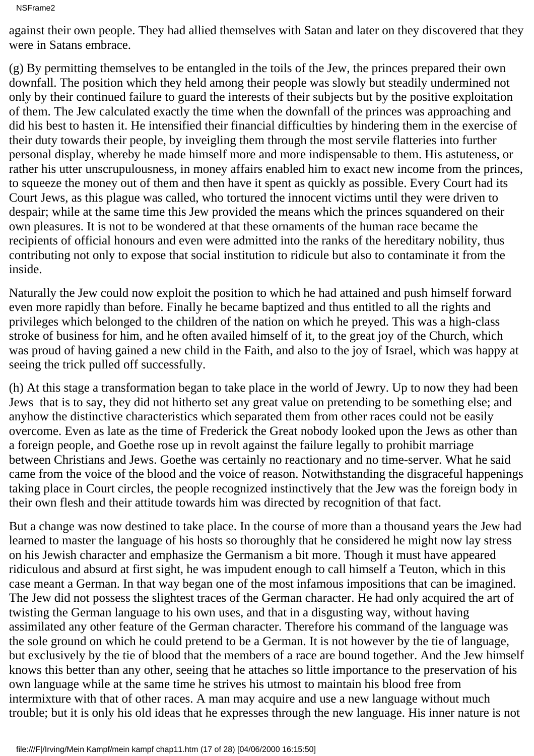against their own people. They had allied themselves with Satan and later on they discovered that they were in Satans embrace.

(g) By permitting themselves to be entangled in the toils of the Jew, the princes prepared their own downfall. The position which they held among their people was slowly but steadily undermined not only by their continued failure to guard the interests of their subjects but by the positive exploitation of them. The Jew calculated exactly the time when the downfall of the princes was approaching and did his best to hasten it. He intensified their financial difficulties by hindering them in the exercise of their duty towards their people, by inveigling them through the most servile flatteries into further personal display, whereby he made himself more and more indispensable to them. His astuteness, or rather his utter unscrupulousness, in money affairs enabled him to exact new income from the princes, to squeeze the money out of them and then have it spent as quickly as possible. Every Court had its Court Jews, as this plague was called, who tortured the innocent victims until they were driven to despair; while at the same time this Jew provided the means which the princes squandered on their own pleasures. It is not to be wondered at that these ornaments of the human race became the recipients of official honours and even were admitted into the ranks of the hereditary nobility, thus contributing not only to expose that social institution to ridicule but also to contaminate it from the inside.

Naturally the Jew could now exploit the position to which he had attained and push himself forward even more rapidly than before. Finally he became baptized and thus entitled to all the rights and privileges which belonged to the children of the nation on which he preyed. This was a high-class stroke of business for him, and he often availed himself of it, to the great joy of the Church, which was proud of having gained a new child in the Faith, and also to the joy of Israel, which was happy at seeing the trick pulled off successfully.

(h) At this stage a transformation began to take place in the world of Jewry. Up to now they had been Jews that is to say, they did not hitherto set any great value on pretending to be something else; and anyhow the distinctive characteristics which separated them from other races could not be easily overcome. Even as late as the time of Frederick the Great nobody looked upon the Jews as other than a foreign people, and Goethe rose up in revolt against the failure legally to prohibit marriage between Christians and Jews. Goethe was certainly no reactionary and no time-server. What he said came from the voice of the blood and the voice of reason. Notwithstanding the disgraceful happenings taking place in Court circles, the people recognized instinctively that the Jew was the foreign body in their own flesh and their attitude towards him was directed by recognition of that fact.

But a change was now destined to take place. In the course of more than a thousand years the Jew had learned to master the language of his hosts so thoroughly that he considered he might now lay stress on his Jewish character and emphasize the Germanism a bit more. Though it must have appeared ridiculous and absurd at first sight, he was impudent enough to call himself a Teuton, which in this case meant a German. In that way began one of the most infamous impositions that can be imagined. The Jew did not possess the slightest traces of the German character. He had only acquired the art of twisting the German language to his own uses, and that in a disgusting way, without having assimilated any other feature of the German character. Therefore his command of the language was the sole ground on which he could pretend to be a German. It is not however by the tie of language, but exclusively by the tie of blood that the members of a race are bound together. And the Jew himself knows this better than any other, seeing that he attaches so little importance to the preservation of his own language while at the same time he strives his utmost to maintain his blood free from intermixture with that of other races. A man may acquire and use a new language without much trouble; but it is only his old ideas that he expresses through the new language. His inner nature is not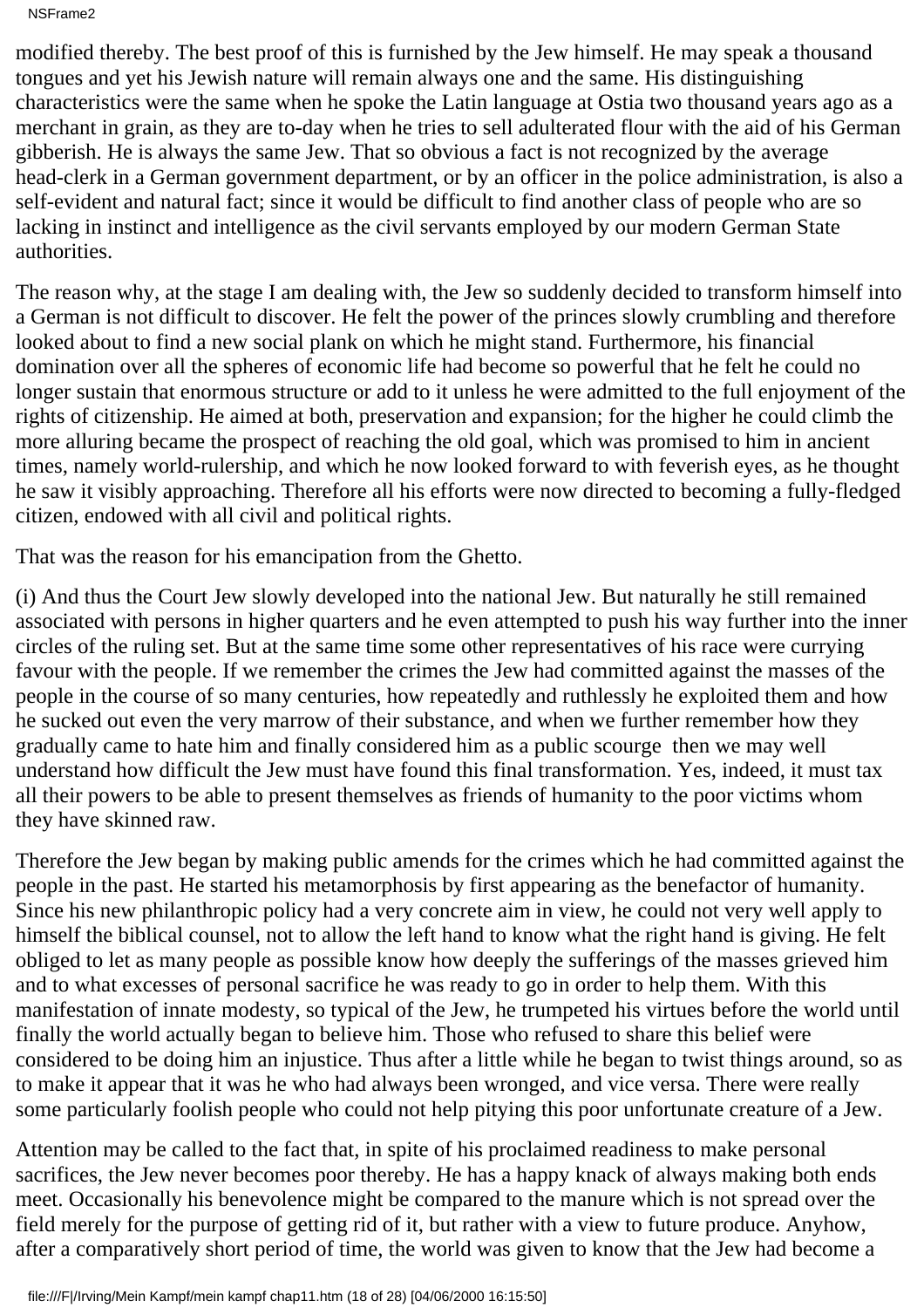modified thereby. The best proof of this is furnished by the Jew himself. He may speak a thousand tongues and yet his Jewish nature will remain always one and the same. His distinguishing characteristics were the same when he spoke the Latin language at Ostia two thousand years ago as a merchant in grain, as they are to-day when he tries to sell adulterated flour with the aid of his German gibberish. He is always the same Jew. That so obvious a fact is not recognized by the average head-clerk in a German government department, or by an officer in the police administration, is also a self-evident and natural fact; since it would be difficult to find another class of people who are so lacking in instinct and intelligence as the civil servants employed by our modern German State authorities.

The reason why, at the stage I am dealing with, the Jew so suddenly decided to transform himself into a German is not difficult to discover. He felt the power of the princes slowly crumbling and therefore looked about to find a new social plank on which he might stand. Furthermore, his financial domination over all the spheres of economic life had become so powerful that he felt he could no longer sustain that enormous structure or add to it unless he were admitted to the full enjoyment of the rights of citizenship. He aimed at both, preservation and expansion; for the higher he could climb the more alluring became the prospect of reaching the old goal, which was promised to him in ancient times, namely world-rulership, and which he now looked forward to with feverish eyes, as he thought he saw it visibly approaching. Therefore all his efforts were now directed to becoming a fully-fledged citizen, endowed with all civil and political rights.

That was the reason for his emancipation from the Ghetto.

(i) And thus the Court Jew slowly developed into the national Jew. But naturally he still remained associated with persons in higher quarters and he even attempted to push his way further into the inner circles of the ruling set. But at the same time some other representatives of his race were currying favour with the people. If we remember the crimes the Jew had committed against the masses of the people in the course of so many centuries, how repeatedly and ruthlessly he exploited them and how he sucked out even the very marrow of their substance, and when we further remember how they gradually came to hate him and finally considered him as a public scourge then we may well understand how difficult the Jew must have found this final transformation. Yes, indeed, it must tax all their powers to be able to present themselves as friends of humanity to the poor victims whom they have skinned raw.

Therefore the Jew began by making public amends for the crimes which he had committed against the people in the past. He started his metamorphosis by first appearing as the benefactor of humanity. Since his new philanthropic policy had a very concrete aim in view, he could not very well apply to himself the biblical counsel, not to allow the left hand to know what the right hand is giving. He felt obliged to let as many people as possible know how deeply the sufferings of the masses grieved him and to what excesses of personal sacrifice he was ready to go in order to help them. With this manifestation of innate modesty, so typical of the Jew, he trumpeted his virtues before the world until finally the world actually began to believe him. Those who refused to share this belief were considered to be doing him an injustice. Thus after a little while he began to twist things around, so as to make it appear that it was he who had always been wronged, and vice versa. There were really some particularly foolish people who could not help pitying this poor unfortunate creature of a Jew.

Attention may be called to the fact that, in spite of his proclaimed readiness to make personal sacrifices, the Jew never becomes poor thereby. He has a happy knack of always making both ends meet. Occasionally his benevolence might be compared to the manure which is not spread over the field merely for the purpose of getting rid of it, but rather with a view to future produce. Anyhow, after a comparatively short period of time, the world was given to know that the Jew had become a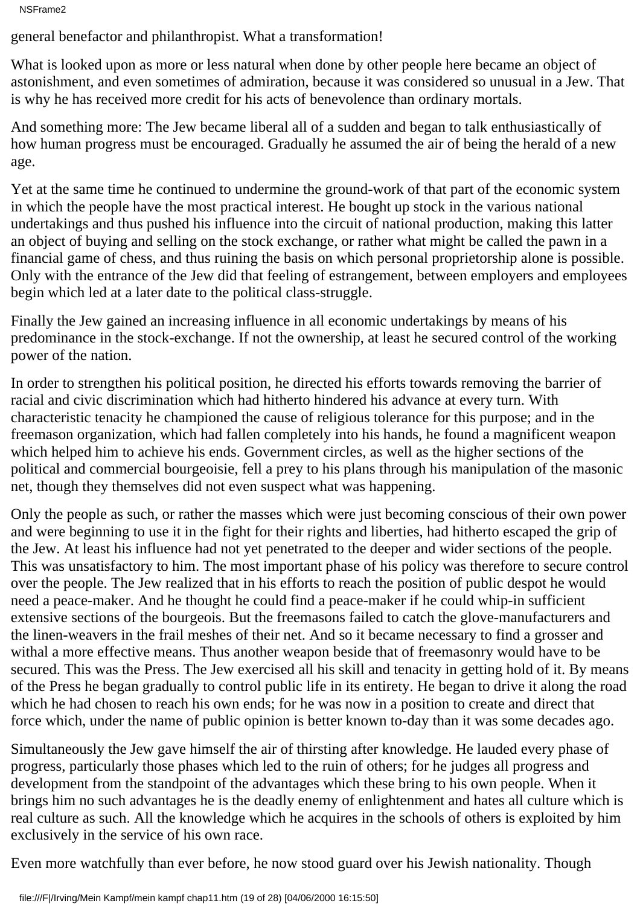general benefactor and philanthropist. What a transformation!

What is looked upon as more or less natural when done by other people here became an object of astonishment, and even sometimes of admiration, because it was considered so unusual in a Jew. That is why he has received more credit for his acts of benevolence than ordinary mortals.

And something more: The Jew became liberal all of a sudden and began to talk enthusiastically of how human progress must be encouraged. Gradually he assumed the air of being the herald of a new age.

Yet at the same time he continued to undermine the ground-work of that part of the economic system in which the people have the most practical interest. He bought up stock in the various national undertakings and thus pushed his influence into the circuit of national production, making this latter an object of buying and selling on the stock exchange, or rather what might be called the pawn in a financial game of chess, and thus ruining the basis on which personal proprietorship alone is possible. Only with the entrance of the Jew did that feeling of estrangement, between employers and employees begin which led at a later date to the political class-struggle.

Finally the Jew gained an increasing influence in all economic undertakings by means of his predominance in the stock-exchange. If not the ownership, at least he secured control of the working power of the nation.

In order to strengthen his political position, he directed his efforts towards removing the barrier of racial and civic discrimination which had hitherto hindered his advance at every turn. With characteristic tenacity he championed the cause of religious tolerance for this purpose; and in the freemason organization, which had fallen completely into his hands, he found a magnificent weapon which helped him to achieve his ends. Government circles, as well as the higher sections of the political and commercial bourgeoisie, fell a prey to his plans through his manipulation of the masonic net, though they themselves did not even suspect what was happening.

Only the people as such, or rather the masses which were just becoming conscious of their own power and were beginning to use it in the fight for their rights and liberties, had hitherto escaped the grip of the Jew. At least his influence had not yet penetrated to the deeper and wider sections of the people. This was unsatisfactory to him. The most important phase of his policy was therefore to secure control over the people. The Jew realized that in his efforts to reach the position of public despot he would need a peace-maker. And he thought he could find a peace-maker if he could whip-in sufficient extensive sections of the bourgeois. But the freemasons failed to catch the glove-manufacturers and the linen-weavers in the frail meshes of their net. And so it became necessary to find a grosser and withal a more effective means. Thus another weapon beside that of freemasonry would have to be secured. This was the Press. The Jew exercised all his skill and tenacity in getting hold of it. By means of the Press he began gradually to control public life in its entirety. He began to drive it along the road which he had chosen to reach his own ends; for he was now in a position to create and direct that force which, under the name of public opinion is better known to-day than it was some decades ago.

Simultaneously the Jew gave himself the air of thirsting after knowledge. He lauded every phase of progress, particularly those phases which led to the ruin of others; for he judges all progress and development from the standpoint of the advantages which these bring to his own people. When it brings him no such advantages he is the deadly enemy of enlightenment and hates all culture which is real culture as such. All the knowledge which he acquires in the schools of others is exploited by him exclusively in the service of his own race.

Even more watchfully than ever before, he now stood guard over his Jewish nationality. Though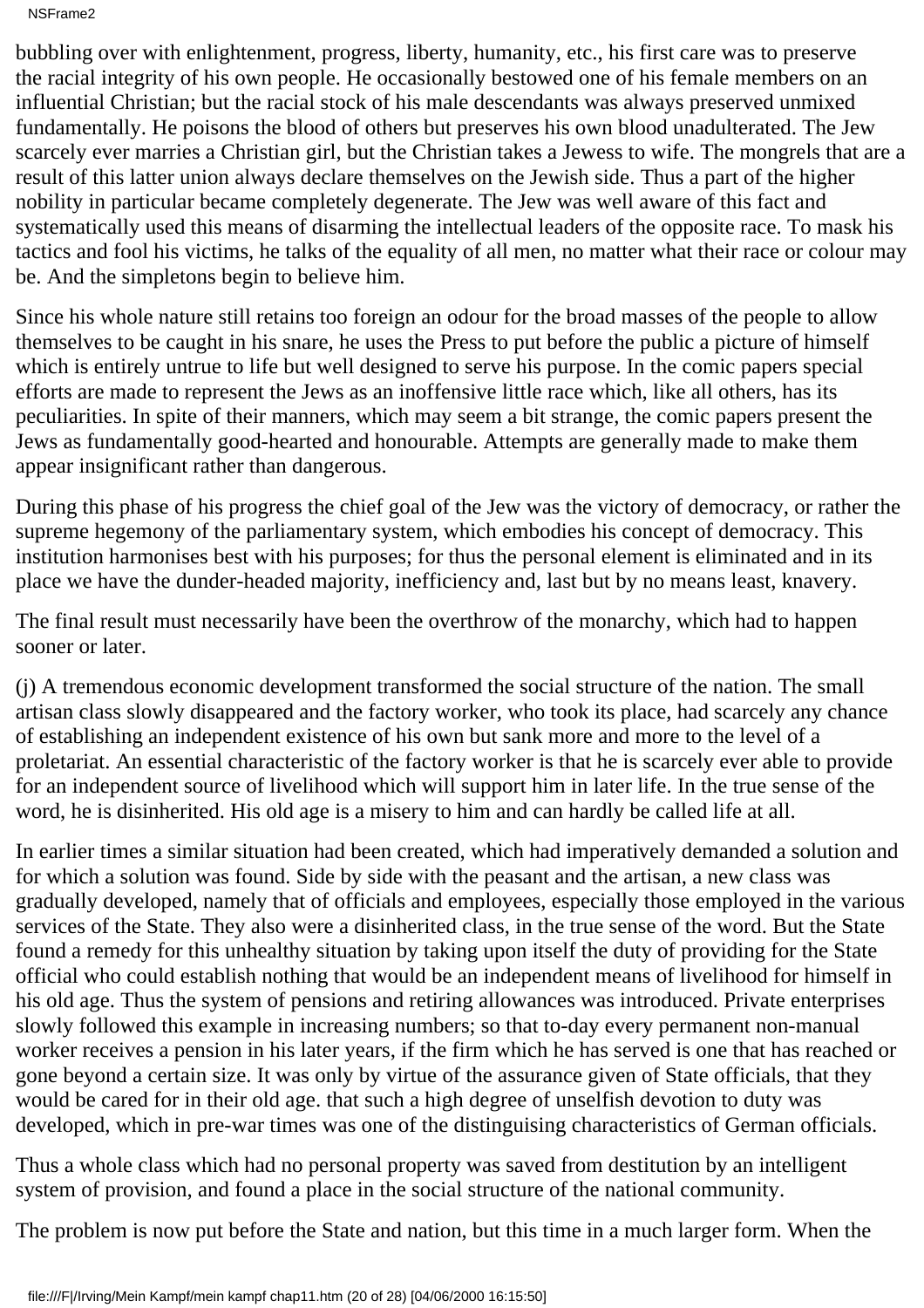bubbling over with enlightenment, progress, liberty, humanity, etc., his first care was to preserve the racial integrity of his own people. He occasionally bestowed one of his female members on an influential Christian; but the racial stock of his male descendants was always preserved unmixed fundamentally. He poisons the blood of others but preserves his own blood unadulterated. The Jew scarcely ever marries a Christian girl, but the Christian takes a Jewess to wife. The mongrels that are a result of this latter union always declare themselves on the Jewish side. Thus a part of the higher nobility in particular became completely degenerate. The Jew was well aware of this fact and systematically used this means of disarming the intellectual leaders of the opposite race. To mask his tactics and fool his victims, he talks of the equality of all men, no matter what their race or colour may be. And the simpletons begin to believe him.

Since his whole nature still retains too foreign an odour for the broad masses of the people to allow themselves to be caught in his snare, he uses the Press to put before the public a picture of himself which is entirely untrue to life but well designed to serve his purpose. In the comic papers special efforts are made to represent the Jews as an inoffensive little race which, like all others, has its peculiarities. In spite of their manners, which may seem a bit strange, the comic papers present the Jews as fundamentally good-hearted and honourable. Attempts are generally made to make them appear insignificant rather than dangerous.

During this phase of his progress the chief goal of the Jew was the victory of democracy, or rather the supreme hegemony of the parliamentary system, which embodies his concept of democracy. This institution harmonises best with his purposes; for thus the personal element is eliminated and in its place we have the dunder-headed majority, inefficiency and, last but by no means least, knavery.

The final result must necessarily have been the overthrow of the monarchy, which had to happen sooner or later.

(j) A tremendous economic development transformed the social structure of the nation. The small artisan class slowly disappeared and the factory worker, who took its place, had scarcely any chance of establishing an independent existence of his own but sank more and more to the level of a proletariat. An essential characteristic of the factory worker is that he is scarcely ever able to provide for an independent source of livelihood which will support him in later life. In the true sense of the word, he is disinherited. His old age is a misery to him and can hardly be called life at all.

In earlier times a similar situation had been created, which had imperatively demanded a solution and for which a solution was found. Side by side with the peasant and the artisan, a new class was gradually developed, namely that of officials and employees, especially those employed in the various services of the State. They also were a disinherited class, in the true sense of the word. But the State found a remedy for this unhealthy situation by taking upon itself the duty of providing for the State official who could establish nothing that would be an independent means of livelihood for himself in his old age. Thus the system of pensions and retiring allowances was introduced. Private enterprises slowly followed this example in increasing numbers; so that to-day every permanent non-manual worker receives a pension in his later years, if the firm which he has served is one that has reached or gone beyond a certain size. It was only by virtue of the assurance given of State officials, that they would be cared for in their old age. that such a high degree of unselfish devotion to duty was developed, which in pre-war times was one of the distinguising characteristics of German officials.

Thus a whole class which had no personal property was saved from destitution by an intelligent system of provision, and found a place in the social structure of the national community.

The problem is now put before the State and nation, but this time in a much larger form. When the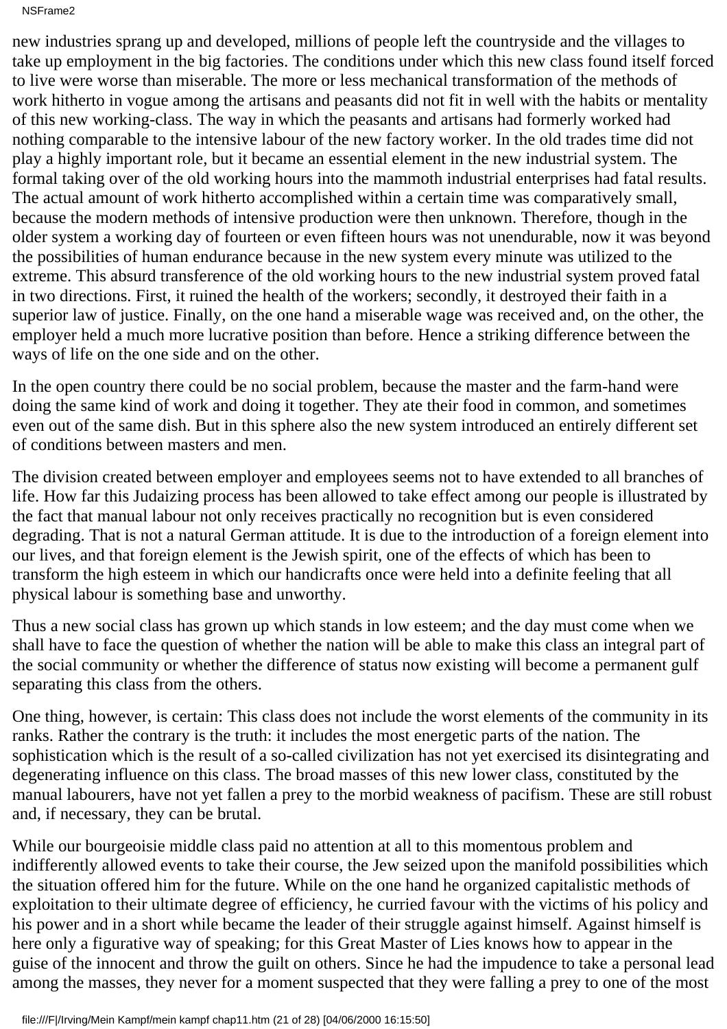new industries sprang up and developed, millions of people left the countryside and the villages to take up employment in the big factories. The conditions under which this new class found itself forced to live were worse than miserable. The more or less mechanical transformation of the methods of work hitherto in vogue among the artisans and peasants did not fit in well with the habits or mentality of this new working-class. The way in which the peasants and artisans had formerly worked had nothing comparable to the intensive labour of the new factory worker. In the old trades time did not play a highly important role, but it became an essential element in the new industrial system. The formal taking over of the old working hours into the mammoth industrial enterprises had fatal results. The actual amount of work hitherto accomplished within a certain time was comparatively small, because the modern methods of intensive production were then unknown. Therefore, though in the older system a working day of fourteen or even fifteen hours was not unendurable, now it was beyond the possibilities of human endurance because in the new system every minute was utilized to the extreme. This absurd transference of the old working hours to the new industrial system proved fatal in two directions. First, it ruined the health of the workers; secondly, it destroyed their faith in a superior law of justice. Finally, on the one hand a miserable wage was received and, on the other, the employer held a much more lucrative position than before. Hence a striking difference between the ways of life on the one side and on the other.

In the open country there could be no social problem, because the master and the farm-hand were doing the same kind of work and doing it together. They ate their food in common, and sometimes even out of the same dish. But in this sphere also the new system introduced an entirely different set of conditions between masters and men.

The division created between employer and employees seems not to have extended to all branches of life. How far this Judaizing process has been allowed to take effect among our people is illustrated by the fact that manual labour not only receives practically no recognition but is even considered degrading. That is not a natural German attitude. It is due to the introduction of a foreign element into our lives, and that foreign element is the Jewish spirit, one of the effects of which has been to transform the high esteem in which our handicrafts once were held into a definite feeling that all physical labour is something base and unworthy.

Thus a new social class has grown up which stands in low esteem; and the day must come when we shall have to face the question of whether the nation will be able to make this class an integral part of the social community or whether the difference of status now existing will become a permanent gulf separating this class from the others.

One thing, however, is certain: This class does not include the worst elements of the community in its ranks. Rather the contrary is the truth: it includes the most energetic parts of the nation. The sophistication which is the result of a so-called civilization has not yet exercised its disintegrating and degenerating influence on this class. The broad masses of this new lower class, constituted by the manual labourers, have not yet fallen a prey to the morbid weakness of pacifism. These are still robust and, if necessary, they can be brutal.

While our bourgeoisie middle class paid no attention at all to this momentous problem and indifferently allowed events to take their course, the Jew seized upon the manifold possibilities which the situation offered him for the future. While on the one hand he organized capitalistic methods of exploitation to their ultimate degree of efficiency, he curried favour with the victims of his policy and his power and in a short while became the leader of their struggle against himself. Against himself is here only a figurative way of speaking; for this Great Master of Lies knows how to appear in the guise of the innocent and throw the guilt on others. Since he had the impudence to take a personal lead among the masses, they never for a moment suspected that they were falling a prey to one of the most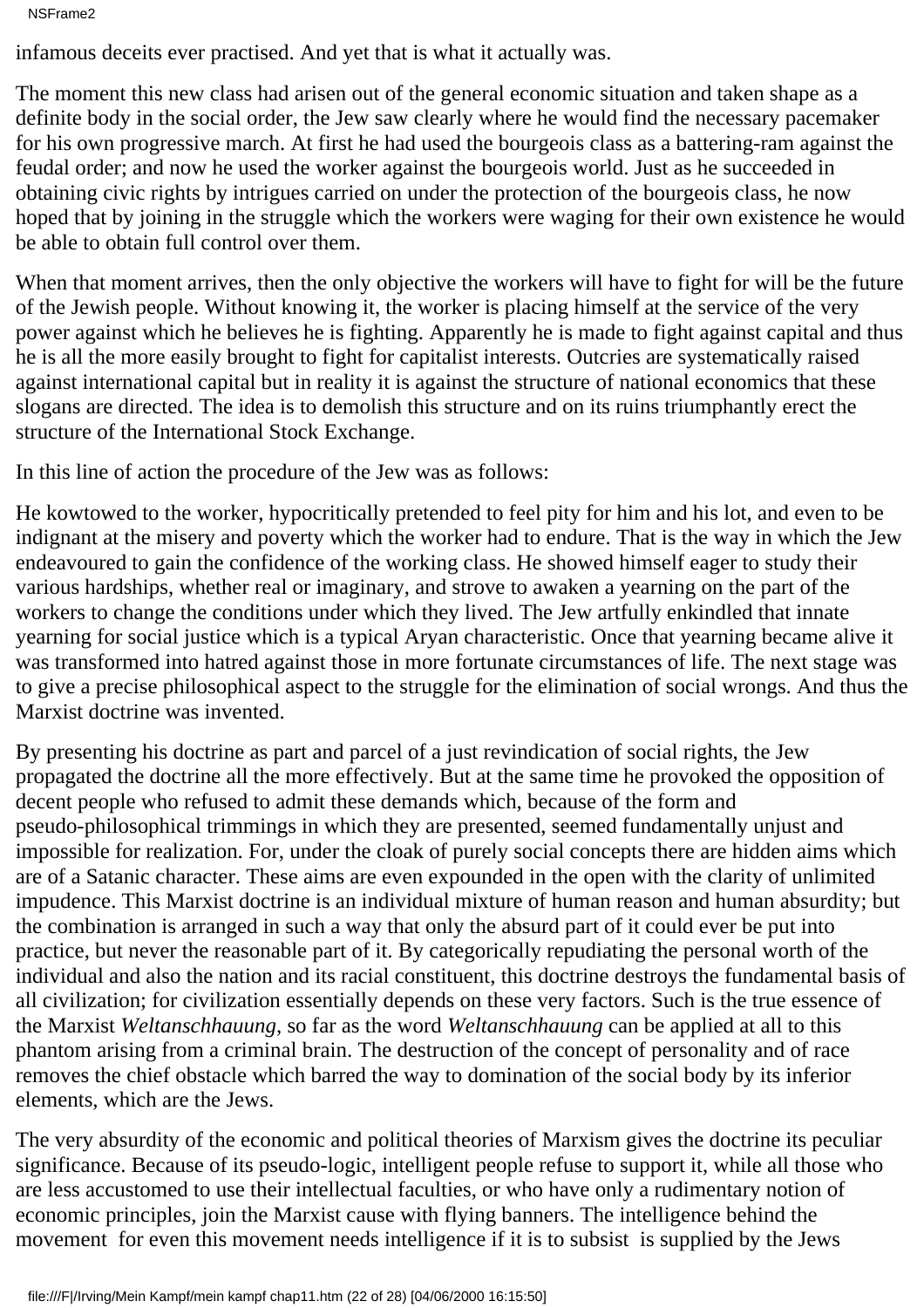infamous deceits ever practised. And yet that is what it actually was.

The moment this new class had arisen out of the general economic situation and taken shape as a definite body in the social order, the Jew saw clearly where he would find the necessary pacemaker for his own progressive march. At first he had used the bourgeois class as a battering-ram against the feudal order; and now he used the worker against the bourgeois world. Just as he succeeded in obtaining civic rights by intrigues carried on under the protection of the bourgeois class, he now hoped that by joining in the struggle which the workers were waging for their own existence he would be able to obtain full control over them.

When that moment arrives, then the only objective the workers will have to fight for will be the future of the Jewish people. Without knowing it, the worker is placing himself at the service of the very power against which he believes he is fighting. Apparently he is made to fight against capital and thus he is all the more easily brought to fight for capitalist interests. Outcries are systematically raised against international capital but in reality it is against the structure of national economics that these slogans are directed. The idea is to demolish this structure and on its ruins triumphantly erect the structure of the International Stock Exchange.

In this line of action the procedure of the Jew was as follows:

He kowtowed to the worker, hypocritically pretended to feel pity for him and his lot, and even to be indignant at the misery and poverty which the worker had to endure. That is the way in which the Jew endeavoured to gain the confidence of the working class. He showed himself eager to study their various hardships, whether real or imaginary, and strove to awaken a yearning on the part of the workers to change the conditions under which they lived. The Jew artfully enkindled that innate yearning for social justice which is a typical Aryan characteristic. Once that yearning became alive it was transformed into hatred against those in more fortunate circumstances of life. The next stage was to give a precise philosophical aspect to the struggle for the elimination of social wrongs. And thus the Marxist doctrine was invented.

By presenting his doctrine as part and parcel of a just revindication of social rights, the Jew propagated the doctrine all the more effectively. But at the same time he provoked the opposition of decent people who refused to admit these demands which, because of the form and pseudo-philosophical trimmings in which they are presented, seemed fundamentally unjust and impossible for realization. For, under the cloak of purely social concepts there are hidden aims which are of a Satanic character. These aims are even expounded in the open with the clarity of unlimited impudence. This Marxist doctrine is an individual mixture of human reason and human absurdity; but the combination is arranged in such a way that only the absurd part of it could ever be put into practice, but never the reasonable part of it. By categorically repudiating the personal worth of the individual and also the nation and its racial constituent, this doctrine destroys the fundamental basis of all civilization; for civilization essentially depends on these very factors. Such is the true essence of the Marxist *Weltanschhauung*, so far as the word *Weltanschhauung* can be applied at all to this phantom arising from a criminal brain. The destruction of the concept of personality and of race removes the chief obstacle which barred the way to domination of the social body by its inferior elements, which are the Jews.

The very absurdity of the economic and political theories of Marxism gives the doctrine its peculiar significance. Because of its pseudo-logic, intelligent people refuse to support it, while all those who are less accustomed to use their intellectual faculties, or who have only a rudimentary notion of economic principles, join the Marxist cause with flying banners. The intelligence behind the movement for even this movement needs intelligence if it is to subsist is supplied by the Jews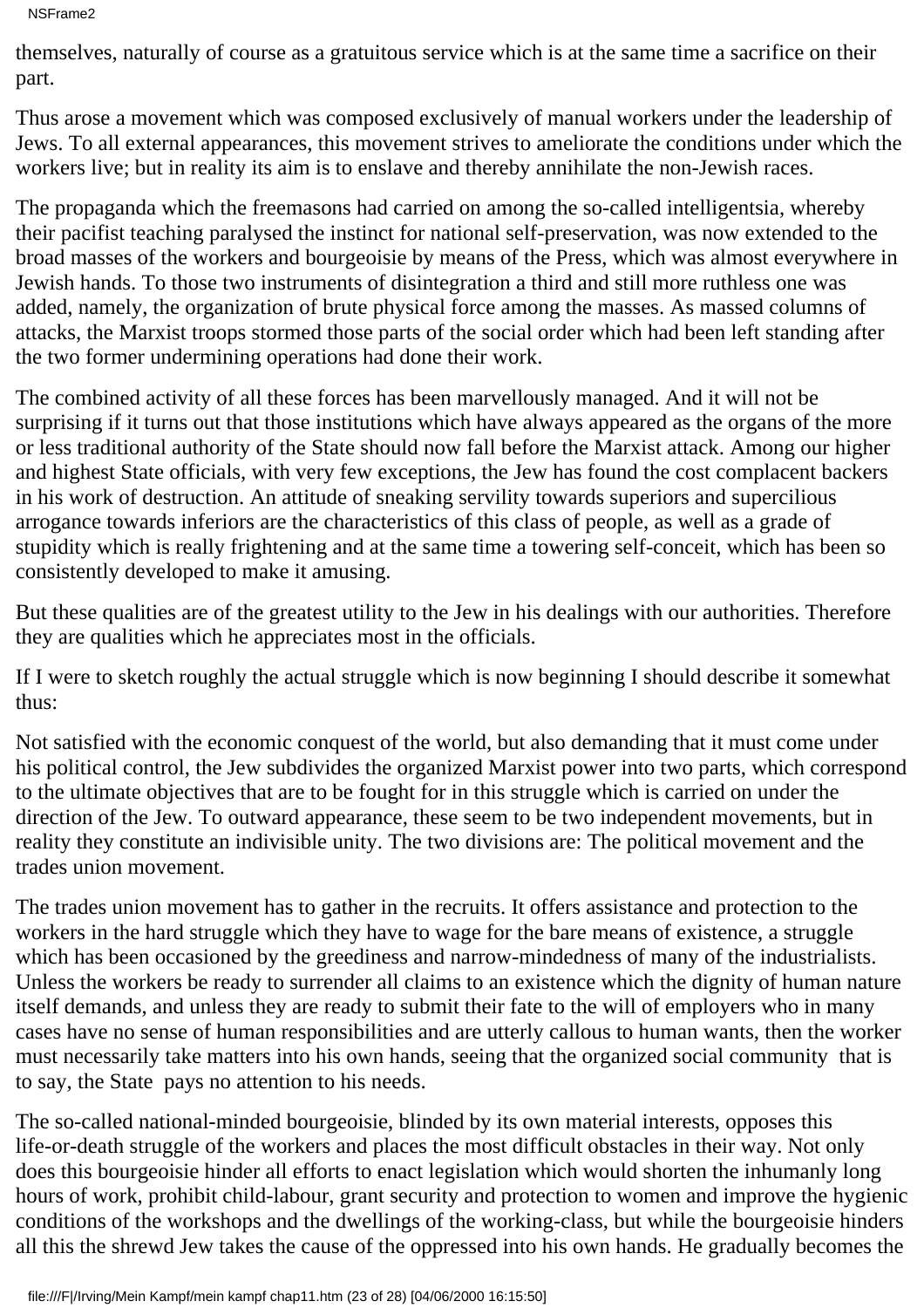themselves, naturally of course as a gratuitous service which is at the same time a sacrifice on their part.

Thus arose a movement which was composed exclusively of manual workers under the leadership of Jews. To all external appearances, this movement strives to ameliorate the conditions under which the workers live; but in reality its aim is to enslave and thereby annihilate the non-Jewish races.

The propaganda which the freemasons had carried on among the so-called intelligentsia, whereby their pacifist teaching paralysed the instinct for national self-preservation, was now extended to the broad masses of the workers and bourgeoisie by means of the Press, which was almost everywhere in Jewish hands. To those two instruments of disintegration a third and still more ruthless one was added, namely, the organization of brute physical force among the masses. As massed columns of attacks, the Marxist troops stormed those parts of the social order which had been left standing after the two former undermining operations had done their work.

The combined activity of all these forces has been marvellously managed. And it will not be surprising if it turns out that those institutions which have always appeared as the organs of the more or less traditional authority of the State should now fall before the Marxist attack. Among our higher and highest State officials, with very few exceptions, the Jew has found the cost complacent backers in his work of destruction. An attitude of sneaking servility towards superiors and supercilious arrogance towards inferiors are the characteristics of this class of people, as well as a grade of stupidity which is really frightening and at the same time a towering self-conceit, which has been so consistently developed to make it amusing.

But these qualities are of the greatest utility to the Jew in his dealings with our authorities. Therefore they are qualities which he appreciates most in the officials.

If I were to sketch roughly the actual struggle which is now beginning I should describe it somewhat thus:

Not satisfied with the economic conquest of the world, but also demanding that it must come under his political control, the Jew subdivides the organized Marxist power into two parts, which correspond to the ultimate objectives that are to be fought for in this struggle which is carried on under the direction of the Jew. To outward appearance, these seem to be two independent movements, but in reality they constitute an indivisible unity. The two divisions are: The political movement and the trades union movement.

The trades union movement has to gather in the recruits. It offers assistance and protection to the workers in the hard struggle which they have to wage for the bare means of existence, a struggle which has been occasioned by the greediness and narrow-mindedness of many of the industrialists. Unless the workers be ready to surrender all claims to an existence which the dignity of human nature itself demands, and unless they are ready to submit their fate to the will of employers who in many cases have no sense of human responsibilities and are utterly callous to human wants, then the worker must necessarily take matters into his own hands, seeing that the organized social community that is to say, the State pays no attention to his needs.

The so-called national-minded bourgeoisie, blinded by its own material interests, opposes this life-or-death struggle of the workers and places the most difficult obstacles in their way. Not only does this bourgeoisie hinder all efforts to enact legislation which would shorten the inhumanly long hours of work, prohibit child-labour, grant security and protection to women and improve the hygienic conditions of the workshops and the dwellings of the working-class, but while the bourgeoisie hinders all this the shrewd Jew takes the cause of the oppressed into his own hands. He gradually becomes the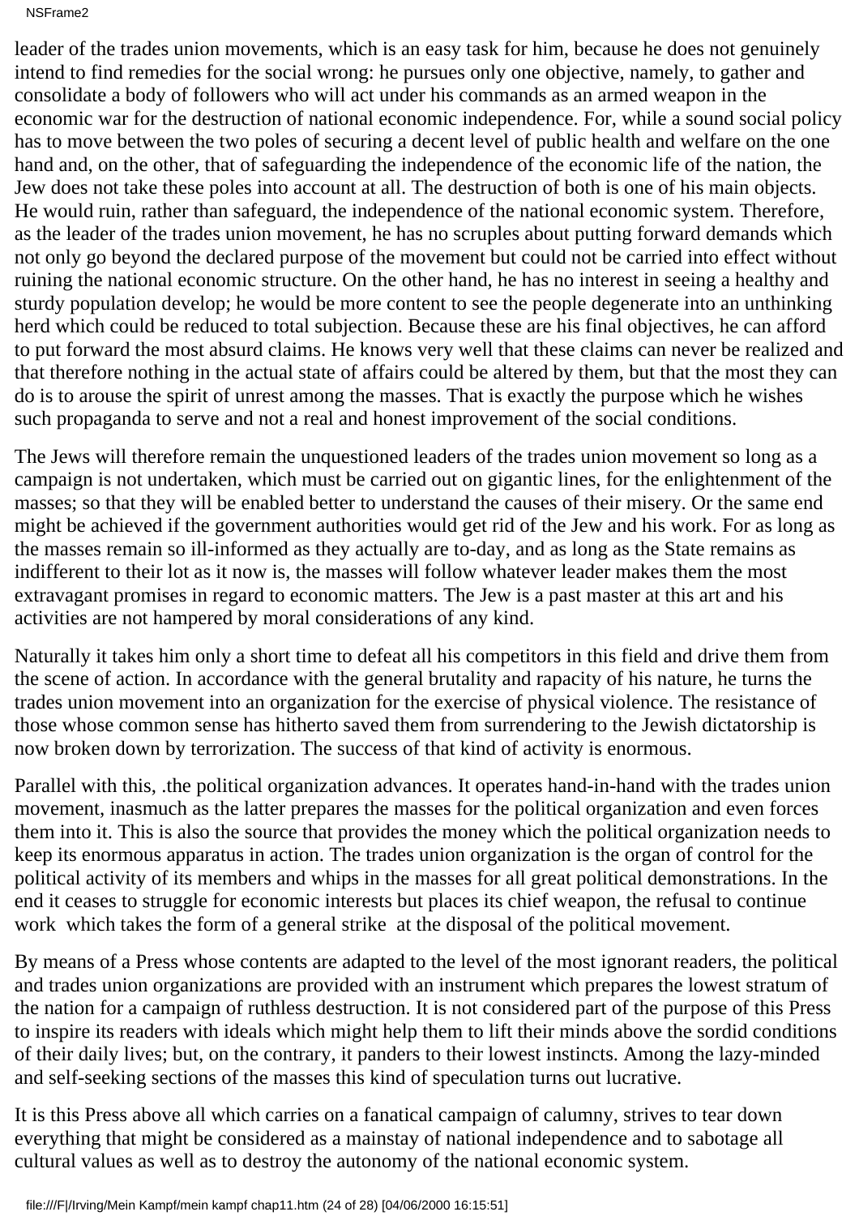leader of the trades union movements, which is an easy task for him, because he does not genuinely intend to find remedies for the social wrong: he pursues only one objective, namely, to gather and consolidate a body of followers who will act under his commands as an armed weapon in the economic war for the destruction of national economic independence. For, while a sound social policy has to move between the two poles of securing a decent level of public health and welfare on the one hand and, on the other, that of safeguarding the independence of the economic life of the nation, the Jew does not take these poles into account at all. The destruction of both is one of his main objects. He would ruin, rather than safeguard, the independence of the national economic system. Therefore, as the leader of the trades union movement, he has no scruples about putting forward demands which not only go beyond the declared purpose of the movement but could not be carried into effect without ruining the national economic structure. On the other hand, he has no interest in seeing a healthy and sturdy population develop; he would be more content to see the people degenerate into an unthinking herd which could be reduced to total subjection. Because these are his final objectives, he can afford to put forward the most absurd claims. He knows very well that these claims can never be realized and that therefore nothing in the actual state of affairs could be altered by them, but that the most they can do is to arouse the spirit of unrest among the masses. That is exactly the purpose which he wishes such propaganda to serve and not a real and honest improvement of the social conditions.

The Jews will therefore remain the unquestioned leaders of the trades union movement so long as a campaign is not undertaken, which must be carried out on gigantic lines, for the enlightenment of the masses; so that they will be enabled better to understand the causes of their misery. Or the same end might be achieved if the government authorities would get rid of the Jew and his work. For as long as the masses remain so ill-informed as they actually are to-day, and as long as the State remains as indifferent to their lot as it now is, the masses will follow whatever leader makes them the most extravagant promises in regard to economic matters. The Jew is a past master at this art and his activities are not hampered by moral considerations of any kind.

Naturally it takes him only a short time to defeat all his competitors in this field and drive them from the scene of action. In accordance with the general brutality and rapacity of his nature, he turns the trades union movement into an organization for the exercise of physical violence. The resistance of those whose common sense has hitherto saved them from surrendering to the Jewish dictatorship is now broken down by terrorization. The success of that kind of activity is enormous.

Parallel with this, .the political organization advances. It operates hand-in-hand with the trades union movement, inasmuch as the latter prepares the masses for the political organization and even forces them into it. This is also the source that provides the money which the political organization needs to keep its enormous apparatus in action. The trades union organization is the organ of control for the political activity of its members and whips in the masses for all great political demonstrations. In the end it ceases to struggle for economic interests but places its chief weapon, the refusal to continue work which takes the form of a general strike at the disposal of the political movement.

By means of a Press whose contents are adapted to the level of the most ignorant readers, the political and trades union organizations are provided with an instrument which prepares the lowest stratum of the nation for a campaign of ruthless destruction. It is not considered part of the purpose of this Press to inspire its readers with ideals which might help them to lift their minds above the sordid conditions of their daily lives; but, on the contrary, it panders to their lowest instincts. Among the lazy-minded and self-seeking sections of the masses this kind of speculation turns out lucrative.

It is this Press above all which carries on a fanatical campaign of calumny, strives to tear down everything that might be considered as a mainstay of national independence and to sabotage all cultural values as well as to destroy the autonomy of the national economic system.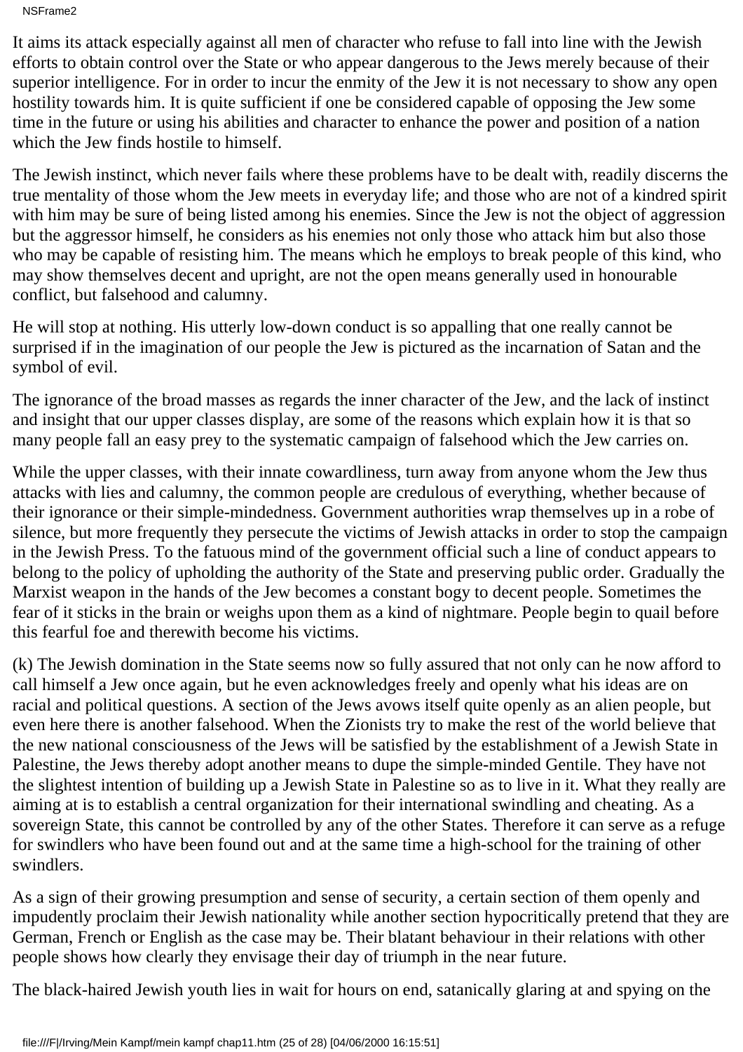It aims its attack especially against all men of character who refuse to fall into line with the Jewish efforts to obtain control over the State or who appear dangerous to the Jews merely because of their superior intelligence. For in order to incur the enmity of the Jew it is not necessary to show any open hostility towards him. It is quite sufficient if one be considered capable of opposing the Jew some time in the future or using his abilities and character to enhance the power and position of a nation which the Jew finds hostile to himself.

The Jewish instinct, which never fails where these problems have to be dealt with, readily discerns the true mentality of those whom the Jew meets in everyday life; and those who are not of a kindred spirit with him may be sure of being listed among his enemies. Since the Jew is not the object of aggression but the aggressor himself, he considers as his enemies not only those who attack him but also those who may be capable of resisting him. The means which he employs to break people of this kind, who may show themselves decent and upright, are not the open means generally used in honourable conflict, but falsehood and calumny.

He will stop at nothing. His utterly low-down conduct is so appalling that one really cannot be surprised if in the imagination of our people the Jew is pictured as the incarnation of Satan and the symbol of evil.

The ignorance of the broad masses as regards the inner character of the Jew, and the lack of instinct and insight that our upper classes display, are some of the reasons which explain how it is that so many people fall an easy prey to the systematic campaign of falsehood which the Jew carries on.

While the upper classes, with their innate cowardliness, turn away from anyone whom the Jew thus attacks with lies and calumny, the common people are credulous of everything, whether because of their ignorance or their simple-mindedness. Government authorities wrap themselves up in a robe of silence, but more frequently they persecute the victims of Jewish attacks in order to stop the campaign in the Jewish Press. To the fatuous mind of the government official such a line of conduct appears to belong to the policy of upholding the authority of the State and preserving public order. Gradually the Marxist weapon in the hands of the Jew becomes a constant bogy to decent people. Sometimes the fear of it sticks in the brain or weighs upon them as a kind of nightmare. People begin to quail before this fearful foe and therewith become his victims.

(k) The Jewish domination in the State seems now so fully assured that not only can he now afford to call himself a Jew once again, but he even acknowledges freely and openly what his ideas are on racial and political questions. A section of the Jews avows itself quite openly as an alien people, but even here there is another falsehood. When the Zionists try to make the rest of the world believe that the new national consciousness of the Jews will be satisfied by the establishment of a Jewish State in Palestine, the Jews thereby adopt another means to dupe the simple-minded Gentile. They have not the slightest intention of building up a Jewish State in Palestine so as to live in it. What they really are aiming at is to establish a central organization for their international swindling and cheating. As a sovereign State, this cannot be controlled by any of the other States. Therefore it can serve as a refuge for swindlers who have been found out and at the same time a high-school for the training of other swindlers.

As a sign of their growing presumption and sense of security, a certain section of them openly and impudently proclaim their Jewish nationality while another section hypocritically pretend that they are German, French or English as the case may be. Their blatant behaviour in their relations with other people shows how clearly they envisage their day of triumph in the near future.

The black-haired Jewish youth lies in wait for hours on end, satanically glaring at and spying on the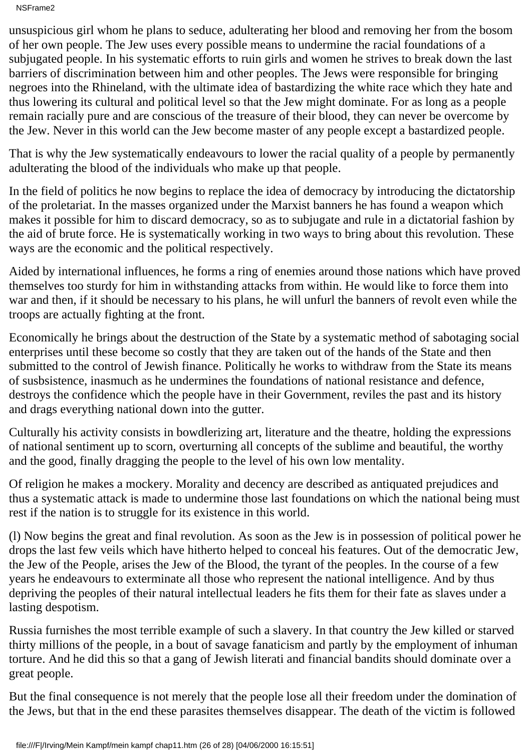unsuspicious girl whom he plans to seduce, adulterating her blood and removing her from the bosom of her own people. The Jew uses every possible means to undermine the racial foundations of a subjugated people. In his systematic efforts to ruin girls and women he strives to break down the last barriers of discrimination between him and other peoples. The Jews were responsible for bringing negroes into the Rhineland, with the ultimate idea of bastardizing the white race which they hate and thus lowering its cultural and political level so that the Jew might dominate. For as long as a people remain racially pure and are conscious of the treasure of their blood, they can never be overcome by the Jew. Never in this world can the Jew become master of any people except a bastardized people.

That is why the Jew systematically endeavours to lower the racial quality of a people by permanently adulterating the blood of the individuals who make up that people.

In the field of politics he now begins to replace the idea of democracy by introducing the dictatorship of the proletariat. In the masses organized under the Marxist banners he has found a weapon which makes it possible for him to discard democracy, so as to subjugate and rule in a dictatorial fashion by the aid of brute force. He is systematically working in two ways to bring about this revolution. These ways are the economic and the political respectively.

Aided by international influences, he forms a ring of enemies around those nations which have proved themselves too sturdy for him in withstanding attacks from within. He would like to force them into war and then, if it should be necessary to his plans, he will unfurl the banners of revolt even while the troops are actually fighting at the front.

Economically he brings about the destruction of the State by a systematic method of sabotaging social enterprises until these become so costly that they are taken out of the hands of the State and then submitted to the control of Jewish finance. Politically he works to withdraw from the State its means of susbsistence, inasmuch as he undermines the foundations of national resistance and defence, destroys the confidence which the people have in their Government, reviles the past and its history and drags everything national down into the gutter.

Culturally his activity consists in bowdlerizing art, literature and the theatre, holding the expressions of national sentiment up to scorn, overturning all concepts of the sublime and beautiful, the worthy and the good, finally dragging the people to the level of his own low mentality.

Of religion he makes a mockery. Morality and decency are described as antiquated prejudices and thus a systematic attack is made to undermine those last foundations on which the national being must rest if the nation is to struggle for its existence in this world.

(l) Now begins the great and final revolution. As soon as the Jew is in possession of political power he drops the last few veils which have hitherto helped to conceal his features. Out of the democratic Jew, the Jew of the People, arises the Jew of the Blood, the tyrant of the peoples. In the course of a few years he endeavours to exterminate all those who represent the national intelligence. And by thus depriving the peoples of their natural intellectual leaders he fits them for their fate as slaves under a lasting despotism.

Russia furnishes the most terrible example of such a slavery. In that country the Jew killed or starved thirty millions of the people, in a bout of savage fanaticism and partly by the employment of inhuman torture. And he did this so that a gang of Jewish literati and financial bandits should dominate over a great people.

But the final consequence is not merely that the people lose all their freedom under the domination of the Jews, but that in the end these parasites themselves disappear. The death of the victim is followed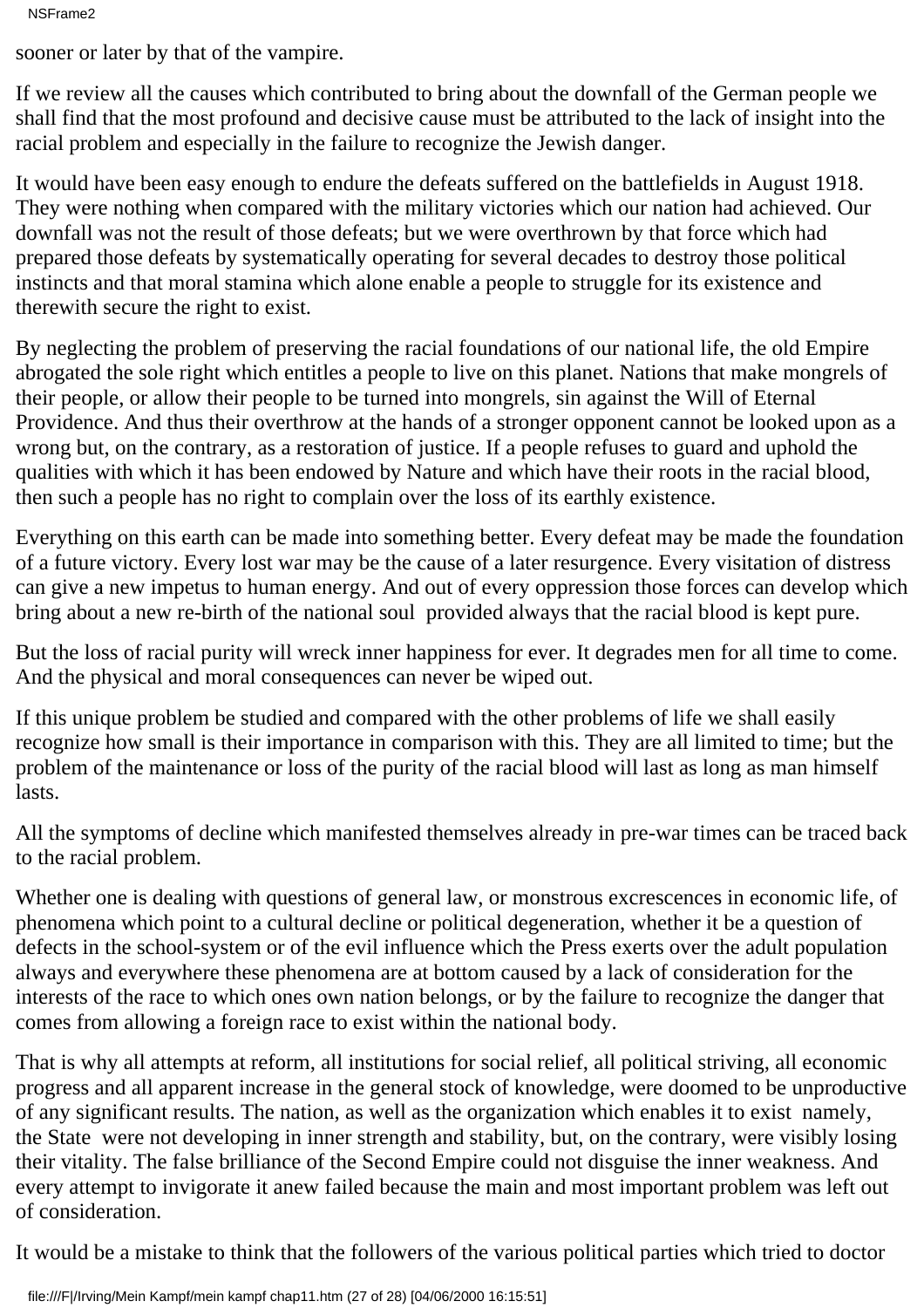sooner or later by that of the vampire.

If we review all the causes which contributed to bring about the downfall of the German people we shall find that the most profound and decisive cause must be attributed to the lack of insight into the racial problem and especially in the failure to recognize the Jewish danger.

It would have been easy enough to endure the defeats suffered on the battlefields in August 1918. They were nothing when compared with the military victories which our nation had achieved. Our downfall was not the result of those defeats; but we were overthrown by that force which had prepared those defeats by systematically operating for several decades to destroy those political instincts and that moral stamina which alone enable a people to struggle for its existence and therewith secure the right to exist.

By neglecting the problem of preserving the racial foundations of our national life, the old Empire abrogated the sole right which entitles a people to live on this planet. Nations that make mongrels of their people, or allow their people to be turned into mongrels, sin against the Will of Eternal Providence. And thus their overthrow at the hands of a stronger opponent cannot be looked upon as a wrong but, on the contrary, as a restoration of justice. If a people refuses to guard and uphold the qualities with which it has been endowed by Nature and which have their roots in the racial blood, then such a people has no right to complain over the loss of its earthly existence.

Everything on this earth can be made into something better. Every defeat may be made the foundation of a future victory. Every lost war may be the cause of a later resurgence. Every visitation of distress can give a new impetus to human energy. And out of every oppression those forces can develop which bring about a new re-birth of the national soul provided always that the racial blood is kept pure.

But the loss of racial purity will wreck inner happiness for ever. It degrades men for all time to come. And the physical and moral consequences can never be wiped out.

If this unique problem be studied and compared with the other problems of life we shall easily recognize how small is their importance in comparison with this. They are all limited to time; but the problem of the maintenance or loss of the purity of the racial blood will last as long as man himself lasts.

All the symptoms of decline which manifested themselves already in pre-war times can be traced back to the racial problem.

Whether one is dealing with questions of general law, or monstrous excrescences in economic life, of phenomena which point to a cultural decline or political degeneration, whether it be a question of defects in the school-system or of the evil influence which the Press exerts over the adult population always and everywhere these phenomena are at bottom caused by a lack of consideration for the interests of the race to which ones own nation belongs, or by the failure to recognize the danger that comes from allowing a foreign race to exist within the national body.

That is why all attempts at reform, all institutions for social relief, all political striving, all economic progress and all apparent increase in the general stock of knowledge, were doomed to be unproductive of any significant results. The nation, as well as the organization which enables it to exist namely, the State were not developing in inner strength and stability, but, on the contrary, were visibly losing their vitality. The false brilliance of the Second Empire could not disguise the inner weakness. And every attempt to invigorate it anew failed because the main and most important problem was left out of consideration.

It would be a mistake to think that the followers of the various political parties which tried to doctor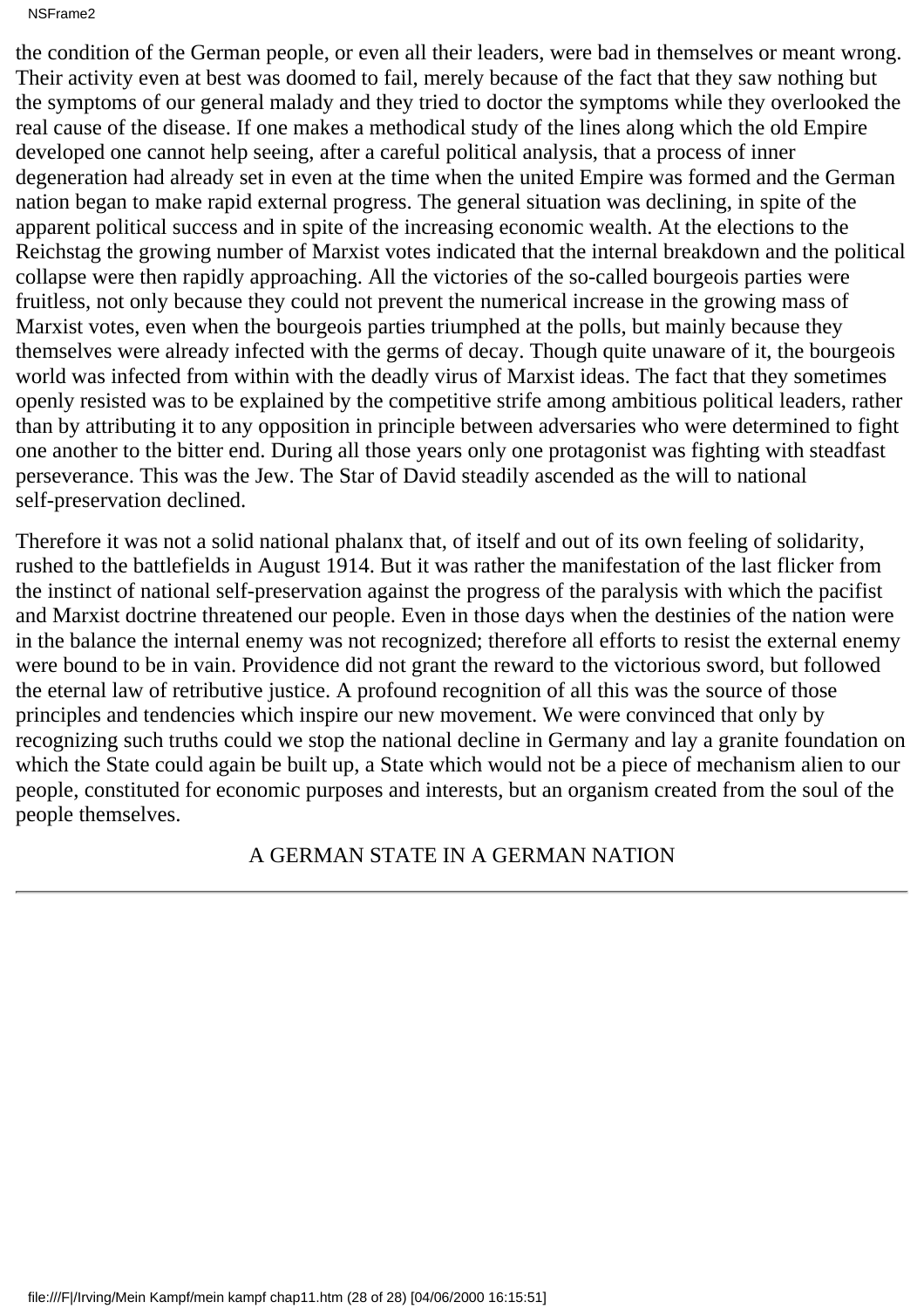the condition of the German people, or even all their leaders, were bad in themselves or meant wrong. Their activity even at best was doomed to fail, merely because of the fact that they saw nothing but the symptoms of our general malady and they tried to doctor the symptoms while they overlooked the real cause of the disease. If one makes a methodical study of the lines along which the old Empire developed one cannot help seeing, after a careful political analysis, that a process of inner degeneration had already set in even at the time when the united Empire was formed and the German nation began to make rapid external progress. The general situation was declining, in spite of the apparent political success and in spite of the increasing economic wealth. At the elections to the Reichstag the growing number of Marxist votes indicated that the internal breakdown and the political collapse were then rapidly approaching. All the victories of the so-called bourgeois parties were fruitless, not only because they could not prevent the numerical increase in the growing mass of Marxist votes, even when the bourgeois parties triumphed at the polls, but mainly because they themselves were already infected with the germs of decay. Though quite unaware of it, the bourgeois world was infected from within with the deadly virus of Marxist ideas. The fact that they sometimes openly resisted was to be explained by the competitive strife among ambitious political leaders, rather than by attributing it to any opposition in principle between adversaries who were determined to fight one another to the bitter end. During all those years only one protagonist was fighting with steadfast perseverance. This was the Jew. The Star of David steadily ascended as the will to national self-preservation declined.

Therefore it was not a solid national phalanx that, of itself and out of its own feeling of solidarity, rushed to the battlefields in August 1914. But it was rather the manifestation of the last flicker from the instinct of national self-preservation against the progress of the paralysis with which the pacifist and Marxist doctrine threatened our people. Even in those days when the destinies of the nation were in the balance the internal enemy was not recognized; therefore all efforts to resist the external enemy were bound to be in vain. Providence did not grant the reward to the victorious sword, but followed the eternal law of retributive justice. A profound recognition of all this was the source of those principles and tendencies which inspire our new movement. We were convinced that only by recognizing such truths could we stop the national decline in Germany and lay a granite foundation on which the State could again be built up, a State which would not be a piece of mechanism alien to our people, constituted for economic purposes and interests, but an organism created from the soul of the people themselves.

A GERMAN STATE IN A GERMAN NATION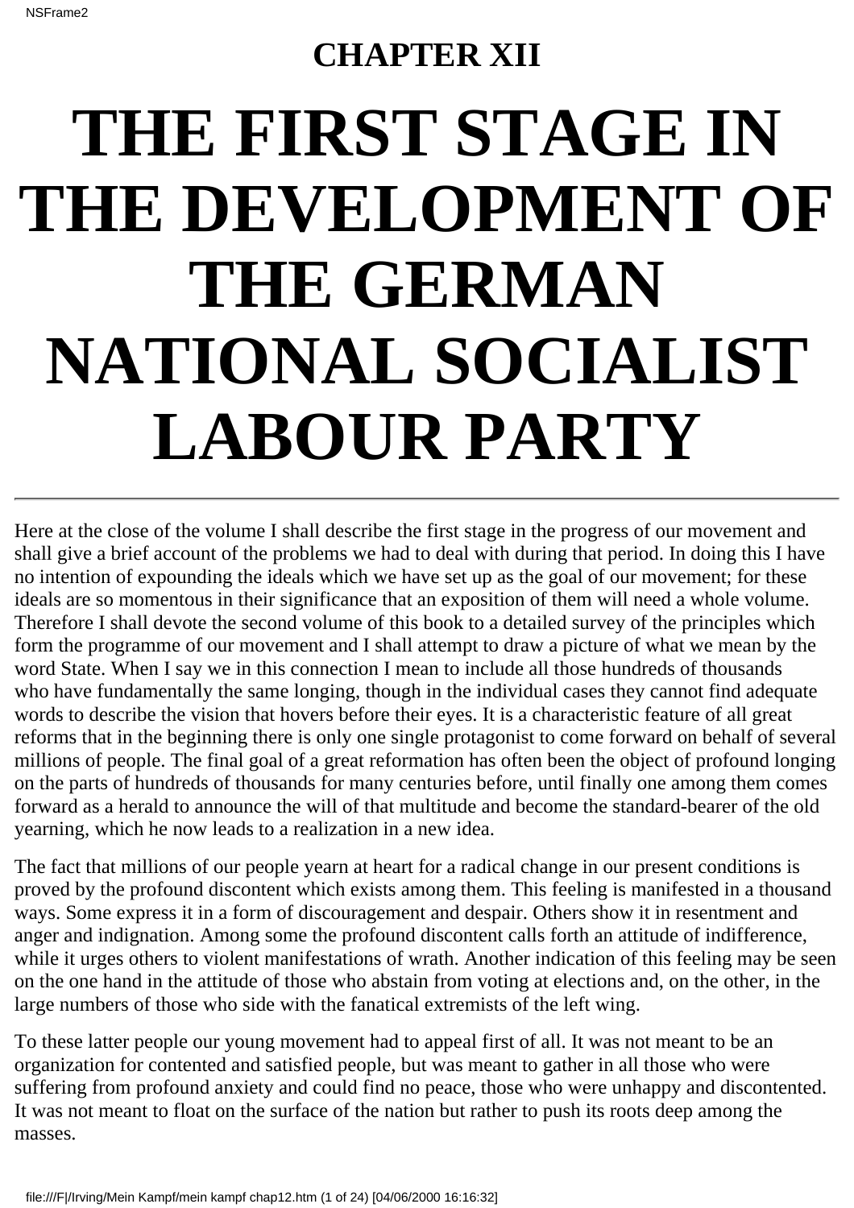# CHAPTER XII

# THE FIRST STAGE IN THE DEVELOPMENT OF THE GERMAN NATIONAL SOCIALIST LABOUR PARTY

---

Here at the close of the volume I shall describe the first stage in the progress of our movement and shall give a brief account of the problems we had to deal with during that period. In doing this I have no intention of expounding the ideals which we have set up as the goal of our movement; for these ideals are so momentous in their significance that an exposition of them will need a whole volume. Therefore I shall devote the second volume of this book to a detailed survey of the principles which form the programme of our movement and I shall attempt to draw a picture of what we mean by the word State. When I say we in this connection I mean to include all those hundreds of thousands who have fundamentally the same longing, though in the individual cases they cannot find adequate words to describe the vision that hovers before their eyes. It is a characteristic feature of all great reforms that in the beginning there is only one single protagonist to come forward on behalf of several millions of people. The final goal of a great reformation has often been the object of profound longing on the parts of hundreds of thousands for many centuries before, until finally one among them comes forward as a herald to announce the will of that multitude and become the standard-bearer of the old yearning, which he now leads to a realization in a new idea.

The fact that millions of our people yearn at heart for a radical change in our present conditions is proved by the profound discontent which exists among them. This feeling is manifested in a thousand ways. Some express it in a form of discouragement and despair. Others show it in resentment and anger and indignation. Among some the profound discontent calls forth an attitude of indifference, while it urges others to violent manifestations of wrath. Another indication of this feeling may be seen on the one hand in the attitude of those who abstain from voting at elections and, on the other, in the large numbers of those who side with the fanatical extremists of the left wing.

To these latter people our young movement had to appeal first of all. It was not meant to be an organization for contented and satisfied people, but was meant to gather in all those who were suffering from profound anxiety and could find no peace, those who were unhappy and discontented. It was not meant to float on the surface of the nation but rather to push its roots deep among the masses.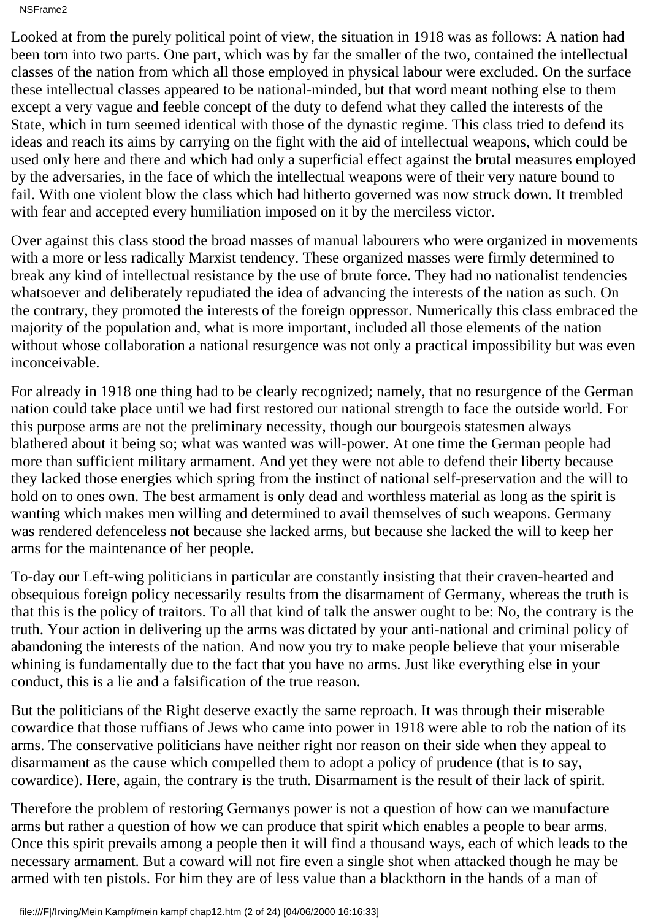Looked at from the purely political point of view, the situation in 1918 was as follows: A nation had been torn into two parts. One part, which was by far the smaller of the two, contained the intellectual classes of the nation from which all those employed in physical labour were excluded. On the surface these intellectual classes appeared to be national-minded, but that word meant nothing else to them except a very vague and feeble concept of the duty to defend what they called the interests of the State, which in turn seemed identical with those of the dynastic regime. This class tried to defend its ideas and reach its aims by carrying on the fight with the aid of intellectual weapons, which could be used only here and there and which had only a superficial effect against the brutal measures employed by the adversaries, in the face of which the intellectual weapons were of their very nature bound to fail. With one violent blow the class which had hitherto governed was now struck down. It trembled with fear and accepted every humiliation imposed on it by the merciless victor.

Over against this class stood the broad masses of manual labourers who were organized in movements with a more or less radically Marxist tendency. These organized masses were firmly determined to break any kind of intellectual resistance by the use of brute force. They had no nationalist tendencies whatsoever and deliberately repudiated the idea of advancing the interests of the nation as such. On the contrary, they promoted the interests of the foreign oppressor. Numerically this class embraced the majority of the population and, what is more important, included all those elements of the nation without whose collaboration a national resurgence was not only a practical impossibility but was even inconceivable.

For already in 1918 one thing had to be clearly recognized; namely, that no resurgence of the German nation could take place until we had first restored our national strength to face the outside world. For this purpose arms are not the preliminary necessity, though our bourgeois statesmen always blathered about it being so; what was wanted was will-power. At one time the German people had more than sufficient military armament. And yet they were not able to defend their liberty because they lacked those energies which spring from the instinct of national self-preservation and the will to hold on to ones own. The best armament is only dead and worthless material as long as the spirit is wanting which makes men willing and determined to avail themselves of such weapons. Germany was rendered defenceless not because she lacked arms, but because she lacked the will to keep her arms for the maintenance of her people.

To-day our Left-wing politicians in particular are constantly insisting that their craven-hearted and obsequious foreign policy necessarily results from the disarmament of Germany, whereas the truth is that this is the policy of traitors. To all that kind of talk the answer ought to be: No, the contrary is the truth. Your action in delivering up the arms was dictated by your anti-national and criminal policy of abandoning the interests of the nation. And now you try to make people believe that your miserable whining is fundamentally due to the fact that you have no arms. Just like everything else in your conduct, this is a lie and a falsification of the true reason.

But the politicians of the Right deserve exactly the same reproach. It was through their miserable cowardice that those ruffians of Jews who came into power in 1918 were able to rob the nation of its arms. The conservative politicians have neither right nor reason on their side when they appeal to disarmament as the cause which compelled them to adopt a policy of prudence (that is to say, cowardice). Here, again, the contrary is the truth. Disarmament is the result of their lack of spirit.

Therefore the problem of restoring Germanys power is not a question of how can we manufacture arms but rather a question of how we can produce that spirit which enables a people to bear arms. Once this spirit prevails among a people then it will find a thousand ways, each of which leads to the necessary armament. But a coward will not fire even a single shot when attacked though he may be armed with ten pistols. For him they are of less value than a blackthorn in the hands of a man of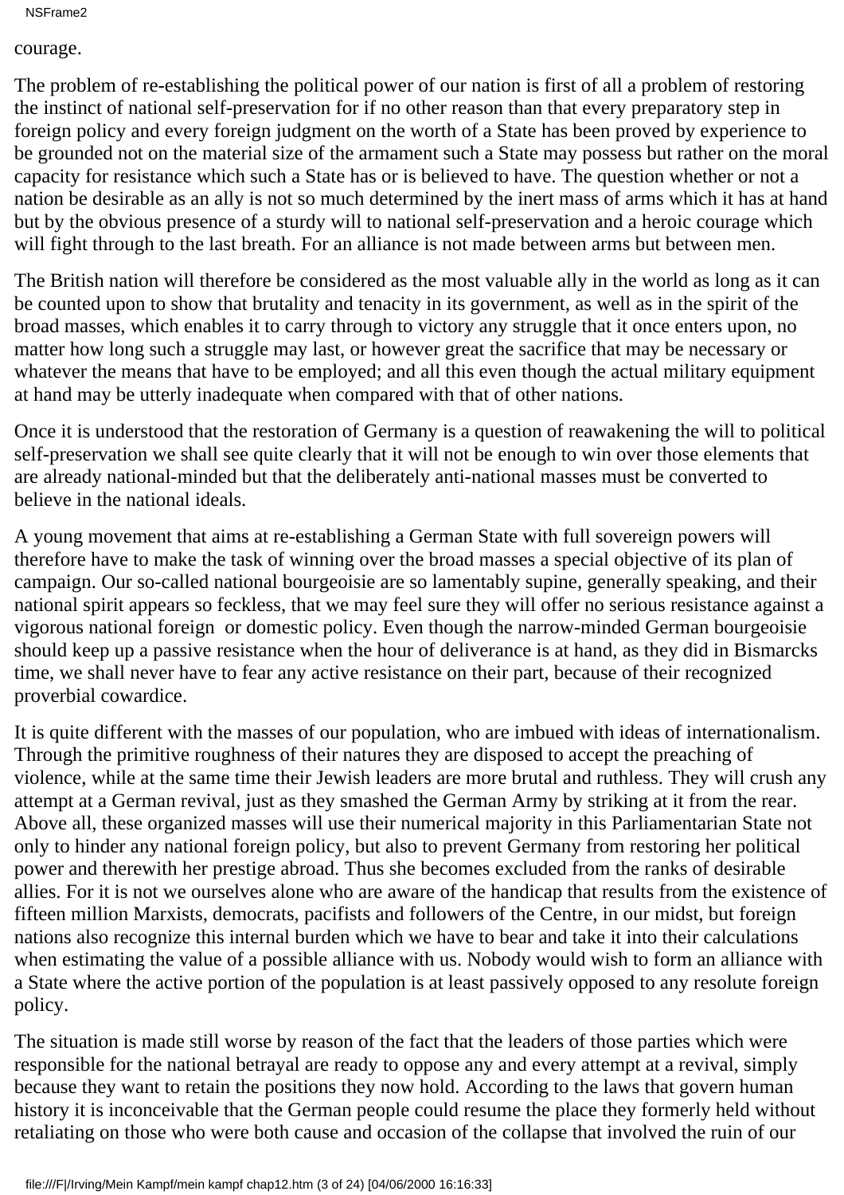courage.

The problem of re-establishing the political power of our nation is first of all a problem of restoring the instinct of national self-preservation for if no other reason than that every preparatory step in foreign policy and every foreign judgment on the worth of a State has been proved by experience to be grounded not on the material size of the armament such a State may possess but rather on the moral capacity for resistance which such a State has or is believed to have. The question whether or not a nation be desirable as an ally is not so much determined by the inert mass of arms which it has at hand but by the obvious presence of a sturdy will to national self-preservation and a heroic courage which will fight through to the last breath. For an alliance is not made between arms but between men.

The British nation will therefore be considered as the most valuable ally in the world as long as it can be counted upon to show that brutality and tenacity in its government, as well as in the spirit of the broad masses, which enables it to carry through to victory any struggle that it once enters upon, no matter how long such a struggle may last, or however great the sacrifice that may be necessary or whatever the means that have to be employed; and all this even though the actual military equipment at hand may be utterly inadequate when compared with that of other nations.

Once it is understood that the restoration of Germany is a question of reawakening the will to political self-preservation we shall see quite clearly that it will not be enough to win over those elements that are already national-minded but that the deliberately anti-national masses must be converted to believe in the national ideals.

A young movement that aims at re-establishing a German State with full sovereign powers will therefore have to make the task of winning over the broad masses a special objective of its plan of campaign. Our so-called national bourgeoisie are so lamentably supine, generally speaking, and their national spirit appears so feckless, that we may feel sure they will offer no serious resistance against a vigorous national foreign or domestic policy. Even though the narrow-minded German bourgeoisie should keep up a passive resistance when the hour of deliverance is at hand, as they did in Bismarcks time, we shall never have to fear any active resistance on their part, because of their recognized proverbial cowardice.

It is quite different with the masses of our population, who are imbued with ideas of internationalism. Through the primitive roughness of their natures they are disposed to accept the preaching of violence, while at the same time their Jewish leaders are more brutal and ruthless. They will crush any attempt at a German revival, just as they smashed the German Army by striking at it from the rear. Above all, these organized masses will use their numerical majority in this Parliamentarian State not only to hinder any national foreign policy, but also to prevent Germany from restoring her political power and therewith her prestige abroad. Thus she becomes excluded from the ranks of desirable allies. For it is not we ourselves alone who are aware of the handicap that results from the existence of fifteen million Marxists, democrats, pacifists and followers of the Centre, in our midst, but foreign nations also recognize this internal burden which we have to bear and take it into their calculations when estimating the value of a possible alliance with us. Nobody would wish to form an alliance with a State where the active portion of the population is at least passively opposed to any resolute foreign policy.

The situation is made still worse by reason of the fact that the leaders of those parties which were responsible for the national betrayal are ready to oppose any and every attempt at a revival, simply because they want to retain the positions they now hold. According to the laws that govern human history it is inconceivable that the German people could resume the place they formerly held without retaliating on those who were both cause and occasion of the collapse that involved the ruin of our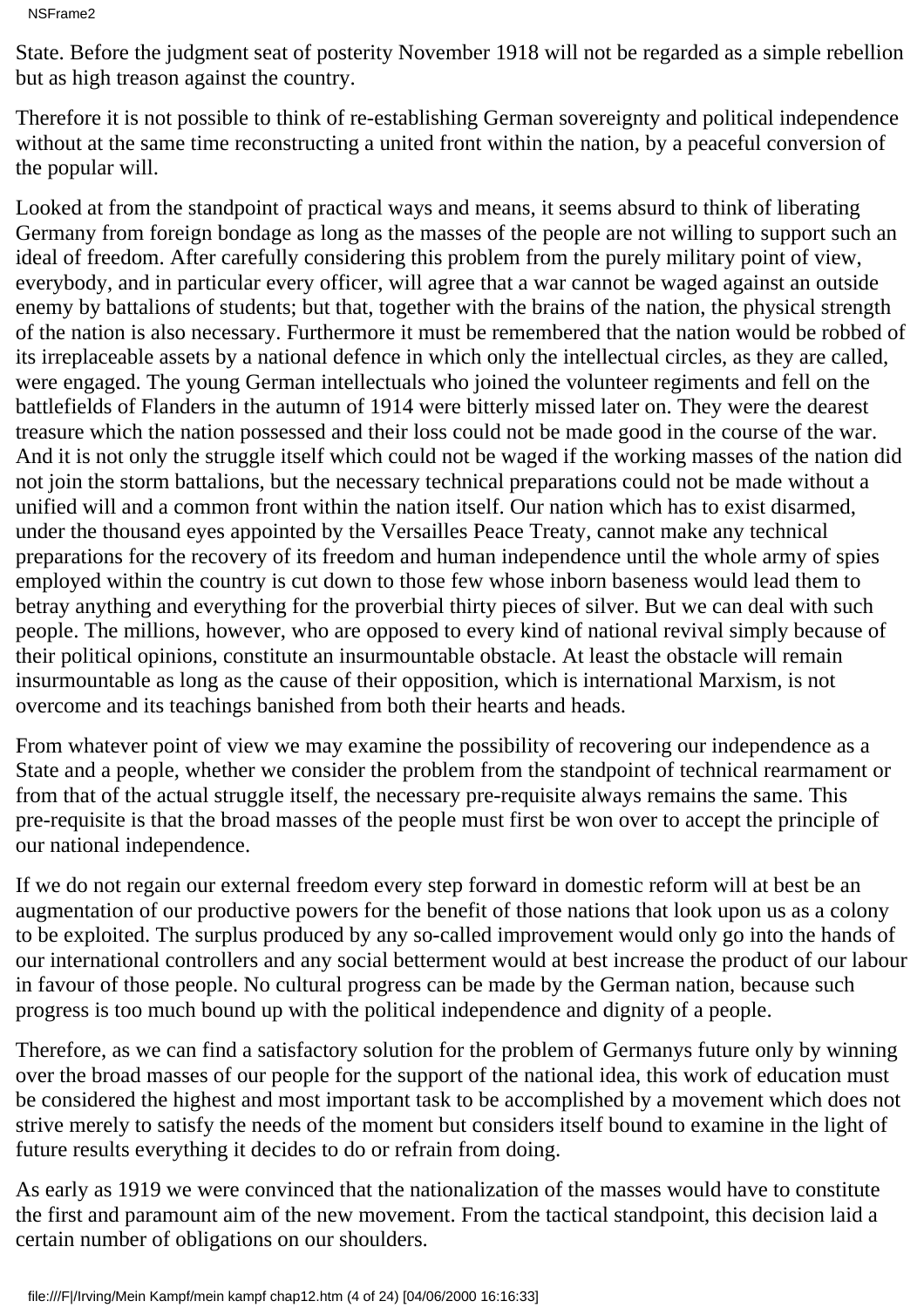State. Before the judgment seat of posterity November 1918 will not be regarded as a simple rebellion but as high treason against the country.

Therefore it is not possible to think of re-establishing German sovereignty and political independence without at the same time reconstructing a united front within the nation, by a peaceful conversion of the popular will.

Looked at from the standpoint of practical ways and means, it seems absurd to think of liberating Germany from foreign bondage as long as the masses of the people are not willing to support such an ideal of freedom. After carefully considering this problem from the purely military point of view, everybody, and in particular every officer, will agree that a war cannot be waged against an outside enemy by battalions of students; but that, together with the brains of the nation, the physical strength of the nation is also necessary. Furthermore it must be remembered that the nation would be robbed of its irreplaceable assets by a national defence in which only the intellectual circles, as they are called, were engaged. The young German intellectuals who joined the volunteer regiments and fell on the battlefields of Flanders in the autumn of 1914 were bitterly missed later on. They were the dearest treasure which the nation possessed and their loss could not be made good in the course of the war. And it is not only the struggle itself which could not be waged if the working masses of the nation did not join the storm battalions, but the necessary technical preparations could not be made without a unified will and a common front within the nation itself. Our nation which has to exist disarmed, under the thousand eyes appointed by the Versailles Peace Treaty, cannot make any technical preparations for the recovery of its freedom and human independence until the whole army of spies employed within the country is cut down to those few whose inborn baseness would lead them to betray anything and everything for the proverbial thirty pieces of silver. But we can deal with such people. The millions, however, who are opposed to every kind of national revival simply because of their political opinions, constitute an insurmountable obstacle. At least the obstacle will remain insurmountable as long as the cause of their opposition, which is international Marxism, is not overcome and its teachings banished from both their hearts and heads.

From whatever point of view we may examine the possibility of recovering our independence as a State and a people, whether we consider the problem from the standpoint of technical rearmament or from that of the actual struggle itself, the necessary pre-requisite always remains the same. This pre-requisite is that the broad masses of the people must first be won over to accept the principle of our national independence.

If we do not regain our external freedom every step forward in domestic reform will at best be an augmentation of our productive powers for the benefit of those nations that look upon us as a colony to be exploited. The surplus produced by any so-called improvement would only go into the hands of our international controllers and any social betterment would at best increase the product of our labour in favour of those people. No cultural progress can be made by the German nation, because such progress is too much bound up with the political independence and dignity of a people.

Therefore, as we can find a satisfactory solution for the problem of Germanys future only by winning over the broad masses of our people for the support of the national idea, this work of education must be considered the highest and most important task to be accomplished by a movement which does not strive merely to satisfy the needs of the moment but considers itself bound to examine in the light of future results everything it decides to do or refrain from doing.

As early as 1919 we were convinced that the nationalization of the masses would have to constitute the first and paramount aim of the new movement. From the tactical standpoint, this decision laid a certain number of obligations on our shoulders.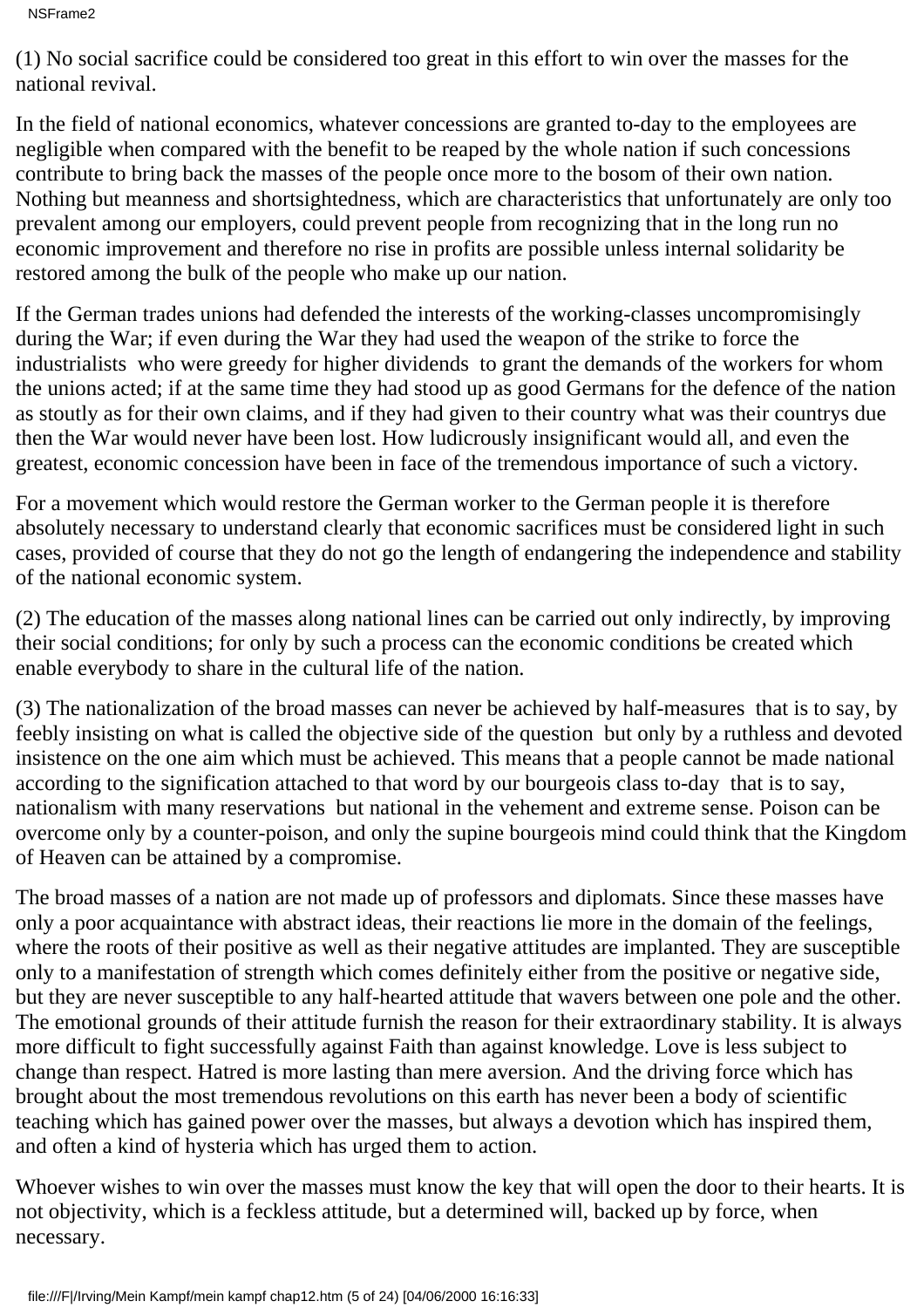(1) No social sacrifice could be considered too great in this effort to win over the masses for the national revival.

In the field of national economics, whatever concessions are granted to-day to the employees are negligible when compared with the benefit to be reaped by the whole nation if such concessions contribute to bring back the masses of the people once more to the bosom of their own nation. Nothing but meanness and shortsightedness, which are characteristics that unfortunately are only too prevalent among our employers, could prevent people from recognizing that in the long run no economic improvement and therefore no rise in profits are possible unless internal solidarity be restored among the bulk of the people who make up our nation.

If the German trades unions had defended the interests of the working-classes uncompromisingly during the War; if even during the War they had used the weapon of the strike to force the industrialists who were greedy for higher dividends to grant the demands of the workers for whom the unions acted; if at the same time they had stood up as good Germans for the defence of the nation as stoutly as for their own claims, and if they had given to their country what was their countrys due then the War would never have been lost. How ludicrously insignificant would all, and even the greatest, economic concession have been in face of the tremendous importance of such a victory.

For a movement which would restore the German worker to the German people it is therefore absolutely necessary to understand clearly that economic sacrifices must be considered light in such cases, provided of course that they do not go the length of endangering the independence and stability of the national economic system.

(2) The education of the masses along national lines can be carried out only indirectly, by improving their social conditions; for only by such a process can the economic conditions be created which enable everybody to share in the cultural life of the nation.

(3) The nationalization of the broad masses can never be achieved by half-measures that is to say, by feebly insisting on what is called the objective side of the question but only by a ruthless and devoted insistence on the one aim which must be achieved. This means that a people cannot be made national according to the signification attached to that word by our bourgeois class to-day that is to say, nationalism with many reservations but national in the vehement and extreme sense. Poison can be overcome only by a counter-poison, and only the supine bourgeois mind could think that the Kingdom of Heaven can be attained by a compromise.

The broad masses of a nation are not made up of professors and diplomats. Since these masses have only a poor acquaintance with abstract ideas, their reactions lie more in the domain of the feelings, where the roots of their positive as well as their negative attitudes are implanted. They are susceptible only to a manifestation of strength which comes definitely either from the positive or negative side, but they are never susceptible to any half-hearted attitude that wavers between one pole and the other. The emotional grounds of their attitude furnish the reason for their extraordinary stability. It is always more difficult to fight successfully against Faith than against knowledge. Love is less subject to change than respect. Hatred is more lasting than mere aversion. And the driving force which has brought about the most tremendous revolutions on this earth has never been a body of scientific teaching which has gained power over the masses, but always a devotion which has inspired them, and often a kind of hysteria which has urged them to action.

Whoever wishes to win over the masses must know the key that will open the door to their hearts. It is not objectivity, which is a feckless attitude, but a determined will, backed up by force, when necessary.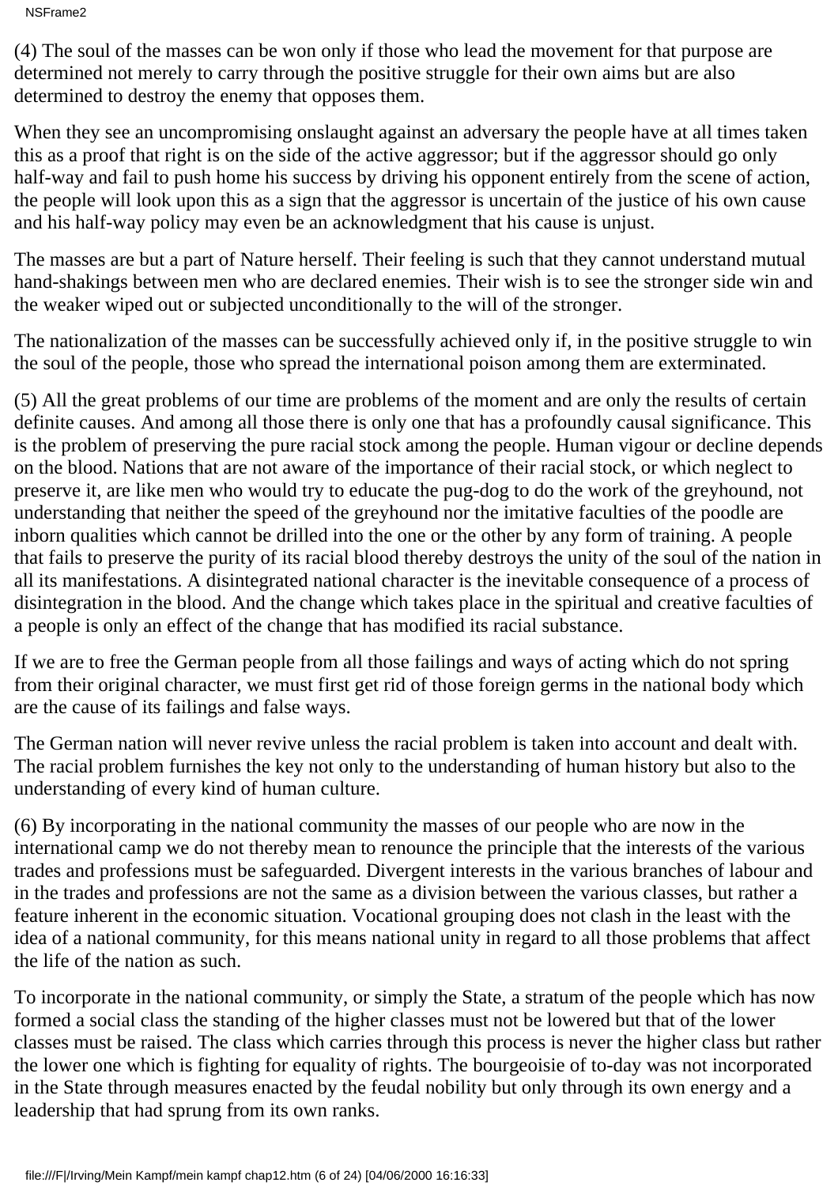(4) The soul of the masses can be won only if those who lead the movement for that purpose are determined not merely to carry through the positive struggle for their own aims but are also determined to destroy the enemy that opposes them.

When they see an uncompromising onslaught against an adversary the people have at all times taken this as a proof that right is on the side of the active aggressor; but if the aggressor should go only half-way and fail to push home his success by driving his opponent entirely from the scene of action, the people will look upon this as a sign that the aggressor is uncertain of the justice of his own cause and his half-way policy may even be an acknowledgment that his cause is unjust.

The masses are but a part of Nature herself. Their feeling is such that they cannot understand mutual hand-shakings between men who are declared enemies. Their wish is to see the stronger side win and the weaker wiped out or subjected unconditionally to the will of the stronger.

The nationalization of the masses can be successfully achieved only if, in the positive struggle to win the soul of the people, those who spread the international poison among them are exterminated.

(5) All the great problems of our time are problems of the moment and are only the results of certain definite causes. And among all those there is only one that has a profoundly causal significance. This is the problem of preserving the pure racial stock among the people. Human vigour or decline depends on the blood. Nations that are not aware of the importance of their racial stock, or which neglect to preserve it, are like men who would try to educate the pug-dog to do the work of the greyhound, not understanding that neither the speed of the greyhound nor the imitative faculties of the poodle are inborn qualities which cannot be drilled into the one or the other by any form of training. A people that fails to preserve the purity of its racial blood thereby destroys the unity of the soul of the nation in all its manifestations. A disintegrated national character is the inevitable consequence of a process of disintegration in the blood. And the change which takes place in the spiritual and creative faculties of a people is only an effect of the change that has modified its racial substance.

If we are to free the German people from all those failings and ways of acting which do not spring from their original character, we must first get rid of those foreign germs in the national body which are the cause of its failings and false ways.

The German nation will never revive unless the racial problem is taken into account and dealt with. The racial problem furnishes the key not only to the understanding of human history but also to the understanding of every kind of human culture.

(6) By incorporating in the national community the masses of our people who are now in the international camp we do not thereby mean to renounce the principle that the interests of the various trades and professions must be safeguarded. Divergent interests in the various branches of labour and in the trades and professions are not the same as a division between the various classes, but rather a feature inherent in the economic situation. Vocational grouping does not clash in the least with the idea of a national community, for this means national unity in regard to all those problems that affect the life of the nation as such.

To incorporate in the national community, or simply the State, a stratum of the people which has now formed a social class the standing of the higher classes must not be lowered but that of the lower classes must be raised. The class which carries through this process is never the higher class but rather the lower one which is fighting for equality of rights. The bourgeoisie of to-day was not incorporated in the State through measures enacted by the feudal nobility but only through its own energy and a leadership that had sprung from its own ranks.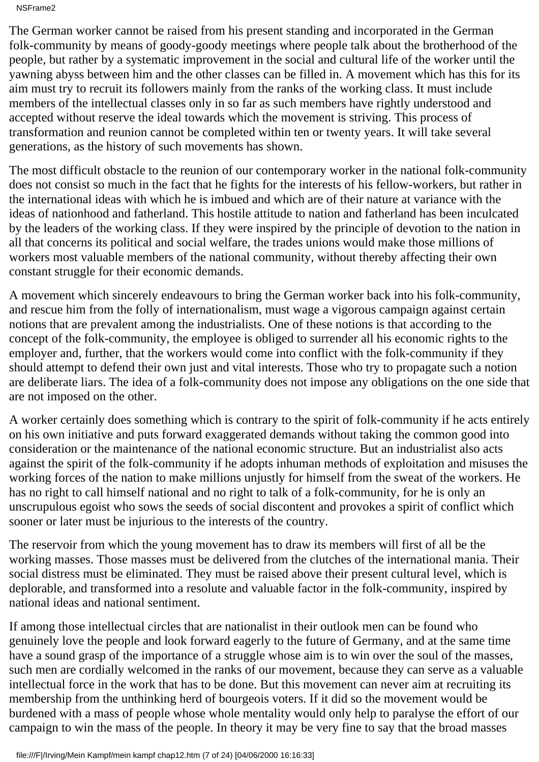The German worker cannot be raised from his present standing and incorporated in the German folk-community by means of goody-goody meetings where people talk about the brotherhood of the people, but rather by a systematic improvement in the social and cultural life of the worker until the yawning abyss between him and the other classes can be filled in. A movement which has this for its aim must try to recruit its followers mainly from the ranks of the working class. It must include members of the intellectual classes only in so far as such members have rightly understood and accepted without reserve the ideal towards which the movement is striving. This process of transformation and reunion cannot be completed within ten or twenty years. It will take several generations, as the history of such movements has shown.

The most difficult obstacle to the reunion of our contemporary worker in the national folk-community does not consist so much in the fact that he fights for the interests of his fellow-workers, but rather in the international ideas with which he is imbued and which are of their nature at variance with the ideas of nationhood and fatherland. This hostile attitude to nation and fatherland has been inculcated by the leaders of the working class. If they were inspired by the principle of devotion to the nation in all that concerns its political and social welfare, the trades unions would make those millions of workers most valuable members of the national community, without thereby affecting their own constant struggle for their economic demands.

A movement which sincerely endeavours to bring the German worker back into his folk-community, and rescue him from the folly of internationalism, must wage a vigorous campaign against certain notions that are prevalent among the industrialists. One of these notions is that according to the concept of the folk-community, the employee is obliged to surrender all his economic rights to the employer and, further, that the workers would come into conflict with the folk-community if they should attempt to defend their own just and vital interests. Those who try to propagate such a notion are deliberate liars. The idea of a folk-community does not impose any obligations on the one side that are not imposed on the other.

A worker certainly does something which is contrary to the spirit of folk-community if he acts entirely on his own initiative and puts forward exaggerated demands without taking the common good into consideration or the maintenance of the national economic structure. But an industrialist also acts against the spirit of the folk-community if he adopts inhuman methods of exploitation and misuses the working forces of the nation to make millions unjustly for himself from the sweat of the workers. He has no right to call himself national and no right to talk of a folk-community, for he is only an unscrupulous egoist who sows the seeds of social discontent and provokes a spirit of conflict which sooner or later must be injurious to the interests of the country.

The reservoir from which the young movement has to draw its members will first of all be the working masses. Those masses must be delivered from the clutches of the international mania. Their social distress must be eliminated. They must be raised above their present cultural level, which is deplorable, and transformed into a resolute and valuable factor in the folk-community, inspired by national ideas and national sentiment.

If among those intellectual circles that are nationalist in their outlook men can be found who genuinely love the people and look forward eagerly to the future of Germany, and at the same time have a sound grasp of the importance of a struggle whose aim is to win over the soul of the masses, such men are cordially welcomed in the ranks of our movement, because they can serve as a valuable intellectual force in the work that has to be done. But this movement can never aim at recruiting its membership from the unthinking herd of bourgeois voters. If it did so the movement would be burdened with a mass of people whose whole mentality would only help to paralyse the effort of our campaign to win the mass of the people. In theory it may be very fine to say that the broad masses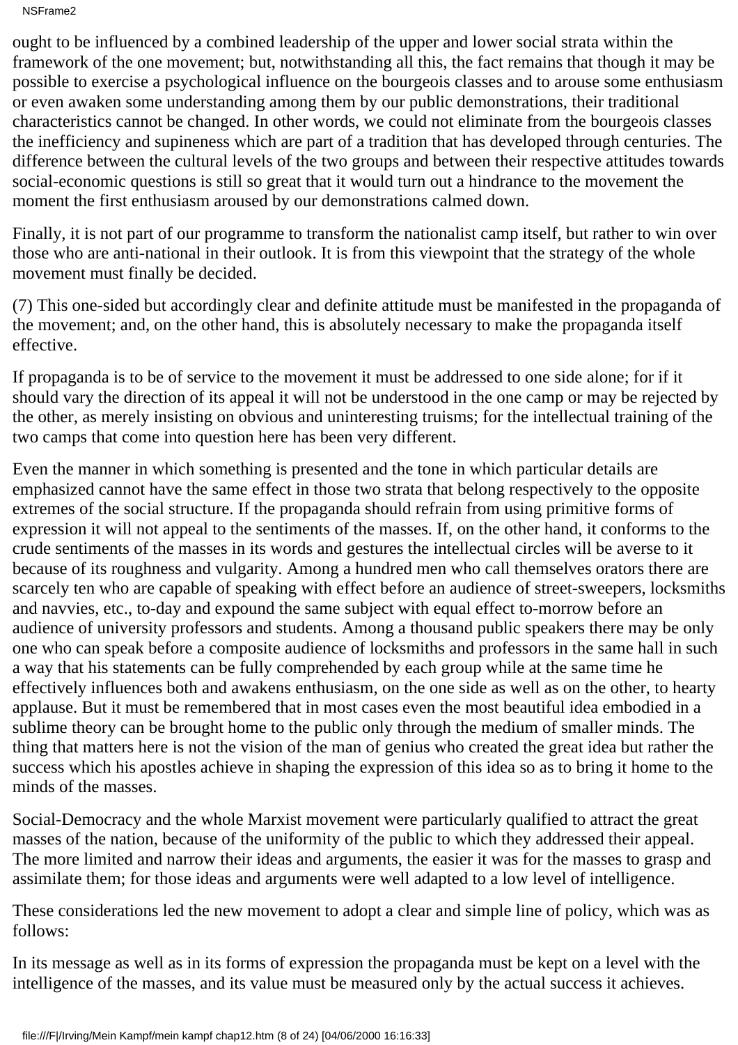ought to be influenced by a combined leadership of the upper and lower social strata within the framework of the one movement; but, notwithstanding all this, the fact remains that though it may be possible to exercise a psychological influence on the bourgeois classes and to arouse some enthusiasm or even awaken some understanding among them by our public demonstrations, their traditional characteristics cannot be changed. In other words, we could not eliminate from the bourgeois classes the inefficiency and supineness which are part of a tradition that has developed through centuries. The difference between the cultural levels of the two groups and between their respective attitudes towards social-economic questions is still so great that it would turn out a hindrance to the movement the moment the first enthusiasm aroused by our demonstrations calmed down.

Finally, it is not part of our programme to transform the nationalist camp itself, but rather to win over those who are anti-national in their outlook. It is from this viewpoint that the strategy of the whole movement must finally be decided.

(7) This one-sided but accordingly clear and definite attitude must be manifested in the propaganda of the movement; and, on the other hand, this is absolutely necessary to make the propaganda itself effective.

If propaganda is to be of service to the movement it must be addressed to one side alone; for if it should vary the direction of its appeal it will not be understood in the one camp or may be rejected by the other, as merely insisting on obvious and uninteresting truisms; for the intellectual training of the two camps that come into question here has been very different.

Even the manner in which something is presented and the tone in which particular details are emphasized cannot have the same effect in those two strata that belong respectively to the opposite extremes of the social structure. If the propaganda should refrain from using primitive forms of expression it will not appeal to the sentiments of the masses. If, on the other hand, it conforms to the crude sentiments of the masses in its words and gestures the intellectual circles will be averse to it because of its roughness and vulgarity. Among a hundred men who call themselves orators there are scarcely ten who are capable of speaking with effect before an audience of street-sweepers, locksmiths and navvies, etc., to-day and expound the same subject with equal effect to-morrow before an audience of university professors and students. Among a thousand public speakers there may be only one who can speak before a composite audience of locksmiths and professors in the same hall in such a way that his statements can be fully comprehended by each group while at the same time he effectively influences both and awakens enthusiasm, on the one side as well as on the other, to hearty applause. But it must be remembered that in most cases even the most beautiful idea embodied in a sublime theory can be brought home to the public only through the medium of smaller minds. The thing that matters here is not the vision of the man of genius who created the great idea but rather the success which his apostles achieve in shaping the expression of this idea so as to bring it home to the minds of the masses.

Social-Democracy and the whole Marxist movement were particularly qualified to attract the great masses of the nation, because of the uniformity of the public to which they addressed their appeal. The more limited and narrow their ideas and arguments, the easier it was for the masses to grasp and assimilate them; for those ideas and arguments were well adapted to a low level of intelligence.

These considerations led the new movement to adopt a clear and simple line of policy, which was as follows:

In its message as well as in its forms of expression the propaganda must be kept on a level with the intelligence of the masses, and its value must be measured only by the actual success it achieves.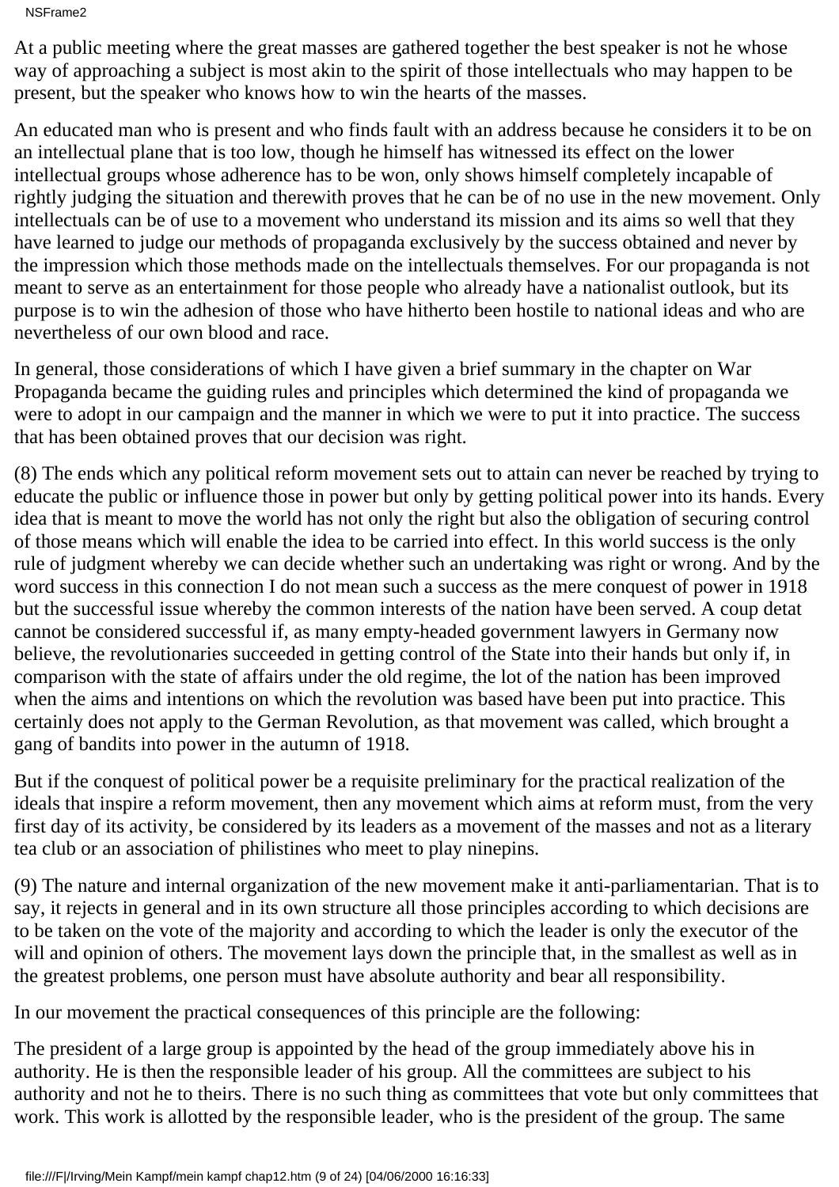At a public meeting where the great masses are gathered together the best speaker is not he whose way of approaching a subject is most akin to the spirit of those intellectuals who may happen to be present, but the speaker who knows how to win the hearts of the masses.

An educated man who is present and who finds fault with an address because he considers it to be on an intellectual plane that is too low, though he himself has witnessed its effect on the lower intellectual groups whose adherence has to be won, only shows himself completely incapable of rightly judging the situation and therewith proves that he can be of no use in the new movement. Only intellectuals can be of use to a movement who understand its mission and its aims so well that they have learned to judge our methods of propaganda exclusively by the success obtained and never by the impression which those methods made on the intellectuals themselves. For our propaganda is not meant to serve as an entertainment for those people who already have a nationalist outlook, but its purpose is to win the adhesion of those who have hitherto been hostile to national ideas and who are nevertheless of our own blood and race.

In general, those considerations of which I have given a brief summary in the chapter on War Propaganda became the guiding rules and principles which determined the kind of propaganda we were to adopt in our campaign and the manner in which we were to put it into practice. The success that has been obtained proves that our decision was right.

(8) The ends which any political reform movement sets out to attain can never be reached by trying to educate the public or influence those in power but only by getting political power into its hands. Every idea that is meant to move the world has not only the right but also the obligation of securing control of those means which will enable the idea to be carried into effect. In this world success is the only rule of judgment whereby we can decide whether such an undertaking was right or wrong. And by the word success in this connection I do not mean such a success as the mere conquest of power in 1918 but the successful issue whereby the common interests of the nation have been served. A coup detat cannot be considered successful if, as many empty-headed government lawyers in Germany now believe, the revolutionaries succeeded in getting control of the State into their hands but only if, in comparison with the state of affairs under the old regime, the lot of the nation has been improved when the aims and intentions on which the revolution was based have been put into practice. This certainly does not apply to the German Revolution, as that movement was called, which brought a gang of bandits into power in the autumn of 1918.

But if the conquest of political power be a requisite preliminary for the practical realization of the ideals that inspire a reform movement, then any movement which aims at reform must, from the very first day of its activity, be considered by its leaders as a movement of the masses and not as a literary tea club or an association of philistines who meet to play ninepins.

(9) The nature and internal organization of the new movement make it anti-parliamentarian. That is to say, it rejects in general and in its own structure all those principles according to which decisions are to be taken on the vote of the majority and according to which the leader is only the executor of the will and opinion of others. The movement lays down the principle that, in the smallest as well as in the greatest problems, one person must have absolute authority and bear all responsibility.

In our movement the practical consequences of this principle are the following:

The president of a large group is appointed by the head of the group immediately above his in authority. He is then the responsible leader of his group. All the committees are subject to his authority and not he to theirs. There is no such thing as committees that vote but only committees that work. This work is allotted by the responsible leader, who is the president of the group. The same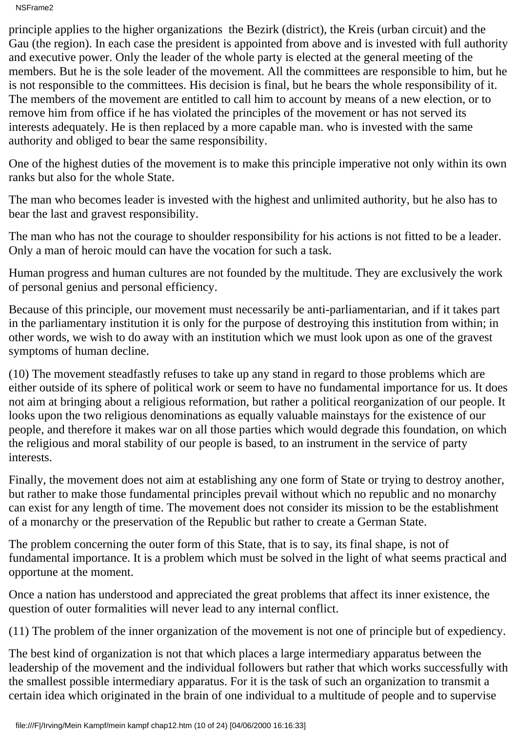principle applies to the higher organizations  the Bezirk (district), the Kreis (urban circuit) and the Gau (the region). In each case the president is appointed from above and is invested with full authority and executive power. Only the leader of the whole party is elected at the general meeting of the members. But he is the sole leader of the movement. All the committees are responsible to him, but he is not responsible to the committees. His decision is final, but he bears the whole responsibility of it. The members of the movement are entitled to call him to account by means of a new election, or to remove him from office if he has violated the principles of the movement or has not served its interests adequately. He is then replaced by a more capable man. who is invested with the same authority and obliged to bear the same responsibility.

One of the highest duties of the movement is to make this principle imperative not only within its own ranks but also for the whole State.

The man who becomes leader is invested with the highest and unlimited authority, but he also has to bear the last and gravest responsibility.

The man who has not the courage to shoulder responsibility for his actions is not fitted to be a leader. Only a man of heroic mould can have the vocation for such a task.

Human progress and human cultures are not founded by the multitude. They are exclusively the work of personal genius and personal efficiency.

Because of this principle, our movement must necessarily be anti-parliamentarian, and if it takes part in the parliamentary institution it is only for the purpose of destroying this institution from within; in other words, we wish to do away with an institution which we must look upon as one of the gravest symptoms of human decline.

(10) The movement steadfastly refuses to take up any stand in regard to those problems which are either outside of its sphere of political work or seem to have no fundamental importance for us. It does not aim at bringing about a religious reformation, but rather a political reorganization of our people. It looks upon the two religious denominations as equally valuable mainstays for the existence of our people, and therefore it makes war on all those parties which would degrade this foundation, on which the religious and moral stability of our people is based, to an instrument in the service of party interests.

Finally, the movement does not aim at establishing any one form of State or trying to destroy another, but rather to make those fundamental principles prevail without which no republic and no monarchy can exist for any length of time. The movement does not consider its mission to be the establishment of a monarchy or the preservation of the Republic but rather to create a German State.

The problem concerning the outer form of this State, that is to say, its final shape, is not of fundamental importance. It is a problem which must be solved in the light of what seems practical and opportune at the moment.

Once a nation has understood and appreciated the great problems that affect its inner existence, the question of outer formalities will never lead to any internal conflict.

(11) The problem of the inner organization of the movement is not one of principle but of expediency.

The best kind of organization is not that which places a large intermediary apparatus between the leadership of the movement and the individual followers but rather that which works successfully with the smallest possible intermediary apparatus. For it is the task of such an organization to transmit a certain idea which originated in the brain of one individual to a multitude of people and to supervise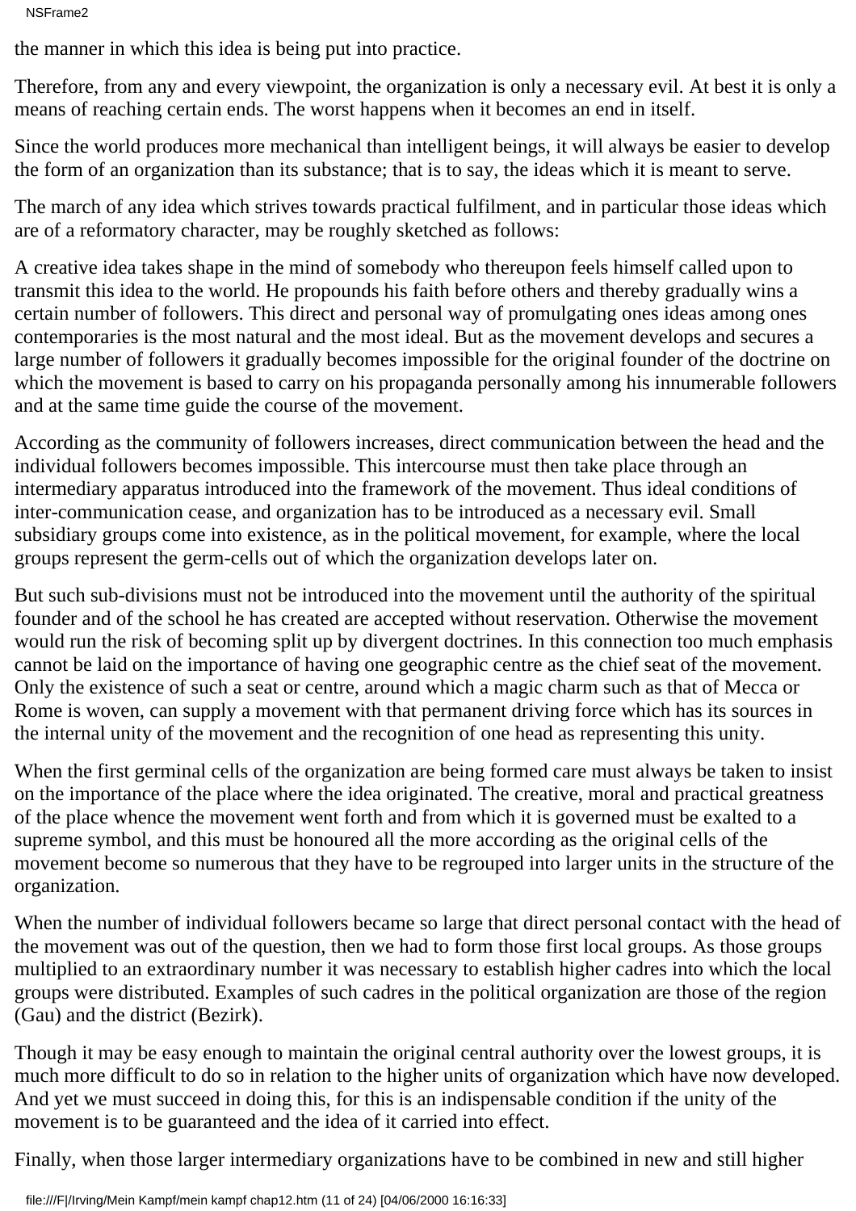the manner in which this idea is being put into practice.

Therefore, from any and every viewpoint, the organization is only a necessary evil. At best it is only a means of reaching certain ends. The worst happens when it becomes an end in itself.

Since the world produces more mechanical than intelligent beings, it will always be easier to develop the form of an organization than its substance; that is to say, the ideas which it is meant to serve.

The march of any idea which strives towards practical fulfilment, and in particular those ideas which are of a reformatory character, may be roughly sketched as follows:

A creative idea takes shape in the mind of somebody who thereupon feels himself called upon to transmit this idea to the world. He propounds his faith before others and thereby gradually wins a certain number of followers. This direct and personal way of promulgating ones ideas among ones contemporaries is the most natural and the most ideal. But as the movement develops and secures a large number of followers it gradually becomes impossible for the original founder of the doctrine on which the movement is based to carry on his propaganda personally among his innumerable followers and at the same time guide the course of the movement.

According as the community of followers increases, direct communication between the head and the individual followers becomes impossible. This intercourse must then take place through an intermediary apparatus introduced into the framework of the movement. Thus ideal conditions of inter-communication cease, and organization has to be introduced as a necessary evil. Small subsidiary groups come into existence, as in the political movement, for example, where the local groups represent the germ-cells out of which the organization develops later on.

But such sub-divisions must not be introduced into the movement until the authority of the spiritual founder and of the school he has created are accepted without reservation. Otherwise the movement would run the risk of becoming split up by divergent doctrines. In this connection too much emphasis cannot be laid on the importance of having one geographic centre as the chief seat of the movement. Only the existence of such a seat or centre, around which a magic charm such as that of Mecca or Rome is woven, can supply a movement with that permanent driving force which has its sources in the internal unity of the movement and the recognition of one head as representing this unity.

When the first germinal cells of the organization are being formed care must always be taken to insist on the importance of the place where the idea originated. The creative, moral and practical greatness of the place whence the movement went forth and from which it is governed must be exalted to a supreme symbol, and this must be honoured all the more according as the original cells of the movement become so numerous that they have to be regrouped into larger units in the structure of the organization.

When the number of individual followers became so large that direct personal contact with the head of the movement was out of the question, then we had to form those first local groups. As those groups multiplied to an extraordinary number it was necessary to establish higher cadres into which the local groups were distributed. Examples of such cadres in the political organization are those of the region (Gau) and the district (Bezirk).

Though it may be easy enough to maintain the original central authority over the lowest groups, it is much more difficult to do so in relation to the higher units of organization which have now developed. And yet we must succeed in doing this, for this is an indispensable condition if the unity of the movement is to be guaranteed and the idea of it carried into effect.

Finally, when those larger intermediary organizations have to be combined in new and still higher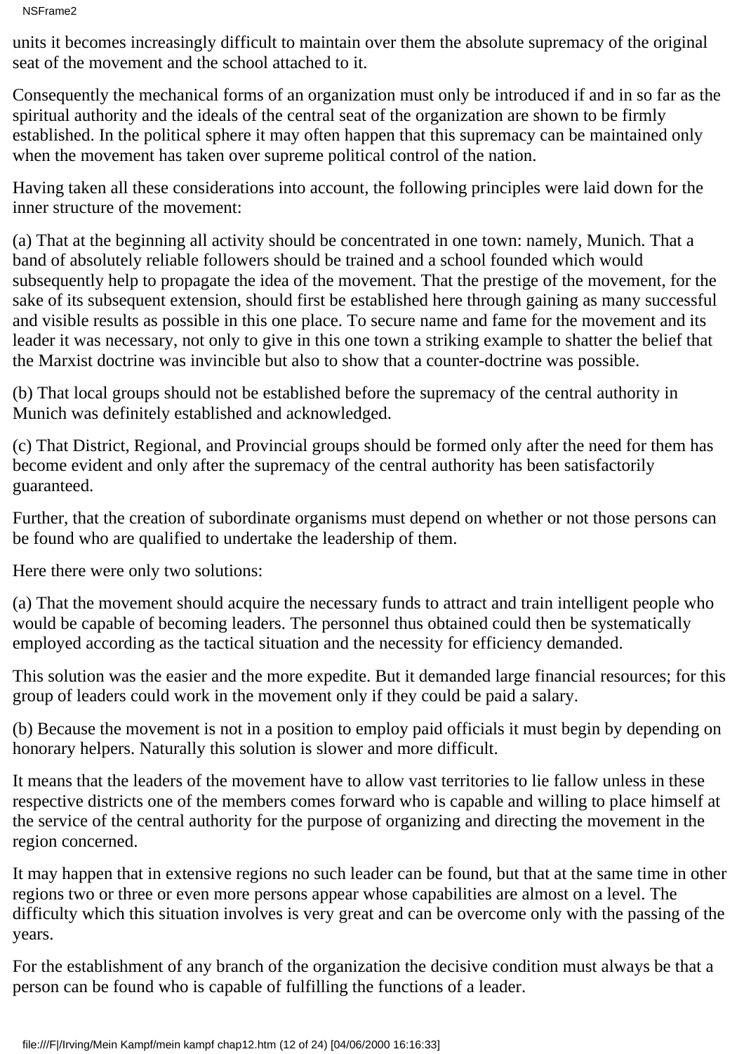units it becomes increasingly difficult to maintain over them the absolute supremacy of the original seat of the movement and the school attached to it.

Consequently the mechanical forms of an organization must only be introduced if and in so far as the spiritual authority and the ideals of the central seat of the organization are shown to be firmly established. In the political sphere it may often happen that this supremacy can be maintained only when the movement has taken over supreme political control of the nation.

Having taken all these considerations into account, the following principles were laid down for the inner structure of the movement:

(a) That at the beginning all activity should be concentrated in one town: namely, Munich. That a band of absolutely reliable followers should be trained and a school founded which would subsequently help to propagate the idea of the movement. That the prestige of the movement, for the sake of its subsequent extension, should first be established here through gaining as many successful and visible results as possible in this one place. To secure name and fame for the movement and its leader it was necessary, not only to give in this one town a striking example to shatter the belief that the Marxist doctrine was invincible but also to show that a counter-doctrine was possible.

(b) That local groups should not be established before the supremacy of the central authority in Munich was definitely established and acknowledged.

(c) That District, Regional, and Provincial groups should be formed only after the need for them has become evident and only after the supremacy of the central authority has been satisfactorily guaranteed.

Further, that the creation of subordinate organisms must depend on whether or not those persons can be found who are qualified to undertake the leadership of them.

Here there were only two solutions:

(a) That the movement should acquire the necessary funds to attract and train intelligent people who would be capable of becoming leaders. The personnel thus obtained could then be systematically employed according as the tactical situation and the necessity for efficiency demanded.

This solution was the easier and the more expedite. But it demanded large financial resources; for this group of leaders could work in the movement only if they could be paid a salary.

(b) Because the movement is not in a position to employ paid officials it must begin by depending on honorary helpers. Naturally this solution is slower and more difficult.

It means that the leaders of the movement have to allow vast territories to lie fallow unless in these respective districts one of the members comes forward who is capable and willing to place himself at the service of the central authority for the purpose of organizing and directing the movement in the region concerned.

It may happen that in extensive regions no such leader can be found, but that at the same time in other regions two or three or even more persons appear whose capabilities are almost on a level. The difficulty which this situation involves is very great and can be overcome only with the passing of the years.

For the establishment of any branch of the organization the decisive condition must always be that a person can be found who is capable of fulfilling the functions of a leader.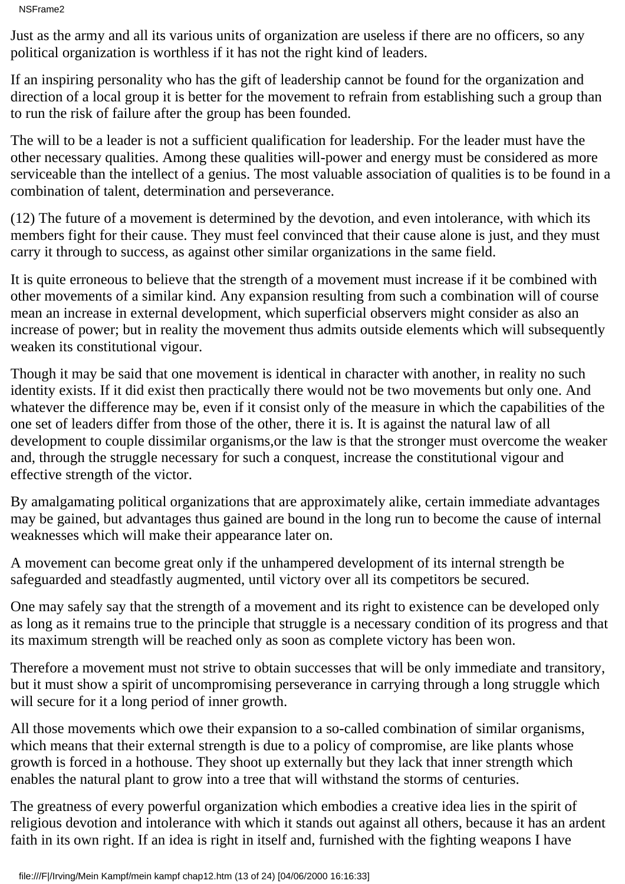Just as the army and all its various units of organization are useless if there are no officers, so any political organization is worthless if it has not the right kind of leaders.

If an inspiring personality who has the gift of leadership cannot be found for the organization and direction of a local group it is better for the movement to refrain from establishing such a group than to run the risk of failure after the group has been founded.

The will to be a leader is not a sufficient qualification for leadership. For the leader must have the other necessary qualities. Among these qualities will-power and energy must be considered as more serviceable than the intellect of a genius. The most valuable association of qualities is to be found in a combination of talent, determination and perseverance.

(12) The future of a movement is determined by the devotion, and even intolerance, with which its members fight for their cause. They must feel convinced that their cause alone is just, and they must carry it through to success, as against other similar organizations in the same field.

It is quite erroneous to believe that the strength of a movement must increase if it be combined with other movements of a similar kind. Any expansion resulting from such a combination will of course mean an increase in external development, which superficial observers might consider as also an increase of power; but in reality the movement thus admits outside elements which will subsequently weaken its constitutional vigour.

Though it may be said that one movement is identical in character with another, in reality no such identity exists. If it did exist then practically there would not be two movements but only one. And whatever the difference may be, even if it consist only of the measure in which the capabilities of the one set of leaders differ from those of the other, there it is. It is against the natural law of all development to couple dissimilar organisms,or the law is that the stronger must overcome the weaker and, through the struggle necessary for such a conquest, increase the constitutional vigour and effective strength of the victor.

By amalgamating political organizations that are approximately alike, certain immediate advantages may be gained, but advantages thus gained are bound in the long run to become the cause of internal weaknesses which will make their appearance later on.

A movement can become great only if the unhampered development of its internal strength be safeguarded and steadfastly augmented, until victory over all its competitors be secured.

One may safely say that the strength of a movement and its right to existence can be developed only as long as it remains true to the principle that struggle is a necessary condition of its progress and that its maximum strength will be reached only as soon as complete victory has been won.

Therefore a movement must not strive to obtain successes that will be only immediate and transitory, but it must show a spirit of uncompromising perseverance in carrying through a long struggle which will secure for it a long period of inner growth.

All those movements which owe their expansion to a so-called combination of similar organisms, which means that their external strength is due to a policy of compromise, are like plants whose growth is forced in a hothouse. They shoot up externally but they lack that inner strength which enables the natural plant to grow into a tree that will withstand the storms of centuries.

The greatness of every powerful organization which embodies a creative idea lies in the spirit of religious devotion and intolerance with which it stands out against all others, because it has an ardent faith in its own right. If an idea is right in itself and, furnished with the fighting weapons I have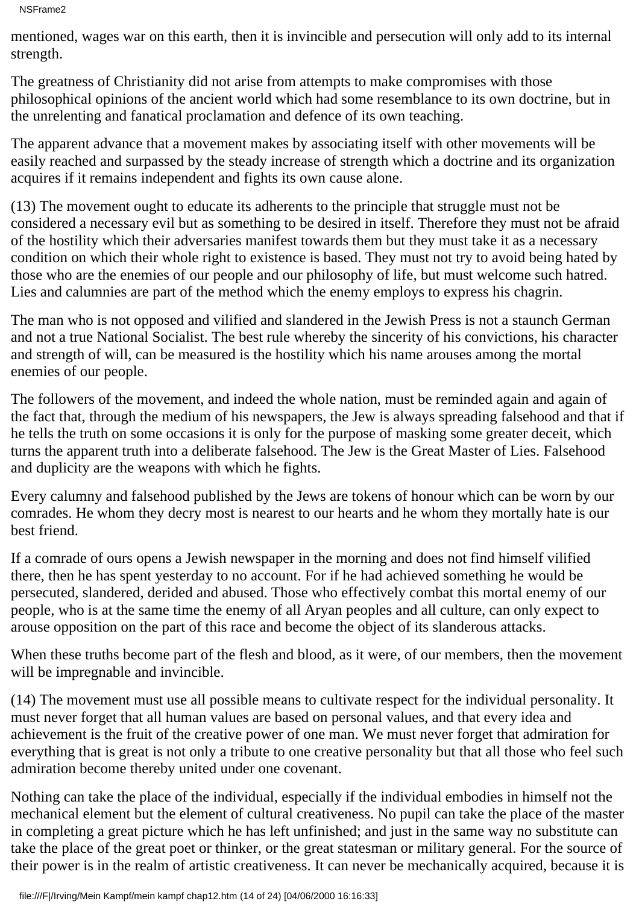mentioned, wages war on this earth, then it is invincible and persecution will only add to its internal strength.

The greatness of Christianity did not arise from attempts to make compromises with those philosophical opinions of the ancient world which had some resemblance to its own doctrine, but in the unrelenting and fanatical proclamation and defence of its own teaching.

The apparent advance that a movement makes by associating itself with other movements will be easily reached and surpassed by the steady increase of strength which a doctrine and its organization acquires if it remains independent and fights its own cause alone.

(13) The movement ought to educate its adherents to the principle that struggle must not be considered a necessary evil but as something to be desired in itself. Therefore they must not be afraid of the hostility which their adversaries manifest towards them but they must take it as a necessary condition on which their whole right to existence is based. They must not try to avoid being hated by those who are the enemies of our people and our philosophy of life, but must welcome such hatred. Lies and calumnies are part of the method which the enemy employs to express his chagrin.

The man who is not opposed and vilified and slandered in the Jewish Press is not a staunch German and not a true National Socialist. The best rule whereby the sincerity of his convictions, his character and strength of will, can be measured is the hostility which his name arouses among the mortal enemies of our people.

The followers of the movement, and indeed the whole nation, must be reminded again and again of the fact that, through the medium of his newspapers, the Jew is always spreading falsehood and that if he tells the truth on some occasions it is only for the purpose of masking some greater deceit, which turns the apparent truth into a deliberate falsehood. The Jew is the Great Master of Lies. Falsehood and duplicity are the weapons with which he fights.

Every calumny and falsehood published by the Jews are tokens of honour which can be worn by our comrades. He whom they decry most is nearest to our hearts and he whom they mortally hate is our best friend.

If a comrade of ours opens a Jewish newspaper in the morning and does not find himself vilified there, then he has spent yesterday to no account. For if he had achieved something he would be persecuted, slandered, derided and abused. Those who effectively combat this mortal enemy of our people, who is at the same time the enemy of all Aryan peoples and all culture, can only expect to arouse opposition on the part of this race and become the object of its slanderous attacks.

When these truths become part of the flesh and blood, as it were, of our members, then the movement will be impregnable and invincible.

(14) The movement must use all possible means to cultivate respect for the individual personality. It must never forget that all human values are based on personal values, and that every idea and achievement is the fruit of the creative power of one man. We must never forget that admiration for everything that is great is not only a tribute to one creative personality but that all those who feel such admiration become thereby united under one covenant.

Nothing can take the place of the individual, especially if the individual embodies in himself not the mechanical element but the element of cultural creativeness. No pupil can take the place of the master in completing a great picture which he has left unfinished; and just in the same way no substitute can take the place of the great poet or thinker, or the great statesman or military general. For the source of their power is in the realm of artistic creativeness. It can never be mechanically acquired, because it is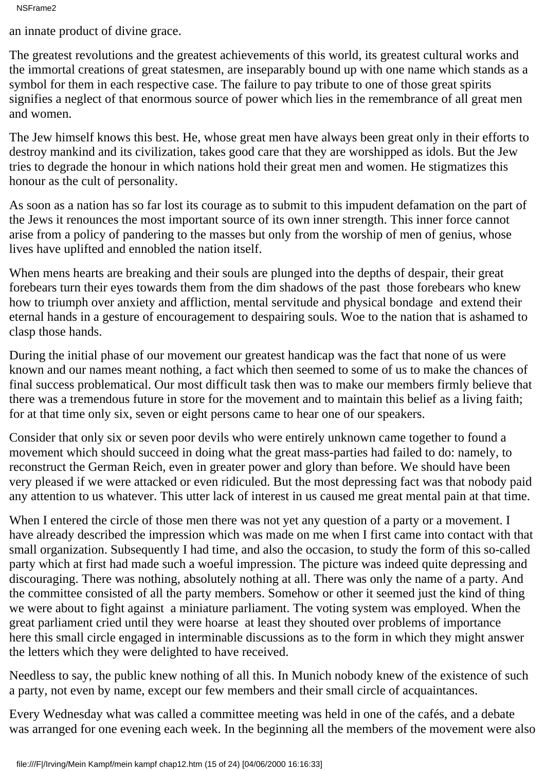an innate product of divine grace.

The greatest revolutions and the greatest achievements of this world, its greatest cultural works and the immortal creations of great statesmen, are inseparably bound up with one name which stands as a symbol for them in each respective case. The failure to pay tribute to one of those great spirits signifies a neglect of that enormous source of power which lies in the remembrance of all great men and women.

The Jew himself knows this best. He, whose great men have always been great only in their efforts to destroy mankind and its civilization, takes good care that they are worshipped as idols. But the Jew tries to degrade the honour in which nations hold their great men and women. He stigmatizes this honour as the cult of personality.

As soon as a nation has so far lost its courage as to submit to this impudent defamation on the part of the Jews it renounces the most important source of its own inner strength. This inner force cannot arise from a policy of pandering to the masses but only from the worship of men of genius, whose lives have uplifted and ennobled the nation itself.

When mens hearts are breaking and their souls are plunged into the depths of despair, their great forebears turn their eyes towards them from the dim shadows of the past  those forebears who knew how to triumph over anxiety and affliction, mental servitude and physical bondage  and extend their eternal hands in a gesture of encouragement to despairing souls. Woe to the nation that is ashamed to clasp those hands.

During the initial phase of our movement our greatest handicap was the fact that none of us were known and our names meant nothing, a fact which then seemed to some of us to make the chances of final success problematical. Our most difficult task then was to make our members firmly believe that there was a tremendous future in store for the movement and to maintain this belief as a living faith; for at that time only six, seven or eight persons came to hear one of our speakers.

Consider that only six or seven poor devils who were entirely unknown came together to found a movement which should succeed in doing what the great mass-parties had failed to do: namely, to reconstruct the German Reich, even in greater power and glory than before. We should have been very pleased if we were attacked or even ridiculed. But the most depressing fact was that nobody paid any attention to us whatever. This utter lack of interest in us caused me great mental pain at that time.

When I entered the circle of those men there was not yet any question of a party or a movement. I have already described the impression which was made on me when I first came into contact with that small organization. Subsequently I had time, and also the occasion, to study the form of this so-called party which at first had made such a woeful impression. The picture was indeed quite depressing and discouraging. There was nothing, absolutely nothing at all. There was only the name of a party. And the committee consisted of all the party members. Somehow or other it seemed just the kind of thing we were about to fight against  a miniature parliament. The voting system was employed. When the great parliament cried until they were hoarse  at least they shouted over problems of importance  here this small circle engaged in interminable discussions as to the form in which they might answer the letters which they were delighted to have received.

Needless to say, the public knew nothing of all this. In Munich nobody knew of the existence of such a party, not even by name, except our few members and their small circle of acquaintances.

Every Wednesday what was called a committee meeting was held in one of the cafés, and a debate was arranged for one evening each week. In the beginning all the members of the movement were also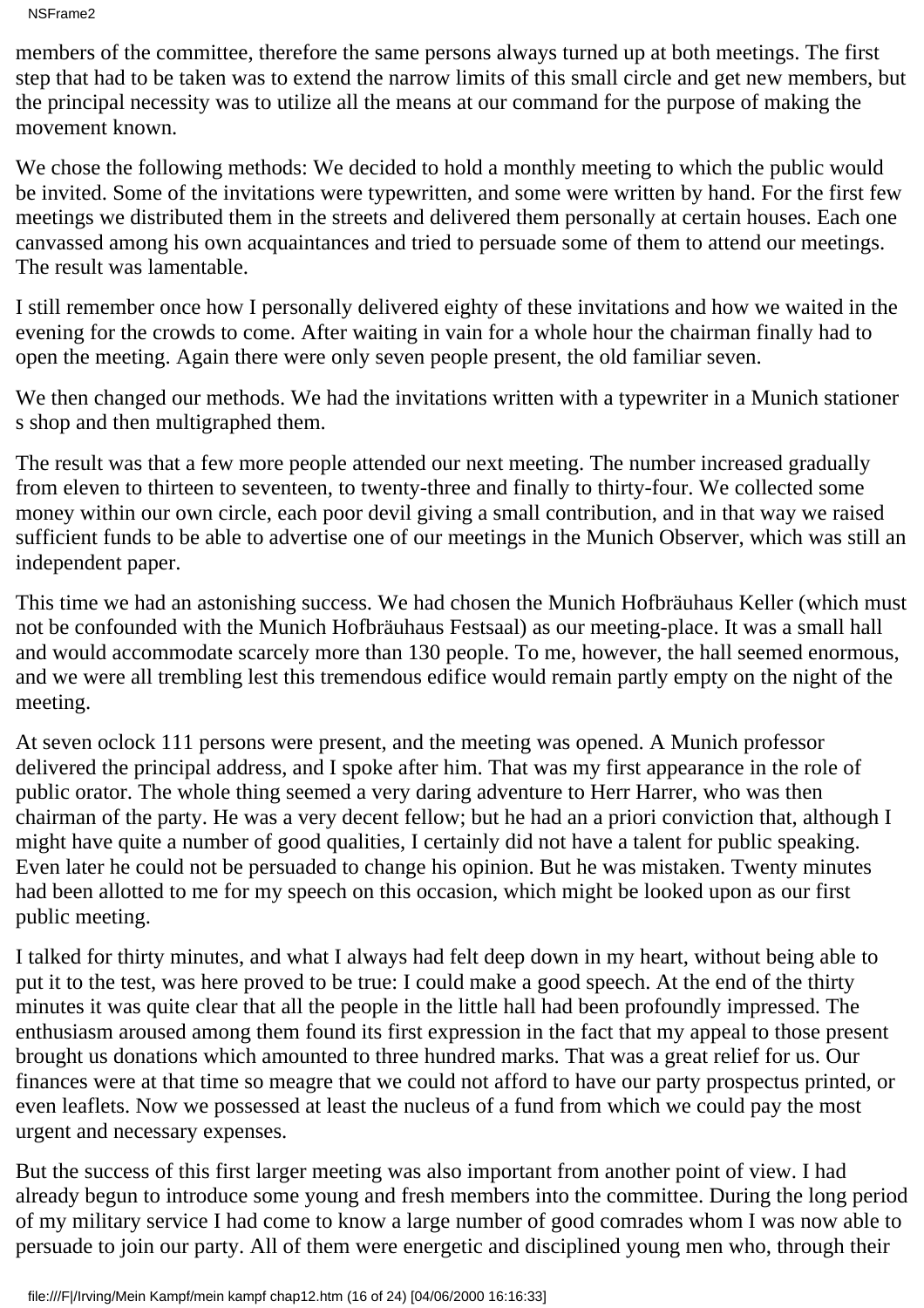members of the committee, therefore the same persons always turned up at both meetings. The first step that had to be taken was to extend the narrow limits of this small circle and get new members, but the principal necessity was to utilize all the means at our command for the purpose of making the movement known.

We chose the following methods: We decided to hold a monthly meeting to which the public would be invited. Some of the invitations were typewritten, and some were written by hand. For the first few meetings we distributed them in the streets and delivered them personally at certain houses. Each one canvassed among his own acquaintances and tried to persuade some of them to attend our meetings. The result was lamentable.

I still remember once how I personally delivered eighty of these invitations and how we waited in the evening for the crowds to come. After waiting in vain for a whole hour the chairman finally had to open the meeting. Again there were only seven people present, the old familiar seven.

We then changed our methods. We had the invitations written with a typewriter in a Munich stationer s shop and then multigraphed them.

The result was that a few more people attended our next meeting. The number increased gradually from eleven to thirteen to seventeen, to twenty-three and finally to thirty-four. We collected some money within our own circle, each poor devil giving a small contribution, and in that way we raised sufficient funds to be able to advertise one of our meetings in the Munich Observer, which was still an independent paper.

This time we had an astonishing success. We had chosen the Munich Hofbräuhaus Keller (which must not be confounded with the Munich Hofbräuhaus Festsaal) as our meeting-place. It was a small hall and would accommodate scarcely more than 130 people. To me, however, the hall seemed enormous, and we were all trembling lest this tremendous edifice would remain partly empty on the night of the meeting.

At seven oclock 111 persons were present, and the meeting was opened. A Munich professor delivered the principal address, and I spoke after him. That was my first appearance in the role of public orator. The whole thing seemed a very daring adventure to Herr Harrer, who was then chairman of the party. He was a very decent fellow; but he had an a priori conviction that, although I might have quite a number of good qualities, I certainly did not have a talent for public speaking. Even later he could not be persuaded to change his opinion. But he was mistaken. Twenty minutes had been allotted to me for my speech on this occasion, which might be looked upon as our first public meeting.

I talked for thirty minutes, and what I always had felt deep down in my heart, without being able to put it to the test, was here proved to be true: I could make a good speech. At the end of the thirty minutes it was quite clear that all the people in the little hall had been profoundly impressed. The enthusiasm aroused among them found its first expression in the fact that my appeal to those present brought us donations which amounted to three hundred marks. That was a great relief for us. Our finances were at that time so meagre that we could not afford to have our party prospectus printed, or even leaflets. Now we possessed at least the nucleus of a fund from which we could pay the most urgent and necessary expenses.

But the success of this first larger meeting was also important from another point of view. I had already begun to introduce some young and fresh members into the committee. During the long period of my military service I had come to know a large number of good comrades whom I was now able to persuade to join our party. All of them were energetic and disciplined young men who, through their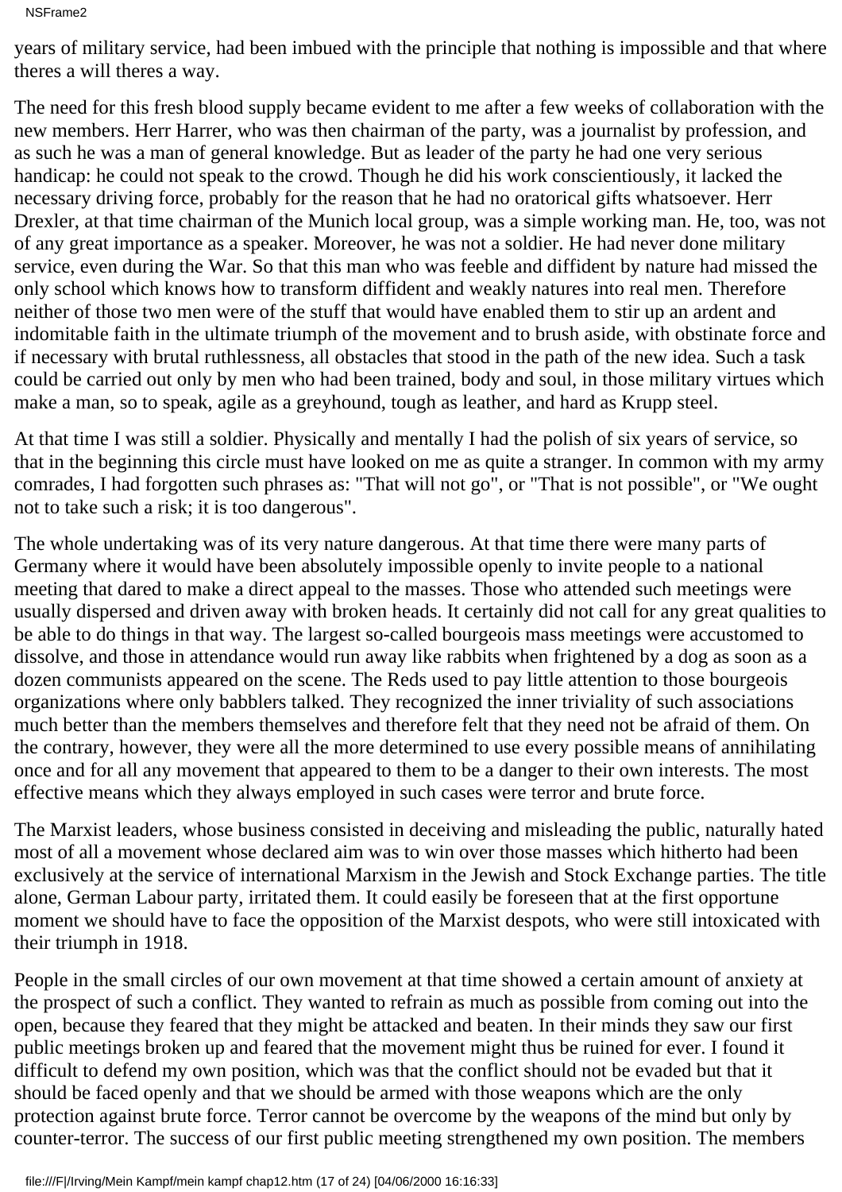years of military service, had been imbued with the principle that nothing is impossible and that where theres a will theres a way.

The need for this fresh blood supply became evident to me after a few weeks of collaboration with the new members. Herr Harrer, who was then chairman of the party, was a journalist by profession, and as such he was a man of general knowledge. But as leader of the party he had one very serious handicap: he could not speak to the crowd. Though he did his work conscientiously, it lacked the necessary driving force, probably for the reason that he had no oratorical gifts whatsoever. Herr Drexler, at that time chairman of the Munich local group, was a simple working man. He, too, was not of any great importance as a speaker. Moreover, he was not a soldier. He had never done military service, even during the War. So that this man who was feeble and diffident by nature had missed the only school which knows how to transform diffident and weakly natures into real men. Therefore neither of those two men were of the stuff that would have enabled them to stir up an ardent and indomitable faith in the ultimate triumph of the movement and to brush aside, with obstinate force and if necessary with brutal ruthlessness, all obstacles that stood in the path of the new idea. Such a task could be carried out only by men who had been trained, body and soul, in those military virtues which make a man, so to speak, agile as a greyhound, tough as leather, and hard as Krupp steel.

At that time I was still a soldier. Physically and mentally I had the polish of six years of service, so that in the beginning this circle must have looked on me as quite a stranger. In common with my army comrades, I had forgotten such phrases as: "That will not go", or "That is not possible", or "We ought not to take such a risk; it is too dangerous".

The whole undertaking was of its very nature dangerous. At that time there were many parts of Germany where it would have been absolutely impossible openly to invite people to a national meeting that dared to make a direct appeal to the masses. Those who attended such meetings were usually dispersed and driven away with broken heads. It certainly did not call for any great qualities to be able to do things in that way. The largest so-called bourgeois mass meetings were accustomed to dissolve, and those in attendance would run away like rabbits when frightened by a dog as soon as a dozen communists appeared on the scene. The Reds used to pay little attention to those bourgeois organizations where only babblers talked. They recognized the inner triviality of such associations much better than the members themselves and therefore felt that they need not be afraid of them. On the contrary, however, they were all the more determined to use every possible means of annihilating once and for all any movement that appeared to them to be a danger to their own interests. The most effective means which they always employed in such cases were terror and brute force.

The Marxist leaders, whose business consisted in deceiving and misleading the public, naturally hated most of all a movement whose declared aim was to win over those masses which hitherto had been exclusively at the service of international Marxism in the Jewish and Stock Exchange parties. The title alone, German Labour party, irritated them. It could easily be foreseen that at the first opportune moment we should have to face the opposition of the Marxist despots, who were still intoxicated with their triumph in 1918.

People in the small circles of our own movement at that time showed a certain amount of anxiety at the prospect of such a conflict. They wanted to refrain as much as possible from coming out into the open, because they feared that they might be attacked and beaten. In their minds they saw our first public meetings broken up and feared that the movement might thus be ruined for ever. I found it difficult to defend my own position, which was that the conflict should not be evaded but that it should be faced openly and that we should be armed with those weapons which are the only protection against brute force. Terror cannot be overcome by the weapons of the mind but only by counter-terror. The success of our first public meeting strengthened my own position. The members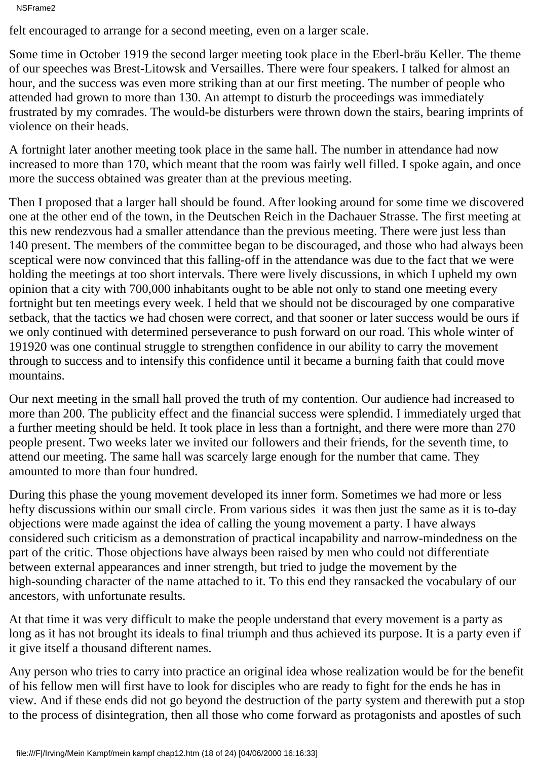felt encouraged to arrange for a second meeting, even on a larger scale.

Some time in October 1919 the second larger meeting took place in the Eberl-bräu Keller. The theme of our speeches was Brest-Litowsk and Versailles. There were four speakers. I talked for almost an hour, and the success was even more striking than at our first meeting. The number of people who attended had grown to more than 130. An attempt to disturb the proceedings was immediately frustrated by my comrades. The would-be disturbers were thrown down the stairs, bearing imprints of violence on their heads.

A fortnight later another meeting took place in the same hall. The number in attendance had now increased to more than 170, which meant that the room was fairly well filled. I spoke again, and once more the success obtained was greater than at the previous meeting.

Then I proposed that a larger hall should be found. After looking around for some time we discovered one at the other end of the town, in the Deutschen Reich in the Dachauer Strasse. The first meeting at this new rendezvous had a smaller attendance than the previous meeting. There were just less than 140 present. The members of the committee began to be discouraged, and those who had always been sceptical were now convinced that this falling-off in the attendance was due to the fact that we were holding the meetings at too short intervals. There were lively discussions, in which I upheld my own opinion that a city with 700,000 inhabitants ought to be able not only to stand one meeting every fortnight but ten meetings every week. I held that we should not be discouraged by one comparative setback, that the tactics we had chosen were correct, and that sooner or later success would be ours if we only continued with determined perseverance to push forward on our road. This whole winter of 191920 was one continual struggle to strengthen confidence in our ability to carry the movement through to success and to intensify this confidence until it became a burning faith that could move mountains.

Our next meeting in the small hall proved the truth of my contention. Our audience had increased to more than 200. The publicity effect and the financial success were splendid. I immediately urged that a further meeting should be held. It took place in less than a fortnight, and there were more than 270 people present. Two weeks later we invited our followers and their friends, for the seventh time, to attend our meeting. The same hall was scarcely large enough for the number that came. They amounted to more than four hundred.

During this phase the young movement developed its inner form. Sometimes we had more or less hefty discussions within our small circle. From various sides it was then just the same as it is to-day objections were made against the idea of calling the young movement a party. I have always considered such criticism as a demonstration of practical incapability and narrow-mindedness on the part of the critic. Those objections have always been raised by men who could not differentiate between external appearances and inner strength, but tried to judge the movement by the high-sounding character of the name attached to it. To this end they ransacked the vocabulary of our ancestors, with unfortunate results.

At that time it was very difficult to make the people understand that every movement is a party as long as it has not brought its ideals to final triumph and thus achieved its purpose. It is a party even if it give itself a thousand difterent names.

Any person who tries to carry into practice an original idea whose realization would be for the benefit of his fellow men will first have to look for disciples who are ready to fight for the ends he has in view. And if these ends did not go beyond the destruction of the party system and therewith put a stop to the process of disintegration, then all those who come forward as protagonists and apostles of such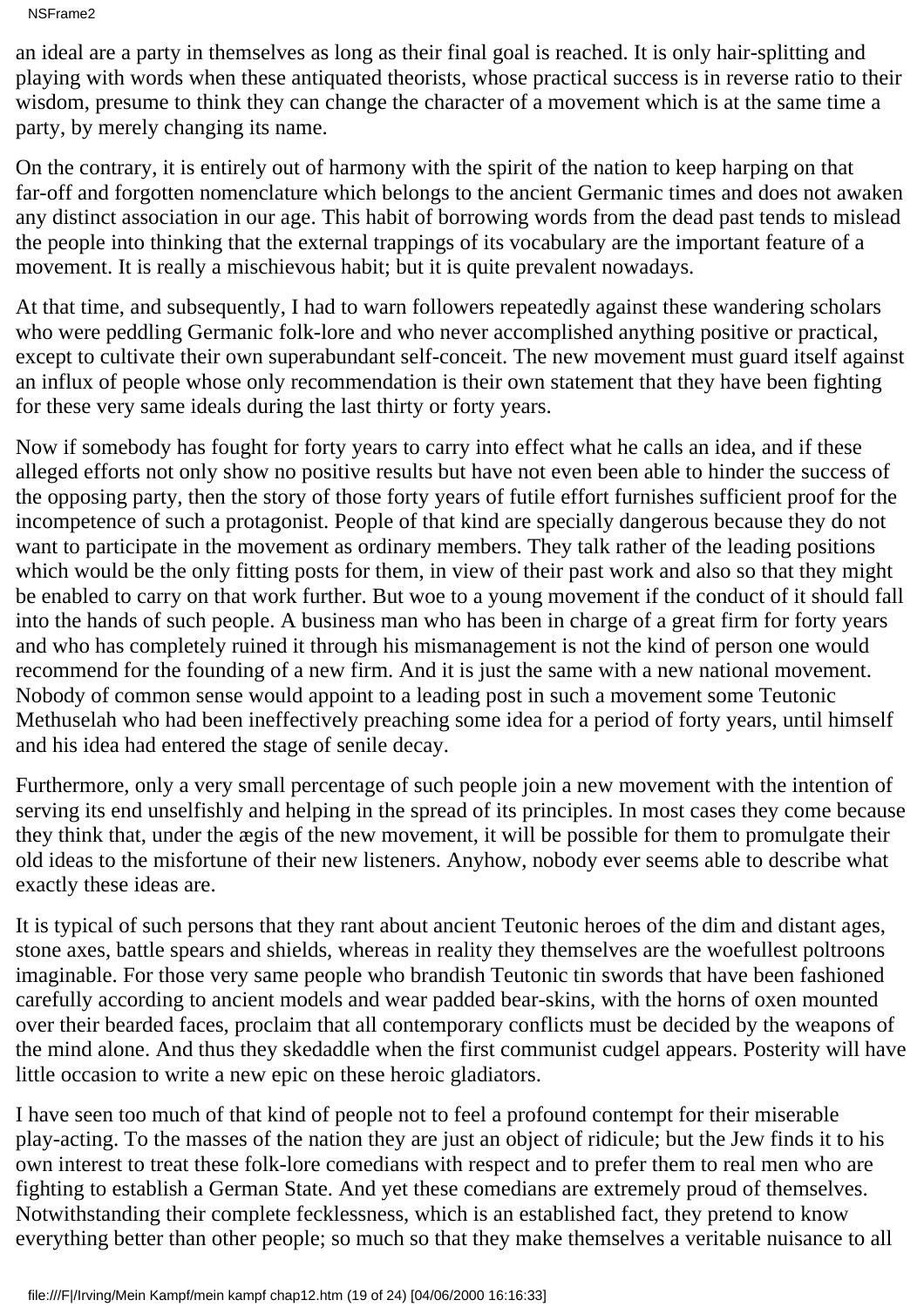an ideal are a party in themselves as long as their final goal is reached. It is only hair-splitting and playing with words when these antiquated theorists, whose practical success is in reverse ratio to their wisdom, presume to think they can change the character of a movement which is at the same time a party, by merely changing its name.

On the contrary, it is entirely out of harmony with the spirit of the nation to keep harping on that far-off and forgotten nomenclature which belongs to the ancient Germanic times and does not awaken any distinct association in our age. This habit of borrowing words from the dead past tends to mislead the people into thinking that the external trappings of its vocabulary are the important feature of a movement. It is really a mischievous habit; but it is quite prevalent nowadays.

At that time, and subsequently, I had to warn followers repeatedly against these wandering scholars who were peddling Germanic folk-lore and who never accomplished anything positive or practical, except to cultivate their own superabundant self-conceit. The new movement must guard itself against an influx of people whose only recommendation is their own statement that they have been fighting for these very same ideals during the last thirty or forty years.

Now if somebody has fought for forty years to carry into effect what he calls an idea, and if these alleged efforts not only show no positive results but have not even been able to hinder the success of the opposing party, then the story of those forty years of futile effort furnishes sufficient proof for the incompetence of such a protagonist. People of that kind are specially dangerous because they do not want to participate in the movement as ordinary members. They talk rather of the leading positions which would be the only fitting posts for them, in view of their past work and also so that they might be enabled to carry on that work further. But woe to a young movement if the conduct of it should fall into the hands of such people. A business man who has been in charge of a great firm for forty years and who has completely ruined it through his mismanagement is not the kind of person one would recommend for the founding of a new firm. And it is just the same with a new national movement. Nobody of common sense would appoint to a leading post in such a movement some Teutonic Methuselah who had been ineffectively preaching some idea for a period of forty years, until himself and his idea had entered the stage of senile decay.

Furthermore, only a very small percentage of such people join a new movement with the intention of serving its end unselfishly and helping in the spread of its principles. In most cases they come because they think that, under the ægis of the new movement, it will be possible for them to promulgate their old ideas to the misfortune of their new listeners. Anyhow, nobody ever seems able to describe what exactly these ideas are.

It is typical of such persons that they rant about ancient Teutonic heroes of the dim and distant ages, stone axes, battle spears and shields, whereas in reality they themselves are the woefullest poltroons imaginable. For those very same people who brandish Teutonic tin swords that have been fashioned carefully according to ancient models and wear padded bear-skins, with the horns of oxen mounted over their bearded faces, proclaim that all contemporary conflicts must be decided by the weapons of the mind alone. And thus they skedaddle when the first communist cudgel appears. Posterity will have little occasion to write a new epic on these heroic gladiators.

I have seen too much of that kind of people not to feel a profound contempt for their miserable play-acting. To the masses of the nation they are just an object of ridicule; but the Jew finds it to his own interest to treat these folk-lore comedians with respect and to prefer them to real men who are fighting to establish a German State. And yet these comedians are extremely proud of themselves. Notwithstanding their complete fecklessness, which is an established fact, they pretend to know everything better than other people; so much so that they make themselves a veritable nuisance to all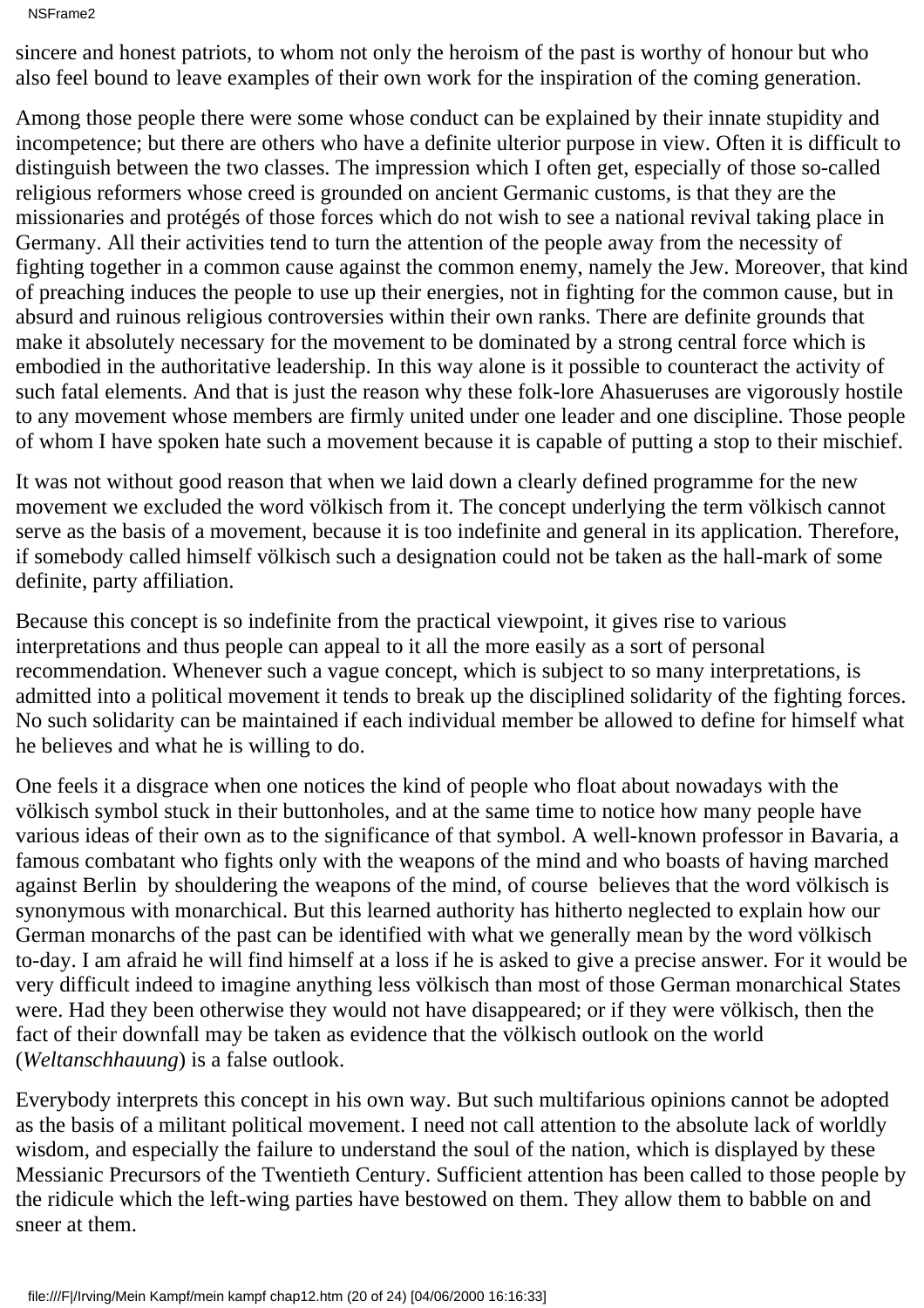sincere and honest patriots, to whom not only the heroism of the past is worthy of honour but who also feel bound to leave examples of their own work for the inspiration of the coming generation.

Among those people there were some whose conduct can be explained by their innate stupidity and incompetence; but there are others who have a definite ulterior purpose in view. Often it is difficult to distinguish between the two classes. The impression which I often get, especially of those so-called religious reformers whose creed is grounded on ancient Germanic customs, is that they are the missionaries and protégés of those forces which do not wish to see a national revival taking place in Germany. All their activities tend to turn the attention of the people away from the necessity of fighting together in a common cause against the common enemy, namely the Jew. Moreover, that kind of preaching induces the people to use up their energies, not in fighting for the common cause, but in absurd and ruinous religious controversies within their own ranks. There are definite grounds that make it absolutely necessary for the movement to be dominated by a strong central force which is embodied in the authoritative leadership. In this way alone is it possible to counteract the activity of such fatal elements. And that is just the reason why these folk-lore Ahasueruses are vigorously hostile to any movement whose members are firmly united under one leader and one discipline. Those people of whom I have spoken hate such a movement because it is capable of putting a stop to their mischief.

It was not without good reason that when we laid down a clearly defined programme for the new movement we excluded the word völkisch from it. The concept underlying the term völkisch cannot serve as the basis of a movement, because it is too indefinite and general in its application. Therefore, if somebody called himself völkisch such a designation could not be taken as the hall-mark of some definite, party affiliation.

Because this concept is so indefinite from the practical viewpoint, it gives rise to various interpretations and thus people can appeal to it all the more easily as a sort of personal recommendation. Whenever such a vague concept, which is subject to so many interpretations, is admitted into a political movement it tends to break up the disciplined solidarity of the fighting forces. No such solidarity can be maintained if each individual member be allowed to define for himself what he believes and what he is willing to do.

One feels it a disgrace when one notices the kind of people who float about nowadays with the völkisch symbol stuck in their buttonholes, and at the same time to notice how many people have various ideas of their own as to the significance of that symbol. A well-known professor in Bavaria, a famous combatant who fights only with the weapons of the mind and who boasts of having marched against Berlin by shouldering the weapons of the mind, of course believes that the word völkisch is synonymous with monarchical. But this learned authority has hitherto neglected to explain how our German monarchs of the past can be identified with what we generally mean by the word völkisch to-day. I am afraid he will find himself at a loss if he is asked to give a precise answer. For it would be very difficult indeed to imagine anything less völkisch than most of those German monarchical States were. Had they been otherwise they would not have disappeared; or if they were völkisch, then the fact of their downfall may be taken as evidence that the völkisch outlook on the world (*Weltanschhauung*) is a false outlook.

Everybody interprets this concept in his own way. But such multifarious opinions cannot be adopted as the basis of a militant political movement. I need not call attention to the absolute lack of worldly wisdom, and especially the failure to understand the soul of the nation, which is displayed by these Messianic Precursors of the Twentieth Century. Sufficient attention has been called to those people by the ridicule which the left-wing parties have bestowed on them. They allow them to babble on and sneer at them.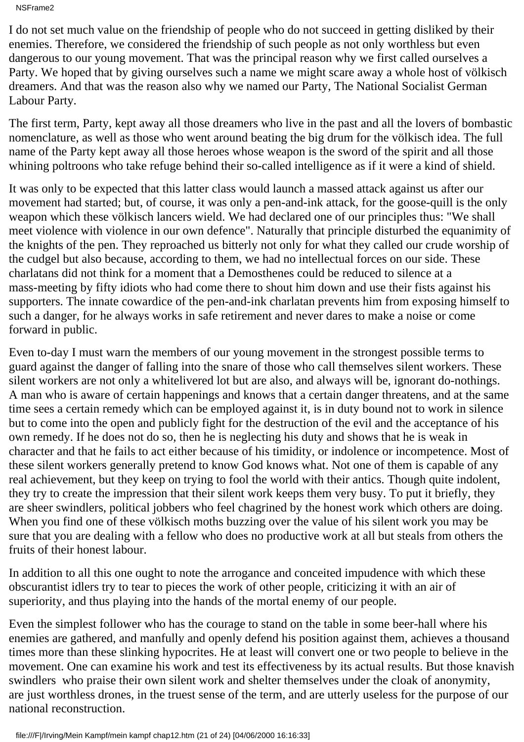I do not set much value on the friendship of people who do not succeed in getting disliked by their enemies. Therefore, we considered the friendship of such people as not only worthless but even dangerous to our young movement. That was the principal reason why we first called ourselves a Party. We hoped that by giving ourselves such a name we might scare away a whole host of völkisch dreamers. And that was the reason also why we named our Party, The National Socialist German Labour Party.

The first term, Party, kept away all those dreamers who live in the past and all the lovers of bombastic nomenclature, as well as those who went around beating the big drum for the völkisch idea. The full name of the Party kept away all those heroes whose weapon is the sword of the spirit and all those whining poltroons who take refuge behind their so-called intelligence as if it were a kind of shield.

It was only to be expected that this latter class would launch a massed attack against us after our movement had started; but, of course, it was only a pen-and-ink attack, for the goose-quill is the only weapon which these völkisch lancers wield. We had declared one of our principles thus: "We shall meet violence with violence in our own defence". Naturally that principle disturbed the equanimity of the knights of the pen. They reproached us bitterly not only for what they called our crude worship of the cudgel but also because, according to them, we had no intellectual forces on our side. These charlatans did not think for a moment that a Demosthenes could be reduced to silence at a mass-meeting by fifty idiots who had come there to shout him down and use their fists against his supporters. The innate cowardice of the pen-and-ink charlatan prevents him from exposing himself to such a danger, for he always works in safe retirement and never dares to make a noise or come forward in public.

Even to-day I must warn the members of our young movement in the strongest possible terms to guard against the danger of falling into the snare of those who call themselves silent workers. These silent workers are not only a whitelivered lot but are also, and always will be, ignorant do-nothings. A man who is aware of certain happenings and knows that a certain danger threatens, and at the same time sees a certain remedy which can be employed against it, is in duty bound not to work in silence but to come into the open and publicly fight for the destruction of the evil and the acceptance of his own remedy. If he does not do so, then he is neglecting his duty and shows that he is weak in character and that he fails to act either because of his timidity, or indolence or incompetence. Most of these silent workers generally pretend to know God knows what. Not one of them is capable of any real achievement, but they keep on trying to fool the world with their antics. Though quite indolent, they try to create the impression that their silent work keeps them very busy. To put it briefly, they are sheer swindlers, political jobbers who feel chagrined by the honest work which others are doing. When you find one of these völkisch moths buzzing over the value of his silent work you may be sure that you are dealing with a fellow who does no productive work at all but steals from others the fruits of their honest labour.

In addition to all this one ought to note the arrogance and conceited impudence with which these obscurantist idlers try to tear to pieces the work of other people, criticizing it with an air of superiority, and thus playing into the hands of the mortal enemy of our people.

Even the simplest follower who has the courage to stand on the table in some beer-hall where his enemies are gathered, and manfully and openly defend his position against them, achieves a thousand times more than these slinking hypocrites. He at least will convert one or two people to believe in the movement. One can examine his work and test its effectiveness by its actual results. But those knavish swindlers who praise their own silent work and shelter themselves under the cloak of anonymity, are just worthless drones, in the truest sense of the term, and are utterly useless for the purpose of our national reconstruction.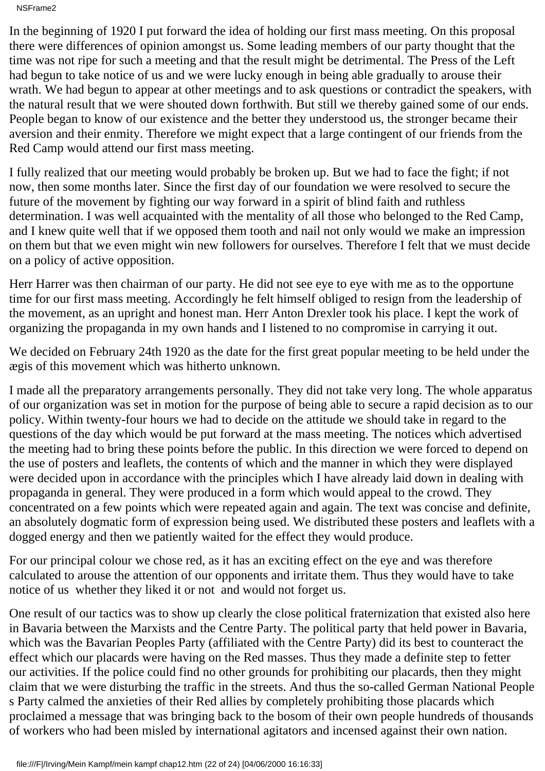In the beginning of 1920 I put forward the idea of holding our first mass meeting. On this proposal there were differences of opinion amongst us. Some leading members of our party thought that the time was not ripe for such a meeting and that the result might be detrimental. The Press of the Left had begun to take notice of us and we were lucky enough in being able gradually to arouse their wrath. We had begun to appear at other meetings and to ask questions or contradict the speakers, with the natural result that we were shouted down forthwith. But still we thereby gained some of our ends. People began to know of our existence and the better they understood us, the stronger became their aversion and their enmity. Therefore we might expect that a large contingent of our friends from the Red Camp would attend our first mass meeting.

I fully realized that our meeting would probably be broken up. But we had to face the fight; if not now, then some months later. Since the first day of our foundation we were resolved to secure the future of the movement by fighting our way forward in a spirit of blind faith and ruthless determination. I was well acquainted with the mentality of all those who belonged to the Red Camp, and I knew quite well that if we opposed them tooth and nail not only would we make an impression on them but that we even might win new followers for ourselves. Therefore I felt that we must decide on a policy of active opposition.

Herr Harrer was then chairman of our party. He did not see eye to eye with me as to the opportune time for our first mass meeting. Accordingly he felt himself obliged to resign from the leadership of the movement, as an upright and honest man. Herr Anton Drexler took his place. I kept the work of organizing the propaganda in my own hands and I listened to no compromise in carrying it out.

We decided on February 24th 1920 as the date for the first great popular meeting to be held under the ægis of this movement which was hitherto unknown.

I made all the preparatory arrangements personally. They did not take very long. The whole apparatus of our organization was set in motion for the purpose of being able to secure a rapid decision as to our policy. Within twenty-four hours we had to decide on the attitude we should take in regard to the questions of the day which would be put forward at the mass meeting. The notices which advertised the meeting had to bring these points before the public. In this direction we were forced to depend on the use of posters and leaflets, the contents of which and the manner in which they were displayed were decided upon in accordance with the principles which I have already laid down in dealing with propaganda in general. They were produced in a form which would appeal to the crowd. They concentrated on a few points which were repeated again and again. The text was concise and definite, an absolutely dogmatic form of expression being used. We distributed these posters and leaflets with a dogged energy and then we patiently waited for the effect they would produce.

For our principal colour we chose red, as it has an exciting effect on the eye and was therefore calculated to arouse the attention of our opponents and irritate them. Thus they would have to take notice of us whether they liked it or not and would not forget us.

One result of our tactics was to show up clearly the close political fraternization that existed also here in Bavaria between the Marxists and the Centre Party. The political party that held power in Bavaria, which was the Bavarian Peoples Party (affiliated with the Centre Party) did its best to counteract the effect which our placards were having on the Red masses. Thus they made a definite step to fetter our activities. If the police could find no other grounds for prohibiting our placards, then they might claim that we were disturbing the traffic in the streets. And thus the so-called German National Peoples Party calmed the anxieties of their Red allies by completely prohibiting those placards which proclaimed a message that was bringing back to the bosom of their own people hundreds of thousands of workers who had been misled by international agitators and incensed against their own nation.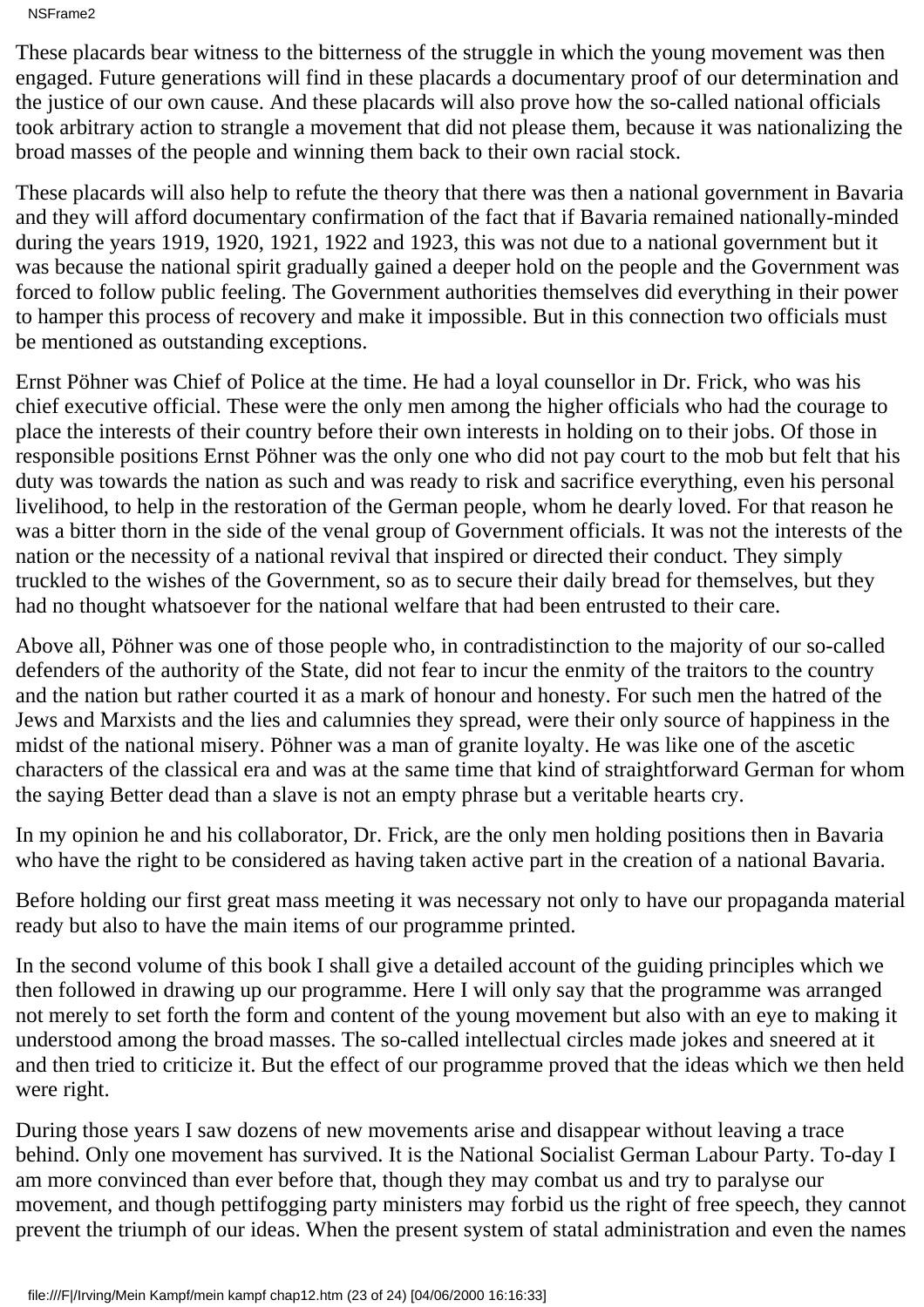These placards bear witness to the bitterness of the struggle in which the young movement was then engaged. Future generations will find in these placards a documentary proof of our determination and the justice of our own cause. And these placards will also prove how the so-called national officials took arbitrary action to strangle a movement that did not please them, because it was nationalizing the broad masses of the people and winning them back to their own racial stock.

These placards will also help to refute the theory that there was then a national government in Bavaria and they will afford documentary confirmation of the fact that if Bavaria remained nationally-minded during the years 1919, 1920, 1921, 1922 and 1923, this was not due to a national government but it was because the national spirit gradually gained a deeper hold on the people and the Government was forced to follow public feeling. The Government authorities themselves did everything in their power to hamper this process of recovery and make it impossible. But in this connection two officials must be mentioned as outstanding exceptions.

Ernst Pöhner was Chief of Police at the time. He had a loyal counsellor in Dr. Frick, who was his chief executive official. These were the only men among the higher officials who had the courage to place the interests of their country before their own interests in holding on to their jobs. Of those in responsible positions Ernst Pöhner was the only one who did not pay court to the mob but felt that his duty was towards the nation as such and was ready to risk and sacrifice everything, even his personal livelihood, to help in the restoration of the German people, whom he dearly loved. For that reason he was a bitter thorn in the side of the venal group of Government officials. It was not the interests of the nation or the necessity of a national revival that inspired or directed their conduct. They simply truckled to the wishes of the Government, so as to secure their daily bread for themselves, but they had no thought whatsoever for the national welfare that had been entrusted to their care.

Above all, Pöhner was one of those people who, in contradistinction to the majority of our so-called defenders of the authority of the State, did not fear to incur the enmity of the traitors to the country and the nation but rather courted it as a mark of honour and honesty. For such men the hatred of the Jews and Marxists and the lies and calumnies they spread, were their only source of happiness in the midst of the national misery. Pöhner was a man of granite loyalty. He was like one of the ascetic characters of the classical era and was at the same time that kind of straightforward German for whom the saying Better dead than a slave is not an empty phrase but a veritable hearts cry.

In my opinion he and his collaborator, Dr. Frick, are the only men holding positions then in Bavaria who have the right to be considered as having taken active part in the creation of a national Bavaria.

Before holding our first great mass meeting it was necessary not only to have our propaganda material ready but also to have the main items of our programme printed.

In the second volume of this book I shall give a detailed account of the guiding principles which we then followed in drawing up our programme. Here I will only say that the programme was arranged not merely to set forth the form and content of the young movement but also with an eye to making it understood among the broad masses. The so-called intellectual circles made jokes and sneered at it and then tried to criticize it. But the effect of our programme proved that the ideas which we then held were right.

During those years I saw dozens of new movements arise and disappear without leaving a trace behind. Only one movement has survived. It is the National Socialist German Labour Party. To-day I am more convinced than ever before that, though they may combat us and try to paralyse our movement, and though pettifogging party ministers may forbid us the right of free speech, they cannot prevent the triumph of our ideas. When the present system of statal administration and even the names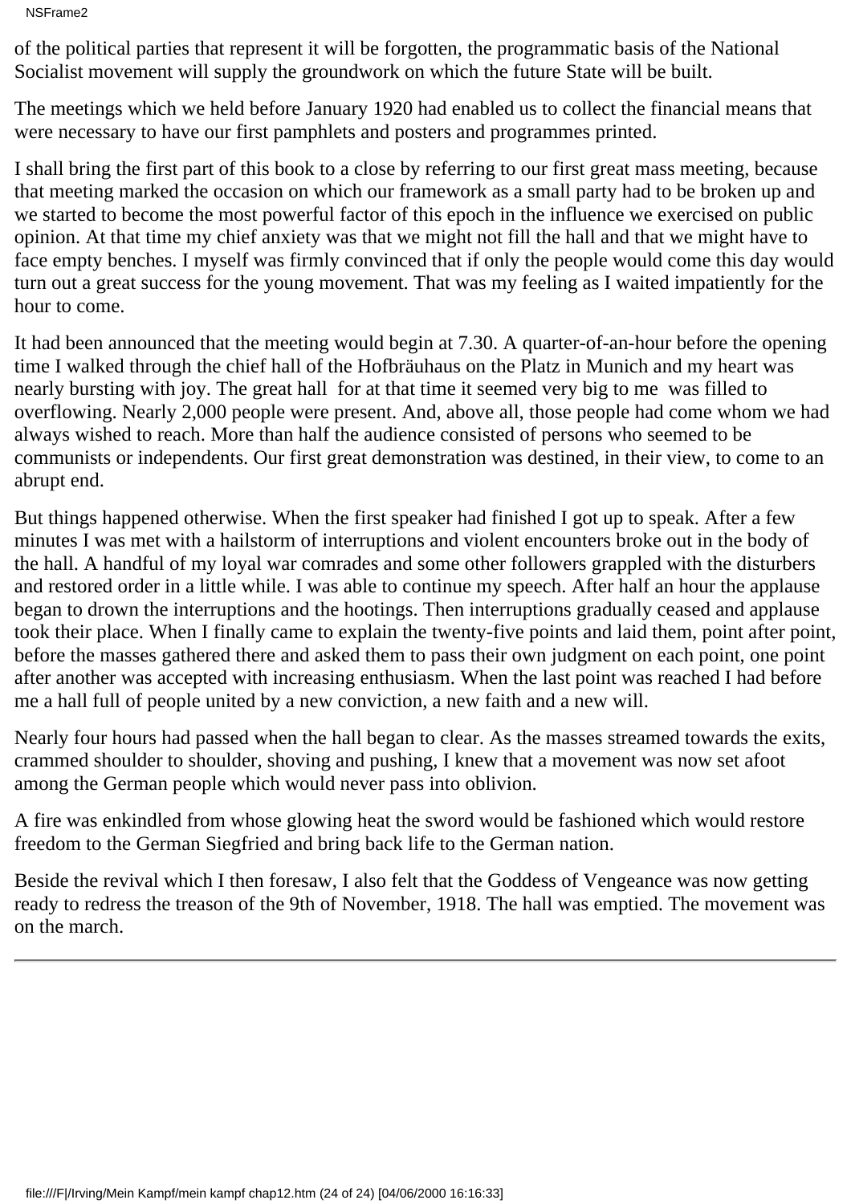of the political parties that represent it will be forgotten, the programmatic basis of the National Socialist movement will supply the groundwork on which the future State will be built.

The meetings which we held before January 1920 had enabled us to collect the financial means that were necessary to have our first pamphlets and posters and programmes printed.

I shall bring the first part of this book to a close by referring to our first great mass meeting, because that meeting marked the occasion on which our framework as a small party had to be broken up and we started to become the most powerful factor of this epoch in the influence we exercised on public opinion. At that time my chief anxiety was that we might not fill the hall and that we might have to face empty benches. I myself was firmly convinced that if only the people would come this day would turn out a great success for the young movement. That was my feeling as I waited impatiently for the hour to come.

It had been announced that the meeting would begin at 7.30. A quarter-of-an-hour before the opening time I walked through the chief hall of the Hofbräuhaus on the Platz in Munich and my heart was nearly bursting with joy. The great hall  for at that time it seemed very big to me  was filled to overflowing. Nearly 2,000 people were present. And, above all, those people had come whom we had always wished to reach. More than half the audience consisted of persons who seemed to be communists or independents. Our first great demonstration was destined, in their view, to come to an abrupt end.

But things happened otherwise. When the first speaker had finished I got up to speak. After a few minutes I was met with a hailstorm of interruptions and violent encounters broke out in the body of the hall. A handful of my loyal war comrades and some other followers grappled with the disturbers and restored order in a little while. I was able to continue my speech. After half an hour the applause began to drown the interruptions and the hootings. Then interruptions gradually ceased and applause took their place. When I finally came to explain the twenty-five points and laid them, point after point, before the masses gathered there and asked them to pass their own judgment on each point, one point after another was accepted with increasing enthusiasm. When the last point was reached I had before me a hall full of people united by a new conviction, a new faith and a new will.

Nearly four hours had passed when the hall began to clear. As the masses streamed towards the exits, crammed shoulder to shoulder, shoving and pushing, I knew that a movement was now set afoot among the German people which would never pass into oblivion.

A fire was enkindled from whose glowing heat the sword would be fashioned which would restore freedom to the German Siegfried and bring back life to the German nation.

Beside the revival which I then foresaw, I also felt that the Goddess of Vengeance was now getting ready to redress the treason of the 9th of November, 1918. The hall was emptied. The movement was on the march.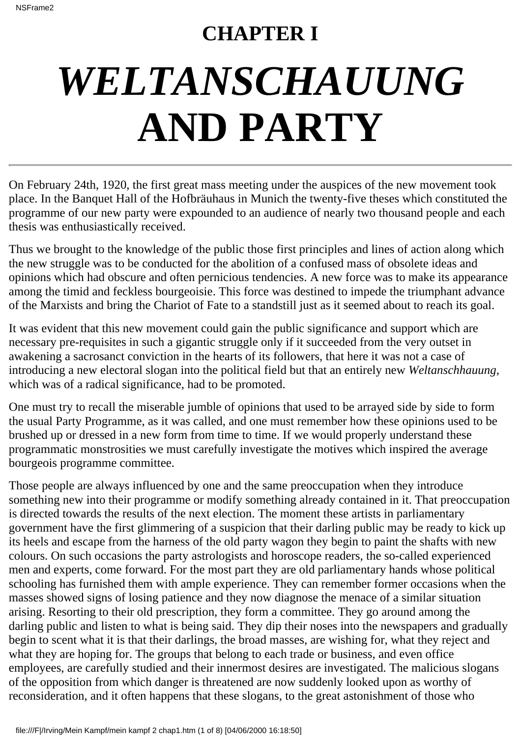# CHAPTER I

# *WELTANSCHAUUNG* AND PARTY

On February 24th, 1920, the first great mass meeting under the auspices of the new movement took place. In the Banquet Hall of the Hofbräuhaus in Munich the twenty-five theses which constituted the programme of our new party were expounded to an audience of nearly two thousand people and each thesis was enthusiastically received.

Thus we brought to the knowledge of the public those first principles and lines of action along which the new struggle was to be conducted for the abolition of a confused mass of obsolete ideas and opinions which had obscure and often pernicious tendencies. A new force was to make its appearance among the timid and feckless bourgeoisie. This force was destined to impede the triumphant advance of the Marxists and bring the Chariot of Fate to a standstill just as it seemed about to reach its goal.

It was evident that this new movement could gain the public significance and support which are necessary pre-requisites in such a gigantic struggle only if it succeeded from the very outset in awakening a sacrosanct conviction in the hearts of its followers, that here it was not a case of introducing a new electoral slogan into the political field but that an entirely new *Weltanschhauung*, which was of a radical significance, had to be promoted.

One must try to recall the miserable jumble of opinions that used to be arrayed side by side to form the usual Party Programme, as it was called, and one must remember how these opinions used to be brushed up or dressed in a new form from time to time. If we would properly understand these programmatic monstrosities we must carefully investigate the motives which inspired the average bourgeois programme committee.

Those people are always influenced by one and the same preoccupation when they introduce something new into their programme or modify something already contained in it. That preoccupation is directed towards the results of the next election. The moment these artists in parliamentary government have the first glimmering of a suspicion that their darling public may be ready to kick up its heels and escape from the harness of the old party wagon they begin to paint the shafts with new colours. On such occasions the party astrologists and horoscope readers, the so-called experienced men and experts, come forward. For the most part they are old parliamentary hands whose political schooling has furnished them with ample experience. They can remember former occasions when the masses showed signs of losing patience and they now diagnose the menace of a similar situation arising. Resorting to their old prescription, they form a committee. They go around among the darling public and listen to what is being said. They dip their noses into the newspapers and gradually begin to scent what it is that their darlings, the broad masses, are wishing for, what they reject and what they are hoping for. The groups that belong to each trade or business, and even office employees, are carefully studied and their innermost desires are investigated. The malicious slogans of the opposition from which danger is threatened are now suddenly looked upon as worthy of reconsideration, and it often happens that these slogans, to the great astonishment of those who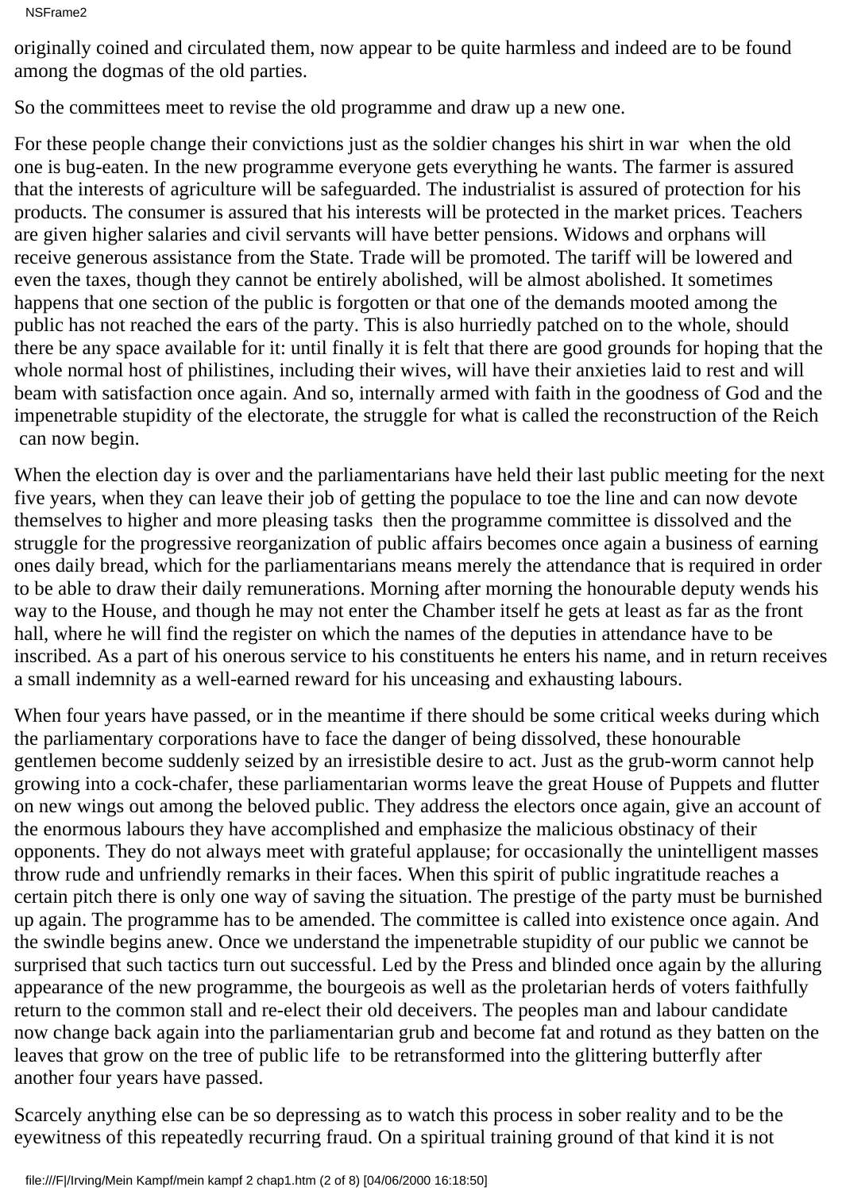originally coined and circulated them, now appear to be quite harmless and indeed are to be found among the dogmas of the old parties.

So the committees meet to revise the old programme and draw up a new one.

For these people change their convictions just as the soldier changes his shirt in war when the old one is bug-eaten. In the new programme everyone gets everything he wants. The farmer is assured that the interests of agriculture will be safeguarded. The industrialist is assured of protection for his products. The consumer is assured that his interests will be protected in the market prices. Teachers are given higher salaries and civil servants will have better pensions. Widows and orphans will receive generous assistance from the State. Trade will be promoted. The tariff will be lowered and even the taxes, though they cannot be entirely abolished, will be almost abolished. It sometimes happens that one section of the public is forgotten or that one of the demands mooted among the public has not reached the ears of the party. This is also hurriedly patched on to the whole, should there be any space available for it: until finally it is felt that there are good grounds for hoping that the whole normal host of philistines, including their wives, will have their anxieties laid to rest and will beam with satisfaction once again. And so, internally armed with faith in the goodness of God and the impenetrable stupidity of the electorate, the struggle for what is called the reconstruction of the Reich can now begin.

When the election day is over and the parliamentarians have held their last public meeting for the next five years, when they can leave their job of getting the populace to toe the line and can now devote themselves to higher and more pleasing tasks then the programme committee is dissolved and the struggle for the progressive reorganization of public affairs becomes once again a business of earning ones daily bread, which for the parliamentarians means merely the attendance that is required in order to be able to draw their daily remunerations. Morning after morning the honourable deputy wends his way to the House, and though he may not enter the Chamber itself he gets at least as far as the front hall, where he will find the register on which the names of the deputies in attendance have to be inscribed. As a part of his onerous service to his constituents he enters his name, and in return receives a small indemnity as a well-earned reward for his unceasing and exhausting labours.

When four years have passed, or in the meantime if there should be some critical weeks during which the parliamentary corporations have to face the danger of being dissolved, these honourable gentlemen become suddenly seized by an irresistible desire to act. Just as the grub-worm cannot help growing into a cock-chafer, these parliamentarian worms leave the great House of Puppets and flutter on new wings out among the beloved public. They address the electors once again, give an account of the enormous labours they have accomplished and emphasize the malicious obstinacy of their opponents. They do not always meet with grateful applause; for occasionally the unintelligent masses throw rude and unfriendly remarks in their faces. When this spirit of public ingratitude reaches a certain pitch there is only one way of saving the situation. The prestige of the party must be burnished up again. The programme has to be amended. The committee is called into existence once again. And the swindle begins anew. Once we understand the impenetrable stupidity of our public we cannot be surprised that such tactics turn out successful. Led by the Press and blinded once again by the alluring appearance of the new programme, the bourgeois as well as the proletarian herds of voters faithfully return to the common stall and re-elect their old deceivers. The peoples man and labour candidate now change back again into the parliamentarian grub and become fat and rotund as they batten on the leaves that grow on the tree of public life to be retransformed into the glittering butterfly after another four years have passed.

Scarcely anything else can be so depressing as to watch this process in sober reality and to be the eyewitness of this repeatedly recurring fraud. On a spiritual training ground of that kind it is not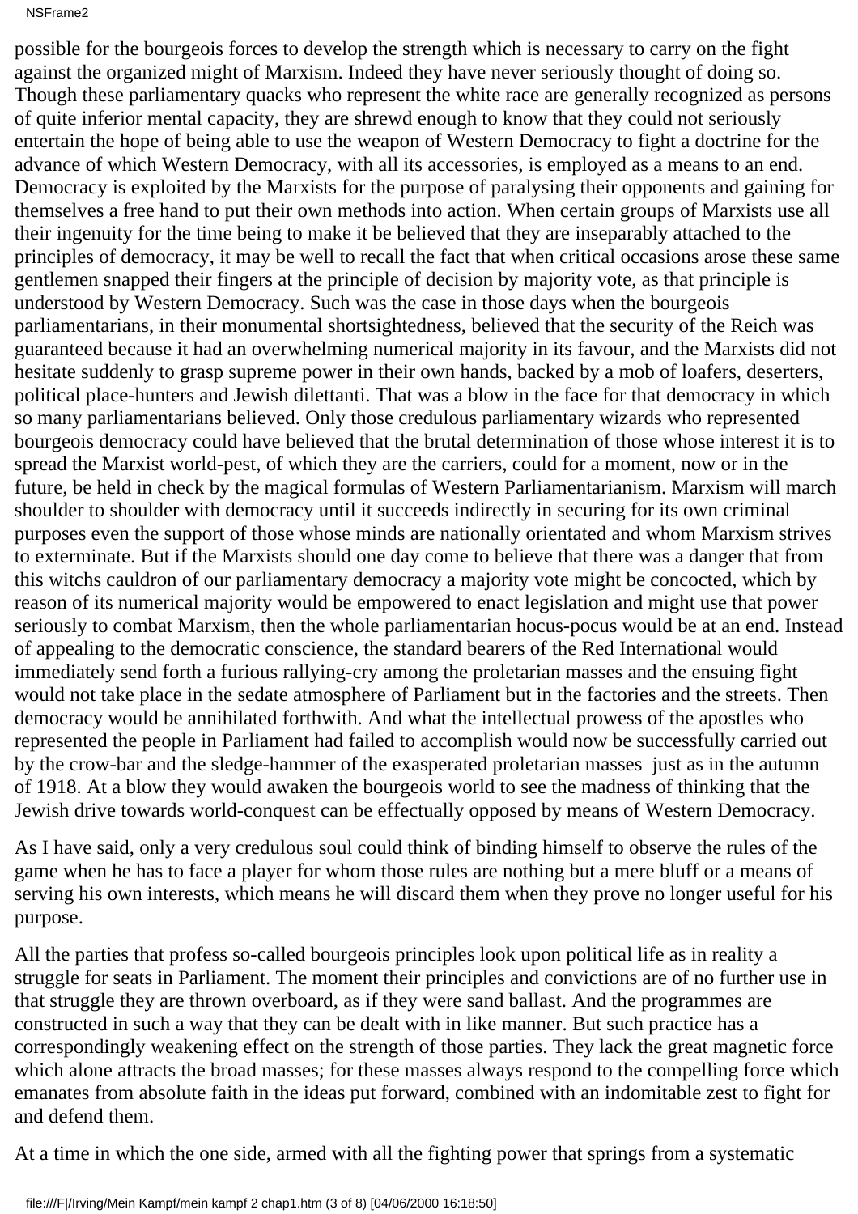possible for the bourgeois forces to develop the strength which is necessary to carry on the fight against the organized might of Marxism. Indeed they have never seriously thought of doing so. Though these parliamentary quacks who represent the white race are generally recognized as persons of quite inferior mental capacity, they are shrewd enough to know that they could not seriously entertain the hope of being able to use the weapon of Western Democracy to fight a doctrine for the advance of which Western Democracy, with all its accessories, is employed as a means to an end. Democracy is exploited by the Marxists for the purpose of paralysing their opponents and gaining for themselves a free hand to put their own methods into action. When certain groups of Marxists use all their ingenuity for the time being to make it be believed that they are inseparably attached to the principles of democracy, it may be well to recall the fact that when critical occasions arose these same gentlemen snapped their fingers at the principle of decision by majority vote, as that principle is understood by Western Democracy. Such was the case in those days when the bourgeois parliamentarians, in their monumental shortsightedness, believed that the security of the Reich was guaranteed because it had an overwhelming numerical majority in its favour, and the Marxists did not hesitate suddenly to grasp supreme power in their own hands, backed by a mob of loafers, deserters, political place-hunters and Jewish dilettanti. That was a blow in the face for that democracy in which so many parliamentarians believed. Only those credulous parliamentary wizards who represented bourgeois democracy could have believed that the brutal determination of those whose interest it is to spread the Marxist world-pest, of which they are the carriers, could for a moment, now or in the future, be held in check by the magical formulas of Western Parliamentarianism. Marxism will march shoulder to shoulder with democracy until it succeeds indirectly in securing for its own criminal purposes even the support of those whose minds are nationally orientated and whom Marxism strives to exterminate. But if the Marxists should one day come to believe that there was a danger that from this witchs cauldron of our parliamentary democracy a majority vote might be concocted, which by reason of its numerical majority would be empowered to enact legislation and might use that power seriously to combat Marxism, then the whole parliamentarian hocus-pocus would be at an end. Instead of appealing to the democratic conscience, the standard bearers of the Red International would immediately send forth a furious rallying-cry among the proletarian masses and the ensuing fight would not take place in the sedate atmosphere of Parliament but in the factories and the streets. Then democracy would be annihilated forthwith. And what the intellectual prowess of the apostles who represented the people in Parliament had failed to accomplish would now be successfully carried out by the crow-bar and the sledge-hammer of the exasperated proletarian masses just as in the autumn of 1918. At a blow they would awaken the bourgeois world to see the madness of thinking that the Jewish drive towards world-conquest can be effectually opposed by means of Western Democracy.

As I have said, only a very credulous soul could think of binding himself to observe the rules of the game when he has to face a player for whom those rules are nothing but a mere bluff or a means of serving his own interests, which means he will discard them when they prove no longer useful for his purpose.

All the parties that profess so-called bourgeois principles look upon political life as in reality a struggle for seats in Parliament. The moment their principles and convictions are of no further use in that struggle they are thrown overboard, as if they were sand ballast. And the programmes are constructed in such a way that they can be dealt with in like manner. But such practice has a correspondingly weakening effect on the strength of those parties. They lack the great magnetic force which alone attracts the broad masses; for these masses always respond to the compelling force which emanates from absolute faith in the ideas put forward, combined with an indomitable zest to fight for and defend them.

At a time in which the one side, armed with all the fighting power that springs from a systematic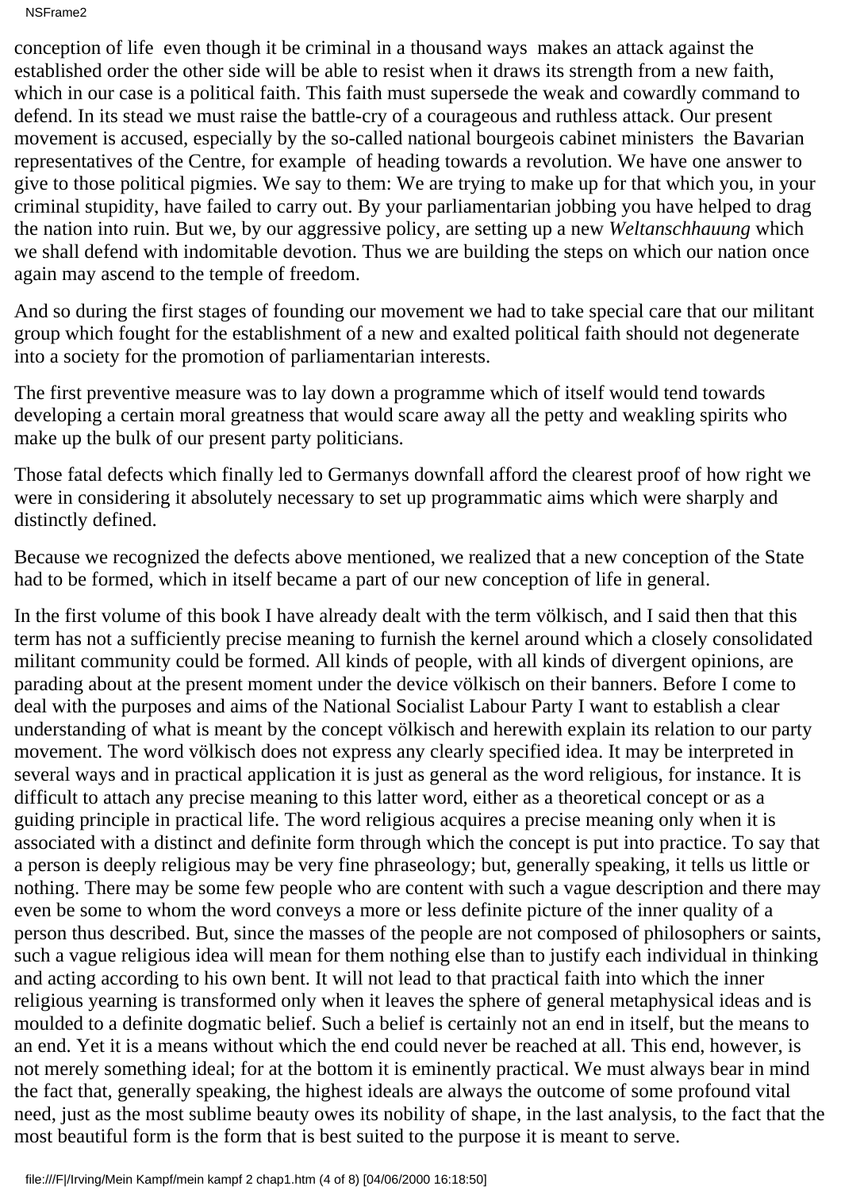conception of life  even though it be criminal in a thousand ways  makes an attack against the established order the other side will be able to resist when it draws its strength from a new faith, which in our case is a political faith. This faith must supersede the weak and cowardly command to defend. In its stead we must raise the battle-cry of a courageous and ruthless attack. Our present movement is accused, especially by the so-called national bourgeois cabinet ministers  the Bavarian representatives of the Centre, for example  of heading towards a revolution. We have one answer to give to those political pigmies. We say to them: We are trying to make up for that which you, in your criminal stupidity, have failed to carry out. By your parliamentarian jobbing you have helped to drag the nation into ruin. But we, by our aggressive policy, are setting up a new *Weltanschhauung* which we shall defend with indomitable devotion. Thus we are building the steps on which our nation once again may ascend to the temple of freedom.

And so during the first stages of founding our movement we had to take special care that our militant group which fought for the establishment of a new and exalted political faith should not degenerate into a society for the promotion of parliamentarian interests.

The first preventive measure was to lay down a programme which of itself would tend towards developing a certain moral greatness that would scare away all the petty and weakling spirits who make up the bulk of our present party politicians.

Those fatal defects which finally led to Germanys downfall afford the clearest proof of how right we were in considering it absolutely necessary to set up programmatic aims which were sharply and distinctly defined.

Because we recognized the defects above mentioned, we realized that a new conception of the State had to be formed, which in itself became a part of our new conception of life in general.

In the first volume of this book I have already dealt with the term völkisch, and I said then that this term has not a sufficiently precise meaning to furnish the kernel around which a closely consolidated militant community could be formed. All kinds of people, with all kinds of divergent opinions, are parading about at the present moment under the device völkisch on their banners. Before I come to deal with the purposes and aims of the National Socialist Labour Party I want to establish a clear understanding of what is meant by the concept völkisch and herewith explain its relation to our party movement. The word völkisch does not express any clearly specified idea. It may be interpreted in several ways and in practical application it is just as general as the word religious, for instance. It is difficult to attach any precise meaning to this latter word, either as a theoretical concept or as a guiding principle in practical life. The word religious acquires a precise meaning only when it is associated with a distinct and definite form through which the concept is put into practice. To say that a person is deeply religious may be very fine phraseology; but, generally speaking, it tells us little or nothing. There may be some few people who are content with such a vague description and there may even be some to whom the word conveys a more or less definite picture of the inner quality of a person thus described. But, since the masses of the people are not composed of philosophers or saints, such a vague religious idea will mean for them nothing else than to justify each individual in thinking and acting according to his own bent. It will not lead to that practical faith into which the inner religious yearning is transformed only when it leaves the sphere of general metaphysical ideas and is moulded to a definite dogmatic belief. Such a belief is certainly not an end in itself, but the means to an end. Yet it is a means without which the end could never be reached at all. This end, however, is not merely something ideal; for at the bottom it is eminently practical. We must always bear in mind the fact that, generally speaking, the highest ideals are always the outcome of some profound vital need, just as the most sublime beauty owes its nobility of shape, in the last analysis, to the fact that the most beautiful form is the form that is best suited to the purpose it is meant to serve.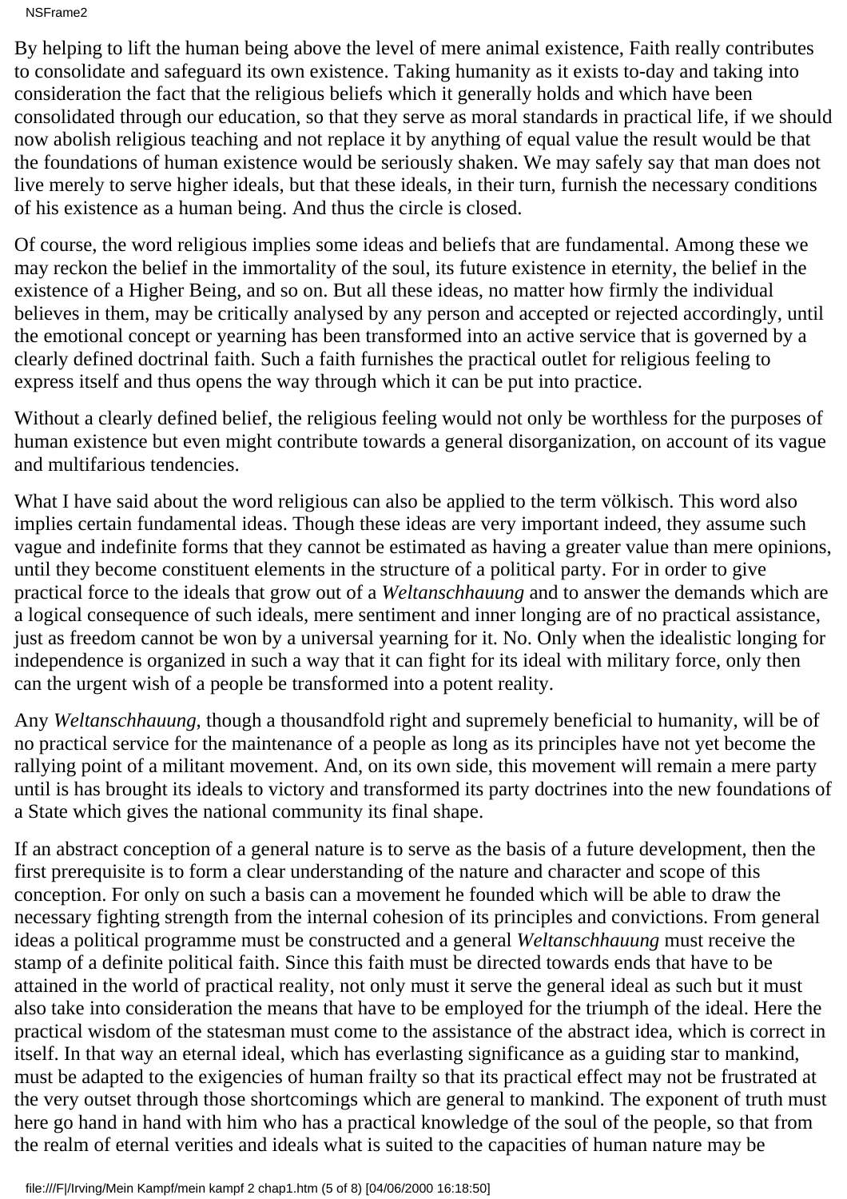By helping to lift the human being above the level of mere animal existence, Faith really contributes to consolidate and safeguard its own existence. Taking humanity as it exists to-day and taking into consideration the fact that the religious beliefs which it generally holds and which have been consolidated through our education, so that they serve as moral standards in practical life, if we should now abolish religious teaching and not replace it by anything of equal value the result would be that the foundations of human existence would be seriously shaken. We may safely say that man does not live merely to serve higher ideals, but that these ideals, in their turn, furnish the necessary conditions of his existence as a human being. And thus the circle is closed.

Of course, the word religious implies some ideas and beliefs that are fundamental. Among these we may reckon the belief in the immortality of the soul, its future existence in eternity, the belief in the existence of a Higher Being, and so on. But all these ideas, no matter how firmly the individual believes in them, may be critically analysed by any person and accepted or rejected accordingly, until the emotional concept or yearning has been transformed into an active service that is governed by a clearly defined doctrinal faith. Such a faith furnishes the practical outlet for religious feeling to express itself and thus opens the way through which it can be put into practice.

Without a clearly defined belief, the religious feeling would not only be worthless for the purposes of human existence but even might contribute towards a general disorganization, on account of its vague and multifarious tendencies.

What I have said about the word religious can also be applied to the term völkisch. This word also implies certain fundamental ideas. Though these ideas are very important indeed, they assume such vague and indefinite forms that they cannot be estimated as having a greater value than mere opinions, until they become constituent elements in the structure of a political party. For in order to give practical force to the ideals that grow out of a *Weltanschhauung* and to answer the demands which are a logical consequence of such ideals, mere sentiment and inner longing are of no practical assistance, just as freedom cannot be won by a universal yearning for it. No. Only when the idealistic longing for independence is organized in such a way that it can fight for its ideal with military force, only then can the urgent wish of a people be transformed into a potent reality.

Any *Weltanschhauung*, though a thousandfold right and supremely beneficial to humanity, will be of no practical service for the maintenance of a people as long as its principles have not yet become the rallying point of a militant movement. And, on its own side, this movement will remain a mere party until is has brought its ideals to victory and transformed its party doctrines into the new foundations of a State which gives the national community its final shape.

If an abstract conception of a general nature is to serve as the basis of a future development, then the first prerequisite is to form a clear understanding of the nature and character and scope of this conception. For only on such a basis can a movement he founded which will be able to draw the necessary fighting strength from the internal cohesion of its principles and convictions. From general ideas a political programme must be constructed and a general *Weltanschhauung* must receive the stamp of a definite political faith. Since this faith must be directed towards ends that have to be attained in the world of practical reality, not only must it serve the general ideal as such but it must also take into consideration the means that have to be employed for the triumph of the ideal. Here the practical wisdom of the statesman must come to the assistance of the abstract idea, which is correct in itself. In that way an eternal ideal, which has everlasting significance as a guiding star to mankind, must be adapted to the exigencies of human frailty so that its practical effect may not be frustrated at the very outset through those shortcomings which are general to mankind. The exponent of truth must here go hand in hand with him who has a practical knowledge of the soul of the people, so that from the realm of eternal verities and ideals what is suited to the capacities of human nature may be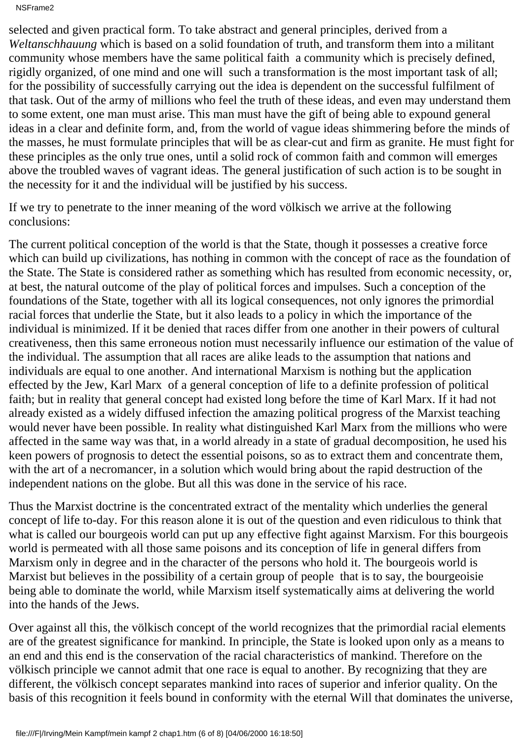selected and given practical form. To take abstract and general principles, derived from a *Weltanschhauung* which is based on a solid foundation of truth, and transform them into a militant community whose members have the same political faith  a community which is precisely defined, rigidly organized, of one mind and one will  such a transformation is the most important task of all; for the possibility of successfully carrying out the idea is dependent on the successful fulfilment of that task. Out of the army of millions who feel the truth of these ideas, and even may understand them to some extent, one man must arise. This man must have the gift of being able to expound general ideas in a clear and definite form, and, from the world of vague ideas shimmering before the minds of the masses, he must formulate principles that will be as clear-cut and firm as granite. He must fight for these principles as the only true ones, until a solid rock of common faith and common will emerges above the troubled waves of vagrant ideas. The general justification of such action is to be sought in the necessity for it and the individual will be justified by his success.

If we try to penetrate to the inner meaning of the word völkisch we arrive at the following conclusions:

The current political conception of the world is that the State, though it possesses a creative force which can build up civilizations, has nothing in common with the concept of race as the foundation of the State. The State is considered rather as something which has resulted from economic necessity, or, at best, the natural outcome of the play of political forces and impulses. Such a conception of the foundations of the State, together with all its logical consequences, not only ignores the primordial racial forces that underlie the State, but it also leads to a policy in which the importance of the individual is minimized. If it be denied that races differ from one another in their powers of cultural creativeness, then this same erroneous notion must necessarily influence our estimation of the value of the individual. The assumption that all races are alike leads to the assumption that nations and individuals are equal to one another. And international Marxism is nothing but the application effected by the Jew, Karl Marx  of a general conception of life to a definite profession of political faith; but in reality that general concept had existed long before the time of Karl Marx. If it had not already existed as a widely diffused infection the amazing political progress of the Marxist teaching would never have been possible. In reality what distinguished Karl Marx from the millions who were affected in the same way was that, in a world already in a state of gradual decomposition, he used his keen powers of prognosis to detect the essential poisons, so as to extract them and concentrate them, with the art of a necromancer, in a solution which would bring about the rapid destruction of the independent nations on the globe. But all this was done in the service of his race.

Thus the Marxist doctrine is the concentrated extract of the mentality which underlies the general concept of life to-day. For this reason alone it is out of the question and even ridiculous to think that what is called our bourgeois world can put up any effective fight against Marxism. For this bourgeois world is permeated with all those same poisons and its conception of life in general differs from Marxism only in degree and in the character of the persons who hold it. The bourgeois world is Marxist but believes in the possibility of a certain group of people  that is to say, the bourgeoisie being able to dominate the world, while Marxism itself systematically aims at delivering the world into the hands of the Jews.

Over against all this, the völkisch concept of the world recognizes that the primordial racial elements are of the greatest significance for mankind. In principle, the State is looked upon only as a means to an end and this end is the conservation of the racial characteristics of mankind. Therefore on the völkisch principle we cannot admit that one race is equal to another. By recognizing that they are different, the völkisch concept separates mankind into races of superior and inferior quality. On the basis of this recognition it feels bound in conformity with the eternal Will that dominates the universe,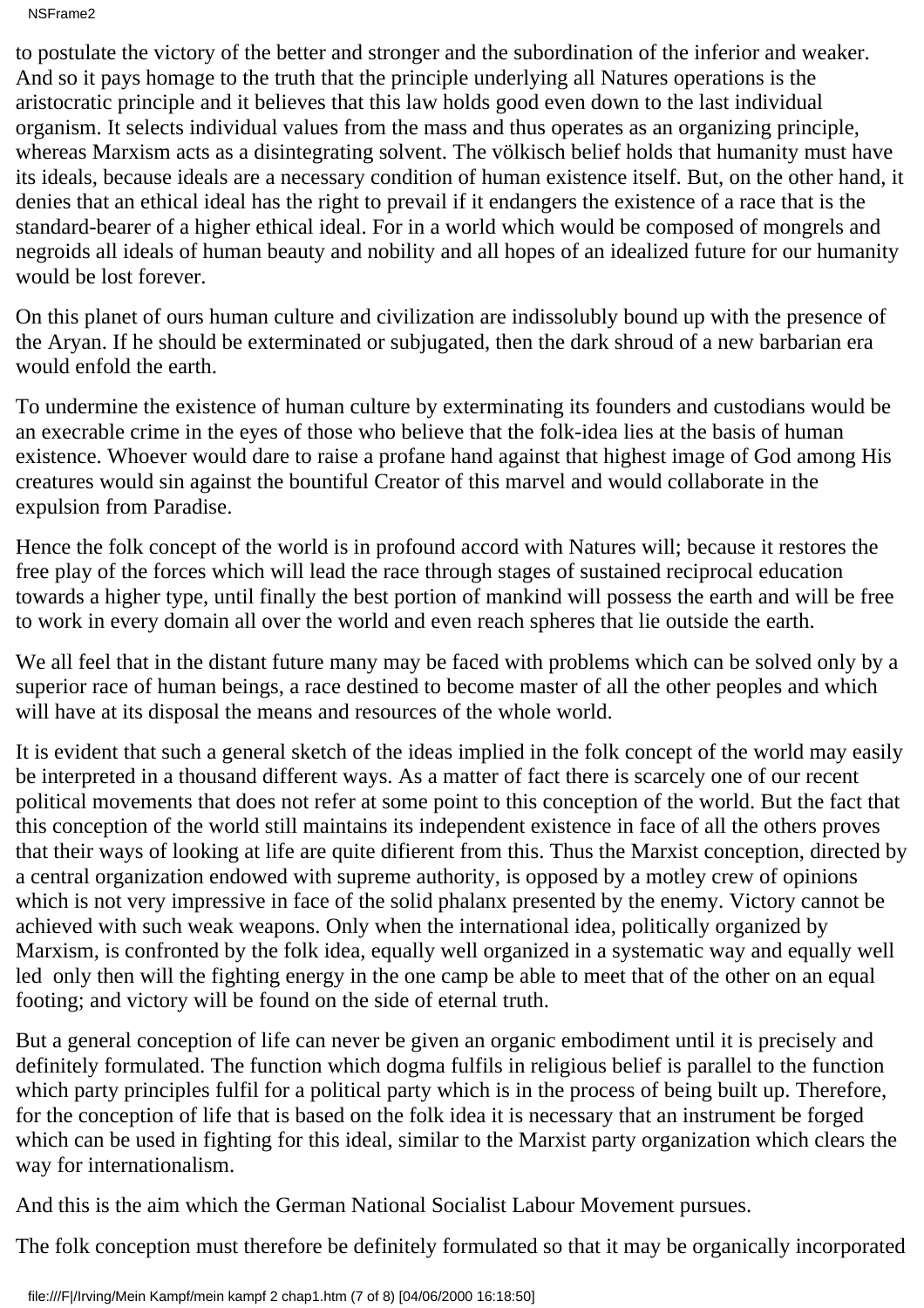to postulate the victory of the better and stronger and the subordination of the inferior and weaker. And so it pays homage to the truth that the principle underlying all Natures operations is the aristocratic principle and it believes that this law holds good even down to the last individual organism. It selects individual values from the mass and thus operates as an organizing principle, whereas Marxism acts as a disintegrating solvent. The völkisch belief holds that humanity must have its ideals, because ideals are a necessary condition of human existence itself. But, on the other hand, it denies that an ethical ideal has the right to prevail if it endangers the existence of a race that is the standard-bearer of a higher ethical ideal. For in a world which would be composed of mongrels and negroids all ideals of human beauty and nobility and all hopes of an idealized future for our humanity would be lost forever.

On this planet of ours human culture and civilization are indissolubly bound up with the presence of the Aryan. If he should be exterminated or subjugated, then the dark shroud of a new barbarian era would enfold the earth.

To undermine the existence of human culture by exterminating its founders and custodians would be an execrable crime in the eyes of those who believe that the folk-idea lies at the basis of human existence. Whoever would dare to raise a profane hand against that highest image of God among His creatures would sin against the bountiful Creator of this marvel and would collaborate in the expulsion from Paradise.

Hence the folk concept of the world is in profound accord with Natures will; because it restores the free play of the forces which will lead the race through stages of sustained reciprocal education towards a higher type, until finally the best portion of mankind will possess the earth and will be free to work in every domain all over the world and even reach spheres that lie outside the earth.

We all feel that in the distant future many may be faced with problems which can be solved only by a superior race of human beings, a race destined to become master of all the other peoples and which will have at its disposal the means and resources of the whole world.

It is evident that such a general sketch of the ideas implied in the folk concept of the world may easily be interpreted in a thousand different ways. As a matter of fact there is scarcely one of our recent political movements that does not refer at some point to this conception of the world. But the fact that this conception of the world still maintains its independent existence in face of all the others proves that their ways of looking at life are quite difierent from this. Thus the Marxist conception, directed by a central organization endowed with supreme authority, is opposed by a motley crew of opinions which is not very impressive in face of the solid phalanx presented by the enemy. Victory cannot be achieved with such weak weapons. Only when the international idea, politically organized by Marxism, is confronted by the folk idea, equally well organized in a systematic way and equally well led only then will the fighting energy in the one camp be able to meet that of the other on an equal footing; and victory will be found on the side of eternal truth.

But a general conception of life can never be given an organic embodiment until it is precisely and definitely formulated. The function which dogma fulfils in religious belief is parallel to the function which party principles fulfil for a political party which is in the process of being built up. Therefore, for the conception of life that is based on the folk idea it is necessary that an instrument be forged which can be used in fighting for this ideal, similar to the Marxist party organization which clears the way for internationalism.

And this is the aim which the German National Socialist Labour Movement pursues.

The folk conception must therefore be definitely formulated so that it may be organically incorporated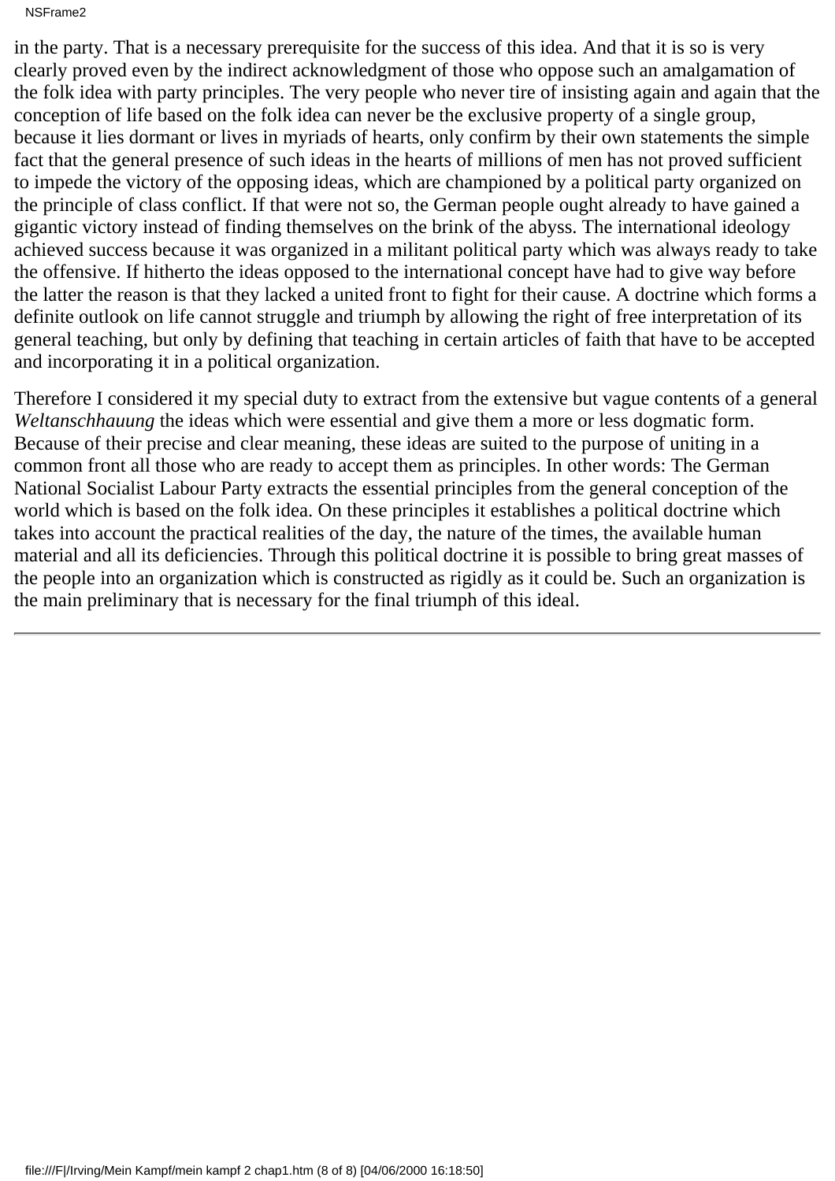in the party. That is a necessary prerequisite for the success of this idea. And that it is so is very clearly proved even by the indirect acknowledgment of those who oppose such an amalgamation of the folk idea with party principles. The very people who never tire of insisting again and again that the conception of life based on the folk idea can never be the exclusive property of a single group, because it lies dormant or lives in myriads of hearts, only confirm by their own statements the simple fact that the general presence of such ideas in the hearts of millions of men has not proved sufficient to impede the victory of the opposing ideas, which are championed by a political party organized on the principle of class conflict. If that were not so, the German people ought already to have gained a gigantic victory instead of finding themselves on the brink of the abyss. The international ideology achieved success because it was organized in a militant political party which was always ready to take the offensive. If hitherto the ideas opposed to the international concept have had to give way before the latter the reason is that they lacked a united front to fight for their cause. A doctrine which forms a definite outlook on life cannot struggle and triumph by allowing the right of free interpretation of its general teaching, but only by defining that teaching in certain articles of faith that have to be accepted and incorporating it in a political organization.

Therefore I considered it my special duty to extract from the extensive but vague contents of a general *Weltanschhauung* the ideas which were essential and give them a more or less dogmatic form. Because of their precise and clear meaning, these ideas are suited to the purpose of uniting in a common front all those who are ready to accept them as principles. In other words: The German National Socialist Labour Party extracts the essential principles from the general conception of the world which is based on the folk idea. On these principles it establishes a political doctrine which takes into account the practical realities of the day, the nature of the times, the available human material and all its deficiencies. Through this political doctrine it is possible to bring great masses of the people into an organization which is constructed as rigidly as it could be. Such an organization is the main preliminary that is necessary for the final triumph of this ideal.

---